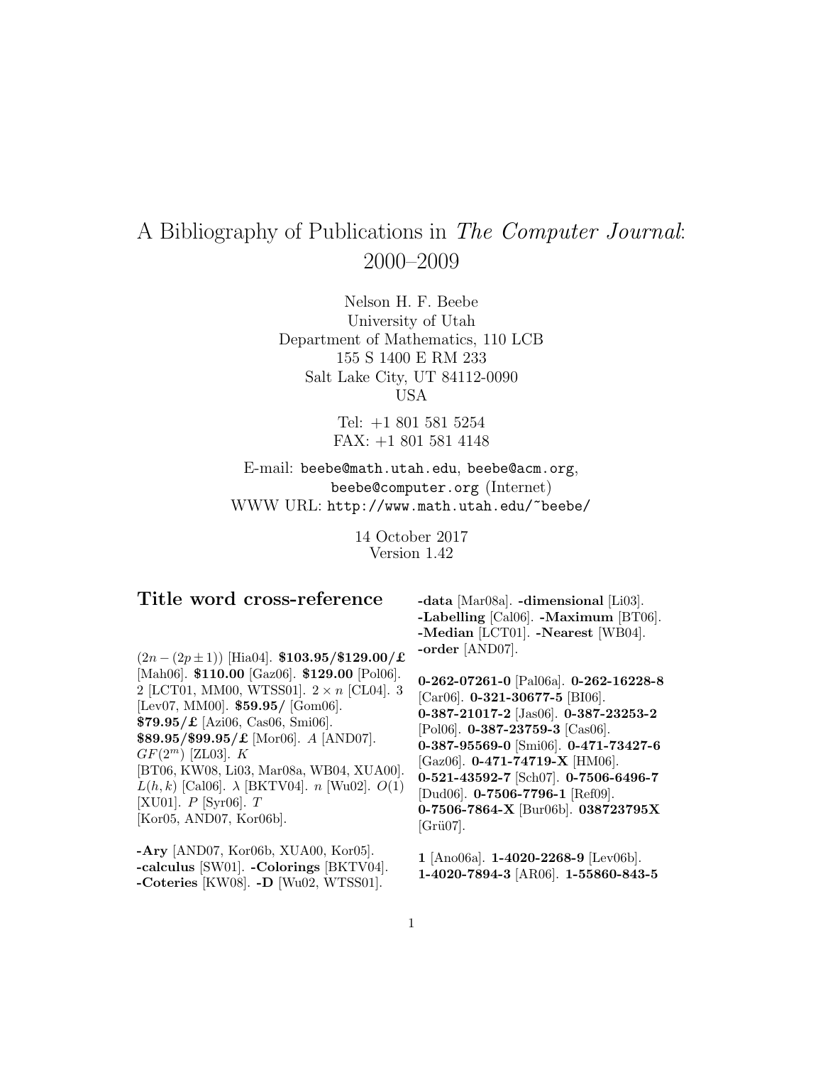# A Bibliography of Publications in *The Computer Journal*: 2000–2009

Nelson H. F. Beebe
University of Utah
Department of Mathematics, 110 LCB
155 S 1400 E RM 233
Salt Lake City, UT 84112-0090
USA

Tel: +1 801 581 5254
FAX: +1 801 581 4148

E-mail: `beebe@math.utah.edu`, `beebe@acm.org`, `beebe@computer.org` (Internet)
WWW URL: `http://www.math.utah.edu/~beebe/`

14 October 2017
Version 1.42

## Title word cross-reference

$(2n-(2p\pm 1))$ [Hia04]. **$103.95/$129.00/£** [Mah06]. **$110.00** [Gaz06]. **$129.00** [Pol06]. 2 [LCT01, MM00, WTSS01]. $2\times n$ [CL04]. 3 [Lev07, MM00]. **$59.95/** [Gom06]. **$79.95/£** [Azi06, Cas06, Smi06]. **$89.95/$99.95/£** [Mor06]. $A$ [AND07]. $GF(2^m)$ [ZL03]. $K$ [BT06, KW08, Li03, Mar08a, WB04, XUA00]. $L(h,k)$ [Cal06]. $\lambda$ [BKTV04]. $n$ [Wu02]. $O(1)$ [XU01]. $P$ [Syr06]. $T$ [Kor05, AND07, Kor06b].

**-Ary** [AND07, Kor06b, XUA00, Kor05]. **-calculus** [SW01]. **-Colorings** [BKTV04]. **-Coteries** [KW08]. **-D** [Wu02, WTSS01].

**-data** [Mar08a]. **-dimensional** [Li03]. **-Labelling** [Cal06]. **-Maximum** [BT06]. **-Median** [LCT01]. **-Nearest** [WB04]. **-order** [AND07].

**0-262-07261-0** [Pal06a]. **0-262-16228-8** [Car06]. **0-321-30677-5** [BI06]. **0-387-21017-2** [Jas06]. **0-387-23253-2** [Pol06]. **0-387-23759-3** [Cas06]. **0-387-95569-0** [Smi06]. **0-471-73427-6** [Gaz06]. **0-471-74719-X** [HM06]. **0-521-43592-7** [Sch07]. **0-7506-6496-7** [Dud06]. **0-7506-7796-1** [Ref09]. **0-7506-7864-X** [Bur06b]. **038723795X** [Grü07].

**1** [Ano06a]. **1-4020-2268-9** [Lev06b]. **1-4020-7894-3** [AR06]. **1-55860-843-5**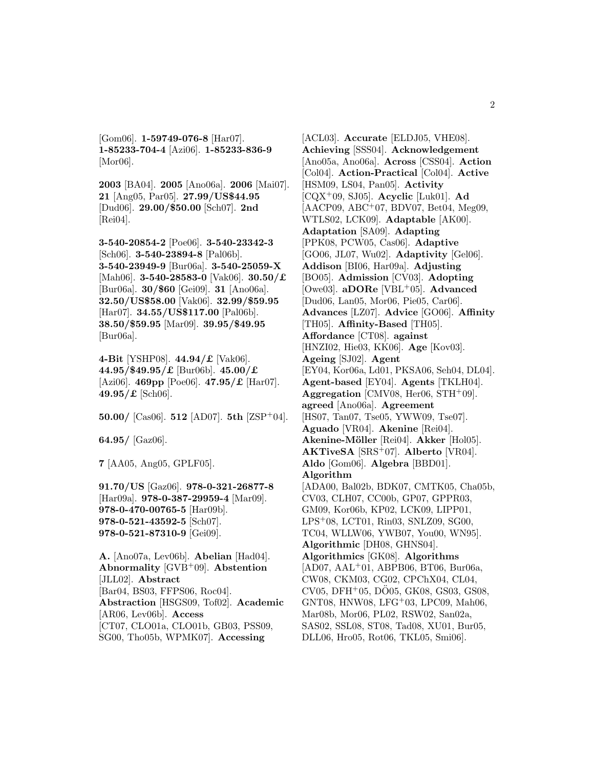[Gom06]. **1-59749-076-8** [Har07]. **1-85233-704-4** [Azi06]. **1-85233-836-9** [Mor06].

**2003** [BA04]. **2005** [Ano06a]. **2006** [Mai07]. **21** [Ang05, Par05]. **27.99/US$44.95** [Dud06]. **29.00/$50.00** [Sch07]. **2nd** [Rei04].

**3-540-20854-2** [Poe06]. **3-540-23342-3** [Sch06]. **3-540-23894-8** [Pal06b]. **3-540-23949-9** [Bur06a]. **3-540-25059-X** [Mah06]. **3-540-28583-0** [Vak06]. **30.50/£** [Bur06a]. **30/$60** [Gei09]. **31** [Ano06a]. **32.50/US$58.00** [Vak06]. **32.99/$59.95** [Har07]. **34.55/US$117.00** [Pal06b]. **38.50/$59.95** [Mar09]. **39.95/$49.95** [Bur06a].

**4-Bit** [YSHP08]. **44.94/£** [Vak06]. **44.95/$49.95/£** [Bur06b]. **45.00/£** [Azi06]. **469pp** [Poe06]. **47.95/£** [Har07]. **49.95/£** [Sch06].

**50.00/** [Cas06]. **512** [AD07]. **5th** [ZSP+04].

**64.95/** [Gaz06].

**7** [AA05, Ang05, GPLF05].

**91.70/US** [Gaz06]. **978-0-321-26877-8** [Har09a]. **978-0-387-29959-4** [Mar09]. **978-0-470-00765-5** [Har09b]. **978-0-521-43592-5** [Sch07]. **978-0-521-87310-9** [Gei09].

**A.** [Ano07a, Lev06b]. **Abelian** [Had04]. **Abnormality** [GVB+09]. **Abstention** [JLL02]. **Abstract** [Bar04, BS03, FFPS06, Roc04]. **Abstraction** [HSGS09, Tof02]. **Academic** [AR06, Lev06b]. **Access** [CT07, CLO01a, CLO01b, GB03, PSS09, SG00, Tho05b, WPMK07]. **Accessing** [ACL03]. **Accurate** [ELDJ05, VHE08]. **Achieving** [SSS04]. **Acknowledgement** [Ano05a, Ano06a]. **Across** [CSS04]. **Action** [Col04]. **Action-Practical** [Col04]. **Active** [HSM09, LS04, Pan05]. **Activity** [CQX+09, SJ05]. **Acyclic** [Luk01]. **Ad** [AACP09, ABC+07, BDV07, Bet04, Meg09, WTLS02, LCK09]. **Adaptable** [AK00]. **Adaptation** [SA09]. **Adapting** [PPK08, PCW05, Cas06]. **Adaptive** [GO06, JL07, Wu02]. **Adaptivity** [Gel06]. **Addison** [BI06, Har09a]. **Adjusting** [BO05]. **Admission** [CV03]. **Adopting** [Owe03]. **aDORe** [VBL+05]. **Advanced** [Dud06, Lan05, Mor06, Pie05, Car06]. **Advances** [LZ07]. **Advice** [GO06]. **Affinity** [TH05]. **Affinity-Based** [TH05]. **Affordance** [CT08]. **against** [HNZI02, Hie03, KK06]. **Age** [Kov03]. **Ageing** [SJ02]. **Agent** [EY04, Kor06a, Ld01, PKSA06, Seh04, DL04]. **Agent-based** [EY04]. **Agents** [TKLH04]. **Aggregation** [CMV08, Her06, STH+09]. **agreed** [Ano06a]. **Agreement** [HS07, Tan07, Tse05, YWW09, Tse07]. **Aguado** [VR04]. **Akenine** [Rei04]. **Akenine-Möller** [Rei04]. **Akker** [Hol05]. **AKTiveSA** [SRS+07]. **Alberto** [VR04]. **Aldo** [Gom06]. **Algebra** [BBD01]. **Algorithm** [ADA00, Bal02b, BDK07, CMTK05, Cha05b, CV03, CLH07, CC00b, GP07, GPPR03, GM09, Kor06b, KP02, LCK09, LIPP01, LPS+08, LCT01, Rin03, SNLZ09, SG00, TC04, WLLW06, YWB07, You00, WN95]. **Algorithmic** [DH08, GHNS04]. **Algorithmics** [GK08]. **Algorithms** [AD07, AAL+01, ABPB06, BT06, Bur06a, CW08, CKM03, CG02, CPChX04, CL04, CV05, DFH+05, DÖ05, GK08, GS03, GS08, GNT08, HNW08, LFG+03, LPC09, Mah06, Mar08b, Mor06, PL02, RSW02, San02a, SAS02, SSL08, ST08, Tad08, XU01, Bur05, DLL06, Hro05, Rot06, TKL05, Smi06].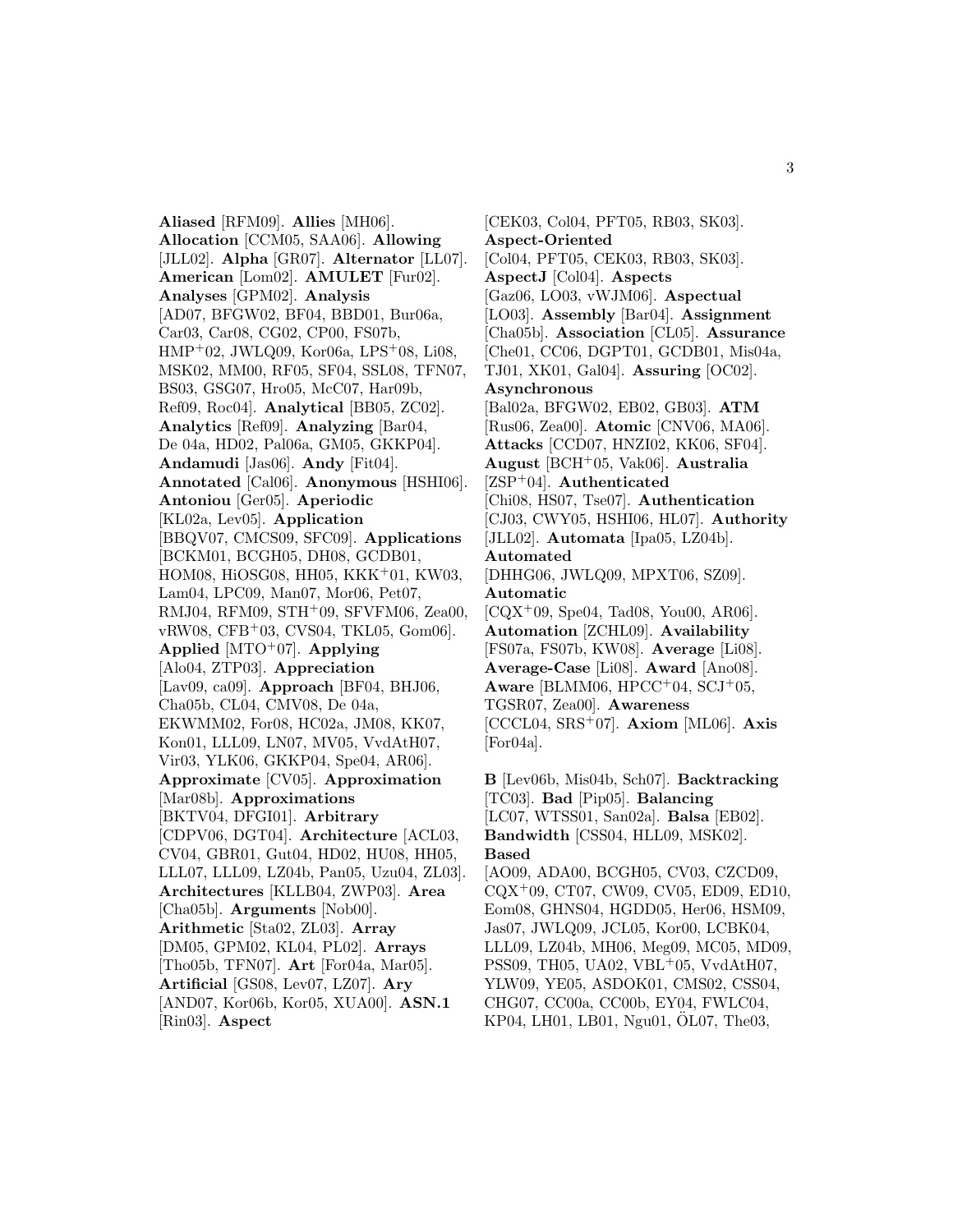**Aliased** [RFM09]. **Allies** [MH06]. **Allocation** [CCM05, SAA06]. **Allowing** [JLL02]. **Alpha** [GR07]. **Alternator** [LL07]. **American** [Lom02]. **AMULET** [Fur02]. **Analyses** [GPM02]. **Analysis** [AD07, BFGW02, BF04, BBD01, Bur06a, Car03, Car08, CG02, CP00, FS07b, HMP+02, JWLQ09, Kor06a, LPS+08, Li08, MSK02, MM00, RF05, SF04, SSL08, TFN07, BS03, GSG07, Hro05, McC07, Har09b, Ref09, Roc04]. **Analytical** [BB05, ZC02]. **Analytics** [Ref09]. **Analyzing** [Bar04, De 04a, HD02, Pal06a, GM05, GKKP04]. **Andamudi** [Jas06]. **Andy** [Fit04]. **Annotated** [Cal06]. **Anonymous** [HSHI06]. **Antoniou** [Ger05]. **Aperiodic** [KL02a, Lev05]. **Application** [BBQV07, CMCS09, SFC09]. **Applications** [BCKM01, BCGH05, DH08, GCDB01, HOM08, HiOSG08, HH05, KKK+01, KW03, Lam04, LPC09, Man07, Mor06, Pet07, RMJ04, RFM09, STH+09, SFVFM06, Zea00, vRW08, CFB+03, CVS04, TKL05, Gom06]. **Applied** [MTO+07]. **Applying** [Alo04, ZTP03]. **Appreciation** [Lav09, ca09]. **Approach** [BF04, BHJ06, Cha05b, CL04, CMV08, De 04a, EKWMM02, For08, HC02a, JM08, KK07, Kon01, LLL09, LN07, MV05, VvdAtH07, Vir03, YLK06, GKKP04, Spe04, AR06]. **Approximate** [CV05]. **Approximation** [Mar08b]. **Approximations** [BKTV04, DFGI01]. **Arbitrary** [CDPV06, DGT04]. **Architecture** [ACL03, CV04, GBR01, Gut04, HD02, HU08, HH05, LLL07, LLL09, LZ04b, Pan05, Uzu04, ZL03]. **Architectures** [KLLB04, ZWP03]. **Area** [Cha05b]. **Arguments** [Nob00]. **Arithmetic** [Sta02, ZL03]. **Array** [DM05, GPM02, KL04, PL02]. **Arrays** [Tho05b, TFN07]. **Art** [For04a, Mar05]. **Artificial** [GS08, Lev07, LZ07]. **Ary** [AND07, Kor06b, Kor05, XUA00]. **ASN.1** [Rin03]. **Aspect** [CEK03, Col04, PFT05, RB03, SK03]. **Aspect-Oriented** [Col04, PFT05, CEK03, RB03, SK03]. **AspectJ** [Col04]. **Aspects** [Gaz06, LO03, vWJM06]. **Aspectual** [LO03]. **Assembly** [Bar04]. **Assignment** [Cha05b]. **Association** [CL05]. **Assurance** [Che01, CC06, DGPT01, GCDB01, Mis04a, TJ01, XK01, Gal04]. **Assuring** [OC02]. **Asynchronous** [Bal02a, BFGW02, EB02, GB03]. **ATM** [Rus06, Zea00]. **Atomic** [CNV06, MA06]. **Attacks** [CCD07, HNZI02, KK06, SF04]. **August** [BCH+05, Vak06]. **Australia** [ZSP+04]. **Authenticated** [Chi08, HS07, Tse07]. **Authentication** [CJ03, CWY05, HSHI06, HL07]. **Authority** [JLL02]. **Automata** [Ipa05, LZ04b]. **Automated** [DHHG06, JWLQ09, MPXT06, SZ09]. **Automatic** [CQX+09, Spe04, Tad08, You00, AR06]. **Automation** [ZCHL09]. **Availability** [FS07a, FS07b, KW08]. **Average** [Li08]. **Average-Case** [Li08]. **Award** [Ano08]. **Aware** [BLMM06, HPCC+04, SCJ+05, TGSR07, Zea00]. **Awareness** [CCCL04, SRS+07]. **Axiom** [ML06]. **Axis** [For04a].

**B** [Lev06b, Mis04b, Sch07]. **Backtracking** [TC03]. **Bad** [Pip05]. **Balancing** [LC07, WTSS01, San02a]. **Balsa** [EB02]. **Bandwidth** [CSS04, HLL09, MSK02]. **Based** [AO09, ADA00, BCGH05, CV03, CZCD09, CQX+09, CT07, CW09, CV05, ED09, ED10, Eom08, GHNS04, HGDD05, Her06, HSM09, Jas07, JWLQ09, JCL05, Kor00, LCBK04, LLL09, LZ04b, MH06, Meg09, MC05, MD09, PSS09, TH05, UA02, VBL+05, VvdAtH07, YLW09, YE05, ASDOK01, CMS02, CSS04, CHG07, CC00a, CC00b, EY04, FWLC04, KP04, LH01, LB01, Ngu01, ÖL07, The03,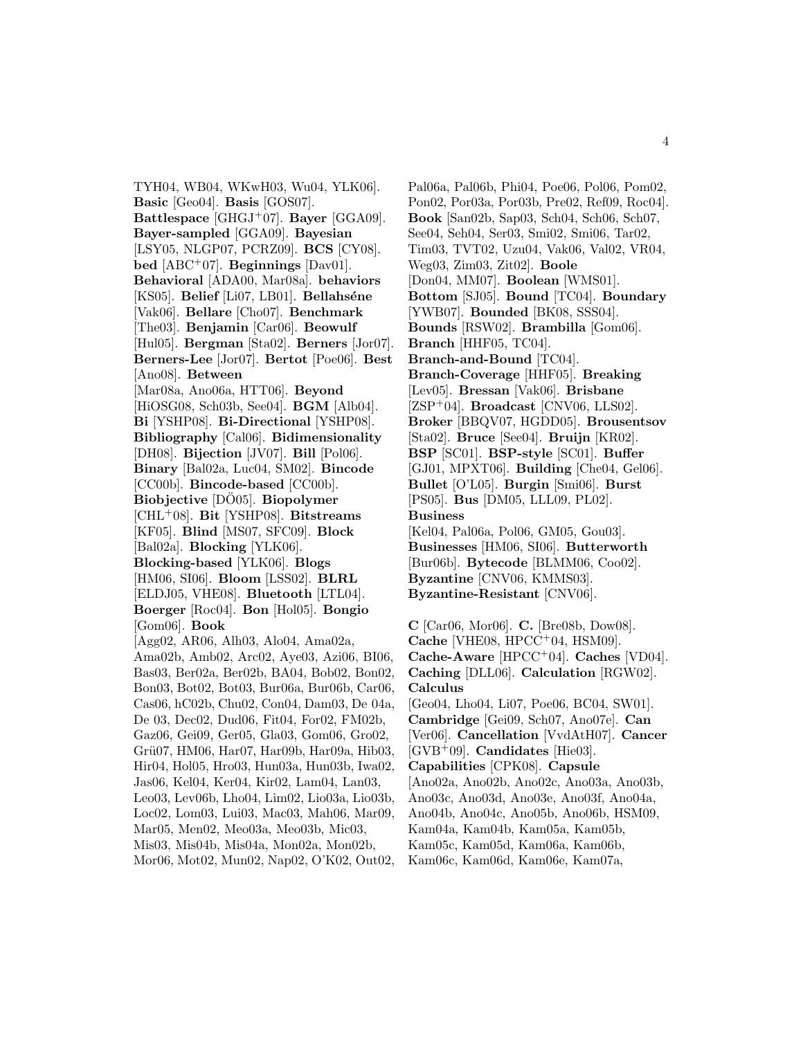TYH04, WB04, WKwH03, Wu04, YLK06]. **Basic** [Geo04]. **Basis** [GOS07]. **Battlespace** [GHGJ[+]07]. **Bayer** [GGA09]. **Bayer-sampled** [GGA09]. **Bayesian** [LSY05, NLGP07, PCRZ09]. **BCS** [CY08]. **bed** [ABC[+]07]. **Beginnings** [Dav01]. **Behavioral** [ADA00, Mar08a]. **behaviors** [KS05]. **Belief** [Li07, LB01]. **Bellahséne** [Vak06]. **Bellare** [Cho07]. **Benchmark** [The03]. **Benjamin** [Car06]. **Beowulf** [Hul05]. **Bergman** [Sta02]. **Berners** [Jor07]. **Berners-Lee** [Jor07]. **Bertot** [Poe06]. **Best** [Ano08]. **Between** [Mar08a, Ano06a, HTT06]. **Beyond** [HiOSG08, Sch03b, See04]. **BGM** [Alb04]. **Bi** [YSHP08]. **Bi-Directional** [YSHP08]. **Bibliography** [Cal06]. **Bidimensionality** [DH08]. **Bijection** [JV07]. **Bill** [Pol06]. **Binary** [Bal02a, Luc04, SM02]. **Bincode** [CC00b]. **Bincode-based** [CC00b]. **Biobjective** [DÖ05]. **Biopolymer** [CHL[+]08]. **Bit** [YSHP08]. **Bitstreams** [KF05]. **Blind** [MS07, SFC09]. **Block** [Bal02a]. **Blocking** [YLK06]. **Blocking-based** [YLK06]. **Blogs** [HM06, SI06]. **Bloom** [LSS02]. **BLRL** [ELDJ05, VHE08]. **Bluetooth** [LTL04]. **Boerger** [Roc04]. **Bon** [Hol05]. **Bongio** [Gom06]. **Book** [Agg02, AR06, Alh03, Alo04, Ama02a, Ama02b, Amb02, Arc02, Aye03, Azi06, BI06, Bas03, Ber02a, Ber02b, BA04, Bob02, Bon02, Bon03, Bot02, Bot03, Bur06a, Bur06b, Car06, Cas06, hC02b, Chu02, Con04, Dam03, De 04a, De 03, Dec02, Dud06, Fit04, For02, FM02b, Gaz06, Gei09, Ger05, Gla03, Gom06, Gro02, Grü07, HM06, Har07, Har09b, Har09a, Hib03, Hir04, Hol05, Hro03, Hun03a, Hun03b, Iwa02, Jas06, Kel04, Ker04, Kir02, Lam04, Lan03, Leo03, Lev06b, Lho04, Lim02, Lio03a, Lio03b, Loc02, Lom03, Lui03, Mac03, Mah06, Mar09, Mar05, Men02, Meo03a, Meo03b, Mic03, Mis03, Mis04b, Mis04a, Mon02a, Mon02b, Mor06, Mot02, Mun02, Nap02, O'K02, Out02, Pal06a, Pal06b, Phi04, Poe06, Pol06, Pom02, Pon02, Por03a, Por03b, Pre02, Ref09, Roc04]. **Book** [San02b, Sap03, Sch04, Sch06, Sch07, See04, Seh04, Ser03, Smi02, Smi06, Tar02, Tim03, TVT02, Uzu04, Vak06, Val02, VR04, Weg03, Zim03, Zit02]. **Boole** [Don04, MM07]. **Boolean** [WMS01]. **Bottom** [SJ05]. **Bound** [TC04]. **Boundary** [YWB07]. **Bounded** [BK08, SSS04]. **Bounds** [RSW02]. **Brambilla** [Gom06]. **Branch** [HHF05, TC04]. **Branch-and-Bound** [TC04]. **Branch-Coverage** [HHF05]. **Breaking** [Lev05]. **Bressan** [Vak06]. **Brisbane** [ZSP[+]04]. **Broadcast** [CNV06, LLS02]. **Broker** [BBQV07, HGDD05]. **Brousentsov** [Sta02]. **Bruce** [See04]. **Bruijn** [KR02]. **BSP** [SC01]. **BSP-style** [SC01]. **Buffer** [GJ01, MPXT06]. **Building** [Che04, Gel06]. **Bullet** [O'L05]. **Burgin** [Smi06]. **Burst** [PS05]. **Bus** [DM05, LLL09, PL02]. **Business** [Kel04, Pal06a, Pol06, GM05, Gou03]. **Businesses** [HM06, SI06]. **Butterworth** [Bur06b]. **Bytecode** [BLMM06, Coo02]. **Byzantine** [CNV06, KMMS03]. **Byzantine-Resistant** [CNV06].

**C** [Car06, Mor06]. **C.** [Bre08b, Dow08]. **Cache** [VHE08, HPCC[+]04, HSM09]. **Cache-Aware** [HPCC[+]04]. **Caches** [VD04]. **Caching** [DLL06]. **Calculation** [RGW02]. **Calculus** [Geo04, Lho04, Li07, Poe06, BC04, SW01]. **Cambridge** [Gei09, Sch07, Ano07e]. **Can** [Ver06]. **Cancellation** [VvdAtH07]. **Cancer** [GVB[+]09]. **Candidates** [Hie03]. **Capabilities** [CPK08]. **Capsule** [Ano02a, Ano02b, Ano02c, Ano03a, Ano03b, Ano03c, Ano03d, Ano03e, Ano03f, Ano04a, Ano04b, Ano04c, Ano05b, Ano06b, HSM09, Kam04a, Kam04b, Kam05a, Kam05b, Kam05c, Kam05d, Kam06a, Kam06b, Kam06c, Kam06d, Kam06e, Kam07a,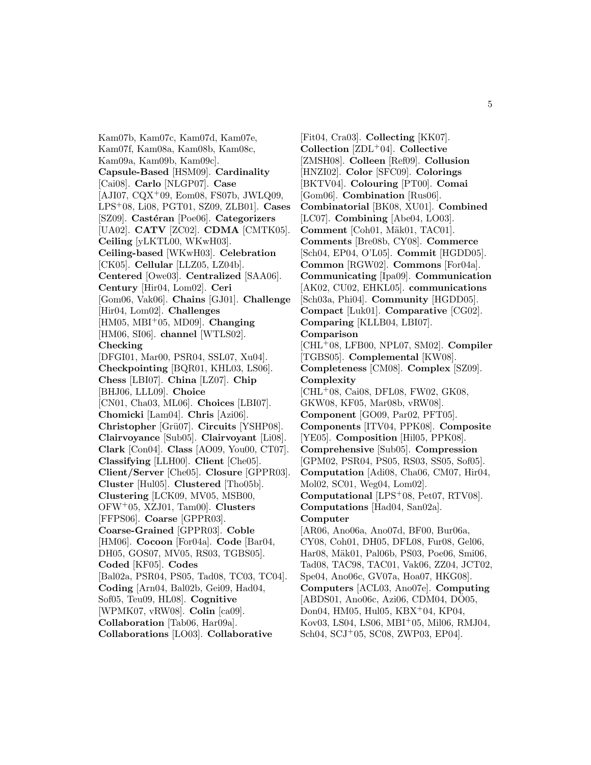Kam07b, Kam07c, Kam07d, Kam07e, Kam07f, Kam08a, Kam08b, Kam08c, Kam09a, Kam09b, Kam09c]. **Capsule-Based** [HSM09]. **Cardinality** [Cai08]. **Carlo** [NLGP07]. **Case** [AJI07, CQX$^+$09, Eom08, FS07b, JWLQ09, LPS$^+$08, Li08, PGT01, SZ09, ZLB01]. **Cases** [SZ09]. **Castéran** [Poe06]. **Categorizers** [UA02]. **CATV** [ZC02]. **CDMA** [CMTK05]. **Ceiling** [yLKTL00, WKwH03]. **Ceiling-based** [WKwH03]. **Celebration** [CK05]. **Cellular** [LLZ05, LZ04b]. **Centered** [Owe03]. **Centralized** [SAA06]. **Century** [Hir04, Lom02]. **Ceri** [Gom06, Vak06]. **Chains** [GJ01]. **Challenge** [Hir04, Lom02]. **Challenges** [HM05, MBI$^+$05, MD09]. **Changing** [HM06, SI06]. **channel** [WTLS02]. **Checking** [DFGI01, Mar00, PSR04, SSL07, Xu04]. **Checkpointing** [BQR01, KHL03, LS06]. **Chess** [LBI07]. **China** [LZ07]. **Chip** [BHJ06, LLL09]. **Choice** [CN01, Cha03, ML06]. **Choices** [LBI07]. **Chomicki** [Lam04]. **Chris** [Azi06]. **Christopher** [Grü07]. **Circuits** [YSHP08]. **Clairvoyance** [Sub05]. **Clairvoyant** [Li08]. **Clark** [Con04]. **Class** [AO09, You00, CT07]. **Classifying** [LLH00]. **Client** [Che05]. **Client/Server** [Che05]. **Closure** [GPPR03]. **Cluster** [Hul05]. **Clustered** [Tho05b]. **Clustering** [LCK09, MV05, MSB00, OFW$^+$05, XZJ01, Tam00]. **Clusters** [FFPS06]. **Coarse** [GPPR03]. **Coarse-Grained** [GPPR03]. **Coble** [HM06]. **Cocoon** [For04a]. **Code** [Bar04, DH05, GOS07, MV05, RS03, TGBS05]. **Coded** [KF05]. **Codes** [Bal02a, PSR04, PS05, Tad08, TC03, TC04]. **Coding** [Arn04, Bal02b, Gei09, Had04, Sof05, Teu09, HL08]. **Cognitive** [WPMK07, vRW08]. **Colin** [ca09]. **Collaboration** [Tab06, Har09a]. **Collaborations** [LO03]. **Collaborative** [Fit04, Cra03]. **Collecting** [KK07]. **Collection** [ZDL$^+$04]. **Collective** [ZMSH08]. **Colleen** [Ref09]. **Collusion** [HNZI02]. **Color** [SFC09]. **Colorings** [BKTV04]. **Colouring** [PT00]. **Comai** [Gom06]. **Combination** [Rus06]. **Combinatorial** [BK08, XU01]. **Combined** [LC07]. **Combining** [Abe04, LO03]. **Comment** [Coh01, Mäk01, TAC01]. **Comments** [Bre08b, CY08]. **Commerce** [Sch04, EP04, O'L05]. **Commit** [HGDD05]. **Common** [RGW02]. **Commons** [For04a]. **Communicating** [Ipa09]. **Communication** [AK02, CU02, EHKL05]. **communications** [Sch03a, Phi04]. **Community** [HGDD05]. **Compact** [Luk01]. **Comparative** [CG02]. **Comparing** [KLLB04, LBI07]. **Comparison** [CHL$^+$08, LFB00, NPL07, SM02]. **Compiler** [TGBS05]. **Complemental** [KW08]. **Completeness** [CM08]. **Complex** [SZ09]. **Complexity** [CHL$^+$08, Cai08, DFL08, FW02, GK08, GKW08, KF05, Mar08b, vRW08]. **Component** [GO09, Par02, PFT05]. **Components** [ITV04, PPK08]. **Composite** [YE05]. **Composition** [Hil05, PPK08]. **Comprehensive** [Sub05]. **Compression** [GPM02, PSR04, PS05, RS03, SS05, Sof05]. **Computation** [Adi08, Cha06, CM07, Hir04, Mol02, SC01, Weg04, Lom02]. **Computational** [LPS$^+$08, Pet07, RTV08]. **Computations** [Had04, San02a]. **Computer** [AR06, Ano06a, Ano07d, BF00, Bur06a, CY08, Coh01, DH05, DFL08, Fur08, Gel06, Har08, Mäk01, Pal06b, PS03, Poe06, Smi06, Tad08, TAC98, TAC01, Vak06, ZZ04, JCT02, Spe04, Ano06c, GV07a, Hoa07, HKG08]. **Computers** [ACL03, Ano07e]. **Computing** [ABDS01, Ano06c, Azi06, CDM04, DÖ05, Don04, HM05, Hul05, KBX$^+$04, KP04, Kov03, LS04, LS06, MBI$^+$05, Mil06, RMJ04, Sch04, SCJ$^+$05, SC08, ZWP03, EP04].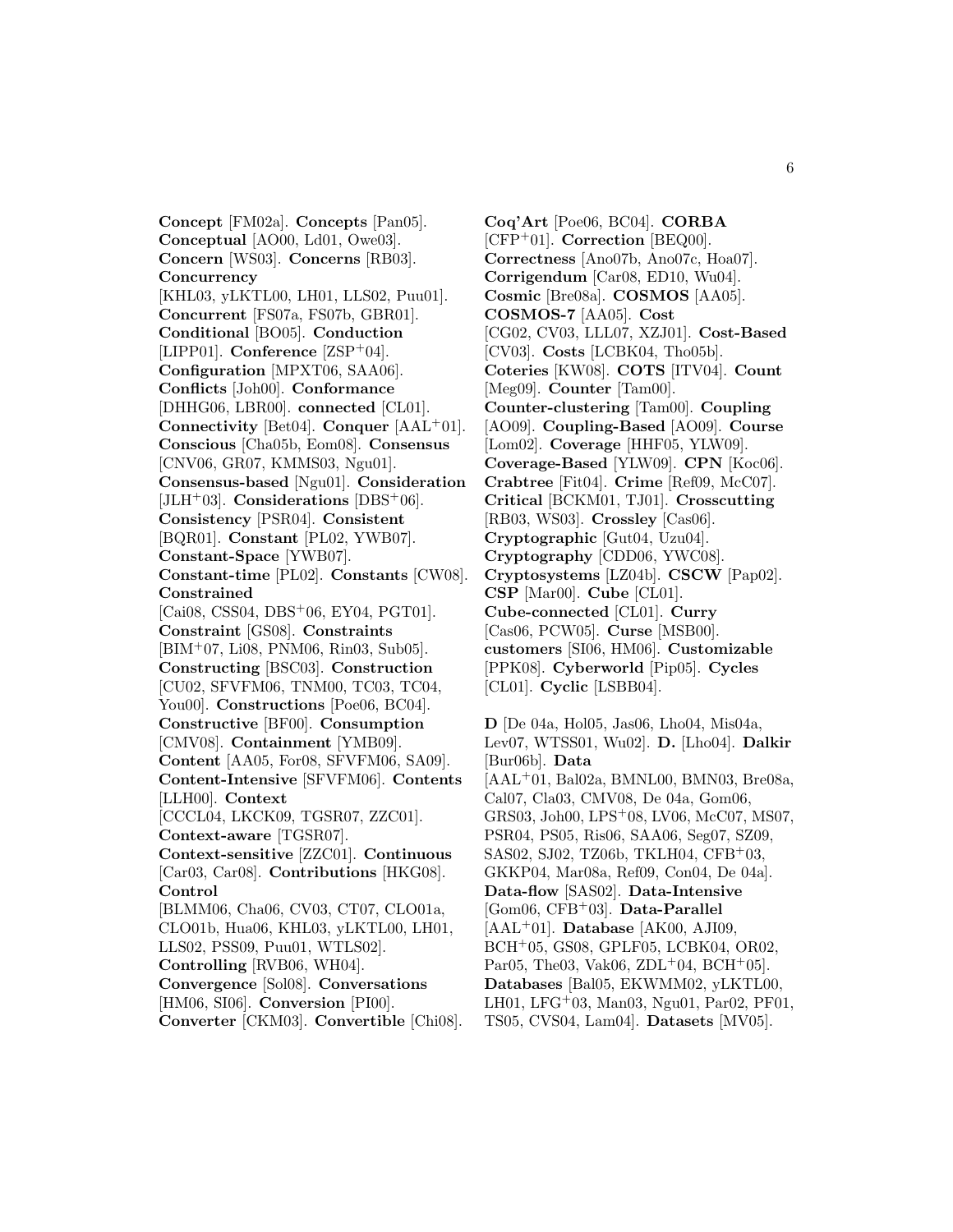**Concept** [FM02a]. **Concepts** [Pan05]. **Conceptual** [AO00, Ld01, Owe03]. **Concern** [WS03]. **Concerns** [RB03]. **Concurrency** [KHL03, yLKTL00, LH01, LLS02, Puu01]. **Concurrent** [FS07a, FS07b, GBR01]. **Conditional** [BO05]. **Conduction** [LIPP01]. **Conference** [ZSP[+]04]. **Configuration** [MPXT06, SAA06]. **Conflicts** [Joh00]. **Conformance** [DHHG06, LBR00]. **connected** [CL01]. **Connectivity** [Bet04]. **Conquer** [AAL[+]01]. **Conscious** [Cha05b, Eom08]. **Consensus** [CNV06, GR07, KMMS03, Ngu01]. **Consensus-based** [Ngu01]. **Consideration** [JLH[+]03]. **Considerations** [DBS[+]06]. **Consistency** [PSR04]. **Consistent** [BQR01]. **Constant** [PL02, YWB07]. **Constant-Space** [YWB07]. **Constant-time** [PL02]. **Constants** [CW08]. **Constrained** [Cai08, CSS04, DBS[+]06, EY04, PGT01]. **Constraint** [GS08]. **Constraints** [BIM[+]07, Li08, PNM06, Rin03, Sub05]. **Constructing** [BSC03]. **Construction** [CU02, SFVFM06, TNM00, TC03, TC04, You00]. **Constructions** [Poe06, BC04]. **Constructive** [BF00]. **Consumption** [CMV08]. **Containment** [YMB09]. **Content** [AA05, For08, SFVFM06, SA09]. **Content-Intensive** [SFVFM06]. **Contents** [LLH00]. **Context** [CCCL04, LKCK09, TGSR07, ZZC01]. **Context-aware** [TGSR07]. **Context-sensitive** [ZZC01]. **Continuous** [Car03, Car08]. **Contributions** [HKG08]. **Control** [BLMM06, Cha06, CV03, CT07, CLO01a, CLO01b, Hua06, KHL03, yLKTL00, LH01, LLS02, PSS09, Puu01, WTLS02]. **Controlling** [RVB06, WH04]. **Convergence** [Sol08]. **Conversations** [HM06, SI06]. **Conversion** [PI00]. **Converter** [CKM03]. **Convertible** [Chi08].

**Coq'Art** [Poe06, BC04]. **CORBA** [CFP[+]01]. **Correction** [BEQ00]. **Correctness** [Ano07b, Ano07c, Hoa07]. **Corrigendum** [Car08, ED10, Wu04]. **Cosmic** [Bre08a]. **COSMOS** [AA05]. **COSMOS-7** [AA05]. **Cost** [CG02, CV03, LLL07, XZJ01]. **Cost-Based** [CV03]. **Costs** [LCBK04, Tho05b]. **Coteries** [KW08]. **COTS** [ITV04]. **Count** [Meg09]. **Counter** [Tam00]. **Counter-clustering** [Tam00]. **Coupling** [AO09]. **Coupling-Based** [AO09]. **Course** [Lom02]. **Coverage** [HHF05, YLW09]. **Coverage-Based** [YLW09]. **CPN** [Koc06]. **Crabtree** [Fit04]. **Crime** [Ref09, McC07]. **Critical** [BCKM01, TJ01]. **Crosscutting** [RB03, WS03]. **Crossley** [Cas06]. **Cryptographic** [Gut04, Uzu04]. **Cryptography** [CDD06, YWC08]. **Cryptosystems** [LZ04b]. **CSCW** [Pap02]. **CSP** [Mar00]. **Cube** [CL01]. **Cube-connected** [CL01]. **Curry** [Cas06, PCW05]. **Curse** [MSB00]. **customers** [SI06, HM06]. **Customizable** [PPK08]. **Cyberworld** [Pip05]. **Cycles** [CL01]. **Cyclic** [LSBB04].

**D** [De 04a, Hol05, Jas06, Lho04, Mis04a, Lev07, WTSS01, Wu02]. **D.** [Lho04]. **Dalkir** [Bur06b]. **Data** [AAL[+]01, Bal02a, BMNL00, BMN03, Bre08a, Cal07, Cla03, CMV08, De 04a, Gom06, GRS03, Joh00, LPS[+]08, LV06, McC07, MS07, PSR04, PS05, Ris06, SAA06, Seg07, SZ09, SAS02, SJ02, TZ06b, TKLH04, CFB[+]03, GKKP04, Mar08a, Ref09, Con04, De 04a]. **Data-flow** [SAS02]. **Data-Intensive** [Gom06, CFB[+]03]. **Data-Parallel** [AAL[+]01]. **Database** [AK00, AJI09, BCH[+]05, GS08, GPLF05, LCBK04, OR02, Par05, The03, Vak06, ZDL[+]04, BCH[+]05]. **Databases** [Bal05, EKWMM02, yLKTL00, LH01, LFG[+]03, Man03, Ngu01, Par02, PF01, TS05, CVS04, Lam04]. **Datasets** [MV05].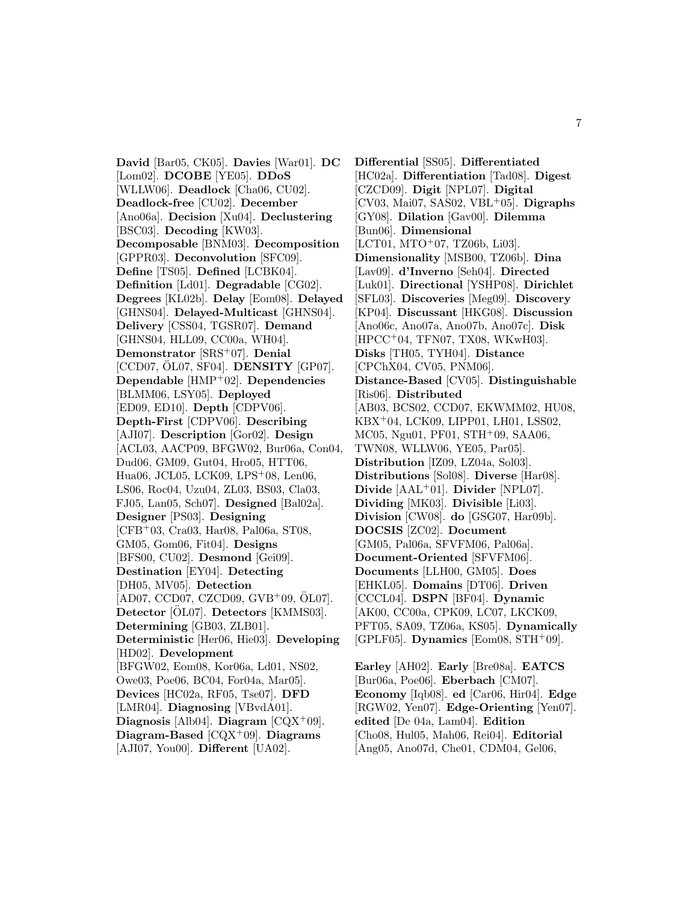**David** [Bar05, CK05]. **Davies** [War01]. **DC** [Lom02]. **DCOBE** [YE05]. **DDoS** [WLLW06]. **Deadlock** [Cha06, CU02]. **Deadlock-free** [CU02]. **December** [Ano06a]. **Decision** [Xu04]. **Declustering** [BSC03]. **Decoding** [KW03]. **Decomposable** [BNM03]. **Decomposition** [GPPR03]. **Deconvolution** [SFC09]. **Define** [TS05]. **Defined** [LCBK04]. **Definition** [Ld01]. **Degradable** [CG02]. **Degrees** [KL02b]. **Delay** [Eom08]. **Delayed** [GHNS04]. **Delayed-Multicast** [GHNS04]. **Delivery** [CSS04, TGSR07]. **Demand** [GHNS04, HLL09, CC00a, WH04]. **Demonstrator** [SRS+07]. **Denial** [CCD07, ÖL07, SF04]. **DENSITY** [GP07]. **Dependable** [HMP+02]. **Dependencies** [BLMM06, LSY05]. **Deployed** [ED09, ED10]. **Depth** [CDPV06]. **Depth-First** [CDPV06]. **Describing** [AJI07]. **Description** [Gor02]. **Design** [ACL03, AACP09, BFGW02, Bur06a, Con04, Dud06, GM09, Gut04, Hro05, HTT06, Hua06, JCL05, LCK09, LPS+08, Len06, LS06, Roc04, Uzu04, ZL03, BS03, Cla03, FJ05, Lan05, Sch07]. **Designed** [Bal02a]. **Designer** [PS03]. **Designing** [CFB+03, Cra03, Har08, Pal06a, ST08, GM05, Gom06, Fit04]. **Designs** [BFS00, CU02]. **Desmond** [Gei09]. **Destination** [EY04]. **Detecting** [DH05, MV05]. **Detection** [AD07, CCD07, CZCD09, GVB+09, ÖL07]. **Detector** [ÖL07]. **Detectors** [KMMS03]. **Determining** [GB03, ZLB01]. **Deterministic** [Her06, Hie03]. **Developing** [HD02]. **Development** [BFGW02, Eom08, Kor06a, Ld01, NS02, Owe03, Poe06, BC04, For04a, Mar05]. **Devices** [HC02a, RF05, Tse07]. **DFD** [LMR04]. **Diagnosing** [VBvdA01]. **Diagnosis** [Alb04]. **Diagram** [CQX+09]. **Diagram-Based** [CQX+09]. **Diagrams** [AJI07, You00]. **Different** [UA02]. **Differential** [SS05]. **Differentiated** [HC02a]. **Differentiation** [Tad08]. **Digest** [CZCD09]. **Digit** [NPL07]. **Digital** [CV03, Mai07, SAS02, VBL+05]. **Digraphs** [GY08]. **Dilation** [Gav00]. **Dilemma** [Bun06]. **Dimensional** [LCT01, MTO+07, TZ06b, Li03]. **Dimensionality** [MSB00, TZ06b]. **Dina** [Lav09]. **d'Inverno** [Seh04]. **Directed** [Luk01]. **Directional** [YSHP08]. **Dirichlet** [SFL03]. **Discoveries** [Meg09]. **Discovery** [KP04]. **Discussant** [HKG08]. **Discussion** [Ano06c, Ano07a, Ano07b, Ano07c]. **Disk** [HPCC+04, TFN07, TX08, WKwH03]. **Disks** [TH05, TYH04]. **Distance** [CPChX04, CV05, PNM06]. **Distance-Based** [CV05]. **Distinguishable** [Ris06]. **Distributed** [AB03, BCS02, CCD07, EKWMM02, HU08, KBX+04, LCK09, LIPP01, LH01, LSS02, MC05, Ngu01, PF01, STH+09, SAA06, TWN08, WLLW06, YE05, Par05]. **Distribution** [IZ09, LZ04a, Sol03]. **Distributions** [Sol08]. **Diverse** [Har08]. **Divide** [AAL+01]. **Divider** [NPL07]. **Dividing** [MK03]. **Divisible** [Li03]. **Division** [CW08]. **do** [GSG07, Har09b]. **DOCSIS** [ZC02]. **Document** [GM05, Pal06a, SFVFM06, Pal06a]. **Document-Oriented** [SFVFM06]. **Documents** [LLH00, GM05]. **Does** [EHKL05]. **Domains** [DT06]. **Driven** [CCCL04]. **DSPN** [BF04]. **Dynamic** [AK00, CC00a, CPK09, LC07, LKCK09, PFT05, SA09, TZ06a, KS05]. **Dynamically** [GPLF05]. **Dynamics** [Eom08, STH+09].

**Earley** [AH02]. **Early** [Bre08a]. **EATCS** [Bur06a, Poe06]. **Eberbach** [CM07]. **Economy** [Iqb08]. **ed** [Car06, Hir04]. **Edge** [RGW02, Yen07]. **Edge-Orienting** [Yen07]. **edited** [De 04a, Lam04]. **Edition** [Cho08, Hul05, Mah06, Rei04]. **Editorial** [Ang05, Ano07d, Che01, CDM04, Gel06,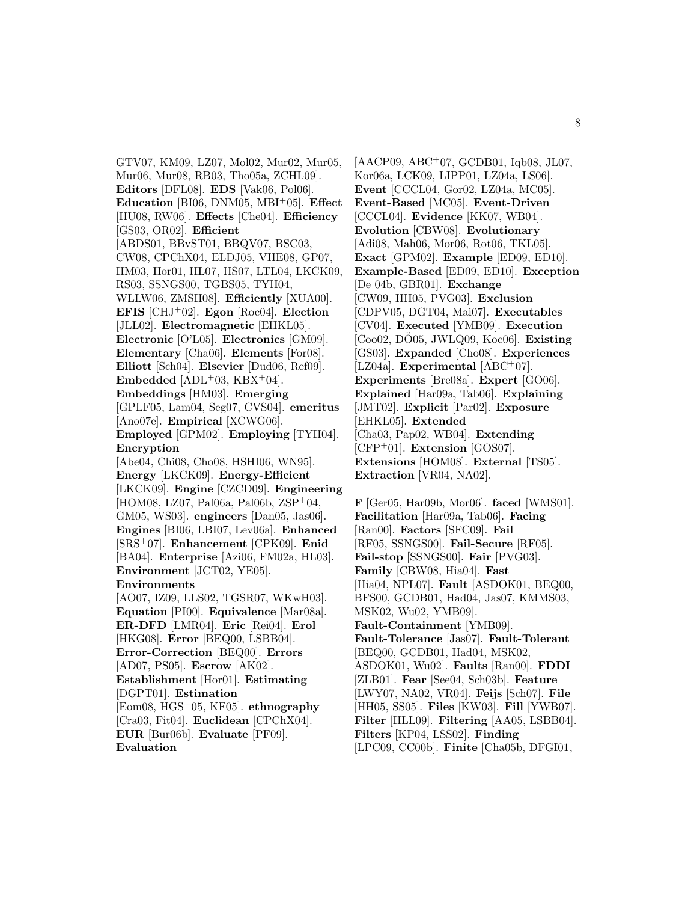GTV07, KM09, LZ07, Mol02, Mur02, Mur05, Mur06, Mur08, RB03, Tho05a, ZCHL09]. **Editors** [DFL08]. **EDS** [Vak06, Pol06]. **Education** [BI06, DNM05, MBI[+]05]. **Effect** [HU08, RW06]. **Effects** [Che04]. **Efficiency** [GS03, OR02]. **Efficient** [ABDS01, BBvST01, BBQV07, BSC03, CW08, CPChX04, ELDJ05, VHE08, GP07, HM03, Hor01, HL07, HS07, LTL04, LKCK09, RS03, SSNGS00, TGBS05, TYH04, WLLW06, ZMSH08]. **Efficiently** [XUA00]. **EFIS** [CHJ[+]02]. **Egon** [Roc04]. **Election** [JLL02]. **Electromagnetic** [EHKL05]. **Electronic** [O'L05]. **Electronics** [GM09]. **Elementary** [Cha06]. **Elements** [For08]. **Elliott** [Sch04]. **Elsevier** [Dud06, Ref09]. **Embedded** [ADL[+]03, KBX[+]04]. **Embeddings** [HM03]. **Emerging** [GPLF05, Lam04, Seg07, CVS04]. **emeritus** [Ano07e]. **Empirical** [XCWG06]. **Employed** [GPM02]. **Employing** [TYH04]. **Encryption** [Abe04, Chi08, Cho08, HSHI06, WN95]. **Energy** [LKCK09]. **Energy-Efficient** [LKCK09]. **Engine** [CZCD09]. **Engineering** [HOM08, LZ07, Pal06a, Pal06b, ZSP[+]04, GM05, WS03]. **engineers** [Dan05, Jas06]. **Engines** [BI06, LBI07, Lev06a]. **Enhanced** [SRS[+]07]. **Enhancement** [CPK09]. **Enid** [BA04]. **Enterprise** [Azi06, FM02a, HL03]. **Environment** [JCT02, YE05]. **Environments** [AO07, IZ09, LLS02, TGSR07, WKwH03]. **Equation** [PI00]. **Equivalence** [Mar08a]. **ER-DFD** [LMR04]. **Eric** [Rei04]. **Erol** [HKG08]. **Error** [BEQ00, LSBB04]. **Error-Correction** [BEQ00]. **Errors** [AD07, PS05]. **Escrow** [AK02]. **Establishment** [Hor01]. **Estimating** [DGPT01]. **Estimation** [Eom08, HGS[+]05, KF05]. **ethnography** [Cra03, Fit04]. **Euclidean** [CPChX04]. **EUR** [Bur06b]. **Evaluate** [PF09]. **Evaluation** [AACP09, ABC[+]07, GCDB01, Iqb08, JL07, Kor06a, LCK09, LIPP01, LZ04a, LS06]. **Event** [CCCL04, Gor02, LZ04a, MC05]. **Event-Based** [MC05]. **Event-Driven** [CCCL04]. **Evidence** [KK07, WB04]. **Evolution** [CBW08]. **Evolutionary** [Adi08, Mah06, Mor06, Rot06, TKL05]. **Exact** [GPM02]. **Example** [ED09, ED10]. **Example-Based** [ED09, ED10]. **Exception** [De 04b, GBR01]. **Exchange** [CW09, HH05, PVG03]. **Exclusion** [CDPV05, DGT04, Mai07]. **Executables** [CV04]. **Executed** [YMB09]. **Execution** [Coo02, DÖ05, JWLQ09, Koc06]. **Existing** [GS03]. **Expanded** [Cho08]. **Experiences** [LZ04a]. **Experimental** [ABC[+]07]. **Experiments** [Bre08a]. **Expert** [GO06]. **Explained** [Har09a, Tab06]. **Explaining** [JMT02]. **Explicit** [Par02]. **Exposure** [EHKL05]. **Extended** [Cha03, Pap02, WB04]. **Extending** [CFP[+]01]. **Extension** [GOS07]. **Extensions** [HOM08]. **External** [TS05]. **Extraction** [VR04, NA02].

**F** [Ger05, Har09b, Mor06]. **faced** [WMS01]. **Facilitation** [Har09a, Tab06]. **Facing** [Ran00]. **Factors** [SFC09]. **Fail** [RF05, SSNGS00]. **Fail-Secure** [RF05]. **Fail-stop** [SSNGS00]. **Fair** [PVG03]. **Family** [CBW08, Hia04]. **Fast** [Hia04, NPL07]. **Fault** [ASDOK01, BEQ00, BFS00, GCDB01, Had04, Jas07, KMMS03, MSK02, Wu02, YMB09]. **Fault-Containment** [YMB09]. **Fault-Tolerance** [Jas07]. **Fault-Tolerant** [BEQ00, GCDB01, Had04, MSK02, ASDOK01, Wu02]. **Faults** [Ran00]. **FDDI** [ZLB01]. **Fear** [See04, Sch03b]. **Feature** [LWY07, NA02, VR04]. **Feijs** [Sch07]. **File** [HH05, SS05]. **Files** [KW03]. **Fill** [YWB07]. **Filter** [HLL09]. **Filtering** [AA05, LSBB04]. **Filters** [KP04, LSS02]. **Finding** [LPC09, CC00b]. **Finite** [Cha05b, DFGI01,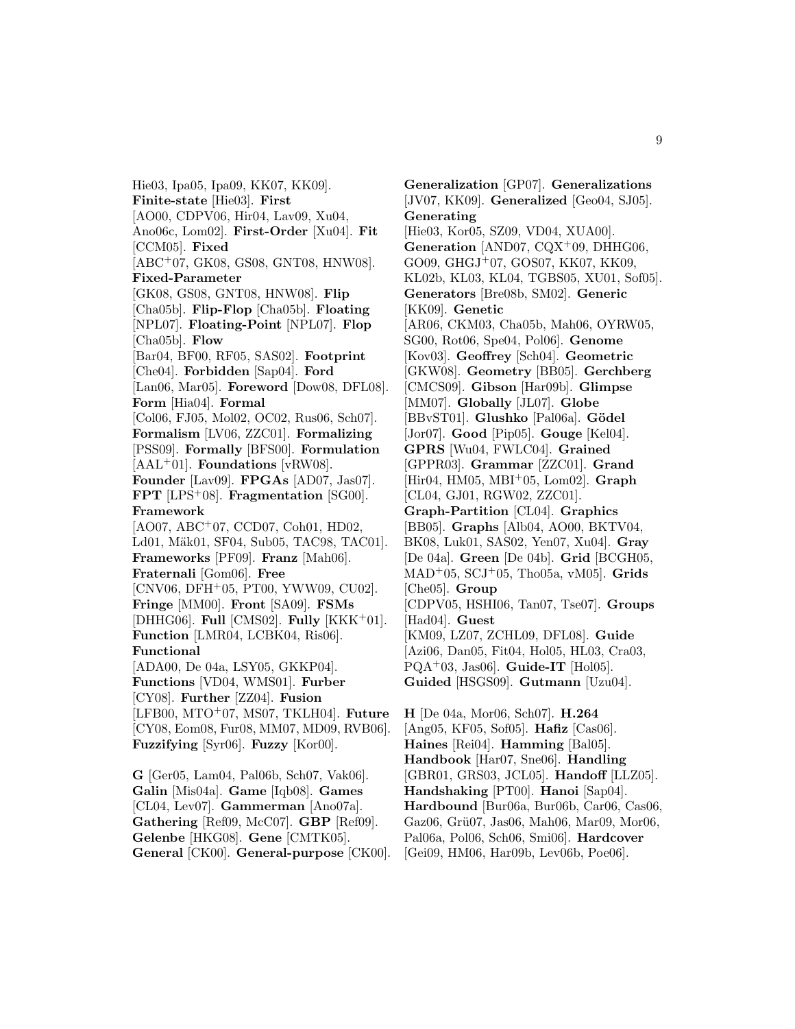Hie03, Ipa05, Ipa09, KK07, KK09]. **Finite-state** [Hie03]. **First** [AO00, CDPV06, Hir04, Lav09, Xu04, Ano06c, Lom02]. **First-Order** [Xu04]. **Fit** [CCM05]. **Fixed** [ABC+07, GK08, GS08, GNT08, HNW08]. **Fixed-Parameter** [GK08, GS08, GNT08, HNW08]. **Flip** [Cha05b]. **Flip-Flop** [Cha05b]. **Floating** [NPL07]. **Floating-Point** [NPL07]. **Flop** [Cha05b]. **Flow** [Bar04, BF00, RF05, SAS02]. **Footprint** [Che04]. **Forbidden** [Sap04]. **Ford** [Lan06, Mar05]. **Foreword** [Dow08, DFL08]. **Form** [Hia04]. **Formal** [Col06, FJ05, Mol02, OC02, Rus06, Sch07]. **Formalism** [LV06, ZZC01]. **Formalizing** [PSS09]. **Formally** [BFS00]. **Formulation** [AAL+01]. **Foundations** [vRW08]. **Founder** [Lav09]. **FPGAs** [AD07, Jas07]. **FPT** [LPS+08]. **Fragmentation** [SG00]. **Framework** [AO07, ABC+07, CCD07, Coh01, HD02, Ld01, Mäk01, SF04, Sub05, TAC98, TAC01]. **Frameworks** [PF09]. **Franz** [Mah06]. **Fraternali** [Gom06]. **Free** [CNV06, DFH+05, PT00, YWW09, CU02]. **Fringe** [MM00]. **Front** [SA09]. **FSMs** [DHHG06]. **Full** [CMS02]. **Fully** [KKK+01]. **Function** [LMR04, LCBK04, Ris06]. **Functional** [ADA00, De 04a, LSY05, GKKP04]. **Functions** [VD04, WMS01]. **Furber** [CY08]. **Further** [ZZ04]. **Fusion** [LFB00, MTO+07, MS07, TKLH04]. **Future** [CY08, Eom08, Fur08, MM07, MD09, RVB06]. **Fuzzifying** [Syr06]. **Fuzzy** [Kor00].

**G** [Ger05, Lam04, Pal06b, Sch07, Vak06]. **Galin** [Mis04a]. **Game** [Iqb08]. **Games** [CL04, Lev07]. **Gammerman** [Ano07a]. **Gathering** [Ref09, McC07]. **GBP** [Ref09]. **Gelenbe** [HKG08]. **Gene** [CMTK05]. **General** [CK00]. **General-purpose** [CK00]. **Generalization** [GP07]. **Generalizations** [JV07, KK09]. **Generalized** [Geo04, SJ05]. **Generating** [Hie03, Kor05, SZ09, VD04, XUA00]. **Generation** [AND07, CQX+09, DHHG06, GO09, GHGJ+07, GOS07, KK07, KK09, KL02b, KL03, KL04, TGBS05, XU01, Sof05]. **Generators** [Bre08b, SM02]. **Generic** [KK09]. **Genetic** [AR06, CKM03, Cha05b, Mah06, OYRW05, SG00, Rot06, Spe04, Pol06]. **Genome** [Kov03]. **Geoffrey** [Sch04]. **Geometric** [GKW08]. **Geometry** [BB05]. **Gerchberg** [CMCS09]. **Gibson** [Har09b]. **Glimpse** [MM07]. **Globally** [JL07]. **Globe** [BBvST01]. **Glushko** [Pal06a]. **Gödel** [Jor07]. **Good** [Pip05]. **Gouge** [Kel04]. **GPRS** [Wu04, FWLC04]. **Grained** [GPPR03]. **Grammar** [ZZC01]. **Grand** [Hir04, HM05, MBI+05, Lom02]. **Graph** [CL04, GJ01, RGW02, ZZC01]. **Graph-Partition** [CL04]. **Graphics** [BB05]. **Graphs** [Alb04, AO00, BKTV04, BK08, Luk01, SAS02, Yen07, Xu04]. **Gray** [De 04a]. **Green** [De 04b]. **Grid** [BCGH05, MAD+05, SCJ+05, Tho05a, vM05]. **Grids** [Che05]. **Group** [CDPV05, HSHI06, Tan07, Tse07]. **Groups** [Had04]. **Guest** [KM09, LZ07, ZCHL09, DFL08]. **Guide** [Azi06, Dan05, Fit04, Hol05, HL03, Cra03, PQA+03, Jas06]. **Guide-IT** [Hol05]. **Guided** [HSGS09]. **Gutmann** [Uzu04].

**H** [De 04a, Mor06, Sch07]. **H.264** [Ang05, KF05, Sof05]. **Hafiz** [Cas06]. **Haines** [Rei04]. **Hamming** [Bal05]. **Handbook** [Har07, Sne06]. **Handling** [GBR01, GRS03, JCL05]. **Handoff** [LLZ05]. **Handshaking** [PT00]. **Hanoi** [Sap04]. **Hardbound** [Bur06a, Bur06b, Car06, Cas06, Gaz06, Grü07, Jas06, Mah06, Mar09, Mor06, Pal06a, Pol06, Sch06, Smi06]. **Hardcover** [Gei09, HM06, Har09b, Lev06b, Poe06].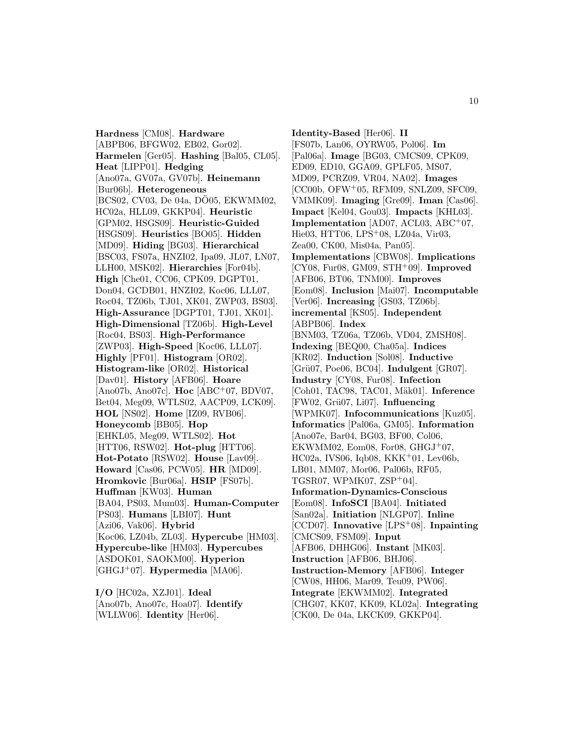**Hardness** [CM08]. **Hardware** [ABPB06, BFGW02, EB02, Gor02]. **Harmelen** [Ger05]. **Hashing** [Bal05, CL05]. **Heat** [LIPP01]. **Hedging** [Ano07a, GV07a, GV07b]. **Heinemann** [Bur06b]. **Heterogeneous** [BCS02, CV03, De 04a, DÖ05, EKWMM02, HC02a, HLL09, GKKP04]. **Heuristic** [GPM02, HSGS09]. **Heuristic-Guided** [HSGS09]. **Heuristics** [BO05]. **Hidden** [MD09]. **Hiding** [BG03]. **Hierarchical** [BSC03, FS07a, HNZI02, Ipa09, JL07, LN07, LLH00, MSK02]. **Hierarchies** [For04b]. **High** [Che01, CC06, CPK09, DGPT01, Don04, GCDB01, HNZI02, Koc06, LLL07, Roc04, TZ06b, TJ01, XK01, ZWP03, BS03]. **High-Assurance** [DGPT01, TJ01, XK01]. **High-Dimensional** [TZ06b]. **High-Level** [Roc04, BS03]. **High-Performance** [ZWP03]. **High-Speed** [Koc06, LLL07]. **Highly** [PF01]. **Histogram** [OR02]. **Histogram-like** [OR02]. **Historical** [Dav01]. **History** [AFB06]. **Hoare** [Ano07b, Ano07c]. **Hoc** [ABC+07, BDV07, Bet04, Meg09, WTLS02, AACP09, LCK09]. **HOL** [NS02]. **Home** [IZ09, RVB06]. **Honeycomb** [BB05]. **Hop** [EHKL05, Meg09, WTLS02]. **Hot** [HTT06, RSW02]. **Hot-plug** [HTT06]. **Hot-Potato** [RSW02]. **House** [Lav09]. **Howard** [Cas06, PCW05]. **HR** [MD09]. **Hromkovic** [Bur06a]. **HSIP** [FS07b]. **Huffman** [KW03]. **Human** [BA04, PS03, Mum03]. **Human-Computer** [PS03]. **Humans** [LBI07]. **Hunt** [Azi06, Vak06]. **Hybrid** [Koc06, LZ04b, ZL03]. **Hypercube** [HM03]. **Hypercube-like** [HM03]. **Hypercubes** [ASDOK01, SAOKM00]. **Hyperion** [GHGJ+07]. **Hypermedia** [MA06].

**I/O** [HC02a, XZJ01]. **Ideal** [Ano07b, Ano07c, Hoa07]. **Identify** [WLLW06]. **Identity** [Her06]. **Identity-Based** [Her06]. **II** [FS07b, Lan06, OYRW05, Pol06]. **Im** [Pal06a]. **Image** [BG03, CMCS09, CPK09, ED09, ED10, GGA09, GPLF05, MS07, MD09, PCRZ09, VR04, NA02]. **Images** [CC00b, OFW+05, RFM09, SNLZ09, SFC09, VMMK09]. **Imaging** [Gre09]. **Iman** [Cas06]. **Impact** [Kel04, Gou03]. **Impacts** [KHL03]. **Implementation** [AD07, ACL03, ABC+07, Hie03, HTT06, LPS+08, LZ04a, Vir03, Zea00, CK00, Mis04a, Pan05]. **Implementations** [CBW08]. **Implications** [CY08, Fur08, GM09, STH+09]. **Improved** [AFB06, BT06, TNM00]. **Improves** [Eom08]. **Inclusion** [Mai07]. **Incomputable** [Ver06]. **Increasing** [GS03, TZ06b]. **incremental** [KS05]. **Independent** [ABPB06]. **Index** [BNM03, TZ06a, TZ06b, VD04, ZMSH08]. **Indexing** [BEQ00, Cha05a]. **Indices** [KR02]. **Induction** [Sol08]. **Inductive** [Grü07, Poe06, BC04]. **Indulgent** [GR07]. **Industry** [CY08, Fur08]. **Infection** [Coh01, TAC98, TAC01, Mäk01]. **Inference** [FW02, Grü07, Li07]. **Influencing** [WPMK07]. **Infocommunications** [Kuz05]. **Informatics** [Pal06a, GM05]. **Information** [Ano07e, Bar04, BG03, BF00, Col06, EKWMM02, Eom08, For08, GHGJ+07, HC02a, IVS06, Iqb08, KKK+01, Lev06b, LB01, MM07, Mor06, Pal06b, RF05, TGSR07, WPMK07, ZSP+04]. **Information-Dynamics-Conscious** [Eom08]. **InfoSCI** [BA04]. **Initiated** [San02a]. **Initiation** [NLGP07]. **Inline** [CCD07]. **Innovative** [LPS+08]. **Inpainting** [CMCS09, FSM09]. **Input** [AFB06, DHHG06]. **Instant** [MK03]. **Instruction** [AFB06, BHJ06]. **Instruction-Memory** [AFB06]. **Integer** [CW08, HH06, Mar09, Teu09, PW06]. **Integrate** [EKWMM02]. **Integrated** [CHG07, KK07, KK09, KL02a]. **Integrating** [CK00, De 04a, LKCK09, GKKP04].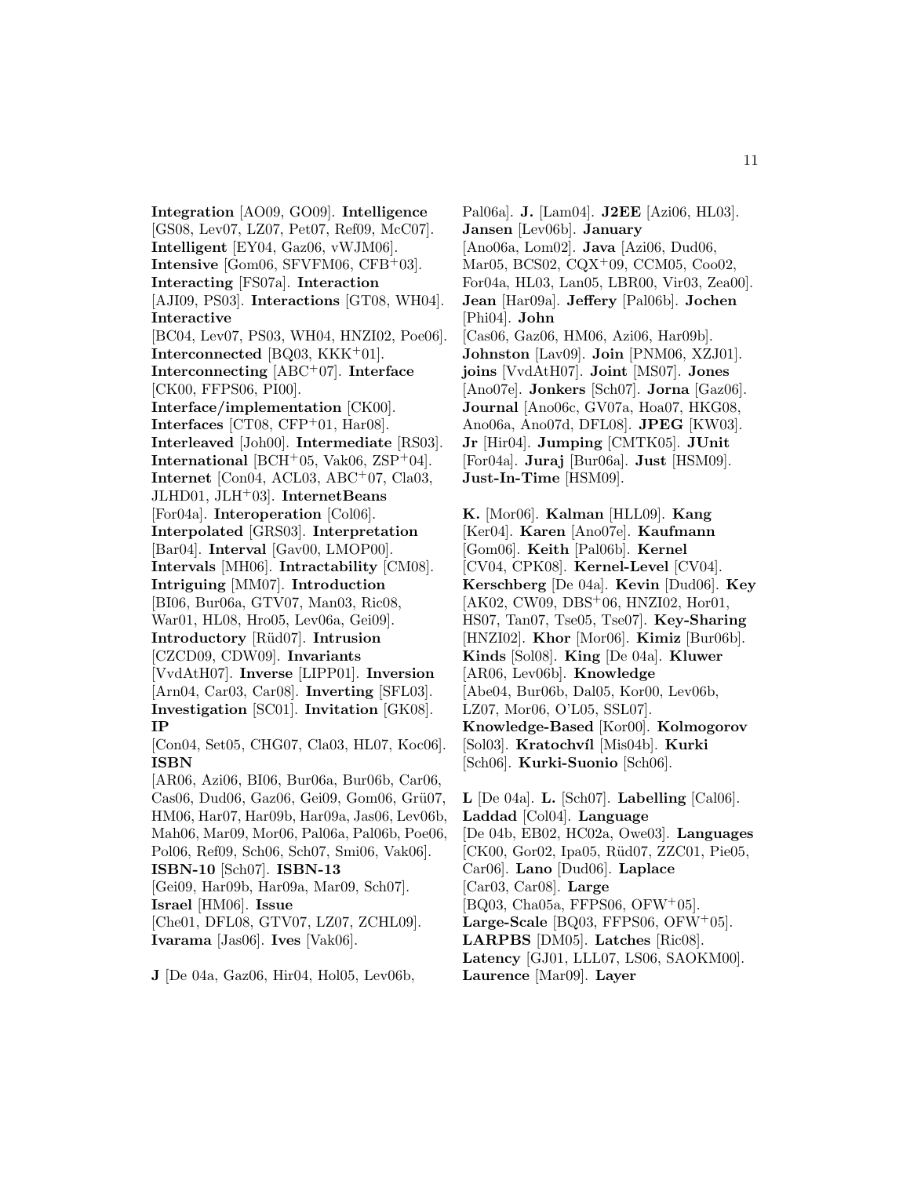**Integration** [AO09, GO09]. **Intelligence** [GS08, Lev07, LZ07, Pet07, Ref09, McC07]. **Intelligent** [EY04, Gaz06, vWJM06]. **Intensive** [Gom06, SFVFM06, CFB+03]. **Interacting** [FS07a]. **Interaction** [AJI09, PS03]. **Interactions** [GT08, WH04]. **Interactive** [BC04, Lev07, PS03, WH04, HNZI02, Poe06]. **Interconnected** [BQ03, KKK+01]. **Interconnecting** [ABC+07]. **Interface** [CK00, FFPS06, PI00]. **Interface/implementation** [CK00]. **Interfaces** [CT08, CFP+01, Har08]. **Interleaved** [Joh00]. **Intermediate** [RS03]. **International** [BCH+05, Vak06, ZSP+04]. **Internet** [Con04, ACL03, ABC+07, Cla03, JLHD01, JLH+03]. **InternetBeans** [For04a]. **Interoperation** [Col06]. **Interpolated** [GRS03]. **Interpretation** [Bar04]. **Interval** [Gav00, LMOP00]. **Intervals** [MH06]. **Intractability** [CM08]. **Intriguing** [MM07]. **Introduction** [BI06, Bur06a, GTV07, Man03, Ric08, War01, HL08, Hro05, Lev06a, Gei09]. **Introductory** [Rüd07]. **Intrusion** [CZCD09, CDW09]. **Invariants** [VvdAtH07]. **Inverse** [LIPP01]. **Inversion** [Arn04, Car03, Car08]. **Inverting** [SFL03]. **Investigation** [SC01]. **Invitation** [GK08]. **IP** [Con04, Set05, CHG07, Cla03, HL07, Koc06]. **ISBN** [AR06, Azi06, BI06, Bur06a, Bur06b, Car06, Cas06, Dud06, Gaz06, Gei09, Gom06, Grü07, HM06, Har07, Har09b, Har09a, Jas06, Lev06b, Mah06, Mar09, Mor06, Pal06a, Pal06b, Poe06, Pol06, Ref09, Sch06, Sch07, Smi06, Vak06]. **ISBN-10** [Sch07]. **ISBN-13** [Gei09, Har09b, Har09a, Mar09, Sch07]. **Israel** [HM06]. **Issue** [Che01, DFL08, GTV07, LZ07, ZCHL09]. **Ivarama** [Jas06]. **Ives** [Vak06].

**J** [De 04a, Gaz06, Hir04, Hol05, Lev06b, Pal06a]. **J.** [Lam04]. **J2EE** [Azi06, HL03]. **Jansen** [Lev06b]. **January** [Ano06a, Lom02]. **Java** [Azi06, Dud06, Mar05, BCS02, CQX+09, CCM05, Coo02, For04a, HL03, Lan05, LBR00, Vir03, Zea00]. **Jean** [Har09a]. **Jeffery** [Pal06b]. **Jochen** [Phi04]. **John** [Cas06, Gaz06, HM06, Azi06, Har09b]. **Johnston** [Lav09]. **Join** [PNM06, XZJ01]. **joins** [VvdAtH07]. **Joint** [MS07]. **Jones** [Ano07e]. **Jonkers** [Sch07]. **Jorna** [Gaz06]. **Journal** [Ano06c, GV07a, Hoa07, HKG08, Ano06a, Ano07d, DFL08]. **JPEG** [KW03]. **Jr** [Hir04]. **Jumping** [CMTK05]. **JUnit** [For04a]. **Juraj** [Bur06a]. **Just** [HSM09]. **Just-In-Time** [HSM09].

**K.** [Mor06]. **Kalman** [HLL09]. **Kang** [Ker04]. **Karen** [Ano07e]. **Kaufmann** [Gom06]. **Keith** [Pal06b]. **Kernel** [CV04, CPK08]. **Kernel-Level** [CV04]. **Kerschberg** [De 04a]. **Kevin** [Dud06]. **Key** [AK02, CW09, DBS+06, HNZI02, Hor01, HS07, Tan07, Tse05, Tse07]. **Key-Sharing** [HNZI02]. **Khor** [Mor06]. **Kimiz** [Bur06b]. **Kinds** [Sol08]. **King** [De 04a]. **Kluwer** [AR06, Lev06b]. **Knowledge** [Abe04, Bur06b, Dal05, Kor00, Lev06b, LZ07, Mor06, O'L05, SSL07]. **Knowledge-Based** [Kor00]. **Kolmogorov** [Sol03]. **Kratochvíl** [Mis04b]. **Kurki** [Sch06]. **Kurki-Suonio** [Sch06].

**L** [De 04a]. **L.** [Sch07]. **Labelling** [Cal06]. **Laddad** [Col04]. **Language** [De 04b, EB02, HC02a, Owe03]. **Languages** [CK00, Gor02, Ipa05, Rüd07, ZZC01, Pie05, Car06]. **Lano** [Dud06]. **Laplace** [Car03, Car08]. **Large** [BQ03, Cha05a, FFPS06, OFW+05]. **Large-Scale** [BQ03, FFPS06, OFW+05]. **LARPBS** [DM05]. **Latches** [Ric08]. **Latency** [GJ01, LLL07, LS06, SAOKM00]. **Laurence** [Mar09]. **Layer**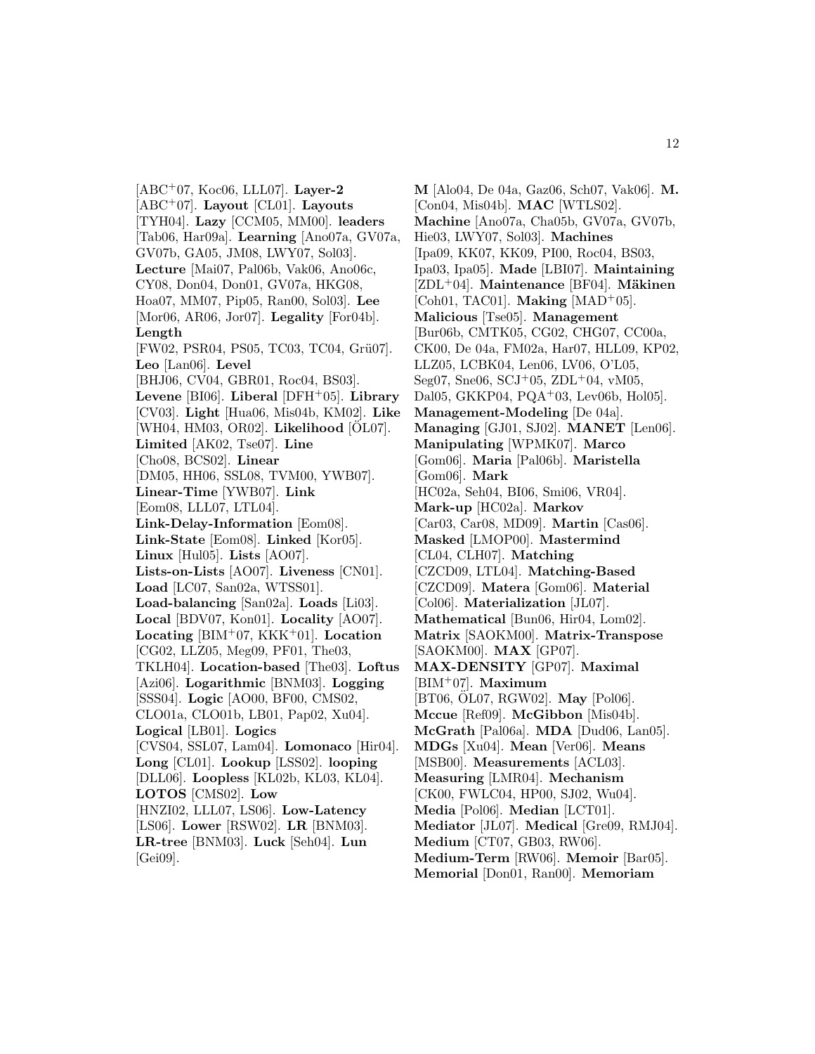[ABC[+]07, Koc06, LLL07]. **Layer-2** [ABC[+]07]. **Layout** [CL01]. **Layouts** [TYH04]. **Lazy** [CCM05, MM00]. **leaders** [Tab06, Har09a]. **Learning** [Ano07a, GV07a, GV07b, GA05, JM08, LWY07, Sol03]. **Lecture** [Mai07, Pal06b, Vak06, Ano06c, CY08, Don04, Don01, GV07a, HKG08, Hoa07, MM07, Pip05, Ran00, Sol03]. **Lee** [Mor06, AR06, Jor07]. **Legality** [For04b]. **Length** [FW02, PSR04, PS05, TC03, TC04, Grü07]. **Leo** [Lan06]. **Level** [BHJ06, CV04, GBR01, Roc04, BS03]. **Levene** [BI06]. **Liberal** [DFH[+]05]. **Library** [CV03]. **Light** [Hua06, Mis04b, KM02]. **Like** [WH04, HM03, OR02]. **Likelihood** [ÖL07]. **Limited** [AK02, Tse07]. **Line** [Cho08, BCS02]. **Linear** [DM05, HH06, SSL08, TVM00, YWB07]. **Linear-Time** [YWB07]. **Link** [Eom08, LLL07, LTL04]. **Link-Delay-Information** [Eom08]. **Link-State** [Eom08]. **Linked** [Kor05]. **Linux** [Hul05]. **Lists** [AO07]. **Lists-on-Lists** [AO07]. **Liveness** [CN01]. **Load** [LC07, San02a, WTSS01]. **Load-balancing** [San02a]. **Loads** [Li03]. **Local** [BDV07, Kon01]. **Locality** [AO07]. **Locating** [BIM[+]07, KKK[+]01]. **Location** [CG02, LLZ05, Meg09, PF01, The03, TKLH04]. **Location-based** [The03]. **Loftus** [Azi06]. **Logarithmic** [BNM03]. **Logging** [SSS04]. **Logic** [AO00, BF00, CMS02, CLO01a, CLO01b, LB01, Pap02, Xu04]. **Logical** [LB01]. **Logics** [CVS04, SSL07, Lam04]. **Lomonaco** [Hir04]. **Long** [CL01]. **Lookup** [LSS02]. **looping** [DLL06]. **Loopless** [KL02b, KL03, KL04]. **LOTOS** [CMS02]. **Low** [HNZI02, LLL07, LS06]. **Low-Latency** [LS06]. **Lower** [RSW02]. **LR** [BNM03]. **LR-tree** [BNM03]. **Luck** [Seh04]. **Lun** [Gei09].

**M** [Alo04, De 04a, Gaz06, Sch07, Vak06]. **M.** [Con04, Mis04b]. **MAC** [WTLS02]. **Machine** [Ano07a, Cha05b, GV07a, GV07b, Hie03, LWY07, Sol03]. **Machines** [Ipa09, KK07, KK09, PI00, Roc04, BS03, Ipa03, Ipa05]. **Made** [LBI07]. **Maintaining** [ZDL[+]04]. **Maintenance** [BF04]. **Mäkinen** [Coh01, TAC01]. **Making** [MAD[+]05]. **Malicious** [Tse05]. **Management** [Bur06b, CMTK05, CG02, CHG07, CC00a, CK00, De 04a, FM02a, Har07, HLL09, KP02, LLZ05, LCBK04, Len06, LV06, O'L05, Seg07, Sne06, SCJ[+]05, ZDL[+]04, vM05, Dal05, GKKP04, PQA[+]03, Lev06b, Hol05]. **Management-Modeling** [De 04a]. **Managing** [GJ01, SJ02]. **MANET** [Len06]. **Manipulating** [WPMK07]. **Marco** [Gom06]. **Maria** [Pal06b]. **Maristella** [Gom06]. **Mark** [HC02a, Seh04, BI06, Smi06, VR04]. **Mark-up** [HC02a]. **Markov** [Car03, Car08, MD09]. **Martin** [Cas06]. **Masked** [LMOP00]. **Mastermind** [CL04, CLH07]. **Matching** [CZCD09, LTL04]. **Matching-Based** [CZCD09]. **Matera** [Gom06]. **Material** [Col06]. **Materialization** [JL07]. **Mathematical** [Bun06, Hir04, Lom02]. **Matrix** [SAOKM00]. **Matrix-Transpose** [SAOKM00]. **MAX** [GP07]. **MAX-DENSITY** [GP07]. **Maximal** [BIM[+]07]. **Maximum** [BT06, ÖL07, RGW02]. **May** [Pol06]. **Mccue** [Ref09]. **McGibbon** [Mis04b]. **McGrath** [Pal06a]. **MDA** [Dud06, Lan05]. **MDGs** [Xu04]. **Mean** [Ver06]. **Means** [MSB00]. **Measurements** [ACL03]. **Measuring** [LMR04]. **Mechanism** [CK00, FWLC04, HP00, SJ02, Wu04]. **Media** [Pol06]. **Median** [LCT01]. **Mediator** [JL07]. **Medical** [Gre09, RMJ04]. **Medium** [CT07, GB03, RW06]. **Medium-Term** [RW06]. **Memoir** [Bar05]. **Memorial** [Don01, Ran00]. **Memoriam**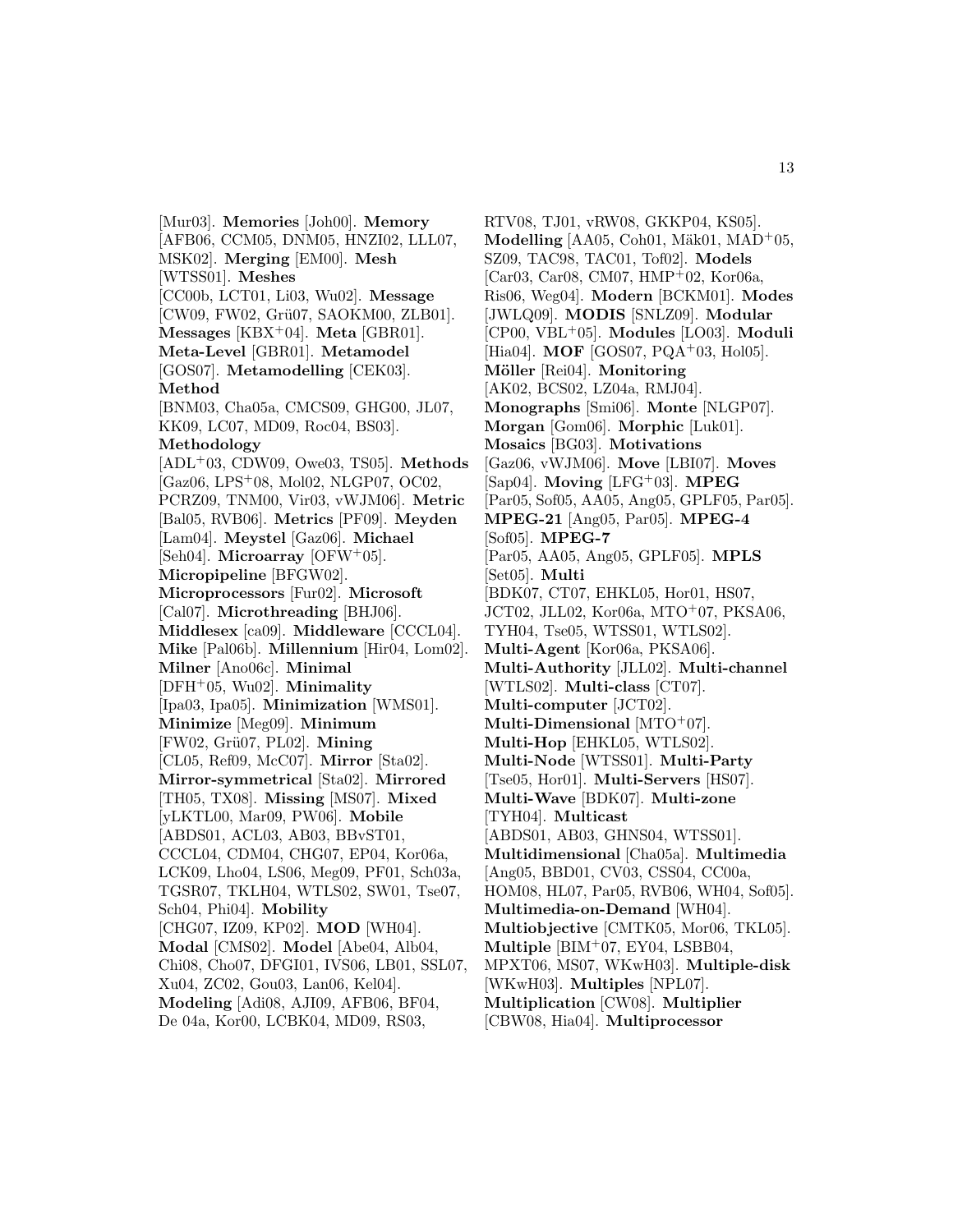[Mur03]. **Memories** [Joh00]. **Memory** [AFB06, CCM05, DNM05, HNZI02, LLL07, MSK02]. **Merging** [EM00]. **Mesh** [WTSS01]. **Meshes** [CC00b, LCT01, Li03, Wu02]. **Message** [CW09, FW02, Grü07, SAOKM00, ZLB01]. **Messages** [KBX+04]. **Meta** [GBR01]. **Meta-Level** [GBR01]. **Metamodel** [GOS07]. **Metamodelling** [CEK03]. **Method** [BNM03, Cha05a, CMCS09, GHG00, JL07, KK09, LC07, MD09, Roc04, BS03]. **Methodology** [ADL+03, CDW09, Owe03, TS05]. **Methods** [Gaz06, LPS+08, Mol02, NLGP07, OC02, PCRZ09, TNM00, Vir03, vWJM06]. **Metric** [Bal05, RVB06]. **Metrics** [PF09]. **Meyden** [Lam04]. **Meystel** [Gaz06]. **Michael** [Seh04]. **Microarray** [OFW+05]. **Micropipeline** [BFGW02]. **Microprocessors** [Fur02]. **Microsoft** [Cal07]. **Microthreading** [BHJ06]. **Middlesex** [ca09]. **Middleware** [CCCL04]. **Mike** [Pal06b]. **Millennium** [Hir04, Lom02]. **Milner** [Ano06c]. **Minimal** [DFH+05, Wu02]. **Minimality** [Ipa03, Ipa05]. **Minimization** [WMS01]. **Minimize** [Meg09]. **Minimum** [FW02, Grü07, PL02]. **Mining** [CL05, Ref09, McC07]. **Mirror** [Sta02]. **Mirror-symmetrical** [Sta02]. **Mirrored** [TH05, TX08]. **Missing** [MS07]. **Mixed** [yLKTL00, Mar09, PW06]. **Mobile** [ABDS01, ACL03, AB03, BBvST01, CCCL04, CDM04, CHG07, EP04, Kor06a, LCK09, Lho04, LS06, Meg09, PF01, Sch03a, TGSR07, TKLH04, WTLS02, SW01, Tse07, Sch04, Phi04]. **Mobility** [CHG07, IZ09, KP02]. **MOD** [WH04]. **Modal** [CMS02]. **Model** [Abe04, Alb04, Chi08, Cho07, DFGI01, IVS06, LB01, SSL07, Xu04, ZC02, Gou03, Lan06, Kel04]. **Modeling** [Adi08, AJI09, AFB06, BF04, De 04a, Kor00, LCBK04, MD09, RS03, RTV08, TJ01, vRW08, GKKP04, KS05]. **Modelling** [AA05, Coh01, Mäk01, MAD+05, SZ09, TAC98, TAC01, Tof02]. **Models** [Car03, Car08, CM07, HMP+02, Kor06a, Ris06, Weg04]. **Modern** [BCKM01]. **Modes** [JWLQ09]. **MODIS** [SNLZ09]. **Modular** [CP00, VBL+05]. **Modules** [LO03]. **Moduli** [Hia04]. **MOF** [GOS07, PQA+03, Hol05]. **Möller** [Rei04]. **Monitoring** [AK02, BCS02, LZ04a, RMJ04]. **Monographs** [Smi06]. **Monte** [NLGP07]. **Morgan** [Gom06]. **Morphic** [Luk01]. **Mosaics** [BG03]. **Motivations** [Gaz06, vWJM06]. **Move** [LBI07]. **Moves** [Sap04]. **Moving** [LFG+03]. **MPEG** [Par05, Sof05, AA05, Ang05, GPLF05, Par05]. **MPEG-21** [Ang05, Par05]. **MPEG-4** [Sof05]. **MPEG-7** [Par05, AA05, Ang05, GPLF05]. **MPLS** [Set05]. **Multi** [BDK07, CT07, EHKL05, Hor01, HS07, JCT02, JLL02, Kor06a, MTO+07, PKSA06, TYH04, Tse05, WTSS01, WTLS02]. **Multi-Agent** [Kor06a, PKSA06]. **Multi-Authority** [JLL02]. **Multi-channel** [WTLS02]. **Multi-class** [CT07]. **Multi-computer** [JCT02]. **Multi-Dimensional** [MTO+07]. **Multi-Hop** [EHKL05, WTLS02]. **Multi-Node** [WTSS01]. **Multi-Party** [Tse05, Hor01]. **Multi-Servers** [HS07]. **Multi-Wave** [BDK07]. **Multi-zone** [TYH04]. **Multicast** [ABDS01, AB03, GHNS04, WTSS01]. **Multidimensional** [Cha05a]. **Multimedia** [Ang05, BBD01, CV03, CSS04, CC00a, HOM08, HL07, Par05, RVB06, WH04, Sof05]. **Multimedia-on-Demand** [WH04]. **Multiobjective** [CMTK05, Mor06, TKL05]. **Multiple** [BIM+07, EY04, LSBB04, MPXT06, MS07, WKwH03]. **Multiple-disk** [WKwH03]. **Multiples** [NPL07]. **Multiplication** [CW08]. **Multiplier** [CBW08, Hia04]. **Multiprocessor**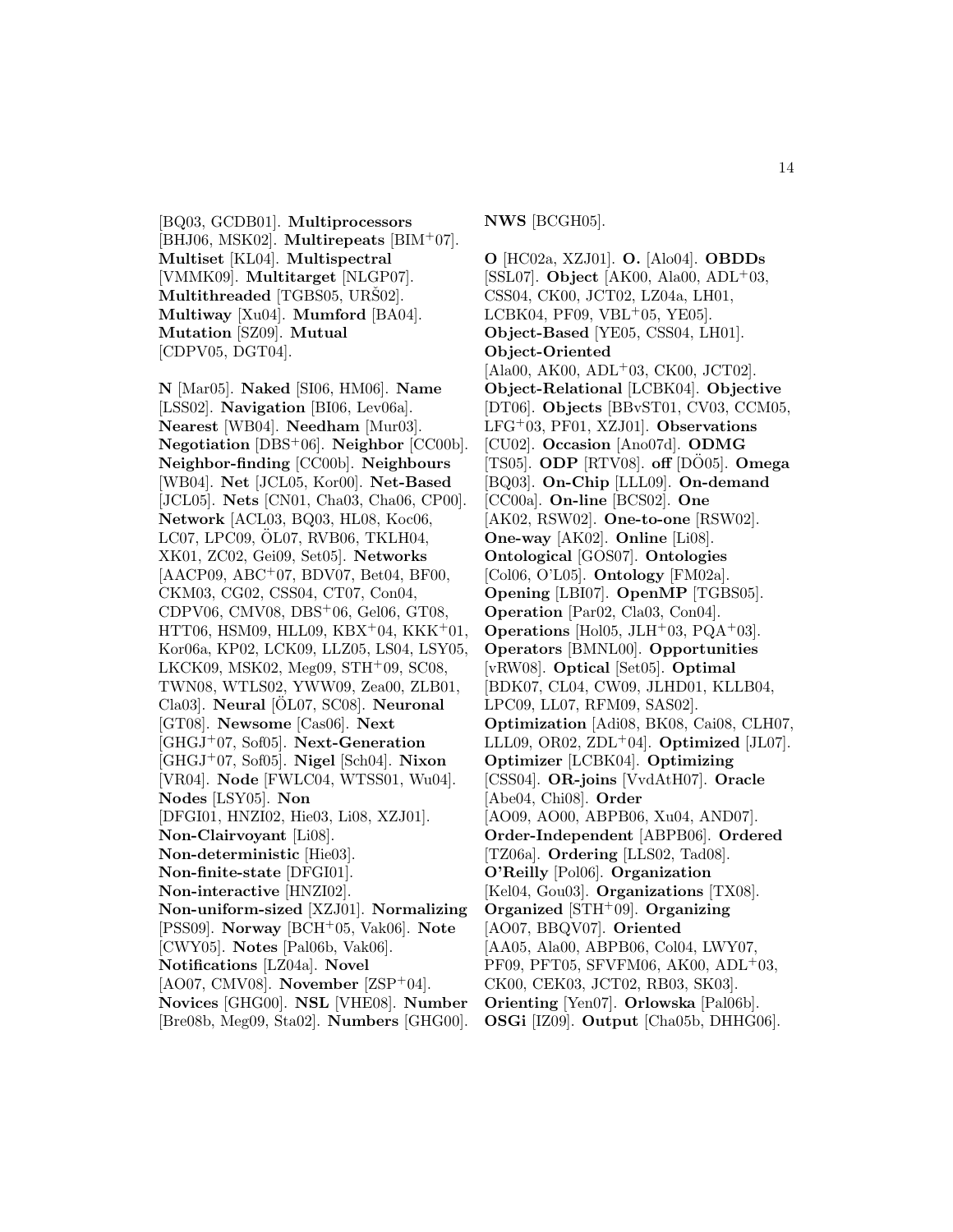[BQ03, GCDB01]. **Multiprocessors** [BHJ06, MSK02]. **Multirepeats** [BIM+07]. **Multiset** [KL04]. **Multispectral** [VMMK09]. **Multitarget** [NLGP07]. **Multithreaded** [TGBS05, URŠ02]. **Multiway** [Xu04]. **Mumford** [BA04]. **Mutation** [SZ09]. **Mutual** [CDPV05, DGT04].

**N** [Mar05]. **Naked** [SI06, HM06]. **Name** [LSS02]. **Navigation** [BI06, Lev06a]. **Nearest** [WB04]. **Needham** [Mur03]. **Negotiation** [DBS+06]. **Neighbor** [CC00b]. **Neighbor-finding** [CC00b]. **Neighbours** [WB04]. **Net** [JCL05, Kor00]. **Net-Based** [JCL05]. **Nets** [CN01, Cha03, Cha06, CP00]. **Network** [ACL03, BQ03, HL08, Koc06, LC07, LPC09, ÖL07, RVB06, TKLH04, XK01, ZC02, Gei09, Set05]. **Networks** [AACP09, ABC+07, BDV07, Bet04, BF00, CKM03, CG02, CSS04, CT07, Con04, CDPV06, CMV08, DBS+06, Gel06, GT08, HTT06, HSM09, HLL09, KBX+04, KKK+01, Kor06a, KP02, LCK09, LLZ05, LS04, LSY05, LKCK09, MSK02, Meg09, STH+09, SC08, TWN08, WTLS02, YWW09, Zea00, ZLB01, Cla03]. **Neural** [ÖL07, SC08]. **Neuronal** [GT08]. **Newsome** [Cas06]. **Next** [GHGJ+07, Sof05]. **Next-Generation** [GHGJ+07, Sof05]. **Nigel** [Sch04]. **Nixon** [VR04]. **Node** [FWLC04, WTSS01, Wu04]. **Nodes** [LSY05]. **Non** [DFGI01, HNZI02, Hie03, Li08, XZJ01]. **Non-Clairvoyant** [Li08]. **Non-deterministic** [Hie03]. **Non-finite-state** [DFGI01]. **Non-interactive** [HNZI02]. **Non-uniform-sized** [XZJ01]. **Normalizing** [PSS09]. **Norway** [BCH+05, Vak06]. **Note** [CWY05]. **Notes** [Pal06b, Vak06]. **Notifications** [LZ04a]. **Novel** [AO07, CMV08]. **November** [ZSP+04]. **Novices** [GHG00]. **NSL** [VHE08]. **Number** [Bre08b, Meg09, Sta02]. **Numbers** [GHG00]. **NWS** [BCGH05].

**O** [HC02a, XZJ01]. **O.** [Alo04]. **OBDDs** [SSL07]. **Object** [AK00, Ala00, ADL+03, CSS04, CK00, JCT02, LZ04a, LH01, LCBK04, PF09, VBL+05, YE05]. **Object-Based** [YE05, CSS04, LH01]. **Object-Oriented** [Ala00, AK00, ADL+03, CK00, JCT02]. **Object-Relational** [LCBK04]. **Objective** [DT06]. **Objects** [BBvST01, CV03, CCM05, LFG+03, PF01, XZJ01]. **Observations** [CU02]. **Occasion** [Ano07d]. **ODMG** [TS05]. **ODP** [RTV08]. **off** [DÖ05]. **Omega** [BQ03]. **On-Chip** [LLL09]. **On-demand** [CC00a]. **On-line** [BCS02]. **One** [AK02, RSW02]. **One-to-one** [RSW02]. **One-way** [AK02]. **Online** [Li08]. **Ontological** [GOS07]. **Ontologies** [Col06, O'L05]. **Ontology** [FM02a]. **Opening** [LBI07]. **OpenMP** [TGBS05]. **Operation** [Par02, Cla03, Con04]. **Operations** [Hol05, JLH+03, PQA+03]. **Operators** [BMNL00]. **Opportunities** [vRW08]. **Optical** [Set05]. **Optimal** [BDK07, CL04, CW09, JLHD01, KLLB04, LPC09, LL07, RFM09, SAS02]. **Optimization** [Adi08, BK08, Cai08, CLH07, LLL09, OR02, ZDL+04]. **Optimized** [JL07]. **Optimizer** [LCBK04]. **Optimizing** [CSS04]. **OR-joins** [VvdAtH07]. **Oracle** [Abe04, Chi08]. **Order** [AO09, AO00, ABPB06, Xu04, AND07]. **Order-Independent** [ABPB06]. **Ordered** [TZ06a]. **Ordering** [LLS02, Tad08]. **O'Reilly** [Pol06]. **Organization** [Kel04, Gou03]. **Organizations** [TX08]. **Organized** [STH+09]. **Organizing** [AO07, BBQV07]. **Oriented** [AA05, Ala00, ABPB06, Col04, LWY07, PF09, PFT05, SFVFM06, AK00, ADL+03, CK00, CEK03, JCT02, RB03, SK03]. **Orienting** [Yen07]. **Orlowska** [Pal06b]. **OSGi** [IZ09]. **Output** [Cha05b, DHHG06].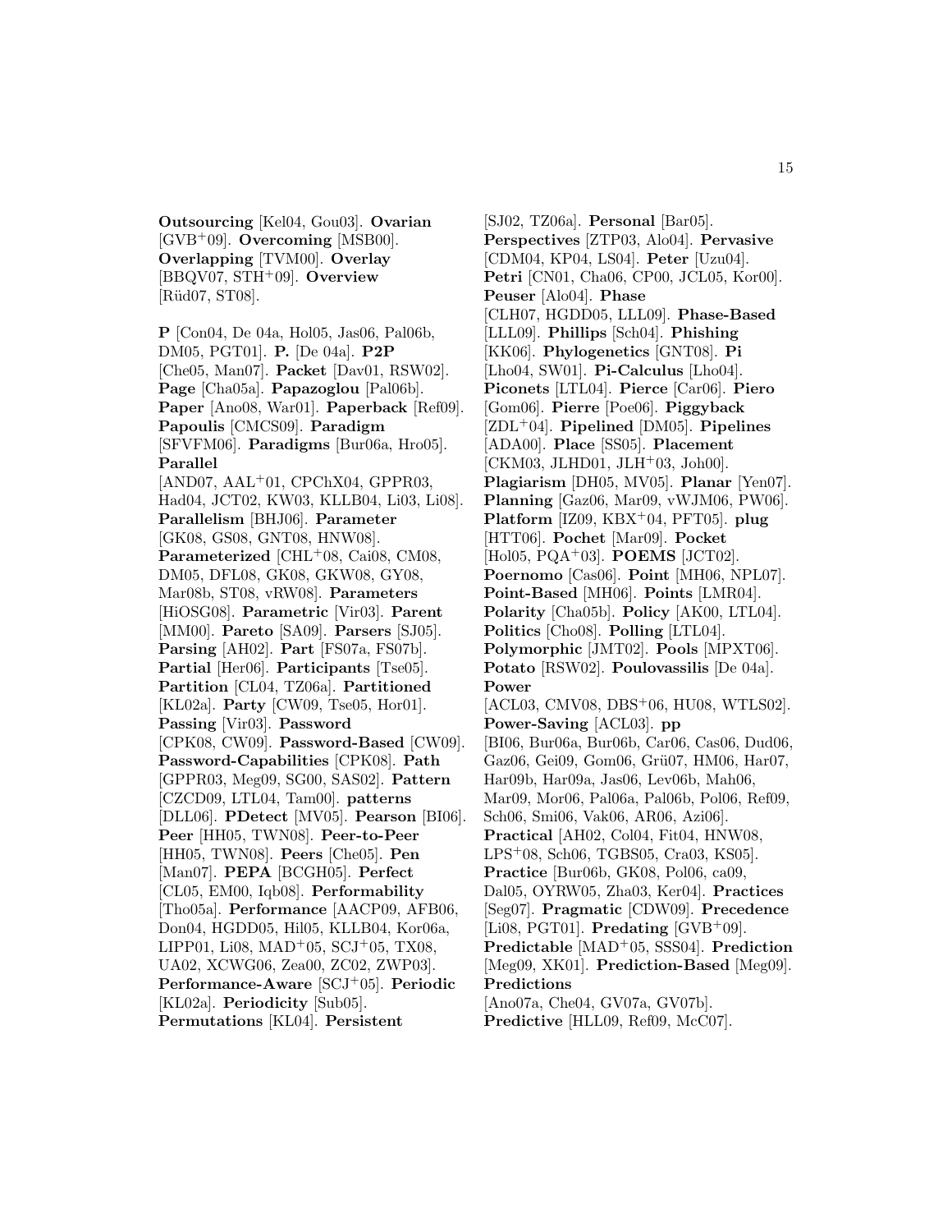**Outsourcing** [Kel04, Gou03]. **Ovarian** [GVB+09]. **Overcoming** [MSB00]. **Overlapping** [TVM00]. **Overlay** [BBQV07, STH+09]. **Overview** [Rüd07, ST08].

**P** [Con04, De 04a, Hol05, Jas06, Pal06b, DM05, PGT01]. **P.** [De 04a]. **P2P** [Che05, Man07]. **Packet** [Dav01, RSW02]. **Page** [Cha05a]. **Papazoglou** [Pal06b]. **Paper** [Ano08, War01]. **Paperback** [Ref09]. **Papoulis** [CMCS09]. **Paradigm** [SFVFM06]. **Paradigms** [Bur06a, Hro05]. **Parallel** [AND07, AAL+01, CPChX04, GPPR03, Had04, JCT02, KW03, KLLB04, Li03, Li08]. **Parallelism** [BHJ06]. **Parameter** [GK08, GS08, GNT08, HNW08]. **Parameterized** [CHL+08, Cai08, CM08, DM05, DFL08, GK08, GKW08, GY08, Mar08b, ST08, vRW08]. **Parameters** [HiOSG08]. **Parametric** [Vir03]. **Parent** [MM00]. **Pareto** [SA09]. **Parsers** [SJ05]. **Parsing** [AH02]. **Part** [FS07a, FS07b]. **Partial** [Her06]. **Participants** [Tse05]. **Partition** [CL04, TZ06a]. **Partitioned** [KL02a]. **Party** [CW09, Tse05, Hor01]. **Passing** [Vir03]. **Password** [CPK08, CW09]. **Password-Based** [CW09]. **Password-Capabilities** [CPK08]. **Path** [GPPR03, Meg09, SG00, SAS02]. **Pattern** [CZCD09, LTL04, Tam00]. **patterns** [DLL06]. **PDetect** [MV05]. **Pearson** [BI06]. **Peer** [HH05, TWN08]. **Peer-to-Peer** [HH05, TWN08]. **Peers** [Che05]. **Pen** [Man07]. **PEPA** [BCGH05]. **Perfect** [CL05, EM00, Iqb08]. **Performability** [Tho05a]. **Performance** [AACP09, AFB06, Don04, HGDD05, Hil05, KLLB04, Kor06a, LIPP01, Li08, MAD+05, SCJ+05, TX08, UA02, XCWG06, Zea00, ZC02, ZWP03]. **Performance-Aware** [SCJ+05]. **Periodic** [KL02a]. **Periodicity** [Sub05]. **Permutations** [KL04]. **Persistent** [SJ02, TZ06a]. **Personal** [Bar05]. **Perspectives** [ZTP03, Alo04]. **Pervasive** [CDM04, KP04, LS04]. **Peter** [Uzu04]. **Petri** [CN01, Cha06, CP00, JCL05, Kor00]. **Peuser** [Alo04]. **Phase** [CLH07, HGDD05, LLL09]. **Phase-Based** [LLL09]. **Phillips** [Sch04]. **Phishing** [KK06]. **Phylogenetics** [GNT08]. **Pi** [Lho04, SW01]. **Pi-Calculus** [Lho04]. **Piconets** [LTL04]. **Pierce** [Car06]. **Piero** [Gom06]. **Pierre** [Poe06]. **Piggyback** [ZDL+04]. **Pipelined** [DM05]. **Pipelines** [ADA00]. **Place** [SS05]. **Placement** [CKM03, JLHD01, JLH+03, Joh00]. **Plagiarism** [DH05, MV05]. **Planar** [Yen07]. **Planning** [Gaz06, Mar09, vWJM06, PW06]. **Platform** [IZ09, KBX+04, PFT05]. **plug** [HTT06]. **Pochet** [Mar09]. **Pocket** [Hol05, PQA+03]. **POEMS** [JCT02]. **Poernomo** [Cas06]. **Point** [MH06, NPL07]. **Point-Based** [MH06]. **Points** [LMR04]. **Polarity** [Cha05b]. **Policy** [AK00, LTL04]. **Politics** [Cho08]. **Polling** [LTL04]. **Polymorphic** [JMT02]. **Pools** [MPXT06]. **Potato** [RSW02]. **Poulovassilis** [De 04a]. **Power** [ACL03, CMV08, DBS+06, HU08, WTLS02]. **Power-Saving** [ACL03]. **pp** [BI06, Bur06a, Bur06b, Car06, Cas06, Dud06, Gaz06, Gei09, Gom06, Grü07, HM06, Har07, Har09b, Har09a, Jas06, Lev06b, Mah06, Mar09, Mor06, Pal06a, Pal06b, Pol06, Ref09, Sch06, Smi06, Vak06, AR06, Azi06]. **Practical** [AH02, Col04, Fit04, HNW08, LPS+08, Sch06, TGBS05, Cra03, KS05]. **Practice** [Bur06b, GK08, Pol06, ca09, Dal05, OYRW05, Zha03, Ker04]. **Practices** [Seg07]. **Pragmatic** [CDW09]. **Precedence** [Li08, PGT01]. **Predating** [GVB+09]. **Predictable** [MAD+05, SSS04]. **Prediction** [Meg09, XK01]. **Prediction-Based** [Meg09]. **Predictions** [Ano07a, Che04, GV07a, GV07b]. **Predictive** [HLL09, Ref09, McC07].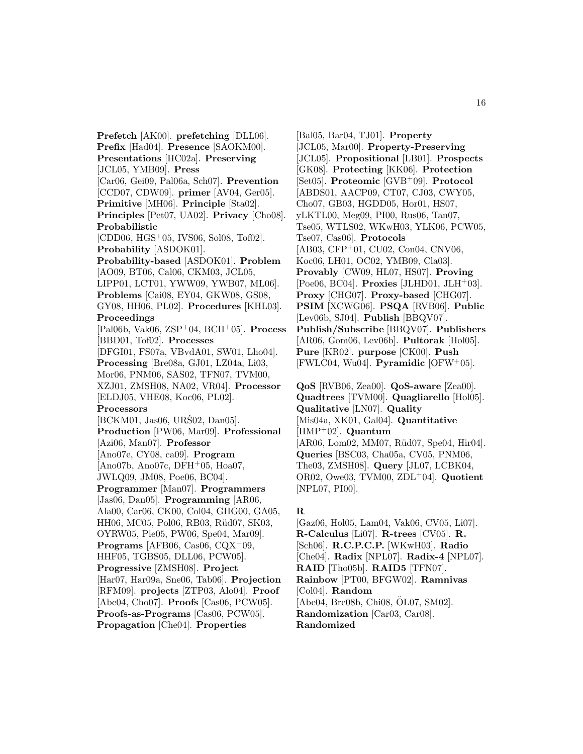**Prefetch** [AK00]. **prefetching** [DLL06]. **Prefix** [Had04]. **Presence** [SAOKM00]. **Presentations** [HC02a]. **Preserving** [JCL05, YMB09]. **Press** [Car06, Gei09, Pal06a, Sch07]. **Prevention** [CCD07, CDW09]. **primer** [AV04, Ger05]. **Primitive** [MH06]. **Principle** [Sta02]. **Principles** [Pet07, UA02]. **Privacy** [Cho08]. **Probabilistic** [CDD06, HGS+05, IVS06, Sol08, Tof02]. **Probability** [ASDOK01]. **Probability-based** [ASDOK01]. **Problem** [AO09, BT06, Cal06, CKM03, JCL05, LIPP01, LCT01, YWW09, YWB07, ML06]. **Problems** [Cai08, EY04, GKW08, GS08, GY08, HH06, PL02]. **Procedures** [KHL03]. **Proceedings** [Pal06b, Vak06, ZSP+04, BCH+05]. **Process** [BBD01, Tof02]. **Processes** [DFGI01, FS07a, VBvdA01, SW01, Lho04]. **Processing** [Bre08a, GJ01, LZ04a, Li03, Mor06, PNM06, SAS02, TFN07, TVM00, XZJ01, ZMSH08, NA02, VR04]. **Processor** [ELDJ05, VHE08, Koc06, PL02]. **Processors** [BCKM01, Jas06, URŠ02, Dan05]. **Production** [PW06, Mar09]. **Professional** [Azi06, Man07]. **Professor** [Ano07e, CY08, ca09]. **Program** [Ano07b, Ano07c, DFH+05, Hoa07, JWLQ09, JM08, Poe06, BC04]. **Programmer** [Man07]. **Programmers** [Jas06, Dan05]. **Programming** [AR06, Ala00, Car06, CK00, Col04, GHG00, GA05, HH06, MC05, Pol06, RB03, Rüd07, SK03, OYRW05, Pie05, PW06, Spe04, Mar09]. **Programs** [AFB06, Cas06, CQX+09, HHF05, TGBS05, DLL06, PCW05]. **Progressive** [ZMSH08]. **Project** [Har07, Har09a, Sne06, Tab06]. **Projection** [RFM09]. **projects** [ZTP03, Alo04]. **Proof** [Abe04, Cho07]. **Proofs** [Cas06, PCW05]. **Proofs-as-Programs** [Cas06, PCW05]. **Propagation** [Che04]. **Properties** [Bal05, Bar04, TJ01]. **Property** [JCL05, Mar00]. **Property-Preserving** [JCL05]. **Propositional** [LB01]. **Prospects** [GK08]. **Protecting** [KK06]. **Protection** [Set05]. **Proteomic** [GVB+09]. **Protocol** [ABDS01, AACP09, CT07, CJ03, CWY05, Cho07, GB03, HGDD05, Hor01, HS07, yLKTL00, Meg09, PI00, Rus06, Tan07, Tse05, WTLS02, WKwH03, YLK06, PCW05, Tse07, Cas06]. **Protocols** [AB03, CFP+01, CU02, Con04, CNV06, Koc06, LH01, OC02, YMB09, Cla03]. **Provably** [CW09, HL07, HS07]. **Proving** [Poe06, BC04]. **Proxies** [JLHD01, JLH+03]. **Proxy** [CHG07]. **Proxy-based** [CHG07]. **PSIM** [XCWG06]. **PSQA** [RVB06]. **Public** [Lev06b, SJ04]. **Publish** [BBQV07]. **Publish/Subscribe** [BBQV07]. **Publishers** [AR06, Gom06, Lev06b]. **Pultorak** [Hol05]. **Pure** [KR02]. **purpose** [CK00]. **Push** [FWLC04, Wu04]. **Pyramidic** [OFW+05].

**QoS** [RVB06, Zea00]. **QoS-aware** [Zea00]. **Quadtrees** [TVM00]. **Quagliarello** [Hol05]. **Qualitative** [LN07]. **Quality** [Mis04a, XK01, Gal04]. **Quantitative** [HMP+02]. **Quantum** [AR06, Lom02, MM07, Rüd07, Spe04, Hir04]. **Queries** [BSC03, Cha05a, CV05, PNM06, The03, ZMSH08]. **Query** [JL07, LCBK04, OR02, Owe03, TVM00, ZDL+04]. **Quotient** [NPL07, PI00].

## R

[Gaz06, Hol05, Lam04, Vak06, CV05, Li07]. **R-Calculus** [Li07]. **R-trees** [CV05]. **R.** [Sch06]. **R.C.P.C.P.** [WKwH03]. **Radio** [Che04]. **Radix** [NPL07]. **Radix-4** [NPL07]. **RAID** [Tho05b]. **RAID5** [TFN07]. **Rainbow** [PT00, BFGW02]. **Ramnivas** [Col04]. **Random** [Abe04, Bre08b, Chi08, ÖL07, SM02]. **Randomization** [Car03, Car08]. **Randomized**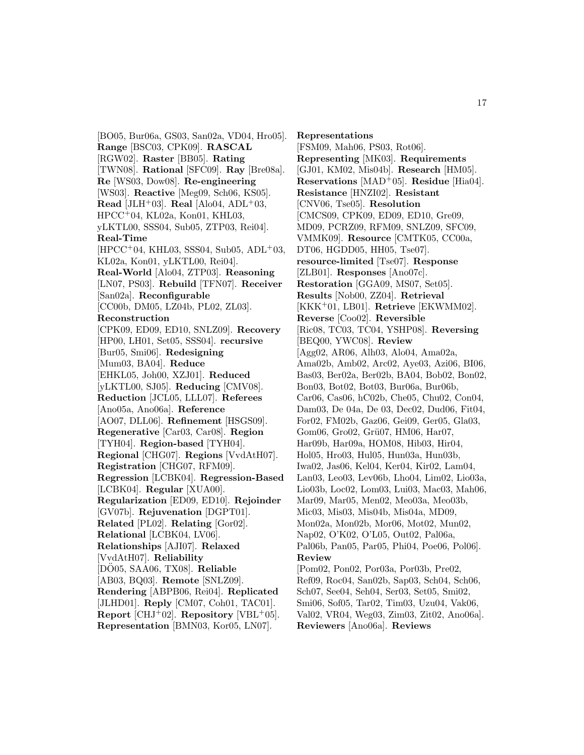[BO05, Bur06a, GS03, San02a, VD04, Hro05]. **Range** [BSC03, CPK09]. **RASCAL** [RGW02]. **Raster** [BB05]. **Rating** [TWN08]. **Rational** [SFC09]. **Ray** [Bre08a]. **Re** [WS03, Dow08]. **Re-engineering** [WS03]. **Reactive** [Meg09, Sch06, KS05]. **Read** [JLH+03]. **Real** [Alo04, ADL+03, HPCC+04, KL02a, Kon01, KHL03, yLKTL00, SSS04, Sub05, ZTP03, Rei04]. **Real-Time** [HPCC+04, KHL03, SSS04, Sub05, ADL+03, KL02a, Kon01, yLKTL00, Rei04]. **Real-World** [Alo04, ZTP03]. **Reasoning** [LN07, PS03]. **Rebuild** [TFN07]. **Receiver** [San02a]. **Reconfigurable** [CC00b, DM05, LZ04b, PL02, ZL03]. **Reconstruction** [CPK09, ED09, ED10, SNLZ09]. **Recovery** [HP00, LH01, Set05, SSS04]. **recursive** [Bur05, Smi06]. **Redesigning** [Mum03, BA04]. **Reduce** [EHKL05, Joh00, XZJ01]. **Reduced** [yLKTL00, SJ05]. **Reducing** [CMV08]. **Reduction** [JCL05, LLL07]. **Referees** [Ano05a, Ano06a]. **Reference** [AO07, DLL06]. **Refinement** [HSGS09]. **Regenerative** [Car03, Car08]. **Region** [TYH04]. **Region-based** [TYH04]. **Regional** [CHG07]. **Regions** [VvdAtH07]. **Registration** [CHG07, RFM09]. **Regression** [LCBK04]. **Regression-Based** [LCBK04]. **Regular** [XUA00]. **Regularization** [ED09, ED10]. **Rejoinder** [GV07b]. **Rejuvenation** [DGPT01]. **Related** [PL02]. **Relating** [Gor02]. **Relational** [LCBK04, LV06]. **Relationships** [AJI07]. **Relaxed** [VvdAtH07]. **Reliability** [DÖ05, SAA06, TX08]. **Reliable** [AB03, BQ03]. **Remote** [SNLZ09]. **Rendering** [ABPB06, Rei04]. **Replicated** [JLHD01]. **Reply** [CM07, Coh01, TAC01]. **Report** [CHJ+02]. **Repository** [VBL+05]. **Representation** [BMN03, Kor05, LN07]. **Representations** [FSM09, Mah06, PS03, Rot06]. **Representing** [MK03]. **Requirements** [GJ01, KM02, Mis04b]. **Research** [HM05]. **Reservations** [MAD+05]. **Residue** [Hia04]. **Resistance** [HNZI02]. **Resistant** [CNV06, Tse05]. **Resolution** [CMCS09, CPK09, ED09, ED10, Gre09, MD09, PCRZ09, RFM09, SNLZ09, SFC09, VMMK09]. **Resource** [CMTK05, CC00a, DT06, HGDD05, HH05, Tse07]. **resource-limited** [Tse07]. **Response** [ZLB01]. **Responses** [Ano07c]. **Restoration** [GGA09, MS07, Set05]. **Results** [Nob00, ZZ04]. **Retrieval** [KKK+01, LB01]. **Retrieve** [EKWMM02]. **Reverse** [Coo02]. **Reversible** [Ric08, TC03, TC04, YSHP08]. **Reversing** [BEQ00, YWC08]. **Review** [Agg02, AR06, Alh03, Alo04, Ama02a, Ama02b, Amb02, Arc02, Aye03, Azi06, BI06, Bas03, Ber02a, Ber02b, BA04, Bob02, Bon02, Bon03, Bot02, Bot03, Bur06a, Bur06b, Car06, Cas06, hC02b, Che05, Chu02, Con04, Dam03, De 04a, De 03, Dec02, Dud06, Fit04, For02, FM02b, Gaz06, Gei09, Ger05, Gla03, Gom06, Gro02, Grü07, HM06, Har07, Har09b, Har09a, HOM08, Hib03, Hir04, Hol05, Hro03, Hul05, Hun03a, Hun03b, Iwa02, Jas06, Kel04, Ker04, Kir02, Lam04, Lan03, Leo03, Lev06b, Lho04, Lim02, Lio03a, Lio03b, Loc02, Lom03, Lui03, Mac03, Mah06, Mar09, Mar05, Men02, Meo03a, Meo03b, Mic03, Mis03, Mis04b, Mis04a, MD09, Mon02a, Mon02b, Mor06, Mot02, Mun02, Nap02, O'K02, O'L05, Out02, Pal06a, Pal06b, Pan05, Par05, Phi04, Poe06, Pol06]. **Review** [Pom02, Pon02, Por03a, Por03b, Pre02, Ref09, Roc04, San02b, Sap03, Sch04, Sch06, Sch07, See04, Seh04, Ser03, Set05, Smi02, Smi06, Sof05, Tar02, Tim03, Uzu04, Vak06, Val02, VR04, Weg03, Zim03, Zit02, Ano06a]. **Reviewers** [Ano06a]. **Reviews**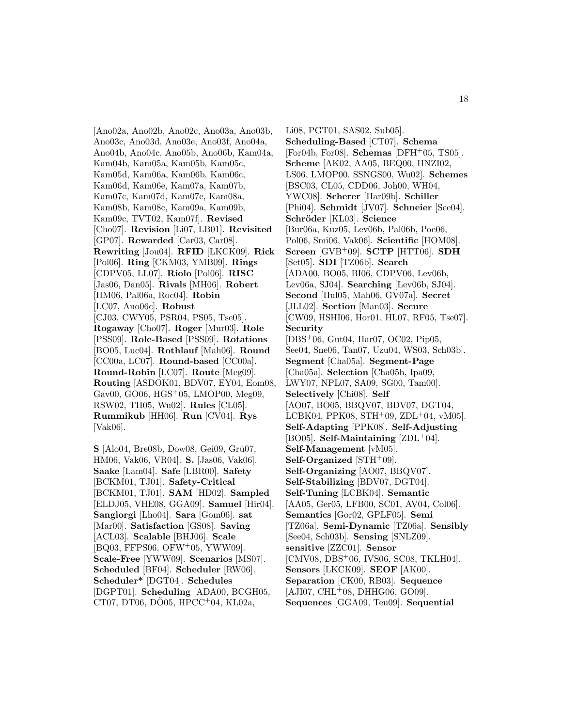[Ano02a, Ano02b, Ano02c, Ano03a, Ano03b, Ano03c, Ano03d, Ano03e, Ano03f, Ano04a, Ano04b, Ano04c, Ano05b, Ano06b, Kam04a, Kam04b, Kam05a, Kam05b, Kam05c, Kam05d, Kam06a, Kam06b, Kam06c, Kam06d, Kam06e, Kam07a, Kam07b, Kam07c, Kam07d, Kam07e, Kam08a, Kam08b, Kam08c, Kam09a, Kam09b, Kam09c, TVT02, Kam07f]. **Revised** [Cho07]. **Revision** [Li07, LB01]. **Revisited** [GP07]. **Rewarded** [Car03, Car08]. **Rewriting** [Jou04]. **RFID** [LKCK09]. **Rick** [Pol06]. **Ring** [CKM03, YMB09]. **Rings** [CDPV05, LL07]. **Riolo** [Pol06]. **RISC** [Jas06, Dan05]. **Rivals** [MH06]. **Robert** [HM06, Pal06a, Roc04]. **Robin** [LC07, Ano06c]. **Robust** [CJ03, CWY05, PSR04, PS05, Tse05]. **Rogaway** [Cho07]. **Roger** [Mur03]. **Role** [PSS09]. **Role-Based** [PSS09]. **Rotations** [BO05, Luc04]. **Rothlauf** [Mah06]. **Round** [CC00a, LC07]. **Round-based** [CC00a]. **Round-Robin** [LC07]. **Route** [Meg09]. **Routing** [ASDOK01, BDV07, EY04, Eom08, Gav00, GO06, HGS$^+$05, LMOP00, Meg09, RSW02, TH05, Wu02]. **Rules** [CL05]. **Rummikub** [HH06]. **Run** [CV04]. **Rys** [Vak06].

**S** [Alo04, Bre08b, Dow08, Gei09, Grü07, HM06, Vak06, VR04]. **S.** [Jas06, Vak06]. **Saake** [Lam04]. **Safe** [LBR00]. **Safety** [BCKM01, TJ01]. **Safety-Critical** [BCKM01, TJ01]. **SAM** [HD02]. **Sampled** [ELDJ05, VHE08, GGA09]. **Samuel** [Hir04]. **Sangiorgi** [Lho04]. **Sara** [Gom06]. **sat** [Mar00]. **Satisfaction** [GS08]. **Saving** [ACL03]. **Scalable** [BHJ06]. **Scale** [BQ03, FFPS06, OFW$^+$05, YWW09]. **Scale-Free** [YWW09]. **Scenarios** [MS07]. **Scheduled** [BF04]. **Scheduler** [RW06]. **Scheduler*** [DGT04]. **Schedules** [DGPT01]. **Scheduling** [ADA00, BCGH05, CT07, DT06, DÖ05, HPCC$^+$04, KL02a, Li08, PGT01, SAS02, Sub05]. **Scheduling-Based** [CT07]. **Schema** [For04b, For08]. **Schemas** [DFH$^+$05, TS05]. **Scheme** [AK02, AA05, BEQ00, HNZI02, LS06, LMOP00, SSNGS00, Wu02]. **Schemes** [BSC03, CL05, CDD06, Joh00, WH04, YWC08]. **Scherer** [Har09b]. **Schiller** [Phi04]. **Schmidt** [JV07]. **Schneier** [See04]. **Schröder** [KL03]. **Science** [Bur06a, Kuz05, Lev06b, Pal06b, Poe06, Pol06, Smi06, Vak06]. **Scientific** [HOM08]. **Screen** [GVB$^+$09]. **SCTP** [HTT06]. **SDH** [Set05]. **SDI** [TZ06b]. **Search** [ADA00, BO05, BI06, CDPV06, Lev06b, Lev06a, SJ04]. **Searching** [Lev06b, SJ04]. **Second** [Hul05, Mah06, GV07a]. **Secret** [JLL02]. **Section** [Man03]. **Secure** [CW09, HSHI06, Hor01, HL07, RF05, Tse07]. **Security** [DBS$^+$06, Gut04, Har07, OC02, Pip05, See04, Sne06, Tan07, Uzu04, WS03, Sch03b]. **Segment** [Cha05a]. **Segment-Page** [Cha05a]. **Selection** [Cha05b, Ipa09, LWY07, NPL07, SA09, SG00, Tam00]. **Selectively** [Chi08]. **Self** [AO07, BO05, BBQV07, BDV07, DGT04, LCBK04, PPK08, STH$^+$09, ZDL$^+$04, vM05]. **Self-Adapting** [PPK08]. **Self-Adjusting** [BO05]. **Self-Maintaining** [ZDL$^+$04]. **Self-Management** [vM05]. **Self-Organized** [STH$^+$09]. **Self-Organizing** [AO07, BBQV07]. **Self-Stabilizing** [BDV07, DGT04]. **Self-Tuning** [LCBK04]. **Semantic** [AA05, Ger05, LFB00, SC01, AV04, Col06]. **Semantics** [Gor02, GPLF05]. **Semi** [TZ06a]. **Semi-Dynamic** [TZ06a]. **Sensibly** [See04, Sch03b]. **Sensing** [SNLZ09]. **sensitive** [ZZC01]. **Sensor** [CMV08, DBS$^+$06, IVS06, SC08, TKLH04]. **Sensors** [LKCK09]. **SEOF** [AK00]. **Separation** [CK00, RB03]. **Sequence** [AJI07, CHL$^+$08, DHHG06, GO09]. **Sequences** [GGA09, Teu09]. **Sequential**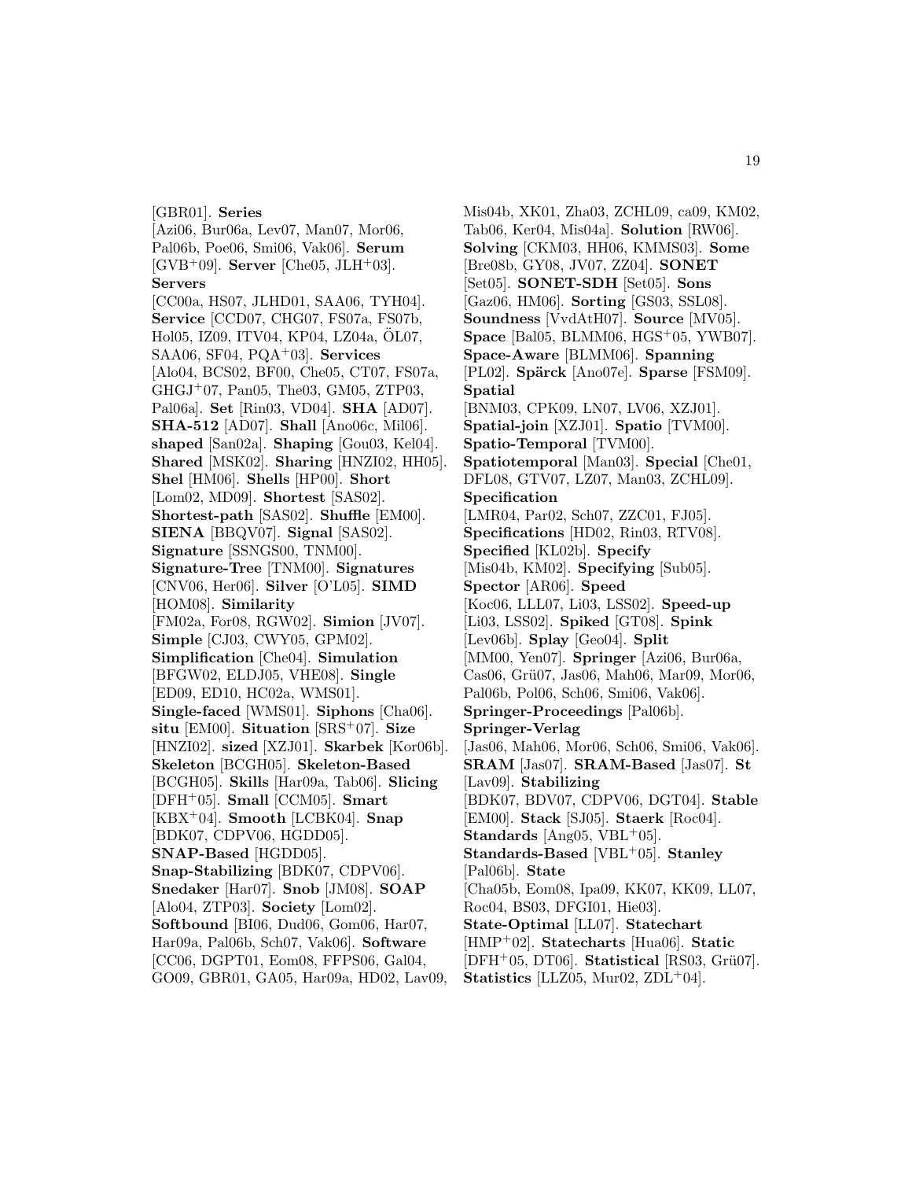[GBR01]. **Series** [Azi06, Bur06a, Lev07, Man07, Mor06, Pal06b, Poe06, Smi06, Vak06]. **Serum** [GVB+09]. **Server** [Che05, JLH+03]. **Servers** [CC00a, HS07, JLHD01, SAA06, TYH04]. **Service** [CCD07, CHG07, FS07a, FS07b, Hol05, IZ09, ITV04, KP04, LZ04a, ÖL07, SAA06, SF04, PQA+03]. **Services** [Alo04, BCS02, BF00, Che05, CT07, FS07a, GHGJ+07, Pan05, The03, GM05, ZTP03, Pal06a]. **Set** [Rin03, VD04]. **SHA** [AD07]. **SHA-512** [AD07]. **Shall** [Ano06c, Mil06]. **shaped** [San02a]. **Shaping** [Gou03, Kel04]. **Shared** [MSK02]. **Sharing** [HNZI02, HH05]. **Shel** [HM06]. **Shells** [HP00]. **Short** [Lom02, MD09]. **Shortest** [SAS02]. **Shortest-path** [SAS02]. **Shuffle** [EM00]. **SIENA** [BBQV07]. **Signal** [SAS02]. **Signature** [SSNGS00, TNM00]. **Signature-Tree** [TNM00]. **Signatures** [CNV06, Her06]. **Silver** [O'L05]. **SIMD** [HOM08]. **Similarity** [FM02a, For08, RGW02]. **Simion** [JV07]. **Simple** [CJ03, CWY05, GPM02]. **Simplification** [Che04]. **Simulation** [BFGW02, ELDJ05, VHE08]. **Single** [ED09, ED10, HC02a, WMS01]. **Single-faced** [WMS01]. **Siphons** [Cha06]. **situ** [EM00]. **Situation** [SRS+07]. **Size** [HNZI02]. **sized** [XZJ01]. **Skarbek** [Kor06b]. **Skeleton** [BCGH05]. **Skeleton-Based** [BCGH05]. **Skills** [Har09a, Tab06]. **Slicing** [DFH+05]. **Small** [CCM05]. **Smart** [KBX+04]. **Smooth** [LCBK04]. **Snap** [BDK07, CDPV06, HGDD05]. **SNAP-Based** [HGDD05]. **Snap-Stabilizing** [BDK07, CDPV06]. **Snedaker** [Har07]. **Snob** [JM08]. **SOAP** [Alo04, ZTP03]. **Society** [Lom02]. **Softbound** [BI06, Dud06, Gom06, Har07, Har09a, Pal06b, Sch07, Vak06]. **Software** [CC06, DGPT01, Eom08, FFPS06, Gal04, GO09, GBR01, GA05, Har09a, HD02, Lav09, Mis04b, XK01, Zha03, ZCHL09, ca09, KM02, Tab06, Ker04, Mis04a]. **Solution** [RW06]. **Solving** [CKM03, HH06, KMMS03]. **Some** [Bre08b, GY08, JV07, ZZ04]. **SONET** [Set05]. **SONET-SDH** [Set05]. **Sons** [Gaz06, HM06]. **Sorting** [GS03, SSL08]. **Soundness** [VvdAtH07]. **Source** [MV05]. **Space** [Bal05, BLMM06, HGS+05, YWB07]. **Space-Aware** [BLMM06]. **Spanning** [PL02]. **Spärck** [Ano07e]. **Sparse** [FSM09]. **Spatial** [BNM03, CPK09, LN07, LV06, XZJ01]. **Spatial-join** [XZJ01]. **Spatio** [TVM00]. **Spatio-Temporal** [TVM00]. **Spatiotemporal** [Man03]. **Special** [Che01, DFL08, GTV07, LZ07, Man03, ZCHL09]. **Specification** [LMR04, Par02, Sch07, ZZC01, FJ05]. **Specifications** [HD02, Rin03, RTV08]. **Specified** [KL02b]. **Specify** [Mis04b, KM02]. **Specifying** [Sub05]. **Spector** [AR06]. **Speed** [Koc06, LLL07, Li03, LSS02]. **Speed-up** [Li03, LSS02]. **Spiked** [GT08]. **Spink** [Lev06b]. **Splay** [Geo04]. **Split** [MM00, Yen07]. **Springer** [Azi06, Bur06a, Cas06, Grü07, Jas06, Mah06, Mar09, Mor06, Pal06b, Pol06, Sch06, Smi06, Vak06]. **Springer-Proceedings** [Pal06b]. **Springer-Verlag** [Jas06, Mah06, Mor06, Sch06, Smi06, Vak06]. **SRAM** [Jas07]. **SRAM-Based** [Jas07]. **St** [Lav09]. **Stabilizing** [BDK07, BDV07, CDPV06, DGT04]. **Stable** [EM00]. **Stack** [SJ05]. **Staerk** [Roc04]. **Standards** [Ang05, VBL+05]. **Standards-Based** [VBL+05]. **Stanley** [Pal06b]. **State** [Cha05b, Eom08, Ipa09, KK07, KK09, LL07, Roc04, BS03, DFGI01, Hie03]. **State-Optimal** [LL07]. **Statechart** [HMP+02]. **Statecharts** [Hua06]. **Static** [DFH+05, DT06]. **Statistical** [RS03, Grü07]. **Statistics** [LLZ05, Mur02, ZDL+04].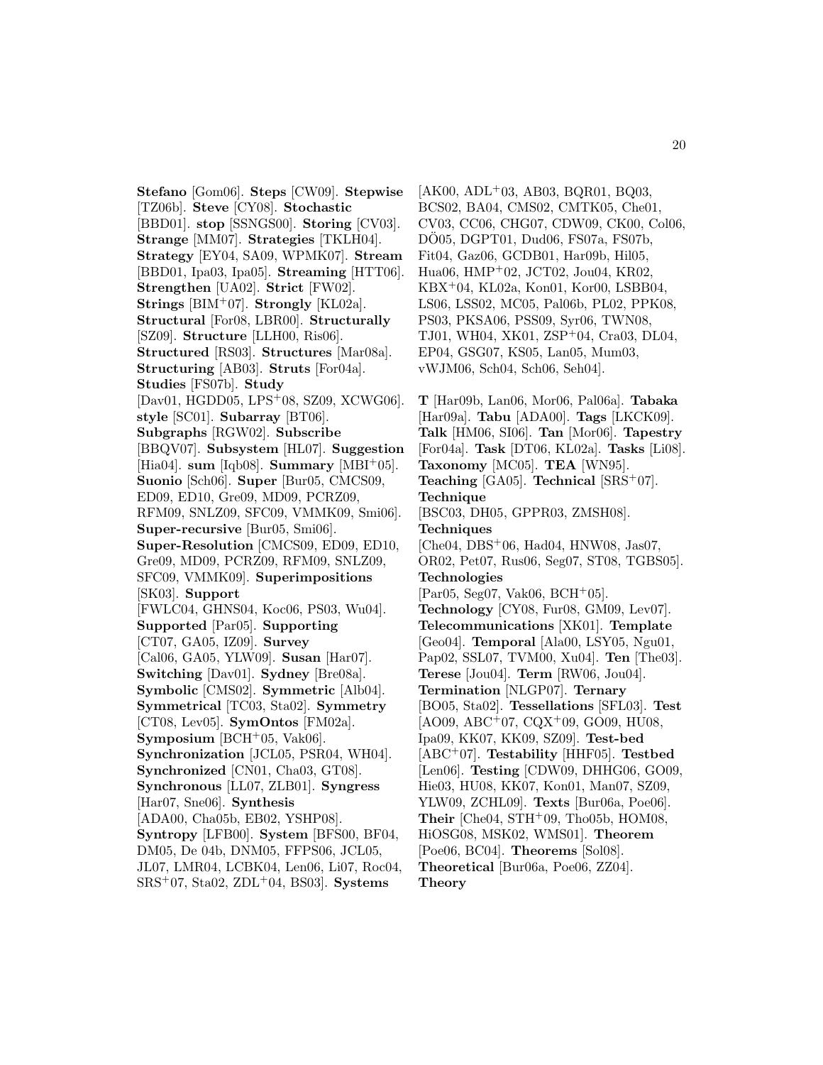**Stefano** [Gom06]. **Steps** [CW09]. **Stepwise** [TZ06b]. **Steve** [CY08]. **Stochastic** [BBD01]. **stop** [SSNGS00]. **Storing** [CV03]. **Strange** [MM07]. **Strategies** [TKLH04]. **Strategy** [EY04, SA09, WPMK07]. **Stream** [BBD01, Ipa03, Ipa05]. **Streaming** [HTT06]. **Strengthen** [UA02]. **Strict** [FW02]. **Strings** [BIM+07]. **Strongly** [KL02a]. **Structural** [For08, LBR00]. **Structurally** [SZ09]. **Structure** [LLH00, Ris06]. **Structured** [RS03]. **Structures** [Mar08a]. **Structuring** [AB03]. **Struts** [For04a]. **Studies** [FS07b]. **Study** [Dav01, HGDD05, LPS+08, SZ09, XCWG06]. **style** [SC01]. **Subarray** [BT06]. **Subgraphs** [RGW02]. **Subscribe** [BBQV07]. **Subsystem** [HL07]. **Suggestion** [Hia04]. **sum** [Iqb08]. **Summary** [MBI+05]. **Suonio** [Sch06]. **Super** [Bur05, CMCS09, ED09, ED10, Gre09, MD09, PCRZ09, RFM09, SNLZ09, SFC09, VMMK09, Smi06]. **Super-recursive** [Bur05, Smi06]. **Super-Resolution** [CMCS09, ED09, ED10, Gre09, MD09, PCRZ09, RFM09, SNLZ09, SFC09, VMMK09]. **Superimpositions** [SK03]. **Support** [FWLC04, GHNS04, Koc06, PS03, Wu04]. **Supported** [Par05]. **Supporting** [CT07, GA05, IZ09]. **Survey** [Cal06, GA05, YLW09]. **Susan** [Har07]. **Switching** [Dav01]. **Sydney** [Bre08a]. **Symbolic** [CMS02]. **Symmetric** [Alb04]. **Symmetrical** [TC03, Sta02]. **Symmetry** [CT08, Lev05]. **SymOntos** [FM02a]. **Symposium** [BCH+05, Vak06]. **Synchronization** [JCL05, PSR04, WH04]. **Synchronized** [CN01, Cha03, GT08]. **Synchronous** [LL07, ZLB01]. **Syngress** [Har07, Sne06]. **Synthesis** [ADA00, Cha05b, EB02, YSHP08]. **Syntropy** [LFB00]. **System** [BFS00, BF04, DM05, De 04b, DNM05, FFPS06, JCL05, JL07, LMR04, LCBK04, Len06, Li07, Roc04, SRS+07, Sta02, ZDL+04, BS03]. **Systems** [AK00, ADL+03, AB03, BQR01, BQ03, BCS02, BA04, CMS02, CMTK05, Che01, CV03, CC06, CHG07, CDW09, CK00, Col06, DÖ05, DGPT01, Dud06, FS07a, FS07b, Fit04, Gaz06, GCDB01, Har09b, Hil05, Hua06, HMP+02, JCT02, Jou04, KR02, KBX+04, KL02a, Kon01, Kor00, LSBB04, LS06, LSS02, MC05, Pal06b, PL02, PPK08, PS03, PKSA06, PSS09, Syr06, TWN08, TJ01, WH04, XK01, ZSP+04, Cra03, DL04, EP04, GSG07, KS05, Lan05, Mum03, vWJM06, Sch04, Sch06, Seh04].

**T** [Har09b, Lan06, Mor06, Pal06a]. **Tabaka** [Har09a]. **Tabu** [ADA00]. **Tags** [LKCK09]. **Talk** [HM06, SI06]. **Tan** [Mor06]. **Tapestry** [For04a]. **Task** [DT06, KL02a]. **Tasks** [Li08]. **Taxonomy** [MC05]. **TEA** [WN95]. **Teaching** [GA05]. **Technical** [SRS+07]. **Technique** [BSC03, DH05, GPPR03, ZMSH08]. **Techniques** [Che04, DBS+06, Had04, HNW08, Jas07, OR02, Pet07, Rus06, Seg07, ST08, TGBS05]. **Technologies** [Par05, Seg07, Vak06, BCH+05]. **Technology** [CY08, Fur08, GM09, Lev07]. **Telecommunications** [XK01]. **Template** [Geo04]. **Temporal** [Ala00, LSY05, Ngu01, Pap02, SSL07, TVM00, Xu04]. **Ten** [The03]. **Terese** [Jou04]. **Term** [RW06, Jou04]. **Termination** [NLGP07]. **Ternary** [BO05, Sta02]. **Tessellations** [SFL03]. **Test** [AO09, ABC+07, CQX+09, GO09, HU08, Ipa09, KK07, KK09, SZ09]. **Test-bed** [ABC+07]. **Testability** [HHF05]. **Testbed** [Len06]. **Testing** [CDW09, DHHG06, GO09, Hie03, HU08, KK07, Kon01, Man07, SZ09, YLW09, ZCHL09]. **Texts** [Bur06a, Poe06]. **Their** [Che04, STH+09, Tho05b, HOM08, HiOSG08, MSK02, WMS01]. **Theorem** [Poe06, BC04]. **Theorems** [Sol08]. **Theoretical** [Bur06a, Poe06, ZZ04]. **Theory**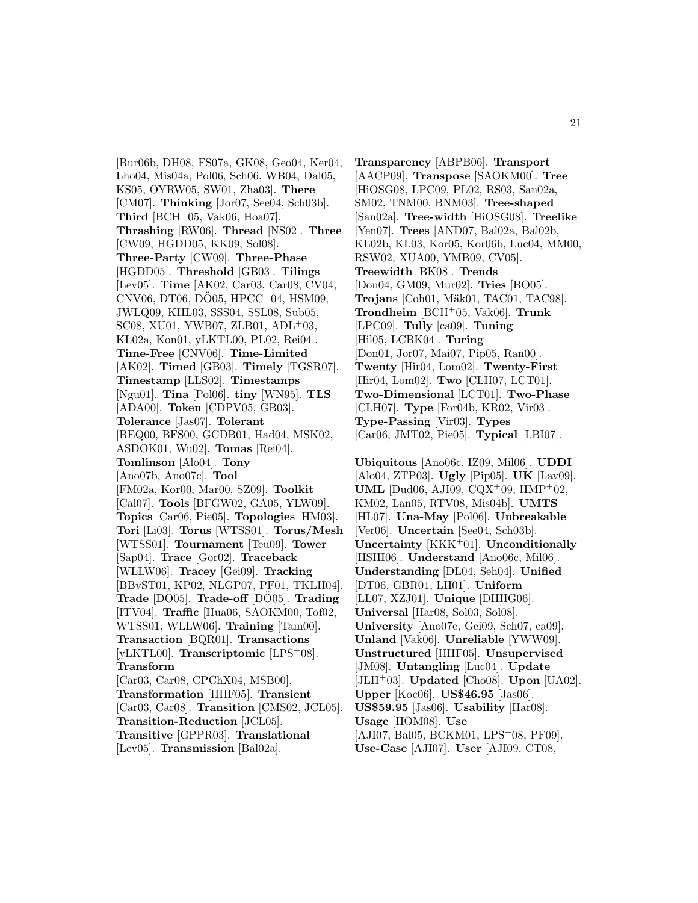[Bur06b, DH08, FS07a, GK08, Geo04, Ker04, Lho04, Mis04a, Pol06, Sch06, WB04, Dal05, KS05, OYRW05, SW01, Zha03]. **There** [CM07]. **Thinking** [Jor07, See04, Sch03b]. **Third** [BCH+05, Vak06, Hoa07]. **Thrashing** [RW06]. **Thread** [NS02]. **Three** [CW09, HGDD05, KK09, Sol08]. **Three-Party** [CW09]. **Three-Phase** [HGDD05]. **Threshold** [GB03]. **Tilings** [Lev05]. **Time** [AK02, Car03, Car08, CV04, CNV06, DT06, DÖ05, HPCC+04, HSM09, JWLQ09, KHL03, SSS04, SSL08, Sub05, SC08, XU01, YWB07, ZLB01, ADL+03, KL02a, Kon01, yLKTL00, PL02, Rei04]. **Time-Free** [CNV06]. **Time-Limited** [AK02]. **Timed** [GB03]. **Timely** [TGSR07]. **Timestamp** [LLS02]. **Timestamps** [Ngu01]. **Tina** [Pol06]. **tiny** [WN95]. **TLS** [ADA00]. **Token** [CDPV05, GB03]. **Tolerance** [Jas07]. **Tolerant** [BEQ00, BFS00, GCDB01, Had04, MSK02, ASDOK01, Wu02]. **Tomas** [Rei04]. **Tomlinson** [Alo04]. **Tony** [Ano07b, Ano07c]. **Tool** [FM02a, Kor00, Mar00, SZ09]. **Toolkit** [Cal07]. **Tools** [BFGW02, GA05, YLW09]. **Topics** [Car06, Pie05]. **Topologies** [HM03]. **Tori** [Li03]. **Torus** [WTSS01]. **Torus/Mesh** [WTSS01]. **Tournament** [Teu09]. **Tower** [Sap04]. **Trace** [Gor02]. **Traceback** [WLLW06]. **Tracey** [Gei09]. **Tracking** [BBvST01, KP02, NLGP07, PF01, TKLH04]. **Trade** [DÖ05]. **Trade-off** [DÖ05]. **Trading** [ITV04]. **Traffic** [Hua06, SAOKM00, Tof02, WTSS01, WLLW06]. **Training** [Tam00]. **Transaction** [BQR01]. **Transactions** [yLKTL00]. **Transcriptomic** [LPS+08]. **Transform** [Car03, Car08, CPChX04, MSB00]. **Transformation** [HHF05]. **Transient** [Car03, Car08]. **Transition** [CMS02, JCL05]. **Transition-Reduction** [JCL05]. **Transitive** [GPPR03]. **Translational** [Lev05]. **Transmission** [Bal02a]. **Transparency** [ABPB06]. **Transport** [AACP09]. **Transpose** [SAOKM00]. **Tree** [HiOSG08, LPC09, PL02, RS03, San02a, SM02, TNM00, BNM03]. **Tree-shaped** [San02a]. **Tree-width** [HiOSG08]. **Treelike** [Yen07]. **Trees** [AND07, Bal02a, Bal02b, KL02b, KL03, Kor05, Kor06b, Luc04, MM00, RSW02, XUA00, YMB09, CV05]. **Treewidth** [BK08]. **Trends** [Don04, GM09, Mur02]. **Tries** [BO05]. **Trojans** [Coh01, Mäk01, TAC01, TAC98]. **Trondheim** [BCH+05, Vak06]. **Trunk** [LPC09]. **Tully** [ca09]. **Tuning** [Hil05, LCBK04]. **Turing** [Don01, Jor07, Mai07, Pip05, Ran00]. **Twenty** [Hir04, Lom02]. **Twenty-First** [Hir04, Lom02]. **Two** [CLH07, LCT01]. **Two-Dimensional** [LCT01]. **Two-Phase** [CLH07]. **Type** [For04b, KR02, Vir03]. **Type-Passing** [Vir03]. **Types** [Car06, JMT02, Pie05]. **Typical** [LBI07].

**Ubiquitous** [Ano06c, IZ09, Mil06]. **UDDI** [Alo04, ZTP03]. **Ugly** [Pip05]. **UK** [Lav09]. **UML** [Dud06, AJI09, CQX+09, HMP+02, KM02, Lan05, RTV08, Mis04b]. **UMTS** [HL07]. **Una-May** [Pol06]. **Unbreakable** [Ver06]. **Uncertain** [See04, Sch03b]. **Uncertainty** [KKK+01]. **Unconditionally** [HSHI06]. **Understand** [Ano06c, Mil06]. **Understanding** [DL04, Seh04]. **Unified** [DT06, GBR01, LH01]. **Uniform** [LL07, XZJ01]. **Unique** [DHHG06]. **Universal** [Har08, Sol03, Sol08]. **University** [Ano07e, Gei09, Sch07, ca09]. **Unland** [Vak06]. **Unreliable** [YWW09]. **Unstructured** [HHF05]. **Unsupervised** [JM08]. **Untangling** [Luc04]. **Update** [JLH+03]. **Updated** [Cho08]. **Upon** [UA02]. **Upper** [Koc06]. **US$46.95** [Jas06]. **US$59.95** [Jas06]. **Usability** [Har08]. **Usage** [HOM08]. **Use** [AJI07, Bal05, BCKM01, LPS+08, PF09]. **Use-Case** [AJI07]. **User** [AJI09, CT08,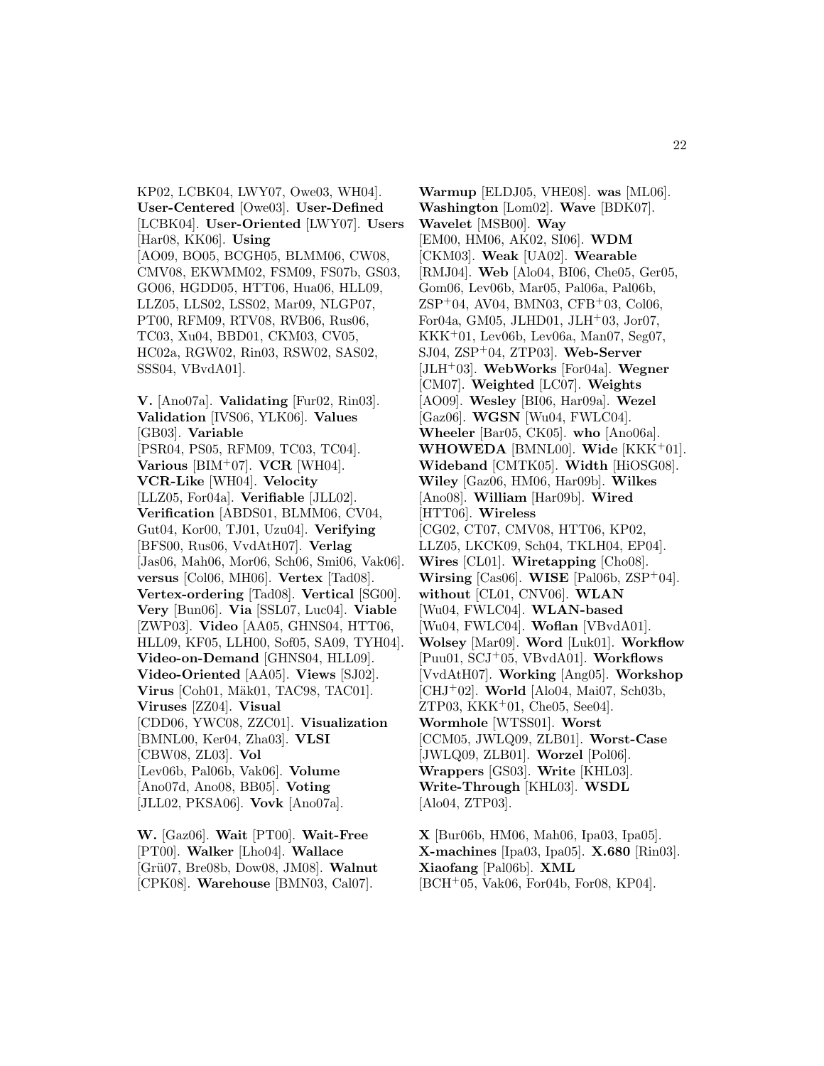KP02, LCBK04, LWY07, Owe03, WH04]. **User-Centered** [Owe03]. **User-Defined** [LCBK04]. **User-Oriented** [LWY07]. **Users** [Har08, KK06]. **Using** [AO09, BO05, BCGH05, BLMM06, CW08, CMV08, EKWMM02, FSM09, FS07b, GS03, GO06, HGDD05, HTT06, Hua06, HLL09, LLZ05, LLS02, LSS02, Mar09, NLGP07, PT00, RFM09, RTV08, RVB06, Rus06, TC03, Xu04, BBD01, CKM03, CV05, HC02a, RGW02, Rin03, RSW02, SAS02, SSS04, VBvdA01].

**V.** [Ano07a]. **Validating** [Fur02, Rin03]. **Validation** [IVS06, YLK06]. **Values** [GB03]. **Variable** [PSR04, PS05, RFM09, TC03, TC04]. **Various** [BIM+07]. **VCR** [WH04]. **VCR-Like** [WH04]. **Velocity** [LLZ05, For04a]. **Verifiable** [JLL02]. **Verification** [ABDS01, BLMM06, CV04, Gut04, Kor00, TJ01, Uzu04]. **Verifying** [BFS00, Rus06, VvdAtH07]. **Verlag** [Jas06, Mah06, Mor06, Sch06, Smi06, Vak06]. **versus** [Col06, MH06]. **Vertex** [Tad08]. **Vertex-ordering** [Tad08]. **Vertical** [SG00]. **Very** [Bun06]. **Via** [SSL07, Luc04]. **Viable** [ZWP03]. **Video** [AA05, GHNS04, HTT06, HLL09, KF05, LLH00, Sof05, SA09, TYH04]. **Video-on-Demand** [GHNS04, HLL09]. **Video-Oriented** [AA05]. **Views** [SJ02]. **Virus** [Coh01, Mäk01, TAC98, TAC01]. **Viruses** [ZZ04]. **Visual** [CDD06, YWC08, ZZC01]. **Visualization** [BMNL00, Ker04, Zha03]. **VLSI** [CBW08, ZL03]. **Vol** [Lev06b, Pal06b, Vak06]. **Volume** [Ano07d, Ano08, BB05]. **Voting** [JLL02, PKSA06]. **Vovk** [Ano07a].

**W.** [Gaz06]. **Wait** [PT00]. **Wait-Free** [PT00]. **Walker** [Lho04]. **Wallace** [Grü07, Bre08b, Dow08, JM08]. **Walnut** [CPK08]. **Warehouse** [BMN03, Cal07]. **Warmup** [ELDJ05, VHE08]. **was** [ML06]. **Washington** [Lom02]. **Wave** [BDK07]. **Wavelet** [MSB00]. **Way** [EM00, HM06, AK02, SI06]. **WDM** [CKM03]. **Weak** [UA02]. **Wearable** [RMJ04]. **Web** [Alo04, BI06, Che05, Ger05, Gom06, Lev06b, Mar05, Pal06a, Pal06b, ZSP+04, AV04, BMN03, CFB+03, Col06, For04a, GM05, JLHD01, JLH+03, Jor07, KKK+01, Lev06b, Lev06a, Man07, Seg07, SJ04, ZSP+04, ZTP03]. **Web-Server** [JLH+03]. **WebWorks** [For04a]. **Wegner** [CM07]. **Weighted** [LC07]. **Weights** [AO09]. **Wesley** [BI06, Har09a]. **Wezel** [Gaz06]. **WGSN** [Wu04, FWLC04]. **Wheeler** [Bar05, CK05]. **who** [Ano06a]. **WHOWEDA** [BMNL00]. **Wide** [KKK+01]. **Wideband** [CMTK05]. **Width** [HiOSG08]. **Wiley** [Gaz06, HM06, Har09b]. **Wilkes** [Ano08]. **William** [Har09b]. **Wired** [HTT06]. **Wireless** [CG02, CT07, CMV08, HTT06, KP02, LLZ05, LKCK09, Sch04, TKLH04, EP04]. **Wires** [CL01]. **Wiretapping** [Cho08]. **Wirsing** [Cas06]. **WISE** [Pal06b, ZSP+04]. **without** [CL01, CNV06]. **WLAN** [Wu04, FWLC04]. **WLAN-based** [Wu04, FWLC04]. **Woflan** [VBvdA01]. **Wolsey** [Mar09]. **Word** [Luk01]. **Workflow** [Puu01, SCJ+05, VBvdA01]. **Workflows** [VvdAtH07]. **Working** [Ang05]. **Workshop** [CHJ+02]. **World** [Alo04, Mai07, Sch03b, ZTP03, KKK+01, Che05, See04]. **Wormhole** [WTSS01]. **Worst** [CCM05, JWLQ09, ZLB01]. **Worst-Case** [JWLQ09, ZLB01]. **Worzel** [Pol06]. **Wrappers** [GS03]. **Write** [KHL03]. **Write-Through** [KHL03]. **WSDL** [Alo04, ZTP03].

**X** [Bur06b, HM06, Mah06, Ipa03, Ipa05]. **X-machines** [Ipa03, Ipa05]. **X.680** [Rin03]. **Xiaofang** [Pal06b]. **XML** [BCH+05, Vak06, For04b, For08, KP04].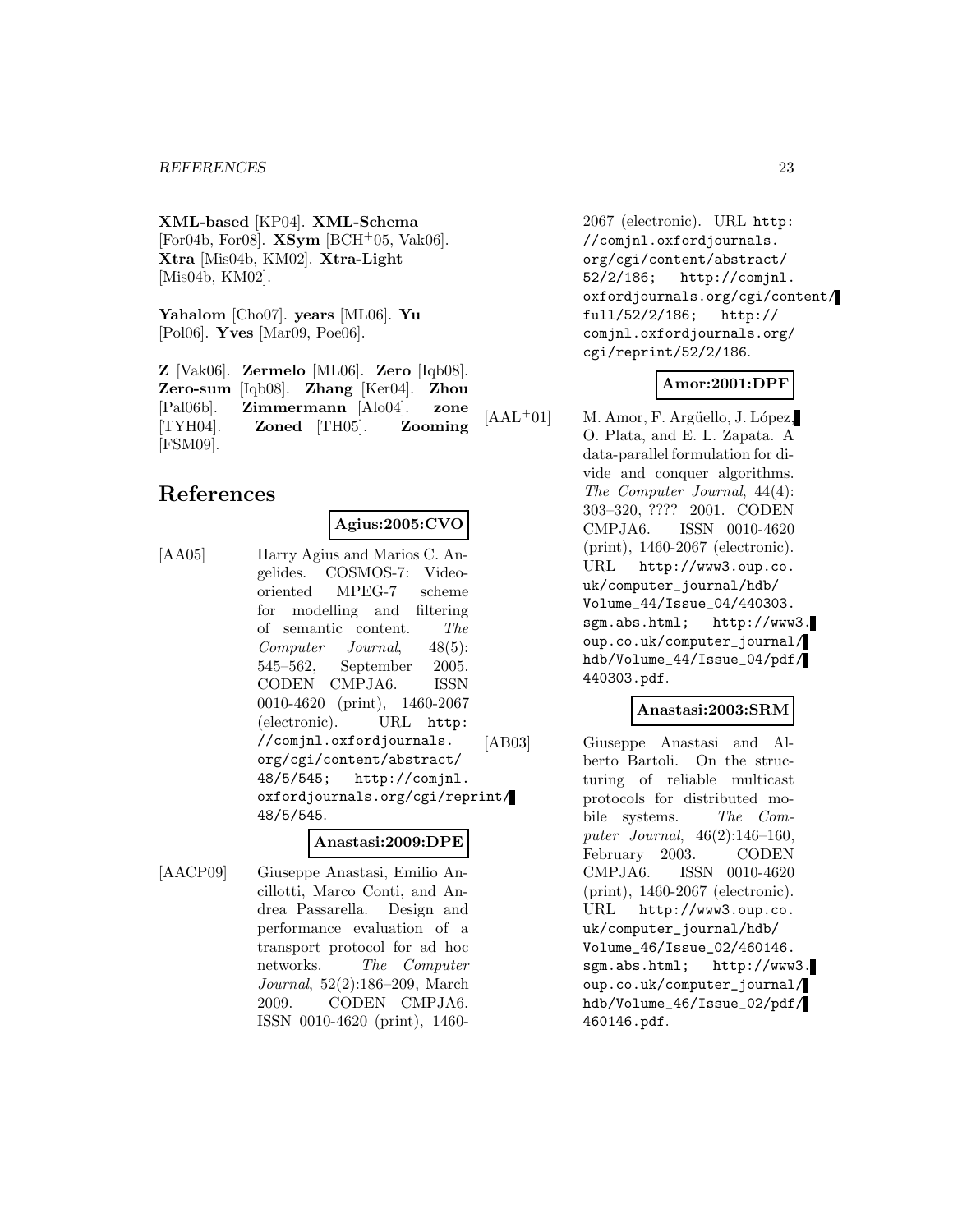**XML-based** [KP04]. **XML-Schema** [For04b, For08]. **XSym** [BCH+05, Vak06]. **Xtra** [Mis04b, KM02]. **Xtra-Light** [Mis04b, KM02].

**Yahalom** [Cho07]. **years** [ML06]. **Yu** [Pol06]. **Yves** [Mar09, Poe06].

**Z** [Vak06]. **Zermelo** [ML06]. **Zero** [Iqb08]. **Zero-sum** [Iqb08]. **Zhang** [Ker04]. **Zhou** [Pal06b]. **Zimmermann** [Alo04]. **zone** [TYH04]. **Zoned** [TH05]. **Zooming** [FSM09].

# References

**Agius:2005:CVO**

[AA05] Harry Agius and Marios C. Angelides. COSMOS-7: Video-oriented MPEG-7 scheme for modelling and filtering of semantic content. *The Computer Journal*, 48(5): 545–562, September 2005. CODEN CMPJA6. ISSN 0010-4620 (print), 1460-2067 (electronic). URL `http://comjnl.oxfordjournals.org/cgi/content/abstract/48/5/545; http://comjnl.oxfordjournals.org/cgi/reprint/48/5/545`.

**Anastasi:2009:DPE**

[AACP09] Giuseppe Anastasi, Emilio Ancillotti, Marco Conti, and Andrea Passarella. Design and performance evaluation of a transport protocol for ad hoc networks. *The Computer Journal*, 52(2):186–209, March 2009. CODEN CMPJA6. ISSN 0010-4620 (print), 1460-2067 (electronic). URL `http://comjnl.oxfordjournals.org/cgi/content/abstract/52/2/186; http://comjnl.oxfordjournals.org/cgi/content/full/52/2/186; http://comjnl.oxfordjournals.org/cgi/reprint/52/2/186`.

**Amor:2001:DPF**

[AAL+01] M. Amor, F. Argüello, J. López, O. Plata, and E. L. Zapata. A data-parallel formulation for divide and conquer algorithms. *The Computer Journal*, 44(4): 303–320, ???? 2001. CODEN CMPJA6. ISSN 0010-4620 (print), 1460-2067 (electronic). URL `http://www3.oup.co.uk/computer_journal/hdb/Volume_44/Issue_04/440303.sgm.abs.html; http://www3.oup.co.uk/computer_journal/hdb/Volume_44/Issue_04/pdf/440303.pdf`.

**Anastasi:2003:SRM**

[AB03] Giuseppe Anastasi and Alberto Bartoli. On the structuring of reliable multicast protocols for distributed mobile systems. *The Computer Journal*, 46(2):146–160, February 2003. CODEN CMPJA6. ISSN 0010-4620 (print), 1460-2067 (electronic). URL `http://www3.oup.co.uk/computer_journal/hdb/Volume_46/Issue_02/460146.sgm.abs.html; http://www3.oup.co.uk/computer_journal/hdb/Volume_46/Issue_02/pdf/460146.pdf`.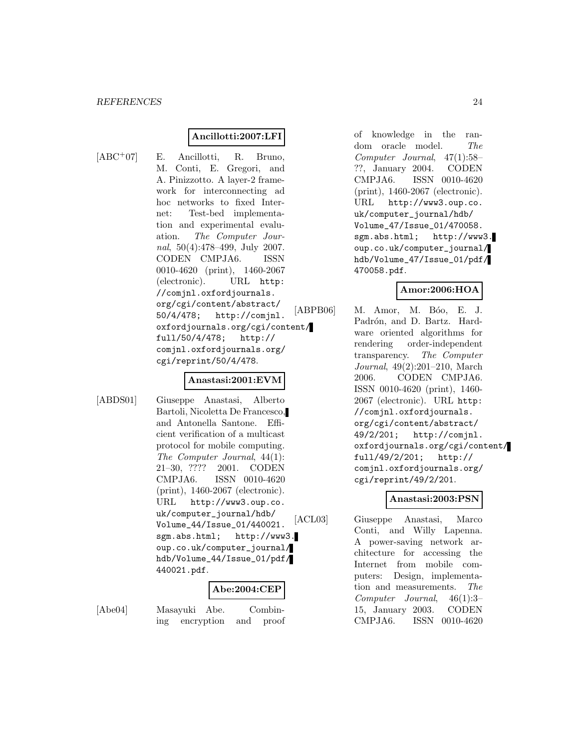**Ancillotti:2007:LFI**

[ABC+07] E. Ancillotti, R. Bruno, M. Conti, E. Gregori, and A. Pinizzotto. A layer-2 framework for interconnecting ad hoc networks to fixed Internet: Test-bed implementation and experimental evaluation. *The Computer Journal*, 50(4):478–499, July 2007. CODEN CMPJA6. ISSN 0010-4620 (print), 1460-2067 (electronic). URL `http://comjnl.oxfordjournals.org/cgi/content/abstract/50/4/478; http://comjnl.oxfordjournals.org/cgi/content/full/50/4/478; http://comjnl.oxfordjournals.org/cgi/reprint/50/4/478`.

**Anastasi:2001:EVM**

[ABDS01] Giuseppe Anastasi, Alberto Bartoli, Nicoletta De Francesco, and Antonella Santone. Efficient verification of a multicast protocol for mobile computing. *The Computer Journal*, 44(1):21–30, ???? 2001. CODEN CMPJA6. ISSN 0010-4620 (print), 1460-2067 (electronic). URL `http://www3.oup.co.uk/computer_journal/hdb/Volume_44/Issue_01/440021.sgm.abs.html; http://www3.oup.co.uk/computer_journal/hdb/Volume_44/Issue_01/pdf/440021.pdf`.

**Abe:2004:CEP**

[Abe04] Masayuki Abe. Combining encryption and proof of knowledge in the random oracle model. *The Computer Journal*, 47(1):58–??, January 2004. CODEN CMPJA6. ISSN 0010-4620 (print), 1460-2067 (electronic). URL `http://www3.oup.co.uk/computer_journal/hdb/Volume_47/Issue_01/470058.sgm.abs.html; http://www3.oup.co.uk/computer_journal/hdb/Volume_47/Issue_01/pdf/470058.pdf`.

**Amor:2006:HOA**

[ABPB06] M. Amor, M. Bóo, E. J. Padrón, and D. Bartz. Hardware oriented algorithms for rendering order-independent transparency. *The Computer Journal*, 49(2):201–210, March 2006. CODEN CMPJA6. ISSN 0010-4620 (print), 1460-2067 (electronic). URL `http://comjnl.oxfordjournals.org/cgi/content/abstract/49/2/201; http://comjnl.oxfordjournals.org/cgi/content/full/49/2/201; http://comjnl.oxfordjournals.org/cgi/reprint/49/2/201`.

**Anastasi:2003:PSN**

[ACL03] Giuseppe Anastasi, Marco Conti, and Willy Lapenna. A power-saving network architecture for accessing the Internet from mobile computers: Design, implementation and measurements. *The Computer Journal*, 46(1):3–15, January 2003. CODEN CMPJA6. ISSN 0010-4620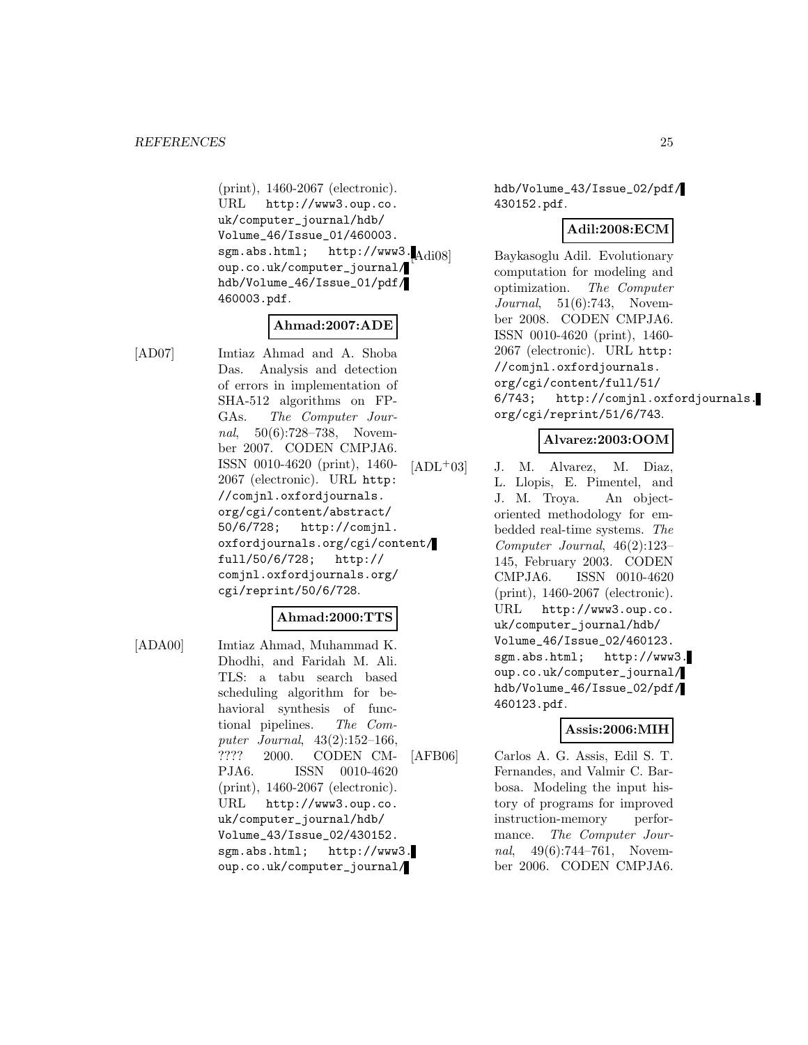(print), 1460-2067 (electronic). URL http://www3.oup.co.uk/computer_journal/hdb/Volume_46/Issue_01/460003.sgm.abs.html; http://www3.oup.co.uk/computer_journal/hdb/Volume_46/Issue_01/pdf/460003.pdf.

**Ahmad:2007:ADE**

[AD07] Imtiaz Ahmad and A. Shoba Das. Analysis and detection of errors in implementation of SHA-512 algorithms on FPGAs. *The Computer Journal*, 50(6):728–738, November 2007. CODEN CMPJA6. ISSN 0010-4620 (print), 1460-2067 (electronic). URL http://comjnl.oxfordjournals.org/cgi/content/abstract/50/6/728; http://comjnl.oxfordjournals.org/cgi/content/full/50/6/728; http://comjnl.oxfordjournals.org/cgi/reprint/50/6/728.

**Ahmad:2000:TTS**

[ADA00] Imtiaz Ahmad, Muhammad K. Dhodhi, and Faridah M. Ali. TLS: a tabu search based scheduling algorithm for behavioral synthesis of functional pipelines. *The Computer Journal*, 43(2):152–166, ???? 2000. CODEN CMPJA6. ISSN 0010-4620 (print), 1460-2067 (electronic). URL http://www3.oup.co.uk/computer_journal/hdb/Volume_43/Issue_02/430152.sgm.abs.html; http://www3.oup.co.uk/computer_journal/hdb/Volume_43/Issue_02/pdf/430152.pdf.

**Adil:2008:ECM**

[Adi08] Baykasoglu Adil. Evolutionary computation for modeling and optimization. *The Computer Journal*, 51(6):743, November 2008. CODEN CMPJA6. ISSN 0010-4620 (print), 1460-2067 (electronic). URL http://comjnl.oxfordjournals.org/cgi/content/full/51/6/743; http://comjnl.oxfordjournals.org/cgi/reprint/51/6/743.

**Alvarez:2003:OOM**

[ADL+03] J. M. Alvarez, M. Diaz, L. Llopis, E. Pimentel, and J. M. Troya. An object-oriented methodology for embedded real-time systems. *The Computer Journal*, 46(2):123–145, February 2003. CODEN CMPJA6. ISSN 0010-4620 (print), 1460-2067 (electronic). URL http://www3.oup.co.uk/computer_journal/hdb/Volume_46/Issue_02/460123.sgm.abs.html; http://www3.oup.co.uk/computer_journal/hdb/Volume_46/Issue_02/pdf/460123.pdf.

**Assis:2006:MIH**

[AFB06] Carlos A. G. Assis, Edil S. T. Fernandes, and Valmir C. Barbosa. Modeling the input history of programs for improved instruction-memory performance. *The Computer Journal*, 49(6):744–761, November 2006. CODEN CMPJA6.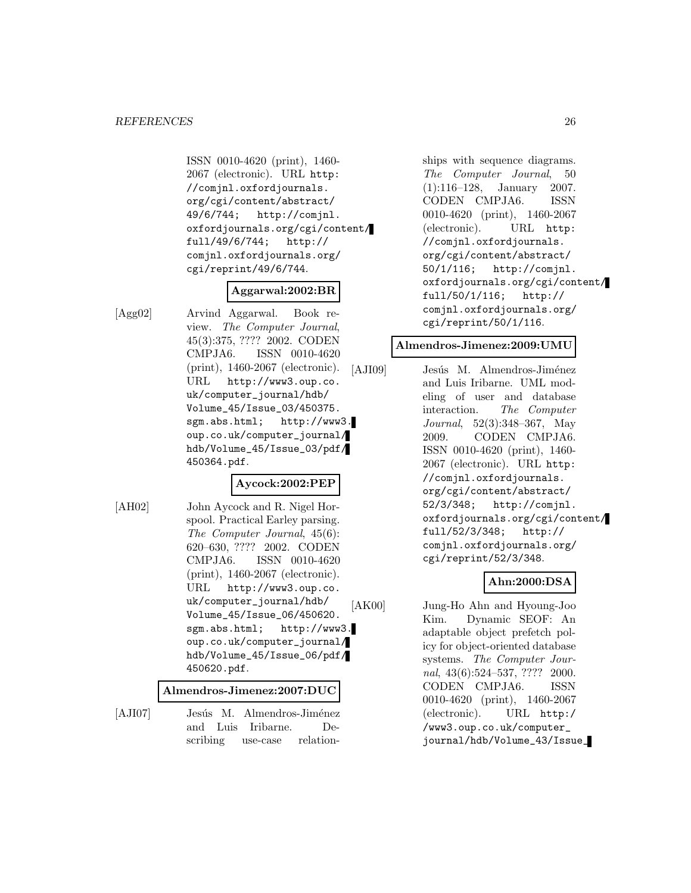ISSN 0010-4620 (print), 1460-2067 (electronic). URL http://comjnl.oxfordjournals.org/cgi/content/abstract/49/6/744; http://comjnl.oxfordjournals.org/cgi/content/full/49/6/744; http://comjnl.oxfordjournals.org/cgi/reprint/49/6/744.

**Aggarwal:2002:BR**

[Agg02] Arvind Aggarwal. Book review. *The Computer Journal*, 45(3):375, ???? 2002. CODEN CMPJA6. ISSN 0010-4620 (print), 1460-2067 (electronic). URL http://www3.oup.co.uk/computer_journal/hdb/Volume_45/Issue_03/450375.sgm.abs.html; http://www3.oup.co.uk/computer_journal/hdb/Volume_45/Issue_03/pdf/450364.pdf.

**Aycock:2002:PEP**

[AH02] John Aycock and R. Nigel Horspool. Practical Earley parsing. *The Computer Journal*, 45(6):620–630, ???? 2002. CODEN CMPJA6. ISSN 0010-4620 (print), 1460-2067 (electronic). URL http://www3.oup.co.uk/computer_journal/hdb/Volume_45/Issue_06/450620.sgm.abs.html; http://www3.oup.co.uk/computer_journal/hdb/Volume_45/Issue_06/pdf/450620.pdf.

**Almendros-Jimenez:2007:DUC**

[AJI07] Jesús M. Almendros-Jiménez and Luis Iribarne. Describing use-case relationships with sequence diagrams. *The Computer Journal*, 50(1):116–128, January 2007. CODEN CMPJA6. ISSN 0010-4620 (print), 1460-2067 (electronic). URL http://comjnl.oxfordjournals.org/cgi/content/abstract/50/1/116; http://comjnl.oxfordjournals.org/cgi/content/full/50/1/116; http://comjnl.oxfordjournals.org/cgi/reprint/50/1/116.

**Almendros-Jimenez:2009:UMU**

[AJI09] Jesús M. Almendros-Jiménez and Luis Iribarne. UML modeling of user and database interaction. *The Computer Journal*, 52(3):348–367, May 2009. CODEN CMPJA6. ISSN 0010-4620 (print), 1460-2067 (electronic). URL http://comjnl.oxfordjournals.org/cgi/content/abstract/52/3/348; http://comjnl.oxfordjournals.org/cgi/content/full/52/3/348; http://comjnl.oxfordjournals.org/cgi/reprint/52/3/348.

**Ahn:2000:DSA**

[AK00] Jung-Ho Ahn and Hyoung-Joo Kim. Dynamic SEOF: An adaptable object prefetch policy for object-oriented database systems. *The Computer Journal*, 43(6):524–537, ???? 2000. CODEN CMPJA6. ISSN 0010-4620 (print), 1460-2067 (electronic). URL http://www3.oup.co.uk/computer_journal/hdb/Volume_43/Issue_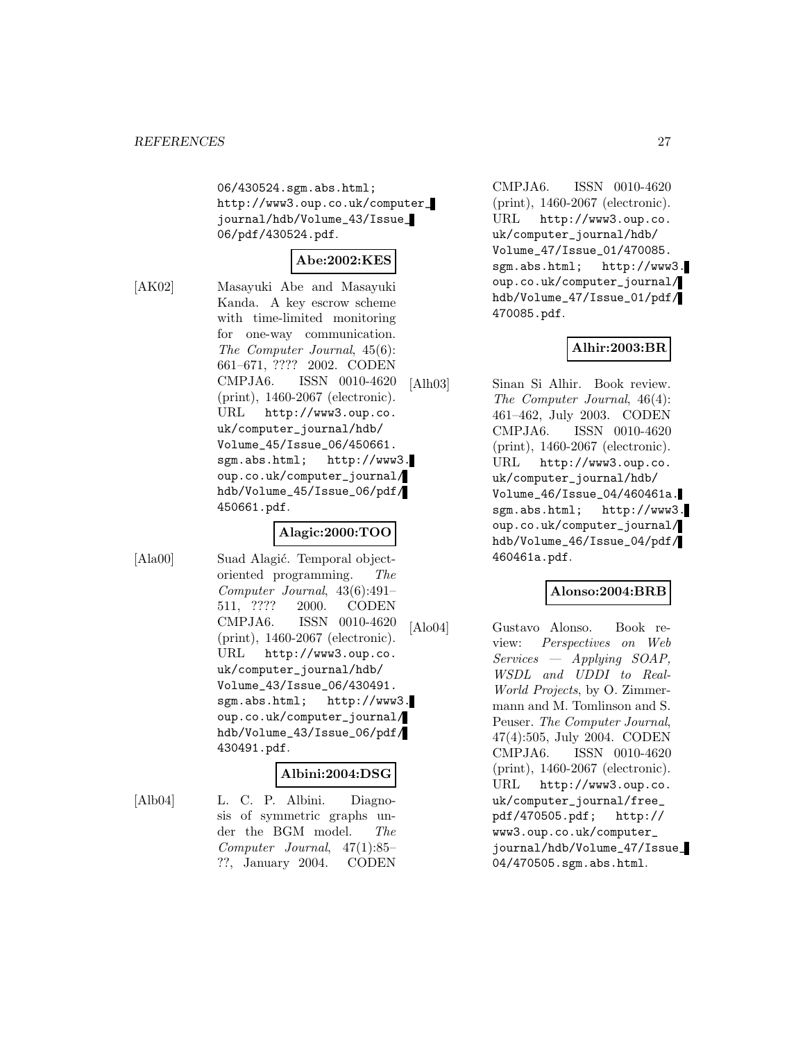06/430524.sgm.abs.html; http://www3.oup.co.uk/computer_journal/hdb/Volume_43/Issue_06/pdf/430524.pdf.

**Abe:2002:KES**

[AK02] Masayuki Abe and Masayuki Kanda. A key escrow scheme with time-limited monitoring for one-way communication. *The Computer Journal*, 45(6): 661–671, ???? 2002. CODEN CMPJA6. ISSN 0010-4620 (print), 1460-2067 (electronic). URL http://www3.oup.co.uk/computer_journal/hdb/Volume_45/Issue_06/450661.sgm.abs.html; http://www3.oup.co.uk/computer_journal/hdb/Volume_45/Issue_06/pdf/450661.pdf.

**Alagic:2000:TOO**

[Ala00] Suad Alagić. Temporal object-oriented programming. *The Computer Journal*, 43(6):491–511, ???? 2000. CODEN CMPJA6. ISSN 0010-4620 (print), 1460-2067 (electronic). URL http://www3.oup.co.uk/computer_journal/hdb/Volume_43/Issue_06/430491.sgm.abs.html; http://www3.oup.co.uk/computer_journal/hdb/Volume_43/Issue_06/pdf/430491.pdf.

**Albini:2004:DSG**

[Alb04] L. C. P. Albini. Diagnosis of symmetric graphs under the BGM model. *The Computer Journal*, 47(1):85–??, January 2004. CODEN CMPJA6. ISSN 0010-4620 (print), 1460-2067 (electronic). URL http://www3.oup.co.uk/computer_journal/hdb/Volume_47/Issue_01/470085.sgm.abs.html; http://www3.oup.co.uk/computer_journal/hdb/Volume_47/Issue_01/pdf/470085.pdf.

**Alhir:2003:BR**

[Alh03] Sinan Si Alhir. Book review. *The Computer Journal*, 46(4): 461–462, July 2003. CODEN CMPJA6. ISSN 0010-4620 (print), 1460-2067 (electronic). URL http://www3.oup.co.uk/computer_journal/hdb/Volume_46/Issue_04/460461a.sgm.abs.html; http://www3.oup.co.uk/computer_journal/hdb/Volume_46/Issue_04/pdf/460461a.pdf.

**Alonso:2004:BRB**

[Alo04] Gustavo Alonso. Book review: *Perspectives on Web Services — Applying SOAP, WSDL and UDDI to Real-World Projects*, by O. Zimmermann and M. Tomlinson and S. Peuser. *The Computer Journal*, 47(4):505, July 2004. CODEN CMPJA6. ISSN 0010-4620 (print), 1460-2067 (electronic). URL http://www3.oup.co.uk/computer_journal/free_pdf/470505.pdf; http://www3.oup.co.uk/computer_journal/hdb/Volume_47/Issue_04/470505.sgm.abs.html.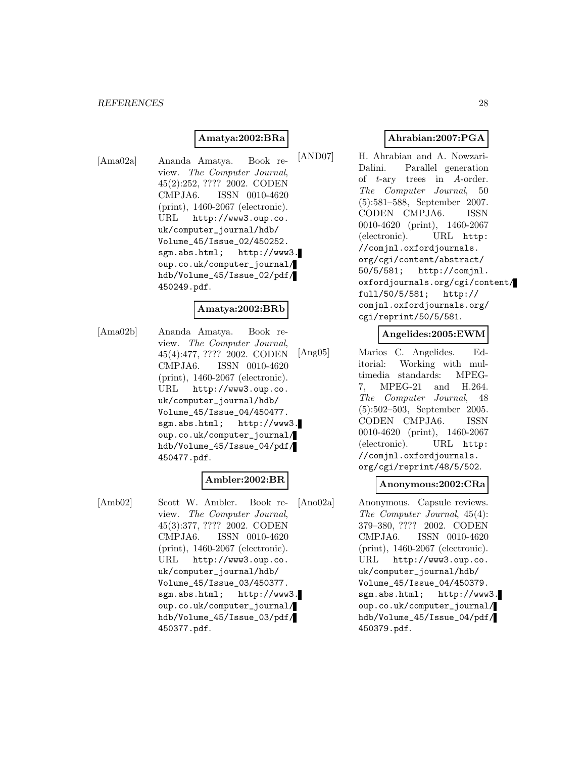**Amatya:2002:BRa**

[Ama02a] Ananda Amatya. Book review. *The Computer Journal*, 45(2):252, ???? 2002. CODEN CMPJA6. ISSN 0010-4620 (print), 1460-2067 (electronic). URL http://www3.oup.co.uk/computer_journal/hdb/Volume_45/Issue_02/450252.sgm.abs.html; http://www3.oup.co.uk/computer_journal/hdb/Volume_45/Issue_02/pdf/450249.pdf.

**Amatya:2002:BRb**

[Ama02b] Ananda Amatya. Book review. *The Computer Journal*, 45(4):477, ???? 2002. CODEN CMPJA6. ISSN 0010-4620 (print), 1460-2067 (electronic). URL http://www3.oup.co.uk/computer_journal/hdb/Volume_45/Issue_04/450477.sgm.abs.html; http://www3.oup.co.uk/computer_journal/hdb/Volume_45/Issue_04/pdf/450477.pdf.

**Ambler:2002:BR**

[Amb02] Scott W. Ambler. Book review. *The Computer Journal*, 45(3):377, ???? 2002. CODEN CMPJA6. ISSN 0010-4620 (print), 1460-2067 (electronic). URL http://www3.oup.co.uk/computer_journal/hdb/Volume_45/Issue_03/450377.sgm.abs.html; http://www3.oup.co.uk/computer_journal/hdb/Volume_45/Issue_03/pdf/450377.pdf.

**Ahrabian:2007:PGA**

[AND07] H. Ahrabian and A. Nowzari-Dalini. Parallel generation of $t$-ary trees in $A$-order. *The Computer Journal*, 50(5):581–588, September 2007. CODEN CMPJA6. ISSN 0010-4620 (print), 1460-2067 (electronic). URL http://comjnl.oxfordjournals.org/cgi/content/abstract/50/5/581; http://comjnl.oxfordjournals.org/cgi/content/full/50/5/581; http://comjnl.oxfordjournals.org/cgi/reprint/50/5/581.

**Angelides:2005:EWM**

[Ang05] Marios C. Angelides. Editorial: Working with multimedia standards: MPEG-7, MPEG-21 and H.264. *The Computer Journal*, 48(5):502–503, September 2005. CODEN CMPJA6. ISSN 0010-4620 (print), 1460-2067 (electronic). URL http://comjnl.oxfordjournals.org/cgi/reprint/48/5/502.

**Anonymous:2002:CRa**

[Ano02a] Anonymous. Capsule reviews. *The Computer Journal*, 45(4):379–380, ???? 2002. CODEN CMPJA6. ISSN 0010-4620 (print), 1460-2067 (electronic). URL http://www3.oup.co.uk/computer_journal/hdb/Volume_45/Issue_04/450379.sgm.abs.html; http://www3.oup.co.uk/computer_journal/hdb/Volume_45/Issue_04/pdf/450379.pdf.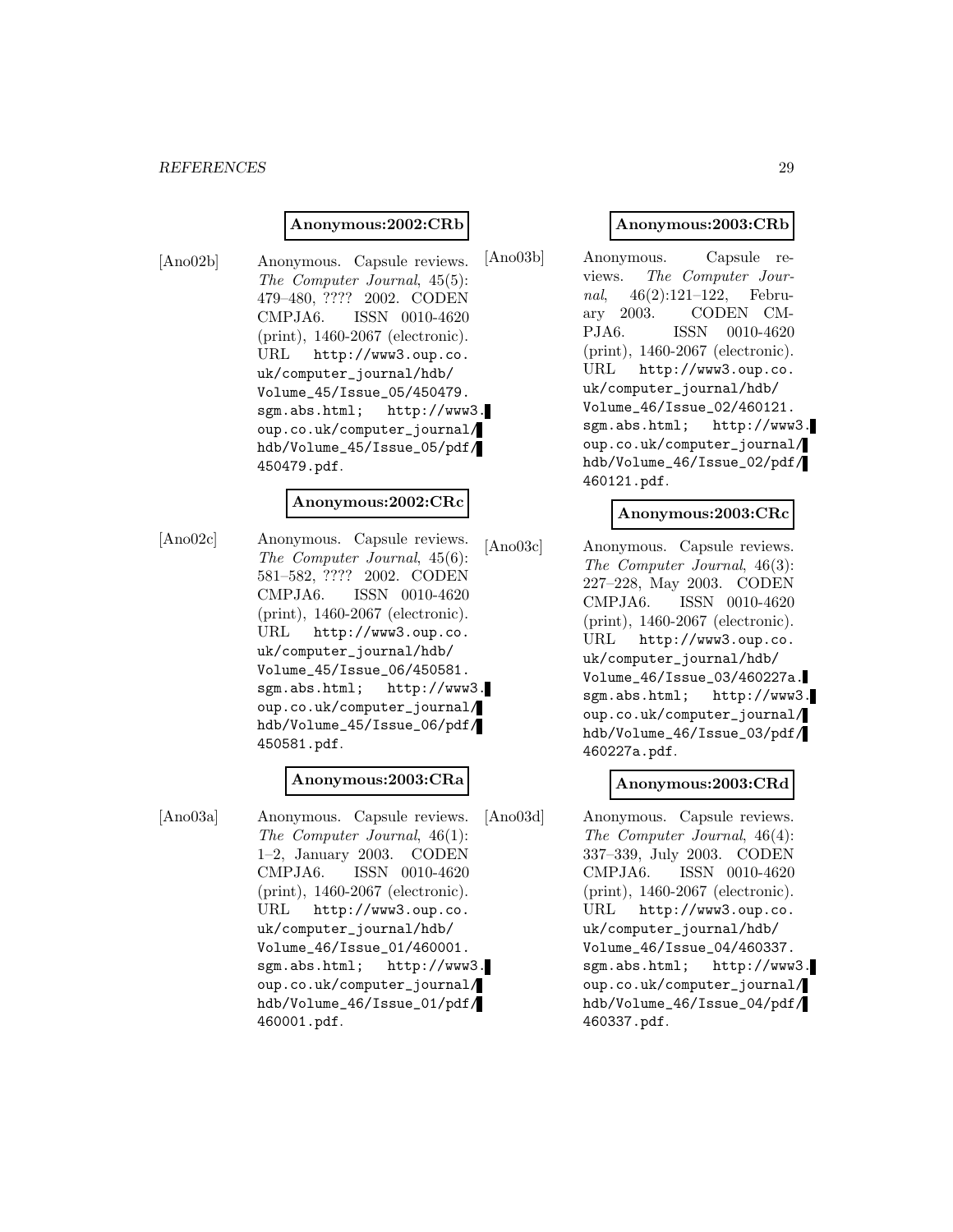**Anonymous:2002:CRb**

[Ano02b] Anonymous. Capsule reviews. *The Computer Journal*, 45(5): 479–480, ???? 2002. CODEN CMPJA6. ISSN 0010-4620 (print), 1460-2067 (electronic). URL http://www3.oup.co.uk/computer_journal/hdb/Volume_45/Issue_05/450479.sgm.abs.html; http://www3.oup.co.uk/computer_journal/hdb/Volume_45/Issue_05/pdf/450479.pdf.

**Anonymous:2002:CRc**

[Ano02c] Anonymous. Capsule reviews. *The Computer Journal*, 45(6): 581–582, ???? 2002. CODEN CMPJA6. ISSN 0010-4620 (print), 1460-2067 (electronic). URL http://www3.oup.co.uk/computer_journal/hdb/Volume_45/Issue_06/450581.sgm.abs.html; http://www3.oup.co.uk/computer_journal/hdb/Volume_45/Issue_06/pdf/450581.pdf.

**Anonymous:2003:CRa**

[Ano03a] Anonymous. Capsule reviews. *The Computer Journal*, 46(1): 1–2, January 2003. CODEN CMPJA6. ISSN 0010-4620 (print), 1460-2067 (electronic). URL http://www3.oup.co.uk/computer_journal/hdb/Volume_46/Issue_01/460001.sgm.abs.html; http://www3.oup.co.uk/computer_journal/hdb/Volume_46/Issue_01/pdf/460001.pdf.

**Anonymous:2003:CRb**

[Ano03b] Anonymous. Capsule reviews. *The Computer Journal*, 46(2):121–122, February 2003. CODEN CMPJA6. ISSN 0010-4620 (print), 1460-2067 (electronic). URL http://www3.oup.co.uk/computer_journal/hdb/Volume_46/Issue_02/460121.sgm.abs.html; http://www3.oup.co.uk/computer_journal/hdb/Volume_46/Issue_02/pdf/460121.pdf.

**Anonymous:2003:CRc**

[Ano03c] Anonymous. Capsule reviews. *The Computer Journal*, 46(3): 227–228, May 2003. CODEN CMPJA6. ISSN 0010-4620 (print), 1460-2067 (electronic). URL http://www3.oup.co.uk/computer_journal/hdb/Volume_46/Issue_03/460227a.sgm.abs.html; http://www3.oup.co.uk/computer_journal/hdb/Volume_46/Issue_03/pdf/460227a.pdf.

**Anonymous:2003:CRd**

[Ano03d] Anonymous. Capsule reviews. *The Computer Journal*, 46(4): 337–339, July 2003. CODEN CMPJA6. ISSN 0010-4620 (print), 1460-2067 (electronic). URL http://www3.oup.co.uk/computer_journal/hdb/Volume_46/Issue_04/460337.sgm.abs.html; http://www3.oup.co.uk/computer_journal/hdb/Volume_46/Issue_04/pdf/460337.pdf.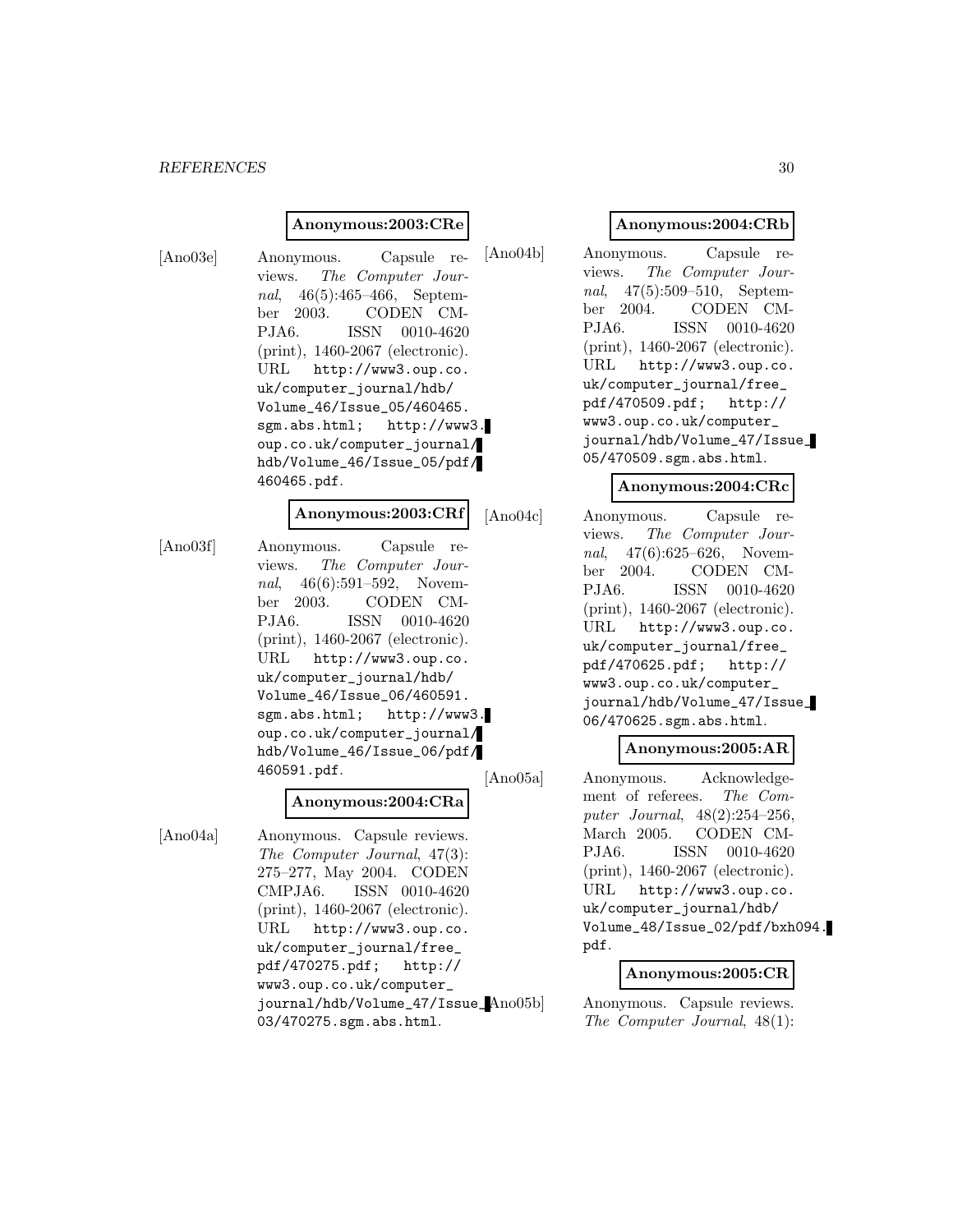**Anonymous:2003:CRe**

[Ano03e] Anonymous. Capsule reviews. *The Computer Journal*, 46(5):465–466, September 2003. CODEN CMPJA6. ISSN 0010-4620 (print), 1460-2067 (electronic). URL http://www3.oup.co.uk/computer_journal/hdb/Volume_46/Issue_05/460465.sgm.abs.html; http://www3.oup.co.uk/computer_journal/hdb/Volume_46/Issue_05/pdf/460465.pdf.

**Anonymous:2003:CRf**

[Ano03f] Anonymous. Capsule reviews. *The Computer Journal*, 46(6):591–592, November 2003. CODEN CMPJA6. ISSN 0010-4620 (print), 1460-2067 (electronic). URL http://www3.oup.co.uk/computer_journal/hdb/Volume_46/Issue_06/460591.sgm.abs.html; http://www3.oup.co.uk/computer_journal/hdb/Volume_46/Issue_06/pdf/460591.pdf.

**Anonymous:2004:CRa**

[Ano04a] Anonymous. Capsule reviews. *The Computer Journal*, 47(3):275–277, May 2004. CODEN CMPJA6. ISSN 0010-4620 (print), 1460-2067 (electronic). URL http://www3.oup.co.uk/computer_journal/free_pdf/470275.pdf; http://www3.oup.co.uk/computer_journal/hdb/Volume_47/Issue_03/470275.sgm.abs.html.

**Anonymous:2004:CRb**

[Ano04b] Anonymous. Capsule reviews. *The Computer Journal*, 47(5):509–510, September 2004. CODEN CMPJA6. ISSN 0010-4620 (print), 1460-2067 (electronic). URL http://www3.oup.co.uk/computer_journal/free_pdf/470509.pdf; http://www3.oup.co.uk/computer_journal/hdb/Volume_47/Issue_05/470509.sgm.abs.html.

**Anonymous:2004:CRc**

[Ano04c] Anonymous. Capsule reviews. *The Computer Journal*, 47(6):625–626, November 2004. CODEN CMPJA6. ISSN 0010-4620 (print), 1460-2067 (electronic). URL http://www3.oup.co.uk/computer_journal/free_pdf/470625.pdf; http://www3.oup.co.uk/computer_journal/hdb/Volume_47/Issue_06/470625.sgm.abs.html.

**Anonymous:2005:AR**

[Ano05a] Anonymous. Acknowledgement of referees. *The Computer Journal*, 48(2):254–256, March 2005. CODEN CMPJA6. ISSN 0010-4620 (print), 1460-2067 (electronic). URL http://www3.oup.co.uk/computer_journal/hdb/Volume_48/Issue_02/pdf/bxh094.pdf.

**Anonymous:2005:CR**

[Ano05b] Anonymous. Capsule reviews. *The Computer Journal*, 48(1):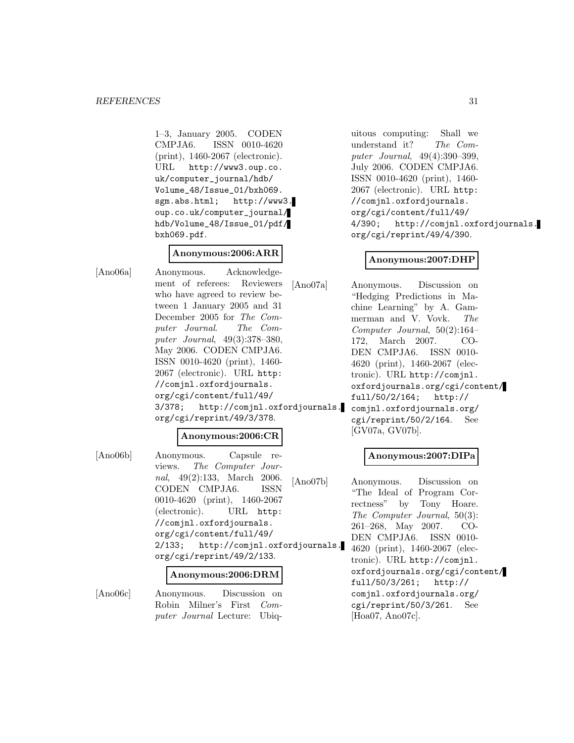1–3, January 2005. CODEN CMPJA6. ISSN 0010-4620 (print), 1460-2067 (electronic). URL http://www3.oup.co.uk/computer_journal/hdb/Volume_48/Issue_01/bxh069.sgm.abs.html; http://www3.oup.co.uk/computer_journal/hdb/Volume_48/Issue_01/pdf/bxh069.pdf.

**Anonymous:2006:ARR**

[Ano06a] Anonymous. Acknowledgement of referees: Reviewers who have agreed to review between 1 January 2005 and 31 December 2005 for *The Computer Journal*. *The Computer Journal*, 49(3):378–380, May 2006. CODEN CMPJA6. ISSN 0010-4620 (print), 1460-2067 (electronic). URL http://comjnl.oxfordjournals.org/cgi/content/full/49/3/378; http://comjnl.oxfordjournals.org/cgi/reprint/49/3/378.

**Anonymous:2006:CR**

[Ano06b] Anonymous. Capsule reviews. *The Computer Journal*, 49(2):133, March 2006. CODEN CMPJA6. ISSN 0010-4620 (print), 1460-2067 (electronic). URL http://comjnl.oxfordjournals.org/cgi/content/full/49/2/133; http://comjnl.oxfordjournals.org/cgi/reprint/49/2/133.

**Anonymous:2006:DRM**

[Ano06c] Anonymous. Discussion on Robin Milner's First *Computer Journal* Lecture: Ubiquitous computing: Shall we understand it? *The Computer Journal*, 49(4):390–399, July 2006. CODEN CMPJA6. ISSN 0010-4620 (print), 1460-2067 (electronic). URL http://comjnl.oxfordjournals.org/cgi/content/full/49/4/390; http://comjnl.oxfordjournals.org/cgi/reprint/49/4/390.

**Anonymous:2007:DHP**

[Ano07a] Anonymous. Discussion on "Hedging Predictions in Machine Learning" by A. Gammerman and V. Vovk. *The Computer Journal*, 50(2):164–172, March 2007. CODEN CMPJA6. ISSN 0010-4620 (print), 1460-2067 (electronic). URL http://comjnl.oxfordjournals.org/cgi/content/full/50/2/164; http://comjnl.oxfordjournals.org/cgi/reprint/50/2/164. See [GV07a, GV07b].

**Anonymous:2007:DIPa**

[Ano07b] Anonymous. Discussion on "The Ideal of Program Correctness" by Tony Hoare. *The Computer Journal*, 50(3):261–268, May 2007. CODEN CMPJA6. ISSN 0010-4620 (print), 1460-2067 (electronic). URL http://comjnl.oxfordjournals.org/cgi/content/full/50/3/261; http://comjnl.oxfordjournals.org/cgi/reprint/50/3/261. See [Hoa07, Ano07c].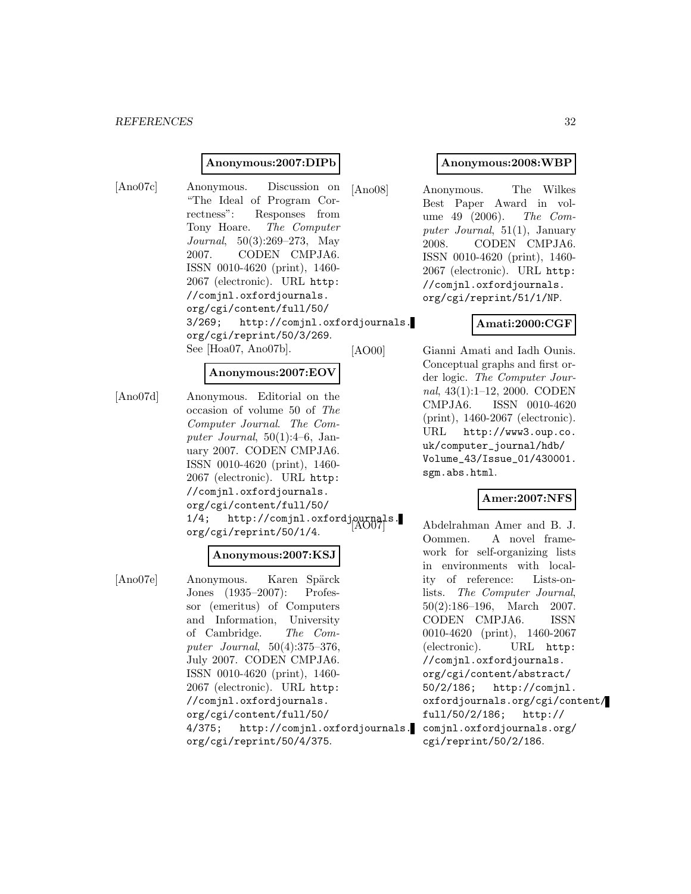**Anonymous:2007:DIPb**

[Ano07c] Anonymous. Discussion on "The Ideal of Program Correctness": Responses from Tony Hoare. *The Computer Journal*, 50(3):269–273, May 2007. CODEN CMPJA6. ISSN 0010-4620 (print), 1460-2067 (electronic). URL http://comjnl.oxfordjournals.org/cgi/content/full/50/3/269; http://comjnl.oxfordjournals.org/cgi/reprint/50/3/269. See [Hoa07, Ano07b].

**Anonymous:2007:EOV**

[Ano07d] Anonymous. Editorial on the occasion of volume 50 of *The Computer Journal*. *The Computer Journal*, 50(1):4–6, January 2007. CODEN CMPJA6. ISSN 0010-4620 (print), 1460-2067 (electronic). URL http://comjnl.oxfordjournals.org/cgi/content/full/50/1/4; http://comjnl.oxfordjournals.org/cgi/reprint/50/1/4.

**Anonymous:2007:KSJ**

[Ano07e] Anonymous. Karen Spärck Jones (1935–2007): Professor (emeritus) of Computers and Information, University of Cambridge. *The Computer Journal*, 50(4):375–376, July 2007. CODEN CMPJA6. ISSN 0010-4620 (print), 1460-2067 (electronic). URL http://comjnl.oxfordjournals.org/cgi/content/full/50/4/375; http://comjnl.oxfordjournals.org/cgi/reprint/50/4/375.

**Anonymous:2008:WBP**

[Ano08] Anonymous. The Wilkes Best Paper Award in volume 49 (2006). *The Computer Journal*, 51(1), January 2008. CODEN CMPJA6. ISSN 0010-4620 (print), 1460-2067 (electronic). URL http://comjnl.oxfordjournals.org/cgi/reprint/51/1/NP.

**Amati:2000:CGF**

[AO00] Gianni Amati and Iadh Ounis. Conceptual graphs and first order logic. *The Computer Journal*, 43(1):1–12, 2000. CODEN CMPJA6. ISSN 0010-4620 (print), 1460-2067 (electronic). URL http://www3.oup.co.uk/computer_journal/hdb/Volume_43/Issue_01/430001.sgm.abs.html.

**Amer:2007:NFS**

[AO07] Abdelrahman Amer and B. J. Oommen. A novel framework for self-organizing lists in environments with locality of reference: Lists-on-lists. *The Computer Journal*, 50(2):186–196, March 2007. CODEN CMPJA6. ISSN 0010-4620 (print), 1460-2067 (electronic). URL http://comjnl.oxfordjournals.org/cgi/content/abstract/50/2/186; http://comjnl.oxfordjournals.org/cgi/content/full/50/2/186; http://comjnl.oxfordjournals.org/cgi/reprint/50/2/186.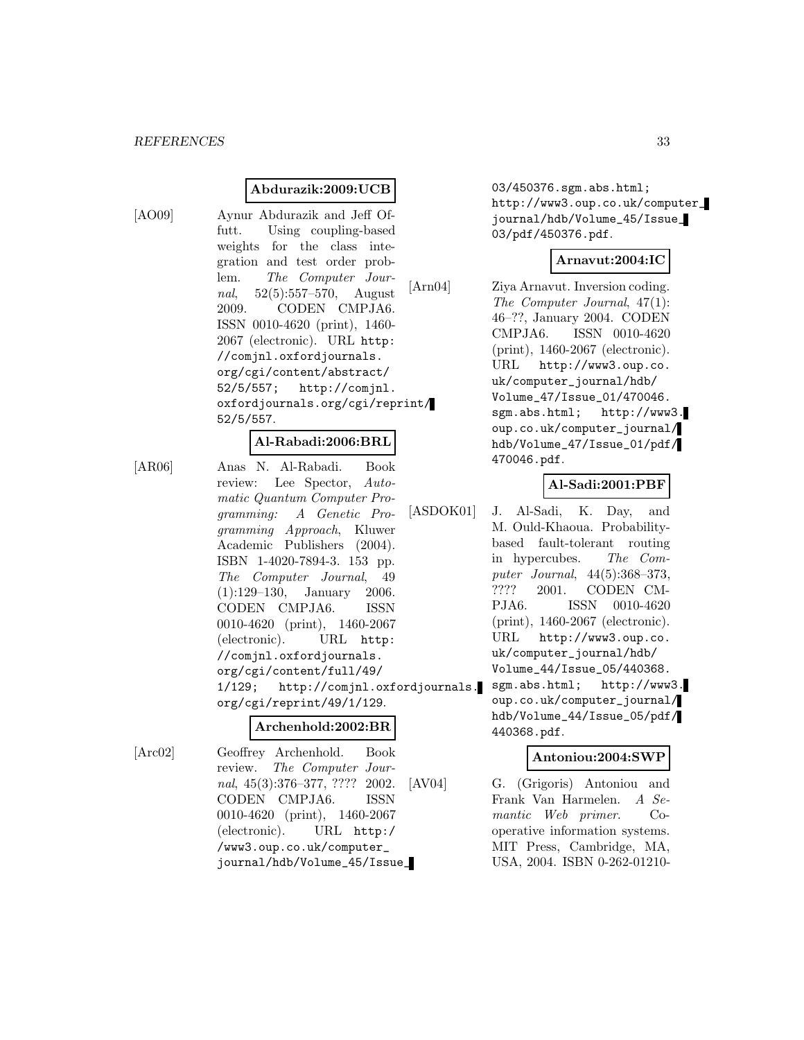**Abdurazik:2009:UCB**

[AO09] Aynur Abdurazik and Jeff Offutt. Using coupling-based weights for the class integration and test order problem. *The Computer Journal*, 52(5):557–570, August 2009. CODEN CMPJA6. ISSN 0010-4620 (print), 1460-2067 (electronic). URL `http://comjnl.oxfordjournals.org/cgi/content/abstract/52/5/557; http://comjnl.oxfordjournals.org/cgi/reprint/52/5/557`.

**Al-Rabadi:2006:BRL**

[AR06] Anas N. Al-Rabadi. Book review: Lee Spector, *Automatic Quantum Computer Programming: A Genetic Programming Approach*, Kluwer Academic Publishers (2004). ISBN 1-4020-7894-3. 153 pp. *The Computer Journal*, 49 (1):129–130, January 2006. CODEN CMPJA6. ISSN 0010-4620 (print), 1460-2067 (electronic). URL `http://comjnl.oxfordjournals.org/cgi/content/full/49/1/129; http://comjnl.oxfordjournals.org/cgi/reprint/49/1/129`.

**Archenhold:2002:BR**

[Arc02] Geoffrey Archenhold. Book review. *The Computer Journal*, 45(3):376–377, ???? 2002. CODEN CMPJA6. ISSN 0010-4620 (print), 1460-2067 (electronic). URL `http://www3.oup.co.uk/computer_journal/hdb/Volume_45/Issue_03/450376.sgm.abs.html; http://www3.oup.co.uk/computer_journal/hdb/Volume_45/Issue_03/pdf/450376.pdf`.

**Arnavut:2004:IC**

[Arn04] Ziya Arnavut. Inversion coding. *The Computer Journal*, 47(1): 46–??, January 2004. CODEN CMPJA6. ISSN 0010-4620 (print), 1460-2067 (electronic). URL `http://www3.oup.co.uk/computer_journal/hdb/Volume_47/Issue_01/470046.sgm.abs.html; http://www3.oup.co.uk/computer_journal/hdb/Volume_47/Issue_01/pdf/470046.pdf`.

**Al-Sadi:2001:PBF**

[ASDOK01] J. Al-Sadi, K. Day, and M. Ould-Khaoua. Probability-based fault-tolerant routing in hypercubes. *The Computer Journal*, 44(5):368–373, ???? 2001. CODEN CMPJA6. ISSN 0010-4620 (print), 1460-2067 (electronic). URL `http://www3.oup.co.uk/computer_journal/hdb/Volume_44/Issue_05/440368.sgm.abs.html; http://www3.oup.co.uk/computer_journal/hdb/Volume_44/Issue_05/pdf/440368.pdf`.

**Antoniou:2004:SWP**

[AV04] G. (Grigoris) Antoniou and Frank Van Harmelen. *A Semantic Web primer*. Cooperative information systems. MIT Press, Cambridge, MA, USA, 2004. ISBN 0-262-01210-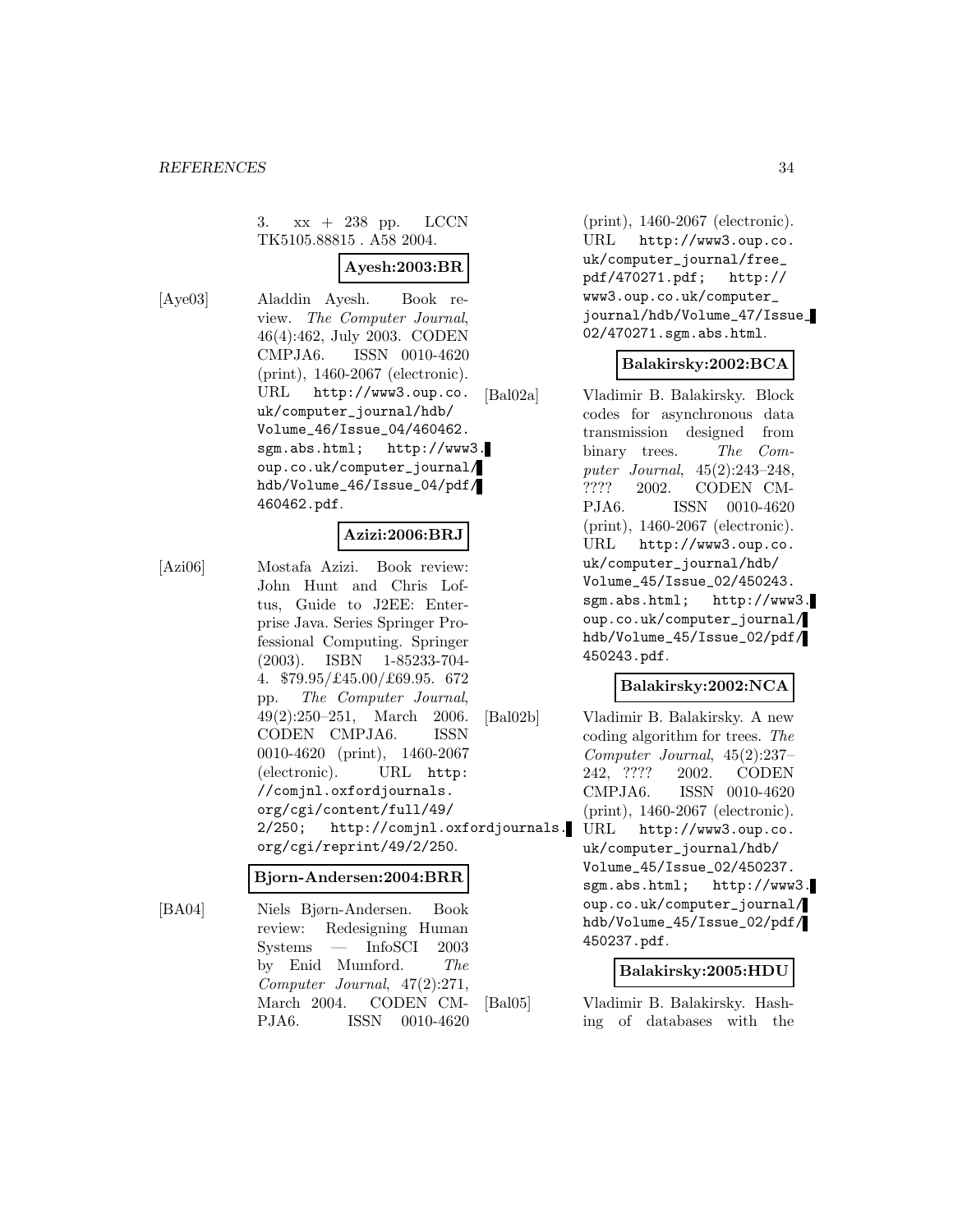3. xx + 238 pp. LCCN TK5105.88815 . A58 2004.

**Ayesh:2003:BR**

[Aye03] Aladdin Ayesh. Book review. *The Computer Journal*, 46(4):462, July 2003. CODEN CMPJA6. ISSN 0010-4620 (print), 1460-2067 (electronic). URL http://www3.oup.co.uk/computer_journal/hdb/Volume_46/Issue_04/460462.sgm.abs.html; http://www3.oup.co.uk/computer_journal/hdb/Volume_46/Issue_04/pdf/460462.pdf.

**Azizi:2006:BRJ**

[Azi06] Mostafa Azizi. Book review: John Hunt and Chris Loftus, Guide to J2EE: Enterprise Java. Series Springer Professional Computing. Springer (2003). ISBN 1-85233-704-4. $79.95/£45.00/£69.95. 672 pp. *The Computer Journal*, 49(2):250–251, March 2006. CODEN CMPJA6. ISSN 0010-4620 (print), 1460-2067 (electronic). URL http://comjnl.oxfordjournals.org/cgi/content/full/49/2/250; http://comjnl.oxfordjournals.org/cgi/reprint/49/2/250.

**Bjorn-Andersen:2004:BRR**

[BA04] Niels Bjørn-Andersen. Book review: Redesigning Human Systems — InfoSCI 2003 by Enid Mumford. *The Computer Journal*, 47(2):271, March 2004. CODEN CMPJA6. ISSN 0010-4620 (print), 1460-2067 (electronic). URL http://www3.oup.co.uk/computer_journal/free_pdf/470271.pdf; http://www3.oup.co.uk/computer_journal/hdb/Volume_47/Issue_02/470271.sgm.abs.html.

**Balakirsky:2002:BCA**

[Bal02a] Vladimir B. Balakirsky. Block codes for asynchronous data transmission designed from binary trees. *The Computer Journal*, 45(2):243–248, ???? 2002. CODEN CMPJA6. ISSN 0010-4620 (print), 1460-2067 (electronic). URL http://www3.oup.co.uk/computer_journal/hdb/Volume_45/Issue_02/450243.sgm.abs.html; http://www3.oup.co.uk/computer_journal/hdb/Volume_45/Issue_02/pdf/450243.pdf.

**Balakirsky:2002:NCA**

[Bal02b] Vladimir B. Balakirsky. A new coding algorithm for trees. *The Computer Journal*, 45(2):237–242, ???? 2002. CODEN CMPJA6. ISSN 0010-4620 (print), 1460-2067 (electronic). URL http://www3.oup.co.uk/computer_journal/hdb/Volume_45/Issue_02/450237.sgm.abs.html; http://www3.oup.co.uk/computer_journal/hdb/Volume_45/Issue_02/pdf/450237.pdf.

**Balakirsky:2005:HDU**

[Bal05] Vladimir B. Balakirsky. Hashing of databases with the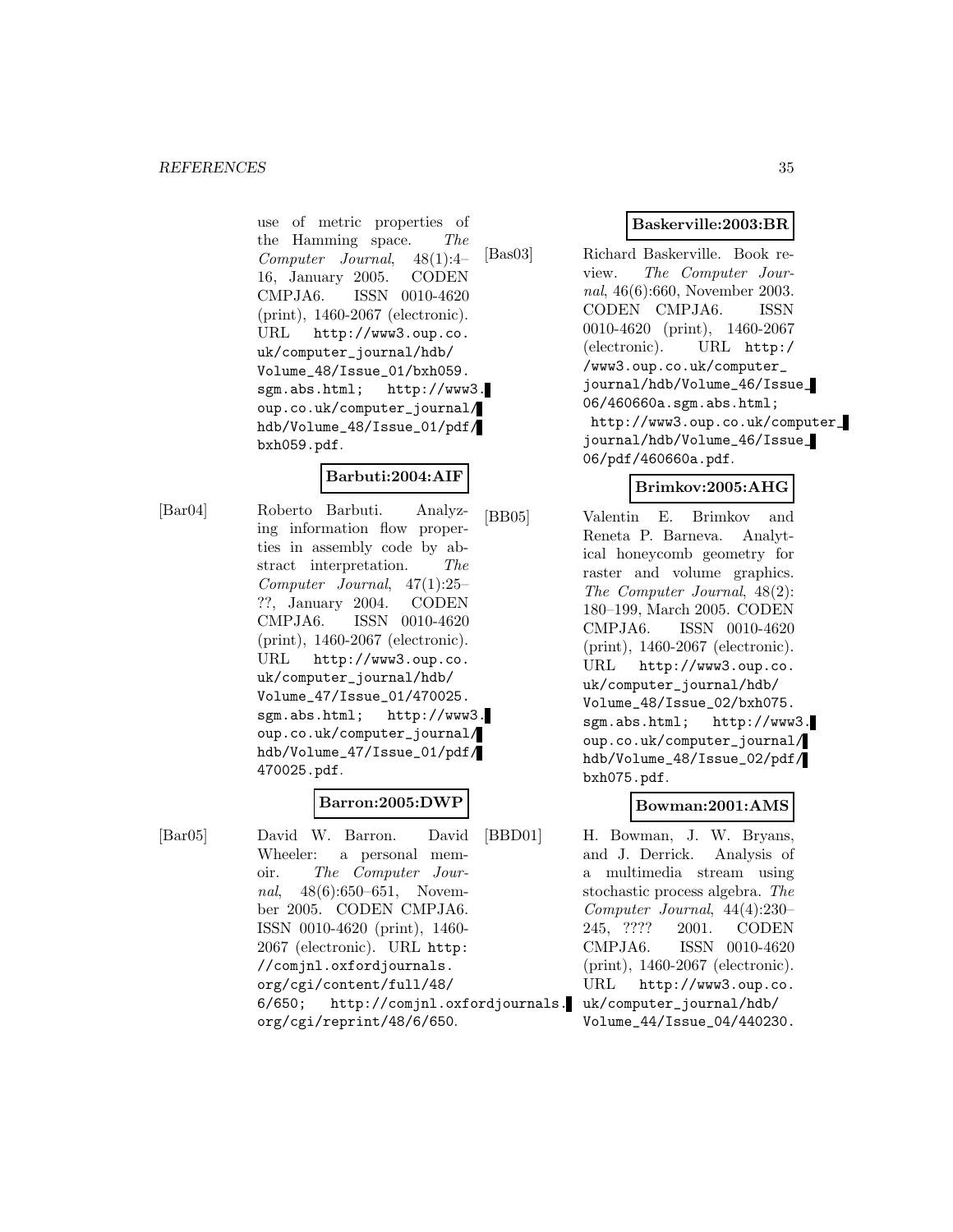use of metric properties of the Hamming space. *The Computer Journal*, 48(1):4–16, January 2005. CODEN CMPJA6. ISSN 0010-4620 (print), 1460-2067 (electronic). URL http://www3.oup.co.uk/computer_journal/hdb/Volume_48/Issue_01/bxh059.sgm.abs.html; http://www3.oup.co.uk/computer_journal/hdb/Volume_48/Issue_01/pdf/bxh059.pdf.

**Barbuti:2004:AIF**

[Bar04] Roberto Barbuti. Analyzing information flow properties in assembly code by abstract interpretation. *The Computer Journal*, 47(1):25–??, January 2004. CODEN CMPJA6. ISSN 0010-4620 (print), 1460-2067 (electronic). URL http://www3.oup.co.uk/computer_journal/hdb/Volume_47/Issue_01/470025.sgm.abs.html; http://www3.oup.co.uk/computer_journal/hdb/Volume_47/Issue_01/pdf/470025.pdf.

**Barron:2005:DWP**

[Bar05] David W. Barron. David Wheeler: a personal memoir. *The Computer Journal*, 48(6):650–651, November 2005. CODEN CMPJA6. ISSN 0010-4620 (print), 1460-2067 (electronic). URL http://comjnl.oxfordjournals.org/cgi/content/full/48/6/650; http://comjnl.oxfordjournals.org/cgi/reprint/48/6/650.

**Baskerville:2003:BR**

[Bas03] Richard Baskerville. Book review. *The Computer Journal*, 46(6):660, November 2003. CODEN CMPJA6. ISSN 0010-4620 (print), 1460-2067 (electronic). URL http://www3.oup.co.uk/computer_journal/hdb/Volume_46/Issue_06/460660a.sgm.abs.html; http://www3.oup.co.uk/computer_journal/hdb/Volume_46/Issue_06/pdf/460660a.pdf.

**Brimkov:2005:AHG**

[BB05] Valentin E. Brimkov and Reneta P. Barneva. Analytical honeycomb geometry for raster and volume graphics. *The Computer Journal*, 48(2):180–199, March 2005. CODEN CMPJA6. ISSN 0010-4620 (print), 1460-2067 (electronic). URL http://www3.oup.co.uk/computer_journal/hdb/Volume_48/Issue_02/bxh075.sgm.abs.html; http://www3.oup.co.uk/computer_journal/hdb/Volume_48/Issue_02/pdf/bxh075.pdf.

**Bowman:2001:AMS**

[BBD01] H. Bowman, J. W. Bryans, and J. Derrick. Analysis of a multimedia stream using stochastic process algebra. *The Computer Journal*, 44(4):230–245, ???? 2001. CODEN CMPJA6. ISSN 0010-4620 (print), 1460-2067 (electronic). URL http://www3.oup.co.uk/computer_journal/hdb/Volume_44/Issue_04/440230.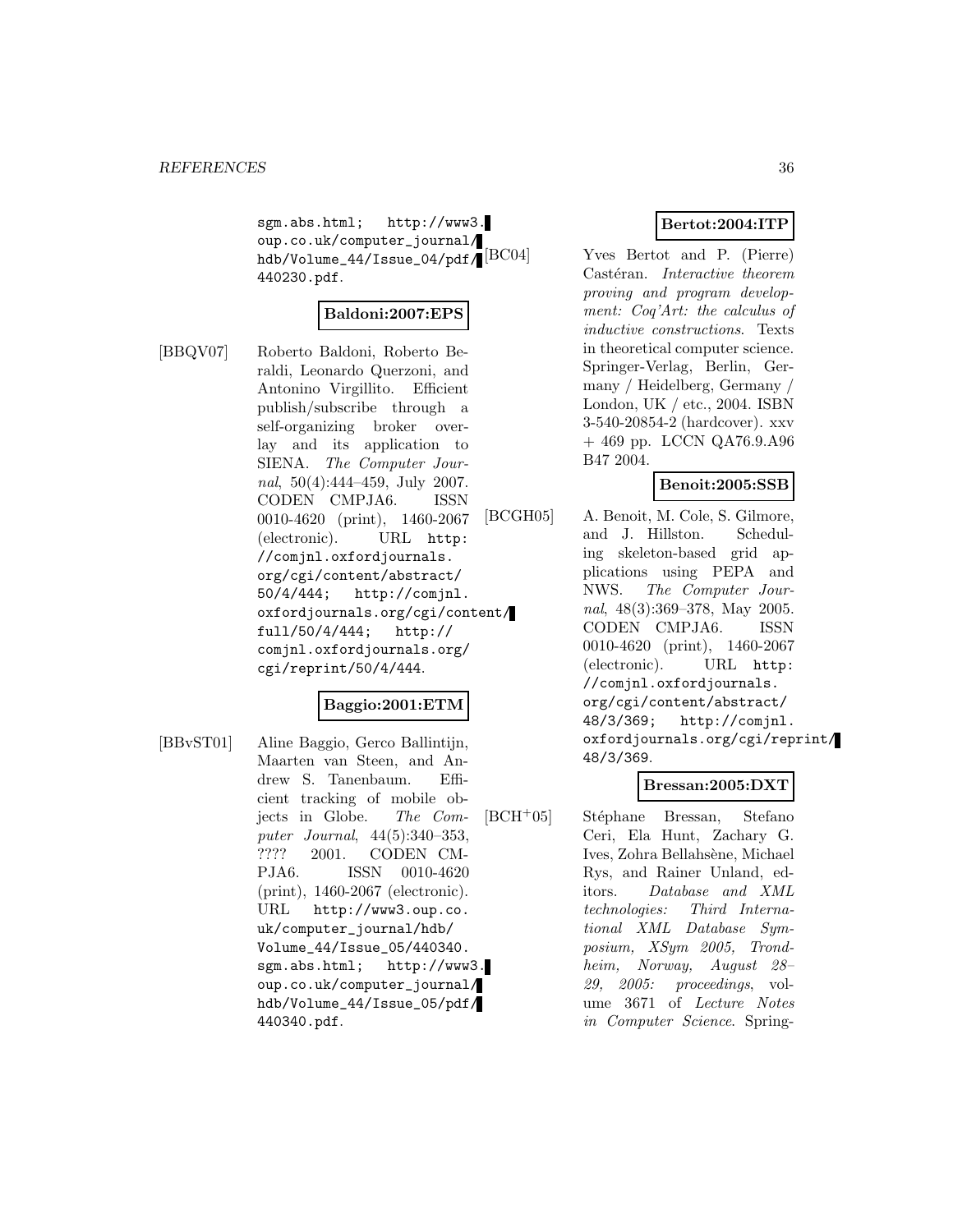sgm.abs.html; http://www3.oup.co.uk/computer_journal/hdb/Volume_44/Issue_04/pdf/440230.pdf.

**Baldoni:2007:EPS**

[BBQV07] Roberto Baldoni, Roberto Beraldi, Leonardo Querzoni, and Antonino Virgillito. Efficient publish/subscribe through a self-organizing broker overlay and its application to SIENA. *The Computer Journal*, 50(4):444–459, July 2007. CODEN CMPJA6. ISSN 0010-4620 (print), 1460-2067 (electronic). URL http://comjnl.oxfordjournals.org/cgi/content/abstract/50/4/444; http://comjnl.oxfordjournals.org/cgi/content/full/50/4/444; http://comjnl.oxfordjournals.org/cgi/reprint/50/4/444.

**Baggio:2001:ETM**

[BBvST01] Aline Baggio, Gerco Ballintijn, Maarten van Steen, and Andrew S. Tanenbaum. Efficient tracking of mobile objects in Globe. *The Computer Journal*, 44(5):340–353, ???? 2001. CODEN CMPJA6. ISSN 0010-4620 (print), 1460-2067 (electronic). URL http://www3.oup.co.uk/computer_journal/hdb/Volume_44/Issue_05/440340.sgm.abs.html; http://www3.oup.co.uk/computer_journal/hdb/Volume_44/Issue_05/pdf/440340.pdf.

**Bertot:2004:ITP**

[BC04] Yves Bertot and P. (Pierre) Castéran. *Interactive theorem proving and program development: Coq'Art: the calculus of inductive constructions*. Texts in theoretical computer science. Springer-Verlag, Berlin, Germany / Heidelberg, Germany / London, UK / etc., 2004. ISBN 3-540-20854-2 (hardcover). xxv + 469 pp. LCCN QA76.9.A96 B47 2004.

**Benoit:2005:SSB**

[BCGH05] A. Benoit, M. Cole, S. Gilmore, and J. Hillston. Scheduling skeleton-based grid applications using PEPA and NWS. *The Computer Journal*, 48(3):369–378, May 2005. CODEN CMPJA6. ISSN 0010-4620 (print), 1460-2067 (electronic). URL http://comjnl.oxfordjournals.org/cgi/content/abstract/48/3/369; http://comjnl.oxfordjournals.org/cgi/reprint/48/3/369.

**Bressan:2005:DXT**

[BCH+05] Stéphane Bressan, Stefano Ceri, Ela Hunt, Zachary G. Ives, Zohra Bellahsène, Michael Rys, and Rainer Unland, editors. *Database and XML technologies: Third International XML Database Symposium, XSym 2005, Trondheim, Norway, August 28–29, 2005: proceedings*, volume 3671 of *Lecture Notes in Computer Science*. Spring-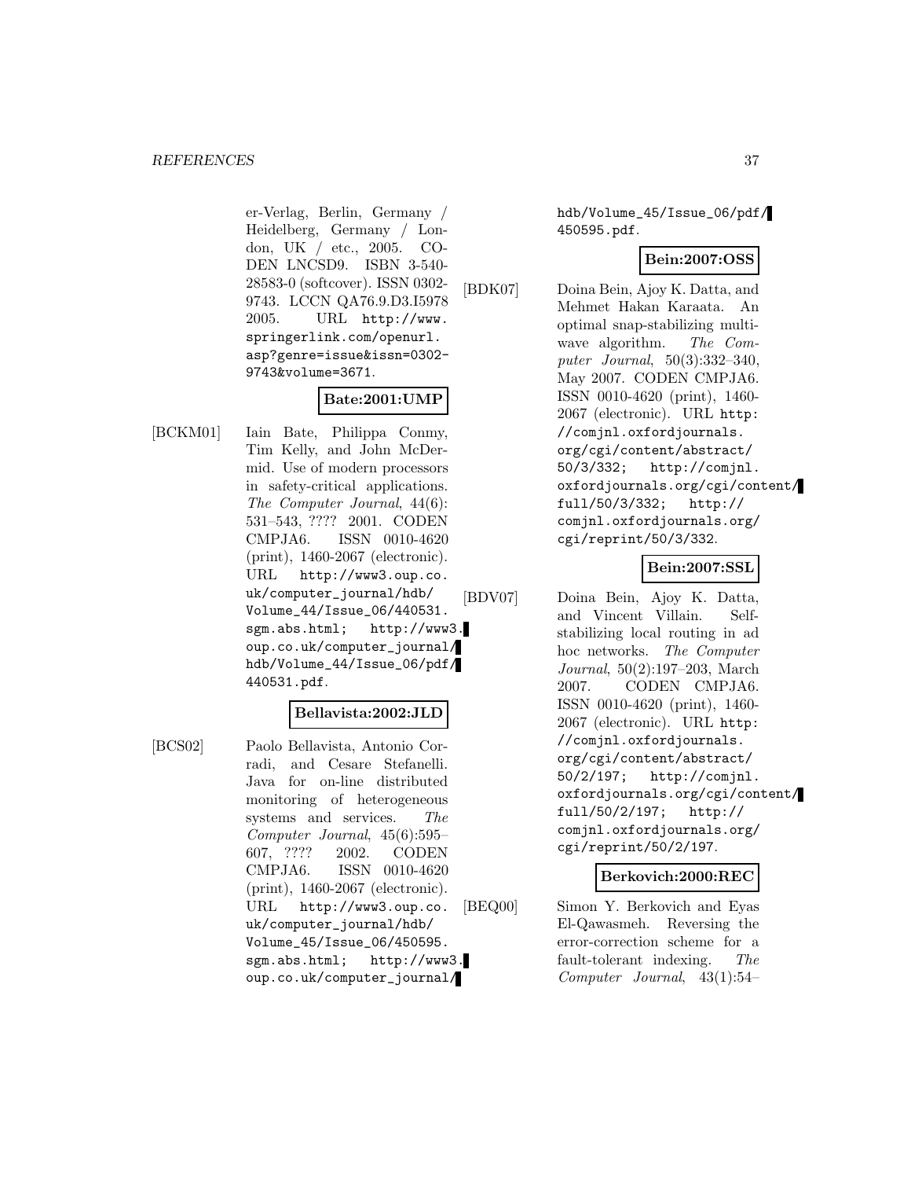er-Verlag, Berlin, Germany / Heidelberg, Germany / London, UK / etc., 2005. CODEN LNCSD9. ISBN 3-540-28583-0 (softcover). ISSN 0302-9743. LCCN QA76.9.D3.I5978 2005. URL http://www.springerlink.com/openurl.asp?genre=issue&issn=0302-9743&volume=3671.

**Bate:2001:UMP**

[BCKM01] Iain Bate, Philippa Conmy, Tim Kelly, and John McDermid. Use of modern processors in safety-critical applications. *The Computer Journal*, 44(6): 531–543, ???? 2001. CODEN CMPJA6. ISSN 0010-4620 (print), 1460-2067 (electronic). URL http://www3.oup.co.uk/computer_journal/hdb/Volume_44/Issue_06/440531.sgm.abs.html; http://www3.oup.co.uk/computer_journal/hdb/Volume_44/Issue_06/pdf/440531.pdf.

**Bellavista:2002:JLD**

[BCS02] Paolo Bellavista, Antonio Corradi, and Cesare Stefanelli. Java for on-line distributed monitoring of heterogeneous systems and services. *The Computer Journal*, 45(6):595–607, ???? 2002. CODEN CMPJA6. ISSN 0010-4620 (print), 1460-2067 (electronic). URL http://www3.oup.co.uk/computer_journal/hdb/Volume_45/Issue_06/450595.sgm.abs.html; http://www3.oup.co.uk/computer_journal/hdb/Volume_45/Issue_06/pdf/450595.pdf.

**Bein:2007:OSS**

[BDK07] Doina Bein, Ajoy K. Datta, and Mehmet Hakan Karaata. An optimal snap-stabilizing multi-wave algorithm. *The Computer Journal*, 50(3):332–340, May 2007. CODEN CMPJA6. ISSN 0010-4620 (print), 1460-2067 (electronic). URL http://comjnl.oxfordjournals.org/cgi/content/abstract/50/3/332; http://comjnl.oxfordjournals.org/cgi/content/full/50/3/332; http://comjnl.oxfordjournals.org/cgi/reprint/50/3/332.

**Bein:2007:SSL**

[BDV07] Doina Bein, Ajoy K. Datta, and Vincent Villain. Self-stabilizing local routing in ad hoc networks. *The Computer Journal*, 50(2):197–203, March 2007. CODEN CMPJA6. ISSN 0010-4620 (print), 1460-2067 (electronic). URL http://comjnl.oxfordjournals.org/cgi/content/abstract/50/2/197; http://comjnl.oxfordjournals.org/cgi/content/full/50/2/197; http://comjnl.oxfordjournals.org/cgi/reprint/50/2/197.

**Berkovich:2000:REC**

[BEQ00] Simon Y. Berkovich and Eyas El-Qawasmeh. Reversing the error-correction scheme for a fault-tolerant indexing. *The Computer Journal*, 43(1):54–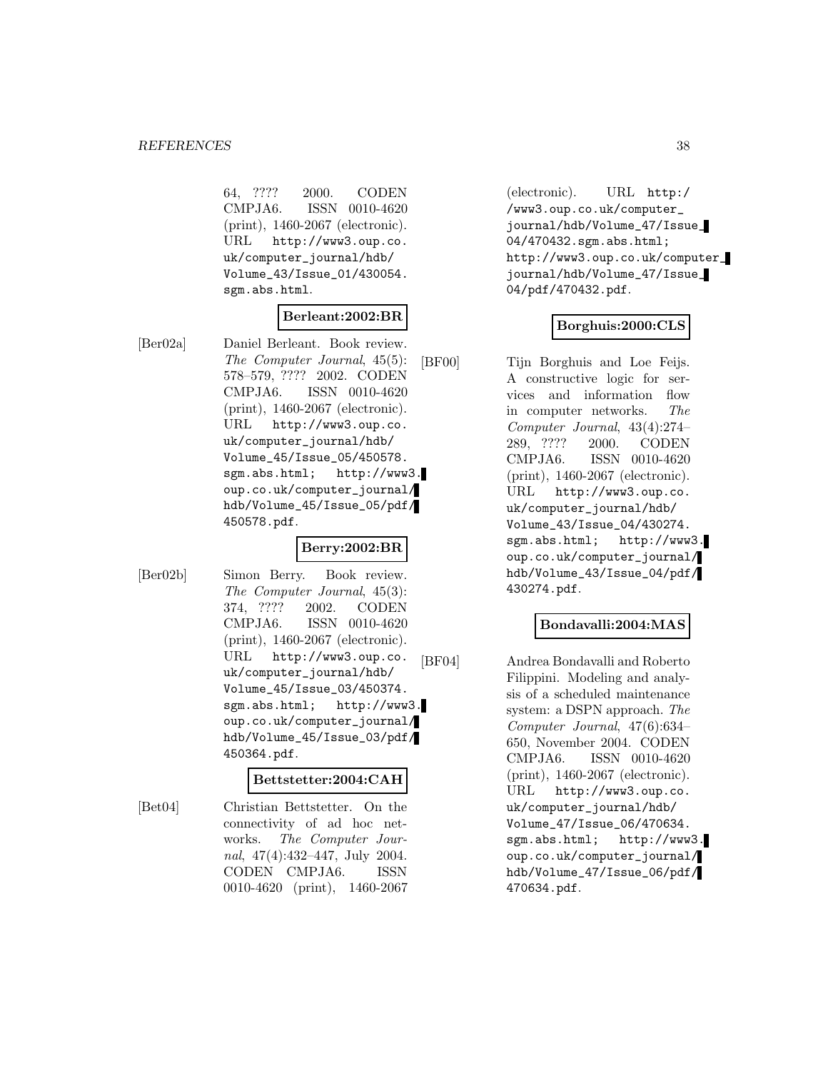64, ???? 2000. CODEN CMPJA6. ISSN 0010-4620 (print), 1460-2067 (electronic). URL http://www3.oup.co.uk/computer_journal/hdb/Volume_43/Issue_01/430054.sgm.abs.html.

**Berleant:2002:BR**

[Ber02a] Daniel Berleant. Book review. *The Computer Journal*, 45(5): 578–579, ???? 2002. CODEN CMPJA6. ISSN 0010-4620 (print), 1460-2067 (electronic). URL http://www3.oup.co.uk/computer_journal/hdb/Volume_45/Issue_05/450578.sgm.abs.html; http://www3.oup.co.uk/computer_journal/hdb/Volume_45/Issue_05/pdf/450578.pdf.

**Berry:2002:BR**

[Ber02b] Simon Berry. Book review. *The Computer Journal*, 45(3): 374, ???? 2002. CODEN CMPJA6. ISSN 0010-4620 (print), 1460-2067 (electronic). URL http://www3.oup.co.uk/computer_journal/hdb/Volume_45/Issue_03/450374.sgm.abs.html; http://www3.oup.co.uk/computer_journal/hdb/Volume_45/Issue_03/pdf/450364.pdf.

**Bettstetter:2004:CAH**

[Bet04] Christian Bettstetter. On the connectivity of ad hoc networks. *The Computer Journal*, 47(4):432–447, July 2004. CODEN CMPJA6. ISSN 0010-4620 (print), 1460-2067 (electronic). URL http://www3.oup.co.uk/computer_journal/hdb/Volume_47/Issue_04/470432.sgm.abs.html; http://www3.oup.co.uk/computer_journal/hdb/Volume_47/Issue_04/pdf/470432.pdf.

**Borghuis:2000:CLS**

[BF00] Tijn Borghuis and Loe Feijs. A constructive logic for services and information flow in computer networks. *The Computer Journal*, 43(4):274–289, ???? 2000. CODEN CMPJA6. ISSN 0010-4620 (print), 1460-2067 (electronic). URL http://www3.oup.co.uk/computer_journal/hdb/Volume_43/Issue_04/430274.sgm.abs.html; http://www3.oup.co.uk/computer_journal/hdb/Volume_43/Issue_04/pdf/430274.pdf.

**Bondavalli:2004:MAS**

[BF04] Andrea Bondavalli and Roberto Filippini. Modeling and analysis of a scheduled maintenance system: a DSPN approach. *The Computer Journal*, 47(6):634–650, November 2004. CODEN CMPJA6. ISSN 0010-4620 (print), 1460-2067 (electronic). URL http://www3.oup.co.uk/computer_journal/hdb/Volume_47/Issue_06/470634.sgm.abs.html; http://www3.oup.co.uk/computer_journal/hdb/Volume_47/Issue_06/pdf/470634.pdf.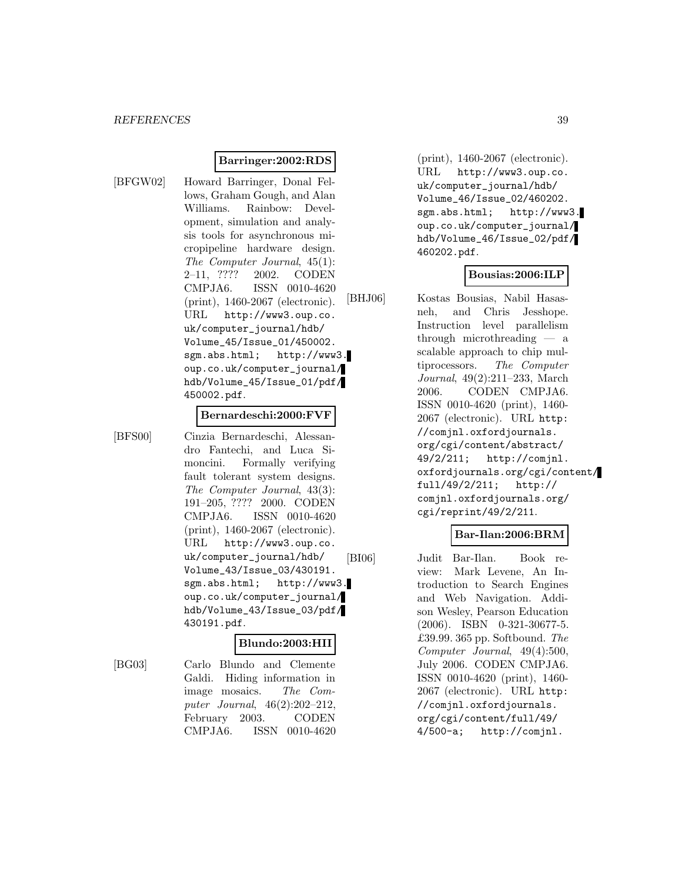**Barringer:2002:RDS**

[BFGW02] Howard Barringer, Donal Fellows, Graham Gough, and Alan Williams. Rainbow: Development, simulation and analysis tools for asynchronous micropipeline hardware design. *The Computer Journal*, 45(1): 2–11, ???? 2002. CODEN CMPJA6. ISSN 0010-4620 (print), 1460-2067 (electronic). URL `http://www3.oup.co.uk/computer_journal/hdb/Volume_45/Issue_01/450002.sgm.abs.html`; `http://www3.oup.co.uk/computer_journal/hdb/Volume_45/Issue_01/pdf/450002.pdf`.

**Bernardeschi:2000:FVF**

[BFS00] Cinzia Bernardeschi, Alessandro Fantechi, and Luca Simoncini. Formally verifying fault tolerant system designs. *The Computer Journal*, 43(3): 191–205, ???? 2000. CODEN CMPJA6. ISSN 0010-4620 (print), 1460-2067 (electronic). URL `http://www3.oup.co.uk/computer_journal/hdb/Volume_43/Issue_03/430191.sgm.abs.html`; `http://www3.oup.co.uk/computer_journal/hdb/Volume_43/Issue_03/pdf/430191.pdf`.

**Blundo:2003:HII**

[BG03] Carlo Blundo and Clemente Galdi. Hiding information in image mosaics. *The Computer Journal*, 46(2):202–212, February 2003. CODEN CMPJA6. ISSN 0010-4620 (print), 1460-2067 (electronic). URL `http://www3.oup.co.uk/computer_journal/hdb/Volume_46/Issue_02/460202.sgm.abs.html`; `http://www3.oup.co.uk/computer_journal/hdb/Volume_46/Issue_02/pdf/460202.pdf`.

**Bousias:2006:ILP**

[BHJ06] Kostas Bousias, Nabil Hasasneh, and Chris Jesshope. Instruction level parallelism through microthreading — a scalable approach to chip multiprocessors. *The Computer Journal*, 49(2):211–233, March 2006. CODEN CMPJA6. ISSN 0010-4620 (print), 1460-2067 (electronic). URL `http://comjnl.oxfordjournals.org/cgi/content/abstract/49/2/211`; `http://comjnl.oxfordjournals.org/cgi/content/full/49/2/211`; `http://comjnl.oxfordjournals.org/cgi/reprint/49/2/211`.

**Bar-Ilan:2006:BRM**

[BI06] Judit Bar-Ilan. Book review: Mark Levene, An Introduction to Search Engines and Web Navigation. Addison Wesley, Pearson Education (2006). ISBN 0-321-30677-5. £39.99. 365 pp. Softbound. *The Computer Journal*, 49(4):500, July 2006. CODEN CMPJA6. ISSN 0010-4620 (print), 1460-2067 (electronic). URL `http://comjnl.oxfordjournals.org/cgi/content/full/49/4/500-a`; `http://comjnl.`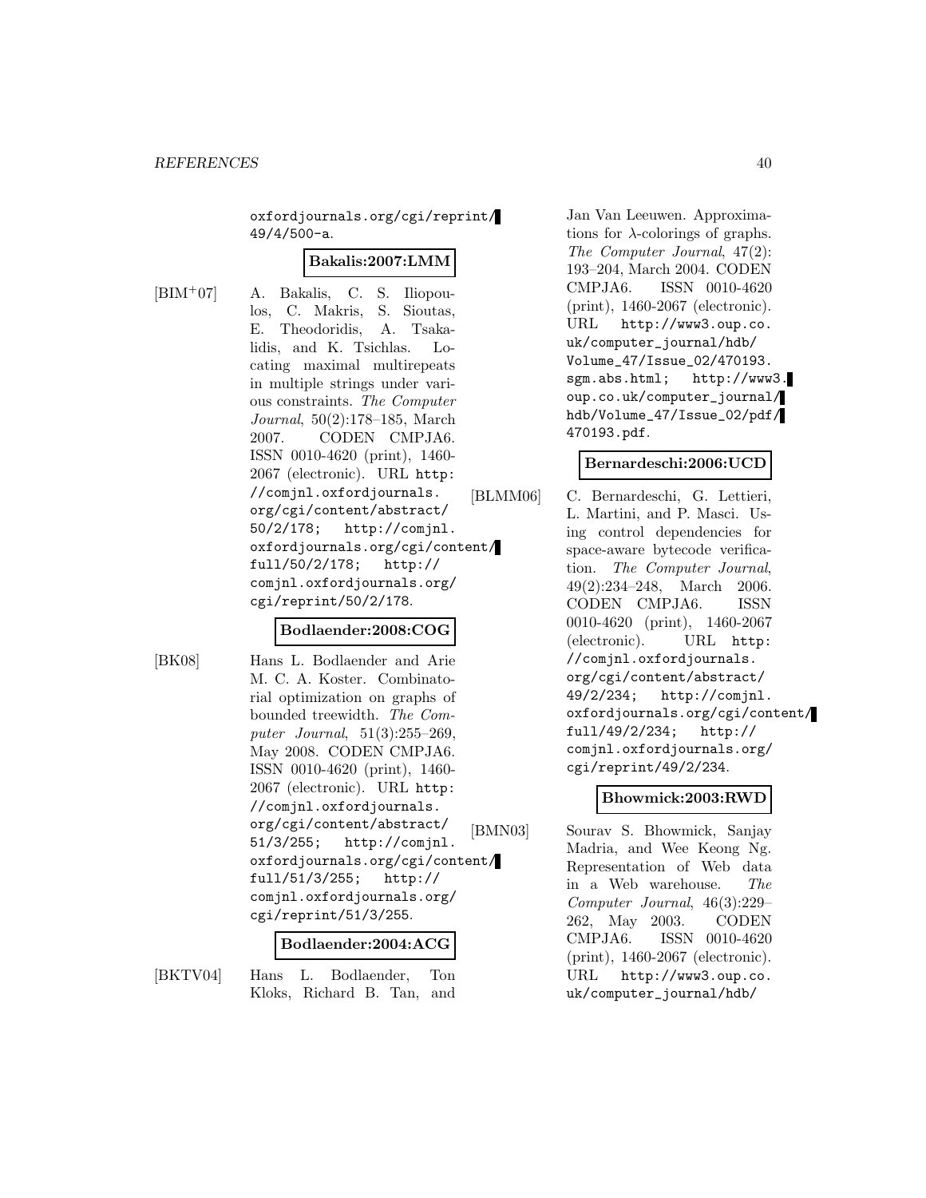oxfordjournals.org/cgi/reprint/49/4/500-a.

**Bakalis:2007:LMM**

[BIM+07] A. Bakalis, C. S. Iliopoulos, C. Makris, S. Sioutas, E. Theodoridis, A. Tsakalidis, and K. Tsichlas. Locating maximal multirepeats in multiple strings under various constraints. *The Computer Journal*, 50(2):178–185, March 2007. CODEN CMPJA6. ISSN 0010-4620 (print), 1460-2067 (electronic). URL http://comjnl.oxfordjournals.org/cgi/content/abstract/50/2/178; http://comjnl.oxfordjournals.org/cgi/content/full/50/2/178; http://comjnl.oxfordjournals.org/cgi/reprint/50/2/178.

**Bodlaender:2008:COG**

[BK08] Hans L. Bodlaender and Arie M. C. A. Koster. Combinatorial optimization on graphs of bounded treewidth. *The Computer Journal*, 51(3):255–269, May 2008. CODEN CMPJA6. ISSN 0010-4620 (print), 1460-2067 (electronic). URL http://comjnl.oxfordjournals.org/cgi/content/abstract/51/3/255; http://comjnl.oxfordjournals.org/cgi/content/full/51/3/255; http://comjnl.oxfordjournals.org/cgi/reprint/51/3/255.

**Bodlaender:2004:ACG**

[BKTV04] Hans L. Bodlaender, Ton Kloks, Richard B. Tan, and Jan Van Leeuwen. Approximations for $\lambda$-colorings of graphs. *The Computer Journal*, 47(2):193–204, March 2004. CODEN CMPJA6. ISSN 0010-4620 (print), 1460-2067 (electronic). URL http://www3.oup.co.uk/computer_journal/hdb/Volume_47/Issue_02/470193.sgm.abs.html; http://www3.oup.co.uk/computer_journal/hdb/Volume_47/Issue_02/pdf/470193.pdf.

**Bernardeschi:2006:UCD**

[BLMM06] C. Bernardeschi, G. Lettieri, L. Martini, and P. Masci. Using control dependencies for space-aware bytecode verification. *The Computer Journal*, 49(2):234–248, March 2006. CODEN CMPJA6. ISSN 0010-4620 (print), 1460-2067 (electronic). URL http://comjnl.oxfordjournals.org/cgi/content/abstract/49/2/234; http://comjnl.oxfordjournals.org/cgi/content/full/49/2/234; http://comjnl.oxfordjournals.org/cgi/reprint/49/2/234.

**Bhowmick:2003:RWD**

[BMN03] Sourav S. Bhowmick, Sanjay Madria, and Wee Keong Ng. Representation of Web data in a Web warehouse. *The Computer Journal*, 46(3):229–262, May 2003. CODEN CMPJA6. ISSN 0010-4620 (print), 1460-2067 (electronic). URL http://www3.oup.co.uk/computer_journal/hdb/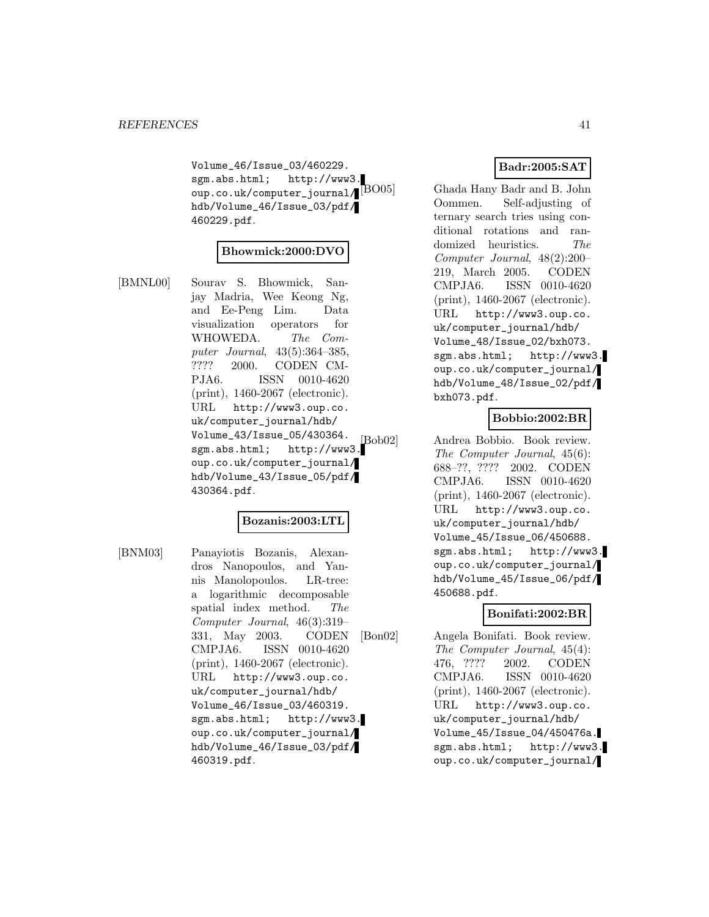Volume_46/Issue_03/460229.sgm.abs.html; http://www3.oup.co.uk/computer_journal/hdb/Volume_46/Issue_03/pdf/460229.pdf.

**Bhowmick:2000:DVO**

[BMNL00] Sourav S. Bhowmick, Sanjay Madria, Wee Keong Ng, and Ee-Peng Lim. Data visualization operators for WHOWEDA. *The Computer Journal*, 43(5):364–385, ???? 2000. CODEN CMPJA6. ISSN 0010-4620 (print), 1460-2067 (electronic). URL http://www3.oup.co.uk/computer_journal/hdb/Volume_43/Issue_05/430364.sgm.abs.html; http://www3.oup.co.uk/computer_journal/hdb/Volume_43/Issue_05/pdf/430364.pdf.

**Bozanis:2003:LTL**

[BNM03] Panayiotis Bozanis, Alexandros Nanopoulos, and Yannis Manolopoulos. LR-tree: a logarithmic decomposable spatial index method. *The Computer Journal*, 46(3):319–331, May 2003. CODEN CMPJA6. ISSN 0010-4620 (print), 1460-2067 (electronic). URL http://www3.oup.co.uk/computer_journal/hdb/Volume_46/Issue_03/460319.sgm.abs.html; http://www3.oup.co.uk/computer_journal/hdb/Volume_46/Issue_03/pdf/460319.pdf.

**Badr:2005:SAT**

[BO05] Ghada Hany Badr and B. John Oommen. Self-adjusting of ternary search tries using conditional rotations and randomized heuristics. *The Computer Journal*, 48(2):200–219, March 2005. CODEN CMPJA6. ISSN 0010-4620 (print), 1460-2067 (electronic). URL http://www3.oup.co.uk/computer_journal/hdb/Volume_48/Issue_02/bxh073.sgm.abs.html; http://www3.oup.co.uk/computer_journal/hdb/Volume_48/Issue_02/pdf/bxh073.pdf.

**Bobbio:2002:BR**

[Bob02] Andrea Bobbio. Book review. *The Computer Journal*, 45(6):688–??, ???? 2002. CODEN CMPJA6. ISSN 0010-4620 (print), 1460-2067 (electronic). URL http://www3.oup.co.uk/computer_journal/hdb/Volume_45/Issue_06/450688.sgm.abs.html; http://www3.oup.co.uk/computer_journal/hdb/Volume_45/Issue_06/pdf/450688.pdf.

**Bonifati:2002:BR**

[Bon02] Angela Bonifati. Book review. *The Computer Journal*, 45(4):476, ???? 2002. CODEN CMPJA6. ISSN 0010-4620 (print), 1460-2067 (electronic). URL http://www3.oup.co.uk/computer_journal/hdb/Volume_45/Issue_04/450476a.sgm.abs.html; http://www3.oup.co.uk/computer_journal/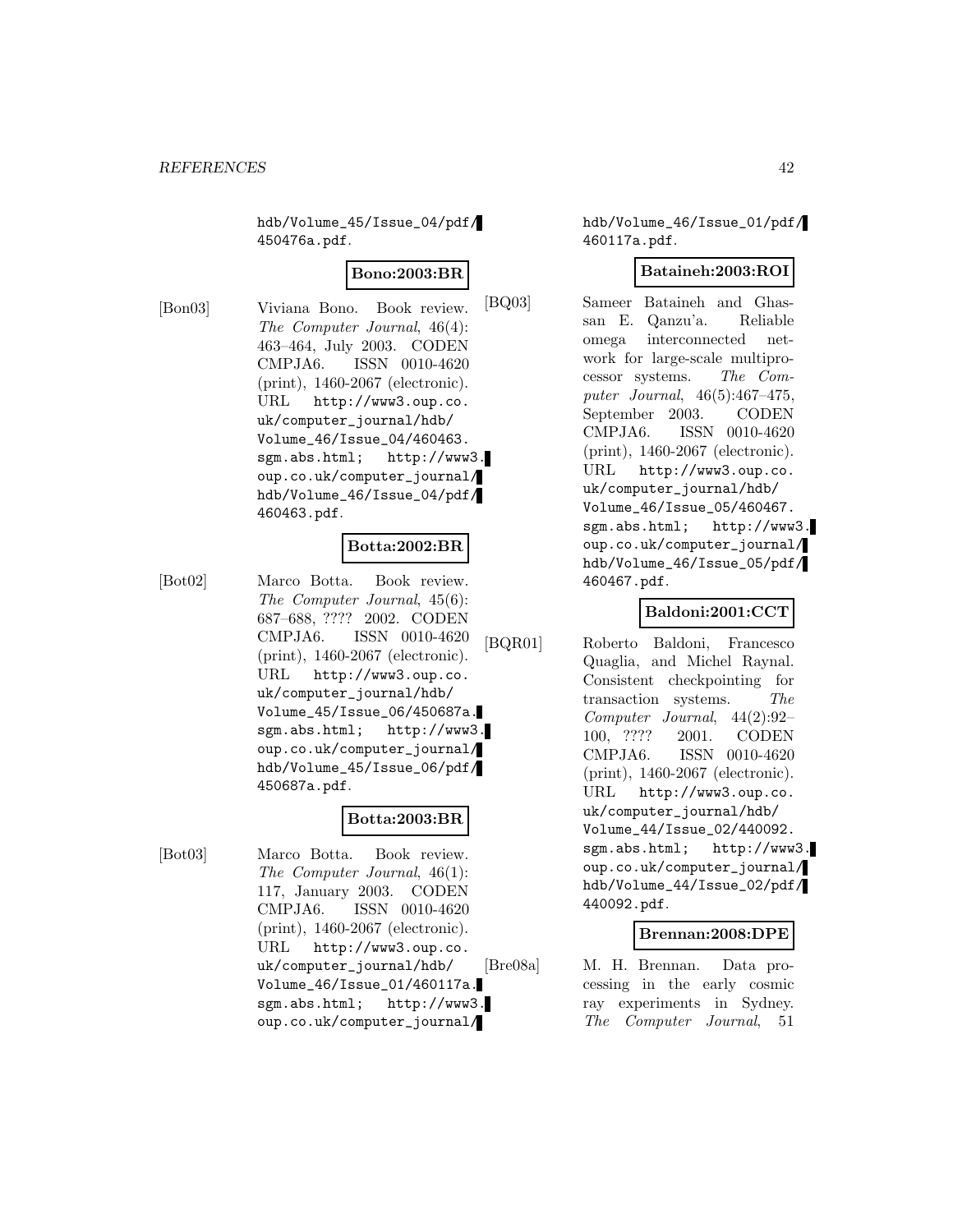hdb/Volume_45/Issue_04/pdf/450476a.pdf.

**Bono:2003:BR**

[Bon03] Viviana Bono. Book review. *The Computer Journal*, 46(4): 463–464, July 2003. CODEN CMPJA6. ISSN 0010-4620 (print), 1460-2067 (electronic). URL http://www3.oup.co.uk/computer_journal/hdb/Volume_46/Issue_04/460463.sgm.abs.html; http://www3.oup.co.uk/computer_journal/hdb/Volume_46/Issue_04/pdf/460463.pdf.

**Botta:2002:BR**

[Bot02] Marco Botta. Book review. *The Computer Journal*, 45(6): 687–688, ???? 2002. CODEN CMPJA6. ISSN 0010-4620 (print), 1460-2067 (electronic). URL http://www3.oup.co.uk/computer_journal/hdb/Volume_45/Issue_06/450687a.sgm.abs.html; http://www3.oup.co.uk/computer_journal/hdb/Volume_45/Issue_06/pdf/450687a.pdf.

**Botta:2003:BR**

[Bot03] Marco Botta. Book review. *The Computer Journal*, 46(1): 117, January 2003. CODEN CMPJA6. ISSN 0010-4620 (print), 1460-2067 (electronic). URL http://www3.oup.co.uk/computer_journal/hdb/Volume_46/Issue_01/460117a.sgm.abs.html; http://www3.oup.co.uk/computer_journal/hdb/Volume_46/Issue_01/pdf/460117a.pdf.

**Bataineh:2003:ROI**

[BQ03] Sameer Bataineh and Ghassan E. Qanzu'a. Reliable omega interconnected network for large-scale multiprocessor systems. *The Computer Journal*, 46(5):467–475, September 2003. CODEN CMPJA6. ISSN 0010-4620 (print), 1460-2067 (electronic). URL http://www3.oup.co.uk/computer_journal/hdb/Volume_46/Issue_05/460467.sgm.abs.html; http://www3.oup.co.uk/computer_journal/hdb/Volume_46/Issue_05/pdf/460467.pdf.

**Baldoni:2001:CCT**

[BQR01] Roberto Baldoni, Francesco Quaglia, and Michel Raynal. Consistent checkpointing for transaction systems. *The Computer Journal*, 44(2):92–100, ???? 2001. CODEN CMPJA6. ISSN 0010-4620 (print), 1460-2067 (electronic). URL http://www3.oup.co.uk/computer_journal/hdb/Volume_44/Issue_02/440092.sgm.abs.html; http://www3.oup.co.uk/computer_journal/hdb/Volume_44/Issue_02/pdf/440092.pdf.

**Brennan:2008:DPE**

[Bre08a] M. H. Brennan. Data processing in the early cosmic ray experiments in Sydney. *The Computer Journal*, 51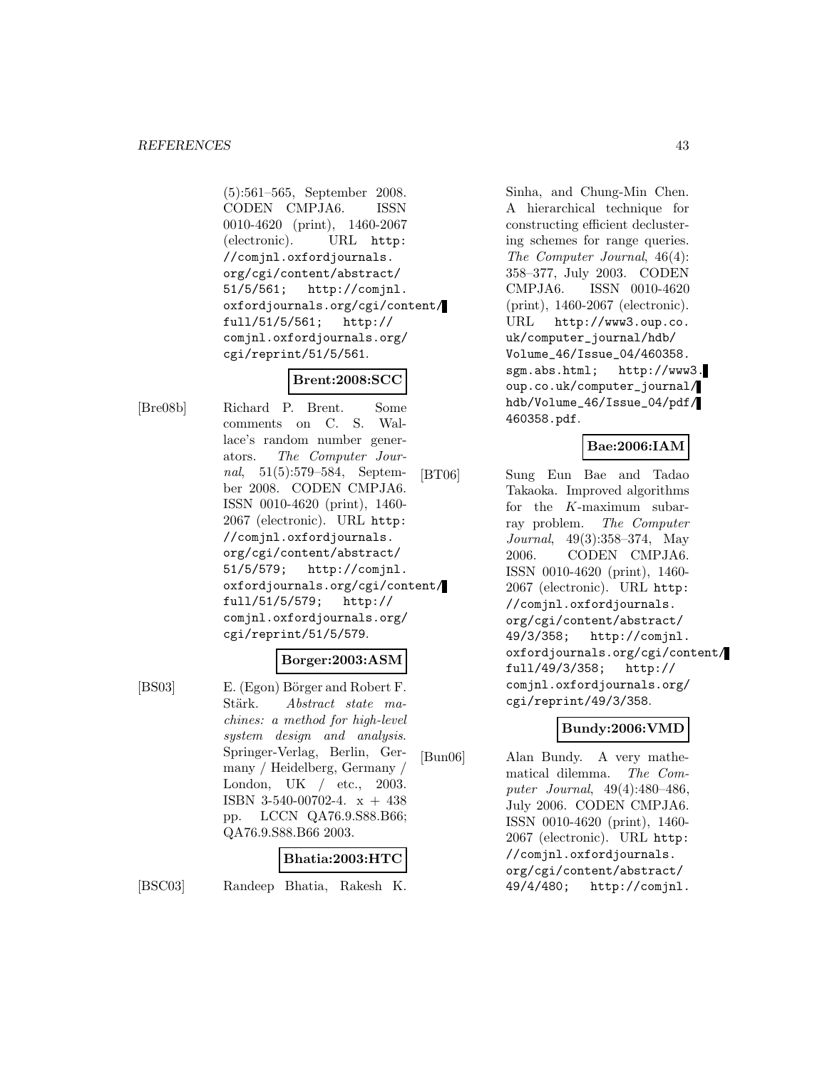(5):561–565, September 2008. CODEN CMPJA6. ISSN 0010-4620 (print), 1460-2067 (electronic). URL http://comjnl.oxfordjournals.org/cgi/content/abstract/51/5/561; http://comjnl.oxfordjournals.org/cgi/content/full/51/5/561; http://comjnl.oxfordjournals.org/cgi/reprint/51/5/561.

**Brent:2008:SCC**

[Bre08b] Richard P. Brent. Some comments on C. S. Wallace's random number generators. *The Computer Journal*, 51(5):579–584, September 2008. CODEN CMPJA6. ISSN 0010-4620 (print), 1460-2067 (electronic). URL http://comjnl.oxfordjournals.org/cgi/content/abstract/51/5/579; http://comjnl.oxfordjournals.org/cgi/content/full/51/5/579; http://comjnl.oxfordjournals.org/cgi/reprint/51/5/579.

**Borger:2003:ASM**

[BS03] E. (Egon) Börger and Robert F. Stärk. *Abstract state machines: a method for high-level system design and analysis*. Springer-Verlag, Berlin, Germany / Heidelberg, Germany / London, UK / etc., 2003. ISBN 3-540-00702-4. x + 438 pp. LCCN QA76.9.S88.B66; QA76.9.S88.B66 2003.

**Bhatia:2003:HTC**

[BSC03] Randeep Bhatia, Rakesh K. Sinha, and Chung-Min Chen. A hierarchical technique for constructing efficient declustering schemes for range queries. *The Computer Journal*, 46(4): 358–377, July 2003. CODEN CMPJA6. ISSN 0010-4620 (print), 1460-2067 (electronic). URL http://www3.oup.co.uk/computer_journal/hdb/Volume_46/Issue_04/460358.sgm.abs.html; http://www3.oup.co.uk/computer_journal/hdb/Volume_46/Issue_04/pdf/460358.pdf.

**Bae:2006:IAM**

[BT06] Sung Eun Bae and Tadao Takaoka. Improved algorithms for the $K$-maximum subarray problem. *The Computer Journal*, 49(3):358–374, May 2006. CODEN CMPJA6. ISSN 0010-4620 (print), 1460-2067 (electronic). URL http://comjnl.oxfordjournals.org/cgi/content/abstract/49/3/358; http://comjnl.oxfordjournals.org/cgi/content/full/49/3/358; http://comjnl.oxfordjournals.org/cgi/reprint/49/3/358.

**Bundy:2006:VMD**

[Bun06] Alan Bundy. A very mathematical dilemma. *The Computer Journal*, 49(4):480–486, July 2006. CODEN CMPJA6. ISSN 0010-4620 (print), 1460-2067 (electronic). URL http://comjnl.oxfordjournals.org/cgi/content/abstract/49/4/480; http://comjnl.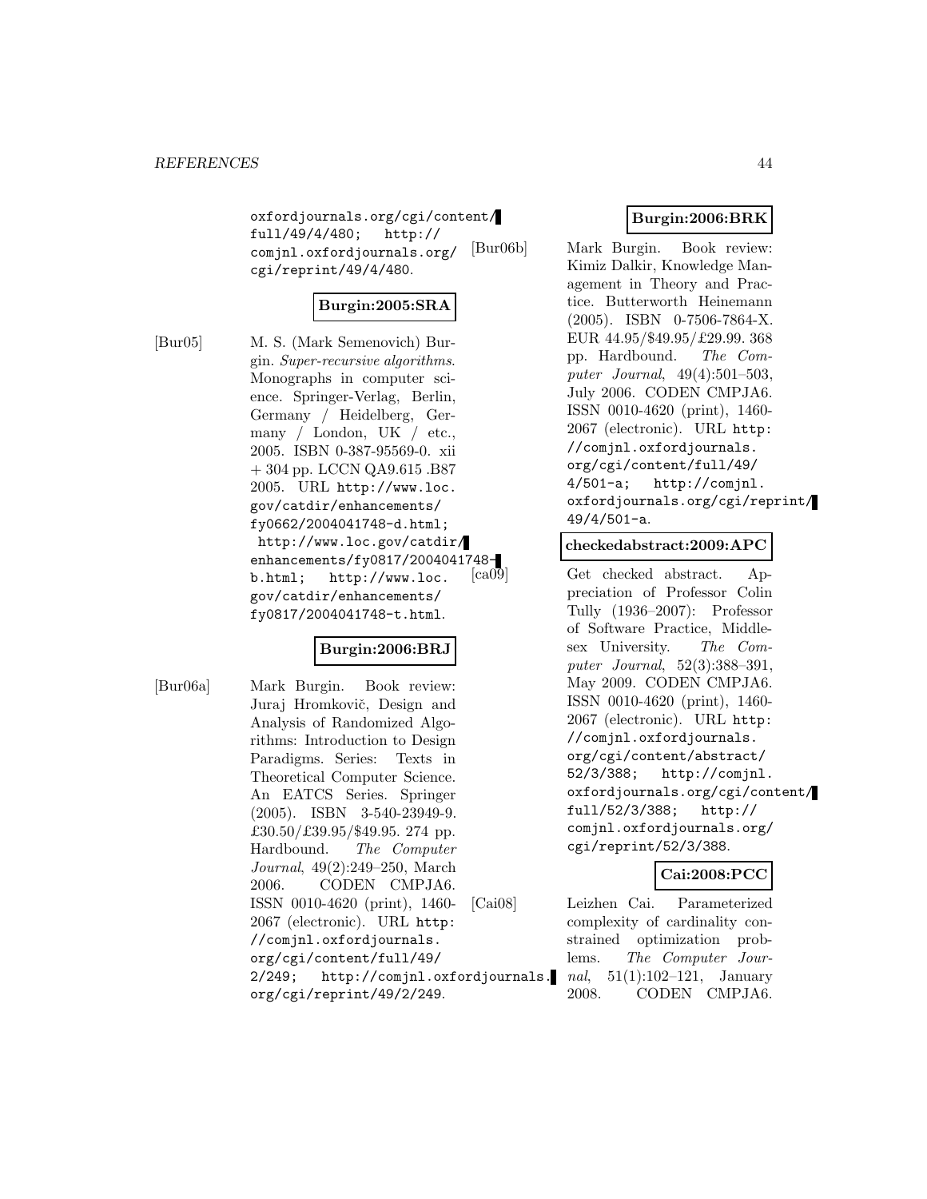oxfordjournals.org/cgi/content/full/49/4/480; http://comjnl.oxfordjournals.org/cgi/reprint/49/4/480.

**Burgin:2005:SRA**

[Bur05] M. S. (Mark Semenovich) Burgin. *Super-recursive algorithms*. Monographs in computer science. Springer-Verlag, Berlin, Germany / Heidelberg, Germany / London, UK / etc., 2005. ISBN 0-387-95569-0. xii + 304 pp. LCCN QA9.615 .B87 2005. URL http://www.loc.gov/catdir/enhancements/fy0662/2004041748-d.html; http://www.loc.gov/catdir/enhancements/fy0817/2004041748-b.html; http://www.loc.gov/catdir/enhancements/fy0817/2004041748-t.html.

**Burgin:2006:BRJ**

[Bur06a] Mark Burgin. Book review: Juraj Hromkovič, Design and Analysis of Randomized Algorithms: Introduction to Design Paradigms. Series: Texts in Theoretical Computer Science. An EATCS Series. Springer (2005). ISBN 3-540-23949-9. £30.50/£39.95/$49.95. 274 pp. Hardbound. *The Computer Journal*, 49(2):249–250, March 2006. CODEN CMPJA6. ISSN 0010-4620 (print), 1460-2067 (electronic). URL http://comjnl.oxfordjournals.org/cgi/content/full/49/2/249; http://comjnl.oxfordjournals.org/cgi/reprint/49/2/249.

**Burgin:2006:BRK**

[Bur06b] Mark Burgin. Book review: Kimiz Dalkir, Knowledge Management in Theory and Practice. Butterworth Heinemann (2005). ISBN 0-7506-7864-X. EUR 44.95/$49.95/£29.99. 368 pp. Hardbound. *The Computer Journal*, 49(4):501–503, July 2006. CODEN CMPJA6. ISSN 0010-4620 (print), 1460-2067 (electronic). URL http://comjnl.oxfordjournals.org/cgi/content/full/49/4/501-a; http://comjnl.oxfordjournals.org/cgi/reprint/49/4/501-a.

**checkedabstract:2009:APC**

[ca09] Get checked abstract. Appreciation of Professor Colin Tully (1936–2007): Professor of Software Practice, Middlesex University. *The Computer Journal*, 52(3):388–391, May 2009. CODEN CMPJA6. ISSN 0010-4620 (print), 1460-2067 (electronic). URL http://comjnl.oxfordjournals.org/cgi/content/abstract/52/3/388; http://comjnl.oxfordjournals.org/cgi/content/full/52/3/388; http://comjnl.oxfordjournals.org/cgi/reprint/52/3/388.

**Cai:2008:PCC**

[Cai08] Leizhen Cai. Parameterized complexity of cardinality constrained optimization problems. *The Computer Journal*, 51(1):102–121, January 2008. CODEN CMPJA6.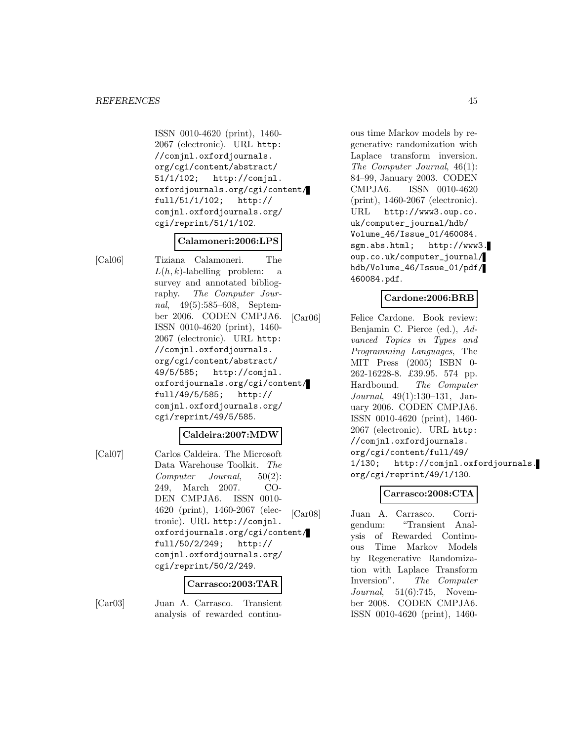ISSN 0010-4620 (print), 1460-2067 (electronic). URL http://comjnl.oxfordjournals.org/cgi/content/abstract/51/1/102; http://comjnl.oxfordjournals.org/cgi/content/full/51/1/102; http://comjnl.oxfordjournals.org/cgi/reprint/51/1/102.

**Calamoneri:2006:LPS**

[Cal06] Tiziana Calamoneri. The $L(h, k)$-labelling problem: a survey and annotated bibliography. *The Computer Journal*, 49(5):585–608, September 2006. CODEN CMPJA6. ISSN 0010-4620 (print), 1460-2067 (electronic). URL http://comjnl.oxfordjournals.org/cgi/content/abstract/49/5/585; http://comjnl.oxfordjournals.org/cgi/content/full/49/5/585; http://comjnl.oxfordjournals.org/cgi/reprint/49/5/585.

**Caldeira:2007:MDW**

[Cal07] Carlos Caldeira. The Microsoft Data Warehouse Toolkit. *The Computer Journal*, 50(2): 249, March 2007. CODEN CMPJA6. ISSN 0010-4620 (print), 1460-2067 (electronic). URL http://comjnl.oxfordjournals.org/cgi/content/full/50/2/249; http://comjnl.oxfordjournals.org/cgi/reprint/50/2/249.

**Carrasco:2003:TAR**

[Car03] Juan A. Carrasco. Transient analysis of rewarded continuous time Markov models by regenerative randomization with Laplace transform inversion. *The Computer Journal*, 46(1): 84–99, January 2003. CODEN CMPJA6. ISSN 0010-4620 (print), 1460-2067 (electronic). URL http://www3.oup.co.uk/computer_journal/hdb/Volume_46/Issue_01/460084.sgm.abs.html; http://www3.oup.co.uk/computer_journal/hdb/Volume_46/Issue_01/pdf/460084.pdf.

**Cardone:2006:BRB**

[Car06] Felice Cardone. Book review: Benjamin C. Pierce (ed.), *Advanced Topics in Types and Programming Languages*, The MIT Press (2005) ISBN 0-262-16228-8. £39.95. 574 pp. Hardbound. *The Computer Journal*, 49(1):130–131, January 2006. CODEN CMPJA6. ISSN 0010-4620 (print), 1460-2067 (electronic). URL http://comjnl.oxfordjournals.org/cgi/content/full/49/1/130; http://comjnl.oxfordjournals.org/cgi/reprint/49/1/130.

**Carrasco:2008:CTA**

[Car08] Juan A. Carrasco. Corrigendum: "Transient Analysis of Rewarded Continuous Time Markov Models by Regenerative Randomization with Laplace Transform Inversion". *The Computer Journal*, 51(6):745, November 2008. CODEN CMPJA6. ISSN 0010-4620 (print), 1460-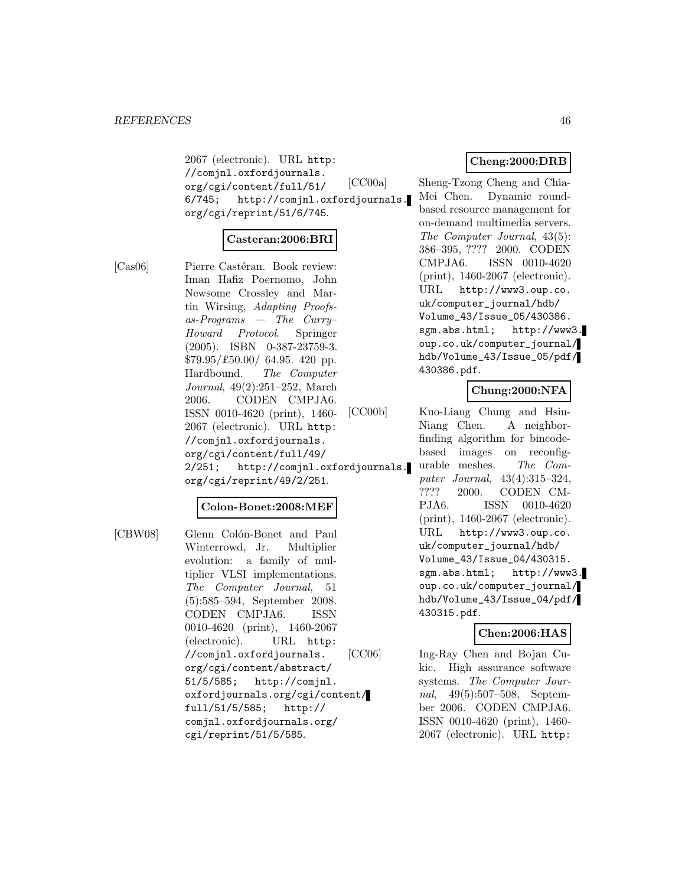2067 (electronic). URL http://comjnl.oxfordjournals.org/cgi/content/full/51/6/745; http://comjnl.oxfordjournals.org/cgi/reprint/51/6/745.

**Casteran:2006:BRI**

[Cas06] Pierre Castéran. Book review: Iman Hafiz Poernomo, John Newsome Crossley and Martin Wirsing, *Adapting Proofs-as-Programs — The Curry–Howard Protocol*. Springer (2005). ISBN 0-387-23759-3. $79.95/£50.00/ 64.95. 420 pp. Hardbound. *The Computer Journal*, 49(2):251–252, March 2006. CODEN CMPJA6. ISSN 0010-4620 (print), 1460-2067 (electronic). URL http://comjnl.oxfordjournals.org/cgi/content/full/49/2/251; http://comjnl.oxfordjournals.org/cgi/reprint/49/2/251.

**Colon-Bonet:2008:MEF**

[CBW08] Glenn Colón-Bonet and Paul Winterrowd, Jr. Multiplier evolution: a family of multiplier VLSI implementations. *The Computer Journal*, 51 (5):585–594, September 2008. CODEN CMPJA6. ISSN 0010-4620 (print), 1460-2067 (electronic). URL http://comjnl.oxfordjournals.org/cgi/content/abstract/51/5/585; http://comjnl.oxfordjournals.org/cgi/content/full/51/5/585; http://comjnl.oxfordjournals.org/cgi/reprint/51/5/585.

**Cheng:2000:DRB**

[CC00a] Sheng-Tzong Cheng and Chia-Mei Chen. Dynamic round-based resource management for on-demand multimedia servers. *The Computer Journal*, 43(5): 386–395, ???? 2000. CODEN CMPJA6. ISSN 0010-4620 (print), 1460-2067 (electronic). URL http://www3.oup.co.uk/computer_journal/hdb/Volume_43/Issue_05/430386.sgm.abs.html; http://www3.oup.co.uk/computer_journal/hdb/Volume_43/Issue_05/pdf/430386.pdf.

**Chung:2000:NFA**

[CC00b] Kuo-Liang Chung and Hsiu-Niang Chen. A neighbor-finding algorithm for bincode-based images on reconfigurable meshes. *The Computer Journal*, 43(4):315–324, ???? 2000. CODEN CMPJA6. ISSN 0010-4620 (print), 1460-2067 (electronic). URL http://www3.oup.co.uk/computer_journal/hdb/Volume_43/Issue_04/430315.sgm.abs.html; http://www3.oup.co.uk/computer_journal/hdb/Volume_43/Issue_04/pdf/430315.pdf.

**Chen:2006:HAS**

[CC06] Ing-Ray Chen and Bojan Cukic. High assurance software systems. *The Computer Journal*, 49(5):507–508, September 2006. CODEN CMPJA6. ISSN 0010-4620 (print), 1460-2067 (electronic). URL http: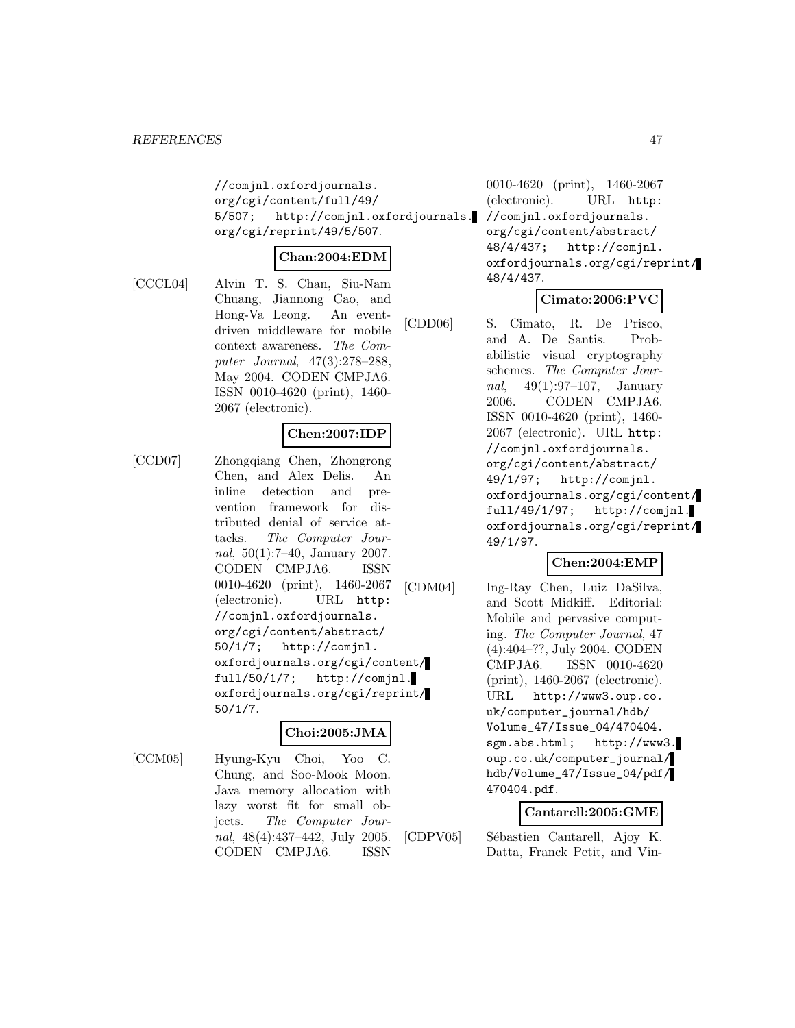//comjnl.oxfordjournals.org/cgi/content/full/49/5/507; http://comjnl.oxfordjournals.org/cgi/reprint/49/5/507.

**Chan:2004:EDM**

[CCCL04] Alvin T. S. Chan, Siu-Nam Chuang, Jiannong Cao, and Hong-Va Leong. An event-driven middleware for mobile context awareness. *The Computer Journal*, 47(3):278–288, May 2004. CODEN CMPJA6. ISSN 0010-4620 (print), 1460-2067 (electronic).

**Chen:2007:IDP**

[CCD07] Zhongqiang Chen, Zhongrong Chen, and Alex Delis. An inline detection and prevention framework for distributed denial of service attacks. *The Computer Journal*, 50(1):7–40, January 2007. CODEN CMPJA6. ISSN 0010-4620 (print), 1460-2067 (electronic). URL http://comjnl.oxfordjournals.org/cgi/content/abstract/50/1/7; http://comjnl.oxfordjournals.org/cgi/content/full/50/1/7; http://comjnl.oxfordjournals.org/cgi/reprint/50/1/7.

**Choi:2005:JMA**

[CCM05] Hyung-Kyu Choi, Yoo C. Chung, and Soo-Mook Moon. Java memory allocation with lazy worst fit for small objects. *The Computer Journal*, 48(4):437–442, July 2005. CODEN CMPJA6. ISSN 0010-4620 (print), 1460-2067 (electronic). URL http://comjnl.oxfordjournals.org/cgi/content/abstract/48/4/437; http://comjnl.oxfordjournals.org/cgi/reprint/48/4/437.

**Cimato:2006:PVC**

[CDD06] S. Cimato, R. De Prisco, and A. De Santis. Probabilistic visual cryptography schemes. *The Computer Journal*, 49(1):97–107, January 2006. CODEN CMPJA6. ISSN 0010-4620 (print), 1460-2067 (electronic). URL http://comjnl.oxfordjournals.org/cgi/content/abstract/49/1/97; http://comjnl.oxfordjournals.org/cgi/content/full/49/1/97; http://comjnl.oxfordjournals.org/cgi/reprint/49/1/97.

**Chen:2004:EMP**

[CDM04] Ing-Ray Chen, Luiz DaSilva, and Scott Midkiff. Editorial: Mobile and pervasive computing. *The Computer Journal*, 47 (4):404–??, July 2004. CODEN CMPJA6. ISSN 0010-4620 (print), 1460-2067 (electronic). URL http://www3.oup.co.uk/computer_journal/hdb/Volume_47/Issue_04/470404.sgm.abs.html; http://www3.oup.co.uk/computer_journal/hdb/Volume_47/Issue_04/pdf/470404.pdf.

**Cantarell:2005:GME**

[CDPV05] Sébastien Cantarell, Ajoy K. Datta, Franck Petit, and Vin-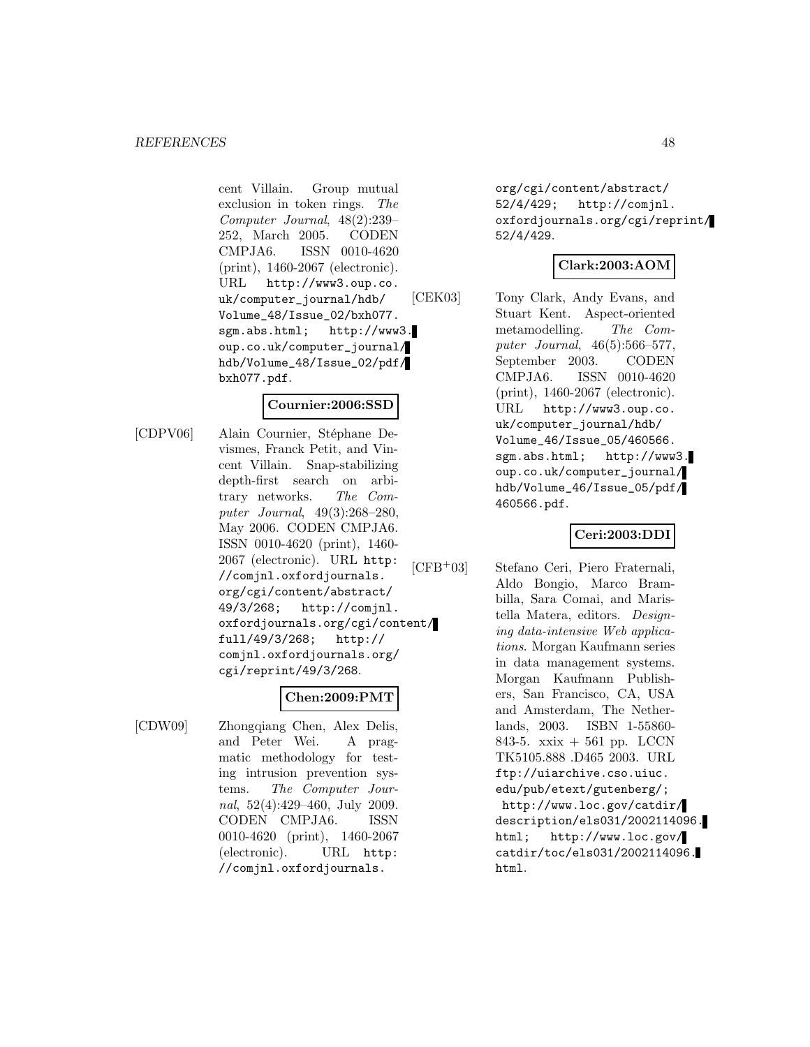cent Villain. Group mutual exclusion in token rings. *The Computer Journal*, 48(2):239–252, March 2005. CODEN CMPJA6. ISSN 0010-4620 (print), 1460-2067 (electronic). URL http://www3.oup.co.uk/computer_journal/hdb/Volume_48/Issue_02/bxh077.sgm.abs.html; http://www3.oup.co.uk/computer_journal/hdb/Volume_48/Issue_02/pdf/bxh077.pdf.

**Cournier:2006:SSD**

[CDPV06] Alain Cournier, Stéphane Devismes, Franck Petit, and Vincent Villain. Snap-stabilizing depth-first search on arbitrary networks. *The Computer Journal*, 49(3):268–280, May 2006. CODEN CMPJA6. ISSN 0010-4620 (print), 1460-2067 (electronic). URL http://comjnl.oxfordjournals.org/cgi/content/abstract/49/3/268; http://comjnl.oxfordjournals.org/cgi/content/full/49/3/268; http://comjnl.oxfordjournals.org/cgi/reprint/49/3/268.

**Chen:2009:PMT**

[CDW09] Zhongqiang Chen, Alex Delis, and Peter Wei. A pragmatic methodology for testing intrusion prevention systems. *The Computer Journal*, 52(4):429–460, July 2009. CODEN CMPJA6. ISSN 0010-4620 (print), 1460-2067 (electronic). URL http://comjnl.oxfordjournals.org/cgi/content/abstract/52/4/429; http://comjnl.oxfordjournals.org/cgi/reprint/52/4/429.

**Clark:2003:AOM**

[CEK03] Tony Clark, Andy Evans, and Stuart Kent. Aspect-oriented metamodelling. *The Computer Journal*, 46(5):566–577, September 2003. CODEN CMPJA6. ISSN 0010-4620 (print), 1460-2067 (electronic). URL http://www3.oup.co.uk/computer_journal/hdb/Volume_46/Issue_05/460566.sgm.abs.html; http://www3.oup.co.uk/computer_journal/hdb/Volume_46/Issue_05/pdf/460566.pdf.

**Ceri:2003:DDI**

[CFB+03] Stefano Ceri, Piero Fraternali, Aldo Bongio, Marco Brambilla, Sara Comai, and Maristella Matera, editors. *Designing data-intensive Web applications*. Morgan Kaufmann series in data management systems. Morgan Kaufmann Publishers, San Francisco, CA, USA and Amsterdam, The Netherlands, 2003. ISBN 1-55860-843-5. xxix + 561 pp. LCCN TK5105.888 .D465 2003. URL ftp://uiarchive.cso.uiuc.edu/pub/etext/gutenberg/; http://www.loc.gov/catdir/description/els031/2002114096.html; http://www.loc.gov/catdir/toc/els031/2002114096.html.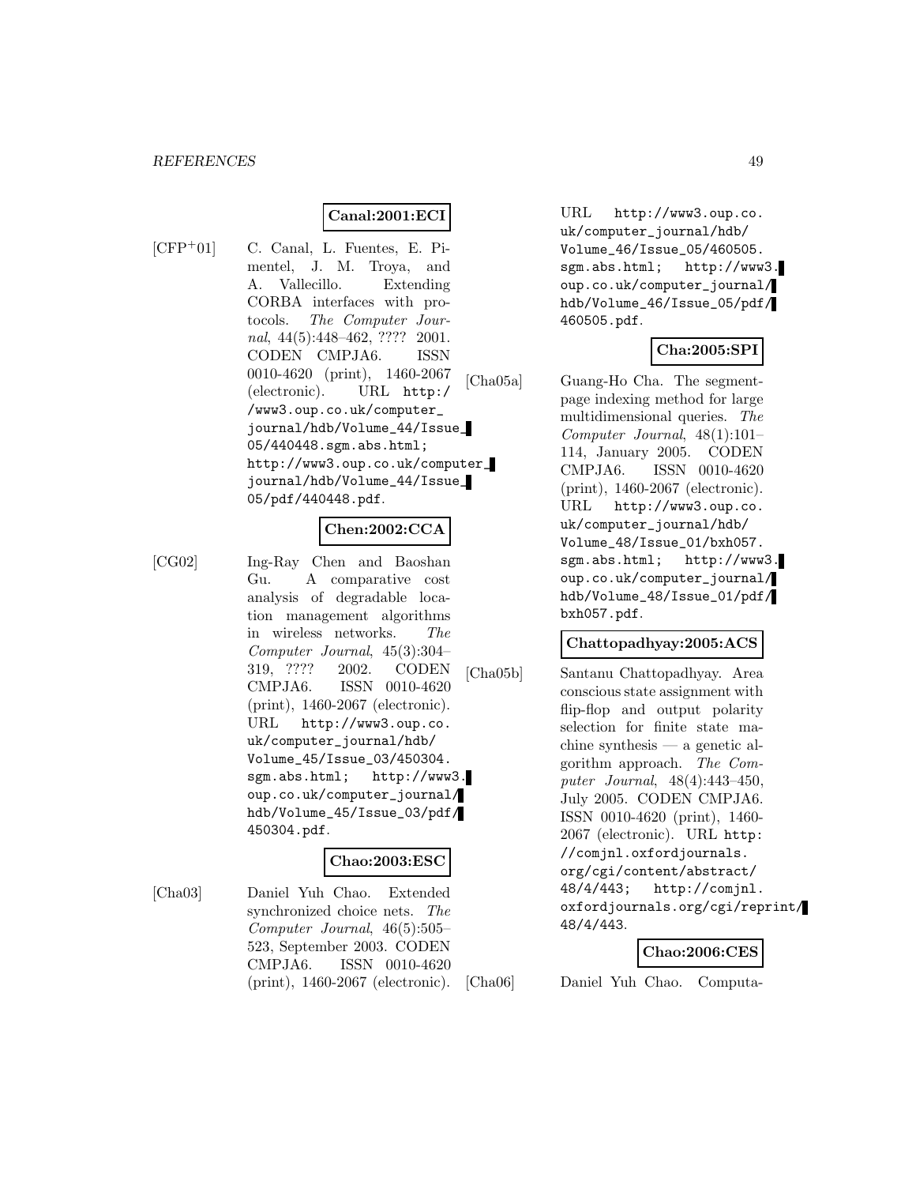**Canal:2001:ECI**

[CFP[+]01] C. Canal, L. Fuentes, E. Pimentel, J. M. Troya, and A. Vallecillo. Extending CORBA interfaces with protocols. *The Computer Journal*, 44(5):448–462, ???? 2001. CODEN CMPJA6. ISSN 0010-4620 (print), 1460-2067 (electronic). URL http://www3.oup.co.uk/computer_journal/hdb/Volume_44/Issue_05/440448.sgm.abs.html; http://www3.oup.co.uk/computer_journal/hdb/Volume_44/Issue_05/pdf/440448.pdf.

**Chen:2002:CCA**

[CG02] Ing-Ray Chen and Baoshan Gu. A comparative cost analysis of degradable location management algorithms in wireless networks. *The Computer Journal*, 45(3):304–319, ???? 2002. CODEN CMPJA6. ISSN 0010-4620 (print), 1460-2067 (electronic). URL http://www3.oup.co.uk/computer_journal/hdb/Volume_45/Issue_03/450304.sgm.abs.html; http://www3.oup.co.uk/computer_journal/hdb/Volume_45/Issue_03/pdf/450304.pdf.

**Chao:2003:ESC**

[Cha03] Daniel Yuh Chao. Extended synchronized choice nets. *The Computer Journal*, 46(5):505–523, September 2003. CODEN CMPJA6. ISSN 0010-4620 (print), 1460-2067 (electronic). URL http://www3.oup.co.uk/computer_journal/hdb/Volume_46/Issue_05/460505.sgm.abs.html; http://www3.oup.co.uk/computer_journal/hdb/Volume_46/Issue_05/pdf/460505.pdf.

**Cha:2005:SPI**

[Cha05a] Guang-Ho Cha. The segment-page indexing method for large multidimensional queries. *The Computer Journal*, 48(1):101–114, January 2005. CODEN CMPJA6. ISSN 0010-4620 (print), 1460-2067 (electronic). URL http://www3.oup.co.uk/computer_journal/hdb/Volume_48/Issue_01/bxh057.sgm.abs.html; http://www3.oup.co.uk/computer_journal/hdb/Volume_48/Issue_01/pdf/bxh057.pdf.

**Chattopadhyay:2005:ACS**

[Cha05b] Santanu Chattopadhyay. Area conscious state assignment with flip-flop and output polarity selection for finite state machine synthesis — a genetic algorithm approach. *The Computer Journal*, 48(4):443–450, July 2005. CODEN CMPJA6. ISSN 0010-4620 (print), 1460-2067 (electronic). URL http://comjnl.oxfordjournals.org/cgi/content/abstract/48/4/443; http://comjnl.oxfordjournals.org/cgi/reprint/48/4/443.

**Chao:2006:CES**

[Cha06] Daniel Yuh Chao. Computa-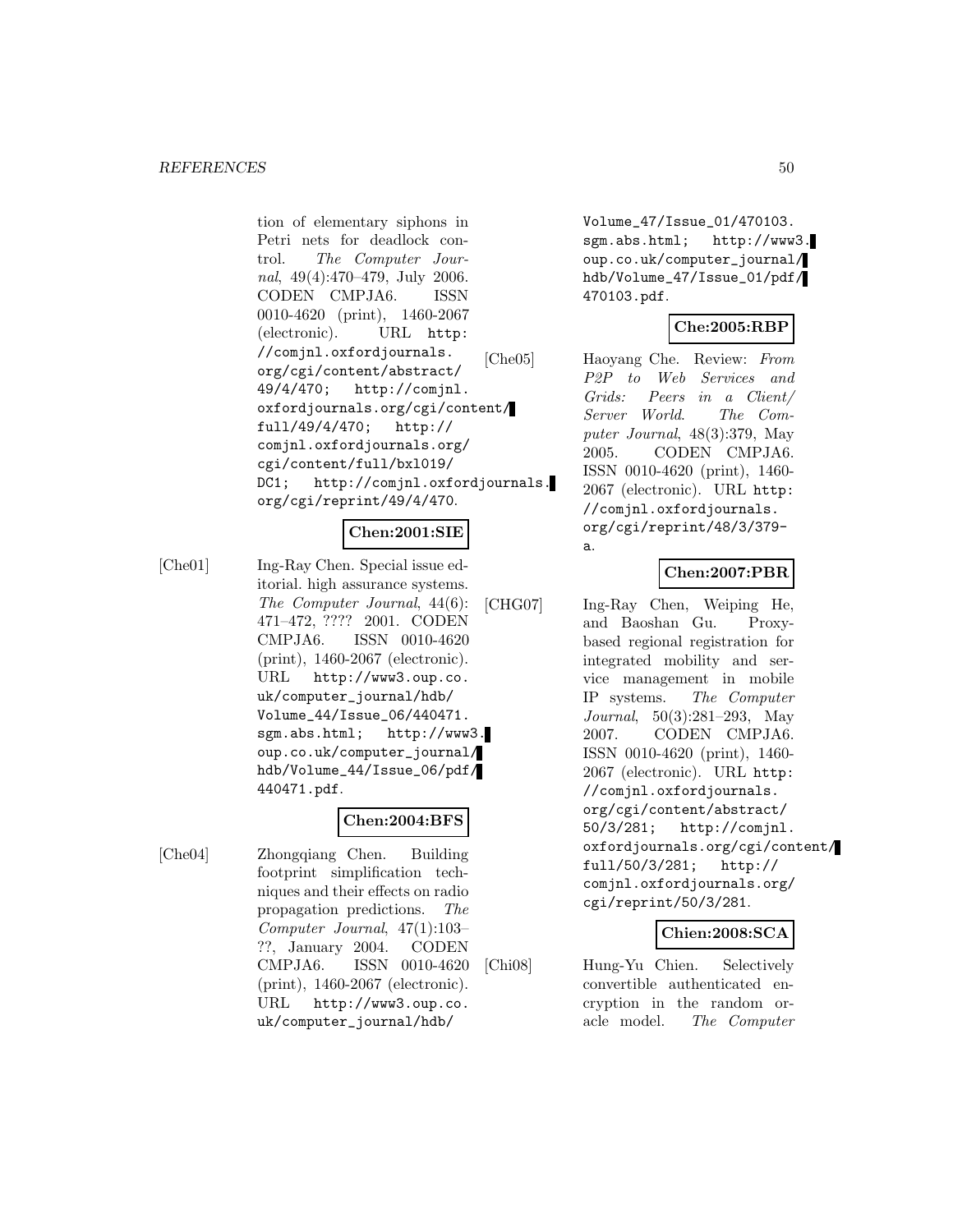tion of elementary siphons in Petri nets for deadlock control. *The Computer Journal*, 49(4):470–479, July 2006. CODEN CMPJA6. ISSN 0010-4620 (print), 1460-2067 (electronic). URL http://comjnl.oxfordjournals.org/cgi/content/abstract/49/4/470; http://comjnl.oxfordjournals.org/cgi/content/full/49/4/470; http://comjnl.oxfordjournals.org/cgi/content/full/bxl019/DC1; http://comjnl.oxfordjournals.org/cgi/reprint/49/4/470.

**Chen:2001:SIE**

[Che01] Ing-Ray Chen. Special issue editorial. high assurance systems. *The Computer Journal*, 44(6):471–472, ???? 2001. CODEN CMPJA6. ISSN 0010-4620 (print), 1460-2067 (electronic). URL http://www3.oup.co.uk/computer_journal/hdb/Volume_44/Issue_06/440471.sgm.abs.html; http://www3.oup.co.uk/computer_journal/hdb/Volume_44/Issue_06/pdf/440471.pdf.

**Chen:2004:BFS**

[Che04] Zhongqiang Chen. Building footprint simplification techniques and their effects on radio propagation predictions. *The Computer Journal*, 47(1):103–??, January 2004. CODEN CMPJA6. ISSN 0010-4620 (print), 1460-2067 (electronic). URL http://www3.oup.co.uk/computer_journal/hdb/Volume_47/Issue_01/470103.sgm.abs.html; http://www3.oup.co.uk/computer_journal/hdb/Volume_47/Issue_01/pdf/470103.pdf.

**Che:2005:RBP**

[Che05] Haoyang Che. Review: *From P2P to Web Services and Grids: Peers in a Client/Server World*. *The Computer Journal*, 48(3):379, May 2005. CODEN CMPJA6. ISSN 0010-4620 (print), 1460-2067 (electronic). URL http://comjnl.oxfordjournals.org/cgi/reprint/48/3/379-a.

**Chen:2007:PBR**

[CHG07] Ing-Ray Chen, Weiping He, and Baoshan Gu. Proxy-based regional registration for integrated mobility and service management in mobile IP systems. *The Computer Journal*, 50(3):281–293, May 2007. CODEN CMPJA6. ISSN 0010-4620 (print), 1460-2067 (electronic). URL http://comjnl.oxfordjournals.org/cgi/content/abstract/50/3/281; http://comjnl.oxfordjournals.org/cgi/content/full/50/3/281; http://comjnl.oxfordjournals.org/cgi/reprint/50/3/281.

**Chien:2008:SCA**

[Chi08] Hung-Yu Chien. Selectively convertible authenticated encryption in the random oracle model. *The Computer*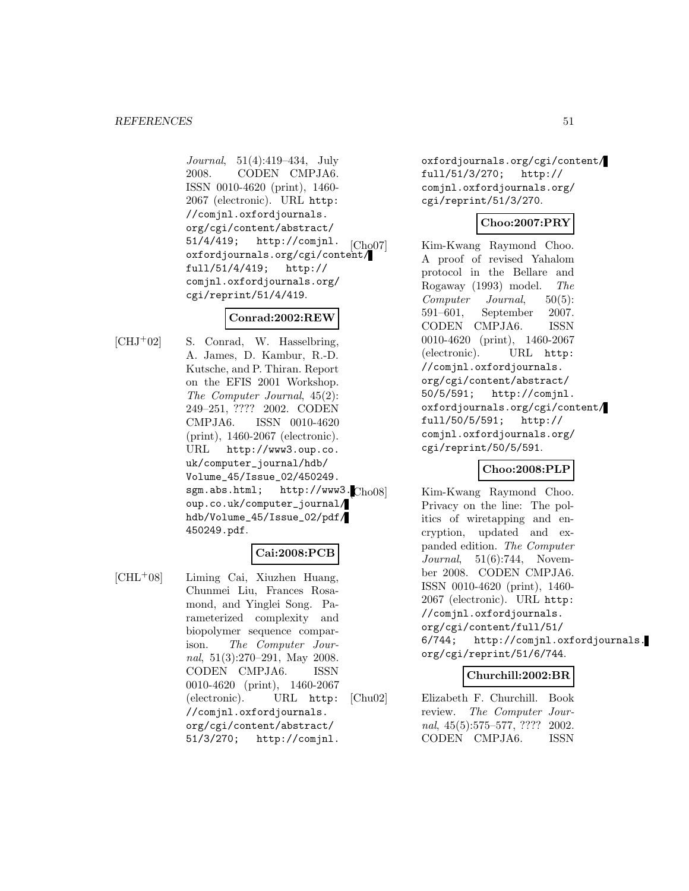*Journal*, 51(4):419–434, July 2008. CODEN CMPJA6. ISSN 0010-4620 (print), 1460-2067 (electronic). URL http://comjnl.oxfordjournals.org/cgi/content/abstract/51/4/419; http://comjnl.oxfordjournals.org/cgi/content/full/51/4/419; http://comjnl.oxfordjournals.org/cgi/reprint/51/4/419.

**Conrad:2002:REW**

[CHJ+02] S. Conrad, W. Hasselbring, A. James, D. Kambur, R.-D. Kutsche, and P. Thiran. Report on the EFIS 2001 Workshop. *The Computer Journal*, 45(2): 249–251, ???? 2002. CODEN CMPJA6. ISSN 0010-4620 (print), 1460-2067 (electronic). URL http://www3.oup.co.uk/computer_journal/hdb/Volume_45/Issue_02/450249.sgm.abs.html; http://www3.oup.co.uk/computer_journal/hdb/Volume_45/Issue_02/pdf/450249.pdf.

**Cai:2008:PCB**

[CHL+08] Liming Cai, Xiuzhen Huang, Chunmei Liu, Frances Rosamond, and Yinglei Song. Parameterized complexity and biopolymer sequence comparison. *The Computer Journal*, 51(3):270–291, May 2008. CODEN CMPJA6. ISSN 0010-4620 (print), 1460-2067 (electronic). URL http://comjnl.oxfordjournals.org/cgi/content/abstract/51/3/270; http://comjnl.oxfordjournals.org/cgi/content/full/51/3/270; http://comjnl.oxfordjournals.org/cgi/reprint/51/3/270.

**Choo:2007:PRY**

[Cho07] Kim-Kwang Raymond Choo. A proof of revised Yahalom protocol in the Bellare and Rogaway (1993) model. *The Computer Journal*, 50(5): 591–601, September 2007. CODEN CMPJA6. ISSN 0010-4620 (print), 1460-2067 (electronic). URL http://comjnl.oxfordjournals.org/cgi/content/abstract/50/5/591; http://comjnl.oxfordjournals.org/cgi/content/full/50/5/591; http://comjnl.oxfordjournals.org/cgi/reprint/50/5/591.

**Choo:2008:PLP**

[Cho08] Kim-Kwang Raymond Choo. Privacy on the line: The politics of wiretapping and encryption, updated and expanded edition. *The Computer Journal*, 51(6):744, November 2008. CODEN CMPJA6. ISSN 0010-4620 (print), 1460-2067 (electronic). URL http://comjnl.oxfordjournals.org/cgi/content/full/51/6/744; http://comjnl.oxfordjournals.org/cgi/reprint/51/6/744.

**Churchill:2002:BR**

[Chu02] Elizabeth F. Churchill. Book review. *The Computer Journal*, 45(5):575–577, ???? 2002. CODEN CMPJA6. ISSN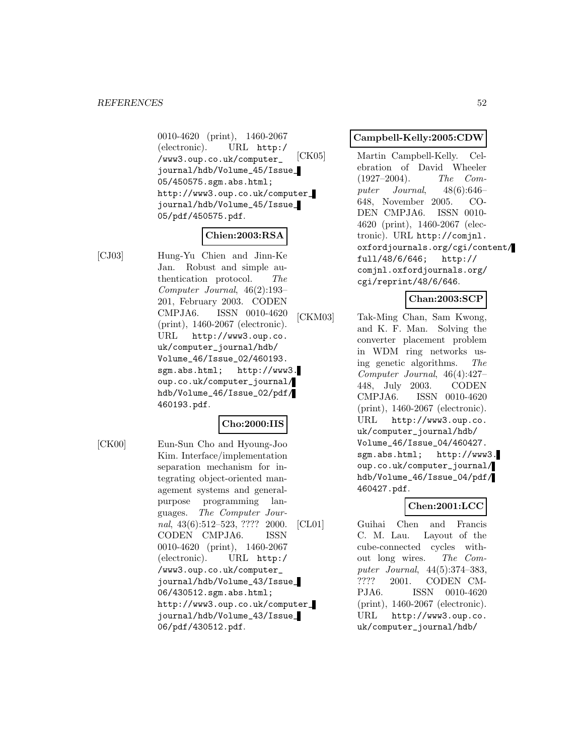0010-4620 (print), 1460-2067 (electronic). URL http://www3.oup.co.uk/computer_journal/hdb/Volume_45/Issue_05/450575.sgm.abs.html; http://www3.oup.co.uk/computer_journal/hdb/Volume_45/Issue_05/pdf/450575.pdf.

**Chien:2003:RSA**

[CJ03] Hung-Yu Chien and Jinn-Ke Jan. Robust and simple authentication protocol. *The Computer Journal*, 46(2):193–201, February 2003. CODEN CMPJA6. ISSN 0010-4620 (print), 1460-2067 (electronic). URL http://www3.oup.co.uk/computer_journal/hdb/Volume_46/Issue_02/460193.sgm.abs.html; http://www3.oup.co.uk/computer_journal/hdb/Volume_46/Issue_02/pdf/460193.pdf.

**Cho:2000:IIS**

[CK00] Eun-Sun Cho and Hyoung-Joo Kim. Interface/implementation separation mechanism for integrating object-oriented management systems and general-purpose programming languages. *The Computer Journal*, 43(6):512–523, ???? 2000. CODEN CMPJA6. ISSN 0010-4620 (print), 1460-2067 (electronic). URL http://www3.oup.co.uk/computer_journal/hdb/Volume_43/Issue_06/430512.sgm.abs.html; http://www3.oup.co.uk/computer_journal/hdb/Volume_43/Issue_06/pdf/430512.pdf.

**Campbell-Kelly:2005:CDW**

[CK05] Martin Campbell-Kelly. Celebration of David Wheeler (1927–2004). *The Computer Journal*, 48(6):646–648, November 2005. CODEN CMPJA6. ISSN 0010-4620 (print), 1460-2067 (electronic). URL http://comjnl.oxfordjournals.org/cgi/content/full/48/6/646; http://comjnl.oxfordjournals.org/cgi/reprint/48/6/646.

**Chan:2003:SCP**

[CKM03] Tak-Ming Chan, Sam Kwong, and K. F. Man. Solving the converter placement problem in WDM ring networks using genetic algorithms. *The Computer Journal*, 46(4):427–448, July 2003. CODEN CMPJA6. ISSN 0010-4620 (print), 1460-2067 (electronic). URL http://www3.oup.co.uk/computer_journal/hdb/Volume_46/Issue_04/460427.sgm.abs.html; http://www3.oup.co.uk/computer_journal/hdb/Volume_46/Issue_04/pdf/460427.pdf.

**Chen:2001:LCC**

[CL01] Guihai Chen and Francis C. M. Lau. Layout of the cube-connected cycles without long wires. *The Computer Journal*, 44(5):374–383, ???? 2001. CODEN CMPJA6. ISSN 0010-4620 (print), 1460-2067 (electronic). URL http://www3.oup.co.uk/computer_journal/hdb/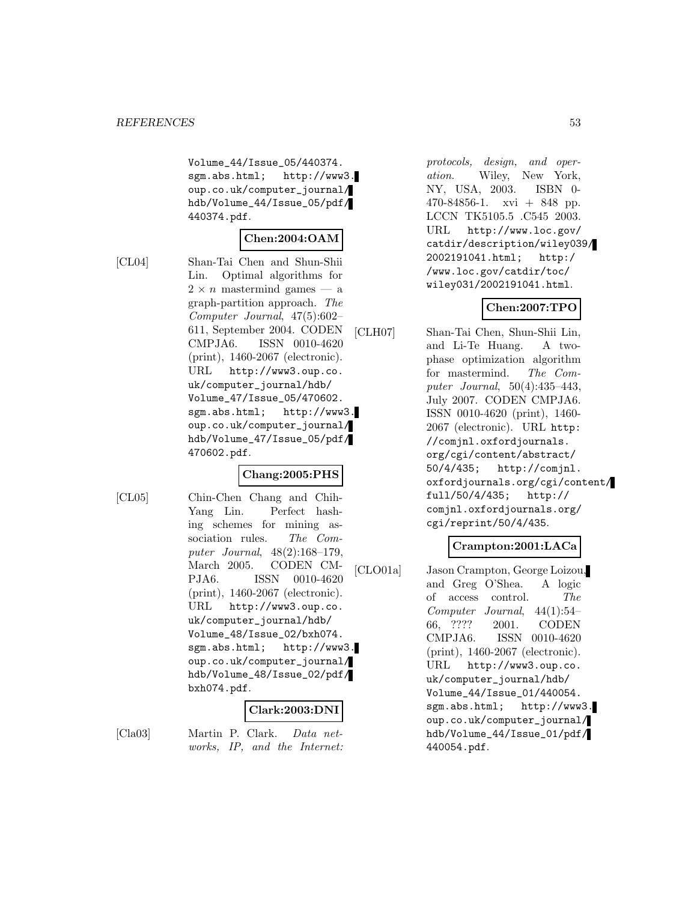Volume_44/Issue_05/440374.sgm.abs.html; http://www3.oup.co.uk/computer_journal/hdb/Volume_44/Issue_05/pdf/440374.pdf.

**Chen:2004:OAM**

[CL04] Shan-Tai Chen and Shun-Shii Lin. Optimal algorithms for $2 \times n$ mastermind games — a graph-partition approach. *The Computer Journal*, 47(5):602–611, September 2004. CODEN CMPJA6. ISSN 0010-4620 (print), 1460-2067 (electronic). URL http://www3.oup.co.uk/computer_journal/hdb/Volume_47/Issue_05/470602.sgm.abs.html; http://www3.oup.co.uk/computer_journal/hdb/Volume_47/Issue_05/pdf/470602.pdf.

**Chang:2005:PHS**

[CL05] Chin-Chen Chang and Chih-Yang Lin. Perfect hashing schemes for mining association rules. *The Computer Journal*, 48(2):168–179, March 2005. CODEN CMPJA6. ISSN 0010-4620 (print), 1460-2067 (electronic). URL http://www3.oup.co.uk/computer_journal/hdb/Volume_48/Issue_02/bxh074.sgm.abs.html; http://www3.oup.co.uk/computer_journal/hdb/Volume_48/Issue_02/pdf/bxh074.pdf.

**Clark:2003:DNI**

[Cla03] Martin P. Clark. *Data networks, IP, and the Internet: protocols, design, and operation*. Wiley, New York, NY, USA, 2003. ISBN 0-470-84856-1. xvi + 848 pp. LCCN TK5105.5 .C545 2003. URL http://www.loc.gov/catdir/description/wiley039/2002191041.html; http://www.loc.gov/catdir/toc/wiley031/2002191041.html.

**Chen:2007:TPO**

[CLH07] Shan-Tai Chen, Shun-Shii Lin, and Li-Te Huang. A two-phase optimization algorithm for mastermind. *The Computer Journal*, 50(4):435–443, July 2007. CODEN CMPJA6. ISSN 0010-4620 (print), 1460-2067 (electronic). URL http://comjnl.oxfordjournals.org/cgi/content/abstract/50/4/435; http://comjnl.oxfordjournals.org/cgi/content/full/50/4/435; http://comjnl.oxfordjournals.org/cgi/reprint/50/4/435.

**Crampton:2001:LACa**

[CLO01a] Jason Crampton, George Loizou, and Greg O'Shea. A logic of access control. *The Computer Journal*, 44(1):54–66, ???? 2001. CODEN CMPJA6. ISSN 0010-4620 (print), 1460-2067 (electronic). URL http://www3.oup.co.uk/computer_journal/hdb/Volume_44/Issue_01/440054.sgm.abs.html; http://www3.oup.co.uk/computer_journal/hdb/Volume_44/Issue_01/pdf/440054.pdf.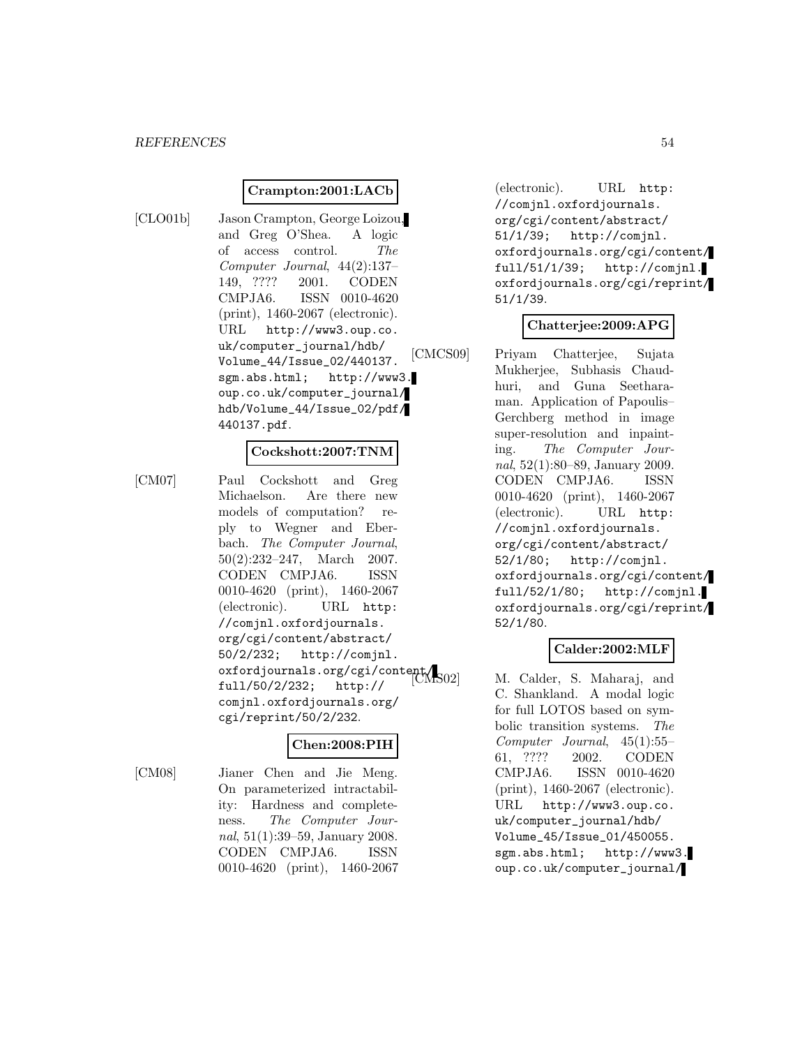**Crampton:2001:LACb**

[CLO01b] Jason Crampton, George Loizou, and Greg O'Shea. A logic of access control. *The Computer Journal*, 44(2):137–149, ???? 2001. CODEN CMPJA6. ISSN 0010-4620 (print), 1460-2067 (electronic). URL `http://www3.oup.co.uk/computer_journal/hdb/Volume_44/Issue_02/440137.sgm.abs.html; http://www3.oup.co.uk/computer_journal/hdb/Volume_44/Issue_02/pdf/440137.pdf`.

**Cockshott:2007:TNM**

[CM07] Paul Cockshott and Greg Michaelson. Are there new models of computation? reply to Wegner and Eberbach. *The Computer Journal*, 50(2):232–247, March 2007. CODEN CMPJA6. ISSN 0010-4620 (print), 1460-2067 (electronic). URL `http://comjnl.oxfordjournals.org/cgi/content/abstract/50/2/232; http://comjnl.oxfordjournals.org/cgi/content/full/50/2/232; http://comjnl.oxfordjournals.org/cgi/reprint/50/2/232`.

**Chen:2008:PIH**

[CM08] Jianer Chen and Jie Meng. On parameterized intractability: Hardness and completeness. *The Computer Journal*, 51(1):39–59, January 2008. CODEN CMPJA6. ISSN 0010-4620 (print), 1460-2067 (electronic). URL `http://comjnl.oxfordjournals.org/cgi/content/abstract/51/1/39; http://comjnl.oxfordjournals.org/cgi/content/full/51/1/39; http://comjnl.oxfordjournals.org/cgi/reprint/51/1/39`.

**Chatterjee:2009:APG**

[CMCS09] Priyam Chatterjee, Sujata Mukherjee, Subhasis Chaudhuri, and Guna Seetharaman. Application of Papoulis–Gerchberg method in image super-resolution and inpainting. *The Computer Journal*, 52(1):80–89, January 2009. CODEN CMPJA6. ISSN 0010-4620 (print), 1460-2067 (electronic). URL `http://comjnl.oxfordjournals.org/cgi/content/abstract/52/1/80; http://comjnl.oxfordjournals.org/cgi/content/full/52/1/80; http://comjnl.oxfordjournals.org/cgi/reprint/52/1/80`.

**Calder:2002:MLF**

[CMS02] M. Calder, S. Maharaj, and C. Shankland. A modal logic for full LOTOS based on symbolic transition systems. *The Computer Journal*, 45(1):55–61, ???? 2002. CODEN CMPJA6. ISSN 0010-4620 (print), 1460-2067 (electronic). URL `http://www3.oup.co.uk/computer_journal/hdb/Volume_45/Issue_01/450055.sgm.abs.html; http://www3.oup.co.uk/computer_journal/`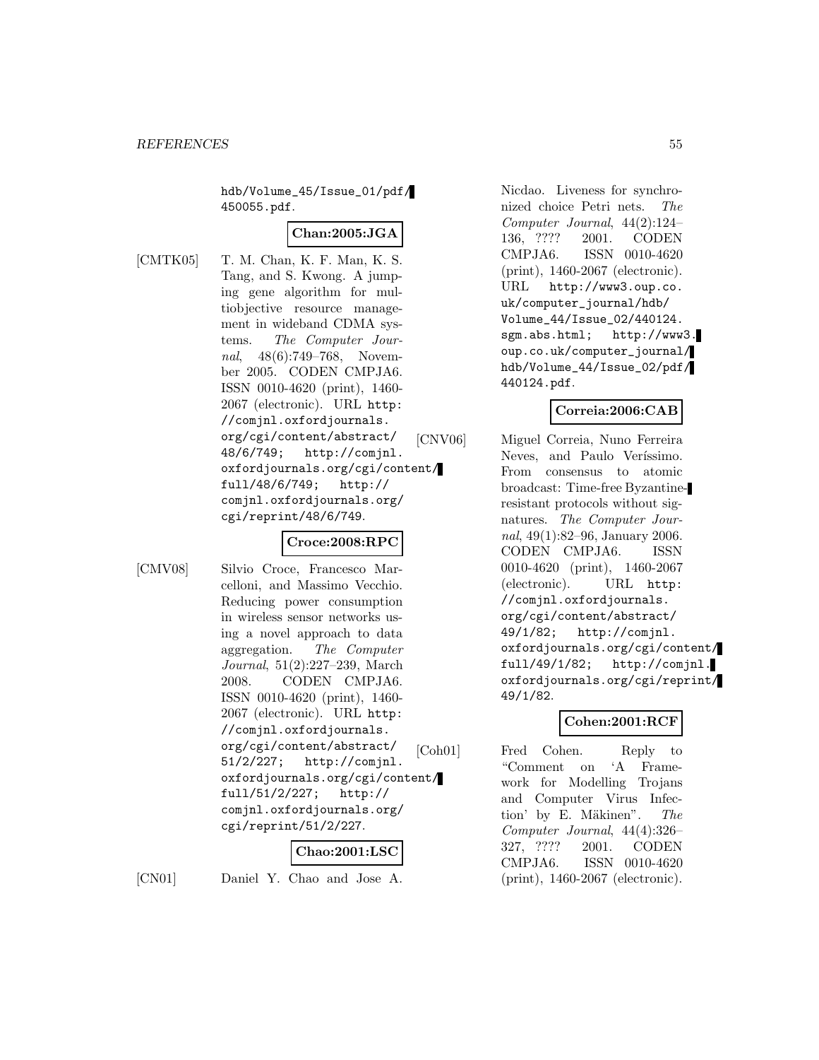hdb/Volume_45/Issue_01/pdf/450055.pdf.

**Chan:2005:JGA**

[CMTK05] T. M. Chan, K. F. Man, K. S. Tang, and S. Kwong. A jumping gene algorithm for multiobjective resource management in wideband CDMA systems. *The Computer Journal*, 48(6):749–768, November 2005. CODEN CMPJA6. ISSN 0010-4620 (print), 1460-2067 (electronic). URL http://comjnl.oxfordjournals.org/cgi/content/abstract/48/6/749; http://comjnl.oxfordjournals.org/cgi/content/full/48/6/749; http://comjnl.oxfordjournals.org/cgi/reprint/48/6/749.

**Croce:2008:RPC**

[CMV08] Silvio Croce, Francesco Marcelloni, and Massimo Vecchio. Reducing power consumption in wireless sensor networks using a novel approach to data aggregation. *The Computer Journal*, 51(2):227–239, March 2008. CODEN CMPJA6. ISSN 0010-4620 (print), 1460-2067 (electronic). URL http://comjnl.oxfordjournals.org/cgi/content/abstract/51/2/227; http://comjnl.oxfordjournals.org/cgi/content/full/51/2/227; http://comjnl.oxfordjournals.org/cgi/reprint/51/2/227.

**Chao:2001:LSC**

[CN01] Daniel Y. Chao and Jose A. Nicdao. Liveness for synchronized choice Petri nets. *The Computer Journal*, 44(2):124–136, ???? 2001. CODEN CMPJA6. ISSN 0010-4620 (print), 1460-2067 (electronic). URL http://www3.oup.co.uk/computer_journal/hdb/Volume_44/Issue_02/440124.sgm.abs.html; http://www3.oup.co.uk/computer_journal/hdb/Volume_44/Issue_02/pdf/440124.pdf.

**Correia:2006:CAB**

[CNV06] Miguel Correia, Nuno Ferreira Neves, and Paulo Veríssimo. From consensus to atomic broadcast: Time-free Byzantine-resistant protocols without signatures. *The Computer Journal*, 49(1):82–96, January 2006. CODEN CMPJA6. ISSN 0010-4620 (print), 1460-2067 (electronic). URL http://comjnl.oxfordjournals.org/cgi/content/abstract/49/1/82; http://comjnl.oxfordjournals.org/cgi/content/full/49/1/82; http://comjnl.oxfordjournals.org/cgi/reprint/49/1/82.

**Cohen:2001:RCF**

[Coh01] Fred Cohen. Reply to "Comment on 'A Framework for Modelling Trojans and Computer Virus Infection' by E. Mäkinen". *The Computer Journal*, 44(4):326–327, ???? 2001. CODEN CMPJA6. ISSN 0010-4620 (print), 1460-2067 (electronic).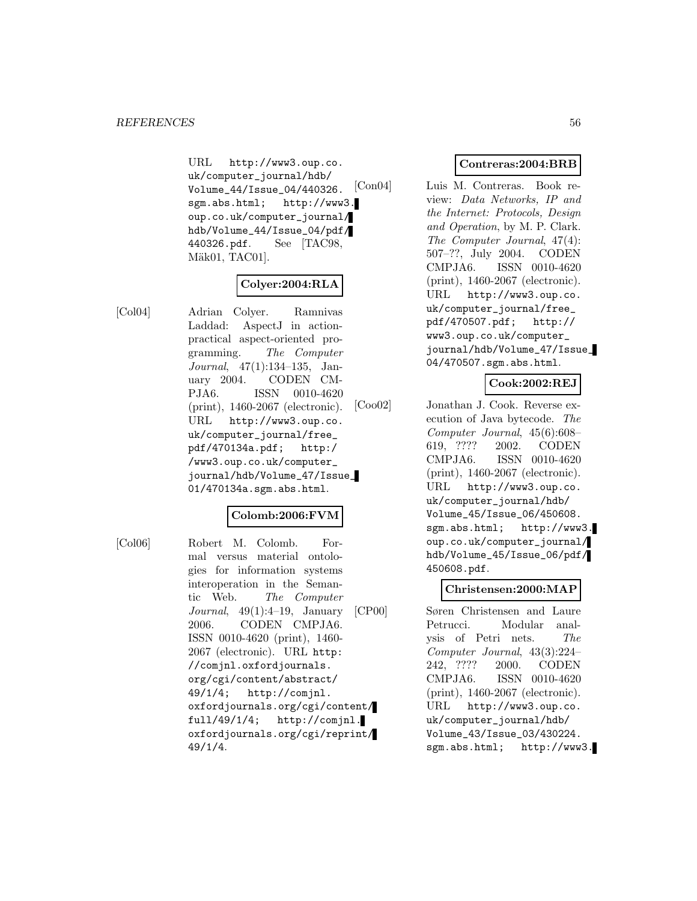URL http://www3.oup.co.uk/computer_journal/hdb/Volume_44/Issue_04/440326.sgm.abs.html; http://www3.oup.co.uk/computer_journal/hdb/Volume_44/Issue_04/pdf/440326.pdf. See [TAC98, Mäk01, TAC01].

**Colyer:2004:RLA**

[Col04] Adrian Colyer. Ramnivas Laddad: AspectJ in action-practical aspect-oriented programming. *The Computer Journal*, 47(1):134–135, January 2004. CODEN CMPJA6. ISSN 0010-4620 (print), 1460-2067 (electronic). URL http://www3.oup.co.uk/computer_journal/free_pdf/470134a.pdf; http://www3.oup.co.uk/computer_journal/hdb/Volume_47/Issue_01/470134a.sgm.abs.html.

**Colomb:2006:FVM**

[Col06] Robert M. Colomb. Formal versus material ontologies for information systems interoperation in the Semantic Web. *The Computer Journal*, 49(1):4–19, January 2006. CODEN CMPJA6. ISSN 0010-4620 (print), 1460-2067 (electronic). URL http://comjnl.oxfordjournals.org/cgi/content/abstract/49/1/4; http://comjnl.oxfordjournals.org/cgi/content/full/49/1/4; http://comjnl.oxfordjournals.org/cgi/reprint/49/1/4.

**Contreras:2004:BRB**

[Con04] Luis M. Contreras. Book review: *Data Networks, IP and the Internet: Protocols, Design and Operation*, by M. P. Clark. *The Computer Journal*, 47(4):507–??, July 2004. CODEN CMPJA6. ISSN 0010-4620 (print), 1460-2067 (electronic). URL http://www3.oup.co.uk/computer_journal/free_pdf/470507.pdf; http://www3.oup.co.uk/computer_journal/hdb/Volume_47/Issue_04/470507.sgm.abs.html.

**Cook:2002:REJ**

[Coo02] Jonathan J. Cook. Reverse execution of Java bytecode. *The Computer Journal*, 45(6):608–619, ???? 2002. CODEN CMPJA6. ISSN 0010-4620 (print), 1460-2067 (electronic). URL http://www3.oup.co.uk/computer_journal/hdb/Volume_45/Issue_06/450608.sgm.abs.html; http://www3.oup.co.uk/computer_journal/hdb/Volume_45/Issue_06/pdf/450608.pdf.

**Christensen:2000:MAP**

[CP00] Søren Christensen and Laure Petrucci. Modular analysis of Petri nets. *The Computer Journal*, 43(3):224–242, ???? 2000. CODEN CMPJA6. ISSN 0010-4620 (print), 1460-2067 (electronic). URL http://www3.oup.co.uk/computer_journal/hdb/Volume_43/Issue_03/430224.sgm.abs.html; http://www3.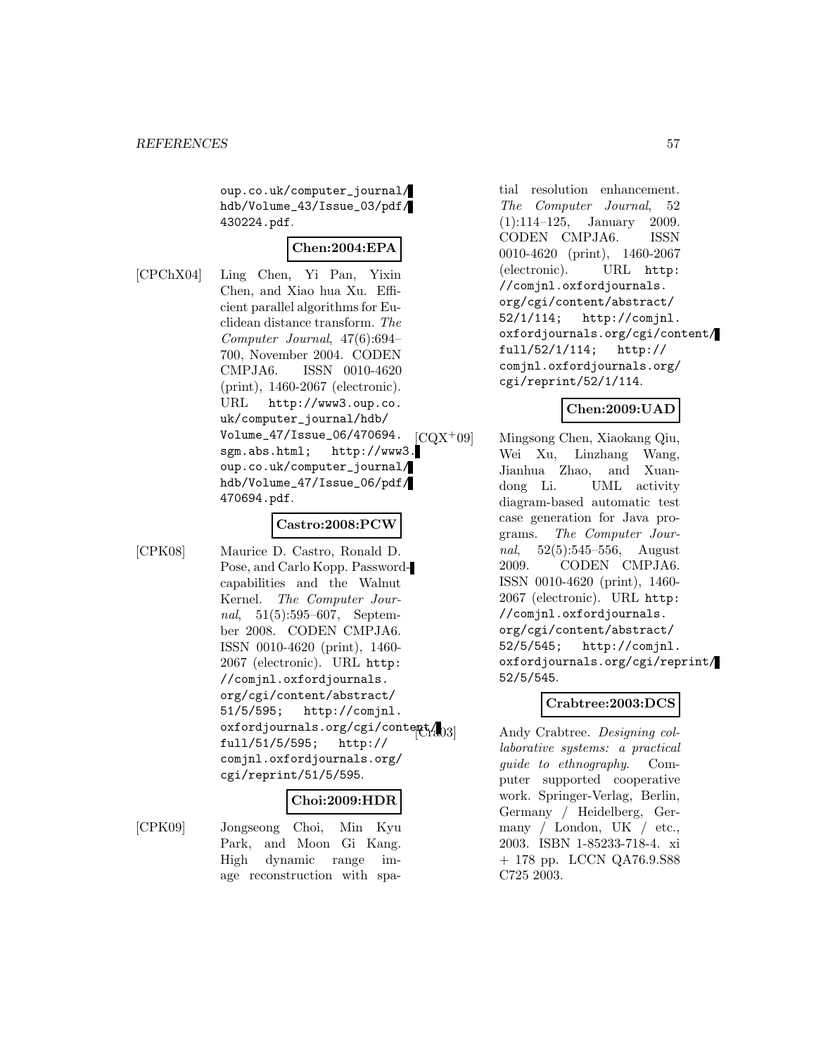oup.co.uk/computer_journal/hdb/Volume_43/Issue_03/pdf/430224.pdf.

**Chen:2004:EPA**

[CPChX04] Ling Chen, Yi Pan, Yixin Chen, and Xiao hua Xu. Efficient parallel algorithms for Euclidean distance transform. *The Computer Journal*, 47(6):694–700, November 2004. CODEN CMPJA6. ISSN 0010-4620 (print), 1460-2067 (electronic). URL http://www3.oup.co.uk/computer_journal/hdb/Volume_47/Issue_06/470694.sgm.abs.html; http://www3.oup.co.uk/computer_journal/hdb/Volume_47/Issue_06/pdf/470694.pdf.

**Castro:2008:PCW**

[CPK08] Maurice D. Castro, Ronald D. Pose, and Carlo Kopp. Password-capabilities and the Walnut Kernel. *The Computer Journal*, 51(5):595–607, September 2008. CODEN CMPJA6. ISSN 0010-4620 (print), 1460-2067 (electronic). URL http://comjnl.oxfordjournals.org/cgi/content/abstract/51/5/595; http://comjnl.oxfordjournals.org/cgi/content/full/51/5/595; http://comjnl.oxfordjournals.org/cgi/reprint/51/5/595.

**Choi:2009:HDR**

[CPK09] Jongseong Choi, Min Kyu Park, and Moon Gi Kang. High dynamic range image reconstruction with spatial resolution enhancement. *The Computer Journal*, 52(1):114–125, January 2009. CODEN CMPJA6. ISSN 0010-4620 (print), 1460-2067 (electronic). URL http://comjnl.oxfordjournals.org/cgi/content/abstract/52/1/114; http://comjnl.oxfordjournals.org/cgi/content/full/52/1/114; http://comjnl.oxfordjournals.org/cgi/reprint/52/1/114.

**Chen:2009:UAD**

[CQX+09] Mingsong Chen, Xiaokang Qiu, Wei Xu, Linzhang Wang, Jianhua Zhao, and Xuandong Li. UML activity diagram-based automatic test case generation for Java programs. *The Computer Journal*, 52(5):545–556, August 2009. CODEN CMPJA6. ISSN 0010-4620 (print), 1460-2067 (electronic). URL http://comjnl.oxfordjournals.org/cgi/content/abstract/52/5/545; http://comjnl.oxfordjournals.org/cgi/reprint/52/5/545.

**Crabtree:2003:DCS**

[Cra03] Andy Crabtree. *Designing collaborative systems: a practical guide to ethnography*. Computer supported cooperative work. Springer-Verlag, Berlin, Germany / Heidelberg, Germany / London, UK / etc., 2003. ISBN 1-85233-718-4. xi + 178 pp. LCCN QA76.9.S88 C725 2003.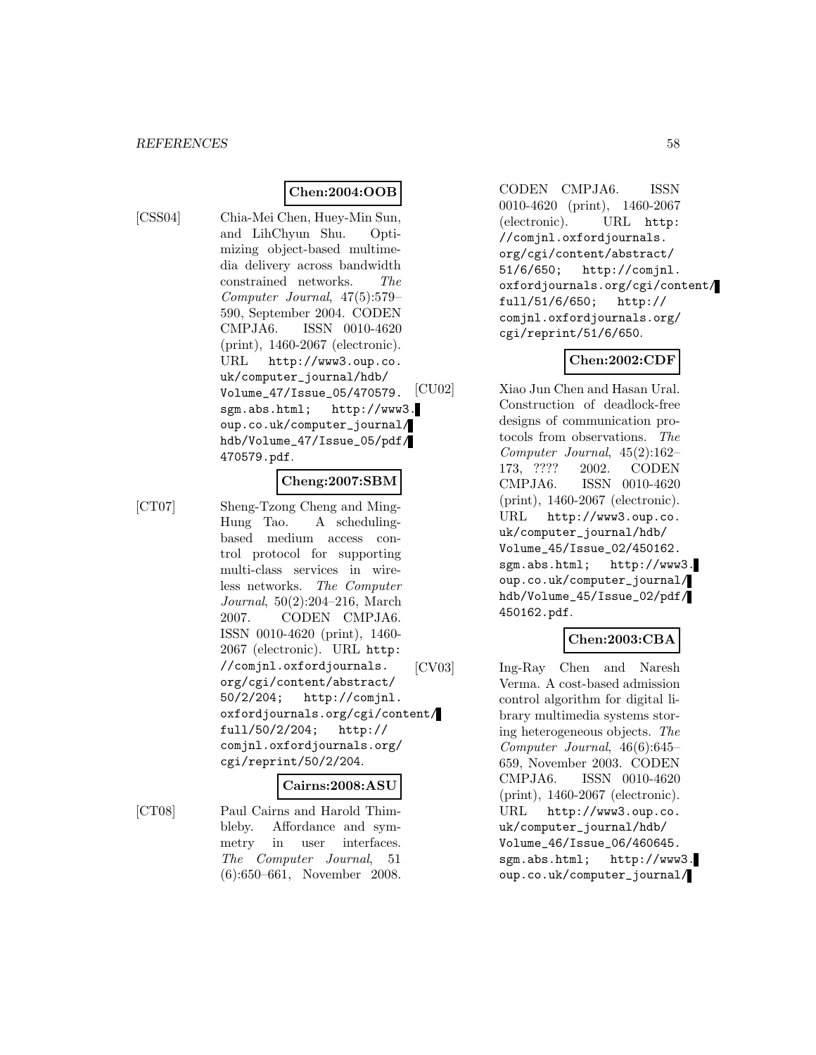**Chen:2004:OOB**

[CSS04] Chia-Mei Chen, Huey-Min Sun, and LihChyun Shu. Optimizing object-based multimedia delivery across bandwidth constrained networks. *The Computer Journal*, 47(5):579–590, September 2004. CODEN CMPJA6. ISSN 0010-4620 (print), 1460-2067 (electronic). URL http://www3.oup.co.uk/computer_journal/hdb/Volume_47/Issue_05/470579.sgm.abs.html; http://www3.oup.co.uk/computer_journal/hdb/Volume_47/Issue_05/pdf/470579.pdf.

**Cheng:2007:SBM**

[CT07] Sheng-Tzong Cheng and Ming-Hung Tao. A scheduling-based medium access control protocol for supporting multi-class services in wireless networks. *The Computer Journal*, 50(2):204–216, March 2007. CODEN CMPJA6. ISSN 0010-4620 (print), 1460-2067 (electronic). URL http://comjnl.oxfordjournals.org/cgi/content/abstract/50/2/204; http://comjnl.oxfordjournals.org/cgi/content/full/50/2/204; http://comjnl.oxfordjournals.org/cgi/reprint/50/2/204.

**Cairns:2008:ASU**

[CT08] Paul Cairns and Harold Thimbleby. Affordance and symmetry in user interfaces. *The Computer Journal*, 51 (6):650–661, November 2008. CODEN CMPJA6. ISSN 0010-4620 (print), 1460-2067 (electronic). URL http://comjnl.oxfordjournals.org/cgi/content/abstract/51/6/650; http://comjnl.oxfordjournals.org/cgi/content/full/51/6/650; http://comjnl.oxfordjournals.org/cgi/reprint/51/6/650.

**Chen:2002:CDF**

[CU02] Xiao Jun Chen and Hasan Ural. Construction of deadlock-free designs of communication protocols from observations. *The Computer Journal*, 45(2):162–173, ???? 2002. CODEN CMPJA6. ISSN 0010-4620 (print), 1460-2067 (electronic). URL http://www3.oup.co.uk/computer_journal/hdb/Volume_45/Issue_02/450162.sgm.abs.html; http://www3.oup.co.uk/computer_journal/hdb/Volume_45/Issue_02/pdf/450162.pdf.

**Chen:2003:CBA**

[CV03] Ing-Ray Chen and Naresh Verma. A cost-based admission control algorithm for digital library multimedia systems storing heterogeneous objects. *The Computer Journal*, 46(6):645–659, November 2003. CODEN CMPJA6. ISSN 0010-4620 (print), 1460-2067 (electronic). URL http://www3.oup.co.uk/computer_journal/hdb/Volume_46/Issue_06/460645.sgm.abs.html; http://www3.oup.co.uk/computer_journal/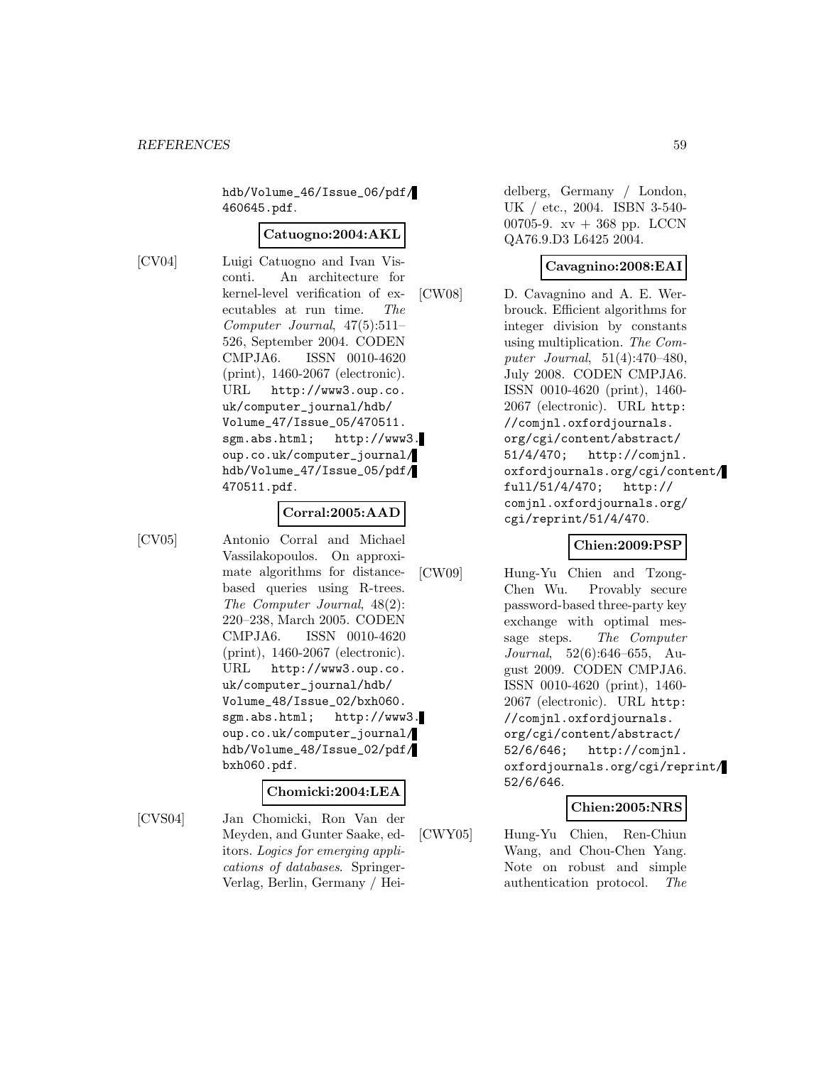hdb/Volume_46/Issue_06/pdf/460645.pdf.

**Catuogno:2004:AKL**

[CV04] Luigi Catuogno and Ivan Visconti. An architecture for kernel-level verification of executables at run time. *The Computer Journal*, 47(5):511–526, September 2004. CODEN CMPJA6. ISSN 0010-4620 (print), 1460-2067 (electronic). URL http://www3.oup.co.uk/computer_journal/hdb/Volume_47/Issue_05/470511.sgm.abs.html; http://www3.oup.co.uk/computer_journal/hdb/Volume_47/Issue_05/pdf/470511.pdf.

**Corral:2005:AAD**

[CV05] Antonio Corral and Michael Vassilakopoulos. On approximate algorithms for distance-based queries using R-trees. *The Computer Journal*, 48(2):220–238, March 2005. CODEN CMPJA6. ISSN 0010-4620 (print), 1460-2067 (electronic). URL http://www3.oup.co.uk/computer_journal/hdb/Volume_48/Issue_02/bxh060.sgm.abs.html; http://www3.oup.co.uk/computer_journal/hdb/Volume_48/Issue_02/pdf/bxh060.pdf.

**Chomicki:2004:LEA**

[CVS04] Jan Chomicki, Ron Van der Meyden, and Gunter Saake, editors. *Logics for emerging applications of databases*. Springer-Verlag, Berlin, Germany / Heidelberg, Germany / London, UK / etc., 2004. ISBN 3-540-00705-9. xv + 368 pp. LCCN QA76.9.D3 L6425 2004.

**Cavagnino:2008:EAI**

[CW08] D. Cavagnino and A. E. Werbrouck. Efficient algorithms for integer division by constants using multiplication. *The Computer Journal*, 51(4):470–480, July 2008. CODEN CMPJA6. ISSN 0010-4620 (print), 1460-2067 (electronic). URL http://comjnl.oxfordjournals.org/cgi/content/abstract/51/4/470; http://comjnl.oxfordjournals.org/cgi/content/full/51/4/470; http://comjnl.oxfordjournals.org/cgi/reprint/51/4/470.

**Chien:2009:PSP**

[CW09] Hung-Yu Chien and Tzong-Chen Wu. Provably secure password-based three-party key exchange with optimal message steps. *The Computer Journal*, 52(6):646–655, August 2009. CODEN CMPJA6. ISSN 0010-4620 (print), 1460-2067 (electronic). URL http://comjnl.oxfordjournals.org/cgi/content/abstract/52/6/646; http://comjnl.oxfordjournals.org/cgi/reprint/52/6/646.

**Chien:2005:NRS**

[CWY05] Hung-Yu Chien, Ren-Chiun Wang, and Chou-Chen Yang. Note on robust and simple authentication protocol. *The*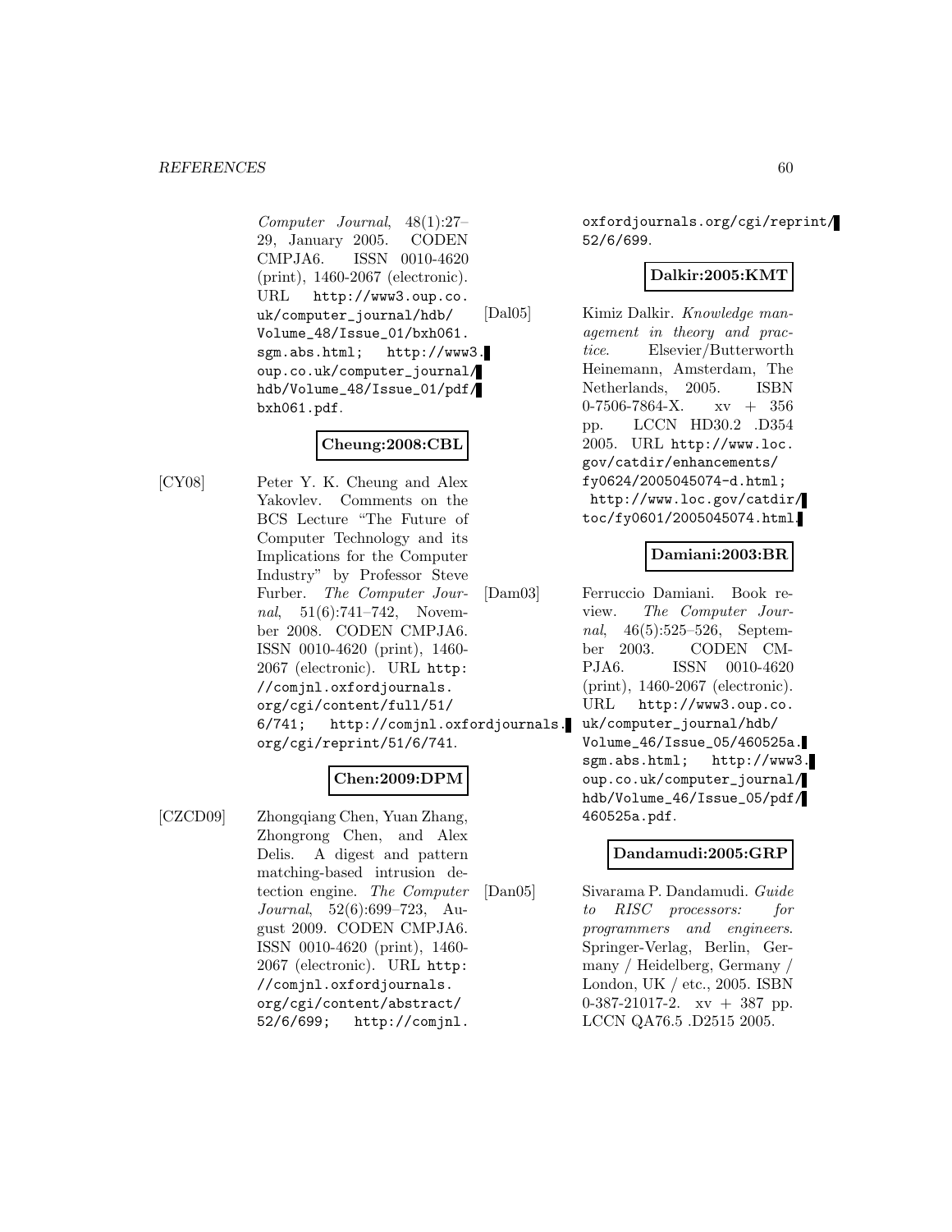*Computer Journal*, 48(1):27–29, January 2005. CODEN CMPJA6. ISSN 0010-4620 (print), 1460-2067 (electronic). URL http://www3.oup.co.uk/computer_journal/hdb/Volume_48/Issue_01/bxh061.sgm.abs.html; http://www3.oup.co.uk/computer_journal/hdb/Volume_48/Issue_01/pdf/bxh061.pdf.

**Cheung:2008:CBL**

[CY08] Peter Y. K. Cheung and Alex Yakovlev. Comments on the BCS Lecture "The Future of Computer Technology and its Implications for the Computer Industry" by Professor Steve Furber. *The Computer Journal*, 51(6):741–742, November 2008. CODEN CMPJA6. ISSN 0010-4620 (print), 1460-2067 (electronic). URL http://comjnl.oxfordjournals.org/cgi/content/full/51/6/741; http://comjnl.oxfordjournals.org/cgi/reprint/51/6/741.

**Chen:2009:DPM**

[CZCD09] Zhongqiang Chen, Yuan Zhang, Zhongrong Chen, and Alex Delis. A digest and pattern matching-based intrusion detection engine. *The Computer Journal*, 52(6):699–723, August 2009. CODEN CMPJA6. ISSN 0010-4620 (print), 1460-2067 (electronic). URL http://comjnl.oxfordjournals.org/cgi/content/abstract/52/6/699; http://comjnl.oxfordjournals.org/cgi/reprint/52/6/699.

**Dalkir:2005:KMT**

[Dal05] Kimiz Dalkir. *Knowledge management in theory and practice*. Elsevier/Butterworth Heinemann, Amsterdam, The Netherlands, 2005. ISBN 0-7506-7864-X. xv + 356 pp. LCCN HD30.2 .D354 2005. URL http://www.loc.gov/catdir/enhancements/fy0624/2005045074-d.html; http://www.loc.gov/catdir/toc/fy0601/2005045074.html.

**Damiani:2003:BR**

[Dam03] Ferruccio Damiani. Book review. *The Computer Journal*, 46(5):525–526, September 2003. CODEN CMPJA6. ISSN 0010-4620 (print), 1460-2067 (electronic). URL http://www3.oup.co.uk/computer_journal/hdb/Volume_46/Issue_05/460525a.sgm.abs.html; http://www3.oup.co.uk/computer_journal/hdb/Volume_46/Issue_05/pdf/460525a.pdf.

**Dandamudi:2005:GRP**

[Dan05] Sivarama P. Dandamudi. *Guide to RISC processors: for programmers and engineers*. Springer-Verlag, Berlin, Germany / Heidelberg, Germany / London, UK / etc., 2005. ISBN 0-387-21017-2. xv + 387 pp. LCCN QA76.5 .D2515 2005.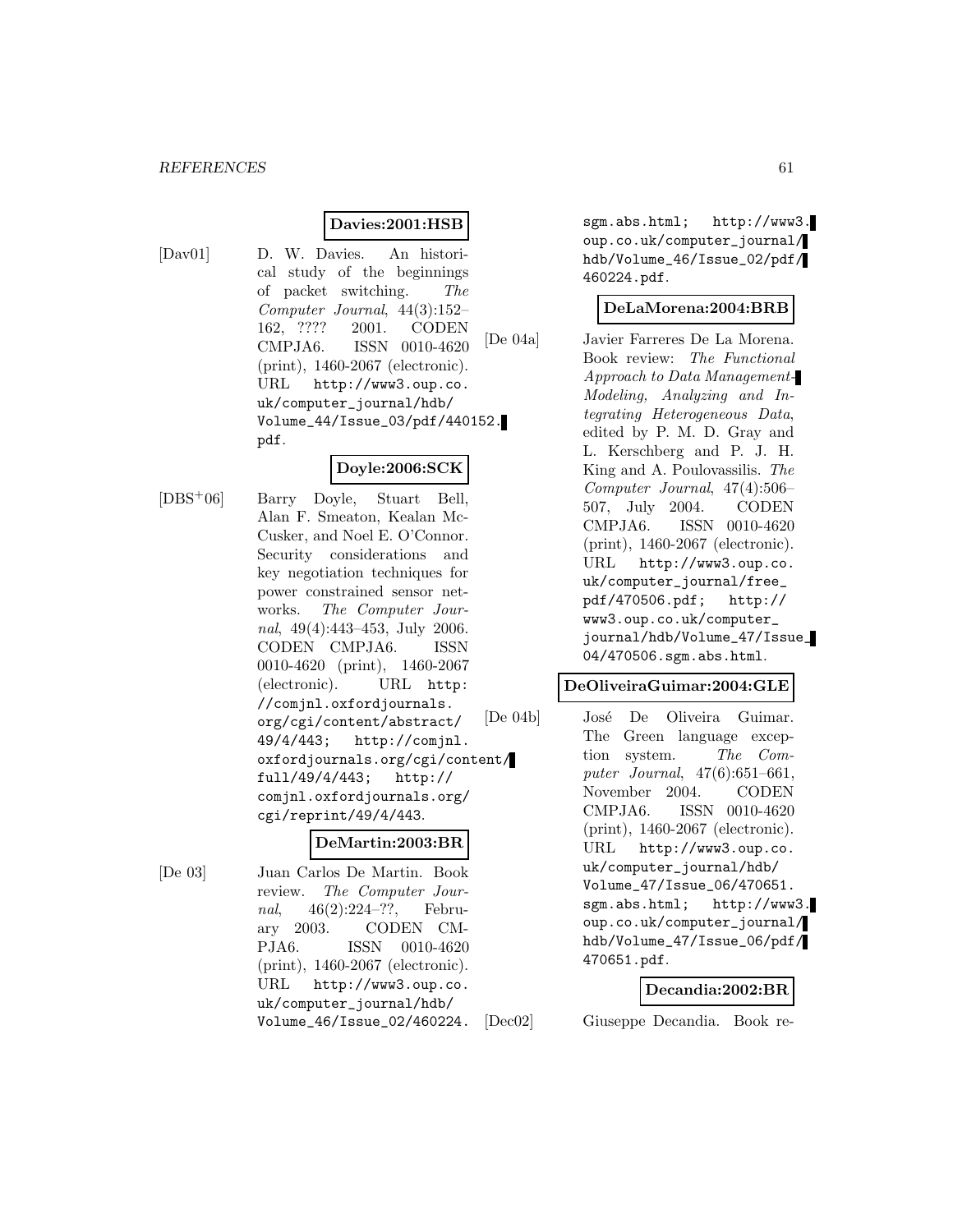**Davies:2001:HSB**

[Dav01] D. W. Davies. An historical study of the beginnings of packet switching. *The Computer Journal*, 44(3):152–162, ???? 2001. CODEN CMPJA6. ISSN 0010-4620 (print), 1460-2067 (electronic). URL `http://www3.oup.co.uk/computer_journal/hdb/Volume_44/Issue_03/pdf/440152.pdf`.

**Doyle:2006:SCK**

[DBS+06] Barry Doyle, Stuart Bell, Alan F. Smeaton, Kealan McCusker, and Noel E. O'Connor. Security considerations and key negotiation techniques for power constrained sensor networks. *The Computer Journal*, 49(4):443–453, July 2006. CODEN CMPJA6. ISSN 0010-4620 (print), 1460-2067 (electronic). URL `http://comjnl.oxfordjournals.org/cgi/content/abstract/49/4/443`; `http://comjnl.oxfordjournals.org/cgi/content/full/49/4/443`; `http://comjnl.oxfordjournals.org/cgi/reprint/49/4/443`.

**DeMartin:2003:BR**

[De 03] Juan Carlos De Martin. Book review. *The Computer Journal*, 46(2):224–??, February 2003. CODEN CMPJA6. ISSN 0010-4620 (print), 1460-2067 (electronic). URL `http://www3.oup.co.uk/computer_journal/hdb/Volume_46/Issue_02/460224.sgm.abs.html`; `http://www3.oup.co.uk/computer_journal/hdb/Volume_46/Issue_02/pdf/460224.pdf`.

**DeLaMorena:2004:BRB**

[De 04a] Javier Farreres De La Morena. Book review: *The Functional Approach to Data Management-Modeling, Analyzing and Integrating Heterogeneous Data*, edited by P. M. D. Gray and L. Kerschberg and P. J. H. King and A. Poulovassilis. *The Computer Journal*, 47(4):506–507, July 2004. CODEN CMPJA6. ISSN 0010-4620 (print), 1460-2067 (electronic). URL `http://www3.oup.co.uk/computer_journal/free_pdf/470506.pdf`; `http://www3.oup.co.uk/computer_journal/hdb/Volume_47/Issue_04/470506.sgm.abs.html`.

**DeOliveiraGuimar:2004:GLE**

[De 04b] José De Oliveira Guimar. The Green language exception system. *The Computer Journal*, 47(6):651–661, November 2004. CODEN CMPJA6. ISSN 0010-4620 (print), 1460-2067 (electronic). URL `http://www3.oup.co.uk/computer_journal/hdb/Volume_47/Issue_06/470651.sgm.abs.html`; `http://www3.oup.co.uk/computer_journal/hdb/Volume_47/Issue_06/pdf/470651.pdf`.

**Decandia:2002:BR**

[Dec02] Giuseppe Decandia. Book re-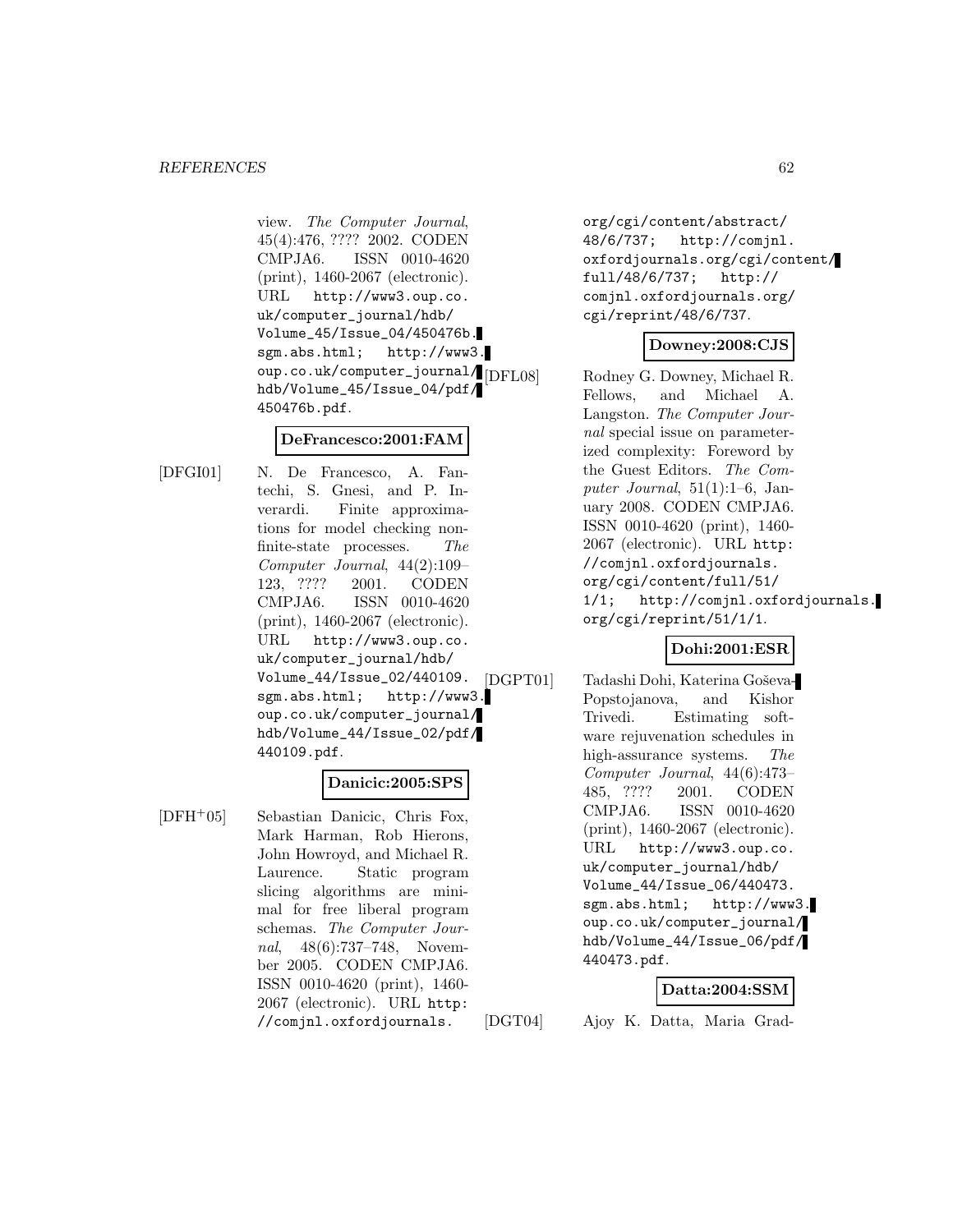view. *The Computer Journal*, 45(4):476, ???? 2002. CODEN CMPJA6. ISSN 0010-4620 (print), 1460-2067 (electronic). URL http://www3.oup.co.uk/computer_journal/hdb/Volume_45/Issue_04/450476b.sgm.abs.html; http://www3.oup.co.uk/computer_journal/hdb/Volume_45/Issue_04/pdf/450476b.pdf.

**DeFrancesco:2001:FAM**

[DFGI01] N. De Francesco, A. Fantechi, S. Gnesi, and P. Inverardi. Finite approximations for model checking non-finite-state processes. *The Computer Journal*, 44(2):109–123, ???? 2001. CODEN CMPJA6. ISSN 0010-4620 (print), 1460-2067 (electronic). URL http://www3.oup.co.uk/computer_journal/hdb/Volume_44/Issue_02/440109.sgm.abs.html; http://www3.oup.co.uk/computer_journal/hdb/Volume_44/Issue_02/pdf/440109.pdf.

**Danicic:2005:SPS**

[DFH+05] Sebastian Danicic, Chris Fox, Mark Harman, Rob Hierons, John Howroyd, and Michael R. Laurence. Static program slicing algorithms are minimal for free liberal program schemas. *The Computer Journal*, 48(6):737–748, November 2005. CODEN CMPJA6. ISSN 0010-4620 (print), 1460-2067 (electronic). URL http://comjnl.oxfordjournals.org/cgi/content/abstract/48/6/737; http://comjnl.oxfordjournals.org/cgi/content/full/48/6/737; http://comjnl.oxfordjournals.org/cgi/reprint/48/6/737.

**Downey:2008:CJS**

[DFL08] Rodney G. Downey, Michael R. Fellows, and Michael A. Langston. *The Computer Journal* special issue on parameterized complexity: Foreword by the Guest Editors. *The Computer Journal*, 51(1):1–6, January 2008. CODEN CMPJA6. ISSN 0010-4620 (print), 1460-2067 (electronic). URL http://comjnl.oxfordjournals.org/cgi/content/full/51/1/1; http://comjnl.oxfordjournals.org/cgi/reprint/51/1/1.

**Dohi:2001:ESR**

[DGPT01] Tadashi Dohi, Katerina Goševa-Popstojanova, and Kishor Trivedi. Estimating software rejuvenation schedules in high-assurance systems. *The Computer Journal*, 44(6):473–485, ???? 2001. CODEN CMPJA6. ISSN 0010-4620 (print), 1460-2067 (electronic). URL http://www3.oup.co.uk/computer_journal/hdb/Volume_44/Issue_06/440473.sgm.abs.html; http://www3.oup.co.uk/computer_journal/hdb/Volume_44/Issue_06/pdf/440473.pdf.

**Datta:2004:SSM**

[DGT04] Ajoy K. Datta, Maria Grad-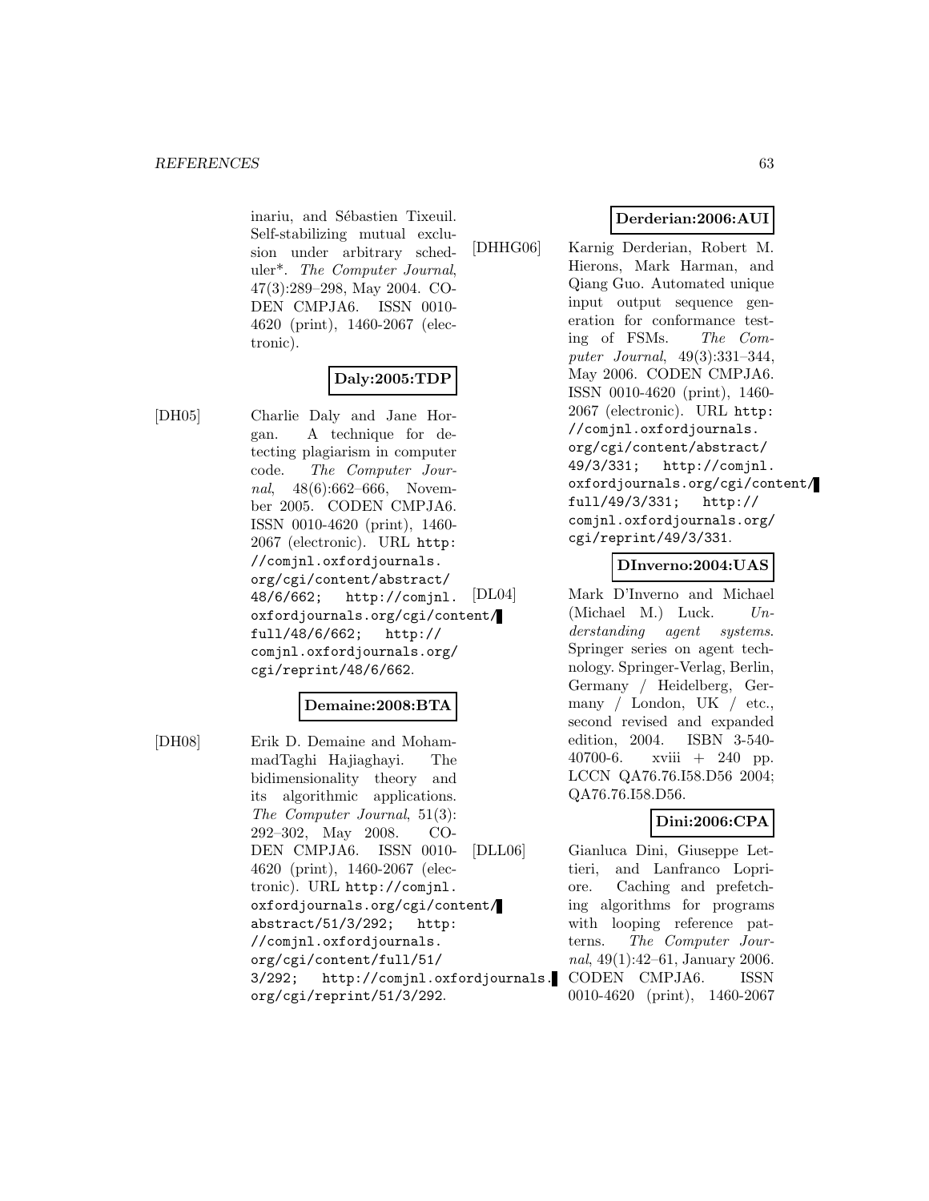inariu, and Sébastien Tixeuil. Self-stabilizing mutual exclusion under arbitrary scheduler*. *The Computer Journal*, 47(3):289–298, May 2004. CODEN CMPJA6. ISSN 0010-4620 (print), 1460-2067 (electronic).

**Daly:2005:TDP**

[DH05] Charlie Daly and Jane Horgan. A technique for detecting plagiarism in computer code. *The Computer Journal*, 48(6):662–666, November 2005. CODEN CMPJA6. ISSN 0010-4620 (print), 1460-2067 (electronic). URL `http://comjnl.oxfordjournals.org/cgi/content/abstract/48/6/662; http://comjnl.oxfordjournals.org/cgi/content/full/48/6/662; http://comjnl.oxfordjournals.org/cgi/reprint/48/6/662`.

**Demaine:2008:BTA**

[DH08] Erik D. Demaine and MohammadTaghi Hajiaghayi. The bidimensionality theory and its algorithmic applications. *The Computer Journal*, 51(3):292–302, May 2008. CODEN CMPJA6. ISSN 0010-4620 (print), 1460-2067 (electronic). URL `http://comjnl.oxfordjournals.org/cgi/content/abstract/51/3/292; http://comjnl.oxfordjournals.org/cgi/content/full/51/3/292; http://comjnl.oxfordjournals.org/cgi/reprint/51/3/292`.

**Derderian:2006:AUI**

[DHHG06] Karnig Derderian, Robert M. Hierons, Mark Harman, and Qiang Guo. Automated unique input output sequence generation for conformance testing of FSMs. *The Computer Journal*, 49(3):331–344, May 2006. CODEN CMPJA6. ISSN 0010-4620 (print), 1460-2067 (electronic). URL `http://comjnl.oxfordjournals.org/cgi/content/abstract/49/3/331; http://comjnl.oxfordjournals.org/cgi/content/full/49/3/331; http://comjnl.oxfordjournals.org/cgi/reprint/49/3/331`.

**DInverno:2004:UAS**

[DL04] Mark D'Inverno and Michael (Michael M.) Luck. *Understanding agent systems*. Springer series on agent technology. Springer-Verlag, Berlin, Germany / Heidelberg, Germany / London, UK / etc., second revised and expanded edition, 2004. ISBN 3-540-40700-6. xviii + 240 pp. LCCN QA76.76.I58.D56 2004; QA76.76.I58.D56.

**Dini:2006:CPA**

[DLL06] Gianluca Dini, Giuseppe Lettieri, and Lanfranco Lopriore. Caching and prefetching algorithms for programs with looping reference patterns. *The Computer Journal*, 49(1):42–61, January 2006. CODEN CMPJA6. ISSN 0010-4620 (print), 1460-2067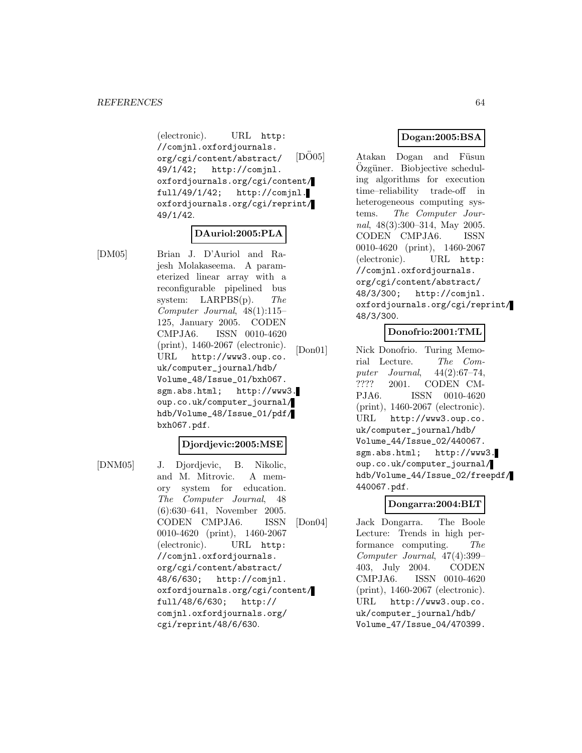(electronic). URL http://comjnl.oxfordjournals.org/cgi/content/abstract/49/1/42; http://comjnl.oxfordjournals.org/cgi/content/full/49/1/42; http://comjnl.oxfordjournals.org/cgi/reprint/49/1/42.

**DAuriol:2005:PLA**

[DM05] Brian J. D'Auriol and Rajesh Molakaseema. A parameterized linear array with a reconfigurable pipelined bus system: LARPBS(p). *The Computer Journal*, 48(1):115–125, January 2005. CODEN CMPJA6. ISSN 0010-4620 (print), 1460-2067 (electronic). URL http://www3.oup.co.uk/computer_journal/hdb/Volume_48/Issue_01/bxh067.sgm.abs.html; http://www3.oup.co.uk/computer_journal/hdb/Volume_48/Issue_01/pdf/bxh067.pdf.

**Djordjevic:2005:MSE**

[DNM05] J. Djordjevic, B. Nikolic, and M. Mitrovic. A memory system for education. *The Computer Journal*, 48(6):630–641, November 2005. CODEN CMPJA6. ISSN 0010-4620 (print), 1460-2067 (electronic). URL http://comjnl.oxfordjournals.org/cgi/content/abstract/48/6/630; http://comjnl.oxfordjournals.org/cgi/content/full/48/6/630; http://comjnl.oxfordjournals.org/cgi/reprint/48/6/630.

**Dogan:2005:BSA**

[DÖ05] Atakan Dogan and Füsun Özgüner. Biobjective scheduling algorithms for execution time–reliability trade-off in heterogeneous computing systems. *The Computer Journal*, 48(3):300–314, May 2005. CODEN CMPJA6. ISSN 0010-4620 (print), 1460-2067 (electronic). URL http://comjnl.oxfordjournals.org/cgi/content/abstract/48/3/300; http://comjnl.oxfordjournals.org/cgi/reprint/48/3/300.

**Donofrio:2001:TML**

[Don01] Nick Donofrio. Turing Memorial Lecture. *The Computer Journal*, 44(2):67–74, ???? 2001. CODEN CMPJA6. ISSN 0010-4620 (print), 1460-2067 (electronic). URL http://www3.oup.co.uk/computer_journal/hdb/Volume_44/Issue_02/440067.sgm.abs.html; http://www3.oup.co.uk/computer_journal/hdb/Volume_44/Issue_02/freepdf/440067.pdf.

**Dongarra:2004:BLT**

[Don04] Jack Dongarra. The Boole Lecture: Trends in high performance computing. *The Computer Journal*, 47(4):399–403, July 2004. CODEN CMPJA6. ISSN 0010-4620 (print), 1460-2067 (electronic). URL http://www3.oup.co.uk/computer_journal/hdb/Volume_47/Issue_04/470399.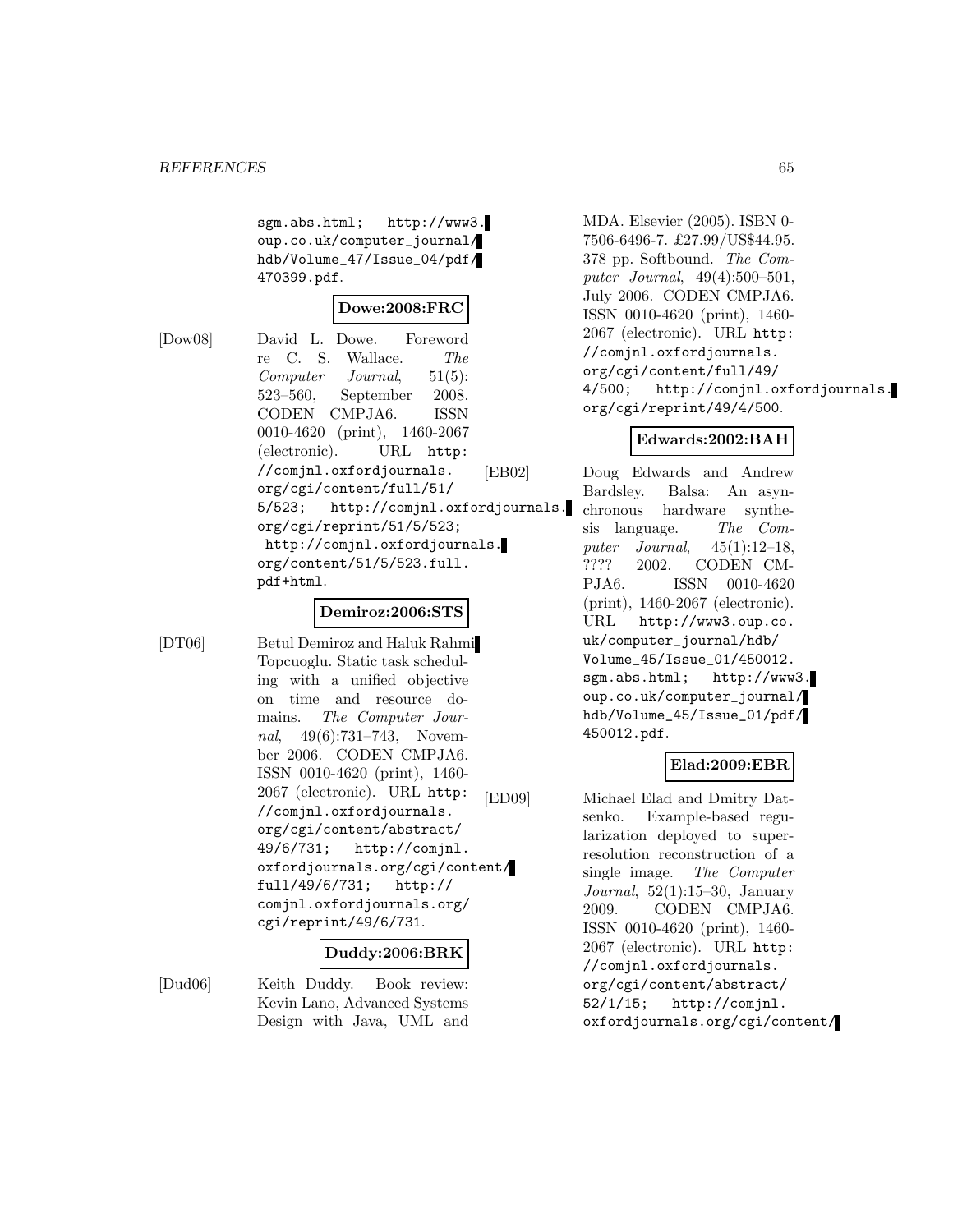sgm.abs.html; http://www3.oup.co.uk/computer_journal/hdb/Volume_47/Issue_04/pdf/470399.pdf.

**Dowe:2008:FRC**

[Dow08] David L. Dowe. Foreword re C. S. Wallace. *The Computer Journal*, 51(5): 523–560, September 2008. CODEN CMPJA6. ISSN 0010-4620 (print), 1460-2067 (electronic). URL http://comjnl.oxfordjournals.org/cgi/content/full/51/5/523; http://comjnl.oxfordjournals.org/cgi/reprint/51/5/523; http://comjnl.oxfordjournals.org/content/51/5/523.full.pdf+html.

**Demiroz:2006:STS**

[DT06] Betul Demiroz and Haluk Rahmi Topcuoglu. Static task scheduling with a unified objective on time and resource domains. *The Computer Journal*, 49(6):731–743, November 2006. CODEN CMPJA6. ISSN 0010-4620 (print), 1460-2067 (electronic). URL http://comjnl.oxfordjournals.org/cgi/content/abstract/49/6/731; http://comjnl.oxfordjournals.org/cgi/content/full/49/6/731; http://comjnl.oxfordjournals.org/cgi/reprint/49/6/731.

**Duddy:2006:BRK**

[Dud06] Keith Duddy. Book review: Kevin Lano, Advanced Systems Design with Java, UML and MDA. Elsevier (2005). ISBN 0-7506-6496-7. £27.99/US$44.95. 378 pp. Softbound. *The Computer Journal*, 49(4):500–501, July 2006. CODEN CMPJA6. ISSN 0010-4620 (print), 1460-2067 (electronic). URL http://comjnl.oxfordjournals.org/cgi/content/full/49/4/500; http://comjnl.oxfordjournals.org/cgi/reprint/49/4/500.

**Edwards:2002:BAH**

[EB02] Doug Edwards and Andrew Bardsley. Balsa: An asynchronous hardware synthesis language. *The Computer Journal*, 45(1):12–18, ???? 2002. CODEN CMPJA6. ISSN 0010-4620 (print), 1460-2067 (electronic). URL http://www3.oup.co.uk/computer_journal/hdb/Volume_45/Issue_01/450012.sgm.abs.html; http://www3.oup.co.uk/computer_journal/hdb/Volume_45/Issue_01/pdf/450012.pdf.

**Elad:2009:EBR**

[ED09] Michael Elad and Dmitry Datsenko. Example-based regularization deployed to super-resolution reconstruction of a single image. *The Computer Journal*, 52(1):15–30, January 2009. CODEN CMPJA6. ISSN 0010-4620 (print), 1460-2067 (electronic). URL http://comjnl.oxfordjournals.org/cgi/content/abstract/52/1/15; http://comjnl.oxfordjournals.org/cgi/content/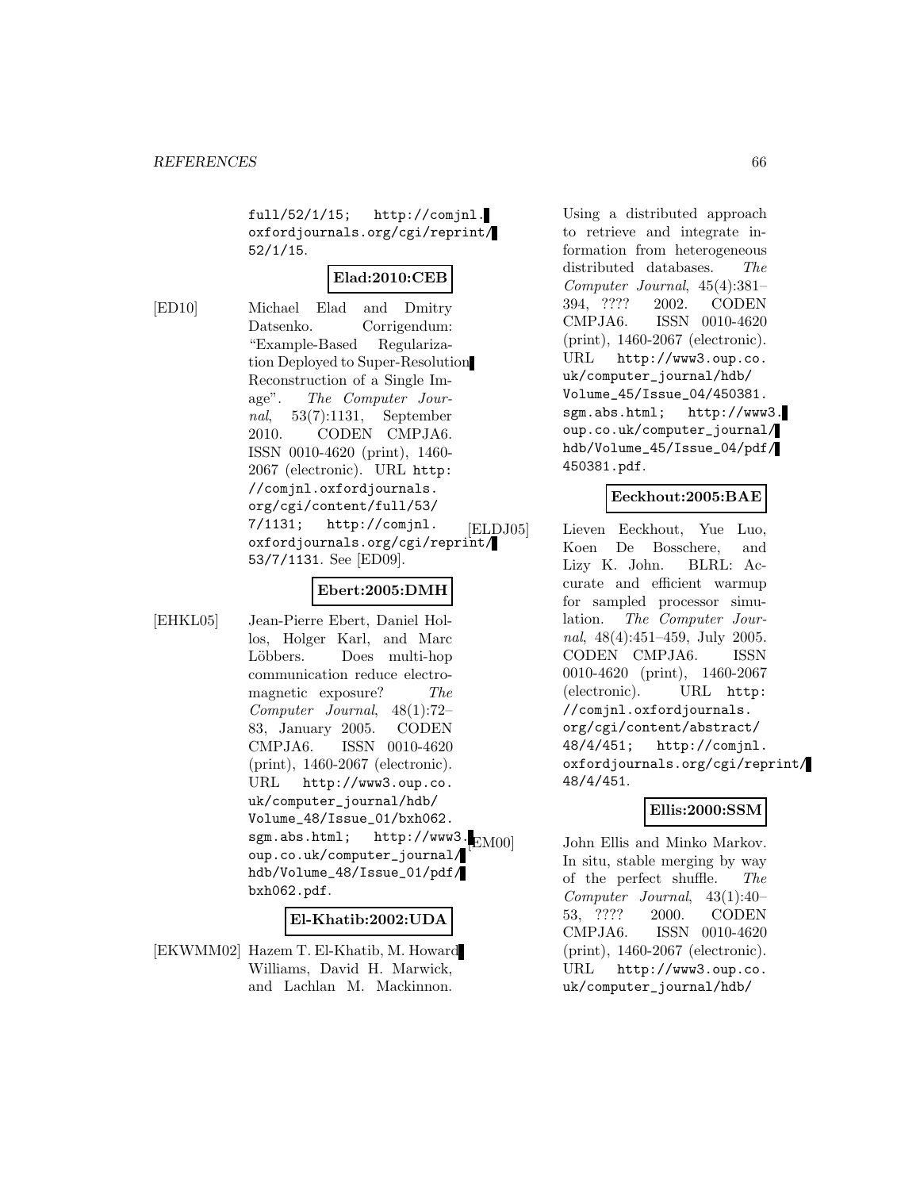full/52/1/15; http://comjnl.oxfordjournals.org/cgi/reprint/52/1/15.

**Elad:2010:CEB**

[ED10] Michael Elad and Dmitry Datsenko. Corrigendum: "Example-Based Regularization Deployed to Super-Resolution Reconstruction of a Single Image". *The Computer Journal*, 53(7):1131, September 2010. CODEN CMPJA6. ISSN 0010-4620 (print), 1460-2067 (electronic). URL http://comjnl.oxfordjournals.org/cgi/content/full/53/7/1131; http://comjnl.oxfordjournals.org/cgi/reprint/53/7/1131. See [ED09].

**Ebert:2005:DMH**

[EHKL05] Jean-Pierre Ebert, Daniel Hollos, Holger Karl, and Marc Löbbers. Does multi-hop communication reduce electromagnetic exposure? *The Computer Journal*, 48(1):72–83, January 2005. CODEN CMPJA6. ISSN 0010-4620 (print), 1460-2067 (electronic). URL http://www3.oup.co.uk/computer_journal/hdb/Volume_48/Issue_01/bxh062.sgm.abs.html; http://www3.oup.co.uk/computer_journal/hdb/Volume_48/Issue_01/pdf/bxh062.pdf.

**El-Khatib:2002:UDA**

[EKWMM02] Hazem T. El-Khatib, M. Howard Williams, David H. Marwick, and Lachlan M. Mackinnon. Using a distributed approach to retrieve and integrate information from heterogeneous distributed databases. *The Computer Journal*, 45(4):381–394, ???? 2002. CODEN CMPJA6. ISSN 0010-4620 (print), 1460-2067 (electronic). URL http://www3.oup.co.uk/computer_journal/hdb/Volume_45/Issue_04/450381.sgm.abs.html; http://www3.oup.co.uk/computer_journal/hdb/Volume_45/Issue_04/pdf/450381.pdf.

**Eeckhout:2005:BAE**

[ELDJ05] Lieven Eeckhout, Yue Luo, Koen De Bosschere, and Lizy K. John. BLRL: Accurate and efficient warmup for sampled processor simulation. *The Computer Journal*, 48(4):451–459, July 2005. CODEN CMPJA6. ISSN 0010-4620 (print), 1460-2067 (electronic). URL http://comjnl.oxfordjournals.org/cgi/content/abstract/48/4/451; http://comjnl.oxfordjournals.org/cgi/reprint/48/4/451.

**Ellis:2000:SSM**

[EM00] John Ellis and Minko Markov. In situ, stable merging by way of the perfect shuffle. *The Computer Journal*, 43(1):40–53, ???? 2000. CODEN CMPJA6. ISSN 0010-4620 (print), 1460-2067 (electronic). URL http://www3.oup.co.uk/computer_journal/hdb/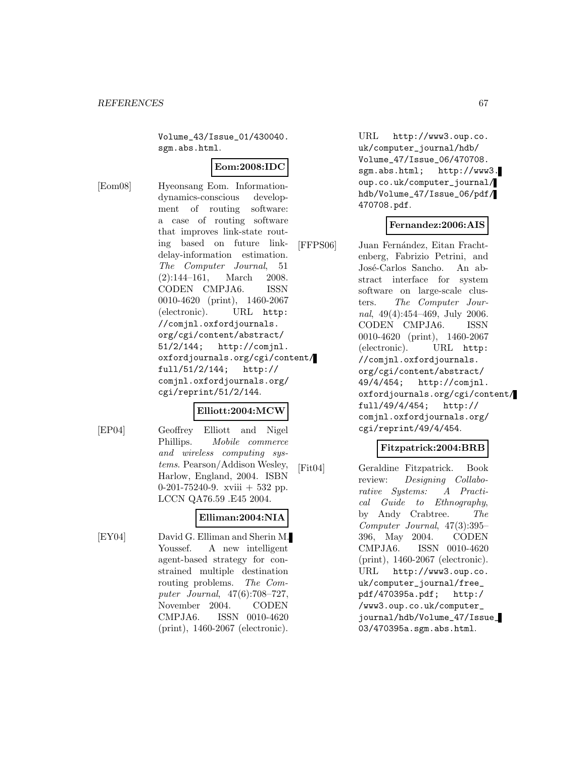Volume_43/Issue_01/430040.sgm.abs.html.

**Eom:2008:IDC**

[Eom08] Hyeonsang Eom. Information-dynamics-conscious development of routing software: a case of routing software that improves link-state routing based on future link-delay-information estimation. *The Computer Journal*, 51 (2):144–161, March 2008. CODEN CMPJA6. ISSN 0010-4620 (print), 1460-2067 (electronic). URL http://comjnl.oxfordjournals.org/cgi/content/abstract/51/2/144; http://comjnl.oxfordjournals.org/cgi/content/full/51/2/144; http://comjnl.oxfordjournals.org/cgi/reprint/51/2/144.

**Elliott:2004:MCW**

[EP04] Geoffrey Elliott and Nigel Phillips. *Mobile commerce and wireless computing systems*. Pearson/Addison Wesley, Harlow, England, 2004. ISBN 0-201-75240-9. xviii + 532 pp. LCCN QA76.59 .E45 2004.

**Elliman:2004:NIA**

[EY04] David G. Elliman and Sherin M. Youssef. A new intelligent agent-based strategy for constrained multiple destination routing problems. *The Computer Journal*, 47(6):708–727, November 2004. CODEN CMPJA6. ISSN 0010-4620 (print), 1460-2067 (electronic). URL http://www3.oup.co.uk/computer_journal/hdb/Volume_47/Issue_06/470708.sgm.abs.html; http://www3.oup.co.uk/computer_journal/hdb/Volume_47/Issue_06/pdf/470708.pdf.

**Fernandez:2006:AIS**

[FFPS06] Juan Fernández, Eitan Frachtenberg, Fabrizio Petrini, and José-Carlos Sancho. An abstract interface for system software on large-scale clusters. *The Computer Journal*, 49(4):454–469, July 2006. CODEN CMPJA6. ISSN 0010-4620 (print), 1460-2067 (electronic). URL http://comjnl.oxfordjournals.org/cgi/content/abstract/49/4/454; http://comjnl.oxfordjournals.org/cgi/content/full/49/4/454; http://comjnl.oxfordjournals.org/cgi/reprint/49/4/454.

**Fitzpatrick:2004:BRB**

[Fit04] Geraldine Fitzpatrick. Book review: *Designing Collaborative Systems: A Practical Guide to Ethnography*, by Andy Crabtree. *The Computer Journal*, 47(3):395–396, May 2004. CODEN CMPJA6. ISSN 0010-4620 (print), 1460-2067 (electronic). URL http://www3.oup.co.uk/computer_journal/free_pdf/470395a.pdf; http://www3.oup.co.uk/computer_journal/hdb/Volume_47/Issue_03/470395a.sgm.abs.html.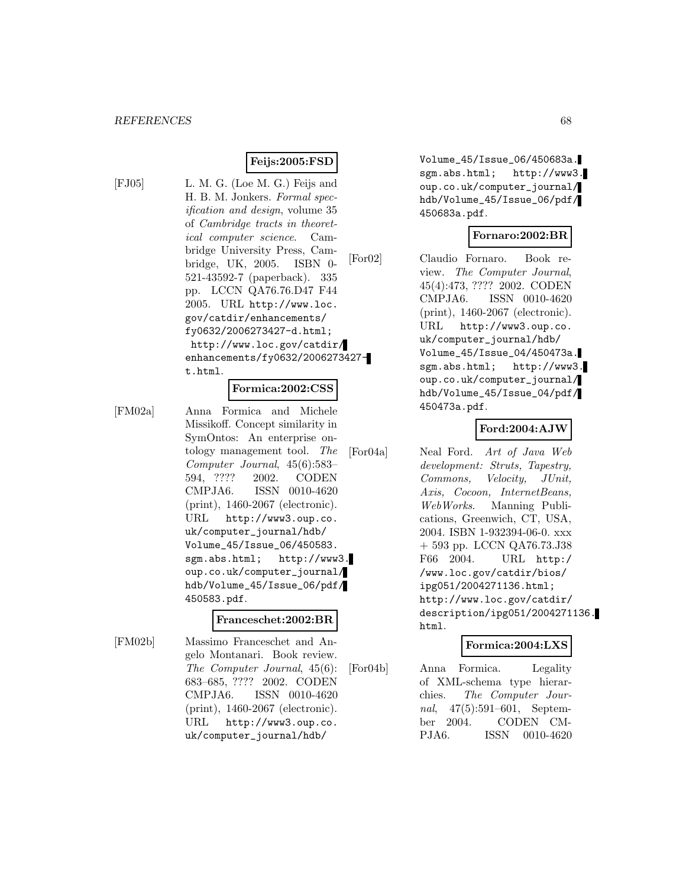**Feijs:2005:FSD**

[FJ05] L. M. G. (Loe M. G.) Feijs and H. B. M. Jonkers. *Formal specification and design*, volume 35 of *Cambridge tracts in theoretical computer science*. Cambridge University Press, Cambridge, UK, 2005. ISBN 0-521-43592-7 (paperback). 335 pp. LCCN QA76.76.D47 F44 2005. URL `http://www.loc.gov/catdir/enhancements/fy0632/2006273427-d.html; http://www.loc.gov/catdir/enhancements/fy0632/2006273427-t.html`.

**Formica:2002:CSS**

[FM02a] Anna Formica and Michele Missikoff. Concept similarity in SymOntos: An enterprise ontology management tool. *The Computer Journal*, 45(6):583–594, ???? 2002. CODEN CMPJA6. ISSN 0010-4620 (print), 1460-2067 (electronic). URL `http://www3.oup.co.uk/computer_journal/hdb/Volume_45/Issue_06/450583.sgm.abs.html; http://www3.oup.co.uk/computer_journal/hdb/Volume_45/Issue_06/pdf/450583.pdf`.

**Franceschet:2002:BR**

[FM02b] Massimo Franceschet and Angelo Montanari. Book review. *The Computer Journal*, 45(6):683–685, ???? 2002. CODEN CMPJA6. ISSN 0010-4620 (print), 1460-2067 (electronic). URL `http://www3.oup.co.uk/computer_journal/hdb/Volume_45/Issue_06/450683a.sgm.abs.html; http://www3.oup.co.uk/computer_journal/hdb/Volume_45/Issue_06/pdf/450683a.pdf`.

**Fornaro:2002:BR**

[For02] Claudio Fornaro. Book review. *The Computer Journal*, 45(4):473, ???? 2002. CODEN CMPJA6. ISSN 0010-4620 (print), 1460-2067 (electronic). URL `http://www3.oup.co.uk/computer_journal/hdb/Volume_45/Issue_04/450473a.sgm.abs.html; http://www3.oup.co.uk/computer_journal/hdb/Volume_45/Issue_04/pdf/450473a.pdf`.

**Ford:2004:AJW**

[For04a] Neal Ford. *Art of Java Web development: Struts, Tapestry, Commons, Velocity, JUnit, Axis, Cocoon, InternetBeans, WebWorks*. Manning Publications, Greenwich, CT, USA, 2004. ISBN 1-932394-06-0. xxx + 593 pp. LCCN QA76.73.J38 F66 2004. URL `http://www.loc.gov/catdir/bios/ipg051/2004271136.html; http://www.loc.gov/catdir/description/ipg051/2004271136.html`.

**Formica:2004:LXS**

[For04b] Anna Formica. Legality of XML-schema type hierarchies. *The Computer Journal*, 47(5):591–601, September 2004. CODEN CMPJA6. ISSN 0010-4620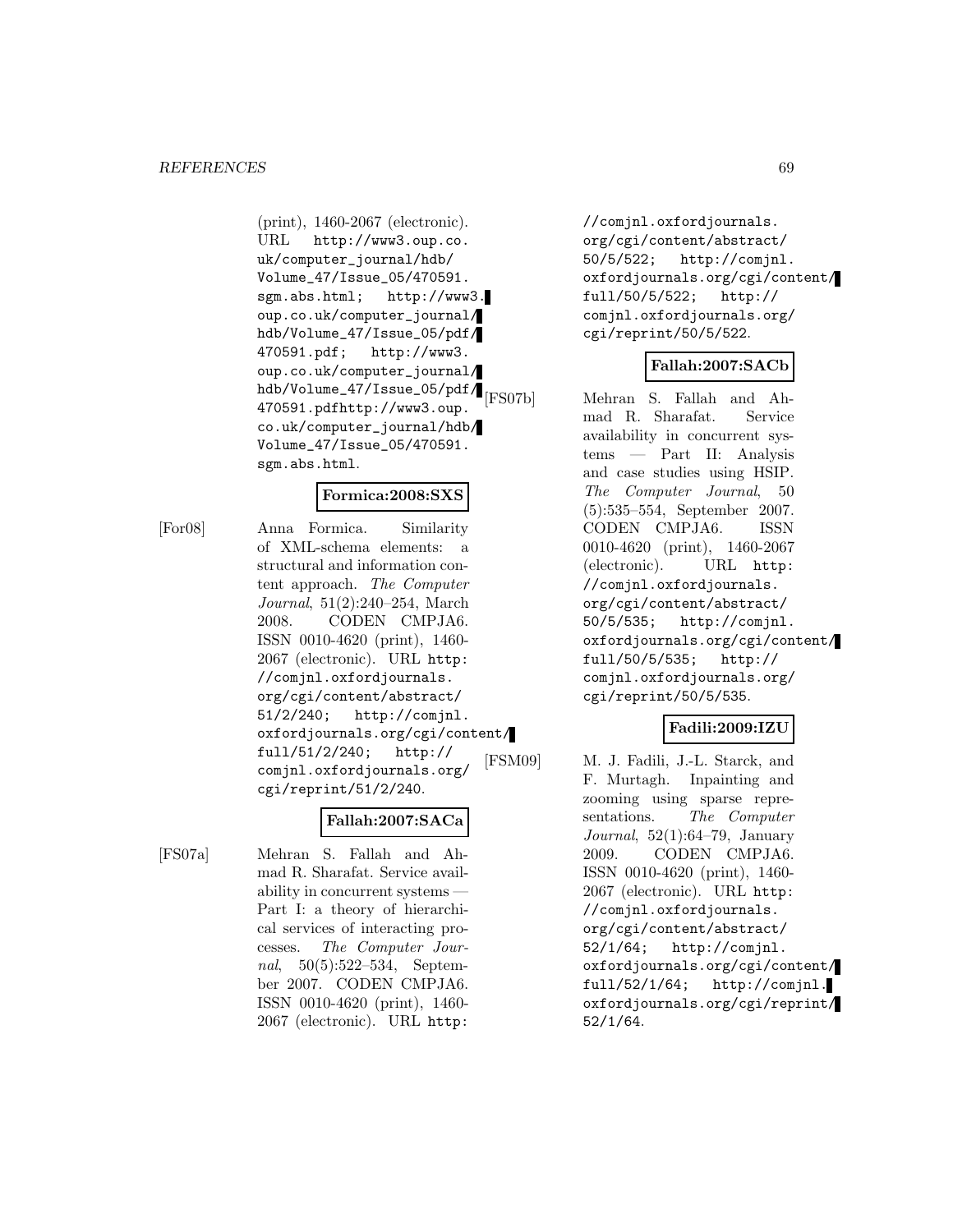(print), 1460-2067 (electronic). URL http://www3.oup.co.uk/computer_journal/hdb/Volume_47/Issue_05/470591.sgm.abs.html; http://www3.oup.co.uk/computer_journal/hdb/Volume_47/Issue_05/pdf/470591.pdf; http://www3.oup.co.uk/computer_journal/hdb/Volume_47/Issue_05/pdf/470591.pdfhttp://www3.oup.co.uk/computer_journal/hdb/Volume_47/Issue_05/470591.sgm.abs.html.

**Formica:2008:SXS**

[For08] Anna Formica. Similarity of XML-schema elements: a structural and information content approach. *The Computer Journal*, 51(2):240–254, March 2008. CODEN CMPJA6. ISSN 0010-4620 (print), 1460-2067 (electronic). URL http://comjnl.oxfordjournals.org/cgi/content/abstract/51/2/240; http://comjnl.oxfordjournals.org/cgi/content/full/51/2/240; http://comjnl.oxfordjournals.org/cgi/reprint/51/2/240.

**Fallah:2007:SACa**

[FS07a] Mehran S. Fallah and Ahmad R. Sharafat. Service availability in concurrent systems — Part I: a theory of hierarchical services of interacting processes. *The Computer Journal*, 50(5):522–534, September 2007. CODEN CMPJA6. ISSN 0010-4620 (print), 1460-2067 (electronic). URL http://comjnl.oxfordjournals.org/cgi/content/abstract/50/5/522; http://comjnl.oxfordjournals.org/cgi/content/full/50/5/522; http://comjnl.oxfordjournals.org/cgi/reprint/50/5/522.

**Fallah:2007:SACb**

[FS07b] Mehran S. Fallah and Ahmad R. Sharafat. Service availability in concurrent systems — Part II: Analysis and case studies using HSIP. *The Computer Journal*, 50(5):535–554, September 2007. CODEN CMPJA6. ISSN 0010-4620 (print), 1460-2067 (electronic). URL http://comjnl.oxfordjournals.org/cgi/content/abstract/50/5/535; http://comjnl.oxfordjournals.org/cgi/content/full/50/5/535; http://comjnl.oxfordjournals.org/cgi/reprint/50/5/535.

**Fadili:2009:IZU**

[FSM09] M. J. Fadili, J.-L. Starck, and F. Murtagh. Inpainting and zooming using sparse representations. *The Computer Journal*, 52(1):64–79, January 2009. CODEN CMPJA6. ISSN 0010-4620 (print), 1460-2067 (electronic). URL http://comjnl.oxfordjournals.org/cgi/content/abstract/52/1/64; http://comjnl.oxfordjournals.org/cgi/content/full/52/1/64; http://comjnl.oxfordjournals.org/cgi/reprint/52/1/64.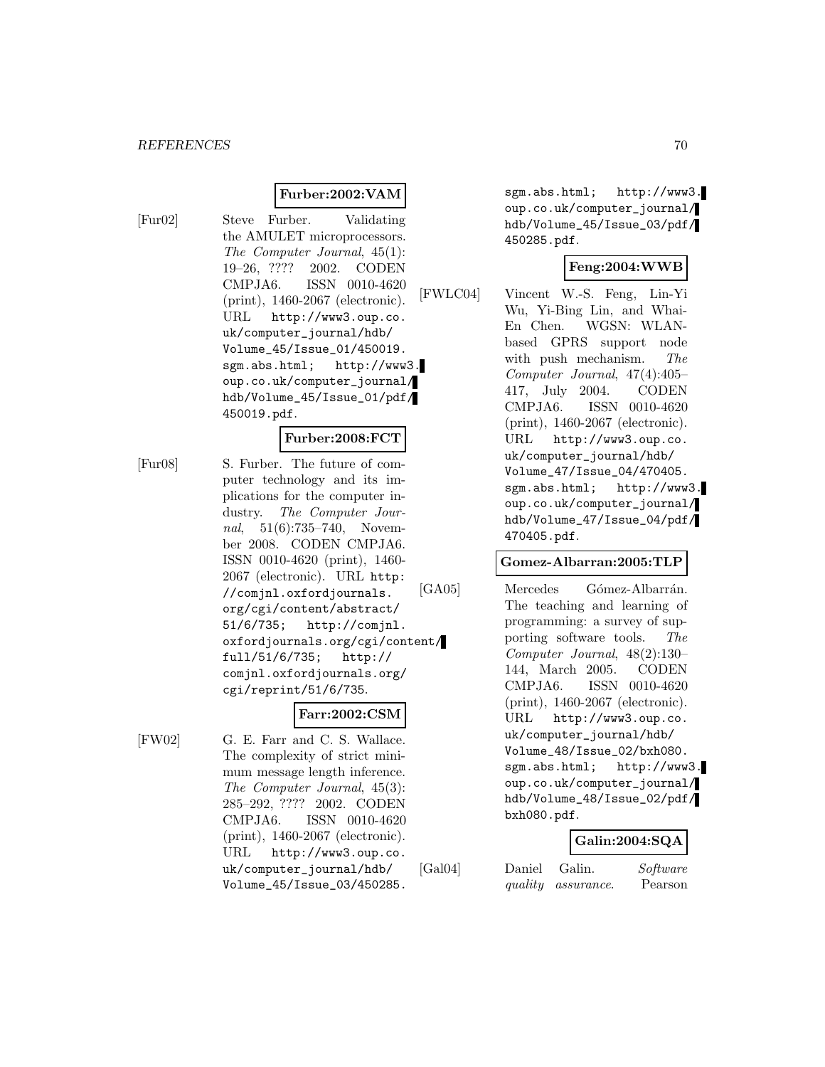**Furber:2002:VAM**

[Fur02] Steve Furber. Validating the AMULET microprocessors. *The Computer Journal*, 45(1): 19–26, ???? 2002. CODEN CMPJA6. ISSN 0010-4620 (print), 1460-2067 (electronic). URL http://www3.oup.co.uk/computer_journal/hdb/Volume_45/Issue_01/450019.sgm.abs.html; http://www3.oup.co.uk/computer_journal/hdb/Volume_45/Issue_01/pdf/450019.pdf.

**Furber:2008:FCT**

[Fur08] S. Furber. The future of computer technology and its implications for the computer industry. *The Computer Journal*, 51(6):735–740, November 2008. CODEN CMPJA6. ISSN 0010-4620 (print), 1460-2067 (electronic). URL http://comjnl.oxfordjournals.org/cgi/content/abstract/51/6/735; http://comjnl.oxfordjournals.org/cgi/content/full/51/6/735; http://comjnl.oxfordjournals.org/cgi/reprint/51/6/735.

**Farr:2002:CSM**

[FW02] G. E. Farr and C. S. Wallace. The complexity of strict minimum message length inference. *The Computer Journal*, 45(3): 285–292, ???? 2002. CODEN CMPJA6. ISSN 0010-4620 (print), 1460-2067 (electronic). URL http://www3.oup.co.uk/computer_journal/hdb/Volume_45/Issue_03/450285.sgm.abs.html; http://www3.oup.co.uk/computer_journal/hdb/Volume_45/Issue_03/pdf/450285.pdf.

**Feng:2004:WWB**

[FWLC04] Vincent W.-S. Feng, Lin-Yi Wu, Yi-Bing Lin, and Whai-En Chen. WGSN: WLAN-based GPRS support node with push mechanism. *The Computer Journal*, 47(4):405–417, July 2004. CODEN CMPJA6. ISSN 0010-4620 (print), 1460-2067 (electronic). URL http://www3.oup.co.uk/computer_journal/hdb/Volume_47/Issue_04/470405.sgm.abs.html; http://www3.oup.co.uk/computer_journal/hdb/Volume_47/Issue_04/pdf/470405.pdf.

**Gomez-Albarran:2005:TLP**

[GA05] Mercedes Gómez-Albarrán. The teaching and learning of programming: a survey of supporting software tools. *The Computer Journal*, 48(2):130–144, March 2005. CODEN CMPJA6. ISSN 0010-4620 (print), 1460-2067 (electronic). URL http://www3.oup.co.uk/computer_journal/hdb/Volume_48/Issue_02/bxh080.sgm.abs.html; http://www3.oup.co.uk/computer_journal/hdb/Volume_48/Issue_02/pdf/bxh080.pdf.

**Galin:2004:SQA**

[Gal04] Daniel Galin. *Software quality assurance*. Pearson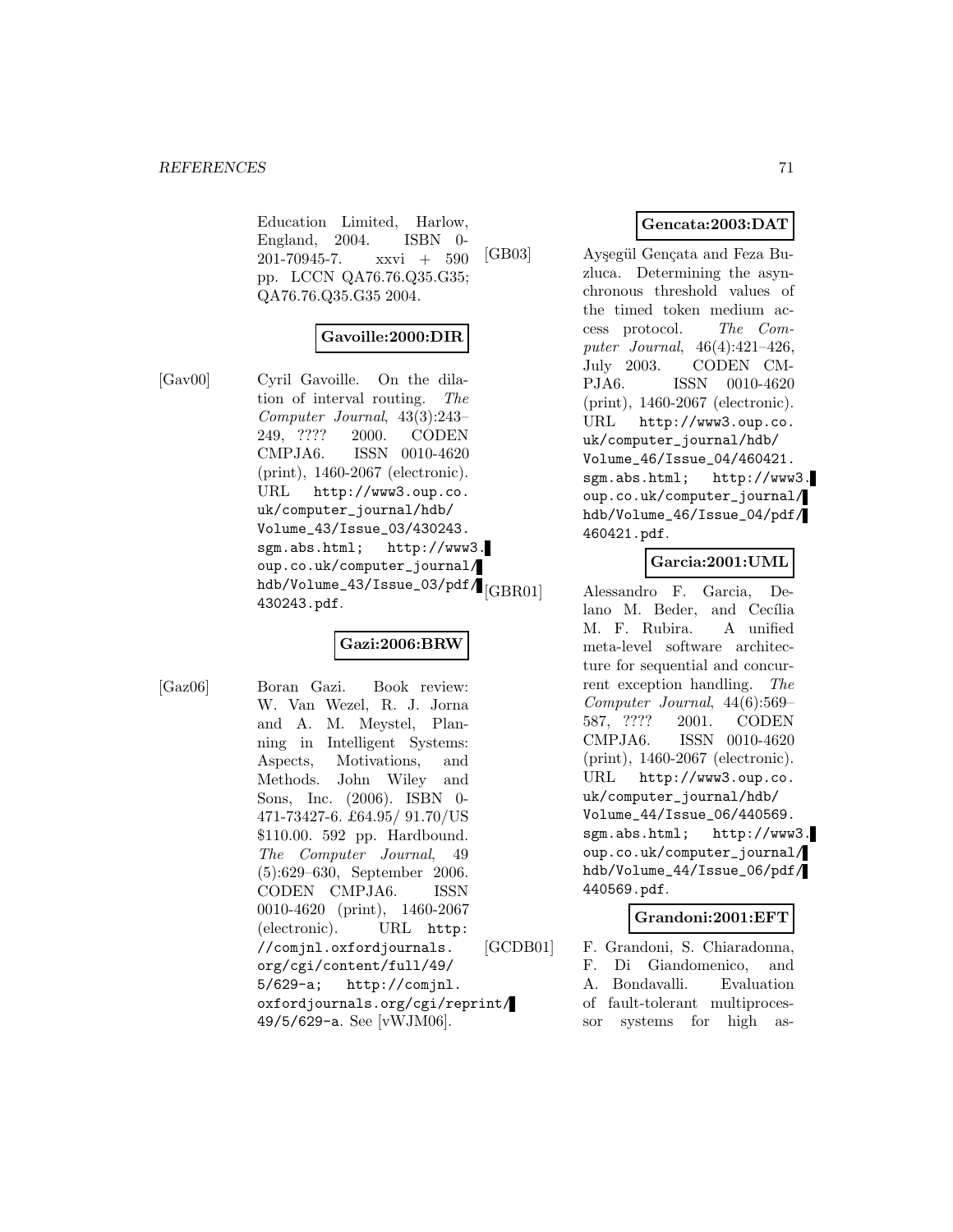Education Limited, Harlow, England, 2004. ISBN 0-201-70945-7. xxvi + 590 pp. LCCN QA76.76.Q35.G35; QA76.76.Q35.G35 2004.

**Gavoille:2000:DIR**

[Gav00] Cyril Gavoille. On the dilation of interval routing. *The Computer Journal*, 43(3):243–249, ???? 2000. CODEN CMPJA6. ISSN 0010-4620 (print), 1460-2067 (electronic). URL http://www3.oup.co.uk/computer_journal/hdb/Volume_43/Issue_03/430243.sgm.abs.html; http://www3.oup.co.uk/computer_journal/hdb/Volume_43/Issue_03/pdf/430243.pdf.

**Gazi:2006:BRW**

[Gaz06] Boran Gazi. Book review: W. Van Wezel, R. J. Jorna and A. M. Meystel, Planning in Intelligent Systems: Aspects, Motivations, and Methods. John Wiley and Sons, Inc. (2006). ISBN 0-471-73427-6. £64.95/ 91.70/US $110.00. 592 pp. Hardbound. *The Computer Journal*, 49 (5):629–630, September 2006. CODEN CMPJA6. ISSN 0010-4620 (print), 1460-2067 (electronic). URL http://comjnl.oxfordjournals.org/cgi/content/full/49/5/629-a; http://comjnl.oxfordjournals.org/cgi/reprint/49/5/629-a. See [vWJM06].

**Gencata:2003:DAT**

[GB03] Ayşegül Gençata and Feza Buzluca. Determining the asynchronous threshold values of the timed token medium access protocol. *The Computer Journal*, 46(4):421–426, July 2003. CODEN CMPJA6. ISSN 0010-4620 (print), 1460-2067 (electronic). URL http://www3.oup.co.uk/computer_journal/hdb/Volume_46/Issue_04/460421.sgm.abs.html; http://www3.oup.co.uk/computer_journal/hdb/Volume_46/Issue_04/pdf/460421.pdf.

**Garcia:2001:UML**

[GBR01] Alessandro F. Garcia, Delano M. Beder, and Cecília M. F. Rubira. A unified meta-level software architecture for sequential and concurrent exception handling. *The Computer Journal*, 44(6):569–587, ???? 2001. CODEN CMPJA6. ISSN 0010-4620 (print), 1460-2067 (electronic). URL http://www3.oup.co.uk/computer_journal/hdb/Volume_44/Issue_06/440569.sgm.abs.html; http://www3.oup.co.uk/computer_journal/hdb/Volume_44/Issue_06/pdf/440569.pdf.

**Grandoni:2001:EFT**

[GCDB01] F. Grandoni, S. Chiaradonna, F. Di Giandomenico, and A. Bondavalli. Evaluation of fault-tolerant multiprocessor systems for high as-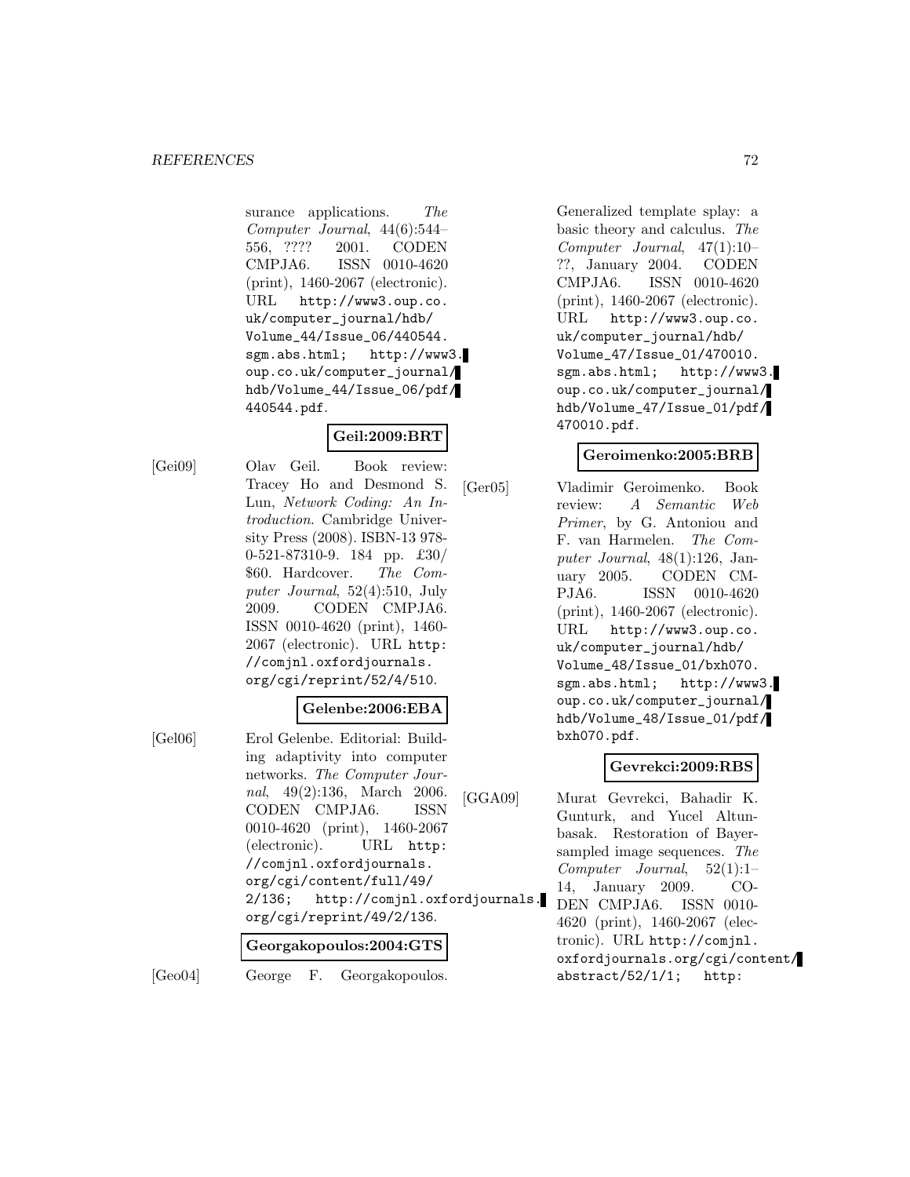surance applications. *The Computer Journal*, 44(6):544–556, ???? 2001. CODEN CMPJA6. ISSN 0010-4620 (print), 1460-2067 (electronic). URL http://www3.oup.co.uk/computer_journal/hdb/Volume_44/Issue_06/440544.sgm.abs.html; http://www3.oup.co.uk/computer_journal/hdb/Volume_44/Issue_06/pdf/440544.pdf.

**Geil:2009:BRT**

[Gei09] Olav Geil. Book review: Tracey Ho and Desmond S. Lun, *Network Coding: An Introduction*. Cambridge University Press (2008). ISBN-13 978-0-521-87310-9. 184 pp. £30/ $60. Hardcover. *The Computer Journal*, 52(4):510, July 2009. CODEN CMPJA6. ISSN 0010-4620 (print), 1460-2067 (electronic). URL http://comjnl.oxfordjournals.org/cgi/reprint/52/4/510.

**Gelenbe:2006:EBA**

[Gel06] Erol Gelenbe. Editorial: Building adaptivity into computer networks. *The Computer Journal*, 49(2):136, March 2006. CODEN CMPJA6. ISSN 0010-4620 (print), 1460-2067 (electronic). URL http://comjnl.oxfordjournals.org/cgi/content/full/49/2/136; http://comjnl.oxfordjournals.org/cgi/reprint/49/2/136.

**Georgakopoulos:2004:GTS**

[Geo04] George F. Georgakopoulos. Generalized template splay: a basic theory and calculus. *The Computer Journal*, 47(1):10–??, January 2004. CODEN CMPJA6. ISSN 0010-4620 (print), 1460-2067 (electronic). URL http://www3.oup.co.uk/computer_journal/hdb/Volume_47/Issue_01/470010.sgm.abs.html; http://www3.oup.co.uk/computer_journal/hdb/Volume_47/Issue_01/pdf/470010.pdf.

**Geroimenko:2005:BRB**

[Ger05] Vladimir Geroimenko. Book review: *A Semantic Web Primer*, by G. Antoniou and F. van Harmelen. *The Computer Journal*, 48(1):126, January 2005. CODEN CMPJA6. ISSN 0010-4620 (print), 1460-2067 (electronic). URL http://www3.oup.co.uk/computer_journal/hdb/Volume_48/Issue_01/bxh070.sgm.abs.html; http://www3.oup.co.uk/computer_journal/hdb/Volume_48/Issue_01/pdf/bxh070.pdf.

**Gevrekci:2009:RBS**

[GGA09] Murat Gevrekci, Bahadir K. Gunturk, and Yucel Altunbasak. Restoration of Bayer-sampled image sequences. *The Computer Journal*, 52(1):1–14, January 2009. CODEN CMPJA6. ISSN 0010-4620 (print), 1460-2067 (electronic). URL http://comjnl.oxfordjournals.org/cgi/content/abstract/52/1/1; http: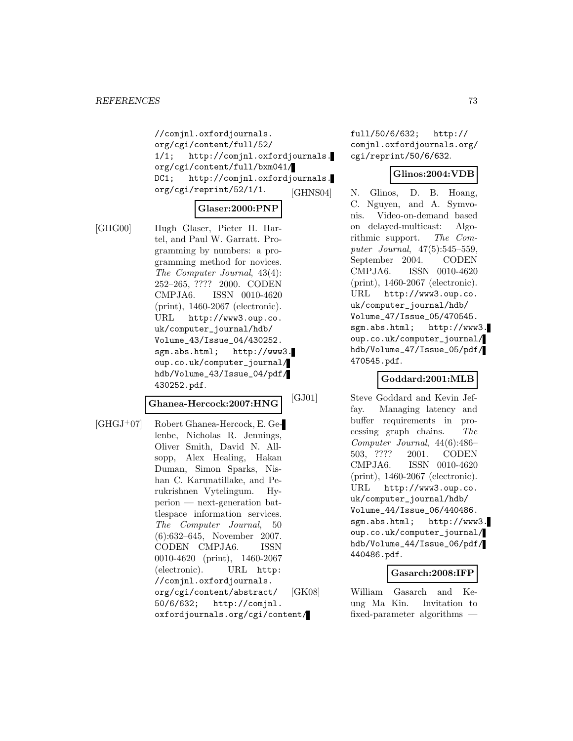//comjnl.oxfordjournals.org/cgi/content/full/52/1/1; http://comjnl.oxfordjournals.org/cgi/content/full/bxm041/DC1; http://comjnl.oxfordjournals.org/cgi/reprint/52/1/1.

**Glaser:2000:PNP**

[GHG00] Hugh Glaser, Pieter H. Hartel, and Paul W. Garratt. Programming by numbers: a programming method for novices. *The Computer Journal*, 43(4): 252–265, ???? 2000. CODEN CMPJA6. ISSN 0010-4620 (print), 1460-2067 (electronic). URL http://www3.oup.co.uk/computer_journal/hdb/Volume_43/Issue_04/430252.sgm.abs.html; http://www3.oup.co.uk/computer_journal/hdb/Volume_43/Issue_04/pdf/430252.pdf.

**Ghanea-Hercock:2007:HNG**

[GHGJ+07] Robert Ghanea-Hercock, E. Gelenbe, Nicholas R. Jennings, Oliver Smith, David N. Allsopp, Alex Healing, Hakan Duman, Simon Sparks, Nishan C. Karunatillake, and Perukrishnen Vytelingum. Hyperion — next-generation battlespace information services. *The Computer Journal*, 50 (6):632–645, November 2007. CODEN CMPJA6. ISSN 0010-4620 (print), 1460-2067 (electronic). URL http://comjnl.oxfordjournals.org/cgi/content/abstract/50/6/632; http://comjnl.oxfordjournals.org/cgi/content/full/50/6/632; http://comjnl.oxfordjournals.org/cgi/reprint/50/6/632.

**Glinos:2004:VDB**

[GHNS04] N. Glinos, D. B. Hoang, C. Nguyen, and A. Symvonis. Video-on-demand based on delayed-multicast: Algorithmic support. *The Computer Journal*, 47(5):545–559, September 2004. CODEN CMPJA6. ISSN 0010-4620 (print), 1460-2067 (electronic). URL http://www3.oup.co.uk/computer_journal/hdb/Volume_47/Issue_05/470545.sgm.abs.html; http://www3.oup.co.uk/computer_journal/hdb/Volume_47/Issue_05/pdf/470545.pdf.

**Goddard:2001:MLB**

[GJ01] Steve Goddard and Kevin Jeffay. Managing latency and buffer requirements in processing graph chains. *The Computer Journal*, 44(6):486–503, ???? 2001. CODEN CMPJA6. ISSN 0010-4620 (print), 1460-2067 (electronic). URL http://www3.oup.co.uk/computer_journal/hdb/Volume_44/Issue_06/440486.sgm.abs.html; http://www3.oup.co.uk/computer_journal/hdb/Volume_44/Issue_06/pdf/440486.pdf.

**Gasarch:2008:IFP**

[GK08] William Gasarch and Keung Ma Kin. Invitation to fixed-parameter algorithms —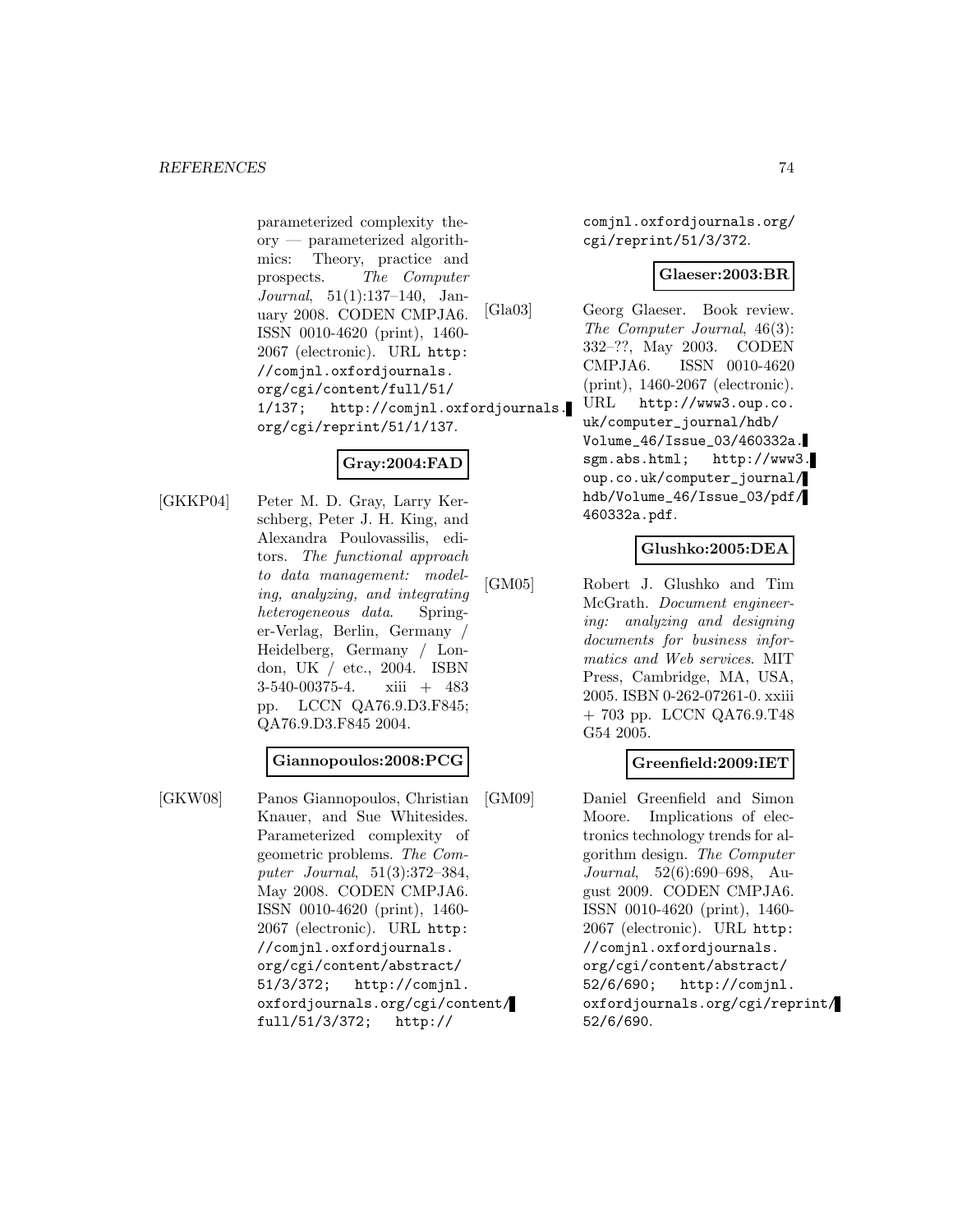parameterized complexity theory — parameterized algorithmics: Theory, practice and prospects. *The Computer Journal*, 51(1):137–140, January 2008. CODEN CMPJA6. ISSN 0010-4620 (print), 1460-2067 (electronic). URL http://comjnl.oxfordjournals.org/cgi/content/full/51/1/137; http://comjnl.oxfordjournals.org/cgi/reprint/51/1/137.

**Gray:2004:FAD**

[GKKP04] Peter M. D. Gray, Larry Kerschberg, Peter J. H. King, and Alexandra Poulovassilis, editors. *The functional approach to data management: modeling, analyzing, and integrating heterogeneous data*. Springer-Verlag, Berlin, Germany / Heidelberg, Germany / London, UK / etc., 2004. ISBN 3-540-00375-4. xiii + 483 pp. LCCN QA76.9.D3.F845; QA76.9.D3.F845 2004.

**Giannopoulos:2008:PCG**

[GKW08] Panos Giannopoulos, Christian Knauer, and Sue Whitesides. Parameterized complexity of geometric problems. *The Computer Journal*, 51(3):372–384, May 2008. CODEN CMPJA6. ISSN 0010-4620 (print), 1460-2067 (electronic). URL http://comjnl.oxfordjournals.org/cgi/content/abstract/51/3/372; http://comjnl.oxfordjournals.org/cgi/content/full/51/3/372; http://comjnl.oxfordjournals.org/cgi/reprint/51/3/372.

**Glaeser:2003:BR**

[Gla03] Georg Glaeser. Book review. *The Computer Journal*, 46(3):332–??, May 2003. CODEN CMPJA6. ISSN 0010-4620 (print), 1460-2067 (electronic). URL http://www3.oup.co.uk/computer_journal/hdb/Volume_46/Issue_03/460332a.sgm.abs.html; http://www3.oup.co.uk/computer_journal/hdb/Volume_46/Issue_03/pdf/460332a.pdf.

**Glushko:2005:DEA**

[GM05] Robert J. Glushko and Tim McGrath. *Document engineering: analyzing and designing documents for business informatics and Web services*. MIT Press, Cambridge, MA, USA, 2005. ISBN 0-262-07261-0. xxiii + 703 pp. LCCN QA76.9.T48 G54 2005.

**Greenfield:2009:IET**

[GM09] Daniel Greenfield and Simon Moore. Implications of electronics technology trends for algorithm design. *The Computer Journal*, 52(6):690–698, August 2009. CODEN CMPJA6. ISSN 0010-4620 (print), 1460-2067 (electronic). URL http://comjnl.oxfordjournals.org/cgi/content/abstract/52/6/690; http://comjnl.oxfordjournals.org/cgi/reprint/52/6/690.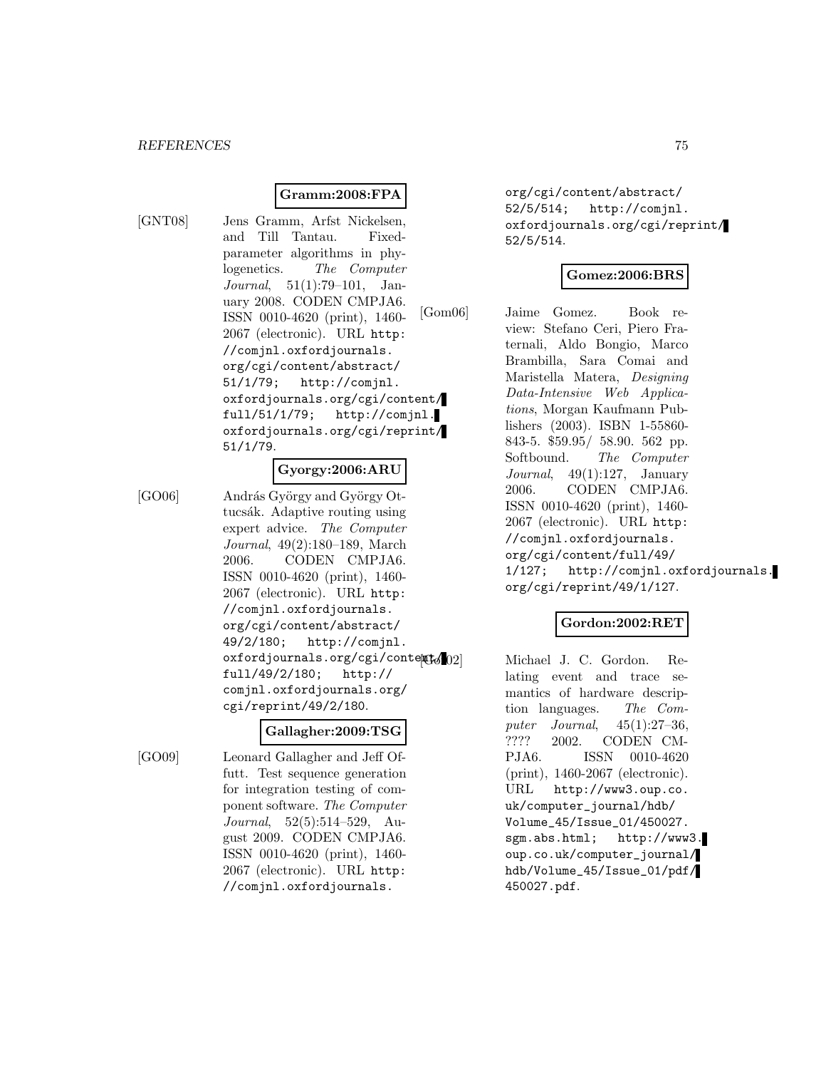**Gramm:2008:FPA**

[GNT08] Jens Gramm, Arfst Nickelsen, and Till Tantau. Fixed-parameter algorithms in phylogenetics. *The Computer Journal*, 51(1):79–101, January 2008. CODEN CMPJA6. ISSN 0010-4620 (print), 1460-2067 (electronic). URL `http://comjnl.oxfordjournals.org/cgi/content/abstract/51/1/79`; `http://comjnl.oxfordjournals.org/cgi/content/full/51/1/79`; `http://comjnl.oxfordjournals.org/cgi/reprint/51/1/79`.

**Gyorgy:2006:ARU**

[GO06] András György and György Ottucsák. Adaptive routing using expert advice. *The Computer Journal*, 49(2):180–189, March 2006. CODEN CMPJA6. ISSN 0010-4620 (print), 1460-2067 (electronic). URL `http://comjnl.oxfordjournals.org/cgi/content/abstract/49/2/180`; `http://comjnl.oxfordjournals.org/cgi/content/full/49/2/180`; `http://comjnl.oxfordjournals.org/cgi/reprint/49/2/180`.

**Gallagher:2009:TSG**

[GO09] Leonard Gallagher and Jeff Offutt. Test sequence generation for integration testing of component software. *The Computer Journal*, 52(5):514–529, August 2009. CODEN CMPJA6. ISSN 0010-4620 (print), 1460-2067 (electronic). URL `http://comjnl.oxfordjournals.org/cgi/content/abstract/52/5/514`; `http://comjnl.oxfordjournals.org/cgi/reprint/52/5/514`.

**Gomez:2006:BRS**

[Gom06] Jaime Gomez. Book review: Stefano Ceri, Piero Fraternali, Aldo Bongio, Marco Brambilla, Sara Comai and Maristella Matera, *Designing Data-Intensive Web Applications*, Morgan Kaufmann Publishers (2003). ISBN 1-55860-843-5. $59.95/ 58.90. 562 pp. Softbound. *The Computer Journal*, 49(1):127, January 2006. CODEN CMPJA6. ISSN 0010-4620 (print), 1460-2067 (electronic). URL `http://comjnl.oxfordjournals.org/cgi/content/full/49/1/127`; `http://comjnl.oxfordjournals.org/cgi/reprint/49/1/127`.

**Gordon:2002:RET**

[Gor02] Michael J. C. Gordon. Relating event and trace semantics of hardware description languages. *The Computer Journal*, 45(1):27–36, ???? 2002. CODEN CMPJA6. ISSN 0010-4620 (print), 1460-2067 (electronic). URL `http://www3.oup.co.uk/computer_journal/hdb/Volume_45/Issue_01/450027.sgm.abs.html`; `http://www3.oup.co.uk/computer_journal/hdb/Volume_45/Issue_01/pdf/450027.pdf`.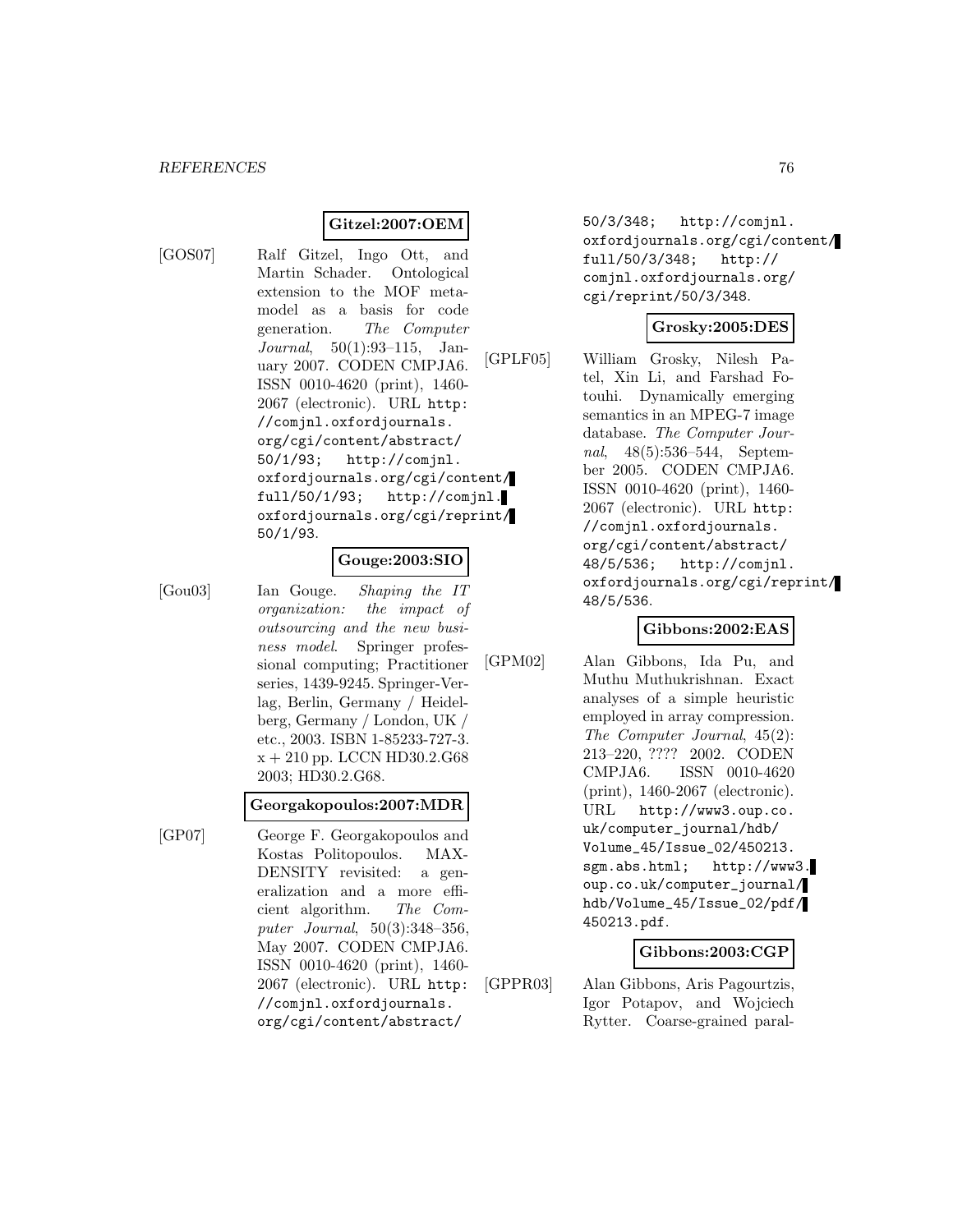**Gitzel:2007:OEM**

[GOS07] Ralf Gitzel, Ingo Ott, and Martin Schader. Ontological extension to the MOF metamodel as a basis for code generation. *The Computer Journal*, 50(1):93–115, January 2007. CODEN CMPJA6. ISSN 0010-4620 (print), 1460-2067 (electronic). URL `http://comjnl.oxfordjournals.org/cgi/content/abstract/50/1/93; http://comjnl.oxfordjournals.org/cgi/content/full/50/1/93; http://comjnl.oxfordjournals.org/cgi/reprint/50/1/93`.

**Gouge:2003:SIO**

[Gou03] Ian Gouge. *Shaping the IT organization: the impact of outsourcing and the new business model*. Springer professional computing; Practitioner series, 1439-9245. Springer-Verlag, Berlin, Germany / Heidelberg, Germany / London, UK / etc., 2003. ISBN 1-85233-727-3. x + 210 pp. LCCN HD30.2.G68 2003; HD30.2.G68.

**Georgakopoulos:2007:MDR**

[GP07] George F. Georgakopoulos and Kostas Politopoulos. MAX-DENSITY revisited: a generalization and a more efficient algorithm. *The Computer Journal*, 50(3):348–356, May 2007. CODEN CMPJA6. ISSN 0010-4620 (print), 1460-2067 (electronic). URL `http://comjnl.oxfordjournals.org/cgi/content/abstract/50/3/348; http://comjnl.oxfordjournals.org/cgi/content/full/50/3/348; http://comjnl.oxfordjournals.org/cgi/reprint/50/3/348`.

**Grosky:2005:DES**

[GPLF05] William Grosky, Nilesh Patel, Xin Li, and Farshad Fotouhi. Dynamically emerging semantics in an MPEG-7 image database. *The Computer Journal*, 48(5):536–544, September 2005. CODEN CMPJA6. ISSN 0010-4620 (print), 1460-2067 (electronic). URL `http://comjnl.oxfordjournals.org/cgi/content/abstract/48/5/536; http://comjnl.oxfordjournals.org/cgi/reprint/48/5/536`.

**Gibbons:2002:EAS**

[GPM02] Alan Gibbons, Ida Pu, and Muthu Muthukrishnan. Exact analyses of a simple heuristic employed in array compression. *The Computer Journal*, 45(2):213–220, ???? 2002. CODEN CMPJA6. ISSN 0010-4620 (print), 1460-2067 (electronic). URL `http://www3.oup.co.uk/computer_journal/hdb/Volume_45/Issue_02/450213.sgm.abs.html; http://www3.oup.co.uk/computer_journal/hdb/Volume_45/Issue_02/pdf/450213.pdf`.

**Gibbons:2003:CGP**

[GPPR03] Alan Gibbons, Aris Pagourtzis, Igor Potapov, and Wojciech Rytter. Coarse-grained paral-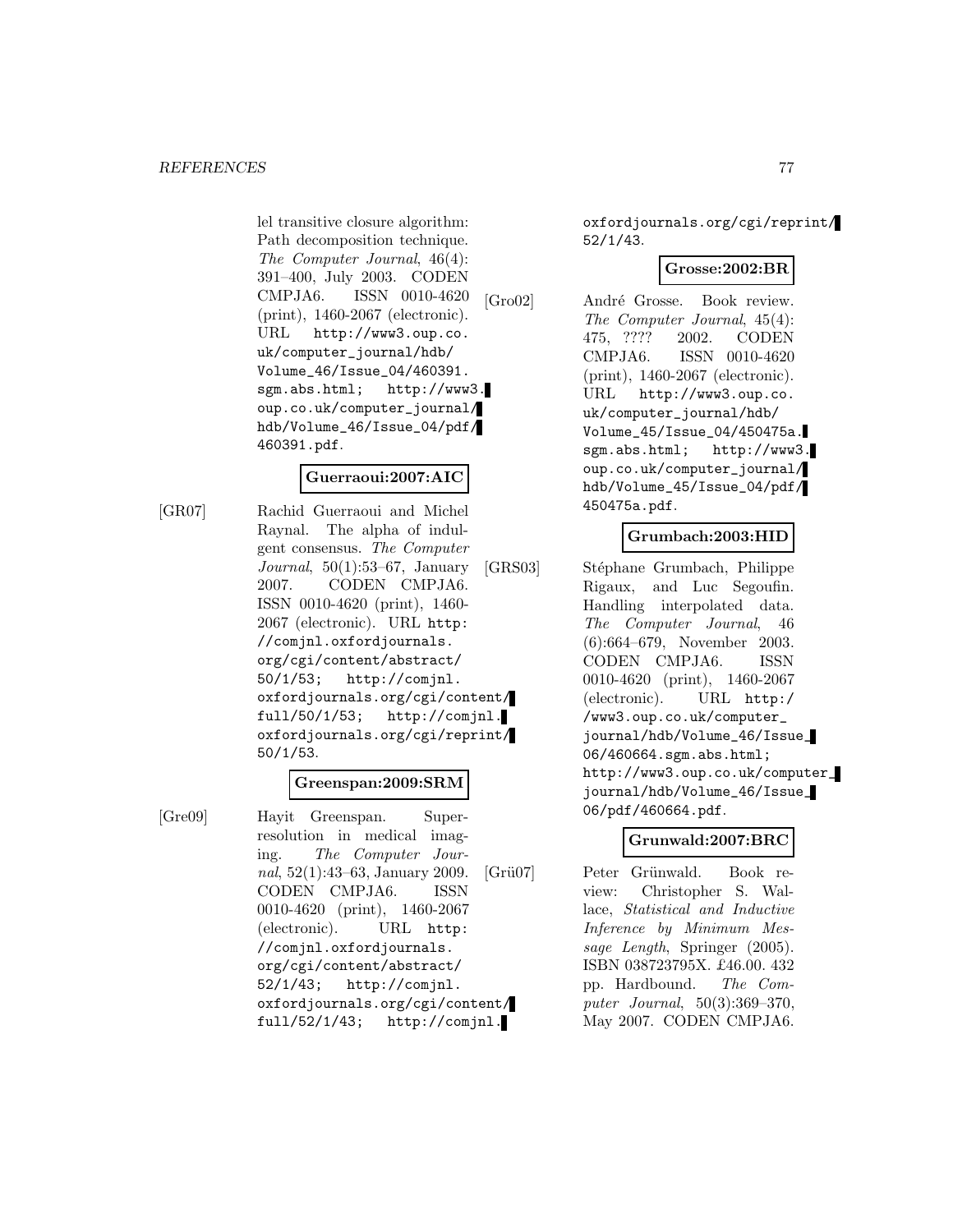lel transitive closure algorithm: Path decomposition technique. *The Computer Journal*, 46(4): 391–400, July 2003. CODEN CMPJA6. ISSN 0010-4620 (print), 1460-2067 (electronic). URL http://www3.oup.co.uk/computer_journal/hdb/Volume_46/Issue_04/460391.sgm.abs.html; http://www3.oup.co.uk/computer_journal/hdb/Volume_46/Issue_04/pdf/460391.pdf.

**Guerraoui:2007:AIC**

[GR07] Rachid Guerraoui and Michel Raynal. The alpha of indulgent consensus. *The Computer Journal*, 50(1):53–67, January 2007. CODEN CMPJA6. ISSN 0010-4620 (print), 1460-2067 (electronic). URL http://comjnl.oxfordjournals.org/cgi/content/abstract/50/1/53; http://comjnl.oxfordjournals.org/cgi/content/full/50/1/53; http://comjnl.oxfordjournals.org/cgi/reprint/50/1/53.

**Greenspan:2009:SRM**

[Gre09] Hayit Greenspan. Super-resolution in medical imaging. *The Computer Journal*, 52(1):43–63, January 2009. CODEN CMPJA6. ISSN 0010-4620 (print), 1460-2067 (electronic). URL http://comjnl.oxfordjournals.org/cgi/content/abstract/52/1/43; http://comjnl.oxfordjournals.org/cgi/content/full/52/1/43; http://comjnl.oxfordjournals.org/cgi/reprint/52/1/43.

**Grosse:2002:BR**

[Gro02] André Grosse. Book review. *The Computer Journal*, 45(4): 475, ???? 2002. CODEN CMPJA6. ISSN 0010-4620 (print), 1460-2067 (electronic). URL http://www3.oup.co.uk/computer_journal/hdb/Volume_45/Issue_04/450475a.sgm.abs.html; http://www3.oup.co.uk/computer_journal/hdb/Volume_45/Issue_04/pdf/450475a.pdf.

**Grumbach:2003:HID**

[GRS03] Stéphane Grumbach, Philippe Rigaux, and Luc Segoufin. Handling interpolated data. *The Computer Journal*, 46 (6):664–679, November 2003. CODEN CMPJA6. ISSN 0010-4620 (print), 1460-2067 (electronic). URL http://www3.oup.co.uk/computer_journal/hdb/Volume_46/Issue_06/460664.sgm.abs.html; http://www3.oup.co.uk/computer_journal/hdb/Volume_46/Issue_06/pdf/460664.pdf.

**Grunwald:2007:BRC**

[Grü07] Peter Grünwald. Book review: Christopher S. Wallace, *Statistical and Inductive Inference by Minimum Message Length*, Springer (2005). ISBN 038723795X. £46.00. 432 pp. Hardbound. *The Computer Journal*, 50(3):369–370, May 2007. CODEN CMPJA6.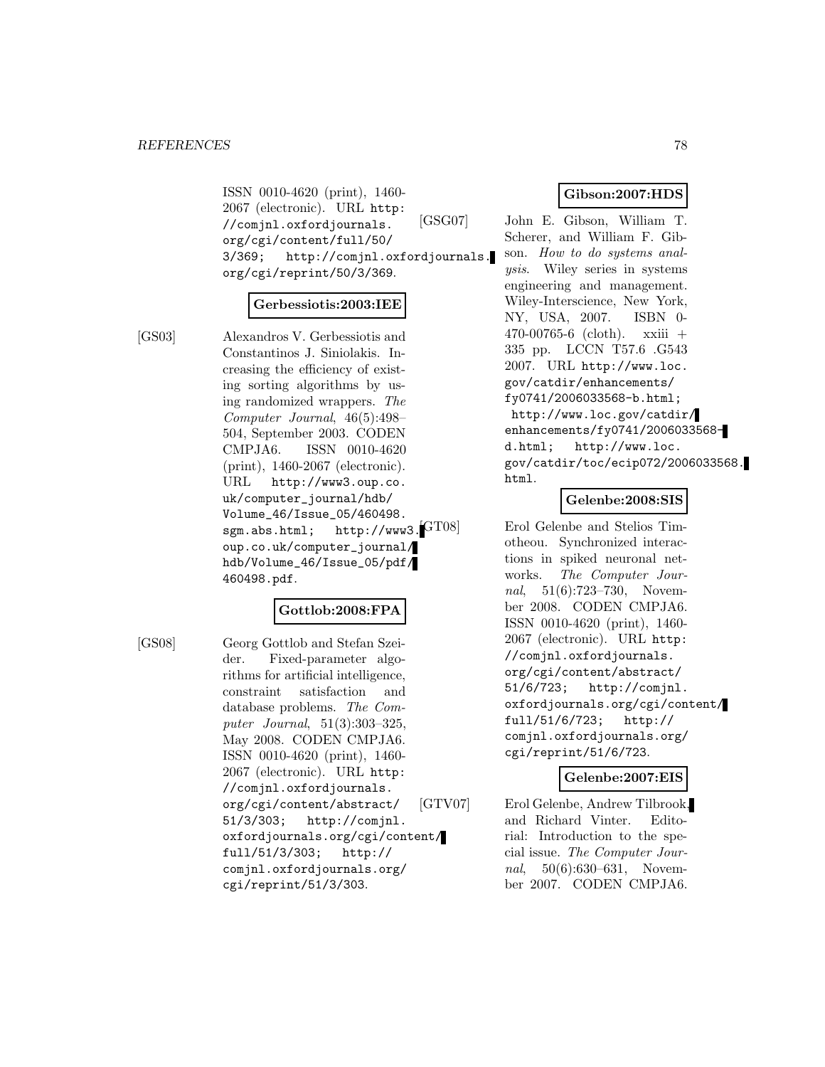ISSN 0010-4620 (print), 1460-2067 (electronic). URL http://comjnl.oxfordjournals.org/cgi/content/full/50/3/369; http://comjnl.oxfordjournals.org/cgi/reprint/50/3/369.

**Gerbessiotis:2003:IEE**

[GS03] Alexandros V. Gerbessiotis and Constantinos J. Siniolakis. Increasing the efficiency of existing sorting algorithms by using randomized wrappers. *The Computer Journal*, 46(5):498–504, September 2003. CODEN CMPJA6. ISSN 0010-4620 (print), 1460-2067 (electronic). URL http://www3.oup.co.uk/computer_journal/hdb/Volume_46/Issue_05/460498.sgm.abs.html; http://www3.oup.co.uk/computer_journal/hdb/Volume_46/Issue_05/pdf/460498.pdf.

**Gottlob:2008:FPA**

[GS08] Georg Gottlob and Stefan Szeider. Fixed-parameter algorithms for artificial intelligence, constraint satisfaction and database problems. *The Computer Journal*, 51(3):303–325, May 2008. CODEN CMPJA6. ISSN 0010-4620 (print), 1460-2067 (electronic). URL http://comjnl.oxfordjournals.org/cgi/content/abstract/51/3/303; http://comjnl.oxfordjournals.org/cgi/content/full/51/3/303; http://comjnl.oxfordjournals.org/cgi/reprint/51/3/303.

**Gibson:2007:HDS**

[GSG07] John E. Gibson, William T. Scherer, and William F. Gibson. *How to do systems analysis*. Wiley series in systems engineering and management. Wiley-Interscience, New York, NY, USA, 2007. ISBN 0-470-00765-6 (cloth). xxiii + 335 pp. LCCN T57.6 .G543 2007. URL http://www.loc.gov/catdir/enhancements/fy0741/2006033568-b.html; http://www.loc.gov/catdir/enhancements/fy0741/2006033568-d.html; http://www.loc.gov/catdir/toc/ecip072/2006033568.html.

**Gelenbe:2008:SIS**

[GT08] Erol Gelenbe and Stelios Timotheou. Synchronized interactions in spiked neuronal networks. *The Computer Journal*, 51(6):723–730, November 2008. CODEN CMPJA6. ISSN 0010-4620 (print), 1460-2067 (electronic). URL http://comjnl.oxfordjournals.org/cgi/content/abstract/51/6/723; http://comjnl.oxfordjournals.org/cgi/content/full/51/6/723; http://comjnl.oxfordjournals.org/cgi/reprint/51/6/723.

**Gelenbe:2007:EIS**

[GTV07] Erol Gelenbe, Andrew Tilbrook, and Richard Vinter. Editorial: Introduction to the special issue. *The Computer Journal*, 50(6):630–631, November 2007. CODEN CMPJA6.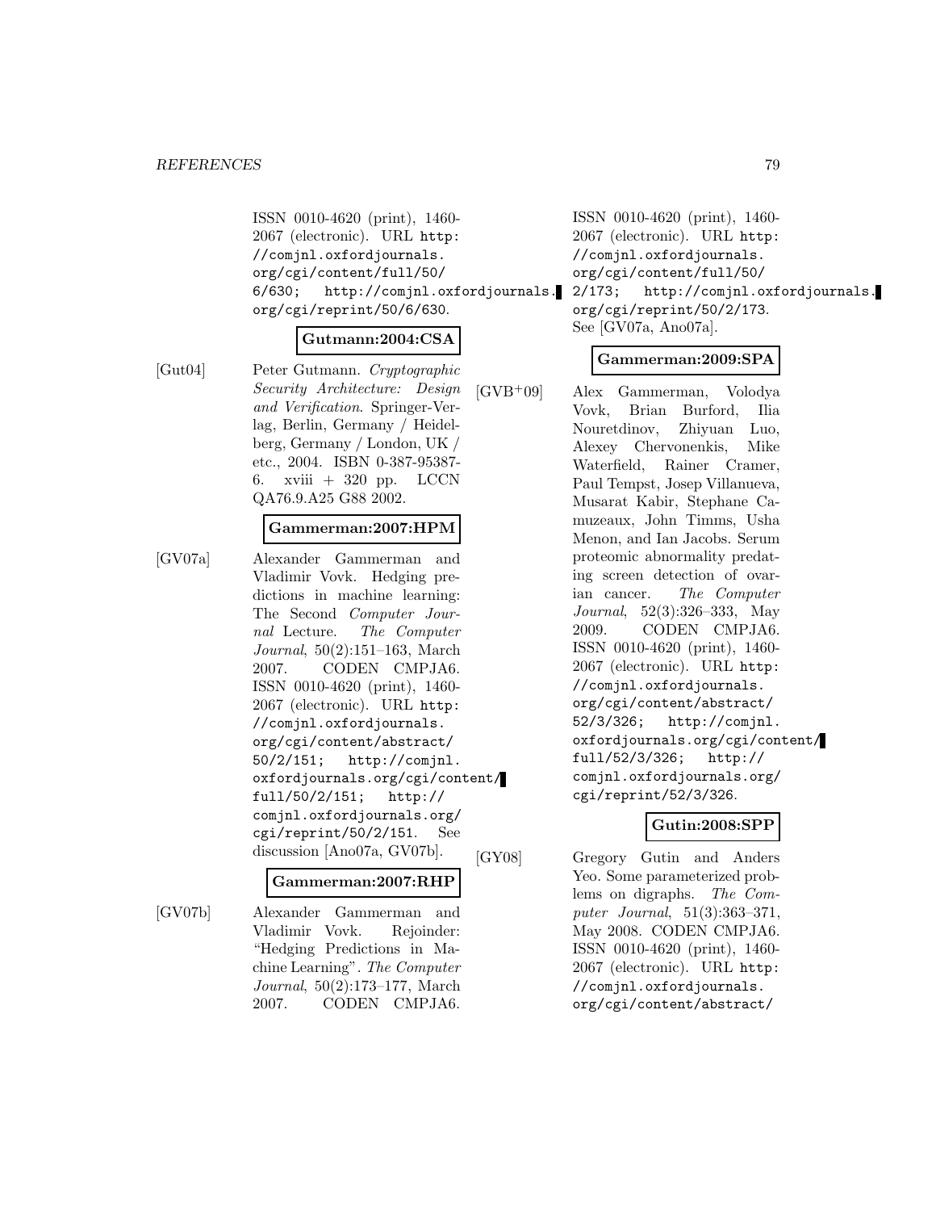ISSN 0010-4620 (print), 1460-2067 (electronic). URL http://comjnl.oxfordjournals.org/cgi/content/full/50/6/630; http://comjnl.oxfordjournals.org/cgi/reprint/50/6/630.

**Gutmann:2004:CSA**

[Gut04] Peter Gutmann. *Cryptographic Security Architecture: Design and Verification*. Springer-Verlag, Berlin, Germany / Heidelberg, Germany / London, UK / etc., 2004. ISBN 0-387-95387-6. xviii + 320 pp. LCCN QA76.9.A25 G88 2002.

**Gammerman:2007:HPM**

[GV07a] Alexander Gammerman and Vladimir Vovk. Hedging predictions in machine learning: The Second *Computer Journal* Lecture. *The Computer Journal*, 50(2):151–163, March 2007. CODEN CMPJA6. ISSN 0010-4620 (print), 1460-2067 (electronic). URL http://comjnl.oxfordjournals.org/cgi/content/abstract/50/2/151; http://comjnl.oxfordjournals.org/cgi/content/full/50/2/151; http://comjnl.oxfordjournals.org/cgi/reprint/50/2/151. See discussion [Ano07a, GV07b].

**Gammerman:2007:RHP**

[GV07b] Alexander Gammerman and Vladimir Vovk. Rejoinder: "Hedging Predictions in Machine Learning". *The Computer Journal*, 50(2):173–177, March 2007. CODEN CMPJA6. ISSN 0010-4620 (print), 1460-2067 (electronic). URL http://comjnl.oxfordjournals.org/cgi/content/full/50/2/173; http://comjnl.oxfordjournals.org/cgi/reprint/50/2/173. See [GV07a, Ano07a].

**Gammerman:2009:SPA**

[GVB+09] Alex Gammerman, Volodya Vovk, Brian Burford, Ilia Nouretdinov, Zhiyuan Luo, Alexey Chervonenkis, Mike Waterfield, Rainer Cramer, Paul Tempst, Josep Villanueva, Musarat Kabir, Stephane Camuzeaux, John Timms, Usha Menon, and Ian Jacobs. Serum proteomic abnormality predating screen detection of ovarian cancer. *The Computer Journal*, 52(3):326–333, May 2009. CODEN CMPJA6. ISSN 0010-4620 (print), 1460-2067 (electronic). URL http://comjnl.oxfordjournals.org/cgi/content/abstract/52/3/326; http://comjnl.oxfordjournals.org/cgi/content/full/52/3/326; http://comjnl.oxfordjournals.org/cgi/reprint/52/3/326.

**Gutin:2008:SPP**

[GY08] Gregory Gutin and Anders Yeo. Some parameterized problems on digraphs. *The Computer Journal*, 51(3):363–371, May 2008. CODEN CMPJA6. ISSN 0010-4620 (print), 1460-2067 (electronic). URL http://comjnl.oxfordjournals.org/cgi/content/abstract/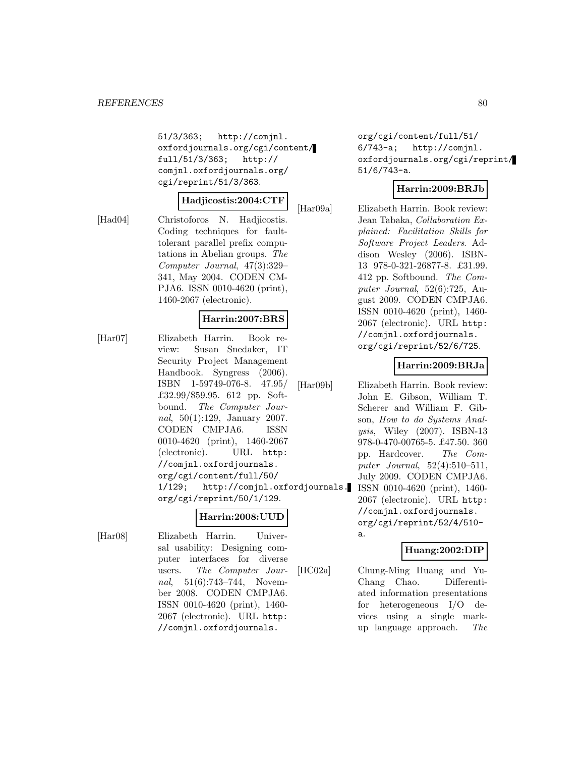51/3/363; http://comjnl.oxfordjournals.org/cgi/content/full/51/3/363; http://comjnl.oxfordjournals.org/cgi/reprint/51/3/363.

**Hadjicostis:2004:CTF**

[Had04] Christoforos N. Hadjicostis. Coding techniques for fault-tolerant parallel prefix computations in Abelian groups. *The Computer Journal*, 47(3):329–341, May 2004. CODEN CMPJA6. ISSN 0010-4620 (print), 1460-2067 (electronic).

**Harrin:2007:BRS**

[Har07] Elizabeth Harrin. Book review: Susan Snedaker, IT Security Project Management Handbook. Syngress (2006). ISBN 1-59749-076-8. 47.95/ £32.99/$59.95. 612 pp. Softbound. *The Computer Journal*, 50(1):129, January 2007. CODEN CMPJA6. ISSN 0010-4620 (print), 1460-2067 (electronic). URL http://comjnl.oxfordjournals.org/cgi/content/full/50/1/129; http://comjnl.oxfordjournals.org/cgi/reprint/50/1/129.

**Harrin:2008:UUD**

[Har08] Elizabeth Harrin. Universal usability: Designing computer interfaces for diverse users. *The Computer Journal*, 51(6):743–744, November 2008. CODEN CMPJA6. ISSN 0010-4620 (print), 1460-2067 (electronic). URL http://comjnl.oxfordjournals.org/cgi/content/full/51/6/743-a; http://comjnl.oxfordjournals.org/cgi/reprint/51/6/743-a.

**Harrin:2009:BRJb**

[Har09a] Elizabeth Harrin. Book review: Jean Tabaka, *Collaboration Explained: Facilitation Skills for Software Project Leaders*. Addison Wesley (2006). ISBN-13 978-0-321-26877-8. £31.99. 412 pp. Softbound. *The Computer Journal*, 52(6):725, August 2009. CODEN CMPJA6. ISSN 0010-4620 (print), 1460-2067 (electronic). URL http://comjnl.oxfordjournals.org/cgi/reprint/52/6/725.

**Harrin:2009:BRJa**

[Har09b] Elizabeth Harrin. Book review: John E. Gibson, William T. Scherer and William F. Gibson, *How to do Systems Analysis*, Wiley (2007). ISBN-13 978-0-470-00765-5. £47.50. 360 pp. Hardcover. *The Computer Journal*, 52(4):510–511, July 2009. CODEN CMPJA6. ISSN 0010-4620 (print), 1460-2067 (electronic). URL http://comjnl.oxfordjournals.org/cgi/reprint/52/4/510-a.

**Huang:2002:DIP**

[HC02a] Chung-Ming Huang and Yu-Chang Chao. Differentiated information presentations for heterogeneous I/O devices using a single markup language approach. *The*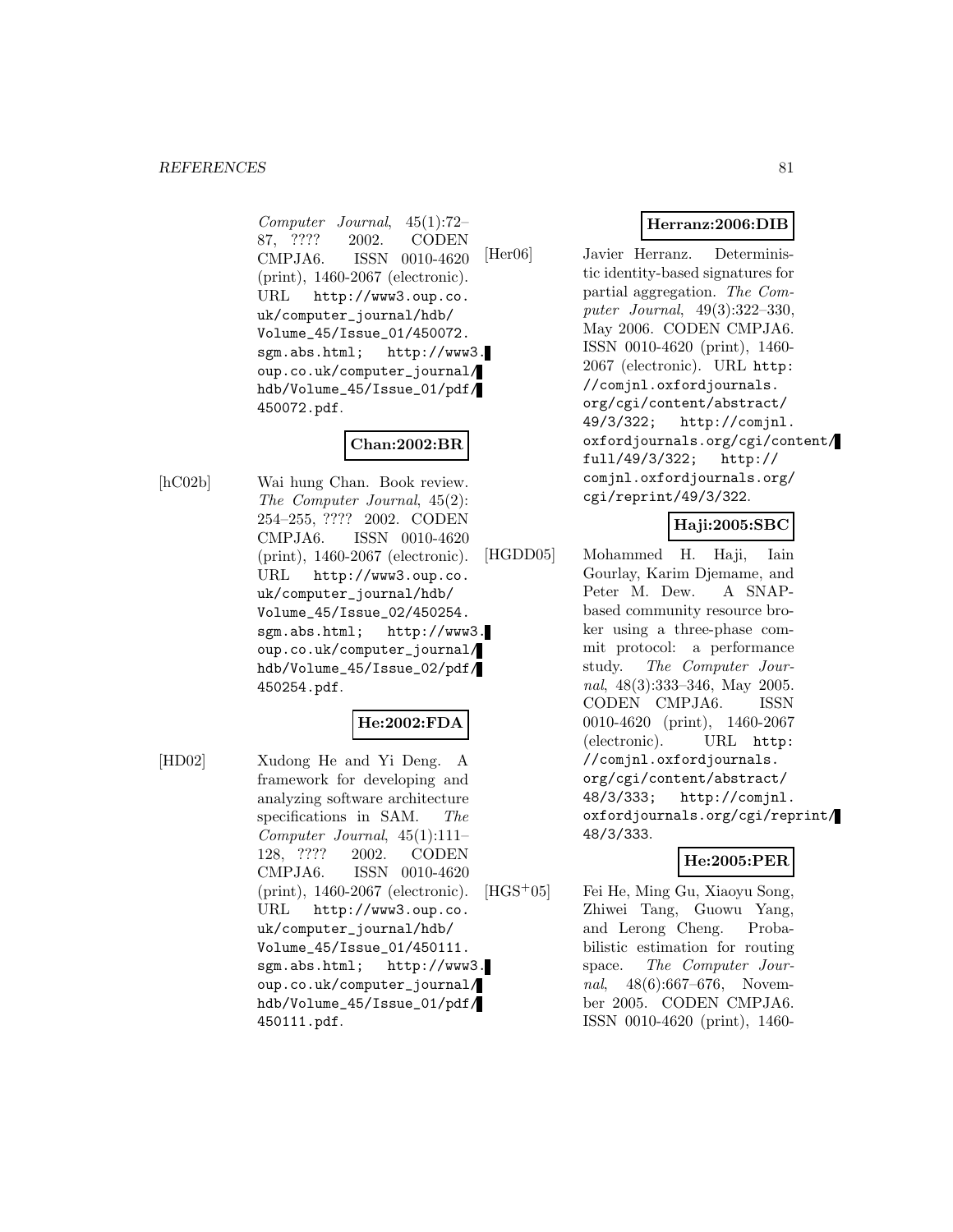*Computer Journal*, 45(1):72–87, ???? 2002. CODEN CMPJA6. ISSN 0010-4620 (print), 1460-2067 (electronic). URL `http://www3.oup.co.uk/computer_journal/hdb/Volume_45/Issue_01/450072.sgm.abs.html; http://www3.oup.co.uk/computer_journal/hdb/Volume_45/Issue_01/pdf/450072.pdf`.

**Chan:2002:BR**

[hC02b] Wai hung Chan. Book review. *The Computer Journal*, 45(2): 254–255, ???? 2002. CODEN CMPJA6. ISSN 0010-4620 (print), 1460-2067 (electronic). URL `http://www3.oup.co.uk/computer_journal/hdb/Volume_45/Issue_02/450254.sgm.abs.html; http://www3.oup.co.uk/computer_journal/hdb/Volume_45/Issue_02/pdf/450254.pdf`.

**He:2002:FDA**

[HD02] Xudong He and Yi Deng. A framework for developing and analyzing software architecture specifications in SAM. *The Computer Journal*, 45(1):111–128, ???? 2002. CODEN CMPJA6. ISSN 0010-4620 (print), 1460-2067 (electronic). URL `http://www3.oup.co.uk/computer_journal/hdb/Volume_45/Issue_01/450111.sgm.abs.html; http://www3.oup.co.uk/computer_journal/hdb/Volume_45/Issue_01/pdf/450111.pdf`.

**Herranz:2006:DIB**

[Her06] Javier Herranz. Deterministic identity-based signatures for partial aggregation. *The Computer Journal*, 49(3):322–330, May 2006. CODEN CMPJA6. ISSN 0010-4620 (print), 1460-2067 (electronic). URL `http://comjnl.oxfordjournals.org/cgi/content/abstract/49/3/322; http://comjnl.oxfordjournals.org/cgi/content/full/49/3/322; http://comjnl.oxfordjournals.org/cgi/reprint/49/3/322`.

**Haji:2005:SBC**

[HGDD05] Mohammed H. Haji, Iain Gourlay, Karim Djemame, and Peter M. Dew. A SNAP-based community resource broker using a three-phase commit protocol: a performance study. *The Computer Journal*, 48(3):333–346, May 2005. CODEN CMPJA6. ISSN 0010-4620 (print), 1460-2067 (electronic). URL `http://comjnl.oxfordjournals.org/cgi/content/abstract/48/3/333; http://comjnl.oxfordjournals.org/cgi/reprint/48/3/333`.

**He:2005:PER**

[HGS+05] Fei He, Ming Gu, Xiaoyu Song, Zhiwei Tang, Guowu Yang, and Lerong Cheng. Probabilistic estimation for routing space. *The Computer Journal*, 48(6):667–676, November 2005. CODEN CMPJA6. ISSN 0010-4620 (print), 1460-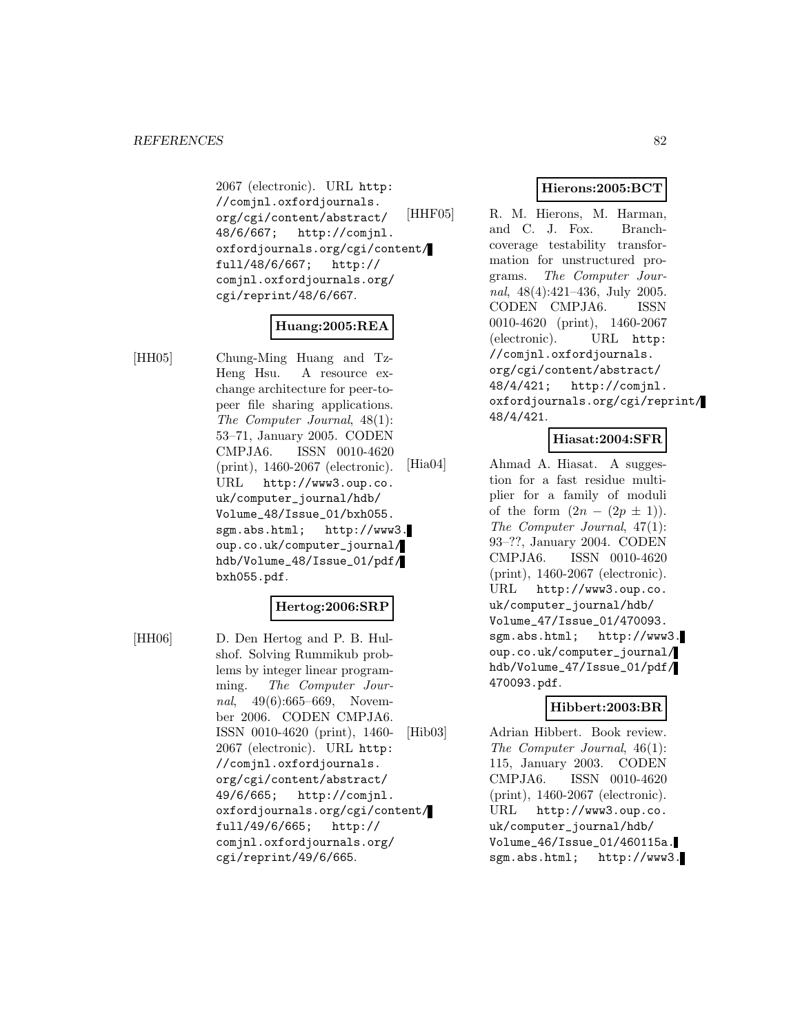2067 (electronic). URL http://comjnl.oxfordjournals.org/cgi/content/abstract/48/6/667; http://comjnl.oxfordjournals.org/cgi/content/full/48/6/667; http://comjnl.oxfordjournals.org/cgi/reprint/48/6/667.

**Huang:2005:REA**

[HH05] Chung-Ming Huang and Tz-Heng Hsu. A resource exchange architecture for peer-to-peer file sharing applications. *The Computer Journal*, 48(1): 53–71, January 2005. CODEN CMPJA6. ISSN 0010-4620 (print), 1460-2067 (electronic). URL http://www3.oup.co.uk/computer_journal/hdb/Volume_48/Issue_01/bxh055.sgm.abs.html; http://www3.oup.co.uk/computer_journal/hdb/Volume_48/Issue_01/pdf/bxh055.pdf.

**Hertog:2006:SRP**

[HH06] D. Den Hertog and P. B. Hulshof. Solving Rummikub problems by integer linear programming. *The Computer Journal*, 49(6):665–669, November 2006. CODEN CMPJA6. ISSN 0010-4620 (print), 1460-2067 (electronic). URL http://comjnl.oxfordjournals.org/cgi/content/abstract/49/6/665; http://comjnl.oxfordjournals.org/cgi/content/full/49/6/665; http://comjnl.oxfordjournals.org/cgi/reprint/49/6/665.

**Hierons:2005:BCT**

[HHF05] R. M. Hierons, M. Harman, and C. J. Fox. Branch-coverage testability transformation for unstructured programs. *The Computer Journal*, 48(4):421–436, July 2005. CODEN CMPJA6. ISSN 0010-4620 (print), 1460-2067 (electronic). URL http://comjnl.oxfordjournals.org/cgi/content/abstract/48/4/421; http://comjnl.oxfordjournals.org/cgi/reprint/48/4/421.

**Hiasat:2004:SFR**

[Hia04] Ahmad A. Hiasat. A suggestion for a fast residue multiplier for a family of moduli of the form $(2n - (2p \pm 1))$. *The Computer Journal*, 47(1): 93–??, January 2004. CODEN CMPJA6. ISSN 0010-4620 (print), 1460-2067 (electronic). URL http://www3.oup.co.uk/computer_journal/hdb/Volume_47/Issue_01/470093.sgm.abs.html; http://www3.oup.co.uk/computer_journal/hdb/Volume_47/Issue_01/pdf/470093.pdf.

**Hibbert:2003:BR**

[Hib03] Adrian Hibbert. Book review. *The Computer Journal*, 46(1): 115, January 2003. CODEN CMPJA6. ISSN 0010-4620 (print), 1460-2067 (electronic). URL http://www3.oup.co.uk/computer_journal/hdb/Volume_46/Issue_01/460115a.sgm.abs.html; http://www3.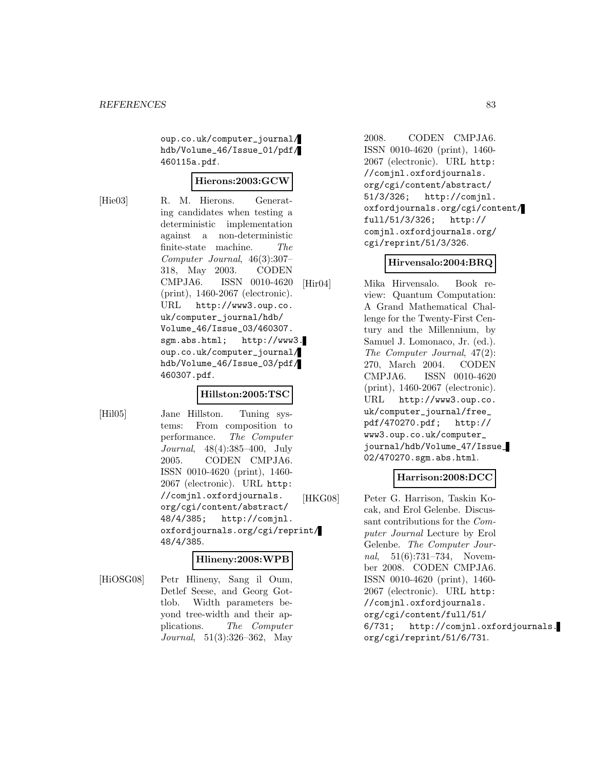oup.co.uk/computer_journal/hdb/Volume_46/Issue_01/pdf/460115a.pdf.

**Hierons:2003:GCW**

[Hie03] R. M. Hierons. Generating candidates when testing a deterministic implementation against a non-deterministic finite-state machine. *The Computer Journal*, 46(3):307–318, May 2003. CODEN CMPJA6. ISSN 0010-4620 (print), 1460-2067 (electronic). URL http://www3.oup.co.uk/computer_journal/hdb/Volume_46/Issue_03/460307.sgm.abs.html; http://www3.oup.co.uk/computer_journal/hdb/Volume_46/Issue_03/pdf/460307.pdf.

**Hillston:2005:TSC**

[Hil05] Jane Hillston. Tuning systems: From composition to performance. *The Computer Journal*, 48(4):385–400, July 2005. CODEN CMPJA6. ISSN 0010-4620 (print), 1460-2067 (electronic). URL http://comjnl.oxfordjournals.org/cgi/content/abstract/48/4/385; http://comjnl.oxfordjournals.org/cgi/reprint/48/4/385.

**Hlineny:2008:WPB**

[HiOSG08] Petr Hlineny, Sang il Oum, Detlef Seese, and Georg Gottlob. Width parameters beyond tree-width and their applications. *The Computer Journal*, 51(3):326–362, May 2008. CODEN CMPJA6. ISSN 0010-4620 (print), 1460-2067 (electronic). URL http://comjnl.oxfordjournals.org/cgi/content/abstract/51/3/326; http://comjnl.oxfordjournals.org/cgi/content/full/51/3/326; http://comjnl.oxfordjournals.org/cgi/reprint/51/3/326.

**Hirvensalo:2004:BRQ**

[Hir04] Mika Hirvensalo. Book review: Quantum Computation: A Grand Mathematical Challenge for the Twenty-First Century and the Millennium, by Samuel J. Lomonaco, Jr. (ed.). *The Computer Journal*, 47(2):270, March 2004. CODEN CMPJA6. ISSN 0010-4620 (print), 1460-2067 (electronic). URL http://www3.oup.co.uk/computer_journal/free_pdf/470270.pdf; http://www3.oup.co.uk/computer_journal/hdb/Volume_47/Issue_02/470270.sgm.abs.html.

**Harrison:2008:DCC**

[HKG08] Peter G. Harrison, Taskin Kocak, and Erol Gelenbe. Discussant contributions for the *Computer Journal* Lecture by Erol Gelenbe. *The Computer Journal*, 51(6):731–734, November 2008. CODEN CMPJA6. ISSN 0010-4620 (print), 1460-2067 (electronic). URL http://comjnl.oxfordjournals.org/cgi/content/full/51/6/731; http://comjnl.oxfordjournals.org/cgi/reprint/51/6/731.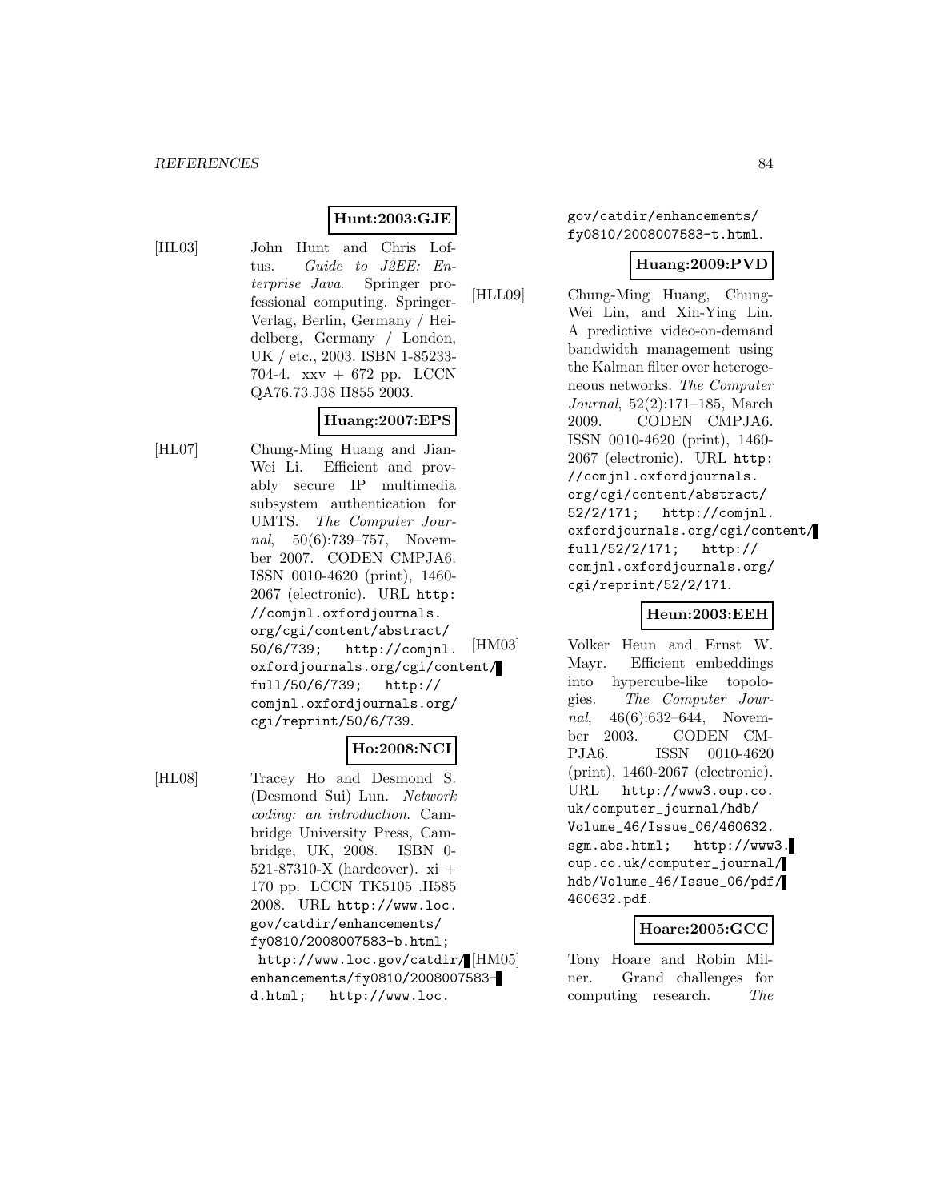**Hunt:2003:GJE**

[HL03] John Hunt and Chris Loftus. *Guide to J2EE: Enterprise Java*. Springer professional computing. Springer-Verlag, Berlin, Germany / Heidelberg, Germany / London, UK / etc., 2003. ISBN 1-85233-704-4. xxv + 672 pp. LCCN QA76.73.J38 H855 2003.

**Huang:2007:EPS**

[HL07] Chung-Ming Huang and Jian-Wei Li. Efficient and provably secure IP multimedia subsystem authentication for UMTS. *The Computer Journal*, 50(6):739–757, November 2007. CODEN CMPJA6. ISSN 0010-4620 (print), 1460-2067 (electronic). URL `http://comjnl.oxfordjournals.org/cgi/content/abstract/50/6/739; http://comjnl.oxfordjournals.org/cgi/content/full/50/6/739; http://comjnl.oxfordjournals.org/cgi/reprint/50/6/739`.

**Ho:2008:NCI**

[HL08] Tracey Ho and Desmond S. (Desmond Sui) Lun. *Network coding: an introduction*. Cambridge University Press, Cambridge, UK, 2008. ISBN 0-521-87310-X (hardcover). xi + 170 pp. LCCN TK5105 .H585 2008. URL `http://www.loc.gov/catdir/enhancements/fy0810/2008007583-b.html; http://www.loc.gov/catdir/enhancements/fy0810/2008007583-d.html; http://www.loc.gov/catdir/enhancements/fy0810/2008007583-t.html`.

**Huang:2009:PVD**

[HLL09] Chung-Ming Huang, Chung-Wei Lin, and Xin-Ying Lin. A predictive video-on-demand bandwidth management using the Kalman filter over heterogeneous networks. *The Computer Journal*, 52(2):171–185, March 2009. CODEN CMPJA6. ISSN 0010-4620 (print), 1460-2067 (electronic). URL `http://comjnl.oxfordjournals.org/cgi/content/abstract/52/2/171; http://comjnl.oxfordjournals.org/cgi/content/full/52/2/171; http://comjnl.oxfordjournals.org/cgi/reprint/52/2/171`.

**Heun:2003:EEH**

[HM03] Volker Heun and Ernst W. Mayr. Efficient embeddings into hypercube-like topologies. *The Computer Journal*, 46(6):632–644, November 2003. CODEN CMPJA6. ISSN 0010-4620 (print), 1460-2067 (electronic). URL `http://www3.oup.co.uk/computer_journal/hdb/Volume_46/Issue_06/460632.sgm.abs.html; http://www3.oup.co.uk/computer_journal/hdb/Volume_46/Issue_06/pdf/460632.pdf`.

**Hoare:2005:GCC**

[HM05] Tony Hoare and Robin Milner. Grand challenges for computing research. *The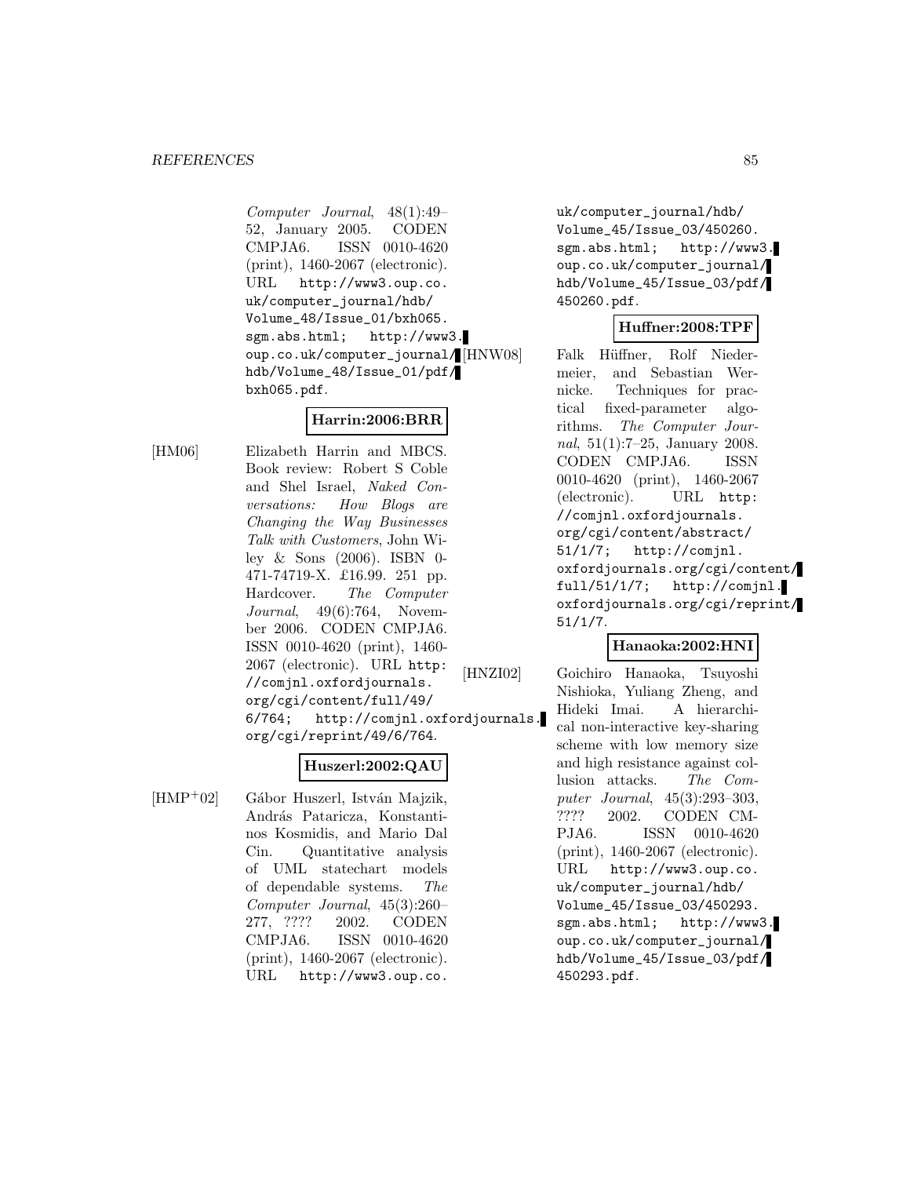*Computer Journal*, 48(1):49–52, January 2005. CODEN CMPJA6. ISSN 0010-4620 (print), 1460-2067 (electronic). URL http://www3.oup.co.uk/computer_journal/hdb/Volume_48/Issue_01/bxh065.sgm.abs.html; http://www3.oup.co.uk/computer_journal/hdb/Volume_48/Issue_01/pdf/bxh065.pdf.

**Harrin:2006:BRR**

[HM06] Elizabeth Harrin and MBCS. Book review: Robert S Coble and Shel Israel, *Naked Conversations: How Blogs are Changing the Way Businesses Talk with Customers*, John Wiley & Sons (2006). ISBN 0-471-74719-X. £16.99. 251 pp. Hardcover. *The Computer Journal*, 49(6):764, November 2006. CODEN CMPJA6. ISSN 0010-4620 (print), 1460-2067 (electronic). URL http://comjnl.oxfordjournals.org/cgi/content/full/49/6/764; http://comjnl.oxfordjournals.org/cgi/reprint/49/6/764.

**Huszerl:2002:QAU**

[HMP+02] Gábor Huszerl, István Majzik, András Pataricza, Konstantinos Kosmidis, and Mario Dal Cin. Quantitative analysis of UML statechart models of dependable systems. *The Computer Journal*, 45(3):260–277, ???? 2002. CODEN CMPJA6. ISSN 0010-4620 (print), 1460-2067 (electronic). URL http://www3.oup.co.uk/computer_journal/hdb/Volume_45/Issue_03/450260.sgm.abs.html; http://www3.oup.co.uk/computer_journal/hdb/Volume_45/Issue_03/pdf/450260.pdf.

**Huffner:2008:TPF**

[HNW08] Falk Hüffner, Rolf Niedermeier, and Sebastian Wernicke. Techniques for practical fixed-parameter algorithms. *The Computer Journal*, 51(1):7–25, January 2008. CODEN CMPJA6. ISSN 0010-4620 (print), 1460-2067 (electronic). URL http://comjnl.oxfordjournals.org/cgi/content/abstract/51/1/7; http://comjnl.oxfordjournals.org/cgi/content/full/51/1/7; http://comjnl.oxfordjournals.org/cgi/reprint/51/1/7.

**Hanaoka:2002:HNI**

[HNZI02] Goichiro Hanaoka, Tsuyoshi Nishioka, Yuliang Zheng, and Hideki Imai. A hierarchical non-interactive key-sharing scheme with low memory size and high resistance against collusion attacks. *The Computer Journal*, 45(3):293–303, ???? 2002. CODEN CMPJA6. ISSN 0010-4620 (print), 1460-2067 (electronic). URL http://www3.oup.co.uk/computer_journal/hdb/Volume_45/Issue_03/450293.sgm.abs.html; http://www3.oup.co.uk/computer_journal/hdb/Volume_45/Issue_03/pdf/450293.pdf.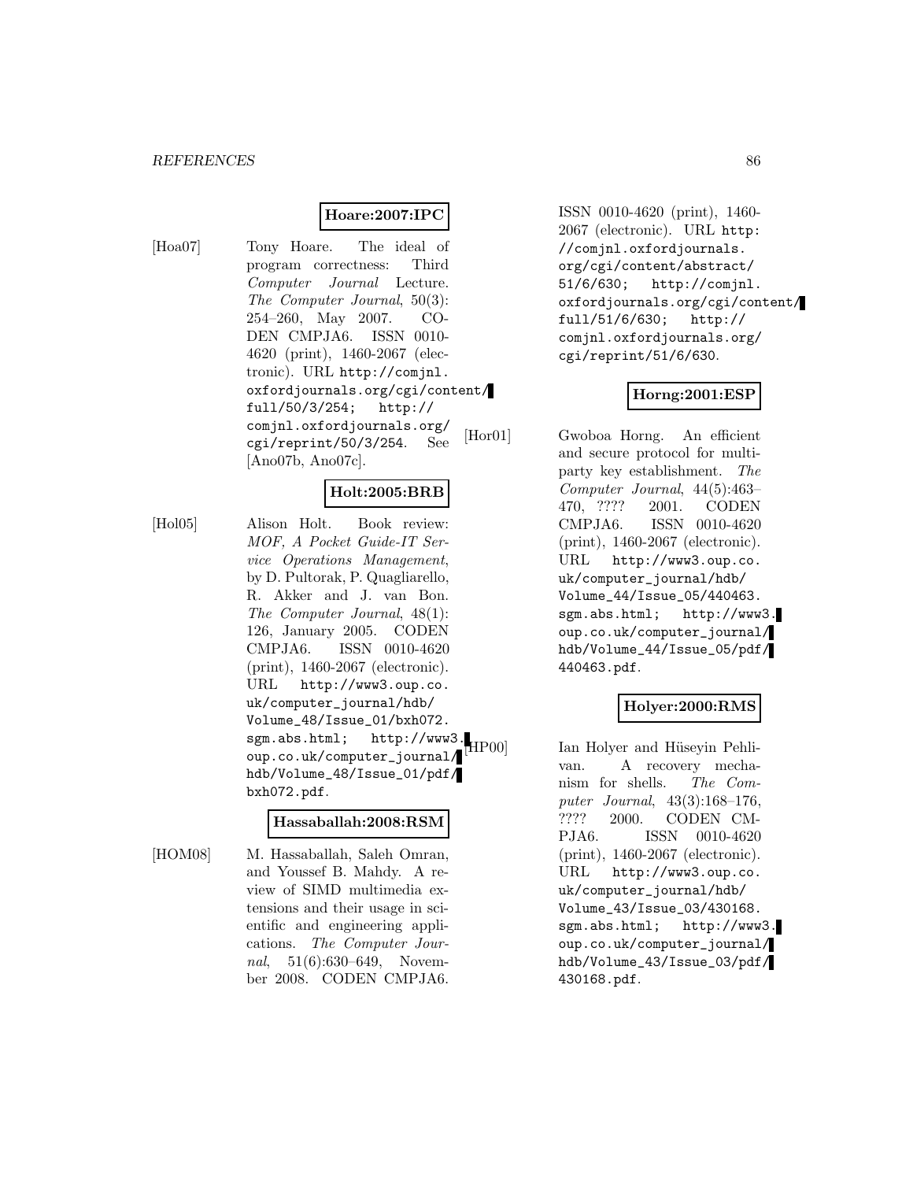**Hoare:2007:IPC**

[Hoa07] Tony Hoare. The ideal of program correctness: Third *Computer Journal* Lecture. *The Computer Journal*, 50(3): 254–260, May 2007. CODEN CMPJA6. ISSN 0010-4620 (print), 1460-2067 (electronic). URL http://comjnl.oxfordjournals.org/cgi/content/full/50/3/254; http://comjnl.oxfordjournals.org/cgi/reprint/50/3/254. See [Ano07b, Ano07c].

**Holt:2005:BRB**

[Hol05] Alison Holt. Book review: *MOF, A Pocket Guide-IT Service Operations Management*, by D. Pultorak, P. Quagliarello, R. Akker and J. van Bon. *The Computer Journal*, 48(1): 126, January 2005. CODEN CMPJA6. ISSN 0010-4620 (print), 1460-2067 (electronic). URL http://www3.oup.co.uk/computer_journal/hdb/Volume_48/Issue_01/bxh072.sgm.abs.html; http://www3.oup.co.uk/computer_journal/hdb/Volume_48/Issue_01/pdf/bxh072.pdf.

**Hassaballah:2008:RSM**

[HOM08] M. Hassaballah, Saleh Omran, and Youssef B. Mahdy. A review of SIMD multimedia extensions and their usage in scientific and engineering applications. *The Computer Journal*, 51(6):630–649, November 2008. CODEN CMPJA6. ISSN 0010-4620 (print), 1460-2067 (electronic). URL http://comjnl.oxfordjournals.org/cgi/content/abstract/51/6/630; http://comjnl.oxfordjournals.org/cgi/content/full/51/6/630; http://comjnl.oxfordjournals.org/cgi/reprint/51/6/630.

**Horng:2001:ESP**

[Hor01] Gwoboa Horng. An efficient and secure protocol for multi-party key establishment. *The Computer Journal*, 44(5):463–470, ???? 2001. CODEN CMPJA6. ISSN 0010-4620 (print), 1460-2067 (electronic). URL http://www3.oup.co.uk/computer_journal/hdb/Volume_44/Issue_05/440463.sgm.abs.html; http://www3.oup.co.uk/computer_journal/hdb/Volume_44/Issue_05/pdf/440463.pdf.

**Holyer:2000:RMS**

[HP00] Ian Holyer and Hüseyin Pehlivan. A recovery mechanism for shells. *The Computer Journal*, 43(3):168–176, ???? 2000. CODEN CMPJA6. ISSN 0010-4620 (print), 1460-2067 (electronic). URL http://www3.oup.co.uk/computer_journal/hdb/Volume_43/Issue_03/430168.sgm.abs.html; http://www3.oup.co.uk/computer_journal/hdb/Volume_43/Issue_03/pdf/430168.pdf.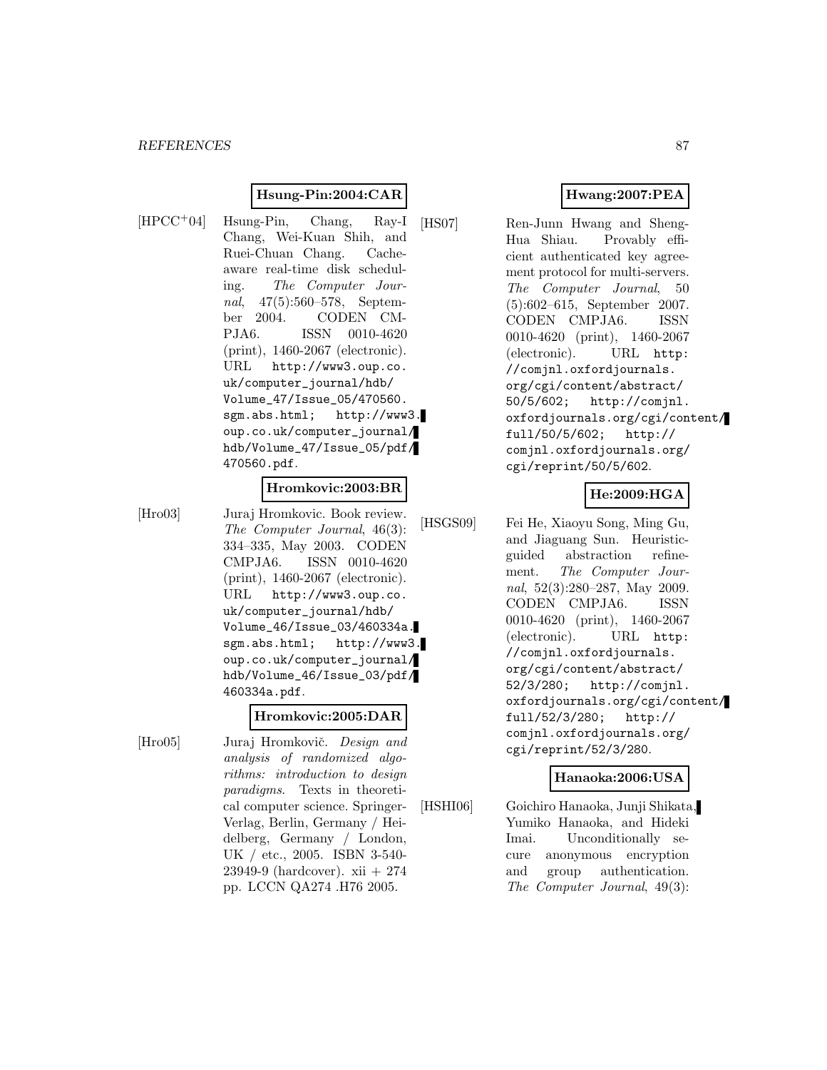**Hsung-Pin:2004:CAR**

[HPCC[+]04] Hsung-Pin, Chang, Ray-I Chang, Wei-Kuan Shih, and Ruei-Chuan Chang. Cache-aware real-time disk scheduling. *The Computer Journal*, 47(5):560–578, September 2004. CODEN CMPJA6. ISSN 0010-4620 (print), 1460-2067 (electronic). URL http://www3.oup.co.uk/computer_journal/hdb/Volume_47/Issue_05/470560.sgm.abs.html; http://www3.oup.co.uk/computer_journal/hdb/Volume_47/Issue_05/pdf/470560.pdf.

**Hromkovic:2003:BR**

[Hro03] Juraj Hromkovic. Book review. *The Computer Journal*, 46(3):334–335, May 2003. CODEN CMPJA6. ISSN 0010-4620 (print), 1460-2067 (electronic). URL http://www3.oup.co.uk/computer_journal/hdb/Volume_46/Issue_03/460334a.sgm.abs.html; http://www3.oup.co.uk/computer_journal/hdb/Volume_46/Issue_03/pdf/460334a.pdf.

**Hromkovic:2005:DAR**

[Hro05] Juraj Hromkovič. *Design and analysis of randomized algorithms: introduction to design paradigms*. Texts in theoretical computer science. Springer-Verlag, Berlin, Germany / Heidelberg, Germany / London, UK / etc., 2005. ISBN 3-540-23949-9 (hardcover). xii + 274 pp. LCCN QA274 .H76 2005.

**Hwang:2007:PEA**

[HS07] Ren-Junn Hwang and Sheng-Hua Shiau. Provably efficient authenticated key agreement protocol for multi-servers. *The Computer Journal*, 50(5):602–615, September 2007. CODEN CMPJA6. ISSN 0010-4620 (print), 1460-2067 (electronic). URL http://comjnl.oxfordjournals.org/cgi/content/abstract/50/5/602; http://comjnl.oxfordjournals.org/cgi/content/full/50/5/602; http://comjnl.oxfordjournals.org/cgi/reprint/50/5/602.

**He:2009:HGA**

[HSGS09] Fei He, Xiaoyu Song, Ming Gu, and Jiaguang Sun. Heuristic-guided abstraction refinement. *The Computer Journal*, 52(3):280–287, May 2009. CODEN CMPJA6. ISSN 0010-4620 (print), 1460-2067 (electronic). URL http://comjnl.oxfordjournals.org/cgi/content/abstract/52/3/280; http://comjnl.oxfordjournals.org/cgi/content/full/52/3/280; http://comjnl.oxfordjournals.org/cgi/reprint/52/3/280.

**Hanaoka:2006:USA**

[HSHI06] Goichiro Hanaoka, Junji Shikata, Yumiko Hanaoka, and Hideki Imai. Unconditionally secure anonymous encryption and group authentication. *The Computer Journal*, 49(3):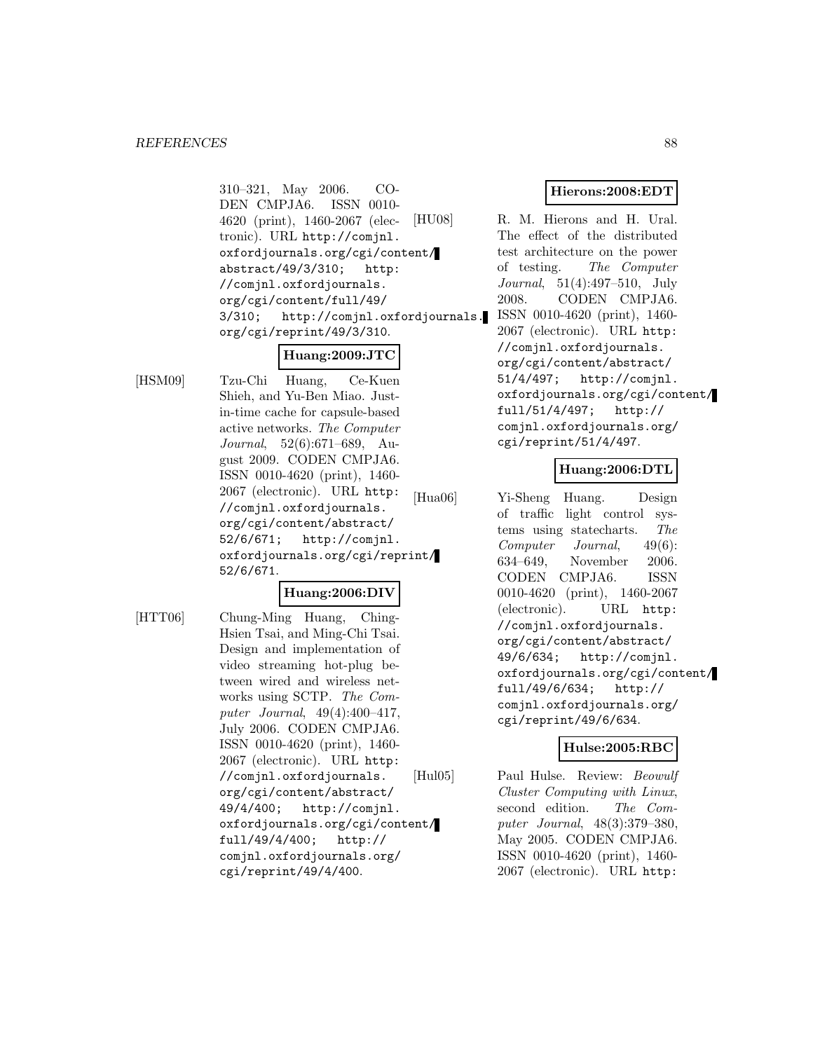310–321, May 2006. CODEN CMPJA6. ISSN 0010-4620 (print), 1460-2067 (electronic). URL http://comjnl.oxfordjournals.org/cgi/content/abstract/49/3/310; http://comjnl.oxfordjournals.org/cgi/content/full/49/3/310; http://comjnl.oxfordjournals.org/cgi/reprint/49/3/310.

**Huang:2009:JTC**

[HSM09] Tzu-Chi Huang, Ce-Kuen Shieh, and Yu-Ben Miao. Just-in-time cache for capsule-based active networks. *The Computer Journal*, 52(6):671–689, August 2009. CODEN CMPJA6. ISSN 0010-4620 (print), 1460-2067 (electronic). URL http://comjnl.oxfordjournals.org/cgi/content/abstract/52/6/671; http://comjnl.oxfordjournals.org/cgi/reprint/52/6/671.

**Huang:2006:DIV**

[HTT06] Chung-Ming Huang, Ching-Hsien Tsai, and Ming-Chi Tsai. Design and implementation of video streaming hot-plug between wired and wireless networks using SCTP. *The Computer Journal*, 49(4):400–417, July 2006. CODEN CMPJA6. ISSN 0010-4620 (print), 1460-2067 (electronic). URL http://comjnl.oxfordjournals.org/cgi/content/abstract/49/4/400; http://comjnl.oxfordjournals.org/cgi/content/full/49/4/400; http://comjnl.oxfordjournals.org/cgi/reprint/49/4/400.

**Hierons:2008:EDT**

[HU08] R. M. Hierons and H. Ural. The effect of the distributed test architecture on the power of testing. *The Computer Journal*, 51(4):497–510, July 2008. CODEN CMPJA6. ISSN 0010-4620 (print), 1460-2067 (electronic). URL http://comjnl.oxfordjournals.org/cgi/content/abstract/51/4/497; http://comjnl.oxfordjournals.org/cgi/content/full/51/4/497; http://comjnl.oxfordjournals.org/cgi/reprint/51/4/497.

**Huang:2006:DTL**

[Hua06] Yi-Sheng Huang. Design of traffic light control systems using statecharts. *The Computer Journal*, 49(6):634–649, November 2006. CODEN CMPJA6. ISSN 0010-4620 (print), 1460-2067 (electronic). URL http://comjnl.oxfordjournals.org/cgi/content/abstract/49/6/634; http://comjnl.oxfordjournals.org/cgi/content/full/49/6/634; http://comjnl.oxfordjournals.org/cgi/reprint/49/6/634.

**Hulse:2005:RBC**

[Hul05] Paul Hulse. Review: *Beowulf Cluster Computing with Linux*, second edition. *The Computer Journal*, 48(3):379–380, May 2005. CODEN CMPJA6. ISSN 0010-4620 (print), 1460-2067 (electronic). URL http: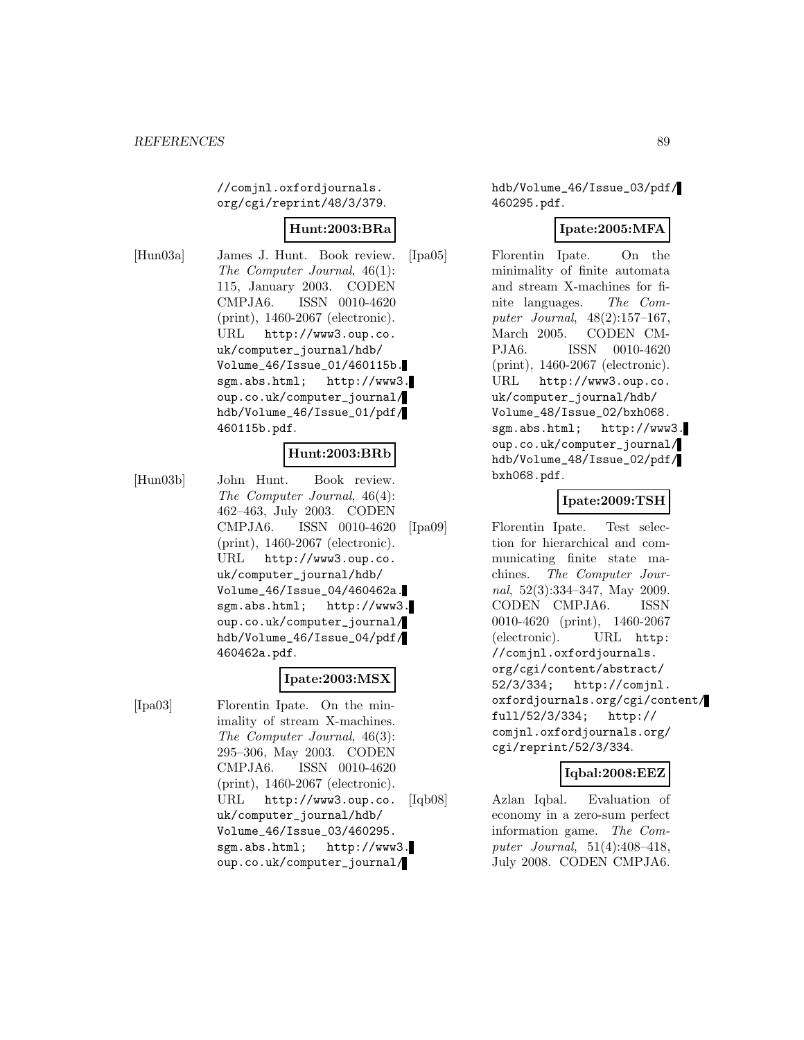//comjnl.oxfordjournals.org/cgi/reprint/48/3/379.

**Hunt:2003:BRa**

[Hun03a] James J. Hunt. Book review. *The Computer Journal*, 46(1): 115, January 2003. CODEN CMPJA6. ISSN 0010-4620 (print), 1460-2067 (electronic). URL http://www3.oup.co.uk/computer_journal/hdb/Volume_46/Issue_01/460115b.sgm.abs.html; http://www3.oup.co.uk/computer_journal/hdb/Volume_46/Issue_01/pdf/460115b.pdf.

**Hunt:2003:BRb**

[Hun03b] John Hunt. Book review. *The Computer Journal*, 46(4): 462–463, July 2003. CODEN CMPJA6. ISSN 0010-4620 (print), 1460-2067 (electronic). URL http://www3.oup.co.uk/computer_journal/hdb/Volume_46/Issue_04/460462a.sgm.abs.html; http://www3.oup.co.uk/computer_journal/hdb/Volume_46/Issue_04/pdf/460462a.pdf.

**Ipate:2003:MSX**

[Ipa03] Florentin Ipate. On the minimality of stream X-machines. *The Computer Journal*, 46(3): 295–306, May 2003. CODEN CMPJA6. ISSN 0010-4620 (print), 1460-2067 (electronic). URL http://www3.oup.co.uk/computer_journal/hdb/Volume_46/Issue_03/460295.sgm.abs.html; http://www3.oup.co.uk/computer_journal/hdb/Volume_46/Issue_03/pdf/460295.pdf.

**Ipate:2005:MFA**

[Ipa05] Florentin Ipate. On the minimality of finite automata and stream X-machines for finite languages. *The Computer Journal*, 48(2):157–167, March 2005. CODEN CMPJA6. ISSN 0010-4620 (print), 1460-2067 (electronic). URL http://www3.oup.co.uk/computer_journal/hdb/Volume_48/Issue_02/bxh068.sgm.abs.html; http://www3.oup.co.uk/computer_journal/hdb/Volume_48/Issue_02/pdf/bxh068.pdf.

**Ipate:2009:TSH**

[Ipa09] Florentin Ipate. Test selection for hierarchical and communicating finite state machines. *The Computer Journal*, 52(3):334–347, May 2009. CODEN CMPJA6. ISSN 0010-4620 (print), 1460-2067 (electronic). URL http://comjnl.oxfordjournals.org/cgi/content/abstract/52/3/334; http://comjnl.oxfordjournals.org/cgi/content/full/52/3/334; http://comjnl.oxfordjournals.org/cgi/reprint/52/3/334.

**Iqbal:2008:EEZ**

[Iqb08] Azlan Iqbal. Evaluation of economy in a zero-sum perfect information game. *The Computer Journal*, 51(4):408–418, July 2008. CODEN CMPJA6.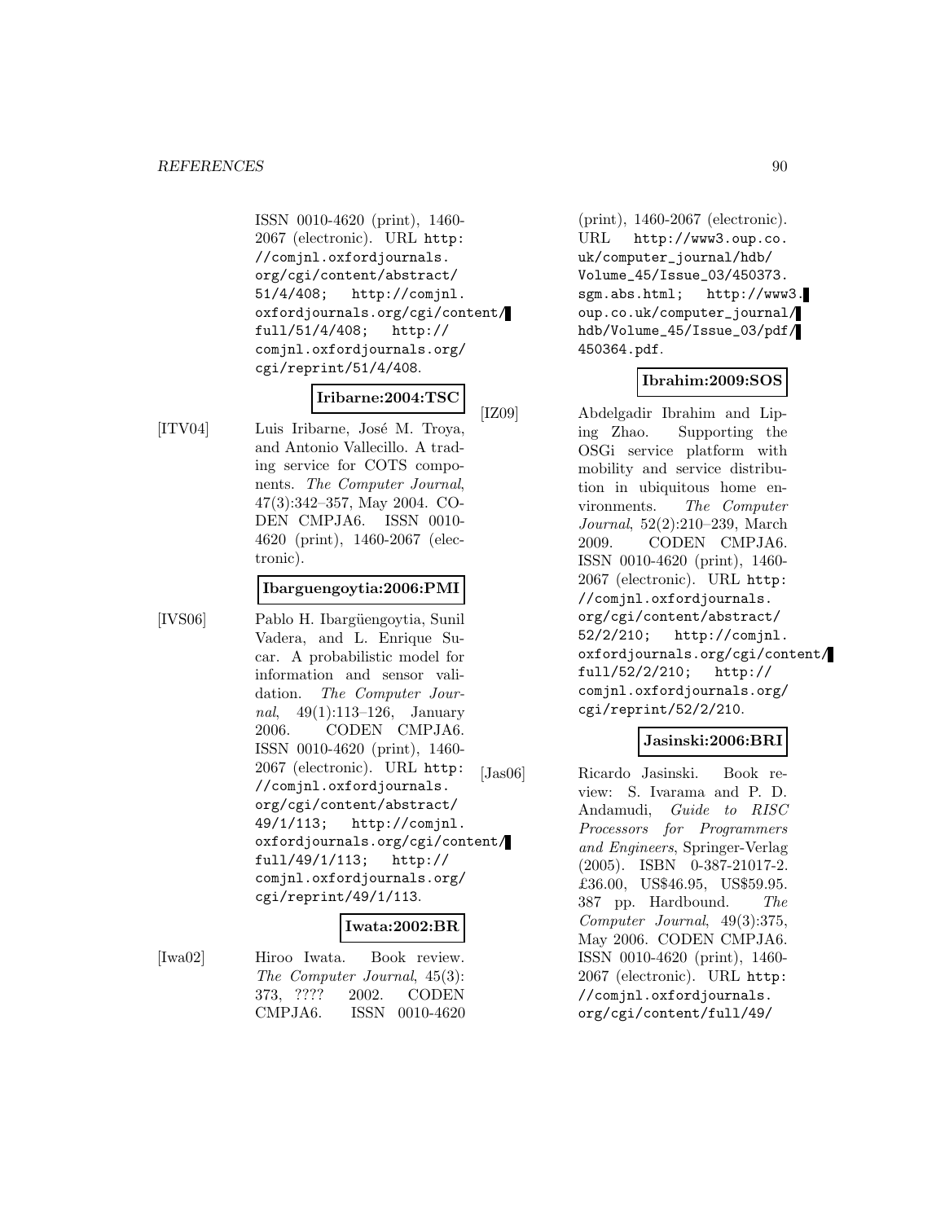ISSN 0010-4620 (print), 1460-2067 (electronic). URL http://comjnl.oxfordjournals.org/cgi/content/abstract/51/4/408; http://comjnl.oxfordjournals.org/cgi/content/full/51/4/408; http://comjnl.oxfordjournals.org/cgi/reprint/51/4/408.

**Iribarne:2004:TSC**

[ITV04] Luis Iribarne, José M. Troya, and Antonio Vallecillo. A trading service for COTS components. *The Computer Journal*, 47(3):342–357, May 2004. CODEN CMPJA6. ISSN 0010-4620 (print), 1460-2067 (electronic).

**Ibarguengoytia:2006:PMI**

[IVS06] Pablo H. Ibargüengoytia, Sunil Vadera, and L. Enrique Sucar. A probabilistic model for information and sensor validation. *The Computer Journal*, 49(1):113–126, January 2006. CODEN CMPJA6. ISSN 0010-4620 (print), 1460-2067 (electronic). URL http://comjnl.oxfordjournals.org/cgi/content/abstract/49/1/113; http://comjnl.oxfordjournals.org/cgi/content/full/49/1/113; http://comjnl.oxfordjournals.org/cgi/reprint/49/1/113.

**Iwata:2002:BR**

[Iwa02] Hiroo Iwata. Book review. *The Computer Journal*, 45(3):373, ???? 2002. CODEN CMPJA6. ISSN 0010-4620 (print), 1460-2067 (electronic). URL http://www3.oup.co.uk/computer_journal/hdb/Volume_45/Issue_03/450373.sgm.abs.html; http://www3.oup.co.uk/computer_journal/hdb/Volume_45/Issue_03/pdf/450364.pdf.

**Ibrahim:2009:SOS**

[IZ09] Abdelgadir Ibrahim and Liping Zhao. Supporting the OSGi service platform with mobility and service distribution in ubiquitous home environments. *The Computer Journal*, 52(2):210–239, March 2009. CODEN CMPJA6. ISSN 0010-4620 (print), 1460-2067 (electronic). URL http://comjnl.oxfordjournals.org/cgi/content/abstract/52/2/210; http://comjnl.oxfordjournals.org/cgi/content/full/52/2/210; http://comjnl.oxfordjournals.org/cgi/reprint/52/2/210.

**Jasinski:2006:BRI**

[Jas06] Ricardo Jasinski. Book review: S. Ivarama and P. D. Andamudi, *Guide to RISC Processors for Programmers and Engineers*, Springer-Verlag (2005). ISBN 0-387-21017-2. £36.00, US$46.95, US$59.95. 387 pp. Hardbound. *The Computer Journal*, 49(3):375, May 2006. CODEN CMPJA6. ISSN 0010-4620 (print), 1460-2067 (electronic). URL http://comjnl.oxfordjournals.org/cgi/content/full/49/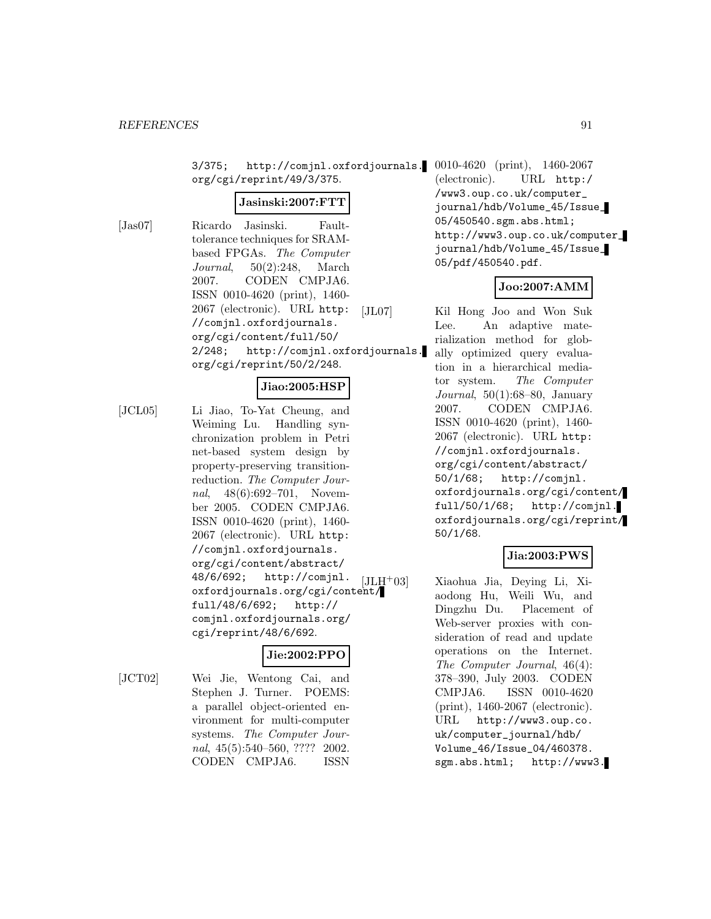3/375; http://comjnl.oxfordjournals.org/cgi/reprint/49/3/375.

**Jasinski:2007:FTT**

[Jas07] Ricardo Jasinski. Fault-tolerance techniques for SRAM-based FPGAs. *The Computer Journal*, 50(2):248, March 2007. CODEN CMPJA6. ISSN 0010-4620 (print), 1460-2067 (electronic). URL http://comjnl.oxfordjournals.org/cgi/content/full/50/2/248; http://comjnl.oxfordjournals.org/cgi/reprint/50/2/248.

**Jiao:2005:HSP**

[JCL05] Li Jiao, To-Yat Cheung, and Weiming Lu. Handling synchronization problem in Petri net-based system design by property-preserving transition-reduction. *The Computer Journal*, 48(6):692–701, November 2005. CODEN CMPJA6. ISSN 0010-4620 (print), 1460-2067 (electronic). URL http://comjnl.oxfordjournals.org/cgi/content/abstract/48/6/692; http://comjnl.oxfordjournals.org/cgi/content/full/48/6/692; http://comjnl.oxfordjournals.org/cgi/reprint/48/6/692.

**Jie:2002:PPO**

[JCT02] Wei Jie, Wentong Cai, and Stephen J. Turner. POEMS: a parallel object-oriented environment for multi-computer systems. *The Computer Journal*, 45(5):540–560, ???? 2002. CODEN CMPJA6. ISSN 0010-4620 (print), 1460-2067 (electronic). URL http://www3.oup.co.uk/computer_journal/hdb/Volume_45/Issue_05/450540.sgm.abs.html; http://www3.oup.co.uk/computer_journal/hdb/Volume_45/Issue_05/pdf/450540.pdf.

**Joo:2007:AMM**

[JL07] Kil Hong Joo and Won Suk Lee. An adaptive materialization method for globally optimized query evaluation in a hierarchical mediator system. *The Computer Journal*, 50(1):68–80, January 2007. CODEN CMPJA6. ISSN 0010-4620 (print), 1460-2067 (electronic). URL http://comjnl.oxfordjournals.org/cgi/content/abstract/50/1/68; http://comjnl.oxfordjournals.org/cgi/content/full/50/1/68; http://comjnl.oxfordjournals.org/cgi/reprint/50/1/68.

**Jia:2003:PWS**

[JLH+03] Xiaohua Jia, Deying Li, Xiaodong Hu, Weili Wu, and Dingzhu Du. Placement of Web-server proxies with consideration of read and update operations on the Internet. *The Computer Journal*, 46(4): 378–390, July 2003. CODEN CMPJA6. ISSN 0010-4620 (print), 1460-2067 (electronic). URL http://www3.oup.co.uk/computer_journal/hdb/Volume_46/Issue_04/460378.sgm.abs.html; http://www3.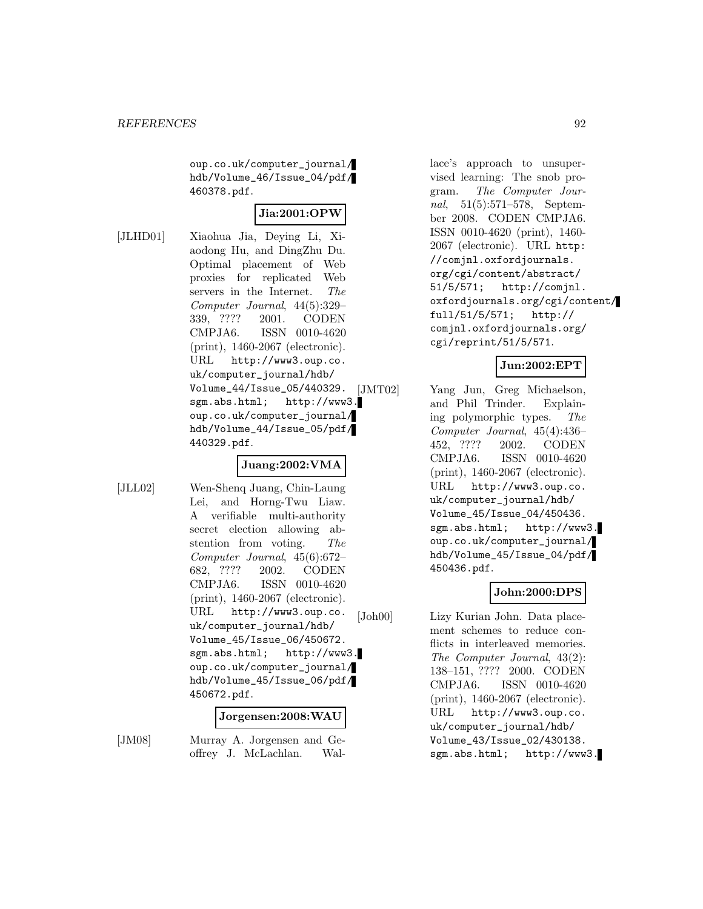oup.co.uk/computer_journal/hdb/Volume_46/Issue_04/pdf/460378.pdf.

**Jia:2001:OPW**

[JLHD01] Xiaohua Jia, Deying Li, Xiaodong Hu, and DingZhu Du. Optimal placement of Web proxies for replicated Web servers in the Internet. *The Computer Journal*, 44(5):329–339, ???? 2001. CODEN CMPJA6. ISSN 0010-4620 (print), 1460-2067 (electronic). URL http://www3.oup.co.uk/computer_journal/hdb/Volume_44/Issue_05/440329.sgm.abs.html; http://www3.oup.co.uk/computer_journal/hdb/Volume_44/Issue_05/pdf/440329.pdf.

**Juang:2002:VMA**

[JLL02] Wen-Shenq Juang, Chin-Laung Lei, and Horng-Twu Liaw. A verifiable multi-authority secret election allowing abstention from voting. *The Computer Journal*, 45(6):672–682, ???? 2002. CODEN CMPJA6. ISSN 0010-4620 (print), 1460-2067 (electronic). URL http://www3.oup.co.uk/computer_journal/hdb/Volume_45/Issue_06/450672.sgm.abs.html; http://www3.oup.co.uk/computer_journal/hdb/Volume_45/Issue_06/pdf/450672.pdf.

**Jorgensen:2008:WAU**

[JM08] Murray A. Jorgensen and Geoffrey J. McLachlan. Wallace's approach to unsupervised learning: The snob program. *The Computer Journal*, 51(5):571–578, September 2008. CODEN CMPJA6. ISSN 0010-4620 (print), 1460-2067 (electronic). URL http://comjnl.oxfordjournals.org/cgi/content/abstract/51/5/571; http://comjnl.oxfordjournals.org/cgi/content/full/51/5/571; http://comjnl.oxfordjournals.org/cgi/reprint/51/5/571.

**Jun:2002:EPT**

[JMT02] Yang Jun, Greg Michaelson, and Phil Trinder. Explaining polymorphic types. *The Computer Journal*, 45(4):436–452, ???? 2002. CODEN CMPJA6. ISSN 0010-4620 (print), 1460-2067 (electronic). URL http://www3.oup.co.uk/computer_journal/hdb/Volume_45/Issue_04/450436.sgm.abs.html; http://www3.oup.co.uk/computer_journal/hdb/Volume_45/Issue_04/pdf/450436.pdf.

**John:2000:DPS**

[Joh00] Lizy Kurian John. Data placement schemes to reduce conflicts in interleaved memories. *The Computer Journal*, 43(2):138–151, ???? 2000. CODEN CMPJA6. ISSN 0010-4620 (print), 1460-2067 (electronic). URL http://www3.oup.co.uk/computer_journal/hdb/Volume_43/Issue_02/430138.sgm.abs.html; http://www3.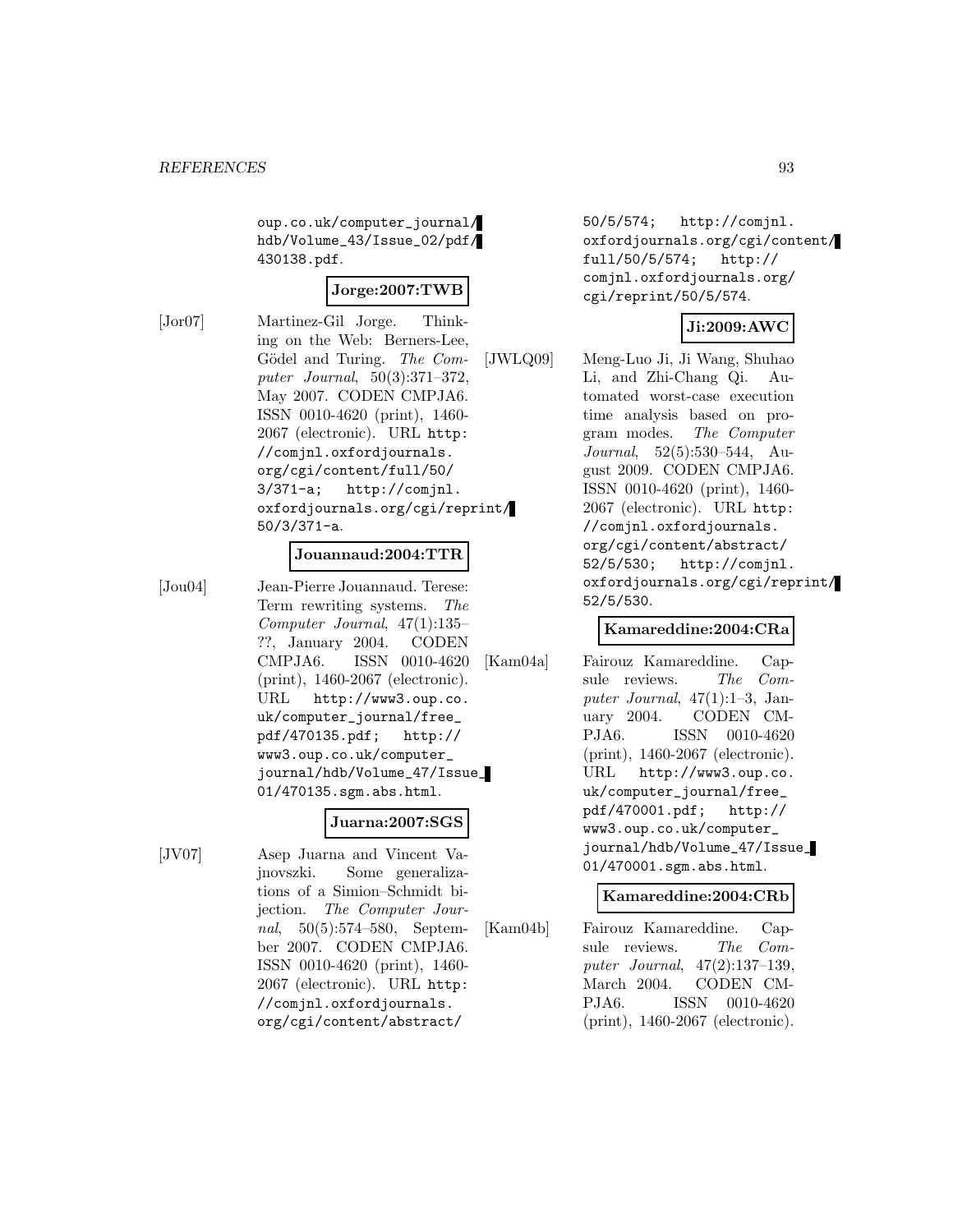oup.co.uk/computer_journal/hdb/Volume_43/Issue_02/pdf/430138.pdf.

**Jorge:2007:TWB**

[Jor07] Martinez-Gil Jorge. Thinking on the Web: Berners-Lee, Gödel and Turing. *The Computer Journal*, 50(3):371–372, May 2007. CODEN CMPJA6. ISSN 0010-4620 (print), 1460-2067 (electronic). URL http://comjnl.oxfordjournals.org/cgi/content/full/50/3/371-a; http://comjnl.oxfordjournals.org/cgi/reprint/50/3/371-a.

**Jouannaud:2004:TTR**

[Jou04] Jean-Pierre Jouannaud. Terese: Term rewriting systems. *The Computer Journal*, 47(1):135–??, January 2004. CODEN CMPJA6. ISSN 0010-4620 (print), 1460-2067 (electronic). URL http://www3.oup.co.uk/computer_journal/free_pdf/470135.pdf; http://www3.oup.co.uk/computer_journal/hdb/Volume_47/Issue_01/470135.sgm.abs.html.

**Juarna:2007:SGS**

[JV07] Asep Juarna and Vincent Vajnovszki. Some generalizations of a Simion–Schmidt bijection. *The Computer Journal*, 50(5):574–580, September 2007. CODEN CMPJA6. ISSN 0010-4620 (print), 1460-2067 (electronic). URL http://comjnl.oxfordjournals.org/cgi/content/abstract/50/5/574; http://comjnl.oxfordjournals.org/cgi/content/full/50/5/574; http://comjnl.oxfordjournals.org/cgi/reprint/50/5/574.

**Ji:2009:AWC**

[JWLQ09] Meng-Luo Ji, Ji Wang, Shuhao Li, and Zhi-Chang Qi. Automated worst-case execution time analysis based on program modes. *The Computer Journal*, 52(5):530–544, August 2009. CODEN CMPJA6. ISSN 0010-4620 (print), 1460-2067 (electronic). URL http://comjnl.oxfordjournals.org/cgi/content/abstract/52/5/530; http://comjnl.oxfordjournals.org/cgi/reprint/52/5/530.

**Kamareddine:2004:CRa**

[Kam04a] Fairouz Kamareddine. Capsule reviews. *The Computer Journal*, 47(1):1–3, January 2004. CODEN CMPJA6. ISSN 0010-4620 (print), 1460-2067 (electronic). URL http://www3.oup.co.uk/computer_journal/free_pdf/470001.pdf; http://www3.oup.co.uk/computer_journal/hdb/Volume_47/Issue_01/470001.sgm.abs.html.

**Kamareddine:2004:CRb**

[Kam04b] Fairouz Kamareddine. Capsule reviews. *The Computer Journal*, 47(2):137–139, March 2004. CODEN CMPJA6. ISSN 0010-4620 (print), 1460-2067 (electronic).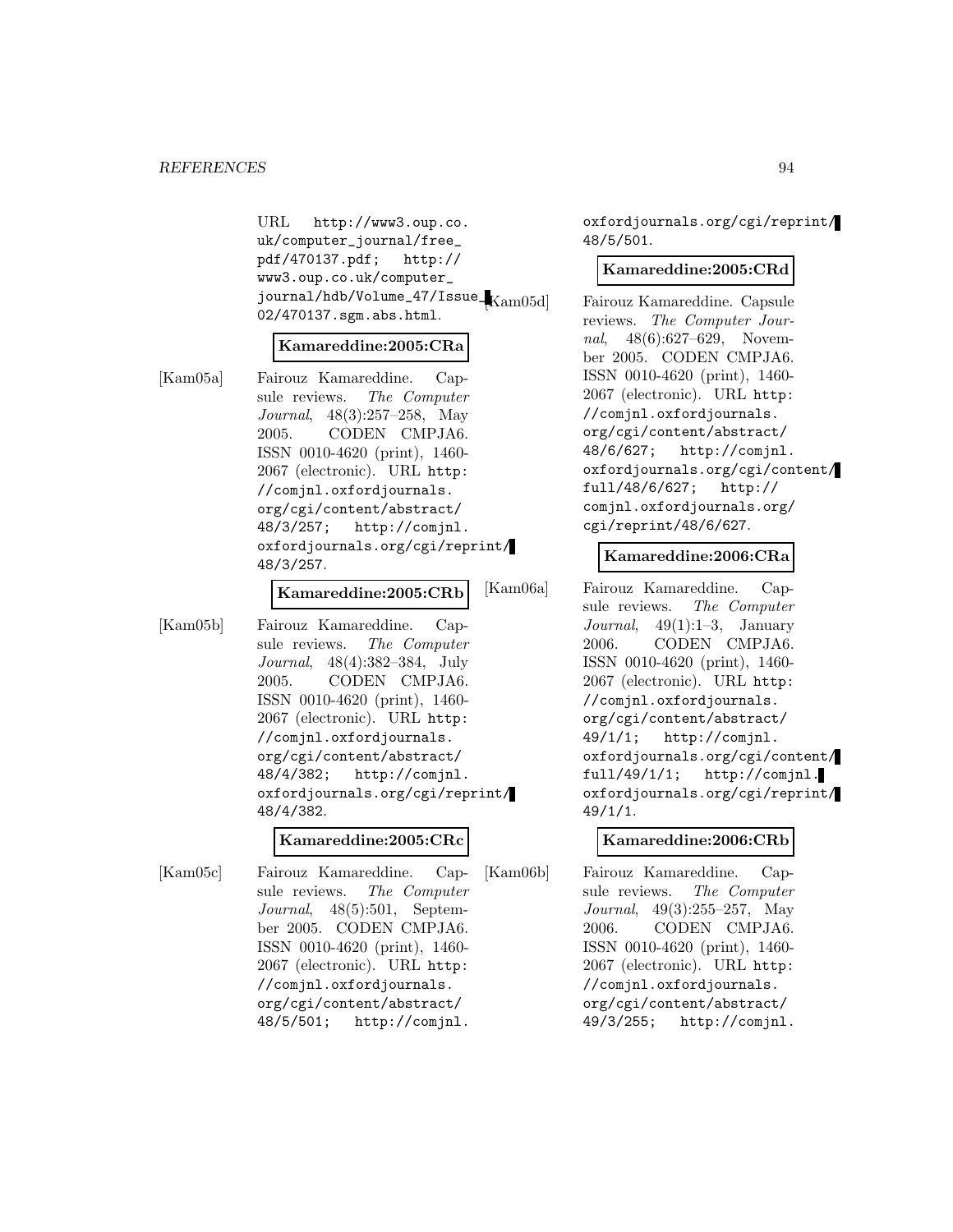URL http://www3.oup.co.uk/computer_journal/free_pdf/470137.pdf; http://www3.oup.co.uk/computer_journal/hdb/Volume_47/Issue_02/470137.sgm.abs.html.

**Kamareddine:2005:CRa**

[Kam05a] Fairouz Kamareddine. Capsule reviews. *The Computer Journal*, 48(3):257–258, May 2005. CODEN CMPJA6. ISSN 0010-4620 (print), 1460-2067 (electronic). URL http://comjnl.oxfordjournals.org/cgi/content/abstract/48/3/257; http://comjnl.oxfordjournals.org/cgi/reprint/48/3/257.

**Kamareddine:2005:CRb**

[Kam05b] Fairouz Kamareddine. Capsule reviews. *The Computer Journal*, 48(4):382–384, July 2005. CODEN CMPJA6. ISSN 0010-4620 (print), 1460-2067 (electronic). URL http://comjnl.oxfordjournals.org/cgi/content/abstract/48/4/382; http://comjnl.oxfordjournals.org/cgi/reprint/48/4/382.

**Kamareddine:2005:CRc**

[Kam05c] Fairouz Kamareddine. Capsule reviews. *The Computer Journal*, 48(5):501, September 2005. CODEN CMPJA6. ISSN 0010-4620 (print), 1460-2067 (electronic). URL http://comjnl.oxfordjournals.org/cgi/content/abstract/48/5/501; http://comjnl.oxfordjournals.org/cgi/reprint/48/5/501.

**Kamareddine:2005:CRd**

[Kam05d] Fairouz Kamareddine. Capsule reviews. *The Computer Journal*, 48(6):627–629, November 2005. CODEN CMPJA6. ISSN 0010-4620 (print), 1460-2067 (electronic). URL http://comjnl.oxfordjournals.org/cgi/content/abstract/48/6/627; http://comjnl.oxfordjournals.org/cgi/content/full/48/6/627; http://comjnl.oxfordjournals.org/cgi/reprint/48/6/627.

**Kamareddine:2006:CRa**

[Kam06a] Fairouz Kamareddine. Capsule reviews. *The Computer Journal*, 49(1):1–3, January 2006. CODEN CMPJA6. ISSN 0010-4620 (print), 1460-2067 (electronic). URL http://comjnl.oxfordjournals.org/cgi/content/abstract/49/1/1; http://comjnl.oxfordjournals.org/cgi/content/full/49/1/1; http://comjnl.oxfordjournals.org/cgi/reprint/49/1/1.

**Kamareddine:2006:CRb**

[Kam06b] Fairouz Kamareddine. Capsule reviews. *The Computer Journal*, 49(3):255–257, May 2006. CODEN CMPJA6. ISSN 0010-4620 (print), 1460-2067 (electronic). URL http://comjnl.oxfordjournals.org/cgi/content/abstract/49/3/255; http://comjnl.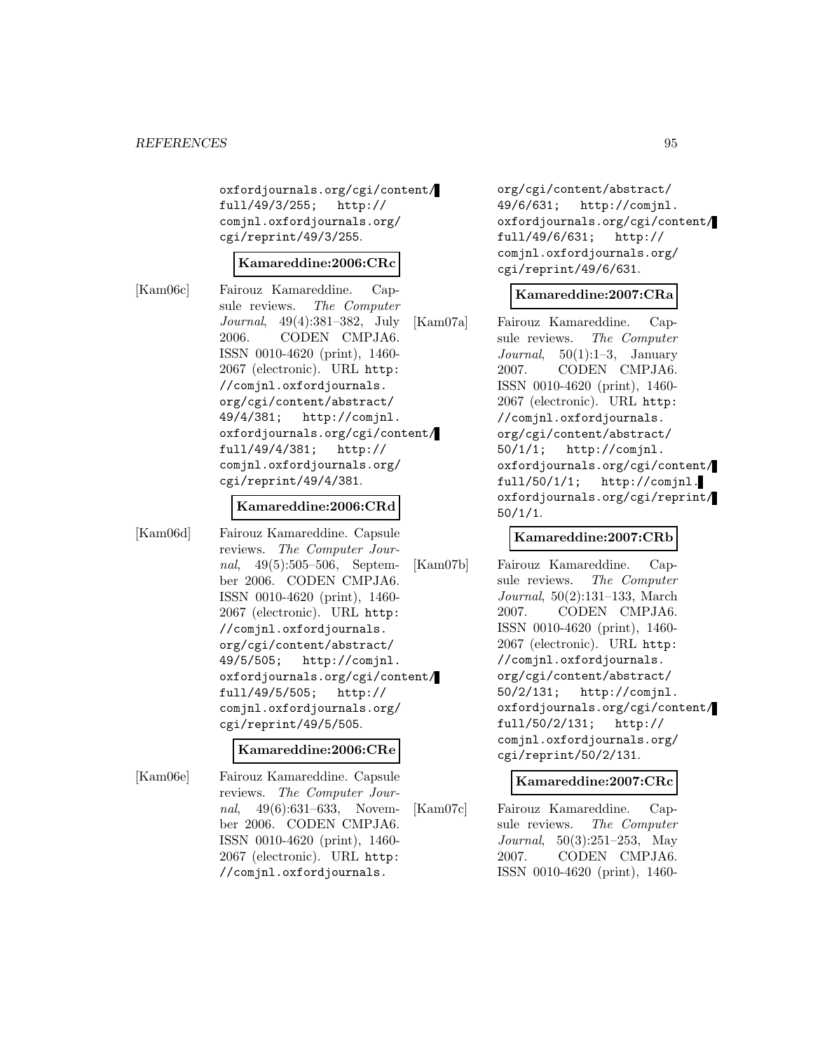oxfordjournals.org/cgi/content/full/49/3/255; http://comjnl.oxfordjournals.org/cgi/reprint/49/3/255.

**Kamareddine:2006:CRc**

[Kam06c] Fairouz Kamareddine. Capsule reviews. *The Computer Journal*, 49(4):381–382, July 2006. CODEN CMPJA6. ISSN 0010-4620 (print), 1460-2067 (electronic). URL http://comjnl.oxfordjournals.org/cgi/content/abstract/49/4/381; http://comjnl.oxfordjournals.org/cgi/content/full/49/4/381; http://comjnl.oxfordjournals.org/cgi/reprint/49/4/381.

**Kamareddine:2006:CRd**

[Kam06d] Fairouz Kamareddine. Capsule reviews. *The Computer Journal*, 49(5):505–506, September 2006. CODEN CMPJA6. ISSN 0010-4620 (print), 1460-2067 (electronic). URL http://comjnl.oxfordjournals.org/cgi/content/abstract/49/5/505; http://comjnl.oxfordjournals.org/cgi/content/full/49/5/505; http://comjnl.oxfordjournals.org/cgi/reprint/49/5/505.

**Kamareddine:2006:CRe**

[Kam06e] Fairouz Kamareddine. Capsule reviews. *The Computer Journal*, 49(6):631–633, November 2006. CODEN CMPJA6. ISSN 0010-4620 (print), 1460-2067 (electronic). URL http://comjnl.oxfordjournals.org/cgi/content/abstract/49/6/631; http://comjnl.oxfordjournals.org/cgi/content/full/49/6/631; http://comjnl.oxfordjournals.org/cgi/reprint/49/6/631.

**Kamareddine:2007:CRa**

[Kam07a] Fairouz Kamareddine. Capsule reviews. *The Computer Journal*, 50(1):1–3, January 2007. CODEN CMPJA6. ISSN 0010-4620 (print), 1460-2067 (electronic). URL http://comjnl.oxfordjournals.org/cgi/content/abstract/50/1/1; http://comjnl.oxfordjournals.org/cgi/content/full/50/1/1; http://comjnl.oxfordjournals.org/cgi/reprint/50/1/1.

**Kamareddine:2007:CRb**

[Kam07b] Fairouz Kamareddine. Capsule reviews. *The Computer Journal*, 50(2):131–133, March 2007. CODEN CMPJA6. ISSN 0010-4620 (print), 1460-2067 (electronic). URL http://comjnl.oxfordjournals.org/cgi/content/abstract/50/2/131; http://comjnl.oxfordjournals.org/cgi/content/full/50/2/131; http://comjnl.oxfordjournals.org/cgi/reprint/50/2/131.

**Kamareddine:2007:CRc**

[Kam07c] Fairouz Kamareddine. Capsule reviews. *The Computer Journal*, 50(3):251–253, May 2007. CODEN CMPJA6. ISSN 0010-4620 (print), 1460-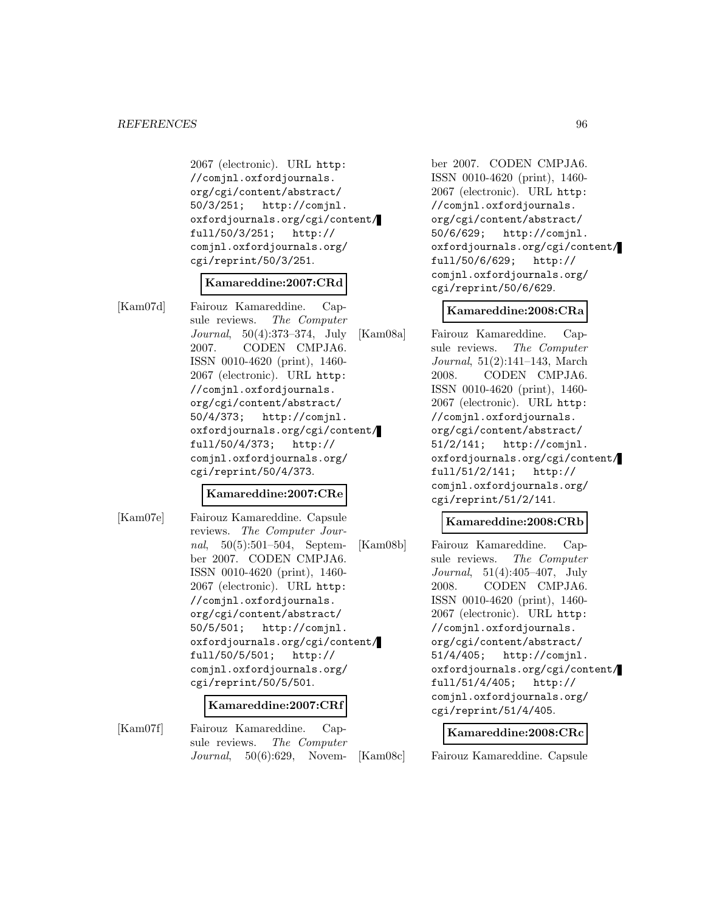2067 (electronic). URL http://comjnl.oxfordjournals.org/cgi/content/abstract/50/3/251; http://comjnl.oxfordjournals.org/cgi/content/full/50/3/251; http://comjnl.oxfordjournals.org/cgi/reprint/50/3/251.

**Kamareddine:2007:CRd**

[Kam07d] Fairouz Kamareddine. Capsule reviews. *The Computer Journal*, 50(4):373–374, July 2007. CODEN CMPJA6. ISSN 0010-4620 (print), 1460-2067 (electronic). URL http://comjnl.oxfordjournals.org/cgi/content/abstract/50/4/373; http://comjnl.oxfordjournals.org/cgi/content/full/50/4/373; http://comjnl.oxfordjournals.org/cgi/reprint/50/4/373.

**Kamareddine:2007:CRe**

[Kam07e] Fairouz Kamareddine. Capsule reviews. *The Computer Journal*, 50(5):501–504, September 2007. CODEN CMPJA6. ISSN 0010-4620 (print), 1460-2067 (electronic). URL http://comjnl.oxfordjournals.org/cgi/content/abstract/50/5/501; http://comjnl.oxfordjournals.org/cgi/content/full/50/5/501; http://comjnl.oxfordjournals.org/cgi/reprint/50/5/501.

**Kamareddine:2007:CRf**

[Kam07f] Fairouz Kamareddine. Capsule reviews. *The Computer Journal*, 50(6):629, November 2007. CODEN CMPJA6. ISSN 0010-4620 (print), 1460-2067 (electronic). URL http://comjnl.oxfordjournals.org/cgi/content/abstract/50/6/629; http://comjnl.oxfordjournals.org/cgi/content/full/50/6/629; http://comjnl.oxfordjournals.org/cgi/reprint/50/6/629.

**Kamareddine:2008:CRa**

[Kam08a] Fairouz Kamareddine. Capsule reviews. *The Computer Journal*, 51(2):141–143, March 2008. CODEN CMPJA6. ISSN 0010-4620 (print), 1460-2067 (electronic). URL http://comjnl.oxfordjournals.org/cgi/content/abstract/51/2/141; http://comjnl.oxfordjournals.org/cgi/content/full/51/2/141; http://comjnl.oxfordjournals.org/cgi/reprint/51/2/141.

**Kamareddine:2008:CRb**

[Kam08b] Fairouz Kamareddine. Capsule reviews. *The Computer Journal*, 51(4):405–407, July 2008. CODEN CMPJA6. ISSN 0010-4620 (print), 1460-2067 (electronic). URL http://comjnl.oxfordjournals.org/cgi/content/abstract/51/4/405; http://comjnl.oxfordjournals.org/cgi/content/full/51/4/405; http://comjnl.oxfordjournals.org/cgi/reprint/51/4/405.

**Kamareddine:2008:CRc**

[Kam08c] Fairouz Kamareddine. Capsule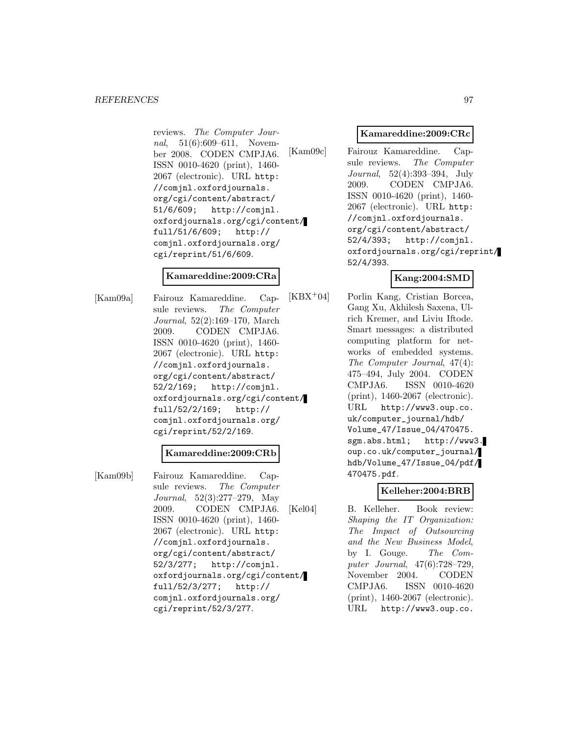reviews. *The Computer Journal*, 51(6):609–611, November 2008. CODEN CMPJA6. ISSN 0010-4620 (print), 1460-2067 (electronic). URL http://comjnl.oxfordjournals.org/cgi/content/abstract/51/6/609; http://comjnl.oxfordjournals.org/cgi/content/full/51/6/609; http://comjnl.oxfordjournals.org/cgi/reprint/51/6/609.

**Kamareddine:2009:CRa**

[Kam09a] Fairouz Kamareddine. Capsule reviews. *The Computer Journal*, 52(2):169–170, March 2009. CODEN CMPJA6. ISSN 0010-4620 (print), 1460-2067 (electronic). URL http://comjnl.oxfordjournals.org/cgi/content/abstract/52/2/169; http://comjnl.oxfordjournals.org/cgi/content/full/52/2/169; http://comjnl.oxfordjournals.org/cgi/reprint/52/2/169.

**Kamareddine:2009:CRb**

[Kam09b] Fairouz Kamareddine. Capsule reviews. *The Computer Journal*, 52(3):277–279, May 2009. CODEN CMPJA6. ISSN 0010-4620 (print), 1460-2067 (electronic). URL http://comjnl.oxfordjournals.org/cgi/content/abstract/52/3/277; http://comjnl.oxfordjournals.org/cgi/content/full/52/3/277; http://comjnl.oxfordjournals.org/cgi/reprint/52/3/277.

**Kamareddine:2009:CRc**

[Kam09c] Fairouz Kamareddine. Capsule reviews. *The Computer Journal*, 52(4):393–394, July 2009. CODEN CMPJA6. ISSN 0010-4620 (print), 1460-2067 (electronic). URL http://comjnl.oxfordjournals.org/cgi/content/abstract/52/4/393; http://comjnl.oxfordjournals.org/cgi/reprint/52/4/393.

**Kang:2004:SMD**

[KBX+04] Porlin Kang, Cristian Borcea, Gang Xu, Akhilesh Saxena, Ulrich Kremer, and Liviu Iftode. Smart messages: a distributed computing platform for networks of embedded systems. *The Computer Journal*, 47(4): 475–494, July 2004. CODEN CMPJA6. ISSN 0010-4620 (print), 1460-2067 (electronic). URL http://www3.oup.co.uk/computer_journal/hdb/Volume_47/Issue_04/470475.sgm.abs.html; http://www3.oup.co.uk/computer_journal/hdb/Volume_47/Issue_04/pdf/470475.pdf.

**Kelleher:2004:BRB**

[Kel04] B. Kelleher. Book review: *Shaping the IT Organization: The Impact of Outsourcing and the New Business Model*, by I. Gouge. *The Computer Journal*, 47(6):728–729, November 2004. CODEN CMPJA6. ISSN 0010-4620 (print), 1460-2067 (electronic). URL http://www3.oup.co.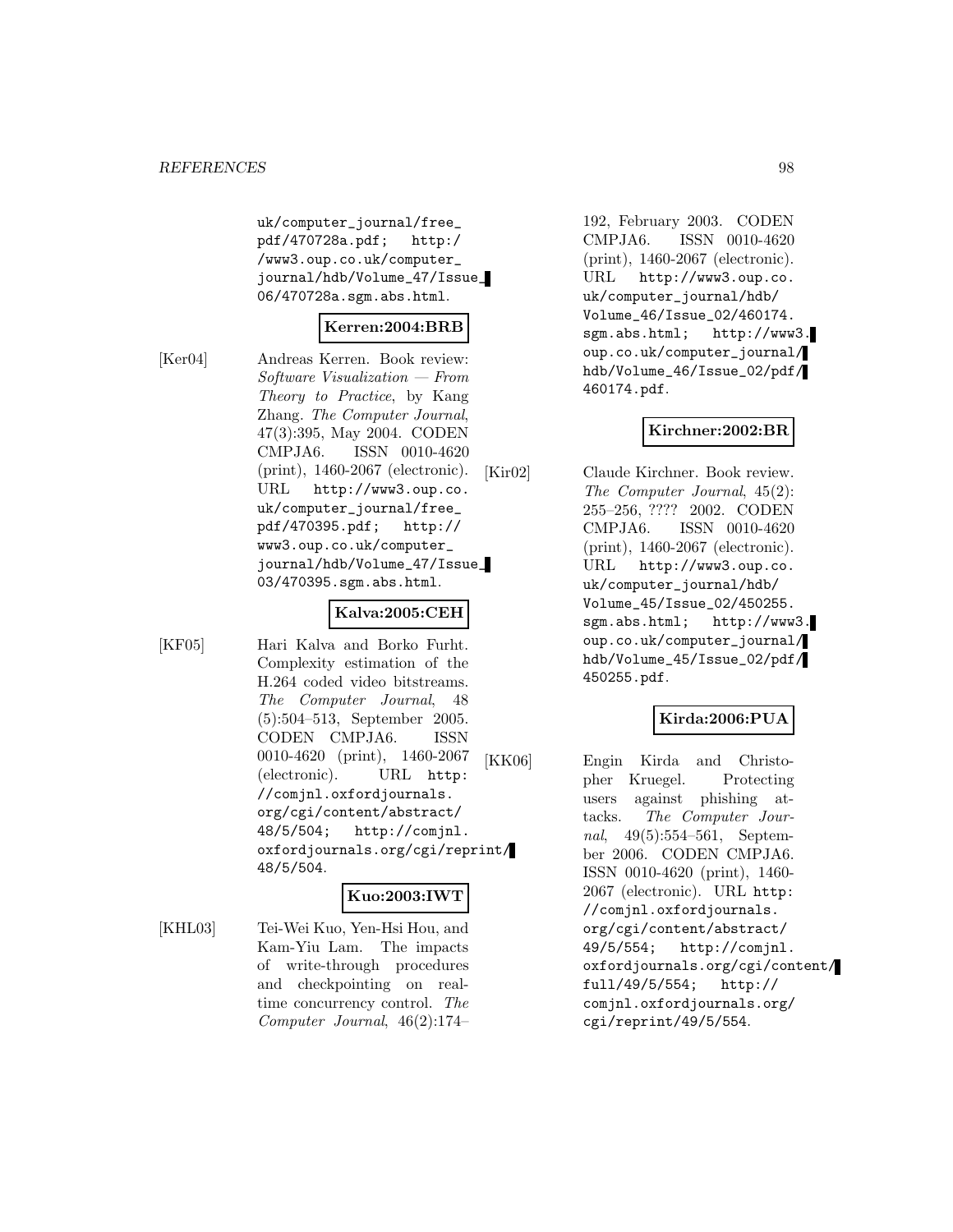uk/computer_journal/free_pdf/470728a.pdf; http://www3.oup.co.uk/computer_journal/hdb/Volume_47/Issue_06/470728a.sgm.abs.html.

**Kerren:2004:BRB**

[Ker04] Andreas Kerren. Book review: *Software Visualization — From Theory to Practice*, by Kang Zhang. *The Computer Journal*, 47(3):395, May 2004. CODEN CMPJA6. ISSN 0010-4620 (print), 1460-2067 (electronic). URL http://www3.oup.co.uk/computer_journal/free_pdf/470395.pdf; http://www3.oup.co.uk/computer_journal/hdb/Volume_47/Issue_03/470395.sgm.abs.html.

**Kalva:2005:CEH**

[KF05] Hari Kalva and Borko Furht. Complexity estimation of the H.264 coded video bitstreams. *The Computer Journal*, 48(5):504–513, September 2005. CODEN CMPJA6. ISSN 0010-4620 (print), 1460-2067 (electronic). URL http://comjnl.oxfordjournals.org/cgi/content/abstract/48/5/504; http://comjnl.oxfordjournals.org/cgi/reprint/48/5/504.

**Kuo:2003:IWT**

[KHL03] Tei-Wei Kuo, Yen-Hsi Hou, and Kam-Yiu Lam. The impacts of write-through procedures and checkpointing on real-time concurrency control. *The Computer Journal*, 46(2):174–192, February 2003. CODEN CMPJA6. ISSN 0010-4620 (print), 1460-2067 (electronic). URL http://www3.oup.co.uk/computer_journal/hdb/Volume_46/Issue_02/460174.sgm.abs.html; http://www3.oup.co.uk/computer_journal/hdb/Volume_46/Issue_02/pdf/460174.pdf.

**Kirchner:2002:BR**

[Kir02] Claude Kirchner. Book review. *The Computer Journal*, 45(2):255–256, ???? 2002. CODEN CMPJA6. ISSN 0010-4620 (print), 1460-2067 (electronic). URL http://www3.oup.co.uk/computer_journal/hdb/Volume_45/Issue_02/450255.sgm.abs.html; http://www3.oup.co.uk/computer_journal/hdb/Volume_45/Issue_02/pdf/450255.pdf.

**Kirda:2006:PUA**

[KK06] Engin Kirda and Christopher Kruegel. Protecting users against phishing attacks. *The Computer Journal*, 49(5):554–561, September 2006. CODEN CMPJA6. ISSN 0010-4620 (print), 1460-2067 (electronic). URL http://comjnl.oxfordjournals.org/cgi/content/abstract/49/5/554; http://comjnl.oxfordjournals.org/cgi/content/full/49/5/554; http://comjnl.oxfordjournals.org/cgi/reprint/49/5/554.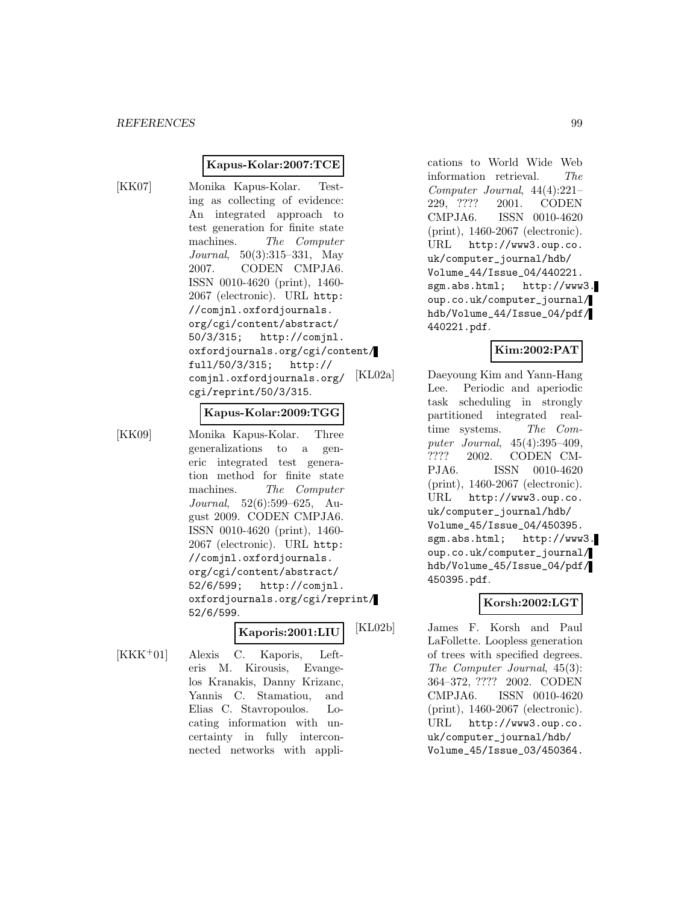**Kapus-Kolar:2007:TCE**

[KK07] Monika Kapus-Kolar. Testing as collecting of evidence: An integrated approach to test generation for finite state machines. *The Computer Journal*, 50(3):315–331, May 2007. CODEN CMPJA6. ISSN 0010-4620 (print), 1460-2067 (electronic). URL http://comjnl.oxfordjournals.org/cgi/content/abstract/50/3/315; http://comjnl.oxfordjournals.org/cgi/content/full/50/3/315; http://comjnl.oxfordjournals.org/cgi/reprint/50/3/315.

**Kapus-Kolar:2009:TGG**

[KK09] Monika Kapus-Kolar. Three generalizations to a generic integrated test generation method for finite state machines. *The Computer Journal*, 52(6):599–625, August 2009. CODEN CMPJA6. ISSN 0010-4620 (print), 1460-2067 (electronic). URL http://comjnl.oxfordjournals.org/cgi/content/abstract/52/6/599; http://comjnl.oxfordjournals.org/cgi/reprint/52/6/599.

**Kaporis:2001:LIU**

[KKK+01] Alexis C. Kaporis, Lefteris M. Kirousis, Evangelos Kranakis, Danny Krizanc, Yannis C. Stamatiou, and Elias C. Stavropoulos. Locating information with uncertainty in fully interconnected networks with applications to World Wide Web information retrieval. *The Computer Journal*, 44(4):221–229, ???? 2001. CODEN CMPJA6. ISSN 0010-4620 (print), 1460-2067 (electronic). URL http://www3.oup.co.uk/computer_journal/hdb/Volume_44/Issue_04/440221.sgm.abs.html; http://www3.oup.co.uk/computer_journal/hdb/Volume_44/Issue_04/pdf/440221.pdf.

**Kim:2002:PAT**

[KL02a] Daeyoung Kim and Yann-Hang Lee. Periodic and aperiodic task scheduling in strongly partitioned integrated real-time systems. *The Computer Journal*, 45(4):395–409, ???? 2002. CODEN CMPJA6. ISSN 0010-4620 (print), 1460-2067 (electronic). URL http://www3.oup.co.uk/computer_journal/hdb/Volume_45/Issue_04/450395.sgm.abs.html; http://www3.oup.co.uk/computer_journal/hdb/Volume_45/Issue_04/pdf/450395.pdf.

**Korsh:2002:LGT**

[KL02b] James F. Korsh and Paul LaFollette. Loopless generation of trees with specified degrees. *The Computer Journal*, 45(3):364–372, ???? 2002. CODEN CMPJA6. ISSN 0010-4620 (print), 1460-2067 (electronic). URL http://www3.oup.co.uk/computer_journal/hdb/Volume_45/Issue_03/450364.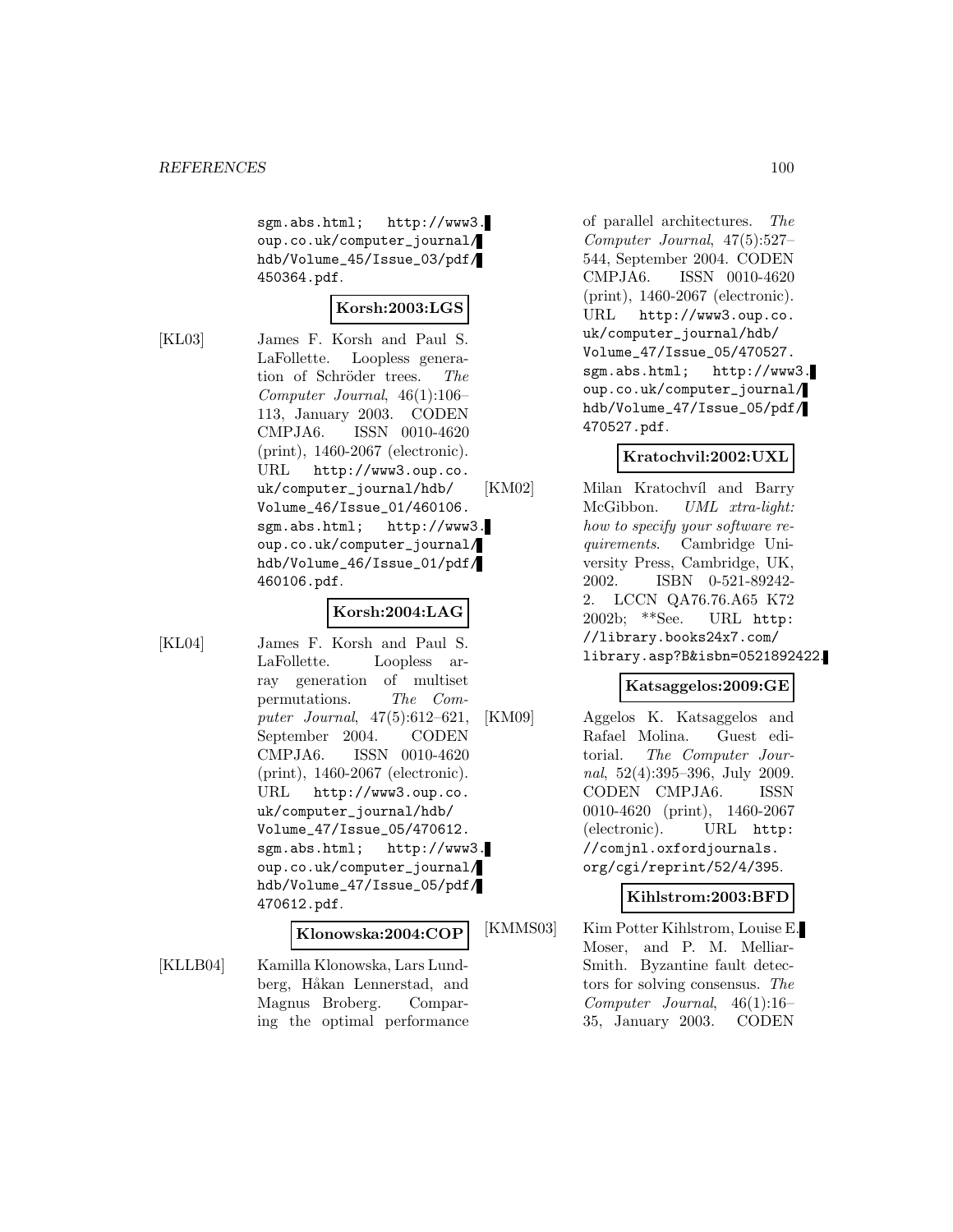sgm.abs.html; http://www3.oup.co.uk/computer_journal/hdb/Volume_45/Issue_03/pdf/450364.pdf.

**Korsh:2003:LGS**

[KL03] James F. Korsh and Paul S. LaFollette. Loopless generation of Schröder trees. *The Computer Journal*, 46(1):106–113, January 2003. CODEN CMPJA6. ISSN 0010-4620 (print), 1460-2067 (electronic). URL http://www3.oup.co.uk/computer_journal/hdb/Volume_46/Issue_01/460106.sgm.abs.html; http://www3.oup.co.uk/computer_journal/hdb/Volume_46/Issue_01/pdf/460106.pdf.

**Korsh:2004:LAG**

[KL04] James F. Korsh and Paul S. LaFollette. Loopless array generation of multiset permutations. *The Computer Journal*, 47(5):612–621, September 2004. CODEN CMPJA6. ISSN 0010-4620 (print), 1460-2067 (electronic). URL http://www3.oup.co.uk/computer_journal/hdb/Volume_47/Issue_05/470612.sgm.abs.html; http://www3.oup.co.uk/computer_journal/hdb/Volume_47/Issue_05/pdf/470612.pdf.

**Klonowska:2004:COP**

[KLLB04] Kamilla Klonowska, Lars Lundberg, Håkan Lennerstad, and Magnus Broberg. Comparing the optimal performance of parallel architectures. *The Computer Journal*, 47(5):527–544, September 2004. CODEN CMPJA6. ISSN 0010-4620 (print), 1460-2067 (electronic). URL http://www3.oup.co.uk/computer_journal/hdb/Volume_47/Issue_05/470527.sgm.abs.html; http://www3.oup.co.uk/computer_journal/hdb/Volume_47/Issue_05/pdf/470527.pdf.

**Kratochvil:2002:UXL**

[KM02] Milan Kratochvíl and Barry McGibbon. *UML xtra-light: how to specify your software requirements*. Cambridge University Press, Cambridge, UK, 2002. ISBN 0-521-89242-2. LCCN QA76.76.A65 K72 2002b; **See. URL http://library.books24x7.com/library.asp?B&isbn=0521892422.

**Katsaggelos:2009:GE**

[KM09] Aggelos K. Katsaggelos and Rafael Molina. Guest editorial. *The Computer Journal*, 52(4):395–396, July 2009. CODEN CMPJA6. ISSN 0010-4620 (print), 1460-2067 (electronic). URL http://comjnl.oxfordjournals.org/cgi/reprint/52/4/395.

**Kihlstrom:2003:BFD**

[KMMS03] Kim Potter Kihlstrom, Louise E. Moser, and P. M. Melliar-Smith. Byzantine fault detectors for solving consensus. *The Computer Journal*, 46(1):16–35, January 2003. CODEN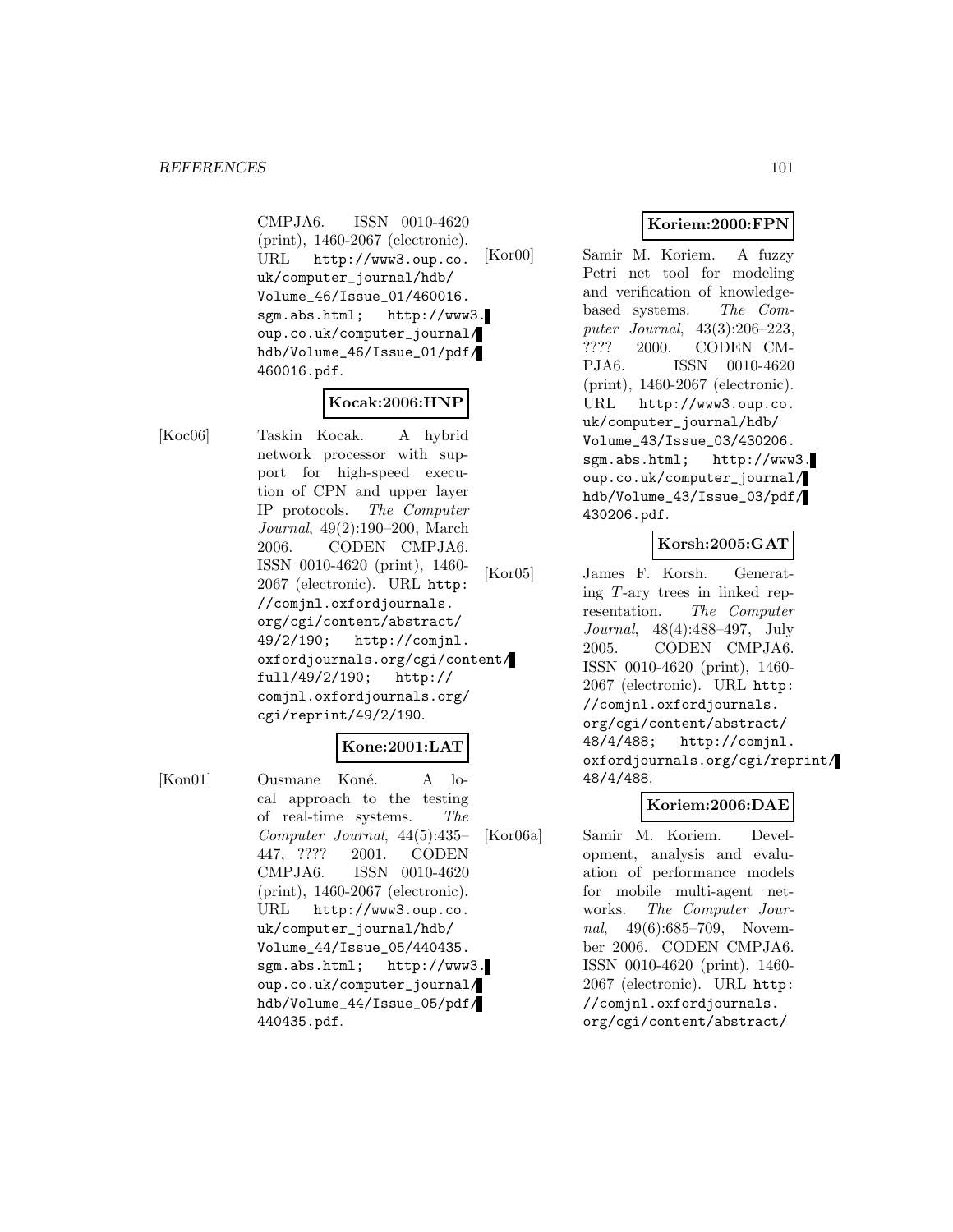CMPJA6. ISSN 0010-4620 (print), 1460-2067 (electronic). URL http://www3.oup.co.uk/computer_journal/hdb/Volume_46/Issue_01/460016.sgm.abs.html; http://www3.oup.co.uk/computer_journal/hdb/Volume_46/Issue_01/pdf/460016.pdf.

**Kocak:2006:HNP**

[Koc06] Taskin Kocak. A hybrid network processor with support for high-speed execution of CPN and upper layer IP protocols. *The Computer Journal*, 49(2):190–200, March 2006. CODEN CMPJA6. ISSN 0010-4620 (print), 1460-2067 (electronic). URL http://comjnl.oxfordjournals.org/cgi/content/abstract/49/2/190; http://comjnl.oxfordjournals.org/cgi/content/full/49/2/190; http://comjnl.oxfordjournals.org/cgi/reprint/49/2/190.

**Kone:2001:LAT**

[Kon01] Ousmane Koné. A local approach to the testing of real-time systems. *The Computer Journal*, 44(5):435–447, ???? 2001. CODEN CMPJA6. ISSN 0010-4620 (print), 1460-2067 (electronic). URL http://www3.oup.co.uk/computer_journal/hdb/Volume_44/Issue_05/440435.sgm.abs.html; http://www3.oup.co.uk/computer_journal/hdb/Volume_44/Issue_05/pdf/440435.pdf.

**Koriem:2000:FPN**

[Kor00] Samir M. Koriem. A fuzzy Petri net tool for modeling and verification of knowledge-based systems. *The Computer Journal*, 43(3):206–223, ???? 2000. CODEN CMPJA6. ISSN 0010-4620 (print), 1460-2067 (electronic). URL http://www3.oup.co.uk/computer_journal/hdb/Volume_43/Issue_03/430206.sgm.abs.html; http://www3.oup.co.uk/computer_journal/hdb/Volume_43/Issue_03/pdf/430206.pdf.

**Korsh:2005:GAT**

[Kor05] James F. Korsh. Generating $T$-ary trees in linked representation. *The Computer Journal*, 48(4):488–497, July 2005. CODEN CMPJA6. ISSN 0010-4620 (print), 1460-2067 (electronic). URL http://comjnl.oxfordjournals.org/cgi/content/abstract/48/4/488; http://comjnl.oxfordjournals.org/cgi/reprint/48/4/488.

**Koriem:2006:DAE**

[Kor06a] Samir M. Koriem. Development, analysis and evaluation of performance models for mobile multi-agent networks. *The Computer Journal*, 49(6):685–709, November 2006. CODEN CMPJA6. ISSN 0010-4620 (print), 1460-2067 (electronic). URL http://comjnl.oxfordjournals.org/cgi/content/abstract/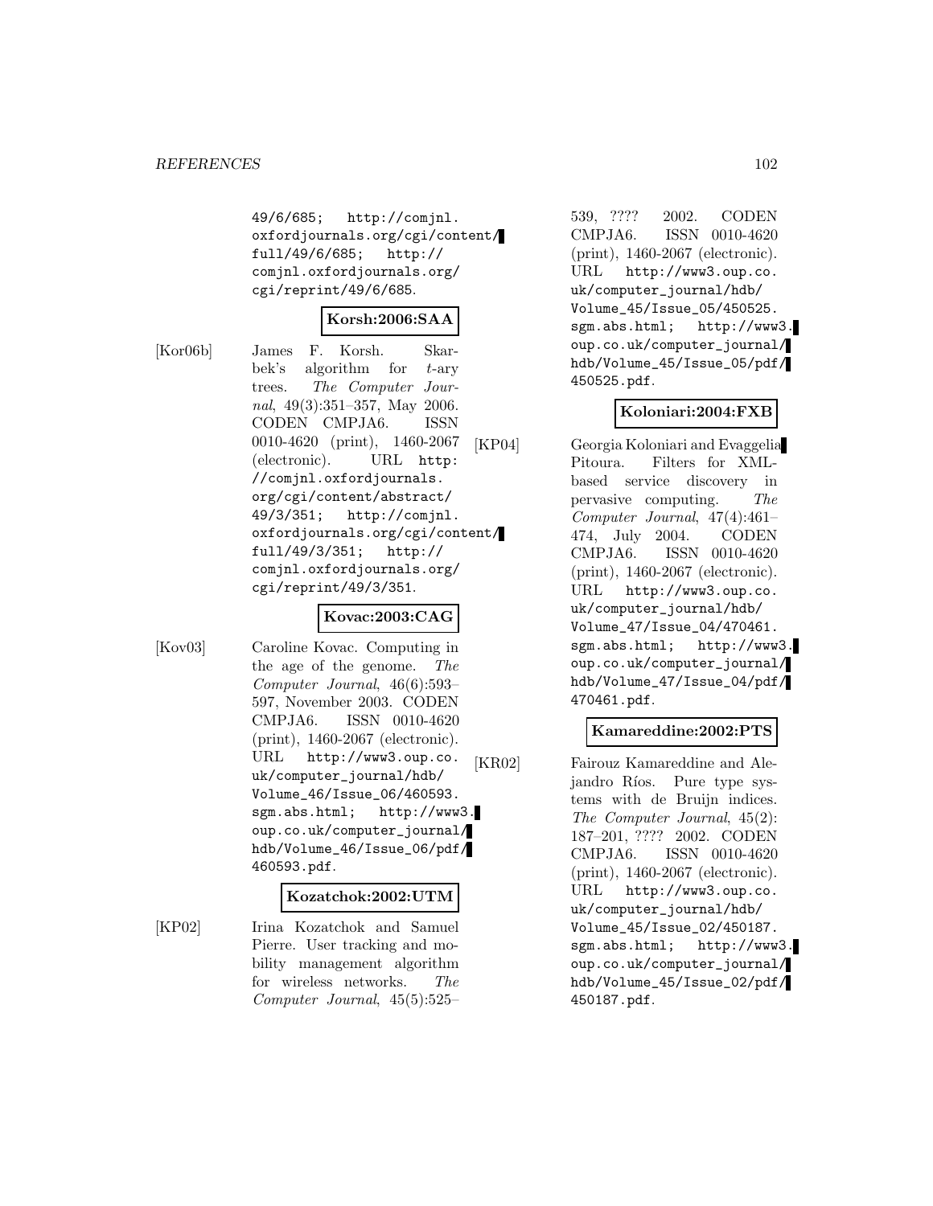49/6/685; http://comjnl.oxfordjournals.org/cgi/content/full/49/6/685; http://comjnl.oxfordjournals.org/cgi/reprint/49/6/685.

**Korsh:2006:SAA**

[Kor06b] James F. Korsh. Skarbek's algorithm for $t$-ary trees. *The Computer Journal*, 49(3):351–357, May 2006. CODEN CMPJA6. ISSN 0010-4620 (print), 1460-2067 (electronic). URL http://comjnl.oxfordjournals.org/cgi/content/abstract/49/3/351; http://comjnl.oxfordjournals.org/cgi/content/full/49/3/351; http://comjnl.oxfordjournals.org/cgi/reprint/49/3/351.

**Kovac:2003:CAG**

[Kov03] Caroline Kovac. Computing in the age of the genome. *The Computer Journal*, 46(6):593–597, November 2003. CODEN CMPJA6. ISSN 0010-4620 (print), 1460-2067 (electronic). URL http://www3.oup.co.uk/computer_journal/hdb/Volume_46/Issue_06/460593.sgm.abs.html; http://www3.oup.co.uk/computer_journal/hdb/Volume_46/Issue_06/pdf/460593.pdf.

**Kozatchok:2002:UTM**

[KP02] Irina Kozatchok and Samuel Pierre. User tracking and mobility management algorithm for wireless networks. *The Computer Journal*, 45(5):525–539, ???? 2002. CODEN CMPJA6. ISSN 0010-4620 (print), 1460-2067 (electronic). URL http://www3.oup.co.uk/computer_journal/hdb/Volume_45/Issue_05/450525.sgm.abs.html; http://www3.oup.co.uk/computer_journal/hdb/Volume_45/Issue_05/pdf/450525.pdf.

**Koloniari:2004:FXB**

[KP04] Georgia Koloniari and Evaggelia Pitoura. Filters for XML-based service discovery in pervasive computing. *The Computer Journal*, 47(4):461–474, July 2004. CODEN CMPJA6. ISSN 0010-4620 (print), 1460-2067 (electronic). URL http://www3.oup.co.uk/computer_journal/hdb/Volume_47/Issue_04/470461.sgm.abs.html; http://www3.oup.co.uk/computer_journal/hdb/Volume_47/Issue_04/pdf/470461.pdf.

**Kamareddine:2002:PTS**

[KR02] Fairouz Kamareddine and Alejandro Ríos. Pure type systems with de Bruijn indices. *The Computer Journal*, 45(2):187–201, ???? 2002. CODEN CMPJA6. ISSN 0010-4620 (print), 1460-2067 (electronic). URL http://www3.oup.co.uk/computer_journal/hdb/Volume_45/Issue_02/450187.sgm.abs.html; http://www3.oup.co.uk/computer_journal/hdb/Volume_45/Issue_02/pdf/450187.pdf.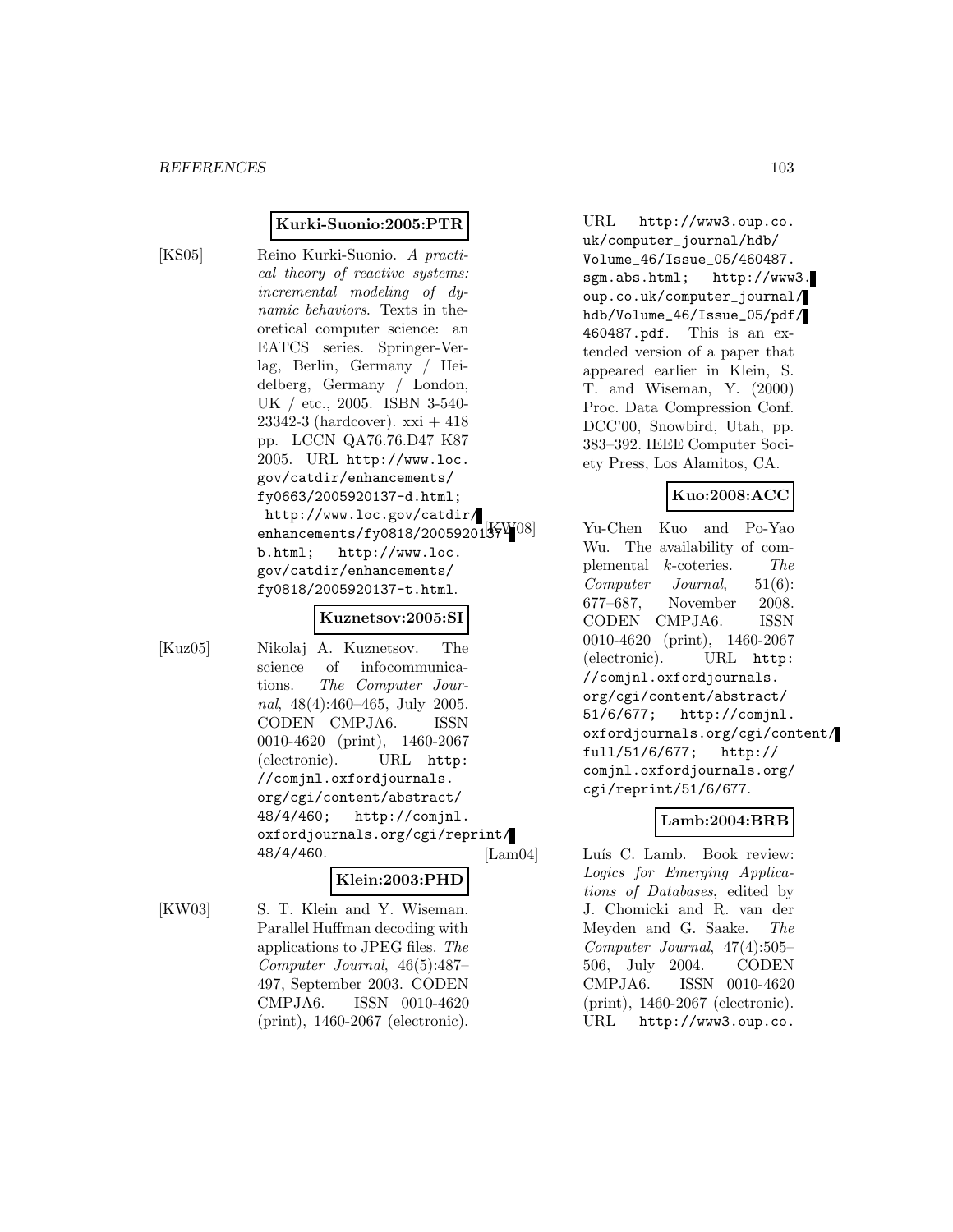**Kurki-Suonio:2005:PTR**

[KS05] Reino Kurki-Suonio. *A practical theory of reactive systems: incremental modeling of dynamic behaviors*. Texts in theoretical computer science: an EATCS series. Springer-Verlag, Berlin, Germany / Heidelberg, Germany / London, UK / etc., 2005. ISBN 3-540-23342-3 (hardcover). xxi + 418 pp. LCCN QA76.76.D47 K87 2005. URL http://www.loc.gov/catdir/enhancements/fy0663/2005920137-d.html; http://www.loc.gov/catdir/enhancements/fy0818/2005920137-b.html; http://www.loc.gov/catdir/enhancements/fy0818/2005920137-t.html.

**Kuznetsov:2005:SI**

[Kuz05] Nikolaj A. Kuznetsov. The science of infocommunications. *The Computer Journal*, 48(4):460–465, July 2005. CODEN CMPJA6. ISSN 0010-4620 (print), 1460-2067 (electronic). URL http://comjnl.oxfordjournals.org/cgi/content/abstract/48/4/460; http://comjnl.oxfordjournals.org/cgi/reprint/48/4/460.

**Klein:2003:PHD**

[KW03] S. T. Klein and Y. Wiseman. Parallel Huffman decoding with applications to JPEG files. *The Computer Journal*, 46(5):487–497, September 2003. CODEN CMPJA6. ISSN 0010-4620 (print), 1460-2067 (electronic). URL http://www3.oup.co.uk/computer_journal/hdb/Volume_46/Issue_05/460487.sgm.abs.html; http://www3.oup.co.uk/computer_journal/hdb/Volume_46/Issue_05/pdf/460487.pdf. This is an extended version of a paper that appeared earlier in Klein, S. T. and Wiseman, Y. (2000) Proc. Data Compression Conf. DCC'00, Snowbird, Utah, pp. 383–392. IEEE Computer Society Press, Los Alamitos, CA.

**Kuo:2008:ACC**

[KW08] Yu-Chen Kuo and Po-Yao Wu. The availability of complemental $k$-coteries. *The Computer Journal*, 51(6):677–687, November 2008. CODEN CMPJA6. ISSN 0010-4620 (print), 1460-2067 (electronic). URL http://comjnl.oxfordjournals.org/cgi/content/abstract/51/6/677; http://comjnl.oxfordjournals.org/cgi/content/full/51/6/677; http://comjnl.oxfordjournals.org/cgi/reprint/51/6/677.

**Lamb:2004:BRB**

[Lam04] Luís C. Lamb. Book review: *Logics for Emerging Applications of Databases*, edited by J. Chomicki and R. van der Meyden and G. Saake. *The Computer Journal*, 47(4):505–506, July 2004. CODEN CMPJA6. ISSN 0010-4620 (print), 1460-2067 (electronic). URL http://www3.oup.co.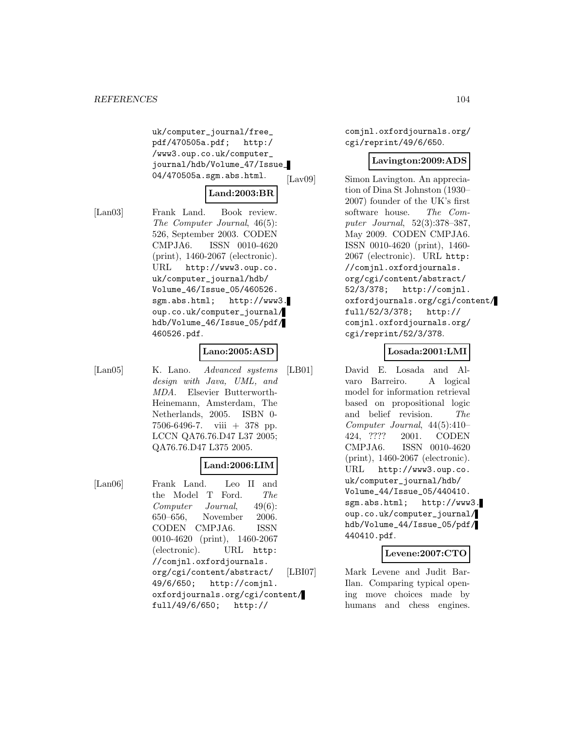uk/computer_journal/free_pdf/470505a.pdf; http://www3.oup.co.uk/computer_journal/hdb/Volume_47/Issue_04/470505a.sgm.abs.html.

**Land:2003:BR**

[Lan03] Frank Land. Book review. *The Computer Journal*, 46(5): 526, September 2003. CODEN CMPJA6. ISSN 0010-4620 (print), 1460-2067 (electronic). URL http://www3.oup.co.uk/computer_journal/hdb/Volume_46/Issue_05/460526.sgm.abs.html; http://www3.oup.co.uk/computer_journal/hdb/Volume_46/Issue_05/pdf/460526.pdf.

**Lano:2005:ASD**

[Lan05] K. Lano. *Advanced systems design with Java, UML, and MDA*. Elsevier Butterworth-Heinemann, Amsterdam, The Netherlands, 2005. ISBN 0-7506-6496-7. viii + 378 pp. LCCN QA76.76.D47 L37 2005; QA76.76.D47 L375 2005.

**Land:2006:LIM**

[Lan06] Frank Land. Leo II and the Model T Ford. *The Computer Journal*, 49(6): 650–656, November 2006. CODEN CMPJA6. ISSN 0010-4620 (print), 1460-2067 (electronic). URL http://comjnl.oxfordjournals.org/cgi/content/abstract/49/6/650; http://comjnl.oxfordjournals.org/cgi/content/full/49/6/650; http://comjnl.oxfordjournals.org/cgi/reprint/49/6/650.

**Lavington:2009:ADS**

[Lav09] Simon Lavington. An appreciation of Dina St Johnston (1930–2007) founder of the UK's first software house. *The Computer Journal*, 52(3):378–387, May 2009. CODEN CMPJA6. ISSN 0010-4620 (print), 1460-2067 (electronic). URL http://comjnl.oxfordjournals.org/cgi/content/abstract/52/3/378; http://comjnl.oxfordjournals.org/cgi/content/full/52/3/378; http://comjnl.oxfordjournals.org/cgi/reprint/52/3/378.

**Losada:2001:LMI**

[LB01] David E. Losada and Alvaro Barreiro. A logical model for information retrieval based on propositional logic and belief revision. *The Computer Journal*, 44(5):410–424, ???? 2001. CODEN CMPJA6. ISSN 0010-4620 (print), 1460-2067 (electronic). URL http://www3.oup.co.uk/computer_journal/hdb/Volume_44/Issue_05/440410.sgm.abs.html; http://www3.oup.co.uk/computer_journal/hdb/Volume_44/Issue_05/pdf/440410.pdf.

**Levene:2007:CTO**

[LBI07] Mark Levene and Judit Bar-Ilan. Comparing typical opening move choices made by humans and chess engines.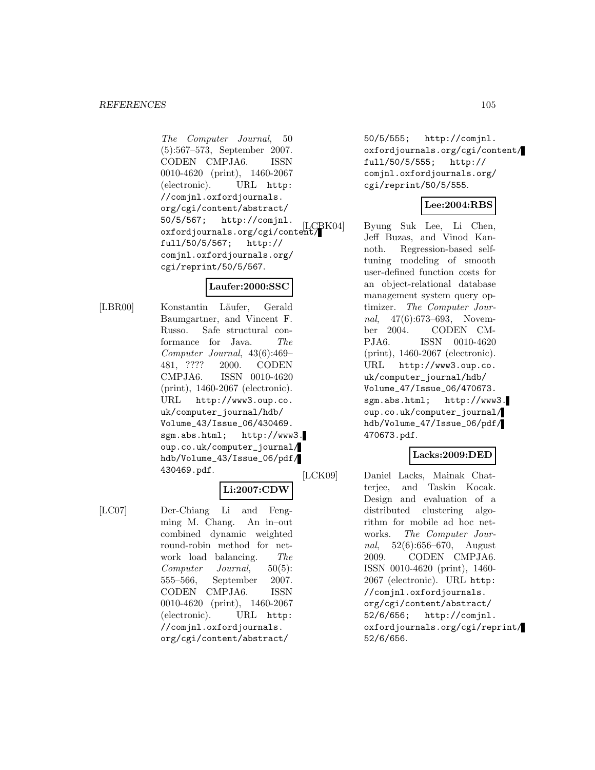*The Computer Journal*, 50 (5):567–573, September 2007. CODEN CMPJA6. ISSN 0010-4620 (print), 1460-2067 (electronic). URL http://comjnl.oxfordjournals.org/cgi/content/abstract/50/5/567; http://comjnl.oxfordjournals.org/cgi/content/full/50/5/567; http://comjnl.oxfordjournals.org/cgi/reprint/50/5/567.

**Laufer:2000:SSC**

[LBR00] Konstantin Läufer, Gerald Baumgartner, and Vincent F. Russo. Safe structural conformance for Java. *The Computer Journal*, 43(6):469–481, ???? 2000. CODEN CMPJA6. ISSN 0010-4620 (print), 1460-2067 (electronic). URL http://www3.oup.co.uk/computer_journal/hdb/Volume_43/Issue_06/430469.sgm.abs.html; http://www3.oup.co.uk/computer_journal/hdb/Volume_43/Issue_06/pdf/430469.pdf.

**Li:2007:CDW**

[LC07] Der-Chiang Li and Fengming M. Chang. An in–out combined dynamic weighted round-robin method for network load balancing. *The Computer Journal*, 50(5):555–566, September 2007. CODEN CMPJA6. ISSN 0010-4620 (print), 1460-2067 (electronic). URL http://comjnl.oxfordjournals.org/cgi/content/abstract/50/5/555; http://comjnl.oxfordjournals.org/cgi/content/full/50/5/555; http://comjnl.oxfordjournals.org/cgi/reprint/50/5/555.

**Lee:2004:RBS**

[LCBK04] Byung Suk Lee, Li Chen, Jeff Buzas, and Vinod Kannoth. Regression-based self-tuning modeling of smooth user-defined function costs for an object-relational database management system query optimizer. *The Computer Journal*, 47(6):673–693, November 2004. CODEN CMPJA6. ISSN 0010-4620 (print), 1460-2067 (electronic). URL http://www3.oup.co.uk/computer_journal/hdb/Volume_47/Issue_06/470673.sgm.abs.html; http://www3.oup.co.uk/computer_journal/hdb/Volume_47/Issue_06/pdf/470673.pdf.

**Lacks:2009:DED**

[LCK09] Daniel Lacks, Mainak Chatterjee, and Taskin Kocak. Design and evaluation of a distributed clustering algorithm for mobile ad hoc networks. *The Computer Journal*, 52(6):656–670, August 2009. CODEN CMPJA6. ISSN 0010-4620 (print), 1460-2067 (electronic). URL http://comjnl.oxfordjournals.org/cgi/content/abstract/52/6/656; http://comjnl.oxfordjournals.org/cgi/reprint/52/6/656.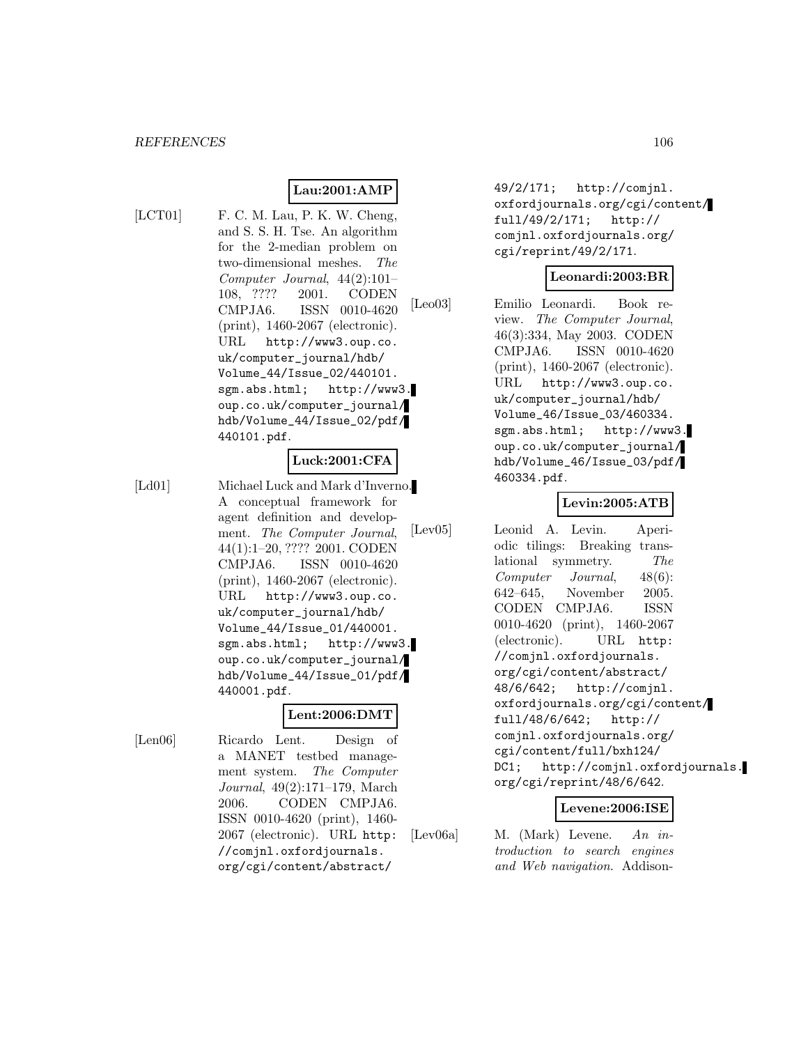**Lau:2001:AMP**

[LCT01] F. C. M. Lau, P. K. W. Cheng, and S. S. H. Tse. An algorithm for the 2-median problem on two-dimensional meshes. *The Computer Journal*, 44(2):101–108, ???? 2001. CODEN CMPJA6. ISSN 0010-4620 (print), 1460-2067 (electronic). URL http://www3.oup.co.uk/computer_journal/hdb/Volume_44/Issue_02/440101.sgm.abs.html; http://www3.oup.co.uk/computer_journal/hdb/Volume_44/Issue_02/pdf/440101.pdf.

**Luck:2001:CFA**

[Ld01] Michael Luck and Mark d'Inverno. A conceptual framework for agent definition and development. *The Computer Journal*, 44(1):1–20, ???? 2001. CODEN CMPJA6. ISSN 0010-4620 (print), 1460-2067 (electronic). URL http://www3.oup.co.uk/computer_journal/hdb/Volume_44/Issue_01/440001.sgm.abs.html; http://www3.oup.co.uk/computer_journal/hdb/Volume_44/Issue_01/pdf/440001.pdf.

**Lent:2006:DMT**

[Len06] Ricardo Lent. Design of a MANET testbed management system. *The Computer Journal*, 49(2):171–179, March 2006. CODEN CMPJA6. ISSN 0010-4620 (print), 1460-2067 (electronic). URL http://comjnl.oxfordjournals.org/cgi/content/abstract/49/2/171; http://comjnl.oxfordjournals.org/cgi/content/full/49/2/171; http://comjnl.oxfordjournals.org/cgi/reprint/49/2/171.

**Leonardi:2003:BR**

[Leo03] Emilio Leonardi. Book review. *The Computer Journal*, 46(3):334, May 2003. CODEN CMPJA6. ISSN 0010-4620 (print), 1460-2067 (electronic). URL http://www3.oup.co.uk/computer_journal/hdb/Volume_46/Issue_03/460334.sgm.abs.html; http://www3.oup.co.uk/computer_journal/hdb/Volume_46/Issue_03/pdf/460334.pdf.

**Levin:2005:ATB**

[Lev05] Leonid A. Levin. Aperiodic tilings: Breaking translational symmetry. *The Computer Journal*, 48(6):642–645, November 2005. CODEN CMPJA6. ISSN 0010-4620 (print), 1460-2067 (electronic). URL http://comjnl.oxfordjournals.org/cgi/content/abstract/48/6/642; http://comjnl.oxfordjournals.org/cgi/content/full/48/6/642; http://comjnl.oxfordjournals.org/cgi/content/full/bxh124/DC1; http://comjnl.oxfordjournals.org/cgi/reprint/48/6/642.

**Levene:2006:ISE**

[Lev06a] M. (Mark) Levene. *An introduction to search engines and Web navigation*. Addison-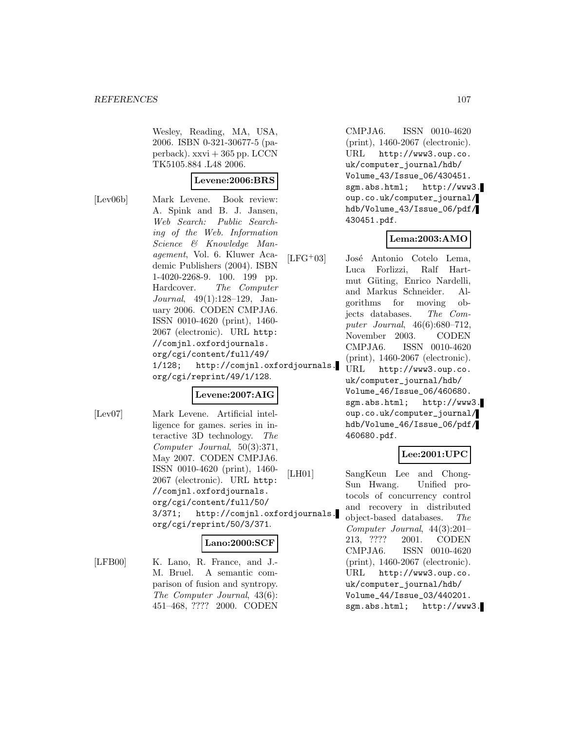Wesley, Reading, MA, USA, 2006. ISBN 0-321-30677-5 (paperback). xxvi + 365 pp. LCCN TK5105.884 .L48 2006.

**Levene:2006:BRS**

[Lev06b] Mark Levene. Book review: A. Spink and B. J. Jansen, *Web Search: Public Searching of the Web. Information Science & Knowledge Management*, Vol. 6. Kluwer Academic Publishers (2004). ISBN 1-4020-2268-9. 100. 199 pp. Hardcover. *The Computer Journal*, 49(1):128–129, January 2006. CODEN CMPJA6. ISSN 0010-4620 (print), 1460-2067 (electronic). URL `http://comjnl.oxfordjournals.org/cgi/content/full/49/1/128; http://comjnl.oxfordjournals.org/cgi/reprint/49/1/128`.

**Levene:2007:AIG**

[Lev07] Mark Levene. Artificial intelligence for games. series in interactive 3D technology. *The Computer Journal*, 50(3):371, May 2007. CODEN CMPJA6. ISSN 0010-4620 (print), 1460-2067 (electronic). URL `http://comjnl.oxfordjournals.org/cgi/content/full/50/3/371; http://comjnl.oxfordjournals.org/cgi/reprint/50/3/371`.

**Lano:2000:SCF**

[LFB00] K. Lano, R. France, and J.-M. Bruel. A semantic comparison of fusion and syntropy. *The Computer Journal*, 43(6): 451–468, ???? 2000. CODEN CMPJA6. ISSN 0010-4620 (print), 1460-2067 (electronic). URL `http://www3.oup.co.uk/computer_journal/hdb/Volume_43/Issue_06/430451.sgm.abs.html; http://www3.oup.co.uk/computer_journal/hdb/Volume_43/Issue_06/pdf/430451.pdf`.

**Lema:2003:AMO**

[LFG+03] José Antonio Cotelo Lema, Luca Forlizzi, Ralf Hartmut Güting, Enrico Nardelli, and Markus Schneider. Algorithms for moving objects databases. *The Computer Journal*, 46(6):680–712, November 2003. CODEN CMPJA6. ISSN 0010-4620 (print), 1460-2067 (electronic). URL `http://www3.oup.co.uk/computer_journal/hdb/Volume_46/Issue_06/460680.sgm.abs.html; http://www3.oup.co.uk/computer_journal/hdb/Volume_46/Issue_06/pdf/460680.pdf`.

**Lee:2001:UPC**

[LH01] SangKeun Lee and Chong-Sun Hwang. Unified protocols of concurrency control and recovery in distributed object-based databases. *The Computer Journal*, 44(3):201–213, ???? 2001. CODEN CMPJA6. ISSN 0010-4620 (print), 1460-2067 (electronic). URL `http://www3.oup.co.uk/computer_journal/hdb/Volume_44/Issue_03/440201.sgm.abs.html; http://www3.`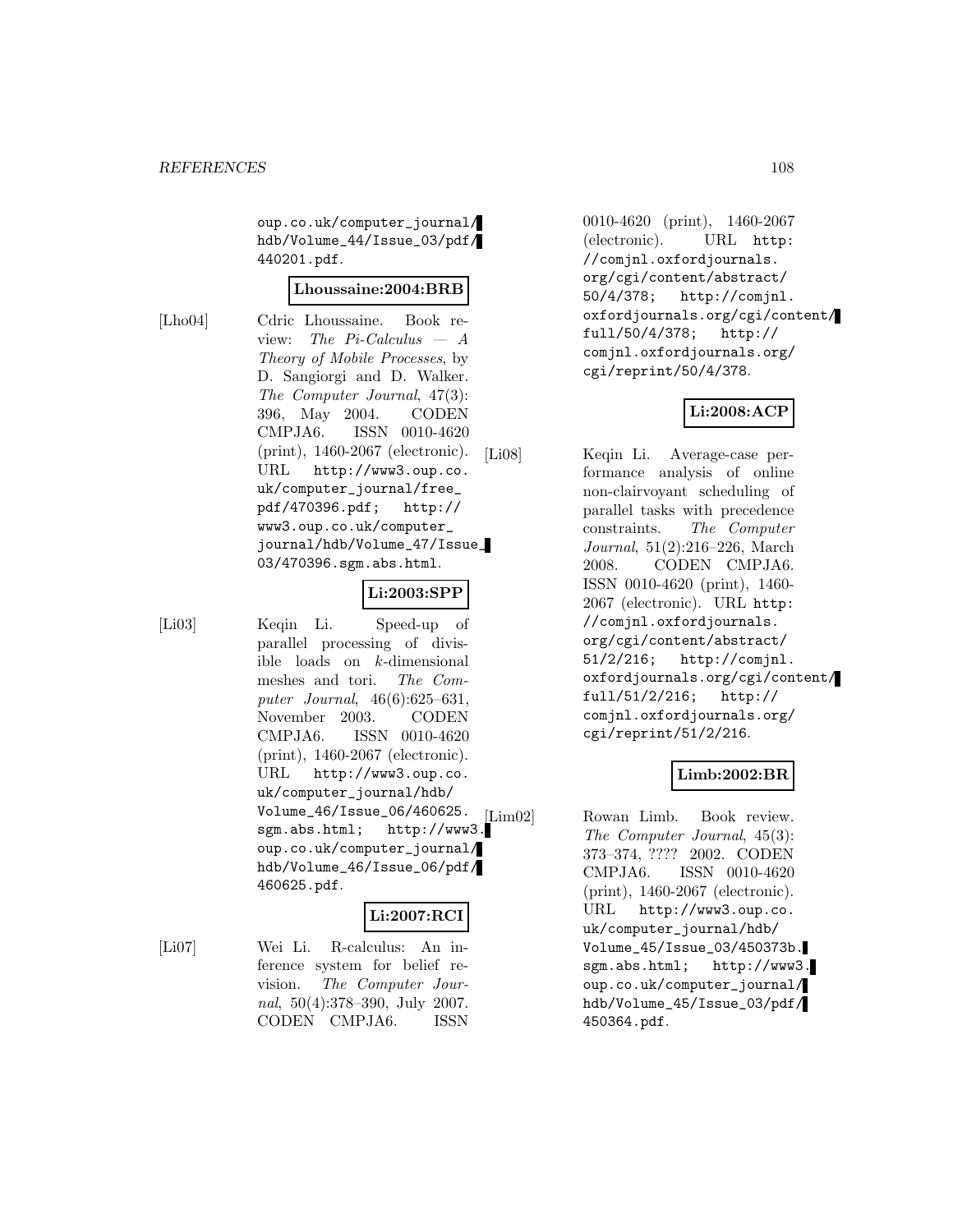oup.co.uk/computer_journal/hdb/Volume_44/Issue_03/pdf/440201.pdf.

**Lhoussaine:2004:BRB**

[Lho04] Cdric Lhoussaine. Book review: *The Pi-Calculus — A Theory of Mobile Processes*, by D. Sangiorgi and D. Walker. *The Computer Journal*, 47(3): 396, May 2004. CODEN CMPJA6. ISSN 0010-4620 (print), 1460-2067 (electronic). URL http://www3.oup.co.uk/computer_journal/free_pdf/470396.pdf; http://www3.oup.co.uk/computer_journal/hdb/Volume_47/Issue_03/470396.sgm.abs.html.

**Li:2003:SPP**

[Li03] Keqin Li. Speed-up of parallel processing of divisible loads on $k$-dimensional meshes and tori. *The Computer Journal*, 46(6):625–631, November 2003. CODEN CMPJA6. ISSN 0010-4620 (print), 1460-2067 (electronic). URL http://www3.oup.co.uk/computer_journal/hdb/Volume_46/Issue_06/460625.sgm.abs.html; http://www3.oup.co.uk/computer_journal/hdb/Volume_46/Issue_06/pdf/460625.pdf.

**Li:2007:RCI**

[Li07] Wei Li. R-calculus: An inference system for belief revision. *The Computer Journal*, 50(4):378–390, July 2007. CODEN CMPJA6. ISSN 0010-4620 (print), 1460-2067 (electronic). URL http://comjnl.oxfordjournals.org/cgi/content/abstract/50/4/378; http://comjnl.oxfordjournals.org/cgi/content/full/50/4/378; http://comjnl.oxfordjournals.org/cgi/reprint/50/4/378.

**Li:2008:ACP**

[Li08] Keqin Li. Average-case performance analysis of online non-clairvoyant scheduling of parallel tasks with precedence constraints. *The Computer Journal*, 51(2):216–226, March 2008. CODEN CMPJA6. ISSN 0010-4620 (print), 1460-2067 (electronic). URL http://comjnl.oxfordjournals.org/cgi/content/abstract/51/2/216; http://comjnl.oxfordjournals.org/cgi/content/full/51/2/216; http://comjnl.oxfordjournals.org/cgi/reprint/51/2/216.

**Limb:2002:BR**

[Lim02] Rowan Limb. Book review. *The Computer Journal*, 45(3): 373–374, ???? 2002. CODEN CMPJA6. ISSN 0010-4620 (print), 1460-2067 (electronic). URL http://www3.oup.co.uk/computer_journal/hdb/Volume_45/Issue_03/450373b.sgm.abs.html; http://www3.oup.co.uk/computer_journal/hdb/Volume_45/Issue_03/pdf/450364.pdf.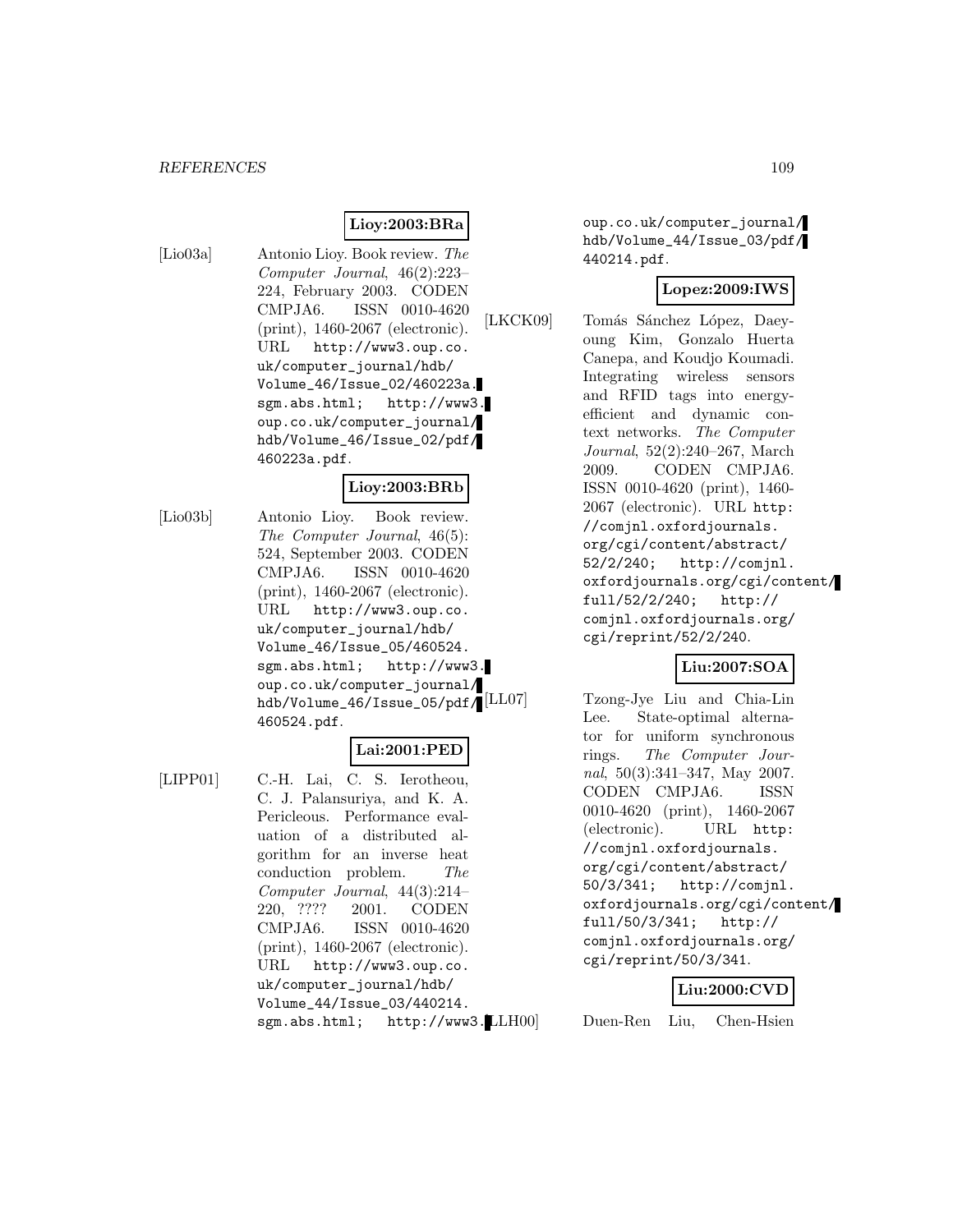**Lioy:2003:BRa**

[Lio03a] Antonio Lioy. Book review. *The Computer Journal*, 46(2):223–224, February 2003. CODEN CMPJA6. ISSN 0010-4620 (print), 1460-2067 (electronic). URL http://www3.oup.co.uk/computer_journal/hdb/Volume_46/Issue_02/460223a.sgm.abs.html; http://www3.oup.co.uk/computer_journal/hdb/Volume_46/Issue_02/pdf/460223a.pdf.

**Lioy:2003:BRb**

[Lio03b] Antonio Lioy. Book review. *The Computer Journal*, 46(5):524, September 2003. CODEN CMPJA6. ISSN 0010-4620 (print), 1460-2067 (electronic). URL http://www3.oup.co.uk/computer_journal/hdb/Volume_46/Issue_05/460524.sgm.abs.html; http://www3.oup.co.uk/computer_journal/hdb/Volume_46/Issue_05/pdf/460524.pdf.

**Lai:2001:PED**

[LIPP01] C.-H. Lai, C. S. Ierotheou, C. J. Palansuriya, and K. A. Pericleous. Performance evaluation of a distributed algorithm for an inverse heat conduction problem. *The Computer Journal*, 44(3):214–220, ???? 2001. CODEN CMPJA6. ISSN 0010-4620 (print), 1460-2067 (electronic). URL http://www3.oup.co.uk/computer_journal/hdb/Volume_44/Issue_03/440214.sgm.abs.html; http://www3.oup.co.uk/computer_journal/hdb/Volume_44/Issue_03/pdf/440214.pdf.

**Lopez:2009:IWS**

[LKCK09] Tomás Sánchez López, Daeyoung Kim, Gonzalo Huerta Canepa, and Koudjo Koumadi. Integrating wireless sensors and RFID tags into energy-efficient and dynamic context networks. *The Computer Journal*, 52(2):240–267, March 2009. CODEN CMPJA6. ISSN 0010-4620 (print), 1460-2067 (electronic). URL http://comjnl.oxfordjournals.org/cgi/content/abstract/52/2/240; http://comjnl.oxfordjournals.org/cgi/content/full/52/2/240; http://comjnl.oxfordjournals.org/cgi/reprint/52/2/240.

**Liu:2007:SOA**

[LL07] Tzong-Jye Liu and Chia-Lin Lee. State-optimal alternator for uniform synchronous rings. *The Computer Journal*, 50(3):341–347, May 2007. CODEN CMPJA6. ISSN 0010-4620 (print), 1460-2067 (electronic). URL http://comjnl.oxfordjournals.org/cgi/content/abstract/50/3/341; http://comjnl.oxfordjournals.org/cgi/content/full/50/3/341; http://comjnl.oxfordjournals.org/cgi/reprint/50/3/341.

**Liu:2000:CVD**

[LLH00] Duen-Ren Liu, Chen-Hsien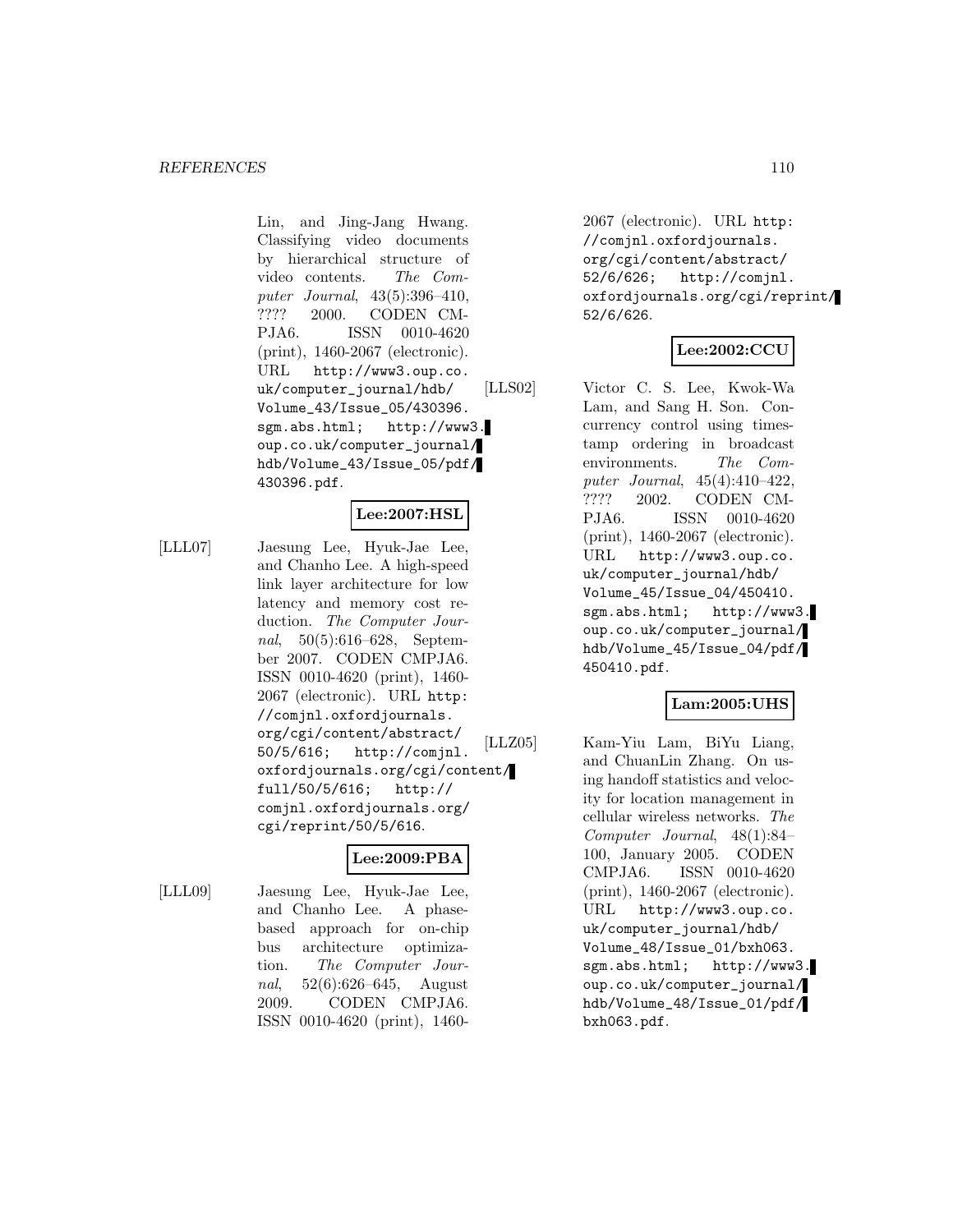Lin, and Jing-Jang Hwang. Classifying video documents by hierarchical structure of video contents. *The Computer Journal*, 43(5):396–410, ???? 2000. CODEN CMPJA6. ISSN 0010-4620 (print), 1460-2067 (electronic). URL http://www3.oup.co.uk/computer_journal/hdb/Volume_43/Issue_05/430396.sgm.abs.html; http://www3.oup.co.uk/computer_journal/hdb/Volume_43/Issue_05/pdf/430396.pdf.

**Lee:2007:HSL**

[LLL07] Jaesung Lee, Hyuk-Jae Lee, and Chanho Lee. A high-speed link layer architecture for low latency and memory cost reduction. *The Computer Journal*, 50(5):616–628, September 2007. CODEN CMPJA6. ISSN 0010-4620 (print), 1460-2067 (electronic). URL http://comjnl.oxfordjournals.org/cgi/content/abstract/50/5/616; http://comjnl.oxfordjournals.org/cgi/content/full/50/5/616; http://comjnl.oxfordjournals.org/cgi/reprint/50/5/616.

**Lee:2009:PBA**

[LLL09] Jaesung Lee, Hyuk-Jae Lee, and Chanho Lee. A phase-based approach for on-chip bus architecture optimization. *The Computer Journal*, 52(6):626–645, August 2009. CODEN CMPJA6. ISSN 0010-4620 (print), 1460-2067 (electronic). URL http://comjnl.oxfordjournals.org/cgi/content/abstract/52/6/626; http://comjnl.oxfordjournals.org/cgi/reprint/52/6/626.

**Lee:2002:CCU**

[LLS02] Victor C. S. Lee, Kwok-Wa Lam, and Sang H. Son. Concurrency control using timestamp ordering in broadcast environments. *The Computer Journal*, 45(4):410–422, ???? 2002. CODEN CMPJA6. ISSN 0010-4620 (print), 1460-2067 (electronic). URL http://www3.oup.co.uk/computer_journal/hdb/Volume_45/Issue_04/450410.sgm.abs.html; http://www3.oup.co.uk/computer_journal/hdb/Volume_45/Issue_04/pdf/450410.pdf.

**Lam:2005:UHS**

[LLZ05] Kam-Yiu Lam, BiYu Liang, and ChuanLin Zhang. On using handoff statistics and velocity for location management in cellular wireless networks. *The Computer Journal*, 48(1):84–100, January 2005. CODEN CMPJA6. ISSN 0010-4620 (print), 1460-2067 (electronic). URL http://www3.oup.co.uk/computer_journal/hdb/Volume_48/Issue_01/bxh063.sgm.abs.html; http://www3.oup.co.uk/computer_journal/hdb/Volume_48/Issue_01/pdf/bxh063.pdf.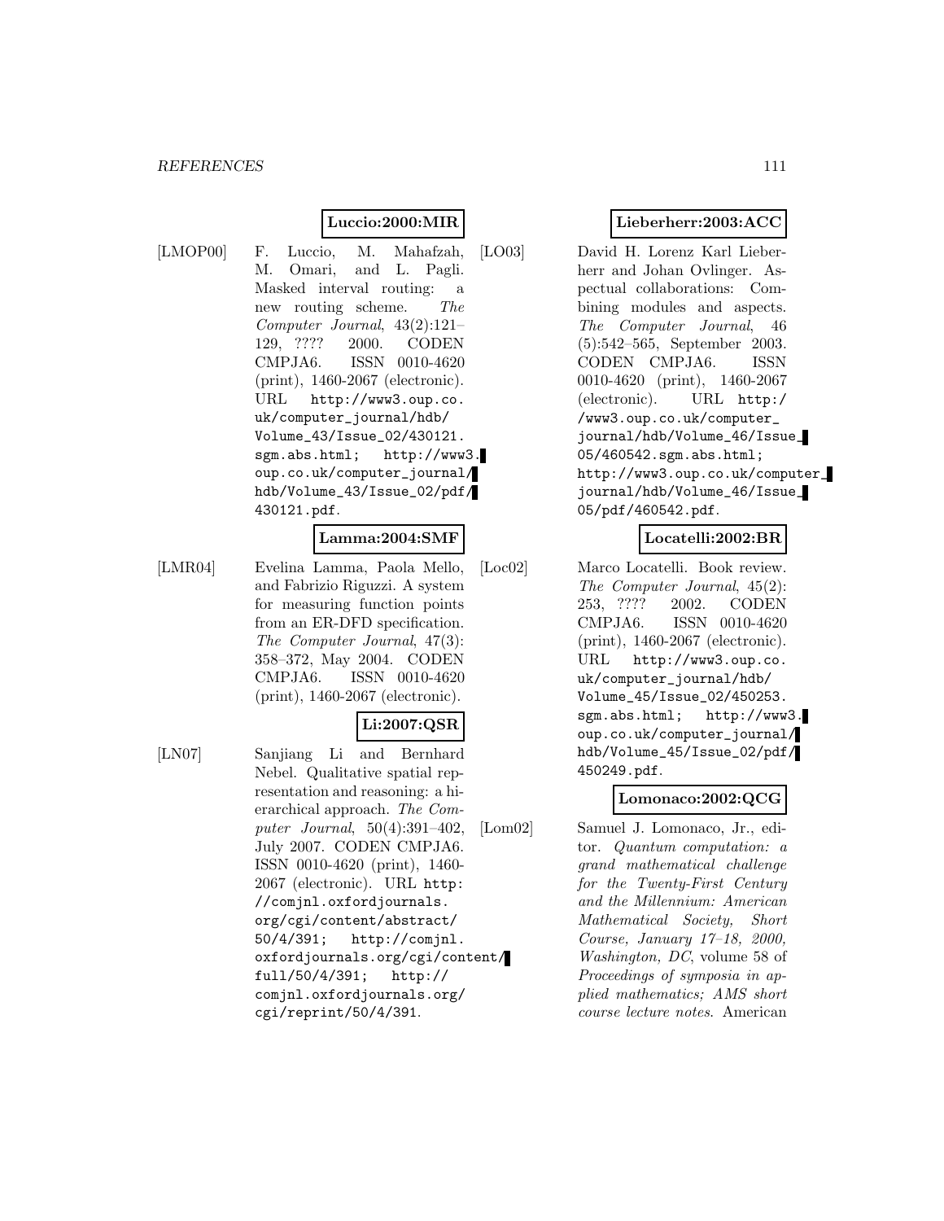**Luccio:2000:MIR**

[LMOP00] F. Luccio, M. Mahafzah, M. Omari, and L. Pagli. Masked interval routing: a new routing scheme. *The Computer Journal*, 43(2):121–129, ???? 2000. CODEN CMPJA6. ISSN 0010-4620 (print), 1460-2067 (electronic). URL http://www3.oup.co.uk/computer_journal/hdb/Volume_43/Issue_02/430121.sgm.abs.html; http://www3.oup.co.uk/computer_journal/hdb/Volume_43/Issue_02/pdf/430121.pdf.

**Lamma:2004:SMF**

[LMR04] Evelina Lamma, Paola Mello, and Fabrizio Riguzzi. A system for measuring function points from an ER-DFD specification. *The Computer Journal*, 47(3):358–372, May 2004. CODEN CMPJA6. ISSN 0010-4620 (print), 1460-2067 (electronic).

**Li:2007:QSR**

[LN07] Sanjiang Li and Bernhard Nebel. Qualitative spatial representation and reasoning: a hierarchical approach. *The Computer Journal*, 50(4):391–402, July 2007. CODEN CMPJA6. ISSN 0010-4620 (print), 1460-2067 (electronic). URL http://comjnl.oxfordjournals.org/cgi/content/abstract/50/4/391; http://comjnl.oxfordjournals.org/cgi/content/full/50/4/391; http://comjnl.oxfordjournals.org/cgi/reprint/50/4/391.

**Lieberherr:2003:ACC**

[LO03] David H. Lorenz Karl Lieberherr and Johan Ovlinger. Aspectual collaborations: Combining modules and aspects. *The Computer Journal*, 46(5):542–565, September 2003. CODEN CMPJA6. ISSN 0010-4620 (print), 1460-2067 (electronic). URL http://www3.oup.co.uk/computer_journal/hdb/Volume_46/Issue_05/460542.sgm.abs.html; http://www3.oup.co.uk/computer_journal/hdb/Volume_46/Issue_05/pdf/460542.pdf.

**Locatelli:2002:BR**

[Loc02] Marco Locatelli. Book review. *The Computer Journal*, 45(2):253, ???? 2002. CODEN CMPJA6. ISSN 0010-4620 (print), 1460-2067 (electronic). URL http://www3.oup.co.uk/computer_journal/hdb/Volume_45/Issue_02/450253.sgm.abs.html; http://www3.oup.co.uk/computer_journal/hdb/Volume_45/Issue_02/pdf/450249.pdf.

**Lomonaco:2002:QCG**

[Lom02] Samuel J. Lomonaco, Jr., editor. *Quantum computation: a grand mathematical challenge for the Twenty-First Century and the Millennium: American Mathematical Society, Short Course, January 17–18, 2000, Washington, DC*, volume 58 of *Proceedings of symposia in applied mathematics; AMS short course lecture notes*. American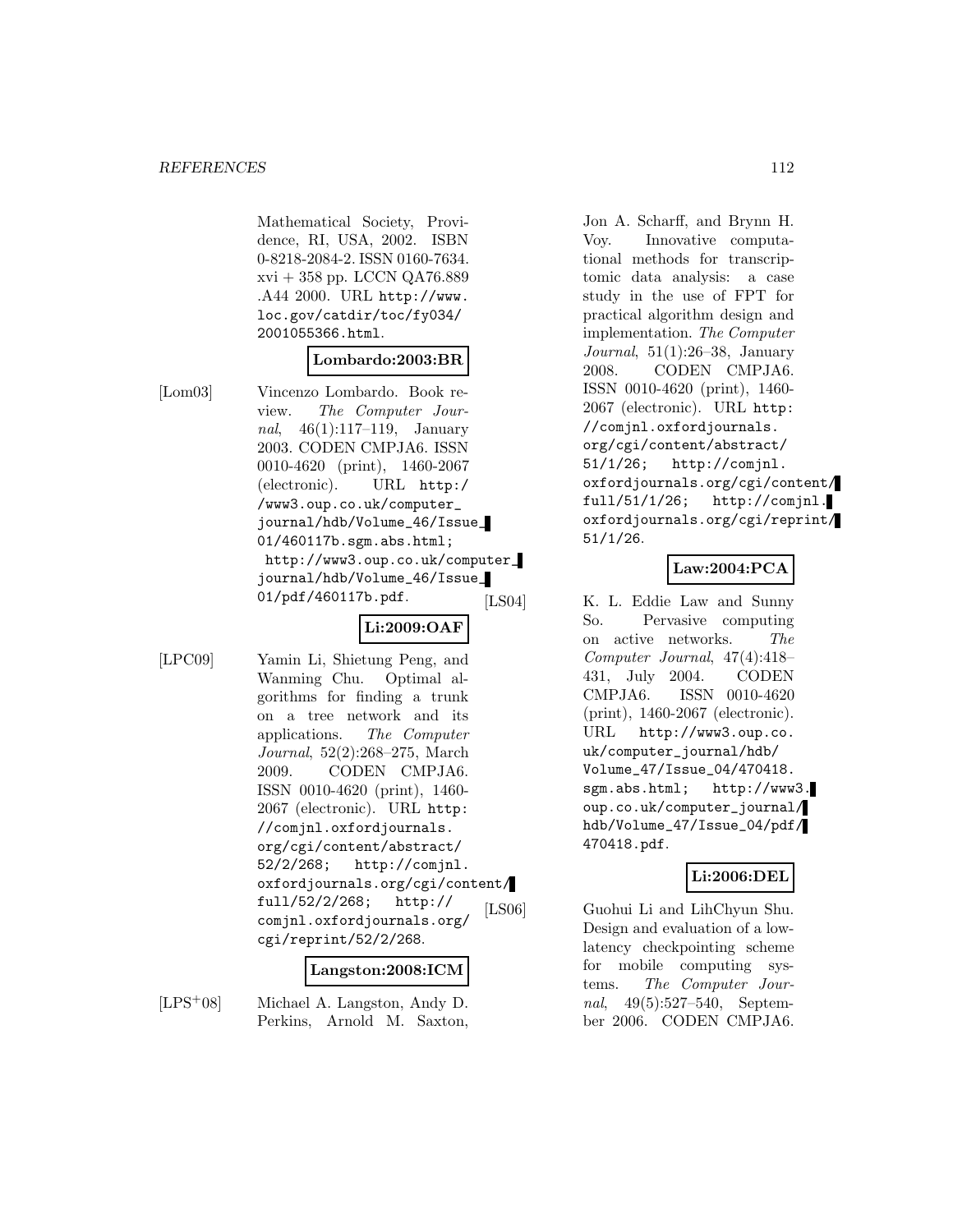Mathematical Society, Providence, RI, USA, 2002. ISBN 0-8218-2084-2. ISSN 0160-7634. xvi + 358 pp. LCCN QA76.889 .A44 2000. URL http://www.loc.gov/catdir/toc/fy034/2001055366.html.

**Lombardo:2003:BR**

[Lom03] Vincenzo Lombardo. Book review. *The Computer Journal*, 46(1):117–119, January 2003. CODEN CMPJA6. ISSN 0010-4620 (print), 1460-2067 (electronic). URL http://www3.oup.co.uk/computer_journal/hdb/Volume_46/Issue_01/460117b.sgm.abs.html; http://www3.oup.co.uk/computer_journal/hdb/Volume_46/Issue_01/pdf/460117b.pdf.

**Li:2009:OAF**

[LPC09] Yamin Li, Shietung Peng, and Wanming Chu. Optimal algorithms for finding a trunk on a tree network and its applications. *The Computer Journal*, 52(2):268–275, March 2009. CODEN CMPJA6. ISSN 0010-4620 (print), 1460-2067 (electronic). URL http://comjnl.oxfordjournals.org/cgi/content/abstract/52/2/268; http://comjnl.oxfordjournals.org/cgi/content/full/52/2/268; http://comjnl.oxfordjournals.org/cgi/reprint/52/2/268.

**Langston:2008:ICM**

[LPS+08] Michael A. Langston, Andy D. Perkins, Arnold M. Saxton, Jon A. Scharff, and Brynn H. Voy. Innovative computational methods for transcriptomic data analysis: a case study in the use of FPT for practical algorithm design and implementation. *The Computer Journal*, 51(1):26–38, January 2008. CODEN CMPJA6. ISSN 0010-4620 (print), 1460-2067 (electronic). URL http://comjnl.oxfordjournals.org/cgi/content/abstract/51/1/26; http://comjnl.oxfordjournals.org/cgi/content/full/51/1/26; http://comjnl.oxfordjournals.org/cgi/reprint/51/1/26.

**Law:2004:PCA**

[LS04] K. L. Eddie Law and Sunny So. Pervasive computing on active networks. *The Computer Journal*, 47(4):418–431, July 2004. CODEN CMPJA6. ISSN 0010-4620 (print), 1460-2067 (electronic). URL http://www3.oup.co.uk/computer_journal/hdb/Volume_47/Issue_04/470418.sgm.abs.html; http://www3.oup.co.uk/computer_journal/hdb/Volume_47/Issue_04/pdf/470418.pdf.

**Li:2006:DEL**

[LS06] Guohui Li and LihChyun Shu. Design and evaluation of a low-latency checkpointing scheme for mobile computing systems. *The Computer Journal*, 49(5):527–540, September 2006. CODEN CMPJA6.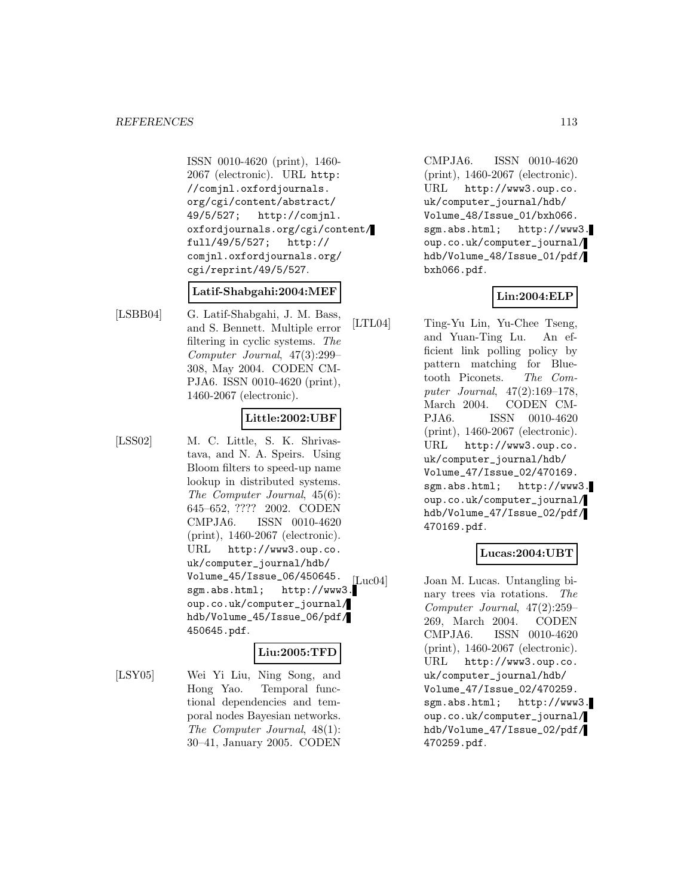ISSN 0010-4620 (print), 1460-2067 (electronic). URL http://comjnl.oxfordjournals.org/cgi/content/abstract/49/5/527; http://comjnl.oxfordjournals.org/cgi/content/full/49/5/527; http://comjnl.oxfordjournals.org/cgi/reprint/49/5/527.

**Latif-Shabgahi:2004:MEF**

[LSBB04] G. Latif-Shabgahi, J. M. Bass, and S. Bennett. Multiple error filtering in cyclic systems. *The Computer Journal*, 47(3):299–308, May 2004. CODEN CMPJA6. ISSN 0010-4620 (print), 1460-2067 (electronic).

**Little:2002:UBF**

[LSS02] M. C. Little, S. K. Shrivastava, and N. A. Speirs. Using Bloom filters to speed-up name lookup in distributed systems. *The Computer Journal*, 45(6):645–652, ???? 2002. CODEN CMPJA6. ISSN 0010-4620 (print), 1460-2067 (electronic). URL http://www3.oup.co.uk/computer_journal/hdb/Volume_45/Issue_06/450645.sgm.abs.html; http://www3.oup.co.uk/computer_journal/hdb/Volume_45/Issue_06/pdf/450645.pdf.

**Liu:2005:TFD**

[LSY05] Wei Yi Liu, Ning Song, and Hong Yao. Temporal functional dependencies and temporal nodes Bayesian networks. *The Computer Journal*, 48(1):30–41, January 2005. CODEN CMPJA6. ISSN 0010-4620 (print), 1460-2067 (electronic). URL http://www3.oup.co.uk/computer_journal/hdb/Volume_48/Issue_01/bxh066.sgm.abs.html; http://www3.oup.co.uk/computer_journal/hdb/Volume_48/Issue_01/pdf/bxh066.pdf.

**Lin:2004:ELP**

[LTL04] Ting-Yu Lin, Yu-Chee Tseng, and Yuan-Ting Lu. An efficient link polling policy by pattern matching for Bluetooth Piconets. *The Computer Journal*, 47(2):169–178, March 2004. CODEN CMPJA6. ISSN 0010-4620 (print), 1460-2067 (electronic). URL http://www3.oup.co.uk/computer_journal/hdb/Volume_47/Issue_02/470169.sgm.abs.html; http://www3.oup.co.uk/computer_journal/hdb/Volume_47/Issue_02/pdf/470169.pdf.

**Lucas:2004:UBT**

[Luc04] Joan M. Lucas. Untangling binary trees via rotations. *The Computer Journal*, 47(2):259–269, March 2004. CODEN CMPJA6. ISSN 0010-4620 (print), 1460-2067 (electronic). URL http://www3.oup.co.uk/computer_journal/hdb/Volume_47/Issue_02/470259.sgm.abs.html; http://www3.oup.co.uk/computer_journal/hdb/Volume_47/Issue_02/pdf/470259.pdf.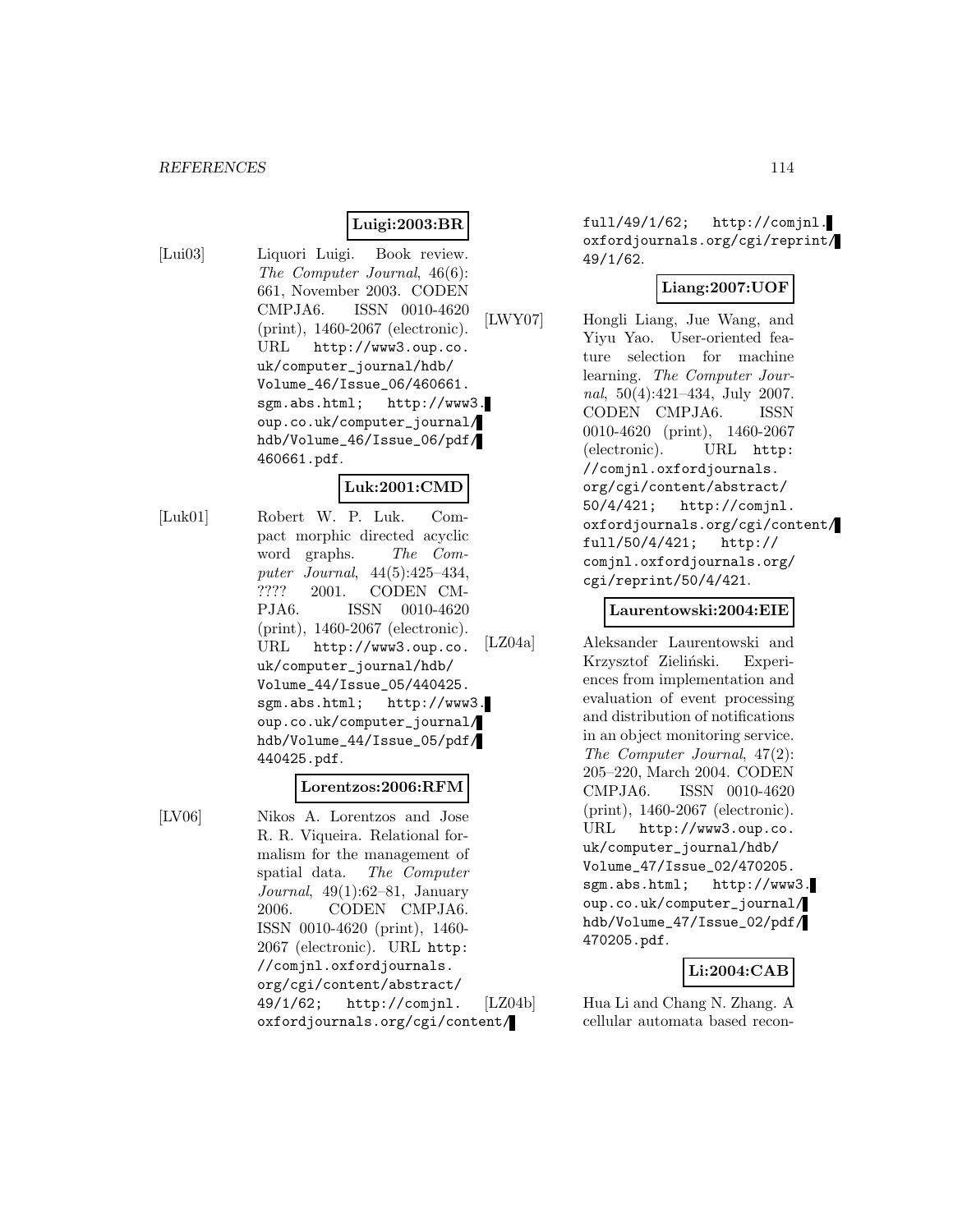**Luigi:2003:BR**

[Lui03] Liquori Luigi. Book review. *The Computer Journal*, 46(6): 661, November 2003. CODEN CMPJA6. ISSN 0010-4620 (print), 1460-2067 (electronic). URL http://www3.oup.co.uk/computer_journal/hdb/Volume_46/Issue_06/460661.sgm.abs.html; http://www3.oup.co.uk/computer_journal/hdb/Volume_46/Issue_06/pdf/460661.pdf.

**Luk:2001:CMD**

[Luk01] Robert W. P. Luk. Compact morphic directed acyclic word graphs. *The Computer Journal*, 44(5):425–434, ???? 2001. CODEN CMPJA6. ISSN 0010-4620 (print), 1460-2067 (electronic). URL http://www3.oup.co.uk/computer_journal/hdb/Volume_44/Issue_05/440425.sgm.abs.html; http://www3.oup.co.uk/computer_journal/hdb/Volume_44/Issue_05/pdf/440425.pdf.

**Lorentzos:2006:RFM**

[LV06] Nikos A. Lorentzos and Jose R. R. Viqueira. Relational formalism for the management of spatial data. *The Computer Journal*, 49(1):62–81, January 2006. CODEN CMPJA6. ISSN 0010-4620 (print), 1460-2067 (electronic). URL http://comjnl.oxfordjournals.org/cgi/content/abstract/49/1/62; http://comjnl.oxfordjournals.org/cgi/content/full/49/1/62; http://comjnl.oxfordjournals.org/cgi/reprint/49/1/62.

**Liang:2007:UOF**

[LWY07] Hongli Liang, Jue Wang, and Yiyu Yao. User-oriented feature selection for machine learning. *The Computer Journal*, 50(4):421–434, July 2007. CODEN CMPJA6. ISSN 0010-4620 (print), 1460-2067 (electronic). URL http://comjnl.oxfordjournals.org/cgi/content/abstract/50/4/421; http://comjnl.oxfordjournals.org/cgi/content/full/50/4/421; http://comjnl.oxfordjournals.org/cgi/reprint/50/4/421.

**Laurentowski:2004:EIE**

[LZ04a] Aleksander Laurentowski and Krzysztof Zieliński. Experiences from implementation and evaluation of event processing and distribution of notifications in an object monitoring service. *The Computer Journal*, 47(2): 205–220, March 2004. CODEN CMPJA6. ISSN 0010-4620 (print), 1460-2067 (electronic). URL http://www3.oup.co.uk/computer_journal/hdb/Volume_47/Issue_02/470205.sgm.abs.html; http://www3.oup.co.uk/computer_journal/hdb/Volume_47/Issue_02/pdf/470205.pdf.

**Li:2004:CAB**

[LZ04b] Hua Li and Chang N. Zhang. A cellular automata based recon-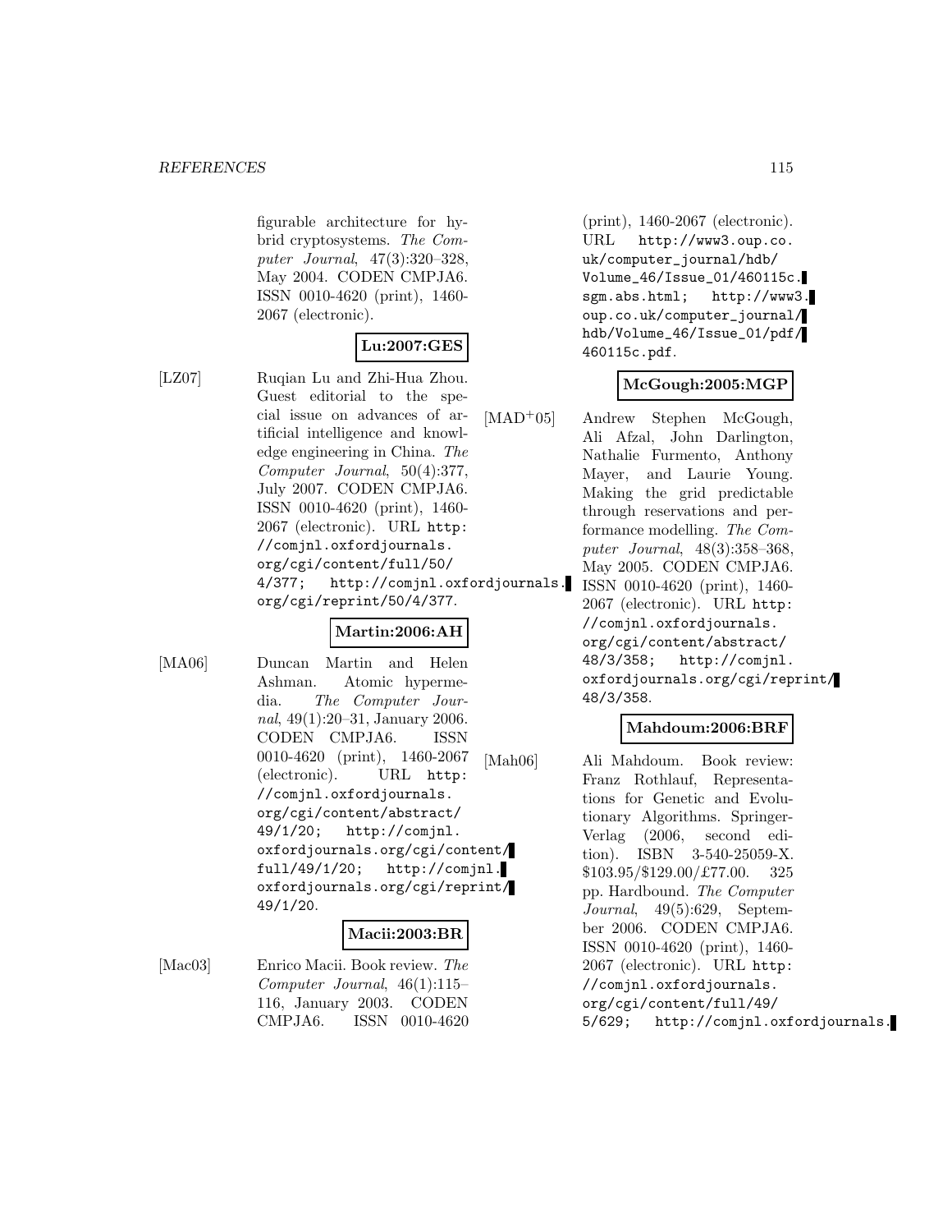figurable architecture for hybrid cryptosystems. *The Computer Journal*, 47(3):320–328, May 2004. CODEN CMPJA6. ISSN 0010-4620 (print), 1460-2067 (electronic).

**Lu:2007:GES**

[LZ07] Ruqian Lu and Zhi-Hua Zhou. Guest editorial to the special issue on advances of artificial intelligence and knowledge engineering in China. *The Computer Journal*, 50(4):377, July 2007. CODEN CMPJA6. ISSN 0010-4620 (print), 1460-2067 (electronic). URL http://comjnl.oxfordjournals.org/cgi/content/full/50/4/377; http://comjnl.oxfordjournals.org/cgi/reprint/50/4/377.

**Martin:2006:AH**

[MA06] Duncan Martin and Helen Ashman. Atomic hypermedia. *The Computer Journal*, 49(1):20–31, January 2006. CODEN CMPJA6. ISSN 0010-4620 (print), 1460-2067 (electronic). URL http://comjnl.oxfordjournals.org/cgi/content/abstract/49/1/20; http://comjnl.oxfordjournals.org/cgi/content/full/49/1/20; http://comjnl.oxfordjournals.org/cgi/reprint/49/1/20.

**Macii:2003:BR**

[Mac03] Enrico Macii. Book review. *The Computer Journal*, 46(1):115–116, January 2003. CODEN CMPJA6. ISSN 0010-4620 (print), 1460-2067 (electronic). URL http://www3.oup.co.uk/computer_journal/hdb/Volume_46/Issue_01/460115c.sgm.abs.html; http://www3.oup.co.uk/computer_journal/hdb/Volume_46/Issue_01/pdf/460115c.pdf.

**McGough:2005:MGP**

[MAD+05] Andrew Stephen McGough, Ali Afzal, John Darlington, Nathalie Furmento, Anthony Mayer, and Laurie Young. Making the grid predictable through reservations and performance modelling. *The Computer Journal*, 48(3):358–368, May 2005. CODEN CMPJA6. ISSN 0010-4620 (print), 1460-2067 (electronic). URL http://comjnl.oxfordjournals.org/cgi/content/abstract/48/3/358; http://comjnl.oxfordjournals.org/cgi/reprint/48/3/358.

**Mahdoum:2006:BRF**

[Mah06] Ali Mahdoum. Book review: Franz Rothlauf, Representations for Genetic and Evolutionary Algorithms. Springer-Verlag (2006, second edition). ISBN 3-540-25059-X. $103.95/$129.00/£77.00. 325 pp. Hardbound. *The Computer Journal*, 49(5):629, September 2006. CODEN CMPJA6. ISSN 0010-4620 (print), 1460-2067 (electronic). URL http://comjnl.oxfordjournals.org/cgi/content/full/49/5/629; http://comjnl.oxfordjournals.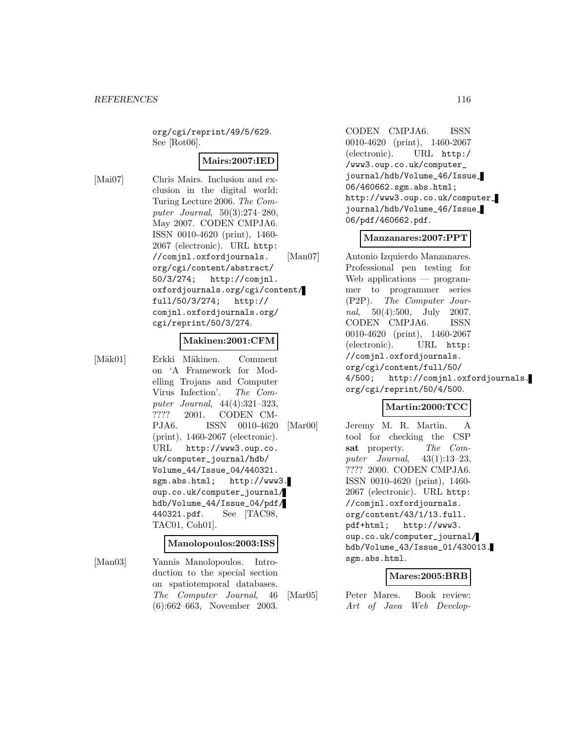org/cgi/reprint/49/5/629. See [Rot06].

**Mairs:2007:IED**

[Mai07] Chris Mairs. Inclusion and exclusion in the digital world: Turing Lecture 2006. *The Computer Journal*, 50(3):274–280, May 2007. CODEN CMPJA6. ISSN 0010-4620 (print), 1460-2067 (electronic). URL `http://comjnl.oxfordjournals.org/cgi/content/abstract/50/3/274`; `http://comjnl.oxfordjournals.org/cgi/content/full/50/3/274`; `http://comjnl.oxfordjournals.org/cgi/reprint/50/3/274`.

**Makinen:2001:CFM**

[Mäk01] Erkki Mäkinen. Comment on 'A Framework for Modelling Trojans and Computer Virus Infection'. *The Computer Journal*, 44(4):321–323, ???? 2001. CODEN CMPJA6. ISSN 0010-4620 (print), 1460-2067 (electronic). URL `http://www3.oup.co.uk/computer_journal/hdb/Volume_44/Issue_04/440321.sgm.abs.html`; `http://www3.oup.co.uk/computer_journal/hdb/Volume_44/Issue_04/pdf/440321.pdf`. See [TAC98, TAC01, Coh01].

**Manolopoulos:2003:ISS**

[Man03] Yannis Manolopoulos. Introduction to the special section on spatiotemporal databases. *The Computer Journal*, 46(6):662–663, November 2003. CODEN CMPJA6. ISSN 0010-4620 (print), 1460-2067 (electronic). URL `http://www3.oup.co.uk/computer_journal/hdb/Volume_46/Issue_06/460662.sgm.abs.html`; `http://www3.oup.co.uk/computer_journal/hdb/Volume_46/Issue_06/pdf/460662.pdf`.

**Manzanares:2007:PPT**

[Man07] Antonio Izquierdo Manzanares. Professional pen testing for Web applications — programmer to programmer series (P2P). *The Computer Journal*, 50(4):500, July 2007. CODEN CMPJA6. ISSN 0010-4620 (print), 1460-2067 (electronic). URL `http://comjnl.oxfordjournals.org/cgi/content/full/50/4/500`; `http://comjnl.oxfordjournals.org/cgi/reprint/50/4/500`.

**Martin:2000:TCC**

[Mar00] Jeremy M. R. Martin. A tool for checking the CSP **sat** property. *The Computer Journal*, 43(1):13–23, ???? 2000. CODEN CMPJA6. ISSN 0010-4620 (print), 1460-2067 (electronic). URL `http://comjnl.oxfordjournals.org/content/43/1/13.full.pdf+html`; `http://www3.oup.co.uk/computer_journal/hdb/Volume_43/Issue_01/430013.sgm.abs.html`.

**Mares:2005:BRB**

[Mar05] Peter Mares. Book review: *Art of Java Web Develop-*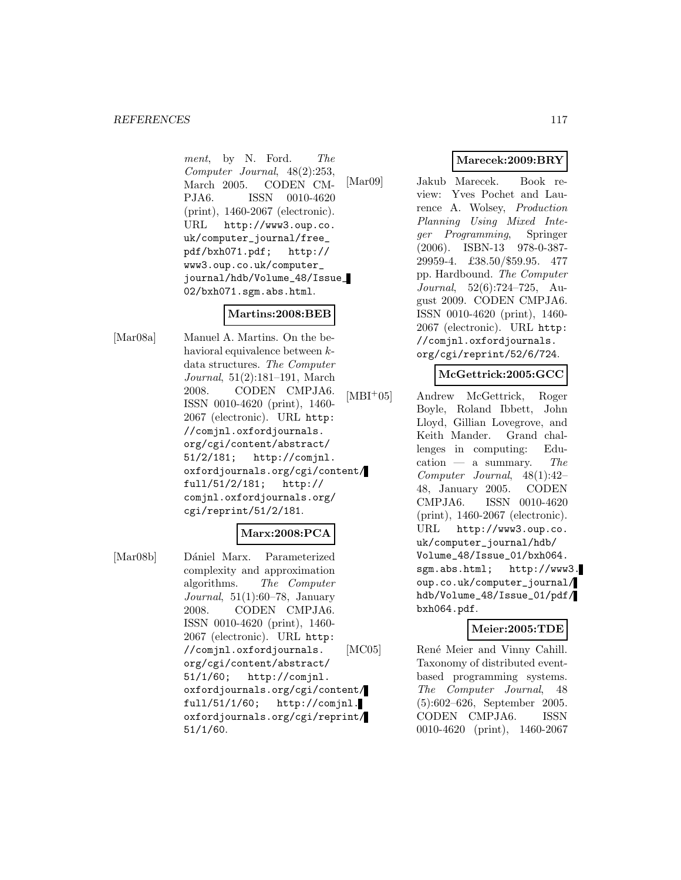*ment*, by N. Ford. *The Computer Journal*, 48(2):253, March 2005. CODEN CMPJA6. ISSN 0010-4620 (print), 1460-2067 (electronic). URL http://www3.oup.co.uk/computer_journal/free_pdf/bxh071.pdf; http://www3.oup.co.uk/computer_journal/hdb/Volume_48/Issue_02/bxh071.sgm.abs.html.

**Martins:2008:BEB**

[Mar08a] Manuel A. Martins. On the behavioral equivalence between $k$-data structures. *The Computer Journal*, 51(2):181–191, March 2008. CODEN CMPJA6. ISSN 0010-4620 (print), 1460-2067 (electronic). URL http://comjnl.oxfordjournals.org/cgi/content/abstract/51/2/181; http://comjnl.oxfordjournals.org/cgi/content/full/51/2/181; http://comjnl.oxfordjournals.org/cgi/reprint/51/2/181.

**Marx:2008:PCA**

[Mar08b] Dániel Marx. Parameterized complexity and approximation algorithms. *The Computer Journal*, 51(1):60–78, January 2008. CODEN CMPJA6. ISSN 0010-4620 (print), 1460-2067 (electronic). URL http://comjnl.oxfordjournals.org/cgi/content/abstract/51/1/60; http://comjnl.oxfordjournals.org/cgi/content/full/51/1/60; http://comjnl.oxfordjournals.org/cgi/reprint/51/1/60.

**Marecek:2009:BRY**

[Mar09] Jakub Marecek. Book review: Yves Pochet and Laurence A. Wolsey, *Production Planning Using Mixed Integer Programming*, Springer (2006). ISBN-13 978-0-387-29959-4. £38.50/$59.95. 477 pp. Hardbound. *The Computer Journal*, 52(6):724–725, August 2009. CODEN CMPJA6. ISSN 0010-4620 (print), 1460-2067 (electronic). URL http://comjnl.oxfordjournals.org/cgi/reprint/52/6/724.

**McGettrick:2005:GCC**

[MBI+05] Andrew McGettrick, Roger Boyle, Roland Ibbett, John Lloyd, Gillian Lovegrove, and Keith Mander. Grand challenges in computing: Education — a summary. *The Computer Journal*, 48(1):42–48, January 2005. CODEN CMPJA6. ISSN 0010-4620 (print), 1460-2067 (electronic). URL http://www3.oup.co.uk/computer_journal/hdb/Volume_48/Issue_01/bxh064.sgm.abs.html; http://www3.oup.co.uk/computer_journal/hdb/Volume_48/Issue_01/pdf/bxh064.pdf.

**Meier:2005:TDE**

[MC05] René Meier and Vinny Cahill. Taxonomy of distributed event-based programming systems. *The Computer Journal*, 48(5):602–626, September 2005. CODEN CMPJA6. ISSN 0010-4620 (print), 1460-2067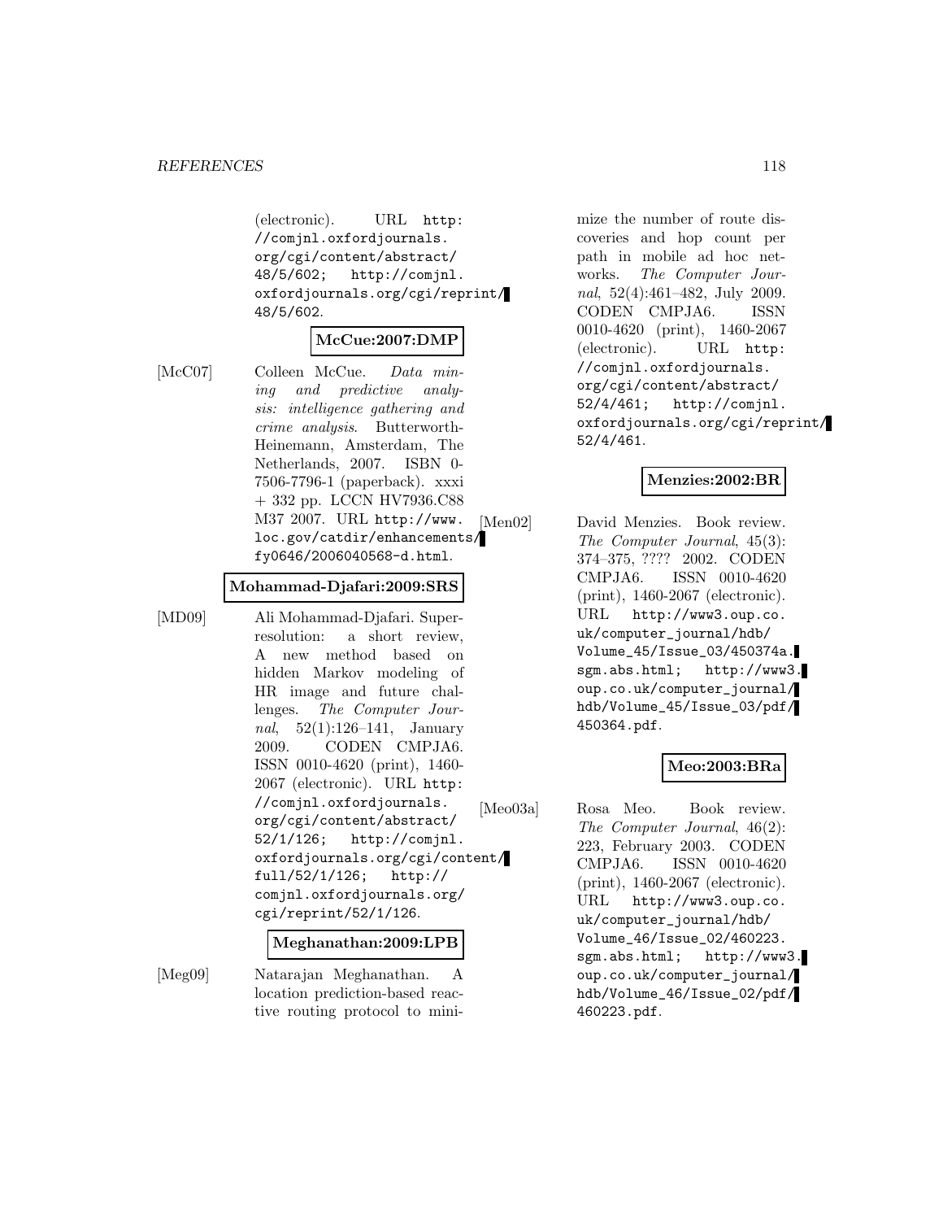(electronic). URL http://comjnl.oxfordjournals.org/cgi/content/abstract/48/5/602; http://comjnl.oxfordjournals.org/cgi/reprint/48/5/602.

**McCue:2007:DMP**

[McC07] Colleen McCue. *Data mining and predictive analysis: intelligence gathering and crime analysis*. Butterworth-Heinemann, Amsterdam, The Netherlands, 2007. ISBN 0-7506-7796-1 (paperback). xxxi + 332 pp. LCCN HV7936.C88 M37 2007. URL http://www.loc.gov/catdir/enhancements/fy0646/2006040568-d.html.

**Mohammad-Djafari:2009:SRS**

[MD09] Ali Mohammad-Djafari. Super-resolution: a short review, A new method based on hidden Markov modeling of HR image and future challenges. *The Computer Journal*, 52(1):126–141, January 2009. CODEN CMPJA6. ISSN 0010-4620 (print), 1460-2067 (electronic). URL http://comjnl.oxfordjournals.org/cgi/content/abstract/52/1/126; http://comjnl.oxfordjournals.org/cgi/content/full/52/1/126; http://comjnl.oxfordjournals.org/cgi/reprint/52/1/126.

**Meghanathan:2009:LPB**

[Meg09] Natarajan Meghanathan. A location prediction-based reactive routing protocol to minimize the number of route discoveries and hop count per path in mobile ad hoc networks. *The Computer Journal*, 52(4):461–482, July 2009. CODEN CMPJA6. ISSN 0010-4620 (print), 1460-2067 (electronic). URL http://comjnl.oxfordjournals.org/cgi/content/abstract/52/4/461; http://comjnl.oxfordjournals.org/cgi/reprint/52/4/461.

**Menzies:2002:BR**

[Men02] David Menzies. Book review. *The Computer Journal*, 45(3): 374–375, ???? 2002. CODEN CMPJA6. ISSN 0010-4620 (print), 1460-2067 (electronic). URL http://www3.oup.co.uk/computer_journal/hdb/Volume_45/Issue_03/450374a.sgm.abs.html; http://www3.oup.co.uk/computer_journal/hdb/Volume_45/Issue_03/pdf/450364.pdf.

**Meo:2003:BRa**

[Meo03a] Rosa Meo. Book review. *The Computer Journal*, 46(2): 223, February 2003. CODEN CMPJA6. ISSN 0010-4620 (print), 1460-2067 (electronic). URL http://www3.oup.co.uk/computer_journal/hdb/Volume_46/Issue_02/460223.sgm.abs.html; http://www3.oup.co.uk/computer_journal/hdb/Volume_46/Issue_02/pdf/460223.pdf.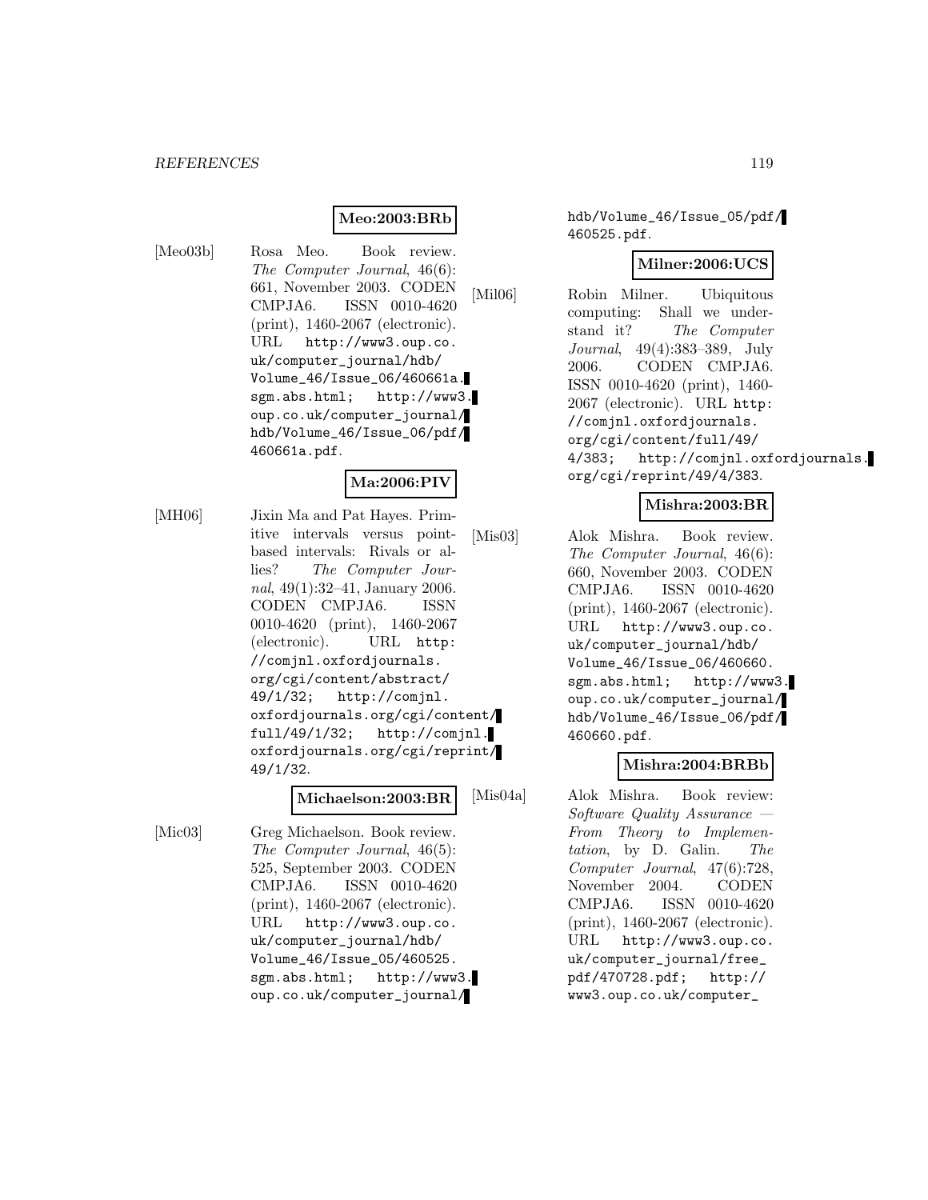**Meo:2003:BRb**

[Meo03b] Rosa Meo. Book review. *The Computer Journal*, 46(6): 661, November 2003. CODEN CMPJA6. ISSN 0010-4620 (print), 1460-2067 (electronic). URL http://www3.oup.co.uk/computer_journal/hdb/Volume_46/Issue_06/460661a.sgm.abs.html; http://www3.oup.co.uk/computer_journal/hdb/Volume_46/Issue_06/pdf/460661a.pdf.

**Ma:2006:PIV**

[MH06] Jixin Ma and Pat Hayes. Primitive intervals versus point-based intervals: Rivals or allies? *The Computer Journal*, 49(1):32–41, January 2006. CODEN CMPJA6. ISSN 0010-4620 (print), 1460-2067 (electronic). URL http://comjnl.oxfordjournals.org/cgi/content/abstract/49/1/32; http://comjnl.oxfordjournals.org/cgi/content/full/49/1/32; http://comjnl.oxfordjournals.org/cgi/reprint/49/1/32.

**Michaelson:2003:BR**

[Mic03] Greg Michaelson. Book review. *The Computer Journal*, 46(5): 525, September 2003. CODEN CMPJA6. ISSN 0010-4620 (print), 1460-2067 (electronic). URL http://www3.oup.co.uk/computer_journal/hdb/Volume_46/Issue_05/460525.sgm.abs.html; http://www3.oup.co.uk/computer_journal/hdb/Volume_46/Issue_05/pdf/460525.pdf.

**Milner:2006:UCS**

[Mil06] Robin Milner. Ubiquitous computing: Shall we understand it? *The Computer Journal*, 49(4):383–389, July 2006. CODEN CMPJA6. ISSN 0010-4620 (print), 1460-2067 (electronic). URL http://comjnl.oxfordjournals.org/cgi/content/full/49/4/383; http://comjnl.oxfordjournals.org/cgi/reprint/49/4/383.

**Mishra:2003:BR**

[Mis03] Alok Mishra. Book review. *The Computer Journal*, 46(6): 660, November 2003. CODEN CMPJA6. ISSN 0010-4620 (print), 1460-2067 (electronic). URL http://www3.oup.co.uk/computer_journal/hdb/Volume_46/Issue_06/460660.sgm.abs.html; http://www3.oup.co.uk/computer_journal/hdb/Volume_46/Issue_06/pdf/460660.pdf.

**Mishra:2004:BRBb**

[Mis04a] Alok Mishra. Book review: *Software Quality Assurance — From Theory to Implementation*, by D. Galin. *The Computer Journal*, 47(6):728, November 2004. CODEN CMPJA6. ISSN 0010-4620 (print), 1460-2067 (electronic). URL http://www3.oup.co.uk/computer_journal/free_pdf/470728.pdf; http://www3.oup.co.uk/computer_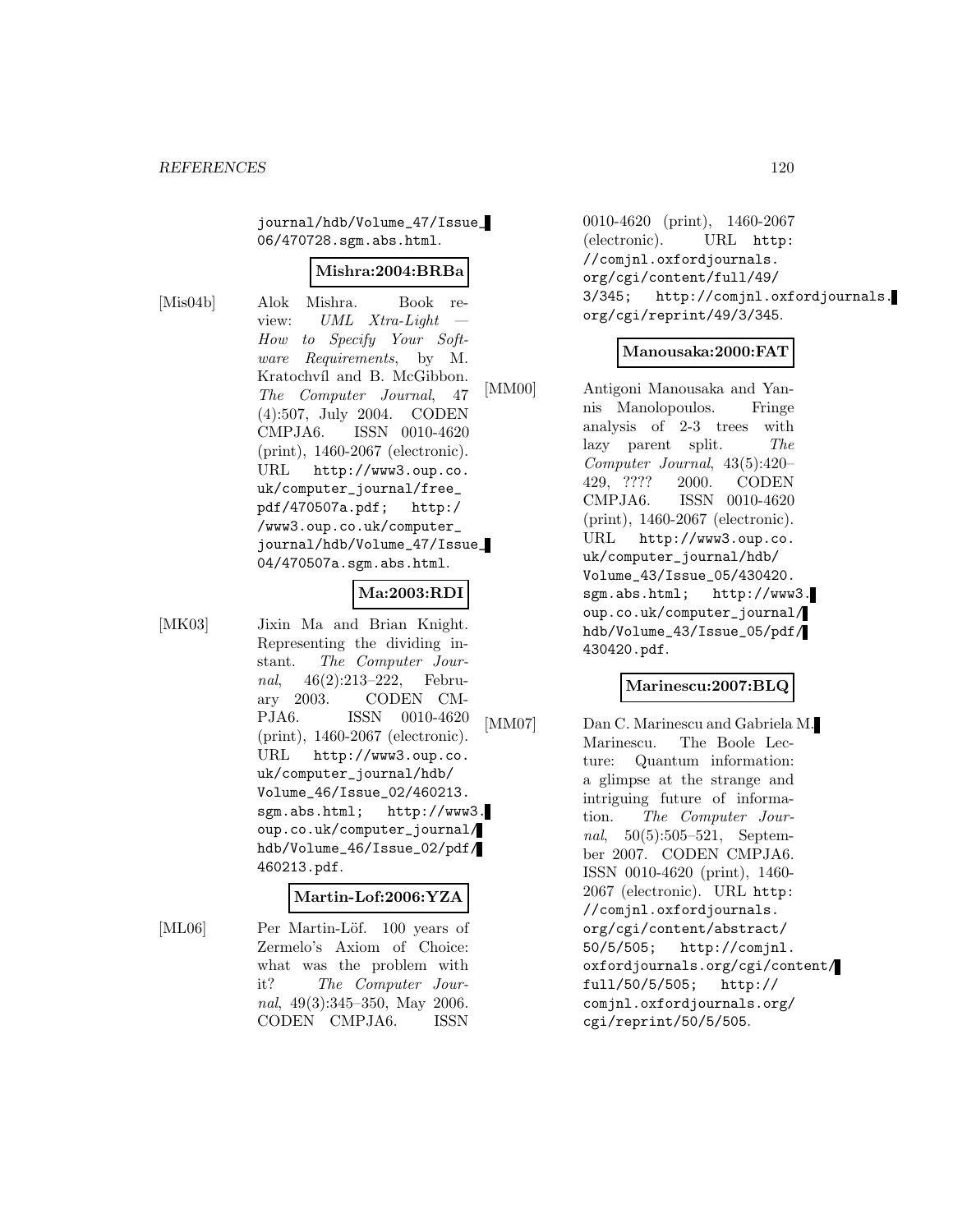journal/hdb/Volume_47/Issue_06/470728.sgm.abs.html.

**Mishra:2004:BRBa**

[Mis04b] Alok Mishra. Book review: *UML Xtra-Light — How to Specify Your Software Requirements*, by M. Kratochvíl and B. McGibbon. *The Computer Journal*, 47 (4):507, July 2004. CODEN CMPJA6. ISSN 0010-4620 (print), 1460-2067 (electronic). URL http://www3.oup.co.uk/computer_journal/free_pdf/470507a.pdf; http://www3.oup.co.uk/computer_journal/hdb/Volume_47/Issue_04/470507a.sgm.abs.html.

**Ma:2003:RDI**

[MK03] Jixin Ma and Brian Knight. Representing the dividing instant. *The Computer Journal*, 46(2):213–222, February 2003. CODEN CMPJA6. ISSN 0010-4620 (print), 1460-2067 (electronic). URL http://www3.oup.co.uk/computer_journal/hdb/Volume_46/Issue_02/460213.sgm.abs.html; http://www3.oup.co.uk/computer_journal/hdb/Volume_46/Issue_02/pdf/460213.pdf.

**Martin-Lof:2006:YZA**

[ML06] Per Martin-Löf. 100 years of Zermelo's Axiom of Choice: what was the problem with it? *The Computer Journal*, 49(3):345–350, May 2006. CODEN CMPJA6. ISSN 0010-4620 (print), 1460-2067 (electronic). URL http://comjnl.oxfordjournals.org/cgi/content/full/49/3/345; http://comjnl.oxfordjournals.org/cgi/reprint/49/3/345.

**Manousaka:2000:FAT**

[MM00] Antigoni Manousaka and Yannis Manolopoulos. Fringe analysis of 2-3 trees with lazy parent split. *The Computer Journal*, 43(5):420–429, ???? 2000. CODEN CMPJA6. ISSN 0010-4620 (print), 1460-2067 (electronic). URL http://www3.oup.co.uk/computer_journal/hdb/Volume_43/Issue_05/430420.sgm.abs.html; http://www3.oup.co.uk/computer_journal/hdb/Volume_43/Issue_05/pdf/430420.pdf.

**Marinescu:2007:BLQ**

[MM07] Dan C. Marinescu and Gabriela M. Marinescu. The Boole Lecture: Quantum information: a glimpse at the strange and intriguing future of information. *The Computer Journal*, 50(5):505–521, September 2007. CODEN CMPJA6. ISSN 0010-4620 (print), 1460-2067 (electronic). URL http://comjnl.oxfordjournals.org/cgi/content/abstract/50/5/505; http://comjnl.oxfordjournals.org/cgi/content/full/50/5/505; http://comjnl.oxfordjournals.org/cgi/reprint/50/5/505.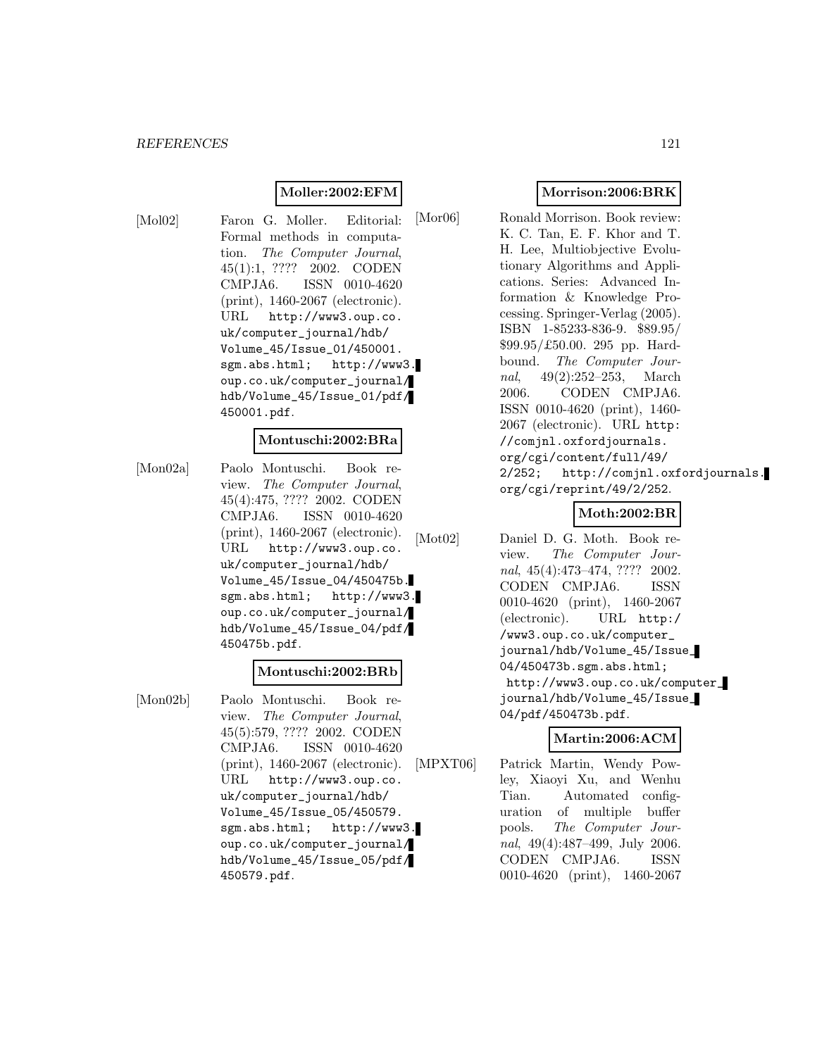**Moller:2002:EFM**

[Mol02] Faron G. Moller. Editorial: Formal methods in computation. *The Computer Journal*, 45(1):1, ???? 2002. CODEN CMPJA6. ISSN 0010-4620 (print), 1460-2067 (electronic). URL `http://www3.oup.co.uk/computer_journal/hdb/Volume_45/Issue_01/450001.sgm.abs.html`; `http://www3.oup.co.uk/computer_journal/hdb/Volume_45/Issue_01/pdf/450001.pdf`.

**Montuschi:2002:BRa**

[Mon02a] Paolo Montuschi. Book review. *The Computer Journal*, 45(4):475, ???? 2002. CODEN CMPJA6. ISSN 0010-4620 (print), 1460-2067 (electronic). URL `http://www3.oup.co.uk/computer_journal/hdb/Volume_45/Issue_04/450475b.sgm.abs.html`; `http://www3.oup.co.uk/computer_journal/hdb/Volume_45/Issue_04/pdf/450475b.pdf`.

**Montuschi:2002:BRb**

[Mon02b] Paolo Montuschi. Book review. *The Computer Journal*, 45(5):579, ???? 2002. CODEN CMPJA6. ISSN 0010-4620 (print), 1460-2067 (electronic). URL `http://www3.oup.co.uk/computer_journal/hdb/Volume_45/Issue_05/450579.sgm.abs.html`; `http://www3.oup.co.uk/computer_journal/hdb/Volume_45/Issue_05/pdf/450579.pdf`.

**Morrison:2006:BRK**

[Mor06] Ronald Morrison. Book review: K. C. Tan, E. F. Khor and T. H. Lee, Multiobjective Evolutionary Algorithms and Applications. Series: Advanced Information & Knowledge Processing. Springer-Verlag (2005). ISBN 1-85233-836-9. $89.95/ $99.95/£50.00. 295 pp. Hardbound. *The Computer Journal*, 49(2):252–253, March 2006. CODEN CMPJA6. ISSN 0010-4620 (print), 1460-2067 (electronic). URL `http://comjnl.oxfordjournals.org/cgi/content/full/49/2/252`; `http://comjnl.oxfordjournals.org/cgi/reprint/49/2/252`.

**Moth:2002:BR**

[Mot02] Daniel D. G. Moth. Book review. *The Computer Journal*, 45(4):473–474, ???? 2002. CODEN CMPJA6. ISSN 0010-4620 (print), 1460-2067 (electronic). URL `http://www3.oup.co.uk/computer_journal/hdb/Volume_45/Issue_04/450473b.sgm.abs.html`; `http://www3.oup.co.uk/computer_journal/hdb/Volume_45/Issue_04/pdf/450473b.pdf`.

**Martin:2006:ACM**

[MPXT06] Patrick Martin, Wendy Powley, Xiaoyi Xu, and Wenhu Tian. Automated configuration of multiple buffer pools. *The Computer Journal*, 49(4):487–499, July 2006. CODEN CMPJA6. ISSN 0010-4620 (print), 1460-2067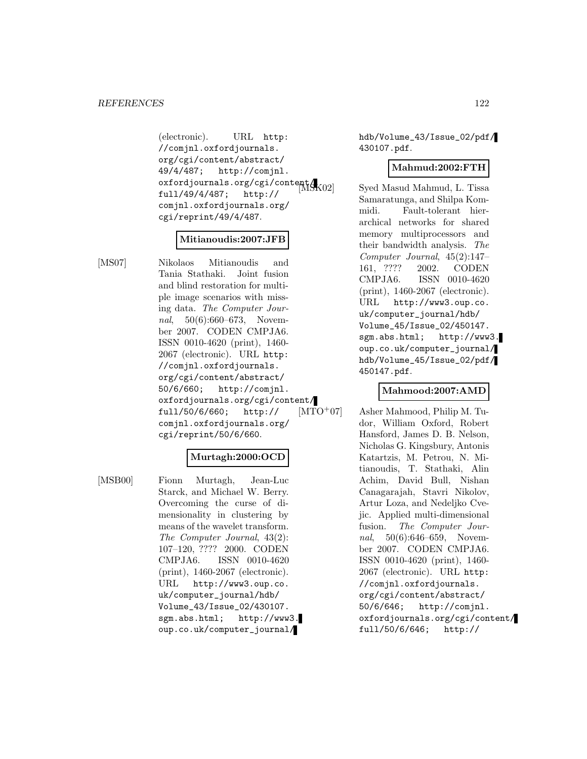(electronic). URL http://comjnl.oxfordjournals.org/cgi/content/abstract/49/4/487; http://comjnl.oxfordjournals.org/cgi/content/full/49/4/487; http://comjnl.oxfordjournals.org/cgi/reprint/49/4/487.

**Mitianoudis:2007:JFB**

[MS07] Nikolaos Mitianoudis and Tania Stathaki. Joint fusion and blind restoration for multiple image scenarios with missing data. *The Computer Journal*, 50(6):660–673, November 2007. CODEN CMPJA6. ISSN 0010-4620 (print), 1460-2067 (electronic). URL http://comjnl.oxfordjournals.org/cgi/content/abstract/50/6/660; http://comjnl.oxfordjournals.org/cgi/content/full/50/6/660; http://comjnl.oxfordjournals.org/cgi/reprint/50/6/660.

**Murtagh:2000:OCD**

[MSB00] Fionn Murtagh, Jean-Luc Starck, and Michael W. Berry. Overcoming the curse of dimensionality in clustering by means of the wavelet transform. *The Computer Journal*, 43(2):107–120, ???? 2000. CODEN CMPJA6. ISSN 0010-4620 (print), 1460-2067 (electronic). URL http://www3.oup.co.uk/computer_journal/hdb/Volume_43/Issue_02/430107.sgm.abs.html; http://www3.oup.co.uk/computer_journal/hdb/Volume_43/Issue_02/pdf/430107.pdf.

**Mahmud:2002:FTH**

[MSK02] Syed Masud Mahmud, L. Tissa Samaratunga, and Shilpa Kommidi. Fault-tolerant hierarchical networks for shared memory multiprocessors and their bandwidth analysis. *The Computer Journal*, 45(2):147–161, ???? 2002. CODEN CMPJA6. ISSN 0010-4620 (print), 1460-2067 (electronic). URL http://www3.oup.co.uk/computer_journal/hdb/Volume_45/Issue_02/450147.sgm.abs.html; http://www3.oup.co.uk/computer_journal/hdb/Volume_45/Issue_02/pdf/450147.pdf.

**Mahmood:2007:AMD**

[MTO+07] Asher Mahmood, Philip M. Tudor, William Oxford, Robert Hansford, James D. B. Nelson, Nicholas G. Kingsbury, Antonis Katartzis, M. Petrou, N. Mitianoudis, T. Stathaki, Alin Achim, David Bull, Nishan Canagarajah, Stavri Nikolov, Artur Loza, and Nedeljko Cvejic. Applied multi-dimensional fusion. *The Computer Journal*, 50(6):646–659, November 2007. CODEN CMPJA6. ISSN 0010-4620 (print), 1460-2067 (electronic). URL http://comjnl.oxfordjournals.org/cgi/content/abstract/50/6/646; http://comjnl.oxfordjournals.org/cgi/content/full/50/6/646; http://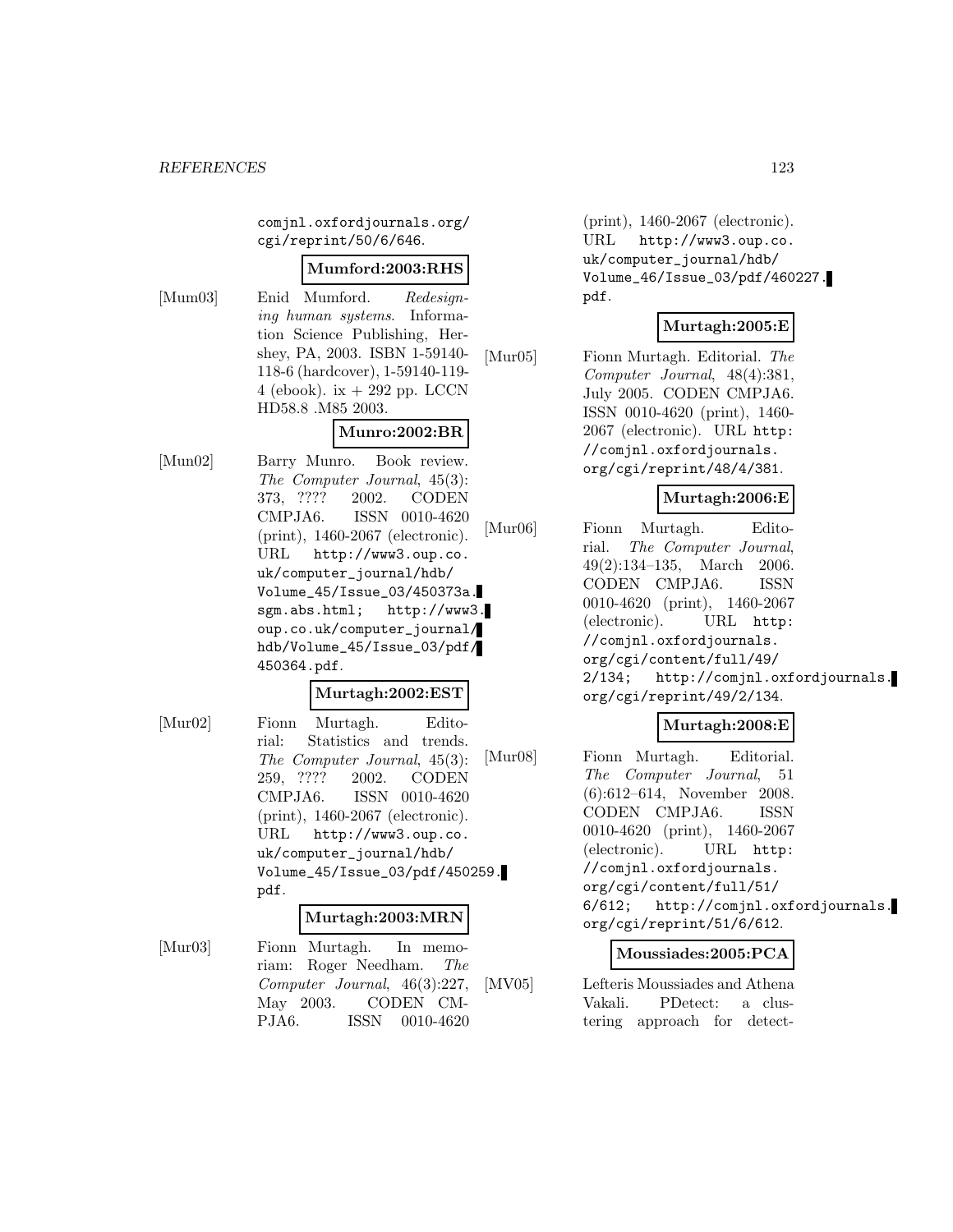comjnl.oxfordjournals.org/cgi/reprint/50/6/646.

**Mumford:2003:RHS**

[Mum03] Enid Mumford. *Redesigning human systems*. Information Science Publishing, Hershey, PA, 2003. ISBN 1-59140-118-6 (hardcover), 1-59140-119-4 (ebook). ix + 292 pp. LCCN HD58.8 .M85 2003.

**Munro:2002:BR**

[Mun02] Barry Munro. Book review. *The Computer Journal*, 45(3): 373, ???? 2002. CODEN CMPJA6. ISSN 0010-4620 (print), 1460-2067 (electronic). URL http://www3.oup.co.uk/computer_journal/hdb/Volume_45/Issue_03/450373a.sgm.abs.html; http://www3.oup.co.uk/computer_journal/hdb/Volume_45/Issue_03/pdf/450364.pdf.

**Murtagh:2002:EST**

[Mur02] Fionn Murtagh. Editorial: Statistics and trends. *The Computer Journal*, 45(3): 259, ???? 2002. CODEN CMPJA6. ISSN 0010-4620 (print), 1460-2067 (electronic). URL http://www3.oup.co.uk/computer_journal/hdb/Volume_45/Issue_03/pdf/450259.pdf.

**Murtagh:2003:MRN**

[Mur03] Fionn Murtagh. In memoriam: Roger Needham. *The Computer Journal*, 46(3):227, May 2003. CODEN CMPJA6. ISSN 0010-4620 (print), 1460-2067 (electronic). URL http://www3.oup.co.uk/computer_journal/hdb/Volume_46/Issue_03/pdf/460227.pdf.

**Murtagh:2005:E**

[Mur05] Fionn Murtagh. Editorial. *The Computer Journal*, 48(4):381, July 2005. CODEN CMPJA6. ISSN 0010-4620 (print), 1460-2067 (electronic). URL http://comjnl.oxfordjournals.org/cgi/reprint/48/4/381.

**Murtagh:2006:E**

[Mur06] Fionn Murtagh. Editorial. *The Computer Journal*, 49(2):134–135, March 2006. CODEN CMPJA6. ISSN 0010-4620 (print), 1460-2067 (electronic). URL http://comjnl.oxfordjournals.org/cgi/content/full/49/2/134; http://comjnl.oxfordjournals.org/cgi/reprint/49/2/134.

**Murtagh:2008:E**

[Mur08] Fionn Murtagh. Editorial. *The Computer Journal*, 51 (6):612–614, November 2008. CODEN CMPJA6. ISSN 0010-4620 (print), 1460-2067 (electronic). URL http://comjnl.oxfordjournals.org/cgi/content/full/51/6/612; http://comjnl.oxfordjournals.org/cgi/reprint/51/6/612.

**Moussiades:2005:PCA**

[MV05] Lefteris Moussiades and Athena Vakali. PDetect: a clustering approach for detect-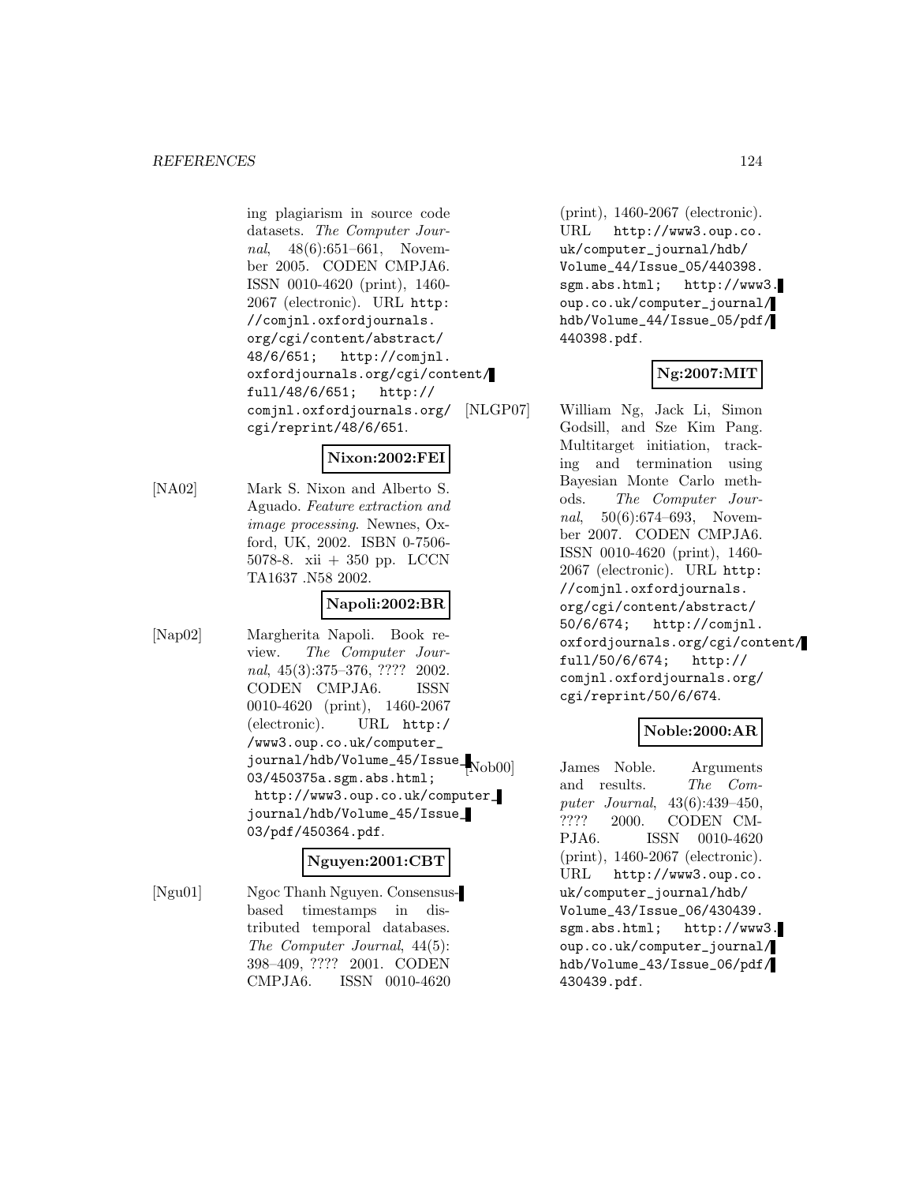ing plagiarism in source code datasets. *The Computer Journal*, 48(6):651–661, November 2005. CODEN CMPJA6. ISSN 0010-4620 (print), 1460-2067 (electronic). URL http://comjnl.oxfordjournals.org/cgi/content/abstract/48/6/651; http://comjnl.oxfordjournals.org/cgi/content/full/48/6/651; http://comjnl.oxfordjournals.org/cgi/reprint/48/6/651.

**Nixon:2002:FEI**

[NA02] Mark S. Nixon and Alberto S. Aguado. *Feature extraction and image processing*. Newnes, Oxford, UK, 2002. ISBN 0-7506-5078-8. xii + 350 pp. LCCN TA1637 .N58 2002.

**Napoli:2002:BR**

[Nap02] Margherita Napoli. Book review. *The Computer Journal*, 45(3):375–376, ???? 2002. CODEN CMPJA6. ISSN 0010-4620 (print), 1460-2067 (electronic). URL http://www3.oup.co.uk/computer_journal/hdb/Volume_45/Issue_03/450375a.sgm.abs.html; http://www3.oup.co.uk/computer_journal/hdb/Volume_45/Issue_03/pdf/450364.pdf.

**Nguyen:2001:CBT**

[Ngu01] Ngoc Thanh Nguyen. Consensus-based timestamps in distributed temporal databases. *The Computer Journal*, 44(5):398–409, ???? 2001. CODEN CMPJA6. ISSN 0010-4620 (print), 1460-2067 (electronic). URL http://www3.oup.co.uk/computer_journal/hdb/Volume_44/Issue_05/440398.sgm.abs.html; http://www3.oup.co.uk/computer_journal/hdb/Volume_44/Issue_05/pdf/440398.pdf.

**Ng:2007:MIT**

[NLGP07] William Ng, Jack Li, Simon Godsill, and Sze Kim Pang. Multitarget initiation, tracking and termination using Bayesian Monte Carlo methods. *The Computer Journal*, 50(6):674–693, November 2007. CODEN CMPJA6. ISSN 0010-4620 (print), 1460-2067 (electronic). URL http://comjnl.oxfordjournals.org/cgi/content/abstract/50/6/674; http://comjnl.oxfordjournals.org/cgi/content/full/50/6/674; http://comjnl.oxfordjournals.org/cgi/reprint/50/6/674.

**Noble:2000:AR**

[Nob00] James Noble. Arguments and results. *The Computer Journal*, 43(6):439–450, ???? 2000. CODEN CMPJA6. ISSN 0010-4620 (print), 1460-2067 (electronic). URL http://www3.oup.co.uk/computer_journal/hdb/Volume_43/Issue_06/430439.sgm.abs.html; http://www3.oup.co.uk/computer_journal/hdb/Volume_43/Issue_06/pdf/430439.pdf.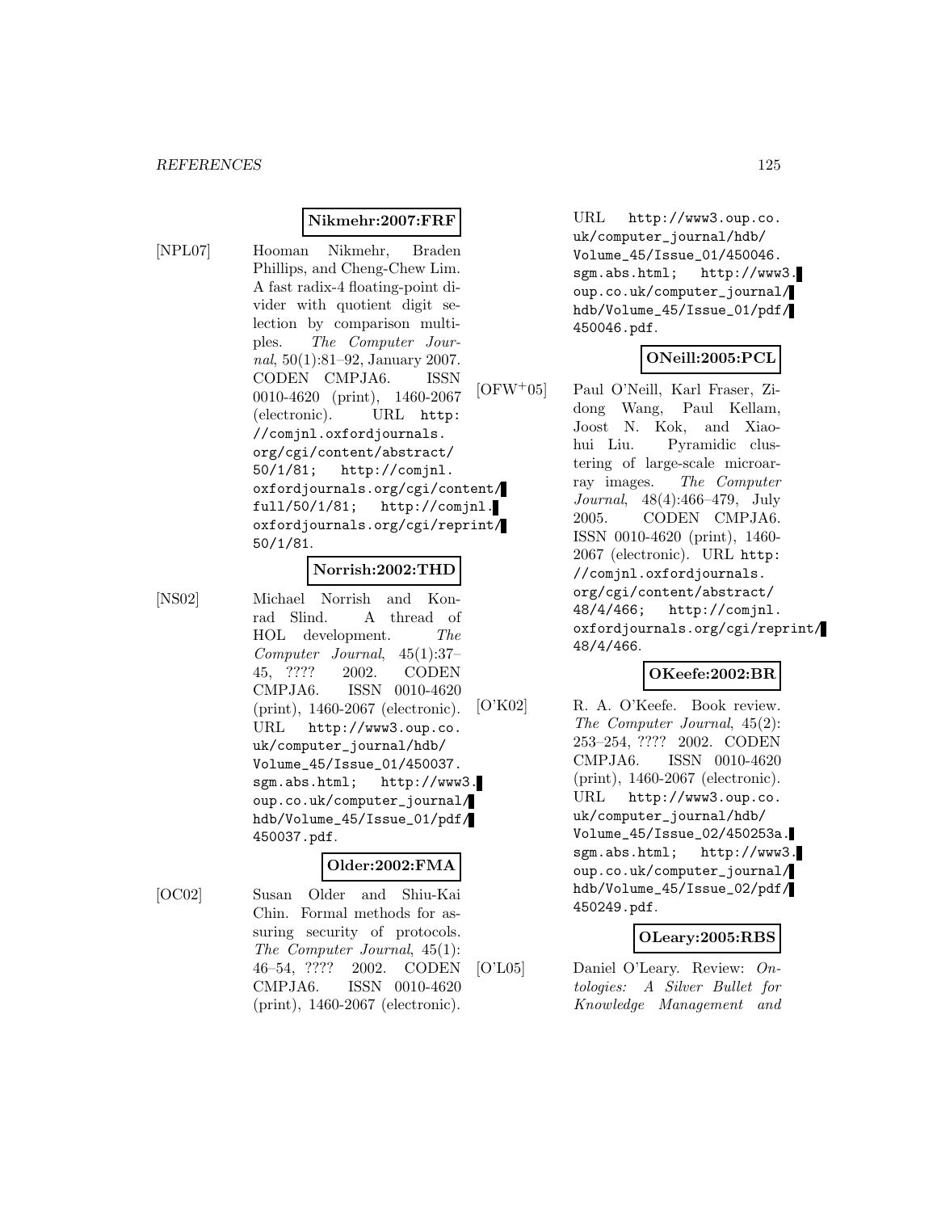**Nikmehr:2007:FRF**

[NPL07] Hooman Nikmehr, Braden Phillips, and Cheng-Chew Lim. A fast radix-4 floating-point divider with quotient digit selection by comparison multiples. *The Computer Journal*, 50(1):81–92, January 2007. CODEN CMPJA6. ISSN 0010-4620 (print), 1460-2067 (electronic). URL http://comjnl.oxfordjournals.org/cgi/content/abstract/50/1/81; http://comjnl.oxfordjournals.org/cgi/content/full/50/1/81; http://comjnl.oxfordjournals.org/cgi/reprint/50/1/81.

**Norrish:2002:THD**

[NS02] Michael Norrish and Konrad Slind. A thread of HOL development. *The Computer Journal*, 45(1):37–45, ???? 2002. CODEN CMPJA6. ISSN 0010-4620 (print), 1460-2067 (electronic). URL http://www3.oup.co.uk/computer_journal/hdb/Volume_45/Issue_01/450037.sgm.abs.html; http://www3.oup.co.uk/computer_journal/hdb/Volume_45/Issue_01/pdf/450037.pdf.

**Older:2002:FMA**

[OC02] Susan Older and Shiu-Kai Chin. Formal methods for assuring security of protocols. *The Computer Journal*, 45(1):46–54, ???? 2002. CODEN CMPJA6. ISSN 0010-4620 (print), 1460-2067 (electronic). URL http://www3.oup.co.uk/computer_journal/hdb/Volume_45/Issue_01/450046.sgm.abs.html; http://www3.oup.co.uk/computer_journal/hdb/Volume_45/Issue_01/pdf/450046.pdf.

**ONeill:2005:PCL**

[OFW+05] Paul O'Neill, Karl Fraser, Zidong Wang, Paul Kellam, Joost N. Kok, and Xiaohui Liu. Pyramidic clustering of large-scale microarray images. *The Computer Journal*, 48(4):466–479, July 2005. CODEN CMPJA6. ISSN 0010-4620 (print), 1460-2067 (electronic). URL http://comjnl.oxfordjournals.org/cgi/content/abstract/48/4/466; http://comjnl.oxfordjournals.org/cgi/reprint/48/4/466.

**OKeefe:2002:BR**

[O'K02] R. A. O'Keefe. Book review. *The Computer Journal*, 45(2):253–254, ???? 2002. CODEN CMPJA6. ISSN 0010-4620 (print), 1460-2067 (electronic). URL http://www3.oup.co.uk/computer_journal/hdb/Volume_45/Issue_02/450253a.sgm.abs.html; http://www3.oup.co.uk/computer_journal/hdb/Volume_45/Issue_02/pdf/450249.pdf.

**OLeary:2005:RBS**

[O'L05] Daniel O'Leary. Review: *Ontologies: A Silver Bullet for Knowledge Management and*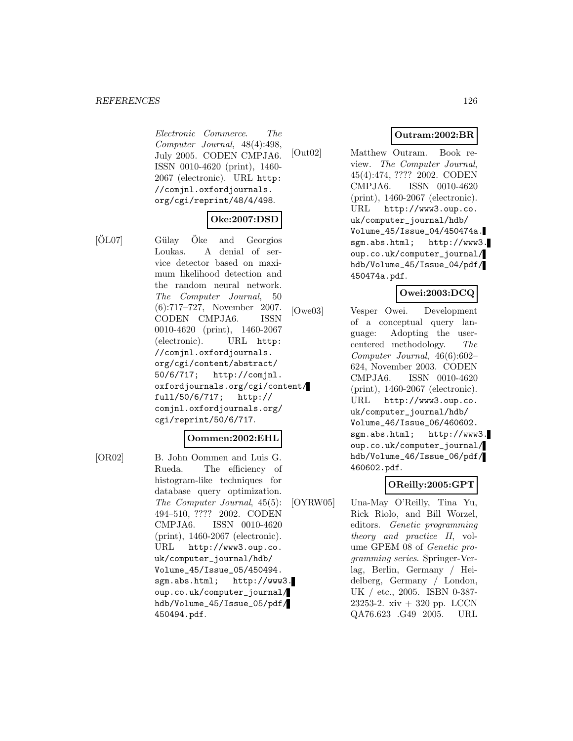*Electronic Commerce*. *The Computer Journal*, 48(4):498, July 2005. CODEN CMPJA6. ISSN 0010-4620 (print), 1460-2067 (electronic). URL http://comjnl.oxfordjournals.org/cgi/reprint/48/4/498.

**Oke:2007:DSD**

[ÖL07] Gülay Öke and Georgios Loukas. A denial of service detector based on maximum likelihood detection and the random neural network. *The Computer Journal*, 50(6):717–727, November 2007. CODEN CMPJA6. ISSN 0010-4620 (print), 1460-2067 (electronic). URL http://comjnl.oxfordjournals.org/cgi/content/abstract/50/6/717; http://comjnl.oxfordjournals.org/cgi/content/full/50/6/717; http://comjnl.oxfordjournals.org/cgi/reprint/50/6/717.

**Oommen:2002:EHL**

[OR02] B. John Oommen and Luis G. Rueda. The efficiency of histogram-like techniques for database query optimization. *The Computer Journal*, 45(5):494–510, ???? 2002. CODEN CMPJA6. ISSN 0010-4620 (print), 1460-2067 (electronic). URL http://www3.oup.co.uk/computer_journal/hdb/Volume_45/Issue_05/450494.sgm.abs.html; http://www3.oup.co.uk/computer_journal/hdb/Volume_45/Issue_05/pdf/450494.pdf.

**Outram:2002:BR**

[Out02] Matthew Outram. Book review. *The Computer Journal*, 45(4):474, ???? 2002. CODEN CMPJA6. ISSN 0010-4620 (print), 1460-2067 (electronic). URL http://www3.oup.co.uk/computer_journal/hdb/Volume_45/Issue_04/450474a.sgm.abs.html; http://www3.oup.co.uk/computer_journal/hdb/Volume_45/Issue_04/pdf/450474a.pdf.

**Owei:2003:DCQ**

[Owe03] Vesper Owei. Development of a conceptual query language: Adopting the user-centered methodology. *The Computer Journal*, 46(6):602–624, November 2003. CODEN CMPJA6. ISSN 0010-4620 (print), 1460-2067 (electronic). URL http://www3.oup.co.uk/computer_journal/hdb/Volume_46/Issue_06/460602.sgm.abs.html; http://www3.oup.co.uk/computer_journal/hdb/Volume_46/Issue_06/pdf/460602.pdf.

**OReilly:2005:GPT**

[OYRW05] Una-May O'Reilly, Tina Yu, Rick Riolo, and Bill Worzel, editors. *Genetic programming theory and practice II*, volume GPEM 08 of *Genetic programming series*. Springer-Verlag, Berlin, Germany / Heidelberg, Germany / London, UK / etc., 2005. ISBN 0-387-23253-2. xiv + 320 pp. LCCN QA76.623 .G49 2005. URL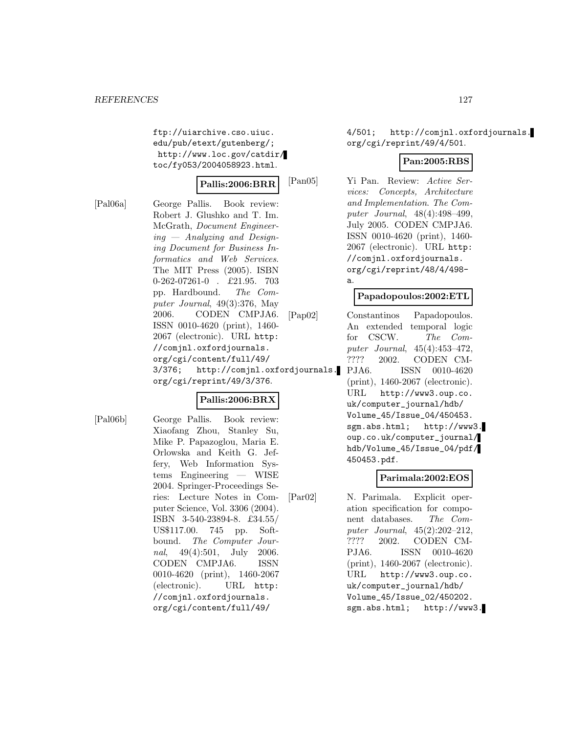ftp://uiarchive.cso.uiuc.edu/pub/etext/gutenberg/; http://www.loc.gov/catdir/toc/fy053/2004058923.html.

**Pallis:2006:BRR**

[Pal06a] George Pallis. Book review: Robert J. Glushko and T. Im. McGrath, *Document Engineering — Analyzing and Designing Document for Business Informatics and Web Services*. The MIT Press (2005). ISBN 0-262-07261-0 . £21.95. 703 pp. Hardbound. *The Computer Journal*, 49(3):376, May 2006. CODEN CMPJA6. ISSN 0010-4620 (print), 1460-2067 (electronic). URL http://comjnl.oxfordjournals.org/cgi/content/full/49/3/376; http://comjnl.oxfordjournals.org/cgi/reprint/49/3/376.

**Pallis:2006:BRX**

[Pal06b] George Pallis. Book review: Xiaofang Zhou, Stanley Su, Mike P. Papazoglou, Maria E. Orlowska and Keith G. Jeffery, Web Information Systems Engineering — WISE 2004. Springer-Proceedings Series: Lecture Notes in Computer Science, Vol. 3306 (2004). ISBN 3-540-23894-8. £34.55/ US$117.00. 745 pp. Softbound. *The Computer Journal*, 49(4):501, July 2006. CODEN CMPJA6. ISSN 0010-4620 (print), 1460-2067 (electronic). URL http://comjnl.oxfordjournals.org/cgi/content/full/49/4/501; http://comjnl.oxfordjournals.org/cgi/reprint/49/4/501.

**Pan:2005:RBS**

[Pan05] Yi Pan. Review: *Active Services: Concepts, Architecture and Implementation*. *The Computer Journal*, 48(4):498–499, July 2005. CODEN CMPJA6. ISSN 0010-4620 (print), 1460-2067 (electronic). URL http://comjnl.oxfordjournals.org/cgi/reprint/48/4/498-a.

**Papadopoulos:2002:ETL**

[Pap02] Constantinos Papadopoulos. An extended temporal logic for CSCW. *The Computer Journal*, 45(4):453–472, ???? 2002. CODEN CMPJA6. ISSN 0010-4620 (print), 1460-2067 (electronic). URL http://www3.oup.co.uk/computer_journal/hdb/Volume_45/Issue_04/450453.sgm.abs.html; http://www3.oup.co.uk/computer_journal/hdb/Volume_45/Issue_04/pdf/450453.pdf.

**Parimala:2002:EOS**

[Par02] N. Parimala. Explicit operation specification for component databases. *The Computer Journal*, 45(2):202–212, ???? 2002. CODEN CMPJA6. ISSN 0010-4620 (print), 1460-2067 (electronic). URL http://www3.oup.co.uk/computer_journal/hdb/Volume_45/Issue_02/450202.sgm.abs.html; http://www3.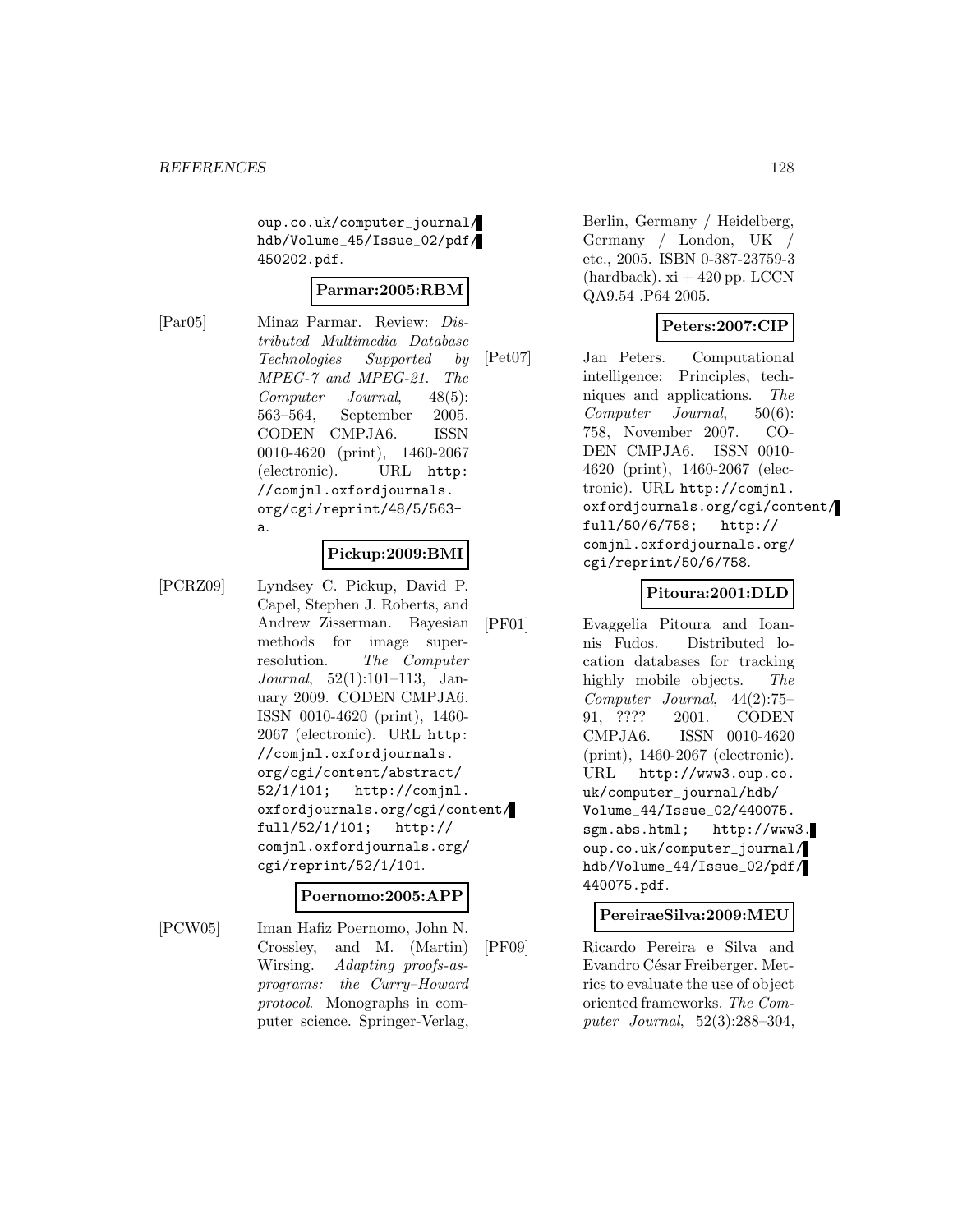oup.co.uk/computer_journal/hdb/Volume_45/Issue_02/pdf/450202.pdf.

**Parmar:2005:RBM**

[Par05] Minaz Parmar. Review: *Distributed Multimedia Database Technologies Supported by MPEG-7 and MPEG-21*. *The Computer Journal*, 48(5): 563–564, September 2005. CODEN CMPJA6. ISSN 0010-4620 (print), 1460-2067 (electronic). URL http://comjnl.oxfordjournals.org/cgi/reprint/48/5/563-a.

**Pickup:2009:BMI**

[PCRZ09] Lyndsey C. Pickup, David P. Capel, Stephen J. Roberts, and Andrew Zisserman. Bayesian methods for image super-resolution. *The Computer Journal*, 52(1):101–113, January 2009. CODEN CMPJA6. ISSN 0010-4620 (print), 1460-2067 (electronic). URL http://comjnl.oxfordjournals.org/cgi/content/abstract/52/1/101; http://comjnl.oxfordjournals.org/cgi/content/full/52/1/101; http://comjnl.oxfordjournals.org/cgi/reprint/52/1/101.

**Poernomo:2005:APP**

[PCW05] Iman Hafiz Poernomo, John N. Crossley, and M. (Martin) Wirsing. *Adapting proofs-as-programs: the Curry–Howard protocol*. Monographs in computer science. Springer-Verlag, Berlin, Germany / Heidelberg, Germany / London, UK / etc., 2005. ISBN 0-387-23759-3 (hardback). xi + 420 pp. LCCN QA9.54 .P64 2005.

**Peters:2007:CIP**

[Pet07] Jan Peters. Computational intelligence: Principles, techniques and applications. *The Computer Journal*, 50(6): 758, November 2007. CODEN CMPJA6. ISSN 0010-4620 (print), 1460-2067 (electronic). URL http://comjnl.oxfordjournals.org/cgi/content/full/50/6/758; http://comjnl.oxfordjournals.org/cgi/reprint/50/6/758.

**Pitoura:2001:DLD**

[PF01] Evaggelia Pitoura and Ioannis Fudos. Distributed location databases for tracking highly mobile objects. *The Computer Journal*, 44(2):75–91, ???? 2001. CODEN CMPJA6. ISSN 0010-4620 (print), 1460-2067 (electronic). URL http://www3.oup.co.uk/computer_journal/hdb/Volume_44/Issue_02/440075.sgm.abs.html; http://www3.oup.co.uk/computer_journal/hdb/Volume_44/Issue_02/pdf/440075.pdf.

**PereiraeSilva:2009:MEU**

[PF09] Ricardo Pereira e Silva and Evandro César Freiberger. Metrics to evaluate the use of object oriented frameworks. *The Computer Journal*, 52(3):288–304,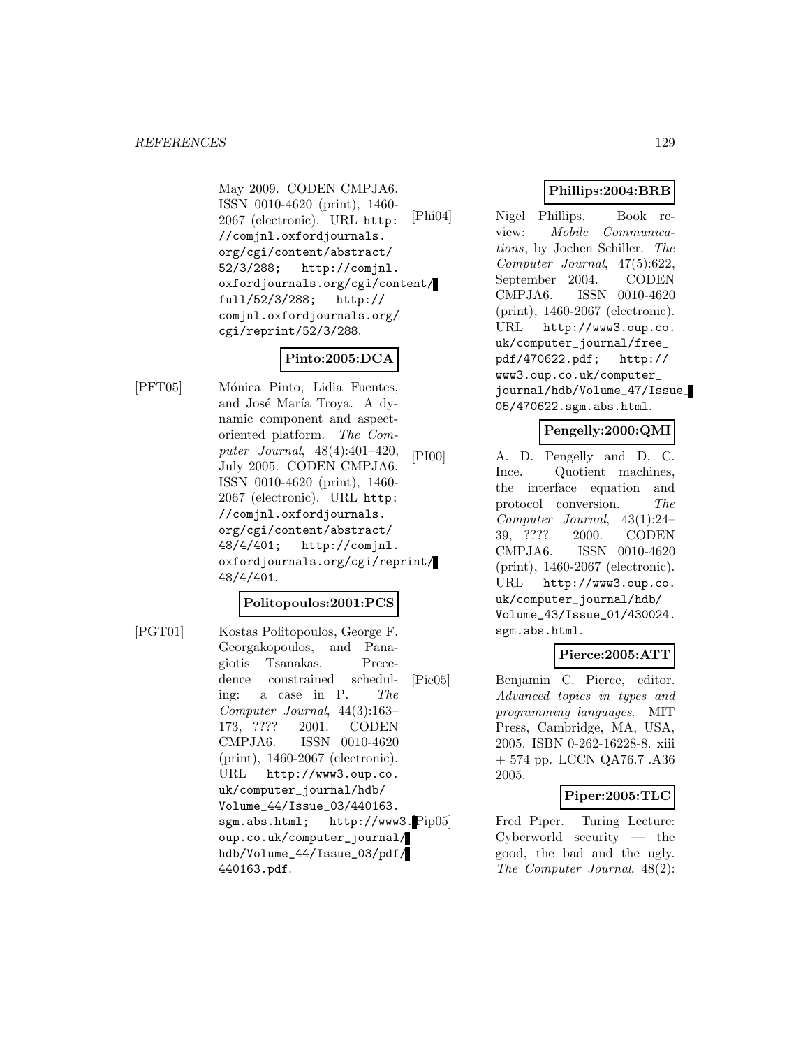May 2009. CODEN CMPJA6. ISSN 0010-4620 (print), 1460-2067 (electronic). URL http://comjnl.oxfordjournals.org/cgi/content/abstract/52/3/288; http://comjnl.oxfordjournals.org/cgi/content/full/52/3/288; http://comjnl.oxfordjournals.org/cgi/reprint/52/3/288.

**Pinto:2005:DCA**

[PFT05] Mónica Pinto, Lidia Fuentes, and José María Troya. A dynamic component and aspect-oriented platform. *The Computer Journal*, 48(4):401–420, July 2005. CODEN CMPJA6. ISSN 0010-4620 (print), 1460-2067 (electronic). URL http://comjnl.oxfordjournals.org/cgi/content/abstract/48/4/401; http://comjnl.oxfordjournals.org/cgi/reprint/48/4/401.

**Politopoulos:2001:PCS**

[PGT01] Kostas Politopoulos, George F. Georgakopoulos, and Panagiotis Tsanakas. Precedence constrained scheduling: a case in P. *The Computer Journal*, 44(3):163–173, ???? 2001. CODEN CMPJA6. ISSN 0010-4620 (print), 1460-2067 (electronic). URL http://www3.oup.co.uk/computer_journal/hdb/Volume_44/Issue_03/440163.sgm.abs.html; http://www3.oup.co.uk/computer_journal/hdb/Volume_44/Issue_03/pdf/440163.pdf.

**Phillips:2004:BRB**

[Phi04] Nigel Phillips. Book review: *Mobile Communications*, by Jochen Schiller. *The Computer Journal*, 47(5):622, September 2004. CODEN CMPJA6. ISSN 0010-4620 (print), 1460-2067 (electronic). URL http://www3.oup.co.uk/computer_journal/free_pdf/470622.pdf; http://www3.oup.co.uk/computer_journal/hdb/Volume_47/Issue_05/470622.sgm.abs.html.

**Pengelly:2000:QMI**

[PI00] A. D. Pengelly and D. C. Ince. Quotient machines, the interface equation and protocol conversion. *The Computer Journal*, 43(1):24–39, ???? 2000. CODEN CMPJA6. ISSN 0010-4620 (print), 1460-2067 (electronic). URL http://www3.oup.co.uk/computer_journal/hdb/Volume_43/Issue_01/430024.sgm.abs.html.

**Pierce:2005:ATT**

[Pie05] Benjamin C. Pierce, editor. *Advanced topics in types and programming languages*. MIT Press, Cambridge, MA, USA, 2005. ISBN 0-262-16228-8. xiii + 574 pp. LCCN QA76.7 .A36 2005.

**Piper:2005:TLC**

[Pip05] Fred Piper. Turing Lecture: Cyberworld security — the good, the bad and the ugly. *The Computer Journal*, 48(2):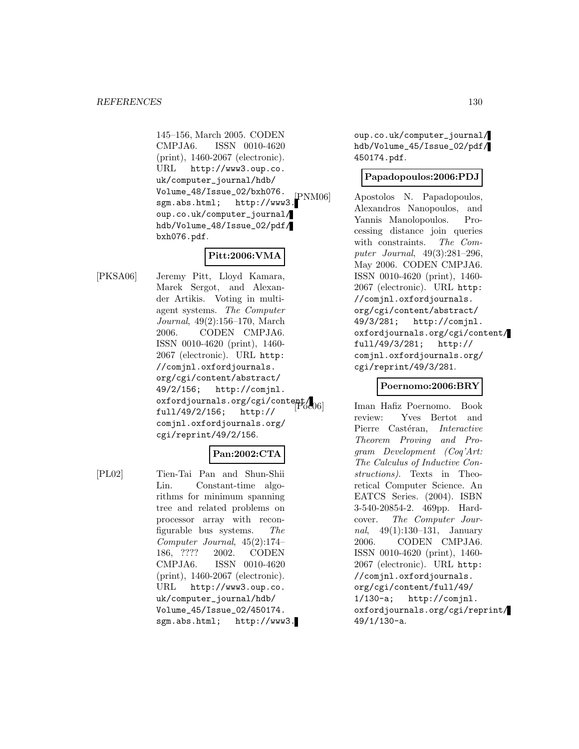145–156, March 2005. CODEN CMPJA6. ISSN 0010-4620 (print), 1460-2067 (electronic). URL http://www3.oup.co.uk/computer_journal/hdb/Volume_48/Issue_02/bxh076.sgm.abs.html; http://www3.oup.co.uk/computer_journal/hdb/Volume_48/Issue_02/pdf/bxh076.pdf.

**Pitt:2006:VMA**

[PKSA06] Jeremy Pitt, Lloyd Kamara, Marek Sergot, and Alexander Artikis. Voting in multi-agent systems. *The Computer Journal*, 49(2):156–170, March 2006. CODEN CMPJA6. ISSN 0010-4620 (print), 1460-2067 (electronic). URL http://comjnl.oxfordjournals.org/cgi/content/abstract/49/2/156; http://comjnl.oxfordjournals.org/cgi/content/full/49/2/156; http://comjnl.oxfordjournals.org/cgi/reprint/49/2/156.

**Pan:2002:CTA**

[PL02] Tien-Tai Pan and Shun-Shii Lin. Constant-time algorithms for minimum spanning tree and related problems on processor array with reconfigurable bus systems. *The Computer Journal*, 45(2):174–186, ???? 2002. CODEN CMPJA6. ISSN 0010-4620 (print), 1460-2067 (electronic). URL http://www3.oup.co.uk/computer_journal/hdb/Volume_45/Issue_02/450174.sgm.abs.html; http://www3.oup.co.uk/computer_journal/hdb/Volume_45/Issue_02/pdf/450174.pdf.

**Papadopoulos:2006:PDJ**

[PNM06] Apostolos N. Papadopoulos, Alexandros Nanopoulos, and Yannis Manolopoulos. Processing distance join queries with constraints. *The Computer Journal*, 49(3):281–296, May 2006. CODEN CMPJA6. ISSN 0010-4620 (print), 1460-2067 (electronic). URL http://comjnl.oxfordjournals.org/cgi/content/abstract/49/3/281; http://comjnl.oxfordjournals.org/cgi/content/full/49/3/281; http://comjnl.oxfordjournals.org/cgi/reprint/49/3/281.

**Poernomo:2006:BRY**

[Poe06] Iman Hafiz Poernomo. Book review: Yves Bertot and Pierre Castéran, *Interactive Theorem Proving and Program Development (Coq'Art: The Calculus of Inductive Constructions)*. Texts in Theoretical Computer Science. An EATCS Series. (2004). ISBN 3-540-20854-2. 469pp. Hardcover. *The Computer Journal*, 49(1):130–131, January 2006. CODEN CMPJA6. ISSN 0010-4620 (print), 1460-2067 (electronic). URL http://comjnl.oxfordjournals.org/cgi/content/full/49/1/130-a; http://comjnl.oxfordjournals.org/cgi/reprint/49/1/130-a.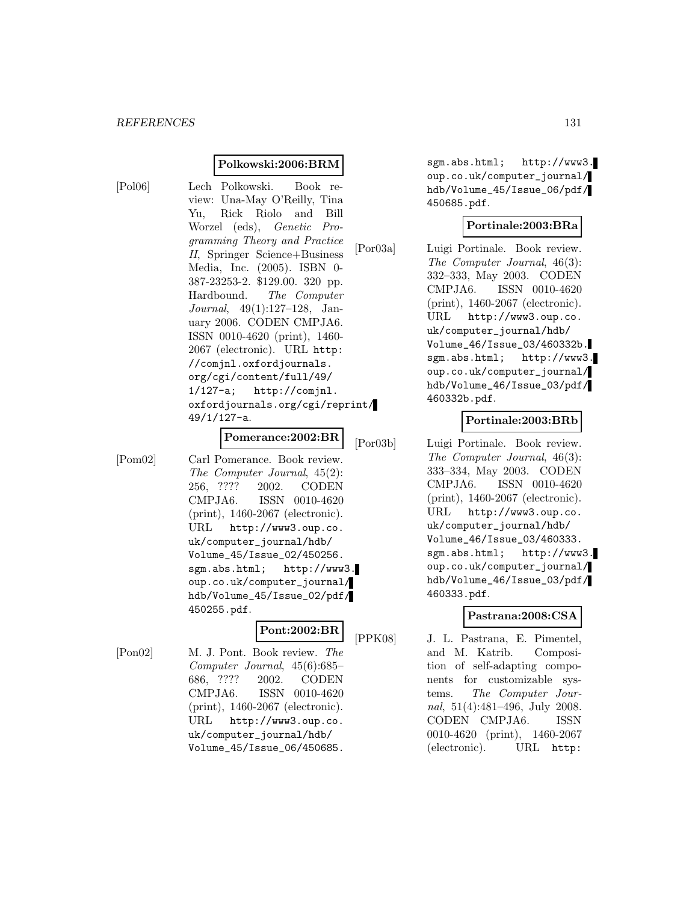**Polkowski:2006:BRM**

[Pol06] Lech Polkowski. Book review: Una-May O'Reilly, Tina Yu, Rick Riolo and Bill Worzel (eds), *Genetic Programming Theory and Practice II*, Springer Science+Business Media, Inc. (2005). ISBN 0-387-23253-2. $129.00. 320 pp. Hardbound. *The Computer Journal*, 49(1):127–128, January 2006. CODEN CMPJA6. ISSN 0010-4620 (print), 1460-2067 (electronic). URL http://comjnl.oxfordjournals.org/cgi/content/full/49/1/127-a; http://comjnl.oxfordjournals.org/cgi/reprint/49/1/127-a.

**Pomerance:2002:BR**

[Pom02] Carl Pomerance. Book review. *The Computer Journal*, 45(2): 256, ???? 2002. CODEN CMPJA6. ISSN 0010-4620 (print), 1460-2067 (electronic). URL http://www3.oup.co.uk/computer_journal/hdb/Volume_45/Issue_02/450256.sgm.abs.html; http://www3.oup.co.uk/computer_journal/hdb/Volume_45/Issue_02/pdf/450255.pdf.

**Pont:2002:BR**

[Pon02] M. J. Pont. Book review. *The Computer Journal*, 45(6):685–686, ???? 2002. CODEN CMPJA6. ISSN 0010-4620 (print), 1460-2067 (electronic). URL http://www3.oup.co.uk/computer_journal/hdb/Volume_45/Issue_06/450685.sgm.abs.html; http://www3.oup.co.uk/computer_journal/hdb/Volume_45/Issue_06/pdf/450685.pdf.

**Portinale:2003:BRa**

[Por03a] Luigi Portinale. Book review. *The Computer Journal*, 46(3): 332–333, May 2003. CODEN CMPJA6. ISSN 0010-4620 (print), 1460-2067 (electronic). URL http://www3.oup.co.uk/computer_journal/hdb/Volume_46/Issue_03/460332b.sgm.abs.html; http://www3.oup.co.uk/computer_journal/hdb/Volume_46/Issue_03/pdf/460332b.pdf.

**Portinale:2003:BRb**

[Por03b] Luigi Portinale. Book review. *The Computer Journal*, 46(3): 333–334, May 2003. CODEN CMPJA6. ISSN 0010-4620 (print), 1460-2067 (electronic). URL http://www3.oup.co.uk/computer_journal/hdb/Volume_46/Issue_03/460333.sgm.abs.html; http://www3.oup.co.uk/computer_journal/hdb/Volume_46/Issue_03/pdf/460333.pdf.

**Pastrana:2008:CSA**

[PPK08] J. L. Pastrana, E. Pimentel, and M. Katrib. Composition of self-adapting components for customizable systems. *The Computer Journal*, 51(4):481–496, July 2008. CODEN CMPJA6. ISSN 0010-4620 (print), 1460-2067 (electronic). URL http: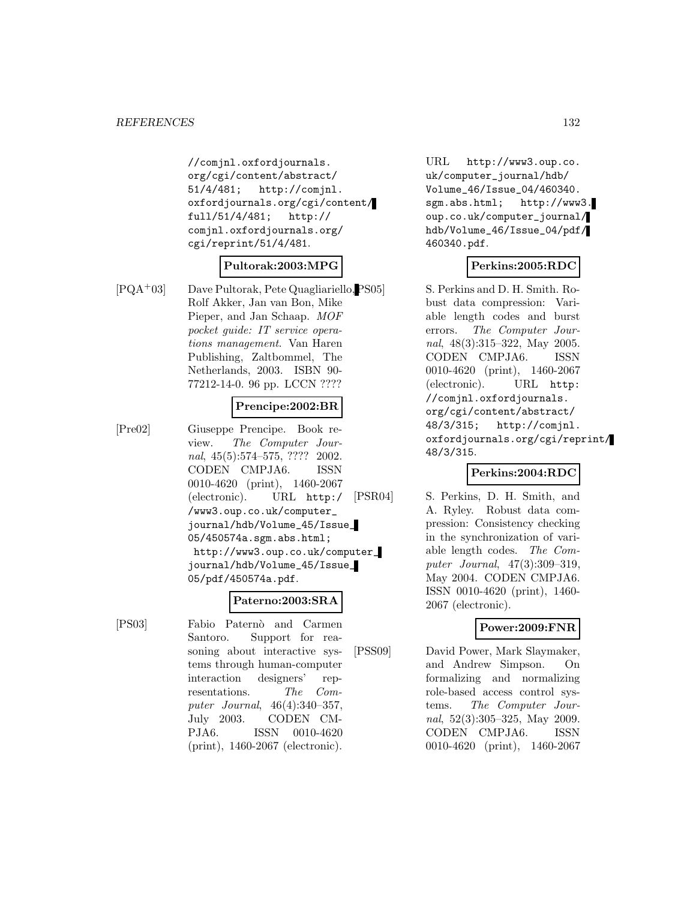//comjnl.oxfordjournals.org/cgi/content/abstract/51/4/481; http://comjnl.oxfordjournals.org/cgi/content/full/51/4/481; http://comjnl.oxfordjournals.org/cgi/reprint/51/4/481.

**Pultorak:2003:MPG**

[PQA+03] Dave Pultorak, Pete Quagliariello, Rolf Akker, Jan van Bon, Mike Pieper, and Jan Schaap. *MOF pocket guide: IT service operations management*. Van Haren Publishing, Zaltbommel, The Netherlands, 2003. ISBN 90-77212-14-0. 96 pp. LCCN ????

**Prencipe:2002:BR**

[Pre02] Giuseppe Prencipe. Book review. *The Computer Journal*, 45(5):574–575, ???? 2002. CODEN CMPJA6. ISSN 0010-4620 (print), 1460-2067 (electronic). URL http://www3.oup.co.uk/computer_journal/hdb/Volume_45/Issue_05/450574a.sgm.abs.html; http://www3.oup.co.uk/computer_journal/hdb/Volume_45/Issue_05/pdf/450574a.pdf.

**Paterno:2003:SRA**

[PS03] Fabio Paternò and Carmen Santoro. Support for reasoning about interactive systems through human-computer interaction designers' representations. *The Computer Journal*, 46(4):340–357, July 2003. CODEN CMPJA6. ISSN 0010-4620 (print), 1460-2067 (electronic). URL http://www3.oup.co.uk/computer_journal/hdb/Volume_46/Issue_04/460340.sgm.abs.html; http://www3.oup.co.uk/computer_journal/hdb/Volume_46/Issue_04/pdf/460340.pdf.

**Perkins:2005:RDC**

[PS05] S. Perkins and D. H. Smith. Robust data compression: Variable length codes and burst errors. *The Computer Journal*, 48(3):315–322, May 2005. CODEN CMPJA6. ISSN 0010-4620 (print), 1460-2067 (electronic). URL http://comjnl.oxfordjournals.org/cgi/content/abstract/48/3/315; http://comjnl.oxfordjournals.org/cgi/reprint/48/3/315.

**Perkins:2004:RDC**

[PSR04] S. Perkins, D. H. Smith, and A. Ryley. Robust data compression: Consistency checking in the synchronization of variable length codes. *The Computer Journal*, 47(3):309–319, May 2004. CODEN CMPJA6. ISSN 0010-4620 (print), 1460-2067 (electronic).

**Power:2009:FNR**

[PSS09] David Power, Mark Slaymaker, and Andrew Simpson. On formalizing and normalizing role-based access control systems. *The Computer Journal*, 52(3):305–325, May 2009. CODEN CMPJA6. ISSN 0010-4620 (print), 1460-2067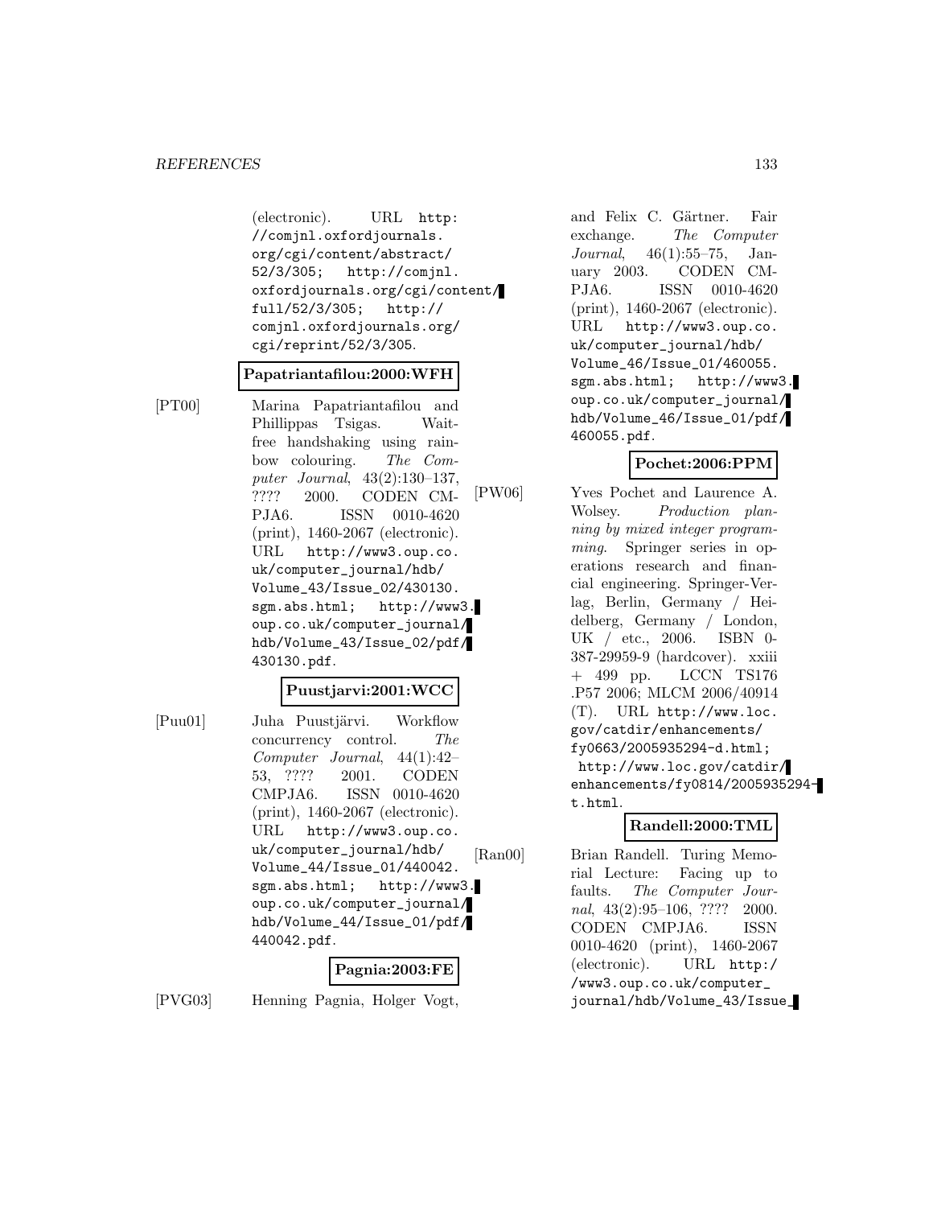(electronic). URL http://comjnl.oxfordjournals.org/cgi/content/abstract/52/3/305; http://comjnl.oxfordjournals.org/cgi/content/full/52/3/305; http://comjnl.oxfordjournals.org/cgi/reprint/52/3/305.

**Papatriantafilou:2000:WFH**

[PT00] Marina Papatriantafilou and Phillippas Tsigas. Wait-free handshaking using rainbow colouring. *The Computer Journal*, 43(2):130–137, ???? 2000. CODEN CMPJA6. ISSN 0010-4620 (print), 1460-2067 (electronic). URL http://www3.oup.co.uk/computer_journal/hdb/Volume_43/Issue_02/430130.sgm.abs.html; http://www3.oup.co.uk/computer_journal/hdb/Volume_43/Issue_02/pdf/430130.pdf.

**Puustjarvi:2001:WCC**

[Puu01] Juha Puustjärvi. Workflow concurrency control. *The Computer Journal*, 44(1):42–53, ???? 2001. CODEN CMPJA6. ISSN 0010-4620 (print), 1460-2067 (electronic). URL http://www3.oup.co.uk/computer_journal/hdb/Volume_44/Issue_01/440042.sgm.abs.html; http://www3.oup.co.uk/computer_journal/hdb/Volume_44/Issue_01/pdf/440042.pdf.

**Pagnia:2003:FE**

[PVG03] Henning Pagnia, Holger Vogt, and Felix C. Gärtner. Fair exchange. *The Computer Journal*, 46(1):55–75, January 2003. CODEN CMPJA6. ISSN 0010-4620 (print), 1460-2067 (electronic). URL http://www3.oup.co.uk/computer_journal/hdb/Volume_46/Issue_01/460055.sgm.abs.html; http://www3.oup.co.uk/computer_journal/hdb/Volume_46/Issue_01/pdf/460055.pdf.

**Pochet:2006:PPM**

[PW06] Yves Pochet and Laurence A. Wolsey. *Production planning by mixed integer programming*. Springer series in operations research and financial engineering. Springer-Verlag, Berlin, Germany / Heidelberg, Germany / London, UK / etc., 2006. ISBN 0-387-29959-9 (hardcover). xxiii + 499 pp. LCCN TS176 .P57 2006; MLCM 2006/40914 (T). URL http://www.loc.gov/catdir/enhancements/fy0663/2005935294-d.html; http://www.loc.gov/catdir/enhancements/fy0814/2005935294-t.html.

**Randell:2000:TML**

[Ran00] Brian Randell. Turing Memorial Lecture: Facing up to faults. *The Computer Journal*, 43(2):95–106, ???? 2000. CODEN CMPJA6. ISSN 0010-4620 (print), 1460-2067 (electronic). URL http://www3.oup.co.uk/computer_journal/hdb/Volume_43/Issue_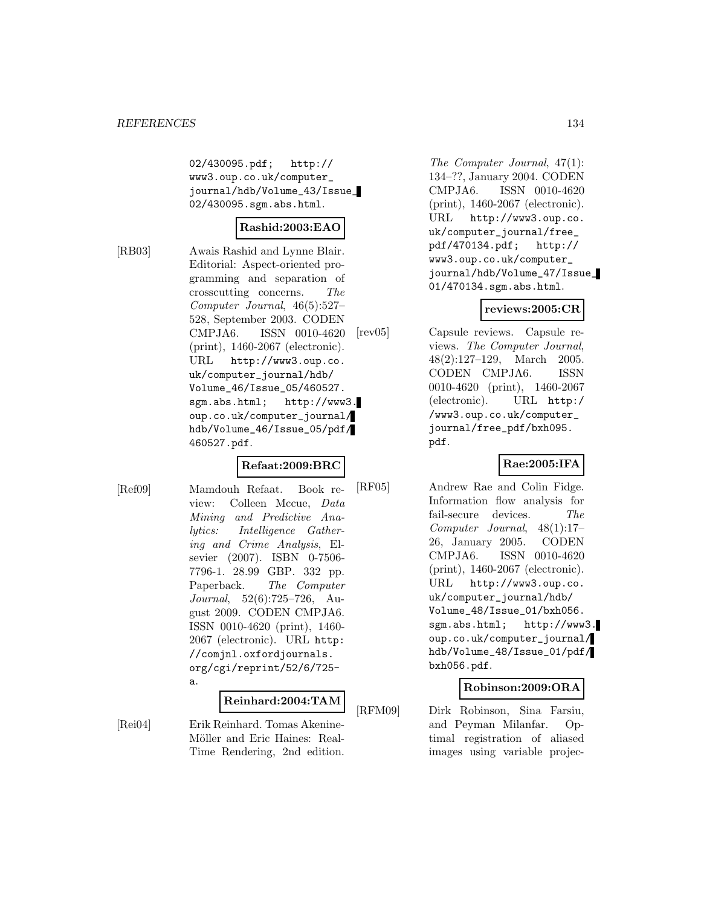02/430095.pdf; http://www3.oup.co.uk/computer_journal/hdb/Volume_43/Issue_02/430095.sgm.abs.html.

**Rashid:2003:EAO**

[RB03] Awais Rashid and Lynne Blair. Editorial: Aspect-oriented programming and separation of crosscutting concerns. *The Computer Journal*, 46(5):527–528, September 2003. CODEN CMPJA6. ISSN 0010-4620 (print), 1460-2067 (electronic). URL http://www3.oup.co.uk/computer_journal/hdb/Volume_46/Issue_05/460527.sgm.abs.html; http://www3.oup.co.uk/computer_journal/hdb/Volume_46/Issue_05/pdf/460527.pdf.

**Refaat:2009:BRC**

[Ref09] Mamdouh Refaat. Book review: Colleen Mccue, *Data Mining and Predictive Analytics: Intelligence Gathering and Crime Analysis*, Elsevier (2007). ISBN 0-7506-7796-1. 28.99 GBP. 332 pp. Paperback. *The Computer Journal*, 52(6):725–726, August 2009. CODEN CMPJA6. ISSN 0010-4620 (print), 1460-2067 (electronic). URL http://comjnl.oxfordjournals.org/cgi/reprint/52/6/725-a.

**Reinhard:2004:TAM**

[Rei04] Erik Reinhard. Tomas Akenine-Möller and Eric Haines: Real-Time Rendering, 2nd edition. *The Computer Journal*, 47(1):134–??, January 2004. CODEN CMPJA6. ISSN 0010-4620 (print), 1460-2067 (electronic). URL http://www3.oup.co.uk/computer_journal/free_pdf/470134.pdf; http://www3.oup.co.uk/computer_journal/hdb/Volume_47/Issue_01/470134.sgm.abs.html.

**reviews:2005:CR**

[rev05] Capsule reviews. Capsule reviews. *The Computer Journal*, 48(2):127–129, March 2005. CODEN CMPJA6. ISSN 0010-4620 (print), 1460-2067 (electronic). URL http://www3.oup.co.uk/computer_journal/free_pdf/bxh095.pdf.

**Rae:2005:IFA**

[RF05] Andrew Rae and Colin Fidge. Information flow analysis for fail-secure devices. *The Computer Journal*, 48(1):17–26, January 2005. CODEN CMPJA6. ISSN 0010-4620 (print), 1460-2067 (electronic). URL http://www3.oup.co.uk/computer_journal/hdb/Volume_48/Issue_01/bxh056.sgm.abs.html; http://www3.oup.co.uk/computer_journal/hdb/Volume_48/Issue_01/pdf/bxh056.pdf.

**Robinson:2009:ORA**

[RFM09] Dirk Robinson, Sina Farsiu, and Peyman Milanfar. Optimal registration of aliased images using variable projec-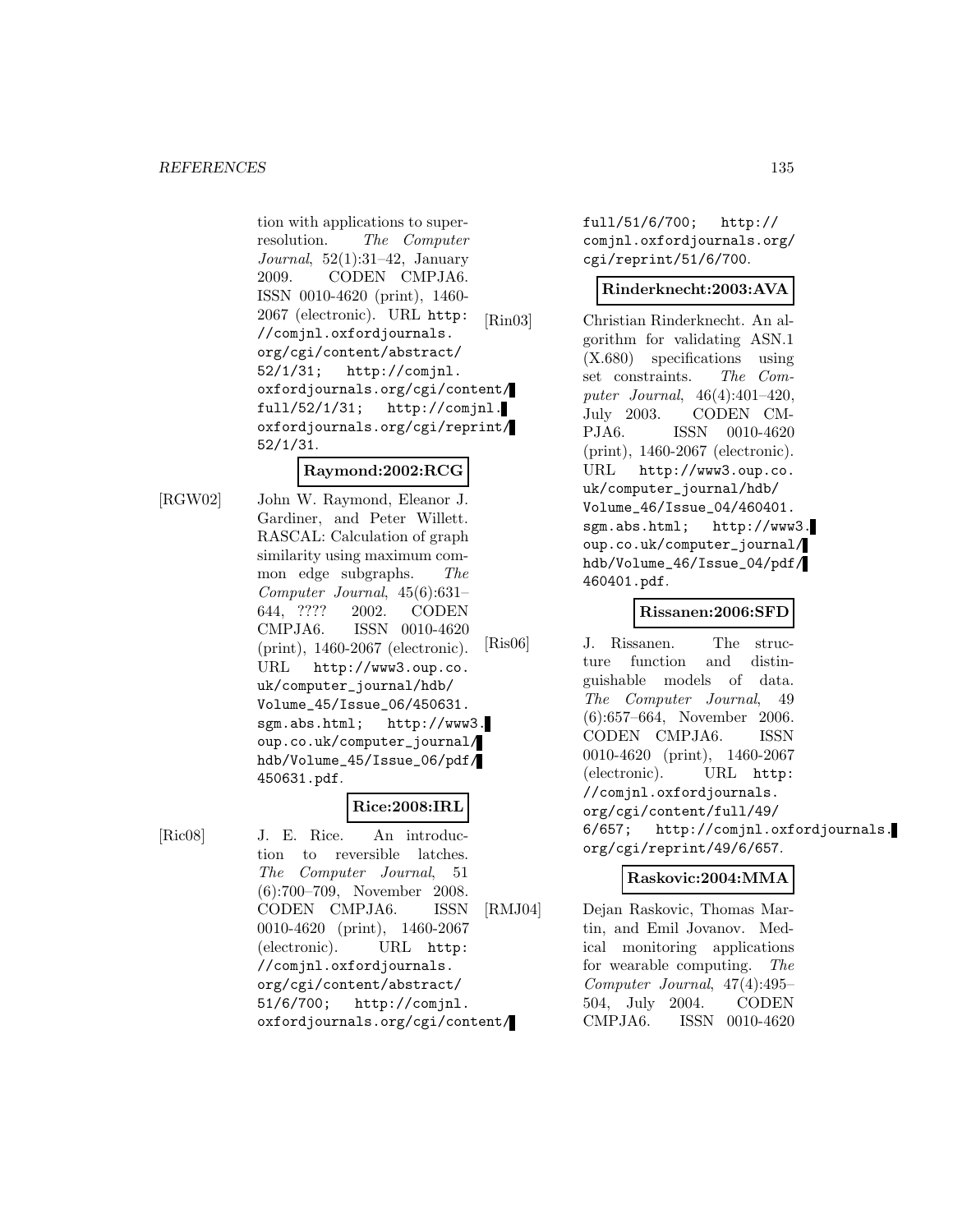tion with applications to superresolution. *The Computer Journal*, 52(1):31–42, January 2009. CODEN CMPJA6. ISSN 0010-4620 (print), 1460-2067 (electronic). URL `http://comjnl.oxfordjournals.org/cgi/content/abstract/52/1/31; http://comjnl.oxfordjournals.org/cgi/content/full/52/1/31; http://comjnl.oxfordjournals.org/cgi/reprint/52/1/31`.

**Raymond:2002:RCG**

[RGW02] John W. Raymond, Eleanor J. Gardiner, and Peter Willett. RASCAL: Calculation of graph similarity using maximum common edge subgraphs. *The Computer Journal*, 45(6):631–644, ???? 2002. CODEN CMPJA6. ISSN 0010-4620 (print), 1460-2067 (electronic). URL `http://www3.oup.co.uk/computer_journal/hdb/Volume_45/Issue_06/450631.sgm.abs.html; http://www3.oup.co.uk/computer_journal/hdb/Volume_45/Issue_06/pdf/450631.pdf`.

**Rice:2008:IRL**

[Ric08] J. E. Rice. An introduction to reversible latches. *The Computer Journal*, 51 (6):700–709, November 2008. CODEN CMPJA6. ISSN 0010-4620 (print), 1460-2067 (electronic). URL `http://comjnl.oxfordjournals.org/cgi/content/abstract/51/6/700; http://comjnl.oxfordjournals.org/cgi/content/full/51/6/700; http://comjnl.oxfordjournals.org/cgi/reprint/51/6/700`.

**Rinderknecht:2003:AVA**

[Rin03] Christian Rinderknecht. An algorithm for validating ASN.1 (X.680) specifications using set constraints. *The Computer Journal*, 46(4):401–420, July 2003. CODEN CMPJA6. ISSN 0010-4620 (print), 1460-2067 (electronic). URL `http://www3.oup.co.uk/computer_journal/hdb/Volume_46/Issue_04/460401.sgm.abs.html; http://www3.oup.co.uk/computer_journal/hdb/Volume_46/Issue_04/pdf/460401.pdf`.

**Rissanen:2006:SFD**

[Ris06] J. Rissanen. The structure function and distinguishable models of data. *The Computer Journal*, 49 (6):657–664, November 2006. CODEN CMPJA6. ISSN 0010-4620 (print), 1460-2067 (electronic). URL `http://comjnl.oxfordjournals.org/cgi/content/full/49/6/657; http://comjnl.oxfordjournals.org/cgi/reprint/49/6/657`.

**Raskovic:2004:MMA**

[RMJ04] Dejan Raskovic, Thomas Martin, and Emil Jovanov. Medical monitoring applications for wearable computing. *The Computer Journal*, 47(4):495–504, July 2004. CODEN CMPJA6. ISSN 0010-4620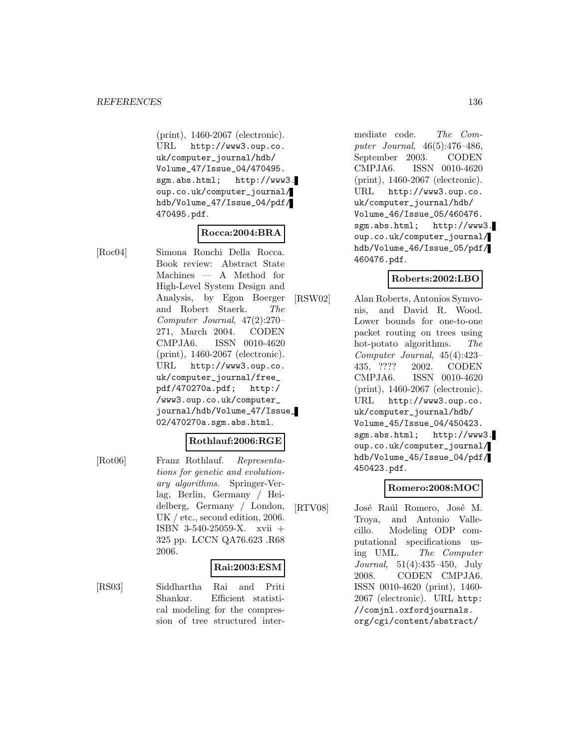(print), 1460-2067 (electronic). URL http://www3.oup.co.uk/computer_journal/hdb/Volume_47/Issue_04/470495.sgm.abs.html; http://www3.oup.co.uk/computer_journal/hdb/Volume_47/Issue_04/pdf/470495.pdf.

**Rocca:2004:BRA**

[Roc04] Simona Ronchi Della Rocca. Book review: Abstract State Machines — A Method for High-Level System Design and Analysis, by Egon Boerger and Robert Staerk. *The Computer Journal*, 47(2):270–271, March 2004. CODEN CMPJA6. ISSN 0010-4620 (print), 1460-2067 (electronic). URL http://www3.oup.co.uk/computer_journal/free_pdf/470270a.pdf; http://www3.oup.co.uk/computer_journal/hdb/Volume_47/Issue_02/470270a.sgm.abs.html.

**Rothlauf:2006:RGE**

[Rot06] Franz Rothlauf. *Representations for genetic and evolutionary algorithms*. Springer-Verlag, Berlin, Germany / Heidelberg, Germany / London, UK / etc., second edition, 2006. ISBN 3-540-25059-X. xvii + 325 pp. LCCN QA76.623 .R68 2006.

**Rai:2003:ESM**

[RS03] Siddhartha Rai and Priti Shankar. Efficient statistical modeling for the compression of tree structured intermediate code. *The Computer Journal*, 46(5):476–486, September 2003. CODEN CMPJA6. ISSN 0010-4620 (print), 1460-2067 (electronic). URL http://www3.oup.co.uk/computer_journal/hdb/Volume_46/Issue_05/460476.sgm.abs.html; http://www3.oup.co.uk/computer_journal/hdb/Volume_46/Issue_05/pdf/460476.pdf.

**Roberts:2002:LBO**

[RSW02] Alan Roberts, Antonios Symvonis, and David R. Wood. Lower bounds for one-to-one packet routing on trees using hot-potato algorithms. *The Computer Journal*, 45(4):423–435, ???? 2002. CODEN CMPJA6. ISSN 0010-4620 (print), 1460-2067 (electronic). URL http://www3.oup.co.uk/computer_journal/hdb/Volume_45/Issue_04/450423.sgm.abs.html; http://www3.oup.co.uk/computer_journal/hdb/Volume_45/Issue_04/pdf/450423.pdf.

**Romero:2008:MOC**

[RTV08] José Raúl Romero, José M. Troya, and Antonio Vallecillo. Modeling ODP computational specifications using UML. *The Computer Journal*, 51(4):435–450, July 2008. CODEN CMPJA6. ISSN 0010-4620 (print), 1460-2067 (electronic). URL http://comjnl.oxfordjournals.org/cgi/content/abstract/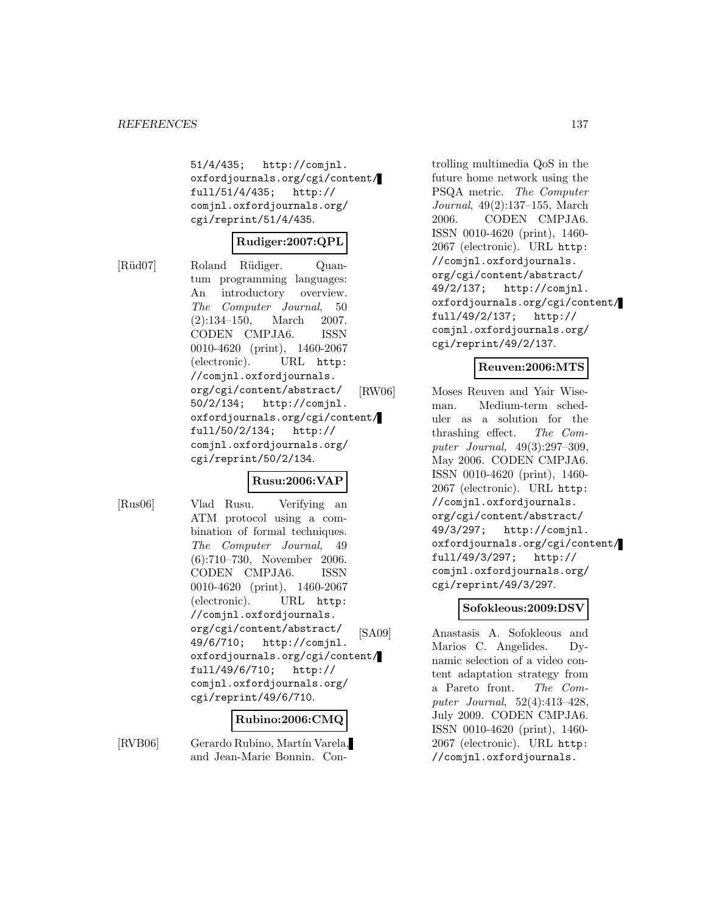51/4/435; http://comjnl.oxfordjournals.org/cgi/content/full/51/4/435; http://comjnl.oxfordjournals.org/cgi/reprint/51/4/435.

**Rudiger:2007:QPL**

[Rüd07] Roland Rüdiger. Quantum programming languages: An introductory overview. *The Computer Journal*, 50 (2):134–150, March 2007. CODEN CMPJA6. ISSN 0010-4620 (print), 1460-2067 (electronic). URL http://comjnl.oxfordjournals.org/cgi/content/abstract/50/2/134; http://comjnl.oxfordjournals.org/cgi/content/full/50/2/134; http://comjnl.oxfordjournals.org/cgi/reprint/50/2/134.

**Rusu:2006:VAP**

[Rus06] Vlad Rusu. Verifying an ATM protocol using a combination of formal techniques. *The Computer Journal*, 49 (6):710–730, November 2006. CODEN CMPJA6. ISSN 0010-4620 (print), 1460-2067 (electronic). URL http://comjnl.oxfordjournals.org/cgi/content/abstract/49/6/710; http://comjnl.oxfordjournals.org/cgi/content/full/49/6/710; http://comjnl.oxfordjournals.org/cgi/reprint/49/6/710.

**Rubino:2006:CMQ**

[RVB06] Gerardo Rubino, Martín Varela, and Jean-Marie Bonnin. Controlling multimedia QoS in the future home network using the PSQA metric. *The Computer Journal*, 49(2):137–155, March 2006. CODEN CMPJA6. ISSN 0010-4620 (print), 1460-2067 (electronic). URL http://comjnl.oxfordjournals.org/cgi/content/abstract/49/2/137; http://comjnl.oxfordjournals.org/cgi/content/full/49/2/137; http://comjnl.oxfordjournals.org/cgi/reprint/49/2/137.

**Reuven:2006:MTS**

[RW06] Moses Reuven and Yair Wiseman. Medium-term scheduler as a solution for the thrashing effect. *The Computer Journal*, 49(3):297–309, May 2006. CODEN CMPJA6. ISSN 0010-4620 (print), 1460-2067 (electronic). URL http://comjnl.oxfordjournals.org/cgi/content/abstract/49/3/297; http://comjnl.oxfordjournals.org/cgi/content/full/49/3/297; http://comjnl.oxfordjournals.org/cgi/reprint/49/3/297.

**Sofokleous:2009:DSV**

[SA09] Anastasis A. Sofokleous and Marios C. Angelides. Dynamic selection of a video content adaptation strategy from a Pareto front. *The Computer Journal*, 52(4):413–428, July 2009. CODEN CMPJA6. ISSN 0010-4620 (print), 1460-2067 (electronic). URL http://comjnl.oxfordjournals.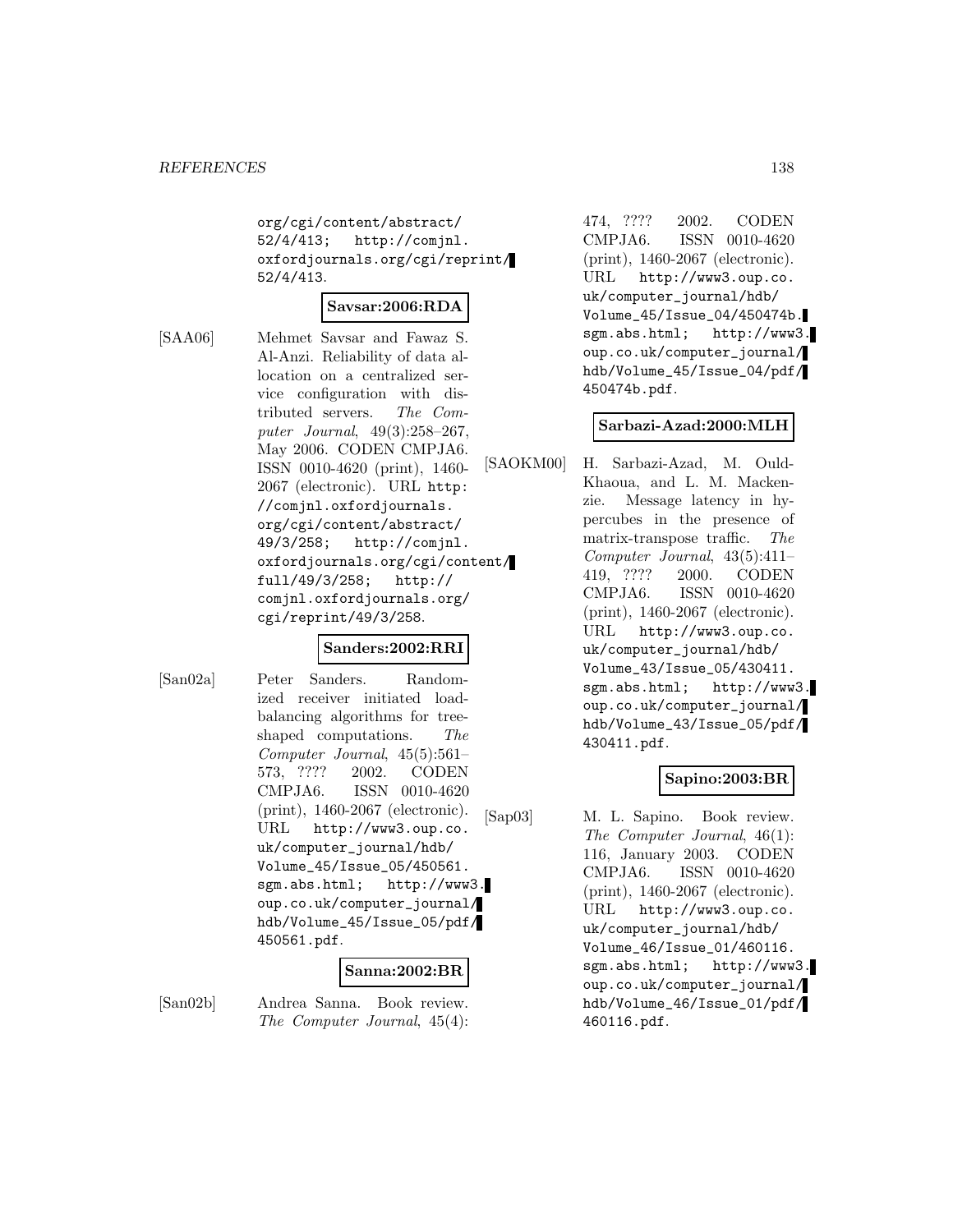org/cgi/content/abstract/52/4/413; http://comjnl.oxfordjournals.org/cgi/reprint/52/4/413.

**Savsar:2006:RDA**

[SAA06] Mehmet Savsar and Fawaz S. Al-Anzi. Reliability of data allocation on a centralized service configuration with distributed servers. *The Computer Journal*, 49(3):258–267, May 2006. CODEN CMPJA6. ISSN 0010-4620 (print), 1460-2067 (electronic). URL http://comjnl.oxfordjournals.org/cgi/content/abstract/49/3/258; http://comjnl.oxfordjournals.org/cgi/content/full/49/3/258; http://comjnl.oxfordjournals.org/cgi/reprint/49/3/258.

**Sanders:2002:RRI**

[San02a] Peter Sanders. Randomized receiver initiated load-balancing algorithms for tree-shaped computations. *The Computer Journal*, 45(5):561–573, ???? 2002. CODEN CMPJA6. ISSN 0010-4620 (print), 1460-2067 (electronic). URL http://www3.oup.co.uk/computer_journal/hdb/Volume_45/Issue_05/450561.sgm.abs.html; http://www3.oup.co.uk/computer_journal/hdb/Volume_45/Issue_05/pdf/450561.pdf.

**Sanna:2002:BR**

[San02b] Andrea Sanna. Book review. *The Computer Journal*, 45(4):474, ???? 2002. CODEN CMPJA6. ISSN 0010-4620 (print), 1460-2067 (electronic). URL http://www3.oup.co.uk/computer_journal/hdb/Volume_45/Issue_04/450474b.sgm.abs.html; http://www3.oup.co.uk/computer_journal/hdb/Volume_45/Issue_04/pdf/450474b.pdf.

**Sarbazi-Azad:2000:MLH**

[SAOKM00] H. Sarbazi-Azad, M. Ould-Khaoua, and L. M. Mackenzie. Message latency in hypercubes in the presence of matrix-transpose traffic. *The Computer Journal*, 43(5):411–419, ???? 2000. CODEN CMPJA6. ISSN 0010-4620 (print), 1460-2067 (electronic). URL http://www3.oup.co.uk/computer_journal/hdb/Volume_43/Issue_05/430411.sgm.abs.html; http://www3.oup.co.uk/computer_journal/hdb/Volume_43/Issue_05/pdf/430411.pdf.

**Sapino:2003:BR**

[Sap03] M. L. Sapino. Book review. *The Computer Journal*, 46(1):116, January 2003. CODEN CMPJA6. ISSN 0010-4620 (print), 1460-2067 (electronic). URL http://www3.oup.co.uk/computer_journal/hdb/Volume_46/Issue_01/460116.sgm.abs.html; http://www3.oup.co.uk/computer_journal/hdb/Volume_46/Issue_01/pdf/460116.pdf.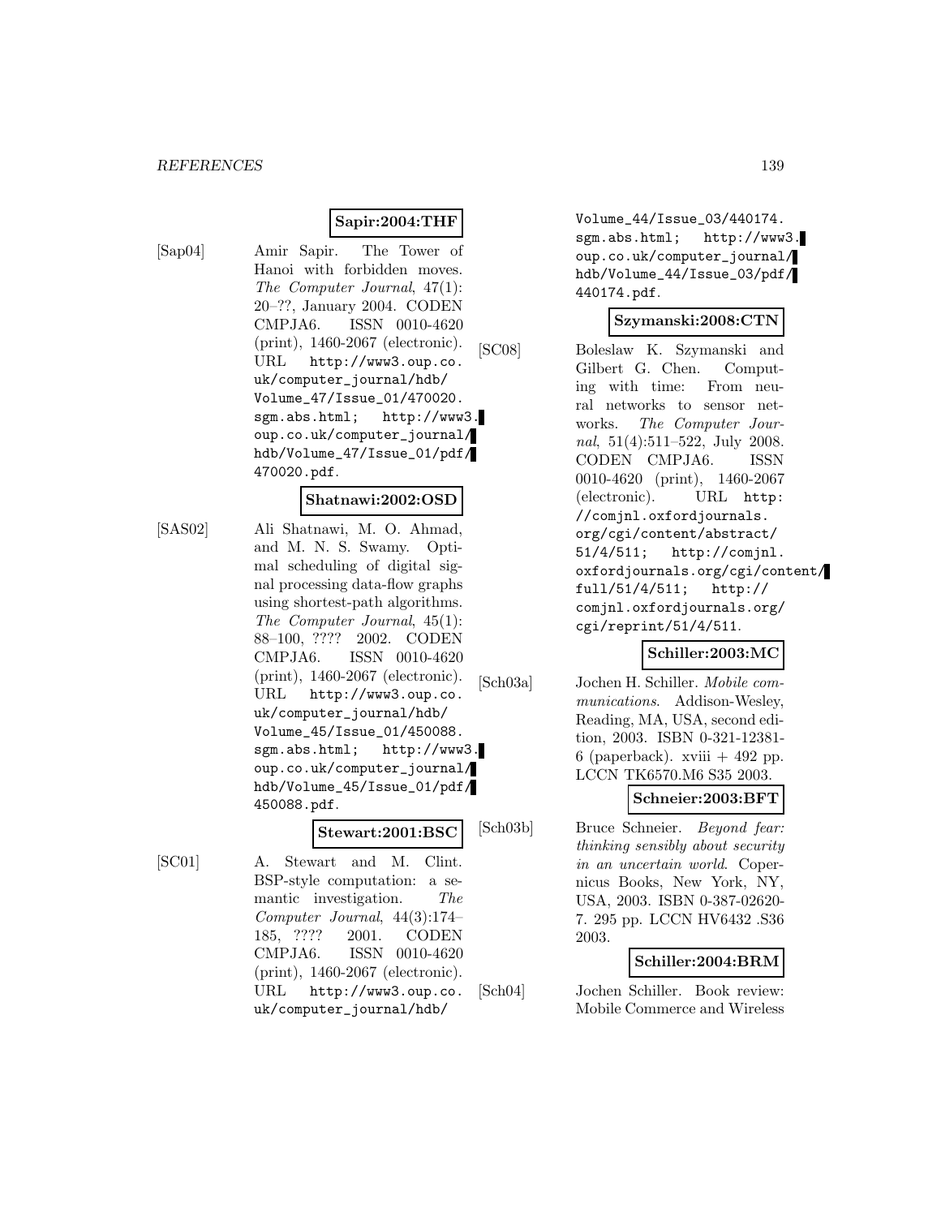**Sapir:2004:THF**

[Sap04] Amir Sapir. The Tower of Hanoi with forbidden moves. *The Computer Journal*, 47(1): 20–??, January 2004. CODEN CMPJA6. ISSN 0010-4620 (print), 1460-2067 (electronic). URL http://www3.oup.co.uk/computer_journal/hdb/Volume_47/Issue_01/470020.sgm.abs.html; http://www3.oup.co.uk/computer_journal/hdb/Volume_47/Issue_01/pdf/470020.pdf.

**Shatnawi:2002:OSD**

[SAS02] Ali Shatnawi, M. O. Ahmad, and M. N. S. Swamy. Optimal scheduling of digital signal processing data-flow graphs using shortest-path algorithms. *The Computer Journal*, 45(1): 88–100, ???? 2002. CODEN CMPJA6. ISSN 0010-4620 (print), 1460-2067 (electronic). URL http://www3.oup.co.uk/computer_journal/hdb/Volume_45/Issue_01/450088.sgm.abs.html; http://www3.oup.co.uk/computer_journal/hdb/Volume_45/Issue_01/pdf/450088.pdf.

**Stewart:2001:BSC**

[SC01] A. Stewart and M. Clint. BSP-style computation: a semantic investigation. *The Computer Journal*, 44(3):174–185, ???? 2001. CODEN CMPJA6. ISSN 0010-4620 (print), 1460-2067 (electronic). URL http://www3.oup.co.uk/computer_journal/hdb/Volume_44/Issue_03/440174.sgm.abs.html; http://www3.oup.co.uk/computer_journal/hdb/Volume_44/Issue_03/pdf/440174.pdf.

**Szymanski:2008:CTN**

[SC08] Boleslaw K. Szymanski and Gilbert G. Chen. Computing with time: From neural networks to sensor networks. *The Computer Journal*, 51(4):511–522, July 2008. CODEN CMPJA6. ISSN 0010-4620 (print), 1460-2067 (electronic). URL http://comjnl.oxfordjournals.org/cgi/content/abstract/51/4/511; http://comjnl.oxfordjournals.org/cgi/content/full/51/4/511; http://comjnl.oxfordjournals.org/cgi/reprint/51/4/511.

**Schiller:2003:MC**

[Sch03a] Jochen H. Schiller. *Mobile communications*. Addison-Wesley, Reading, MA, USA, second edition, 2003. ISBN 0-321-12381-6 (paperback). xviii + 492 pp. LCCN TK6570.M6 S35 2003.

**Schneier:2003:BFT**

[Sch03b] Bruce Schneier. *Beyond fear: thinking sensibly about security in an uncertain world*. Copernicus Books, New York, NY, USA, 2003. ISBN 0-387-02620-7. 295 pp. LCCN HV6432 .S36 2003.

**Schiller:2004:BRM**

[Sch04] Jochen Schiller. Book review: Mobile Commerce and Wireless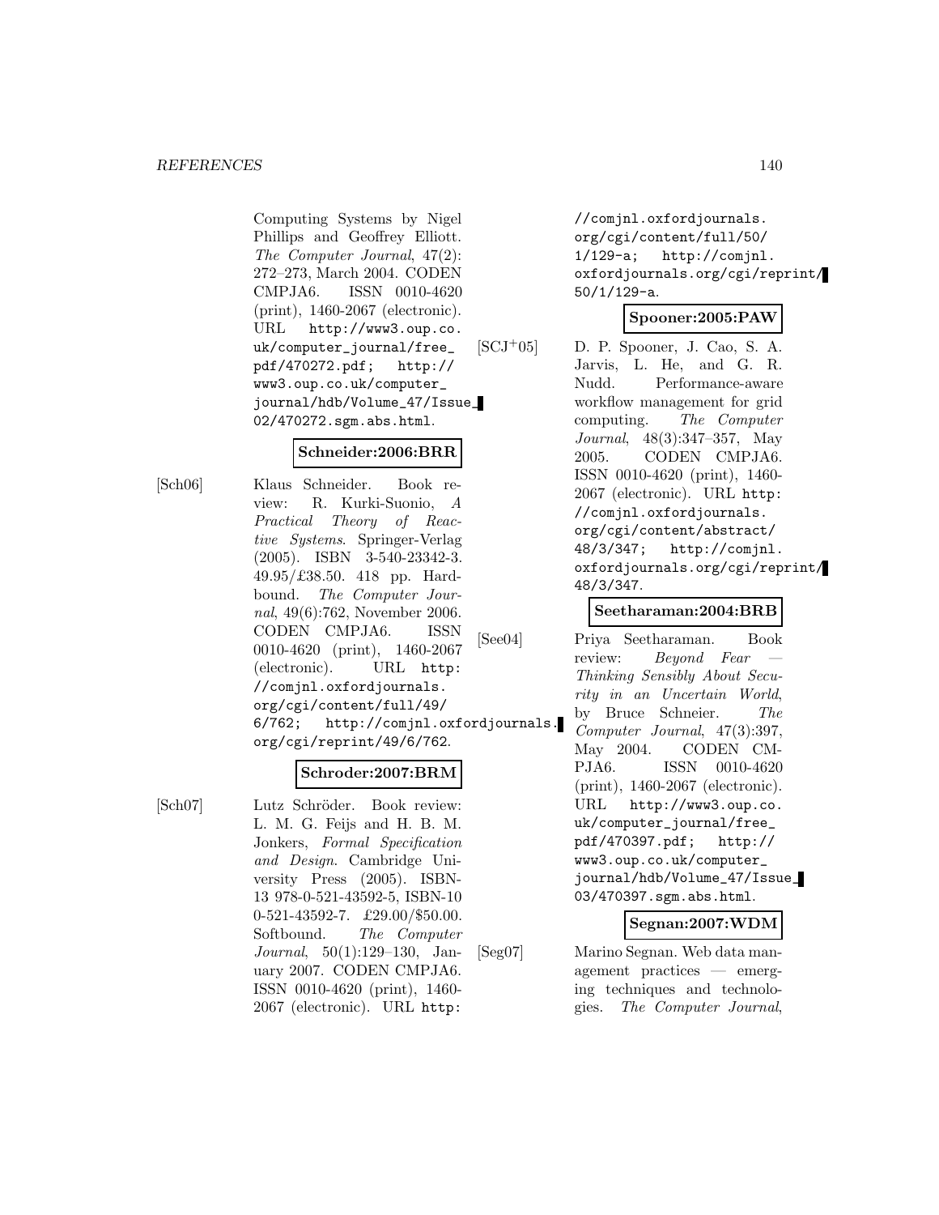Computing Systems by Nigel Phillips and Geoffrey Elliott. *The Computer Journal*, 47(2): 272–273, March 2004. CODEN CMPJA6. ISSN 0010-4620 (print), 1460-2067 (electronic). URL http://www3.oup.co.uk/computer_journal/free_pdf/470272.pdf; http://www3.oup.co.uk/computer_journal/hdb/Volume_47/Issue_02/470272.sgm.abs.html.

**Schneider:2006:BRR**

[Sch06] Klaus Schneider. Book review: R. Kurki-Suonio, *A Practical Theory of Reactive Systems*. Springer-Verlag (2005). ISBN 3-540-23342-3. 49.95/£38.50. 418 pp. Hardbound. *The Computer Journal*, 49(6):762, November 2006. CODEN CMPJA6. ISSN 0010-4620 (print), 1460-2067 (electronic). URL http://comjnl.oxfordjournals.org/cgi/content/full/49/6/762; http://comjnl.oxfordjournals.org/cgi/reprint/49/6/762.

**Schroder:2007:BRM**

[Sch07] Lutz Schröder. Book review: L. M. G. Feijs and H. B. M. Jonkers, *Formal Specification and Design*. Cambridge University Press (2005). ISBN-13 978-0-521-43592-5, ISBN-10 0-521-43592-7. £29.00/$50.00. Softbound. *The Computer Journal*, 50(1):129–130, January 2007. CODEN CMPJA6. ISSN 0010-4620 (print), 1460-2067 (electronic). URL http://comjnl.oxfordjournals.org/cgi/content/full/50/1/129-a; http://comjnl.oxfordjournals.org/cgi/reprint/50/1/129-a.

**Spooner:2005:PAW**

[SCJ+05] D. P. Spooner, J. Cao, S. A. Jarvis, L. He, and G. R. Nudd. Performance-aware workflow management for grid computing. *The Computer Journal*, 48(3):347–357, May 2005. CODEN CMPJA6. ISSN 0010-4620 (print), 1460-2067 (electronic). URL http://comjnl.oxfordjournals.org/cgi/content/abstract/48/3/347; http://comjnl.oxfordjournals.org/cgi/reprint/48/3/347.

**Seetharaman:2004:BRB**

[See04] Priya Seetharaman. Book review: *Beyond Fear — Thinking Sensibly About Security in an Uncertain World*, by Bruce Schneier. *The Computer Journal*, 47(3):397, May 2004. CODEN CMPJA6. ISSN 0010-4620 (print), 1460-2067 (electronic). URL http://www3.oup.co.uk/computer_journal/free_pdf/470397.pdf; http://www3.oup.co.uk/computer_journal/hdb/Volume_47/Issue_03/470397.sgm.abs.html.

**Segnan:2007:WDM**

[Seg07] Marino Segnan. Web data management practices — emerging techniques and technologies. *The Computer Journal*,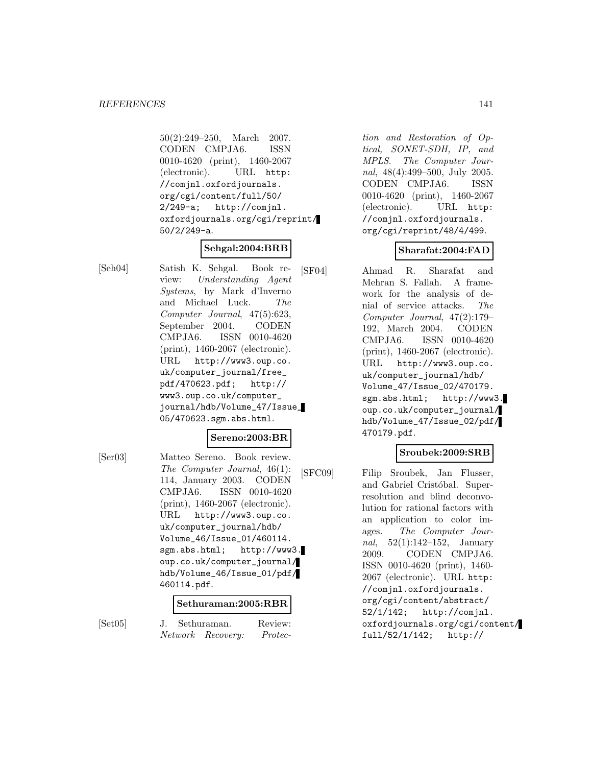50(2):249–250, March 2007. CODEN CMPJA6. ISSN 0010-4620 (print), 1460-2067 (electronic). URL http://comjnl.oxfordjournals.org/cgi/content/full/50/2/249-a; http://comjnl.oxfordjournals.org/cgi/reprint/50/2/249-a.

**Sehgal:2004:BRB**

[Seh04] Satish K. Sehgal. Book review: *Understanding Agent Systems*, by Mark d'Inverno and Michael Luck. *The Computer Journal*, 47(5):623, September 2004. CODEN CMPJA6. ISSN 0010-4620 (print), 1460-2067 (electronic). URL http://www3.oup.co.uk/computer_journal/free_pdf/470623.pdf; http://www3.oup.co.uk/computer_journal/hdb/Volume_47/Issue_05/470623.sgm.abs.html.

**Sereno:2003:BR**

[Ser03] Matteo Sereno. Book review. *The Computer Journal*, 46(1):114, January 2003. CODEN CMPJA6. ISSN 0010-4620 (print), 1460-2067 (electronic). URL http://www3.oup.co.uk/computer_journal/hdb/Volume_46/Issue_01/460114.sgm.abs.html; http://www3.oup.co.uk/computer_journal/hdb/Volume_46/Issue_01/pdf/460114.pdf.

**Sethuraman:2005:RBR**

[Set05] J. Sethuraman. Review: *Network Recovery: Protection and Restoration of Optical, SONET-SDH, IP, and MPLS*. *The Computer Journal*, 48(4):499–500, July 2005. CODEN CMPJA6. ISSN 0010-4620 (print), 1460-2067 (electronic). URL http://comjnl.oxfordjournals.org/cgi/reprint/48/4/499.

**Sharafat:2004:FAD**

[SF04] Ahmad R. Sharafat and Mehran S. Fallah. A framework for the analysis of denial of service attacks. *The Computer Journal*, 47(2):179–192, March 2004. CODEN CMPJA6. ISSN 0010-4620 (print), 1460-2067 (electronic). URL http://www3.oup.co.uk/computer_journal/hdb/Volume_47/Issue_02/470179.sgm.abs.html; http://www3.oup.co.uk/computer_journal/hdb/Volume_47/Issue_02/pdf/470179.pdf.

**Sroubek:2009:SRB**

[SFC09] Filip Sroubek, Jan Flusser, and Gabriel Cristóbal. Super-resolution and blind deconvolution for rational factors with an application to color images. *The Computer Journal*, 52(1):142–152, January 2009. CODEN CMPJA6. ISSN 0010-4620 (print), 1460-2067 (electronic). URL http://comjnl.oxfordjournals.org/cgi/content/abstract/52/1/142; http://comjnl.oxfordjournals.org/cgi/content/full/52/1/142; http://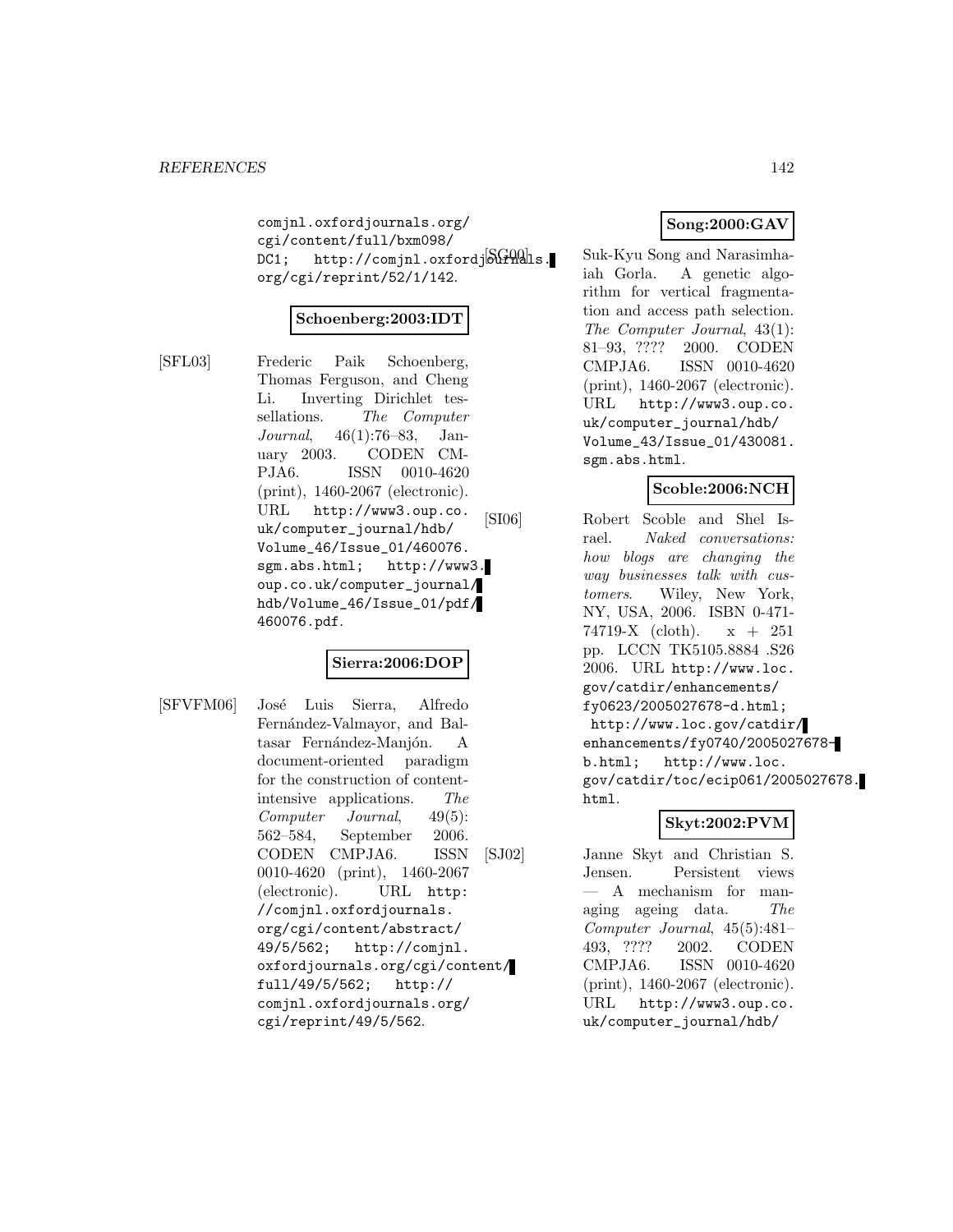comjnl.oxfordjournals.org/cgi/content/full/bxm098/DC1; http://comjnl.oxfordjournals.org/cgi/reprint/52/1/142.

**Schoenberg:2003:IDT**

[SFL03] Frederic Paik Schoenberg, Thomas Ferguson, and Cheng Li. Inverting Dirichlet tessellations. *The Computer Journal*, 46(1):76–83, January 2003. CODEN CMPJA6. ISSN 0010-4620 (print), 1460-2067 (electronic). URL http://www3.oup.co.uk/computer_journal/hdb/Volume_46/Issue_01/460076.sgm.abs.html; http://www3.oup.co.uk/computer_journal/hdb/Volume_46/Issue_01/pdf/460076.pdf.

**Sierra:2006:DOP**

[SFVFM06] José Luis Sierra, Alfredo Fernández-Valmayor, and Baltasar Fernández-Manjón. A document-oriented paradigm for the construction of content-intensive applications. *The Computer Journal*, 49(5):562–584, September 2006. CODEN CMPJA6. ISSN 0010-4620 (print), 1460-2067 (electronic). URL http://comjnl.oxfordjournals.org/cgi/content/abstract/49/5/562; http://comjnl.oxfordjournals.org/cgi/content/full/49/5/562; http://comjnl.oxfordjournals.org/cgi/reprint/49/5/562.

**Song:2000:GAV**

[SG00] Suk-Kyu Song and Narasimhaiah Gorla. A genetic algorithm for vertical fragmentation and access path selection. *The Computer Journal*, 43(1):81–93, ???? 2000. CODEN CMPJA6. ISSN 0010-4620 (print), 1460-2067 (electronic). URL http://www3.oup.co.uk/computer_journal/hdb/Volume_43/Issue_01/430081.sgm.abs.html.

**Scoble:2006:NCH**

[SI06] Robert Scoble and Shel Israel. *Naked conversations: how blogs are changing the way businesses talk with customers*. Wiley, New York, NY, USA, 2006. ISBN 0-471-74719-X (cloth). x + 251 pp. LCCN TK5105.8884 .S26 2006. URL http://www.loc.gov/catdir/enhancements/fy0623/2005027678-d.html; http://www.loc.gov/catdir/enhancements/fy0740/2005027678-b.html; http://www.loc.gov/catdir/toc/ecip061/2005027678.html.

**Skyt:2002:PVM**

[SJ02] Janne Skyt and Christian S. Jensen. Persistent views — A mechanism for managing ageing data. *The Computer Journal*, 45(5):481–493, ???? 2002. CODEN CMPJA6. ISSN 0010-4620 (print), 1460-2067 (electronic). URL http://www3.oup.co.uk/computer_journal/hdb/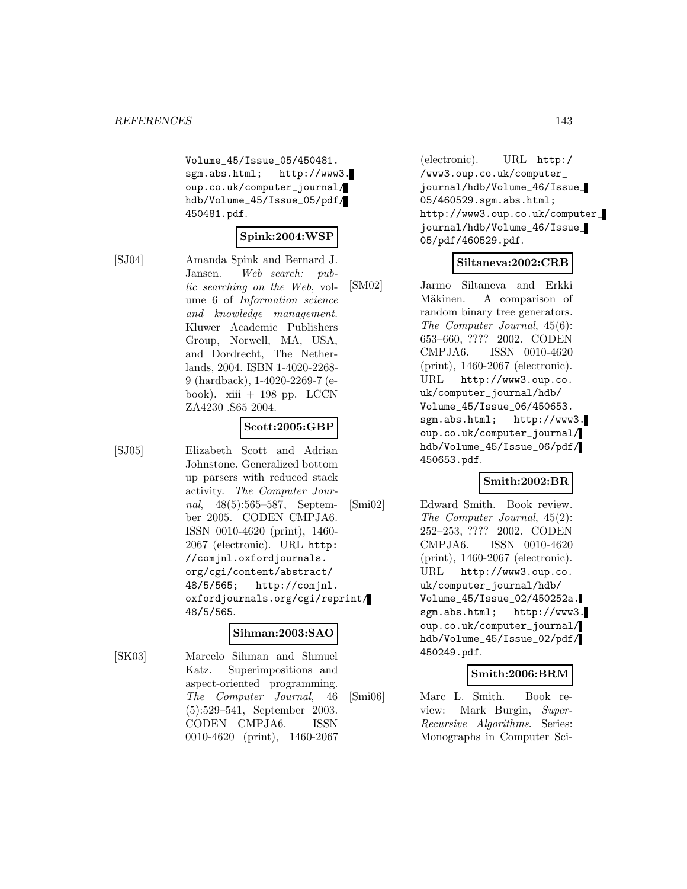Volume_45/Issue_05/450481.sgm.abs.html; http://www3.oup.co.uk/computer_journal/hdb/Volume_45/Issue_05/pdf/450481.pdf.

**Spink:2004:WSP**

[SJ04] Amanda Spink and Bernard J. Jansen. *Web search: public searching on the Web*, volume 6 of *Information science and knowledge management*. Kluwer Academic Publishers Group, Norwell, MA, USA, and Dordrecht, The Netherlands, 2004. ISBN 1-4020-2268-9 (hardback), 1-4020-2269-7 (e-book). xiii + 198 pp. LCCN ZA4230 .S65 2004.

**Scott:2005:GBP**

[SJ05] Elizabeth Scott and Adrian Johnstone. Generalized bottom up parsers with reduced stack activity. *The Computer Journal*, 48(5):565–587, September 2005. CODEN CMPJA6. ISSN 0010-4620 (print), 1460-2067 (electronic). URL http://comjnl.oxfordjournals.org/cgi/content/abstract/48/5/565; http://comjnl.oxfordjournals.org/cgi/reprint/48/5/565.

**Sihman:2003:SAO**

[SK03] Marcelo Sihman and Shmuel Katz. Superimpositions and aspect-oriented programming. *The Computer Journal*, 46(5):529–541, September 2003. CODEN CMPJA6. ISSN 0010-4620 (print), 1460-2067 (electronic). URL http://www3.oup.co.uk/computer_journal/hdb/Volume_46/Issue_05/460529.sgm.abs.html; http://www3.oup.co.uk/computer_journal/hdb/Volume_46/Issue_05/pdf/460529.pdf.

**Siltaneva:2002:CRB**

[SM02] Jarmo Siltaneva and Erkki Mäkinen. A comparison of random binary tree generators. *The Computer Journal*, 45(6):653–660, ???? 2002. CODEN CMPJA6. ISSN 0010-4620 (print), 1460-2067 (electronic). URL http://www3.oup.co.uk/computer_journal/hdb/Volume_45/Issue_06/450653.sgm.abs.html; http://www3.oup.co.uk/computer_journal/hdb/Volume_45/Issue_06/pdf/450653.pdf.

**Smith:2002:BR**

[Smi02] Edward Smith. Book review. *The Computer Journal*, 45(2):252–253, ???? 2002. CODEN CMPJA6. ISSN 0010-4620 (print), 1460-2067 (electronic). URL http://www3.oup.co.uk/computer_journal/hdb/Volume_45/Issue_02/450252a.sgm.abs.html; http://www3.oup.co.uk/computer_journal/hdb/Volume_45/Issue_02/pdf/450249.pdf.

**Smith:2006:BRM**

[Smi06] Marc L. Smith. Book review: Mark Burgin, *Super-Recursive Algorithms*. Series: Monographs in Computer Sci-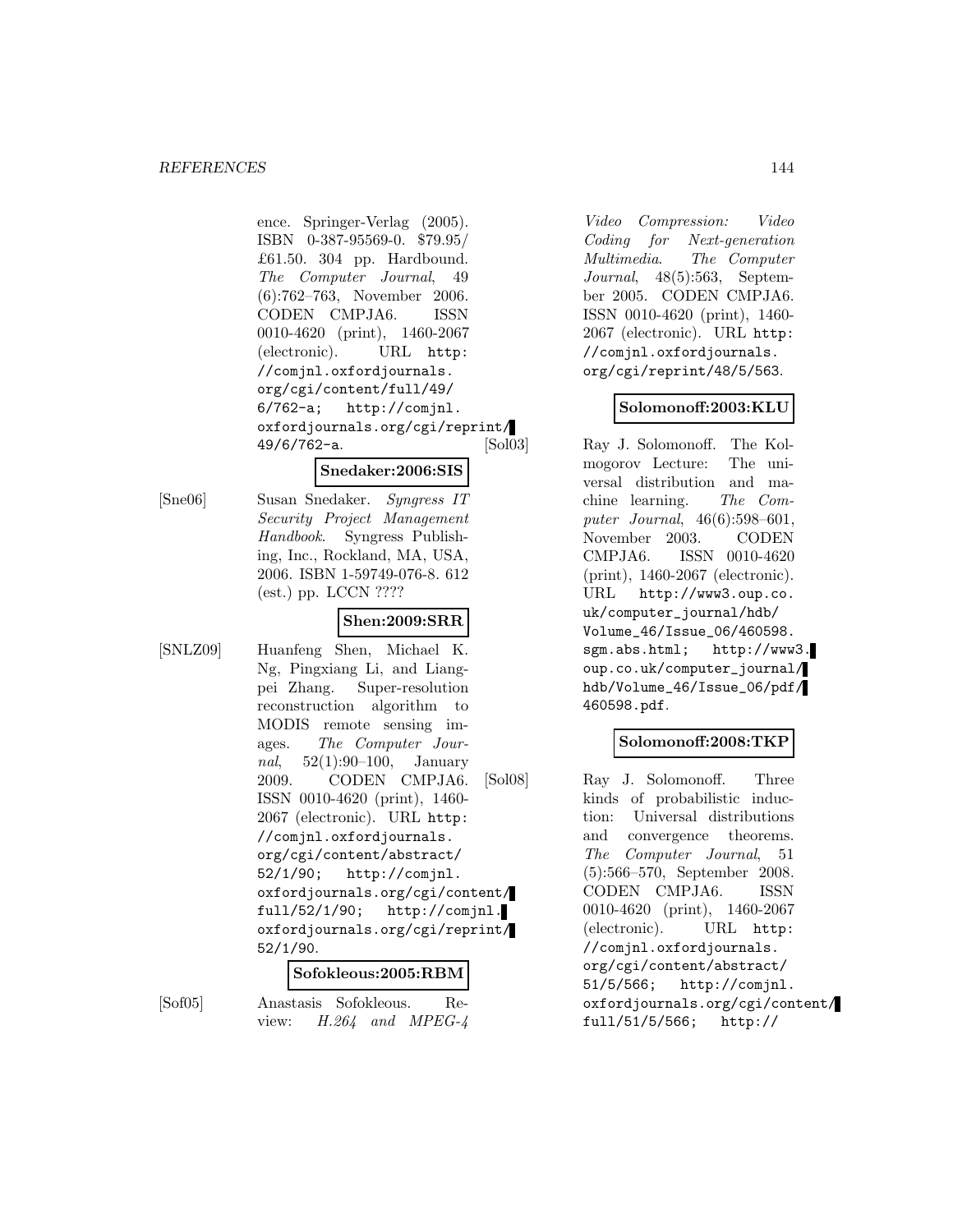ence. Springer-Verlag (2005). ISBN 0-387-95569-0. $79.95/ £61.50. 304 pp. Hardbound. *The Computer Journal*, 49 (6):762–763, November 2006. CODEN CMPJA6. ISSN 0010-4620 (print), 1460-2067 (electronic). URL `http://comjnl.oxfordjournals.org/cgi/content/full/49/6/762-a; http://comjnl.oxfordjournals.org/cgi/reprint/49/6/762-a`.

**Snedaker:2006:SIS**

[Sne06] Susan Snedaker. *Syngress IT Security Project Management Handbook*. Syngress Publishing, Inc., Rockland, MA, USA, 2006. ISBN 1-59749-076-8. 612 (est.) pp. LCCN ????

**Shen:2009:SRR**

[SNLZ09] Huanfeng Shen, Michael K. Ng, Pingxiang Li, and Liangpei Zhang. Super-resolution reconstruction algorithm to MODIS remote sensing images. *The Computer Journal*, 52(1):90–100, January 2009. CODEN CMPJA6. ISSN 0010-4620 (print), 1460-2067 (electronic). URL `http://comjnl.oxfordjournals.org/cgi/content/abstract/52/1/90; http://comjnl.oxfordjournals.org/cgi/content/full/52/1/90; http://comjnl.oxfordjournals.org/cgi/reprint/52/1/90`.

**Sofokleous:2005:RBM**

[Sof05] Anastasis Sofokleous. Review: *H.264 and MPEG-4 Video Compression: Video Coding for Next-generation Multimedia*. *The Computer Journal*, 48(5):563, September 2005. CODEN CMPJA6. ISSN 0010-4620 (print), 1460-2067 (electronic). URL `http://comjnl.oxfordjournals.org/cgi/reprint/48/5/563`.

**Solomonoff:2003:KLU**

[Sol03] Ray J. Solomonoff. The Kolmogorov Lecture: The universal distribution and machine learning. *The Computer Journal*, 46(6):598–601, November 2003. CODEN CMPJA6. ISSN 0010-4620 (print), 1460-2067 (electronic). URL `http://www3.oup.co.uk/computer_journal/hdb/Volume_46/Issue_06/460598.sgm.abs.html; http://www3.oup.co.uk/computer_journal/hdb/Volume_46/Issue_06/pdf/460598.pdf`.

**Solomonoff:2008:TKP**

[Sol08] Ray J. Solomonoff. Three kinds of probabilistic induction: Universal distributions and convergence theorems. *The Computer Journal*, 51 (5):566–570, September 2008. CODEN CMPJA6. ISSN 0010-4620 (print), 1460-2067 (electronic). URL `http://comjnl.oxfordjournals.org/cgi/content/abstract/51/5/566; http://comjnl.oxfordjournals.org/cgi/content/full/51/5/566; http://`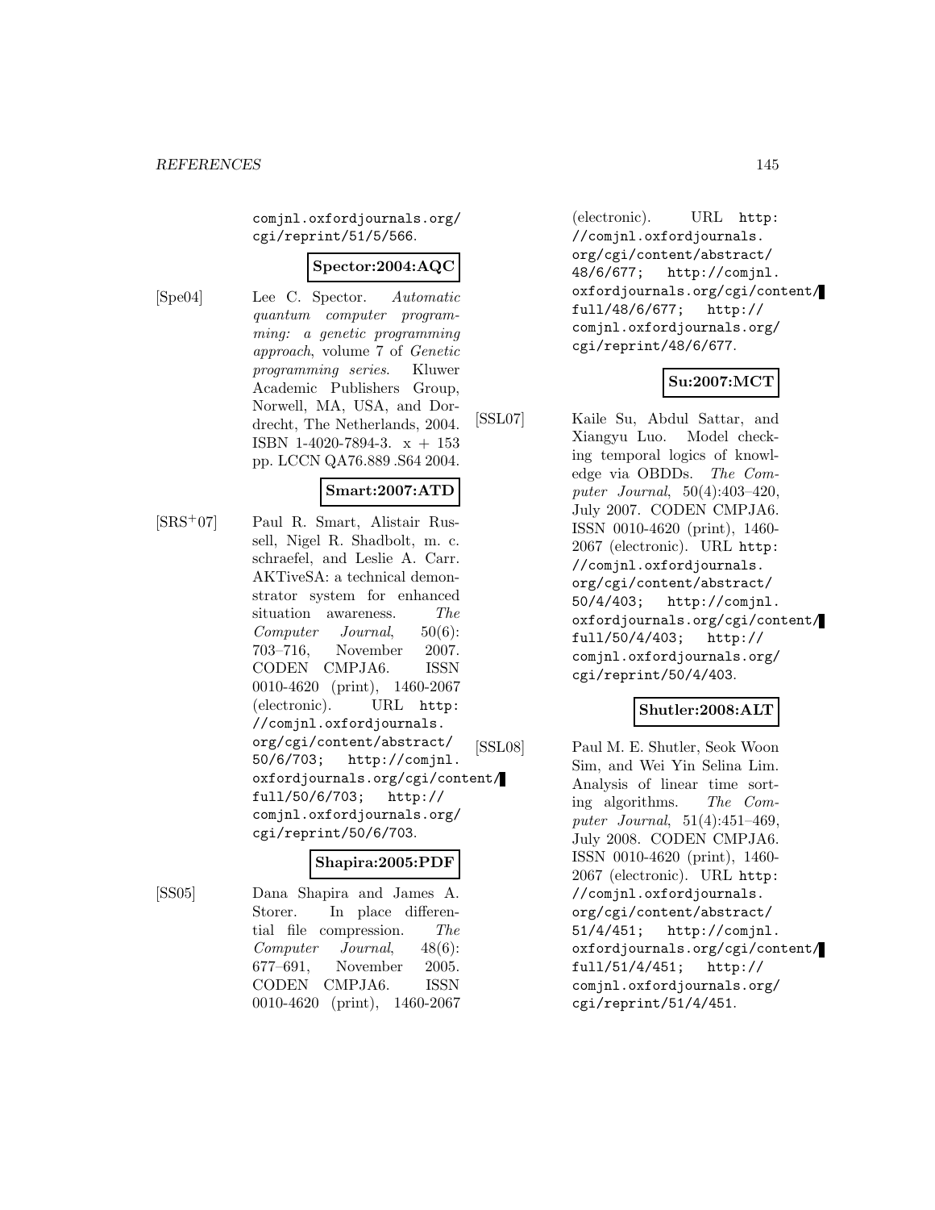comjnl.oxfordjournals.org/cgi/reprint/51/5/566.

**Spector:2004:AQC**

[Spe04] Lee C. Spector. *Automatic quantum computer programming: a genetic programming approach*, volume 7 of *Genetic programming series*. Kluwer Academic Publishers Group, Norwell, MA, USA, and Dordrecht, The Netherlands, 2004. ISBN 1-4020-7894-3. x + 153 pp. LCCN QA76.889 .S64 2004.

**Smart:2007:ATD**

[SRS+07] Paul R. Smart, Alistair Russell, Nigel R. Shadbolt, m. c. schraefel, and Leslie A. Carr. AKTiveSA: a technical demonstrator system for enhanced situation awareness. *The Computer Journal*, 50(6): 703–716, November 2007. CODEN CMPJA6. ISSN 0010-4620 (print), 1460-2067 (electronic). URL http://comjnl.oxfordjournals.org/cgi/content/abstract/50/6/703; http://comjnl.oxfordjournals.org/cgi/content/full/50/6/703; http://comjnl.oxfordjournals.org/cgi/reprint/50/6/703.

**Shapira:2005:PDF**

[SS05] Dana Shapira and James A. Storer. In place differential file compression. *The Computer Journal*, 48(6): 677–691, November 2005. CODEN CMPJA6. ISSN 0010-4620 (print), 1460-2067 (electronic). URL http://comjnl.oxfordjournals.org/cgi/content/abstract/48/6/677; http://comjnl.oxfordjournals.org/cgi/content/full/48/6/677; http://comjnl.oxfordjournals.org/cgi/reprint/48/6/677.

**Su:2007:MCT**

[SSL07] Kaile Su, Abdul Sattar, and Xiangyu Luo. Model checking temporal logics of knowledge via OBDDs. *The Computer Journal*, 50(4):403–420, July 2007. CODEN CMPJA6. ISSN 0010-4620 (print), 1460-2067 (electronic). URL http://comjnl.oxfordjournals.org/cgi/content/abstract/50/4/403; http://comjnl.oxfordjournals.org/cgi/content/full/50/4/403; http://comjnl.oxfordjournals.org/cgi/reprint/50/4/403.

**Shutler:2008:ALT**

[SSL08] Paul M. E. Shutler, Seok Woon Sim, and Wei Yin Selina Lim. Analysis of linear time sorting algorithms. *The Computer Journal*, 51(4):451–469, July 2008. CODEN CMPJA6. ISSN 0010-4620 (print), 1460-2067 (electronic). URL http://comjnl.oxfordjournals.org/cgi/content/abstract/51/4/451; http://comjnl.oxfordjournals.org/cgi/content/full/51/4/451; http://comjnl.oxfordjournals.org/cgi/reprint/51/4/451.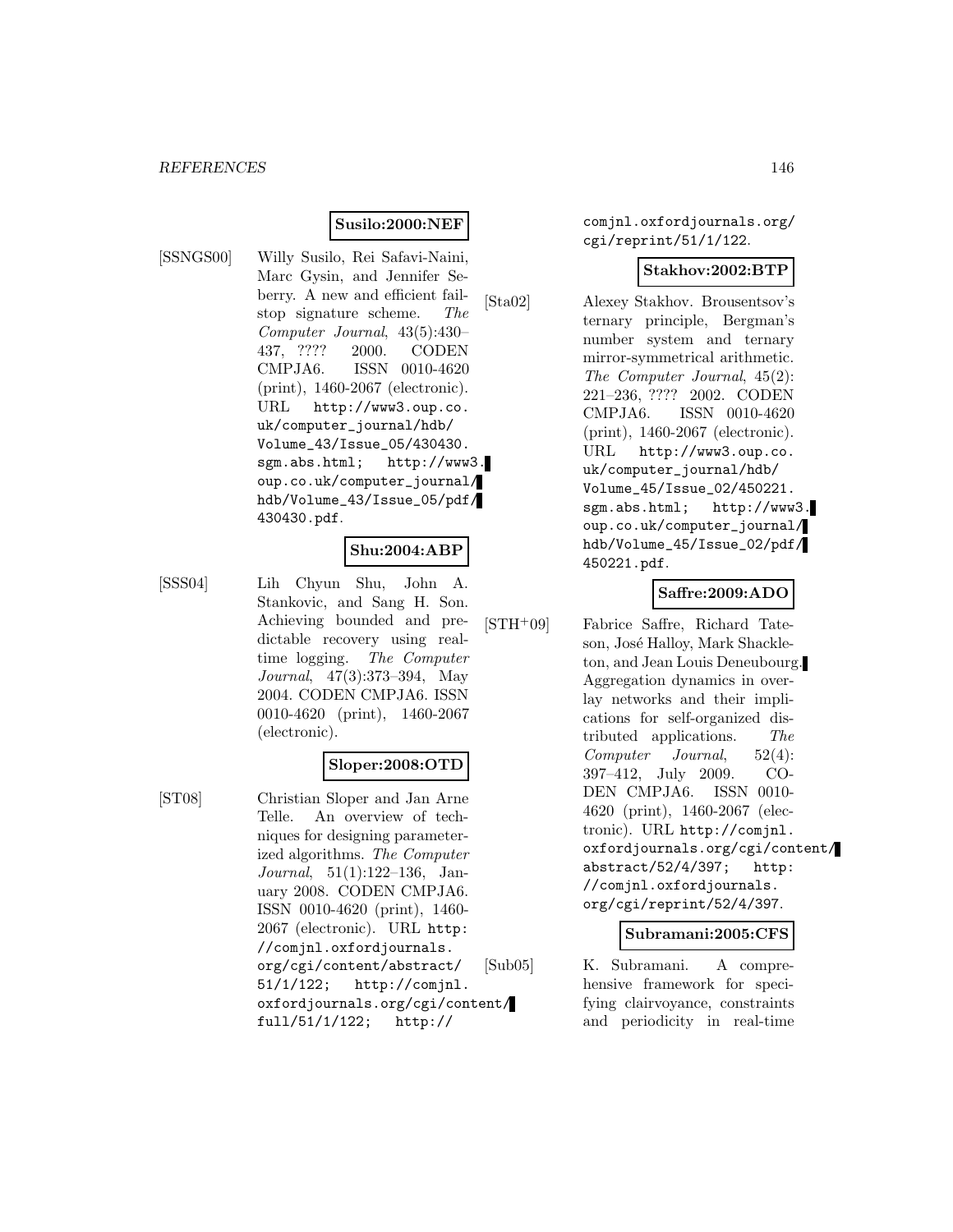**Susilo:2000:NEF**

[SSNGS00] Willy Susilo, Rei Safavi-Naini, Marc Gysin, and Jennifer Seberry. A new and efficient fail-stop signature scheme. *The Computer Journal*, 43(5):430–437, ???? 2000. CODEN CMPJA6. ISSN 0010-4620 (print), 1460-2067 (electronic). URL http://www3.oup.co.uk/computer_journal/hdb/Volume_43/Issue_05/430430.sgm.abs.html; http://www3.oup.co.uk/computer_journal/hdb/Volume_43/Issue_05/pdf/430430.pdf.

**Shu:2004:ABP**

[SSS04] Lih Chyun Shu, John A. Stankovic, and Sang H. Son. Achieving bounded and predictable recovery using real-time logging. *The Computer Journal*, 47(3):373–394, May 2004. CODEN CMPJA6. ISSN 0010-4620 (print), 1460-2067 (electronic).

**Sloper:2008:OTD**

[ST08] Christian Sloper and Jan Arne Telle. An overview of techniques for designing parameterized algorithms. *The Computer Journal*, 51(1):122–136, January 2008. CODEN CMPJA6. ISSN 0010-4620 (print), 1460-2067 (electronic). URL http://comjnl.oxfordjournals.org/cgi/content/abstract/51/1/122; http://comjnl.oxfordjournals.org/cgi/content/full/51/1/122; http://comjnl.oxfordjournals.org/cgi/reprint/51/1/122.

**Stakhov:2002:BTP**

[Sta02] Alexey Stakhov. Brousentsov's ternary principle, Bergman's number system and ternary mirror-symmetrical arithmetic. *The Computer Journal*, 45(2):221–236, ???? 2002. CODEN CMPJA6. ISSN 0010-4620 (print), 1460-2067 (electronic). URL http://www3.oup.co.uk/computer_journal/hdb/Volume_45/Issue_02/450221.sgm.abs.html; http://www3.oup.co.uk/computer_journal/hdb/Volume_45/Issue_02/pdf/450221.pdf.

**Saffre:2009:ADO**

[STH+09] Fabrice Saffre, Richard Tateson, José Halloy, Mark Shackleton, and Jean Louis Deneubourg. Aggregation dynamics in overlay networks and their implications for self-organized distributed applications. *The Computer Journal*, 52(4):397–412, July 2009. CODEN CMPJA6. ISSN 0010-4620 (print), 1460-2067 (electronic). URL http://comjnl.oxfordjournals.org/cgi/content/abstract/52/4/397; http://comjnl.oxfordjournals.org/cgi/reprint/52/4/397.

**Subramani:2005:CFS**

[Sub05] K. Subramani. A comprehensive framework for specifying clairvoyance, constraints and periodicity in real-time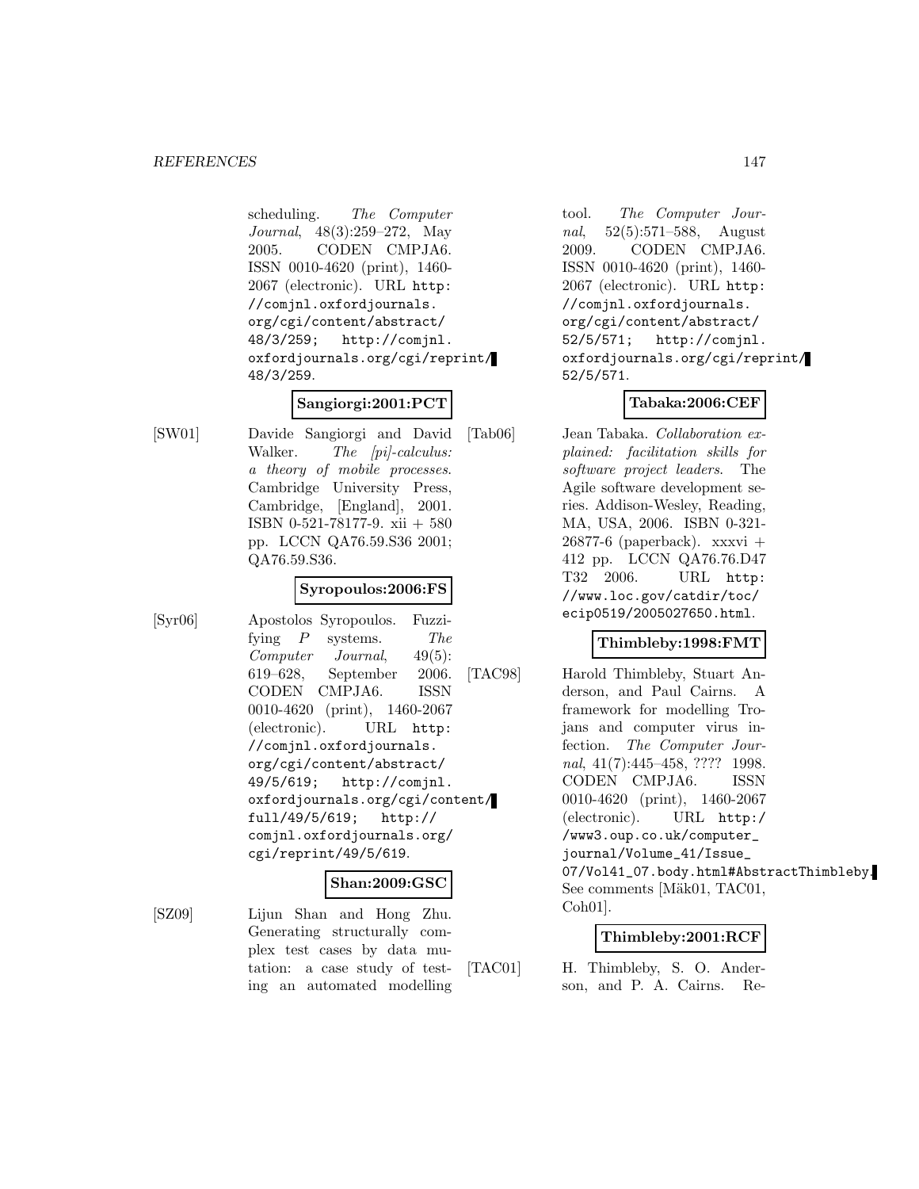scheduling. *The Computer Journal*, 48(3):259–272, May 2005. CODEN CMPJA6. ISSN 0010-4620 (print), 1460-2067 (electronic). URL http://comjnl.oxfordjournals.org/cgi/content/abstract/48/3/259; http://comjnl.oxfordjournals.org/cgi/reprint/48/3/259.

**Sangiorgi:2001:PCT**

[SW01] Davide Sangiorgi and David Walker. *The [pi]-calculus: a theory of mobile processes*. Cambridge University Press, Cambridge, [England], 2001. ISBN 0-521-78177-9. xii + 580 pp. LCCN QA76.59.S36 2001; QA76.59.S36.

**Syropoulos:2006:FS**

[Syr06] Apostolos Syropoulos. Fuzzifying $P$ systems. *The Computer Journal*, 49(5): 619–628, September 2006. CODEN CMPJA6. ISSN 0010-4620 (print), 1460-2067 (electronic). URL http://comjnl.oxfordjournals.org/cgi/content/abstract/49/5/619; http://comjnl.oxfordjournals.org/cgi/content/full/49/5/619; http://comjnl.oxfordjournals.org/cgi/reprint/49/5/619.

**Shan:2009:GSC**

[SZ09] Lijun Shan and Hong Zhu. Generating structurally complex test cases by data mutation: a case study of testing an automated modelling tool. *The Computer Journal*, 52(5):571–588, August 2009. CODEN CMPJA6. ISSN 0010-4620 (print), 1460-2067 (electronic). URL http://comjnl.oxfordjournals.org/cgi/content/abstract/52/5/571; http://comjnl.oxfordjournals.org/cgi/reprint/52/5/571.

**Tabaka:2006:CEF**

[Tab06] Jean Tabaka. *Collaboration explained: facilitation skills for software project leaders*. The Agile software development series. Addison-Wesley, Reading, MA, USA, 2006. ISBN 0-321-26877-6 (paperback). xxxvi + 412 pp. LCCN QA76.76.D47 T32 2006. URL http://www.loc.gov/catdir/toc/ecip0519/2005027650.html.

**Thimbleby:1998:FMT**

[TAC98] Harold Thimbleby, Stuart Anderson, and Paul Cairns. A framework for modelling Trojans and computer virus infection. *The Computer Journal*, 41(7):445–458, ???? 1998. CODEN CMPJA6. ISSN 0010-4620 (print), 1460-2067 (electronic). URL http://www3.oup.co.uk/computer_journal/Volume_41/Issue_07/Vol41_07.body.html#AbstractThimbleby. See comments [Mäk01, TAC01, Coh01].

**Thimbleby:2001:RCF**

[TAC01] H. Thimbleby, S. O. Anderson, and P. A. Cairns. Re-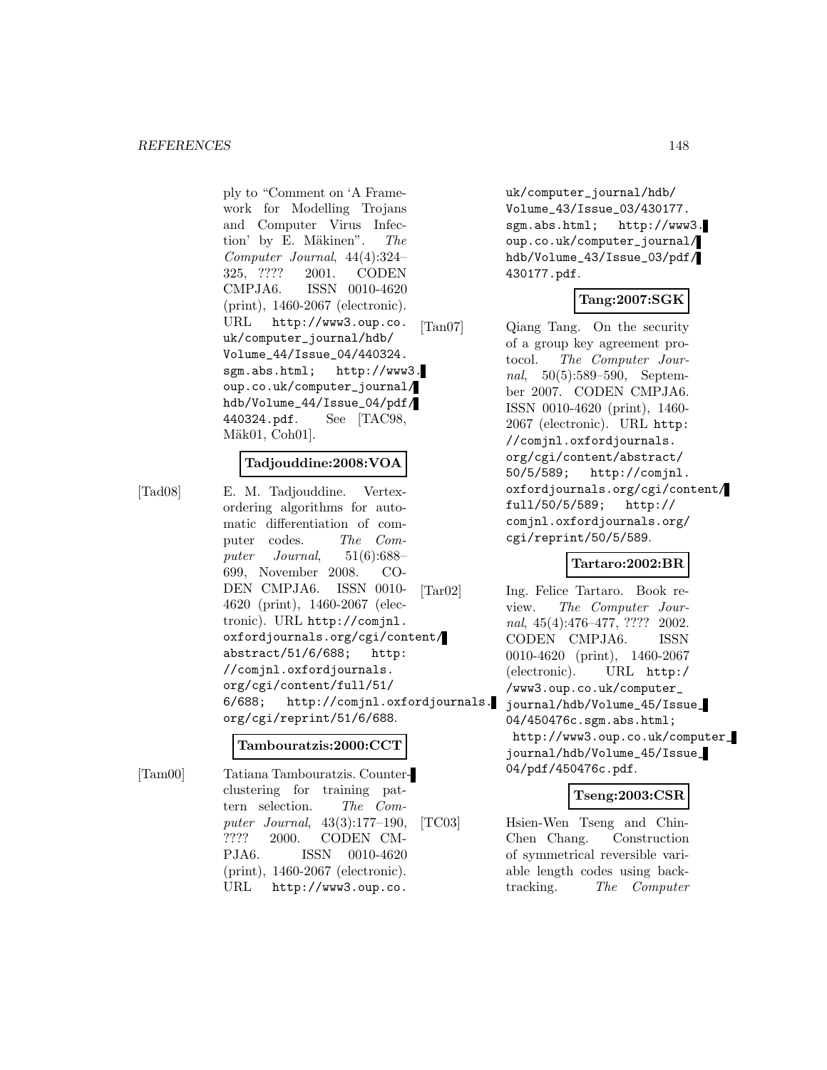ply to "Comment on 'A Framework for Modelling Trojans and Computer Virus Infection' by E. Mäkinen". *The Computer Journal*, 44(4):324–325, ???? 2001. CODEN CMPJA6. ISSN 0010-4620 (print), 1460-2067 (electronic). URL `http://www3.oup.co.uk/computer_journal/hdb/Volume_44/Issue_04/440324.sgm.abs.html`; `http://www3.oup.co.uk/computer_journal/hdb/Volume_44/Issue_04/pdf/440324.pdf`. See [TAC98, Mäk01, Coh01].

**Tadjouddine:2008:VOA**

[Tad08] E. M. Tadjouddine. Vertex-ordering algorithms for automatic differentiation of computer codes. *The Computer Journal*, 51(6):688–699, November 2008. CODEN CMPJA6. ISSN 0010-4620 (print), 1460-2067 (electronic). URL `http://comjnl.oxfordjournals.org/cgi/content/abstract/51/6/688`; `http://comjnl.oxfordjournals.org/cgi/content/full/51/6/688`; `http://comjnl.oxfordjournals.org/cgi/reprint/51/6/688`.

**Tambouratzis:2000:CCT**

[Tam00] Tatiana Tambouratzis. Counter-clustering for training pattern selection. *The Computer Journal*, 43(3):177–190, ???? 2000. CODEN CMPJA6. ISSN 0010-4620 (print), 1460-2067 (electronic). URL `http://www3.oup.co.uk/computer_journal/hdb/Volume_43/Issue_03/430177.sgm.abs.html`; `http://www3.oup.co.uk/computer_journal/hdb/Volume_43/Issue_03/pdf/430177.pdf`.

**Tang:2007:SGK**

[Tan07] Qiang Tang. On the security of a group key agreement protocol. *The Computer Journal*, 50(5):589–590, September 2007. CODEN CMPJA6. ISSN 0010-4620 (print), 1460-2067 (electronic). URL `http://comjnl.oxfordjournals.org/cgi/content/abstract/50/5/589`; `http://comjnl.oxfordjournals.org/cgi/content/full/50/5/589`; `http://comjnl.oxfordjournals.org/cgi/reprint/50/5/589`.

**Tartaro:2002:BR**

[Tar02] Ing. Felice Tartaro. Book review. *The Computer Journal*, 45(4):476–477, ???? 2002. CODEN CMPJA6. ISSN 0010-4620 (print), 1460-2067 (electronic). URL `http://www3.oup.co.uk/computer_journal/hdb/Volume_45/Issue_04/450476c.sgm.abs.html`; `http://www3.oup.co.uk/computer_journal/hdb/Volume_45/Issue_04/pdf/450476c.pdf`.

**Tseng:2003:CSR**

[TC03] Hsien-Wen Tseng and Chin-Chen Chang. Construction of symmetrical reversible variable length codes using backtracking. *The Computer*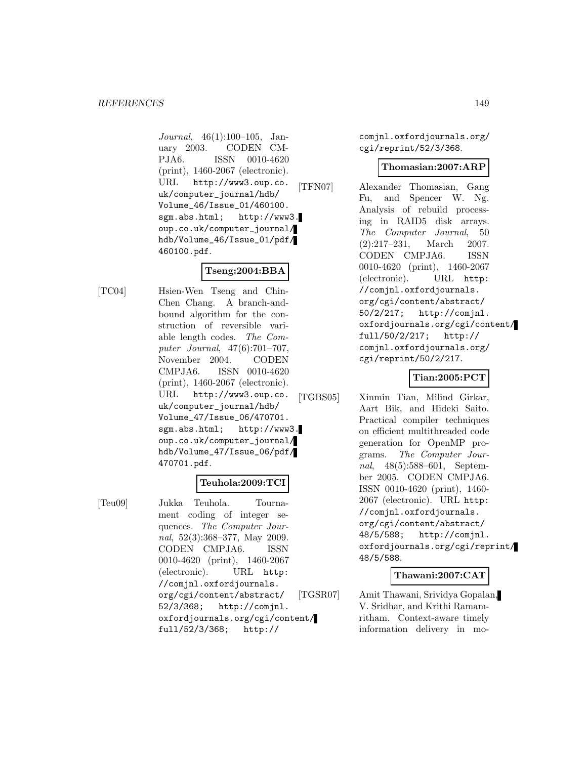*Journal*, 46(1):100–105, January 2003. CODEN CMPJA6. ISSN 0010-4620 (print), 1460-2067 (electronic). URL http://www3.oup.co.uk/computer_journal/hdb/Volume_46/Issue_01/460100.sgm.abs.html; http://www3.oup.co.uk/computer_journal/hdb/Volume_46/Issue_01/pdf/460100.pdf.

**Tseng:2004:BBA**

[TC04] Hsien-Wen Tseng and Chin-Chen Chang. A branch-and-bound algorithm for the construction of reversible variable length codes. *The Computer Journal*, 47(6):701–707, November 2004. CODEN CMPJA6. ISSN 0010-4620 (print), 1460-2067 (electronic). URL http://www3.oup.co.uk/computer_journal/hdb/Volume_47/Issue_06/470701.sgm.abs.html; http://www3.oup.co.uk/computer_journal/hdb/Volume_47/Issue_06/pdf/470701.pdf.

**Teuhola:2009:TCI**

[Teu09] Jukka Teuhola. Tournament coding of integer sequences. *The Computer Journal*, 52(3):368–377, May 2009. CODEN CMPJA6. ISSN 0010-4620 (print), 1460-2067 (electronic). URL http://comjnl.oxfordjournals.org/cgi/content/abstract/52/3/368; http://comjnl.oxfordjournals.org/cgi/content/full/52/3/368; http://comjnl.oxfordjournals.org/cgi/reprint/52/3/368.

**Thomasian:2007:ARP**

[TFN07] Alexander Thomasian, Gang Fu, and Spencer W. Ng. Analysis of rebuild processing in RAID5 disk arrays. *The Computer Journal*, 50(2):217–231, March 2007. CODEN CMPJA6. ISSN 0010-4620 (print), 1460-2067 (electronic). URL http://comjnl.oxfordjournals.org/cgi/content/abstract/50/2/217; http://comjnl.oxfordjournals.org/cgi/content/full/50/2/217; http://comjnl.oxfordjournals.org/cgi/reprint/50/2/217.

**Tian:2005:PCT**

[TGBS05] Xinmin Tian, Milind Girkar, Aart Bik, and Hideki Saito. Practical compiler techniques on efficient multithreaded code generation for OpenMP programs. *The Computer Journal*, 48(5):588–601, September 2005. CODEN CMPJA6. ISSN 0010-4620 (print), 1460-2067 (electronic). URL http://comjnl.oxfordjournals.org/cgi/content/abstract/48/5/588; http://comjnl.oxfordjournals.org/cgi/reprint/48/5/588.

**Thawani:2007:CAT**

[TGSR07] Amit Thawani, Srividya Gopalan, V. Sridhar, and Krithi Ramamritham. Context-aware timely information delivery in mo-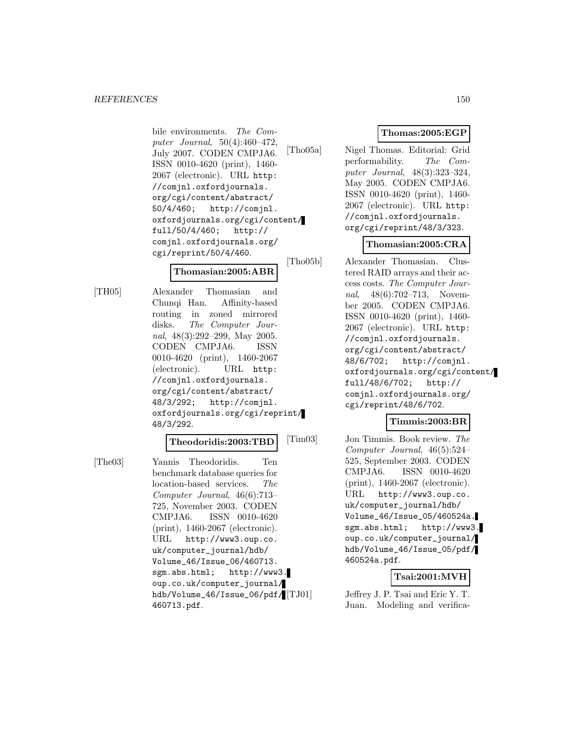bile environments. *The Computer Journal*, 50(4):460–472, July 2007. CODEN CMPJA6. ISSN 0010-4620 (print), 1460-2067 (electronic). URL http://comjnl.oxfordjournals.org/cgi/content/abstract/50/4/460; http://comjnl.oxfordjournals.org/cgi/content/full/50/4/460; http://comjnl.oxfordjournals.org/cgi/reprint/50/4/460.

**Thomasian:2005:ABR**

[TH05] Alexander Thomasian and Chunqi Han. Affinity-based routing in zoned mirrored disks. *The Computer Journal*, 48(3):292–299, May 2005. CODEN CMPJA6. ISSN 0010-4620 (print), 1460-2067 (electronic). URL http://comjnl.oxfordjournals.org/cgi/content/abstract/48/3/292; http://comjnl.oxfordjournals.org/cgi/reprint/48/3/292.

**Theodoridis:2003:TBD**

[The03] Yannis Theodoridis. Ten benchmark database queries for location-based services. *The Computer Journal*, 46(6):713–725, November 2003. CODEN CMPJA6. ISSN 0010-4620 (print), 1460-2067 (electronic). URL http://www3.oup.co.uk/computer_journal/hdb/Volume_46/Issue_06/460713.sgm.abs.html; http://www3.oup.co.uk/computer_journal/hdb/Volume_46/Issue_06/pdf/460713.pdf.

**Thomas:2005:EGP**

[Tho05a] Nigel Thomas. Editorial: Grid performability. *The Computer Journal*, 48(3):323–324, May 2005. CODEN CMPJA6. ISSN 0010-4620 (print), 1460-2067 (electronic). URL http://comjnl.oxfordjournals.org/cgi/reprint/48/3/323.

**Thomasian:2005:CRA**

[Tho05b] Alexander Thomasian. Clustered RAID arrays and their access costs. *The Computer Journal*, 48(6):702–713, November 2005. CODEN CMPJA6. ISSN 0010-4620 (print), 1460-2067 (electronic). URL http://comjnl.oxfordjournals.org/cgi/content/abstract/48/6/702; http://comjnl.oxfordjournals.org/cgi/content/full/48/6/702; http://comjnl.oxfordjournals.org/cgi/reprint/48/6/702.

**Timmis:2003:BR**

[Tim03] Jon Timmis. Book review. *The Computer Journal*, 46(5):524–525, September 2003. CODEN CMPJA6. ISSN 0010-4620 (print), 1460-2067 (electronic). URL http://www3.oup.co.uk/computer_journal/hdb/Volume_46/Issue_05/460524a.sgm.abs.html; http://www3.oup.co.uk/computer_journal/hdb/Volume_46/Issue_05/pdf/460524a.pdf.

**Tsai:2001:MVH**

[TJ01] Jeffrey J. P. Tsai and Eric Y. T. Juan. Modeling and verifica-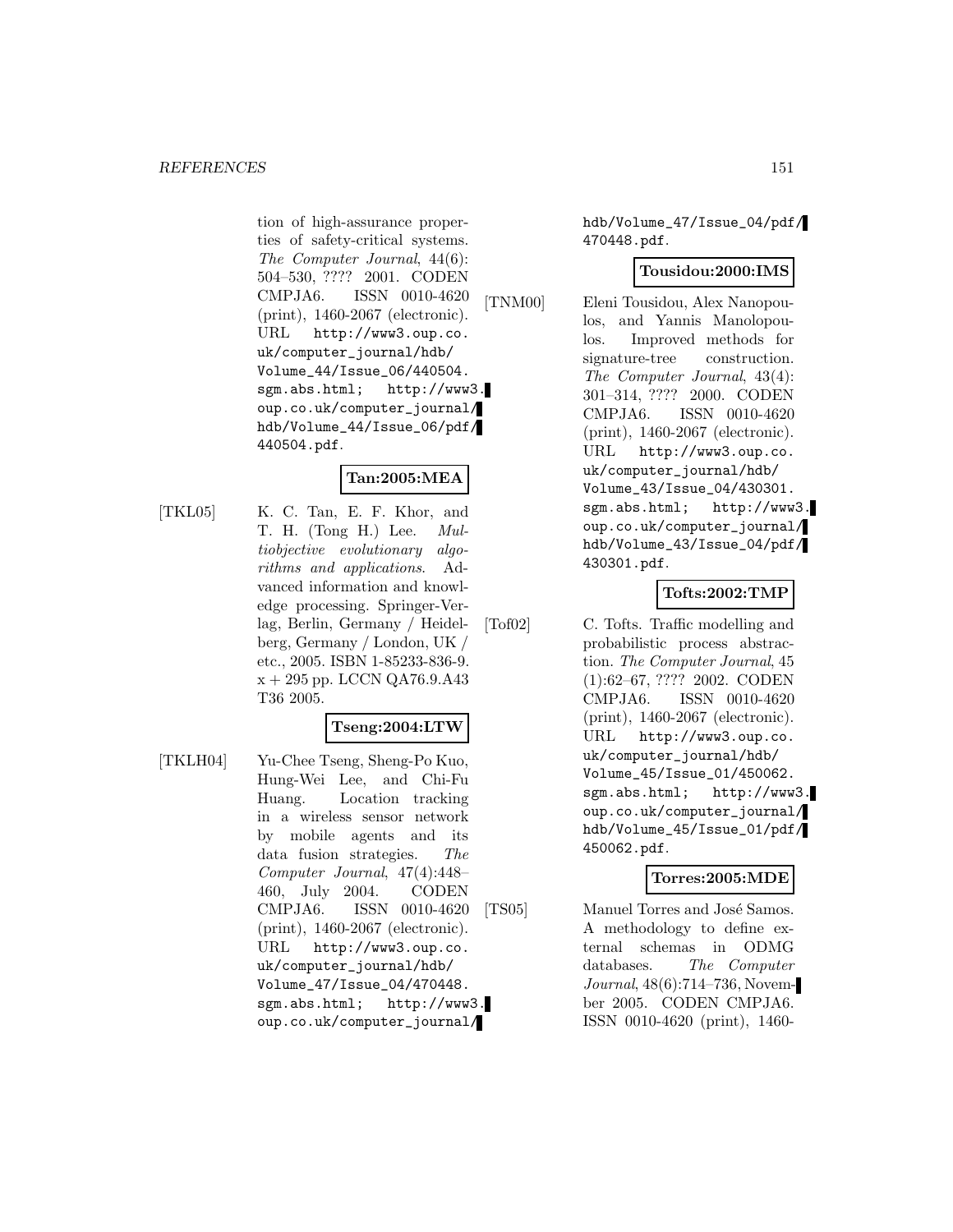tion of high-assurance properties of safety-critical systems. *The Computer Journal*, 44(6): 504–530, ???? 2001. CODEN CMPJA6. ISSN 0010-4620 (print), 1460-2067 (electronic). URL http://www3.oup.co.uk/computer_journal/hdb/Volume_44/Issue_06/440504.sgm.abs.html; http://www3.oup.co.uk/computer_journal/hdb/Volume_44/Issue_06/pdf/440504.pdf.

**Tan:2005:MEA**

[TKL05] K. C. Tan, E. F. Khor, and T. H. (Tong H.) Lee. *Multiobjective evolutionary algorithms and applications*. Advanced information and knowledge processing. Springer-Verlag, Berlin, Germany / Heidelberg, Germany / London, UK / etc., 2005. ISBN 1-85233-836-9. x + 295 pp. LCCN QA76.9.A43 T36 2005.

**Tseng:2004:LTW**

[TKLH04] Yu-Chee Tseng, Sheng-Po Kuo, Hung-Wei Lee, and Chi-Fu Huang. Location tracking in a wireless sensor network by mobile agents and its data fusion strategies. *The Computer Journal*, 47(4):448–460, July 2004. CODEN CMPJA6. ISSN 0010-4620 (print), 1460-2067 (electronic). URL http://www3.oup.co.uk/computer_journal/hdb/Volume_47/Issue_04/470448.sgm.abs.html; http://www3.oup.co.uk/computer_journal/hdb/Volume_47/Issue_04/pdf/470448.pdf.

**Tousidou:2000:IMS**

[TNM00] Eleni Tousidou, Alex Nanopoulos, and Yannis Manolopoulos. Improved methods for signature-tree construction. *The Computer Journal*, 43(4): 301–314, ???? 2000. CODEN CMPJA6. ISSN 0010-4620 (print), 1460-2067 (electronic). URL http://www3.oup.co.uk/computer_journal/hdb/Volume_43/Issue_04/430301.sgm.abs.html; http://www3.oup.co.uk/computer_journal/hdb/Volume_43/Issue_04/pdf/430301.pdf.

**Tofts:2002:TMP**

[Tof02] C. Tofts. Traffic modelling and probabilistic process abstraction. *The Computer Journal*, 45 (1):62–67, ???? 2002. CODEN CMPJA6. ISSN 0010-4620 (print), 1460-2067 (electronic). URL http://www3.oup.co.uk/computer_journal/hdb/Volume_45/Issue_01/450062.sgm.abs.html; http://www3.oup.co.uk/computer_journal/hdb/Volume_45/Issue_01/pdf/450062.pdf.

**Torres:2005:MDE**

[TS05] Manuel Torres and José Samos. A methodology to define external schemas in ODMG databases. *The Computer Journal*, 48(6):714–736, November 2005. CODEN CMPJA6. ISSN 0010-4620 (print), 1460-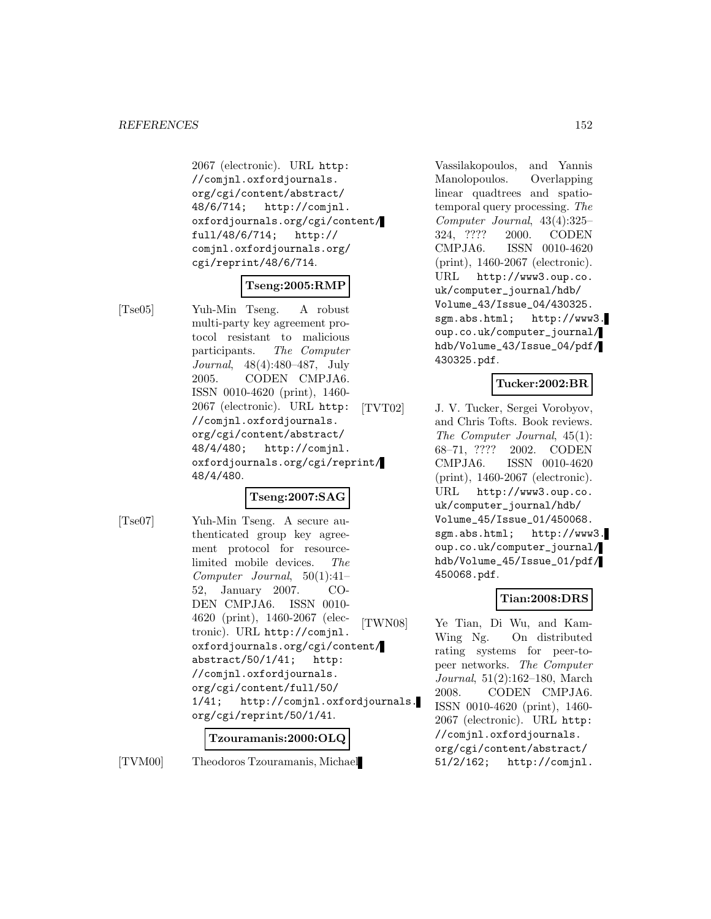2067 (electronic). URL http://comjnl.oxfordjournals.org/cgi/content/abstract/48/6/714; http://comjnl.oxfordjournals.org/cgi/content/full/48/6/714; http://comjnl.oxfordjournals.org/cgi/reprint/48/6/714.

**Tseng:2005:RMP**

[Tse05] Yuh-Min Tseng. A robust multi-party key agreement protocol resistant to malicious participants. *The Computer Journal*, 48(4):480–487, July 2005. CODEN CMPJA6. ISSN 0010-4620 (print), 1460-2067 (electronic). URL http://comjnl.oxfordjournals.org/cgi/content/abstract/48/4/480; http://comjnl.oxfordjournals.org/cgi/reprint/48/4/480.

**Tseng:2007:SAG**

[Tse07] Yuh-Min Tseng. A secure authenticated group key agreement protocol for resource-limited mobile devices. *The Computer Journal*, 50(1):41–52, January 2007. CODEN CMPJA6. ISSN 0010-4620 (print), 1460-2067 (electronic). URL http://comjnl.oxfordjournals.org/cgi/content/abstract/50/1/41; http://comjnl.oxfordjournals.org/cgi/content/full/50/1/41; http://comjnl.oxfordjournals.org/cgi/reprint/50/1/41.

**Tzouramanis:2000:OLQ**

[TVM00] Theodoros Tzouramanis, Michael Vassilakopoulos, and Yannis Manolopoulos. Overlapping linear quadtrees and spatio-temporal query processing. *The Computer Journal*, 43(4):325–324, ???? 2000. CODEN CMPJA6. ISSN 0010-4620 (print), 1460-2067 (electronic). URL http://www3.oup.co.uk/computer_journal/hdb/Volume_43/Issue_04/430325.sgm.abs.html; http://www3.oup.co.uk/computer_journal/hdb/Volume_43/Issue_04/pdf/430325.pdf.

**Tucker:2002:BR**

[TVT02] J. V. Tucker, Sergei Vorobyov, and Chris Tofts. Book reviews. *The Computer Journal*, 45(1):68–71, ???? 2002. CODEN CMPJA6. ISSN 0010-4620 (print), 1460-2067 (electronic). URL http://www3.oup.co.uk/computer_journal/hdb/Volume_45/Issue_01/450068.sgm.abs.html; http://www3.oup.co.uk/computer_journal/hdb/Volume_45/Issue_01/pdf/450068.pdf.

**Tian:2008:DRS**

[TWN08] Ye Tian, Di Wu, and Kam-Wing Ng. On distributed rating systems for peer-to-peer networks. *The Computer Journal*, 51(2):162–180, March 2008. CODEN CMPJA6. ISSN 0010-4620 (print), 1460-2067 (electronic). URL http://comjnl.oxfordjournals.org/cgi/content/abstract/51/2/162; http://comjnl.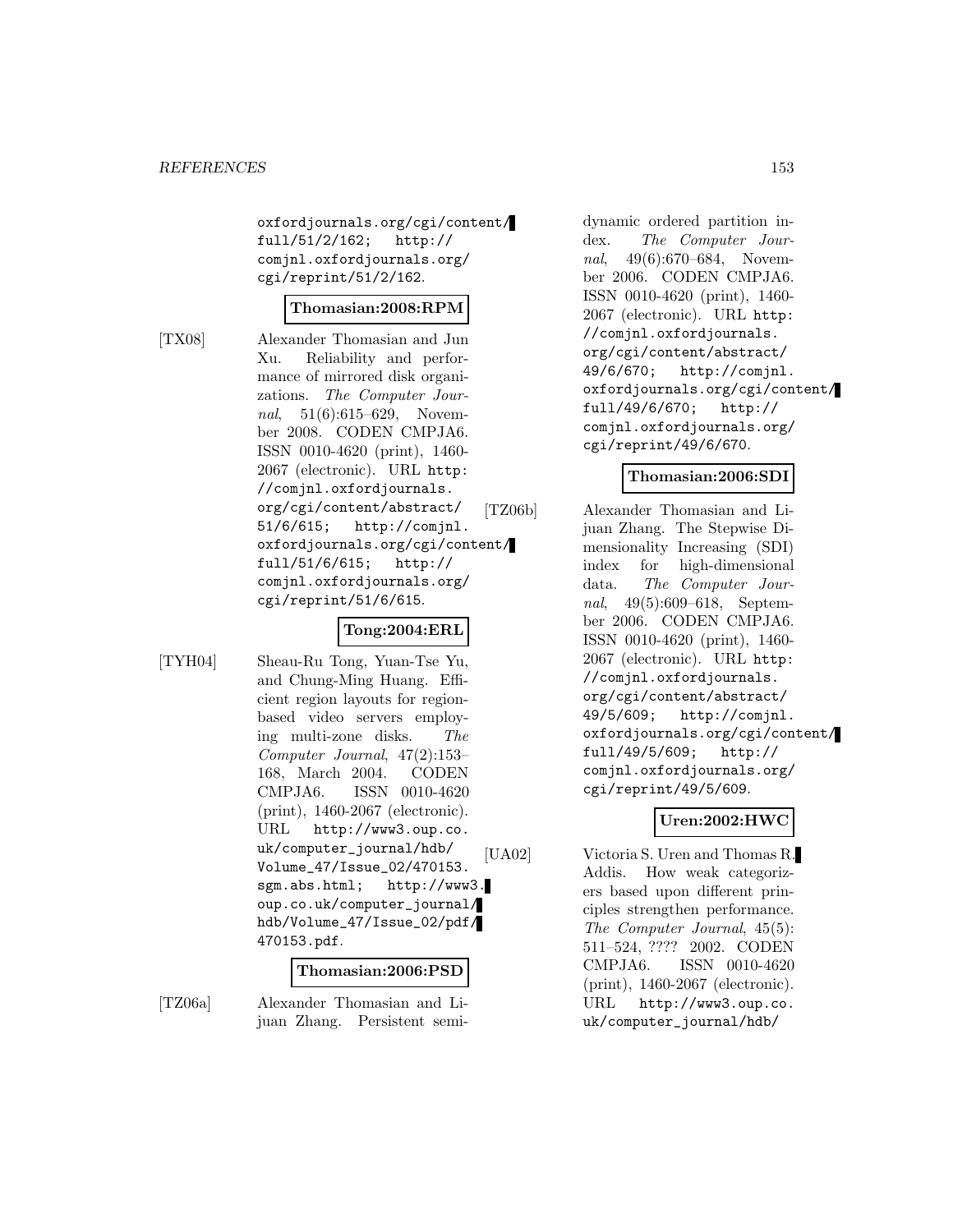oxfordjournals.org/cgi/content/full/51/2/162; http://comjnl.oxfordjournals.org/cgi/reprint/51/2/162.

**Thomasian:2008:RPM**

[TX08] Alexander Thomasian and Jun Xu. Reliability and performance of mirrored disk organizations. *The Computer Journal*, 51(6):615–629, November 2008. CODEN CMPJA6. ISSN 0010-4620 (print), 1460-2067 (electronic). URL http://comjnl.oxfordjournals.org/cgi/content/abstract/51/6/615; http://comjnl.oxfordjournals.org/cgi/content/full/51/6/615; http://comjnl.oxfordjournals.org/cgi/reprint/51/6/615.

**Tong:2004:ERL**

[TYH04] Sheau-Ru Tong, Yuan-Tse Yu, and Chung-Ming Huang. Efficient region layouts for region-based video servers employing multi-zone disks. *The Computer Journal*, 47(2):153–168, March 2004. CODEN CMPJA6. ISSN 0010-4620 (print), 1460-2067 (electronic). URL http://www3.oup.co.uk/computer_journal/hdb/Volume_47/Issue_02/470153.sgm.abs.html; http://www3.oup.co.uk/computer_journal/hdb/Volume_47/Issue_02/pdf/470153.pdf.

**Thomasian:2006:PSD**

[TZ06a] Alexander Thomasian and Lijuan Zhang. Persistent semi-dynamic ordered partition index. *The Computer Journal*, 49(6):670–684, November 2006. CODEN CMPJA6. ISSN 0010-4620 (print), 1460-2067 (electronic). URL http://comjnl.oxfordjournals.org/cgi/content/abstract/49/6/670; http://comjnl.oxfordjournals.org/cgi/content/full/49/6/670; http://comjnl.oxfordjournals.org/cgi/reprint/49/6/670.

**Thomasian:2006:SDI**

[TZ06b] Alexander Thomasian and Lijuan Zhang. The Stepwise Dimensionality Increasing (SDI) index for high-dimensional data. *The Computer Journal*, 49(5):609–618, September 2006. CODEN CMPJA6. ISSN 0010-4620 (print), 1460-2067 (electronic). URL http://comjnl.oxfordjournals.org/cgi/content/abstract/49/5/609; http://comjnl.oxfordjournals.org/cgi/content/full/49/5/609; http://comjnl.oxfordjournals.org/cgi/reprint/49/5/609.

**Uren:2002:HWC**

[UA02] Victoria S. Uren and Thomas R. Addis. How weak categorizers based upon different principles strengthen performance. *The Computer Journal*, 45(5):511–524, ???? 2002. CODEN CMPJA6. ISSN 0010-4620 (print), 1460-2067 (electronic). URL http://www3.oup.co.uk/computer_journal/hdb/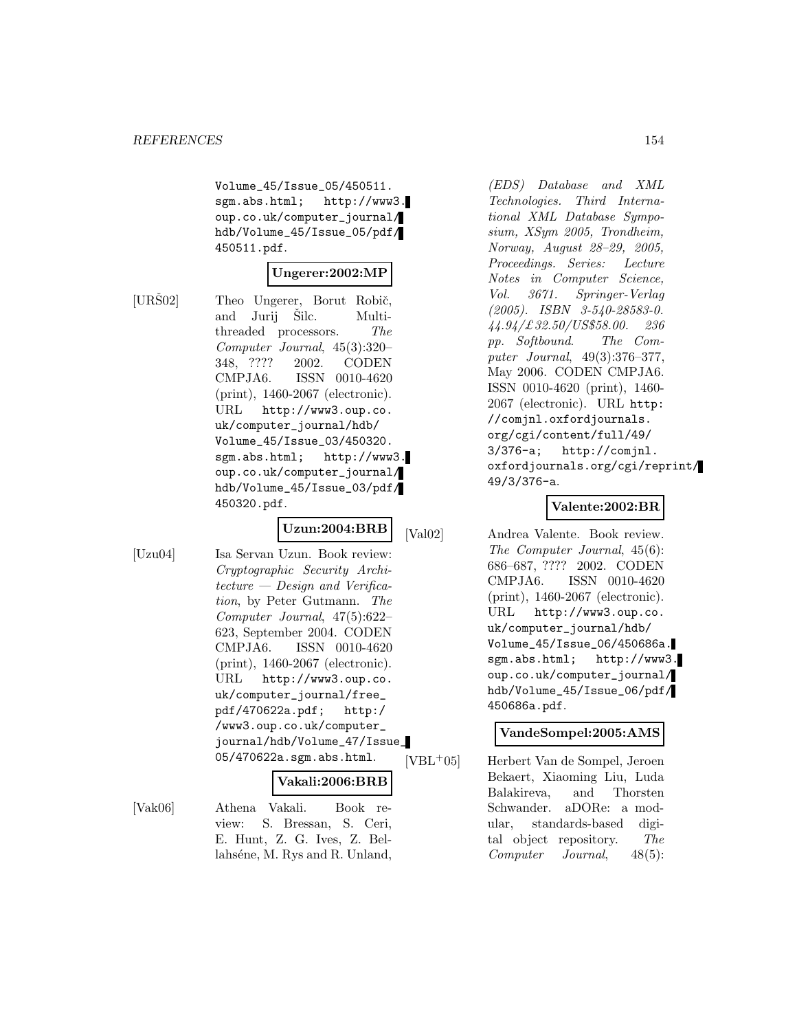Volume_45/Issue_05/450511.sgm.abs.html; http://www3.oup.co.uk/computer_journal/hdb/Volume_45/Issue_05/pdf/450511.pdf.

**Ungerer:2002:MP**

[URŠ02] Theo Ungerer, Borut Robič, and Jurij Šilc. Multithreaded processors. *The Computer Journal*, 45(3):320–348, ???? 2002. CODEN CMPJA6. ISSN 0010-4620 (print), 1460-2067 (electronic). URL http://www3.oup.co.uk/computer_journal/hdb/Volume_45/Issue_03/450320.sgm.abs.html; http://www3.oup.co.uk/computer_journal/hdb/Volume_45/Issue_03/pdf/450320.pdf.

**Uzun:2004:BRB**

[Uzu04] Isa Servan Uzun. Book review: *Cryptographic Security Architecture — Design and Verification*, by Peter Gutmann. *The Computer Journal*, 47(5):622–623, September 2004. CODEN CMPJA6. ISSN 0010-4620 (print), 1460-2067 (electronic). URL http://www3.oup.co.uk/computer_journal/free_pdf/470622a.pdf; http://www3.oup.co.uk/computer_journal/hdb/Volume_47/Issue_05/470622a.sgm.abs.html.

**Vakali:2006:BRB**

[Vak06] Athena Vakali. Book review: S. Bressan, S. Ceri, E. Hunt, Z. G. Ives, Z. Bellahséne, M. Rys and R. Unland, *(EDS) Database and XML Technologies. Third International XML Database Symposium, XSym 2005, Trondheim, Norway, August 28–29, 2005, Proceedings. Series: Lecture Notes in Computer Science, Vol. 3671. Springer-Verlag (2005). ISBN 3-540-28583-0. 44.94/£32.50/US$58.00. 236 pp. Softbound*. *The Computer Journal*, 49(3):376–377, May 2006. CODEN CMPJA6. ISSN 0010-4620 (print), 1460-2067 (electronic). URL http://comjnl.oxfordjournals.org/cgi/content/full/49/3/376-a; http://comjnl.oxfordjournals.org/cgi/reprint/49/3/376-a.

**Valente:2002:BR**

[Val02] Andrea Valente. Book review. *The Computer Journal*, 45(6):686–687, ???? 2002. CODEN CMPJA6. ISSN 0010-4620 (print), 1460-2067 (electronic). URL http://www3.oup.co.uk/computer_journal/hdb/Volume_45/Issue_06/450686a.sgm.abs.html; http://www3.oup.co.uk/computer_journal/hdb/Volume_45/Issue_06/pdf/450686a.pdf.

**VandeSompel:2005:AMS**

[VBL+05] Herbert Van de Sompel, Jeroen Bekaert, Xiaoming Liu, Luda Balakireva, and Thorsten Schwander. aDORe: a modular, standards-based digital object repository. *The Computer Journal*, 48(5):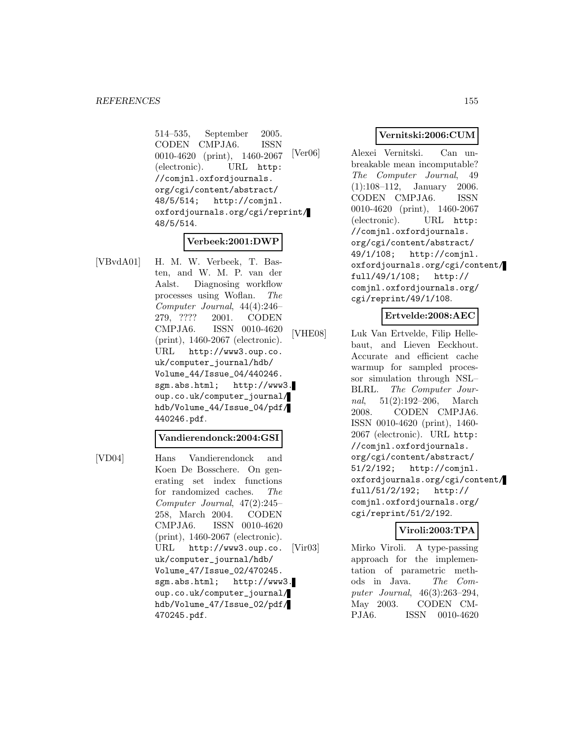514–535, September 2005. CODEN CMPJA6. ISSN 0010-4620 (print), 1460-2067 (electronic). URL http://comjnl.oxfordjournals.org/cgi/content/abstract/48/5/514; http://comjnl.oxfordjournals.org/cgi/reprint/48/5/514.

**Verbeek:2001:DWP**

[VBvdA01] H. M. W. Verbeek, T. Basten, and W. M. P. van der Aalst. Diagnosing workflow processes using Woflan. *The Computer Journal*, 44(4):246–279, ???? 2001. CODEN CMPJA6. ISSN 0010-4620 (print), 1460-2067 (electronic). URL http://www3.oup.co.uk/computer_journal/hdb/Volume_44/Issue_04/440246.sgm.abs.html; http://www3.oup.co.uk/computer_journal/hdb/Volume_44/Issue_04/pdf/440246.pdf.

**Vandierendonck:2004:GSI**

[VD04] Hans Vandierendonck and Koen De Bosschere. On generating set index functions for randomized caches. *The Computer Journal*, 47(2):245–258, March 2004. CODEN CMPJA6. ISSN 0010-4620 (print), 1460-2067 (electronic). URL http://www3.oup.co.uk/computer_journal/hdb/Volume_47/Issue_02/470245.sgm.abs.html; http://www3.oup.co.uk/computer_journal/hdb/Volume_47/Issue_02/pdf/470245.pdf.

**Vernitski:2006:CUM**

[Ver06] Alexei Vernitski. Can unbreakable mean incomputable? *The Computer Journal*, 49(1):108–112, January 2006. CODEN CMPJA6. ISSN 0010-4620 (print), 1460-2067 (electronic). URL http://comjnl.oxfordjournals.org/cgi/content/abstract/49/1/108; http://comjnl.oxfordjournals.org/cgi/content/full/49/1/108; http://comjnl.oxfordjournals.org/cgi/reprint/49/1/108.

**Ertvelde:2008:AEC**

[VHE08] Luk Van Ertvelde, Filip Hellebaut, and Lieven Eeckhout. Accurate and efficient cache warmup for sampled processor simulation through NSL–BLRL. *The Computer Journal*, 51(2):192–206, March 2008. CODEN CMPJA6. ISSN 0010-4620 (print), 1460-2067 (electronic). URL http://comjnl.oxfordjournals.org/cgi/content/abstract/51/2/192; http://comjnl.oxfordjournals.org/cgi/content/full/51/2/192; http://comjnl.oxfordjournals.org/cgi/reprint/51/2/192.

**Viroli:2003:TPA**

[Vir03] Mirko Viroli. A type-passing approach for the implementation of parametric methods in Java. *The Computer Journal*, 46(3):263–294, May 2003. CODEN CMPJA6. ISSN 0010-4620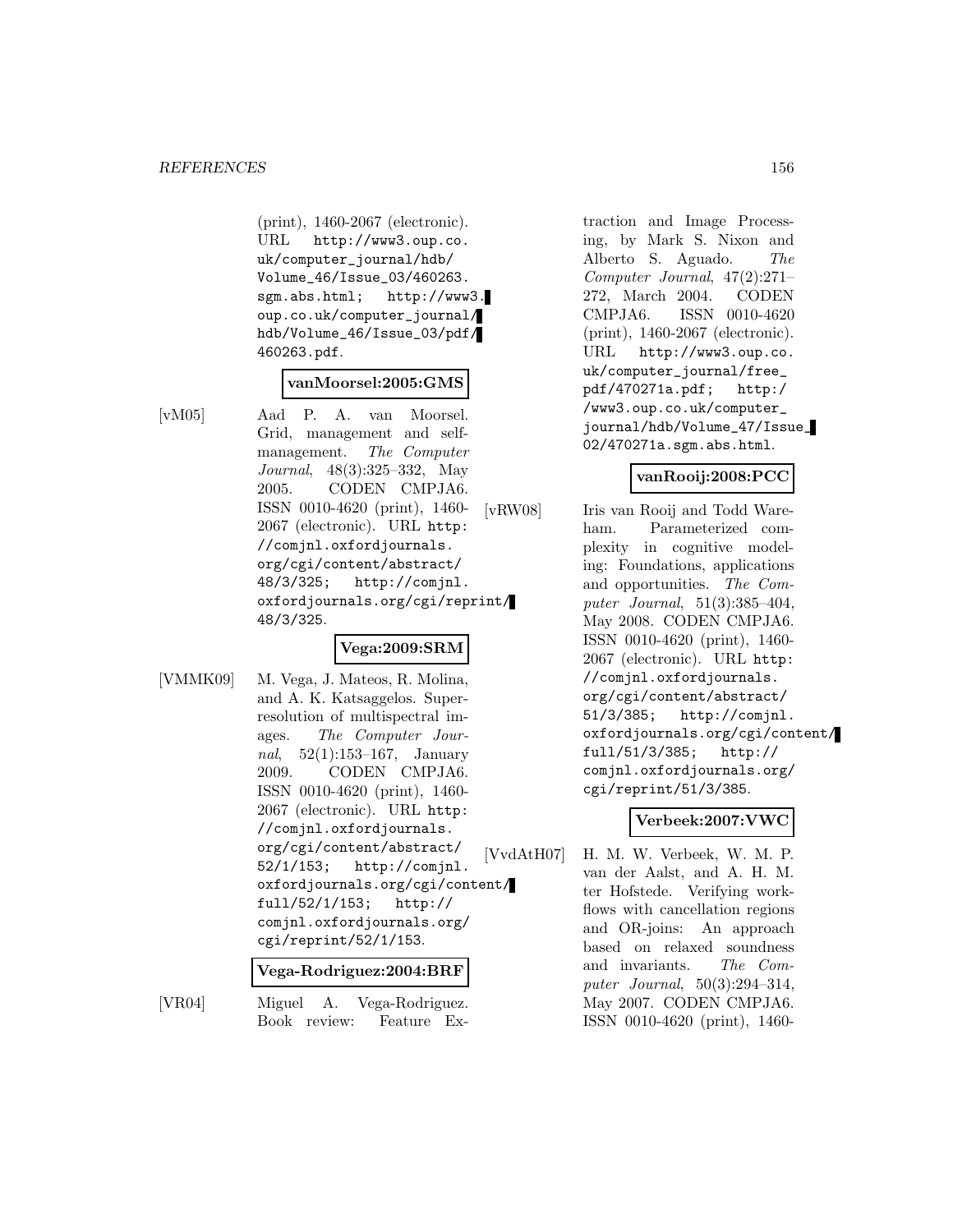(print), 1460-2067 (electronic). URL http://www3.oup.co.uk/computer_journal/hdb/Volume_46/Issue_03/460263.sgm.abs.html; http://www3.oup.co.uk/computer_journal/hdb/Volume_46/Issue_03/pdf/460263.pdf.

**vanMoorsel:2005:GMS**

[vM05] Aad P. A. van Moorsel. Grid, management and self-management. *The Computer Journal*, 48(3):325–332, May 2005. CODEN CMPJA6. ISSN 0010-4620 (print), 1460-2067 (electronic). URL http://comjnl.oxfordjournals.org/cgi/content/abstract/48/3/325; http://comjnl.oxfordjournals.org/cgi/reprint/48/3/325.

**Vega:2009:SRM**

[VMMK09] M. Vega, J. Mateos, R. Molina, and A. K. Katsaggelos. Super-resolution of multispectral images. *The Computer Journal*, 52(1):153–167, January 2009. CODEN CMPJA6. ISSN 0010-4620 (print), 1460-2067 (electronic). URL http://comjnl.oxfordjournals.org/cgi/content/abstract/52/1/153; http://comjnl.oxfordjournals.org/cgi/content/full/52/1/153; http://comjnl.oxfordjournals.org/cgi/reprint/52/1/153.

**Vega-Rodriguez:2004:BRF**

[VR04] Miguel A. Vega-Rodriguez. Book review: Feature Extraction and Image Processing, by Mark S. Nixon and Alberto S. Aguado. *The Computer Journal*, 47(2):271–272, March 2004. CODEN CMPJA6. ISSN 0010-4620 (print), 1460-2067 (electronic). URL http://www3.oup.co.uk/computer_journal/free_pdf/470271a.pdf; http://www3.oup.co.uk/computer_journal/hdb/Volume_47/Issue_02/470271a.sgm.abs.html.

**vanRooij:2008:PCC**

[vRW08] Iris van Rooij and Todd Wareham. Parameterized complexity in cognitive modeling: Foundations, applications and opportunities. *The Computer Journal*, 51(3):385–404, May 2008. CODEN CMPJA6. ISSN 0010-4620 (print), 1460-2067 (electronic). URL http://comjnl.oxfordjournals.org/cgi/content/abstract/51/3/385; http://comjnl.oxfordjournals.org/cgi/content/full/51/3/385; http://comjnl.oxfordjournals.org/cgi/reprint/51/3/385.

**Verbeek:2007:VWC**

[VvdAtH07] H. M. W. Verbeek, W. M. P. van der Aalst, and A. H. M. ter Hofstede. Verifying workflows with cancellation regions and OR-joins: An approach based on relaxed soundness and invariants. *The Computer Journal*, 50(3):294–314, May 2007. CODEN CMPJA6. ISSN 0010-4620 (print), 1460-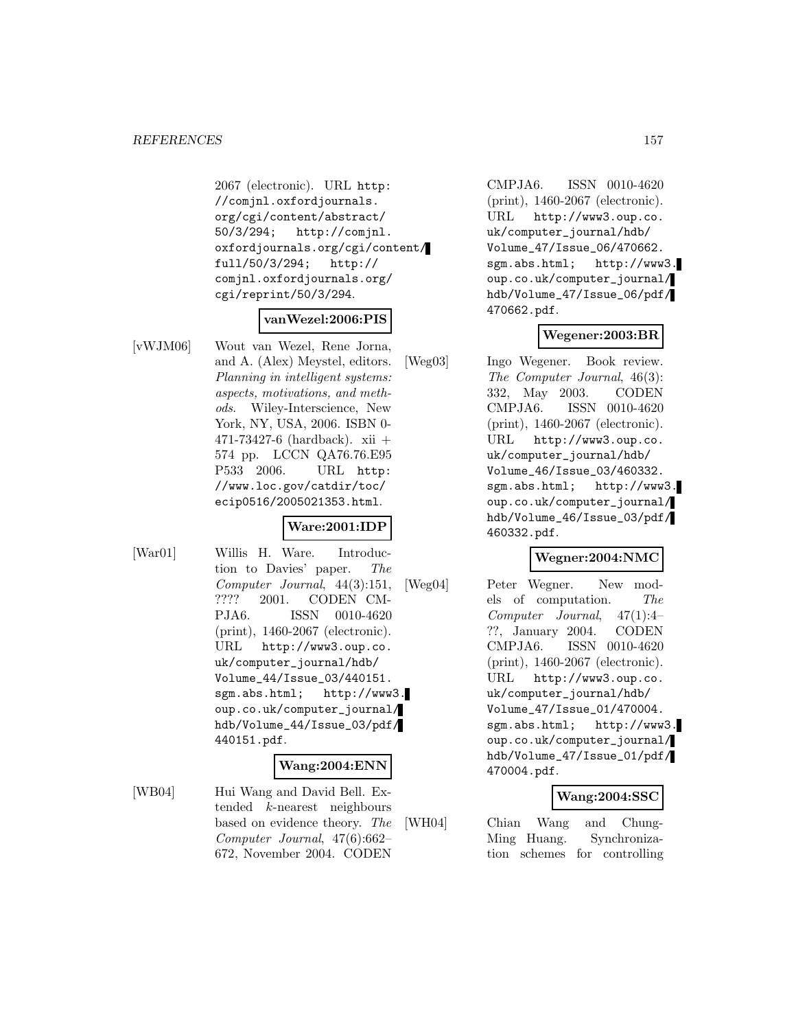2067 (electronic). URL http://comjnl.oxfordjournals.org/cgi/content/abstract/50/3/294; http://comjnl.oxfordjournals.org/cgi/content/full/50/3/294; http://comjnl.oxfordjournals.org/cgi/reprint/50/3/294.

**vanWezel:2006:PIS**

[vWJM06] Wout van Wezel, Rene Jorna, and A. (Alex) Meystel, editors. *Planning in intelligent systems: aspects, motivations, and methods*. Wiley-Interscience, New York, NY, USA, 2006. ISBN 0-471-73427-6 (hardback). xii + 574 pp. LCCN QA76.76.E95 P533 2006. URL http://www.loc.gov/catdir/toc/ecip0516/2005021353.html.

**Ware:2001:IDP**

[War01] Willis H. Ware. Introduction to Davies' paper. *The Computer Journal*, 44(3):151, ???? 2001. CODEN CMPJA6. ISSN 0010-4620 (print), 1460-2067 (electronic). URL http://www3.oup.co.uk/computer_journal/hdb/Volume_44/Issue_03/440151.sgm.abs.html; http://www3.oup.co.uk/computer_journal/hdb/Volume_44/Issue_03/pdf/440151.pdf.

**Wang:2004:ENN**

[WB04] Hui Wang and David Bell. Extended $k$-nearest neighbours based on evidence theory. *The Computer Journal*, 47(6):662–672, November 2004. CODEN CMPJA6. ISSN 0010-4620 (print), 1460-2067 (electronic). URL http://www3.oup.co.uk/computer_journal/hdb/Volume_47/Issue_06/470662.sgm.abs.html; http://www3.oup.co.uk/computer_journal/hdb/Volume_47/Issue_06/pdf/470662.pdf.

**Wegener:2003:BR**

[Weg03] Ingo Wegener. Book review. *The Computer Journal*, 46(3):332, May 2003. CODEN CMPJA6. ISSN 0010-4620 (print), 1460-2067 (electronic). URL http://www3.oup.co.uk/computer_journal/hdb/Volume_46/Issue_03/460332.sgm.abs.html; http://www3.oup.co.uk/computer_journal/hdb/Volume_46/Issue_03/pdf/460332.pdf.

**Wegner:2004:NMC**

[Weg04] Peter Wegner. New models of computation. *The Computer Journal*, 47(1):4–??, January 2004. CODEN CMPJA6. ISSN 0010-4620 (print), 1460-2067 (electronic). URL http://www3.oup.co.uk/computer_journal/hdb/Volume_47/Issue_01/470004.sgm.abs.html; http://www3.oup.co.uk/computer_journal/hdb/Volume_47/Issue_01/pdf/470004.pdf.

**Wang:2004:SSC**

[WH04] Chian Wang and Chung-Ming Huang. Synchronization schemes for controlling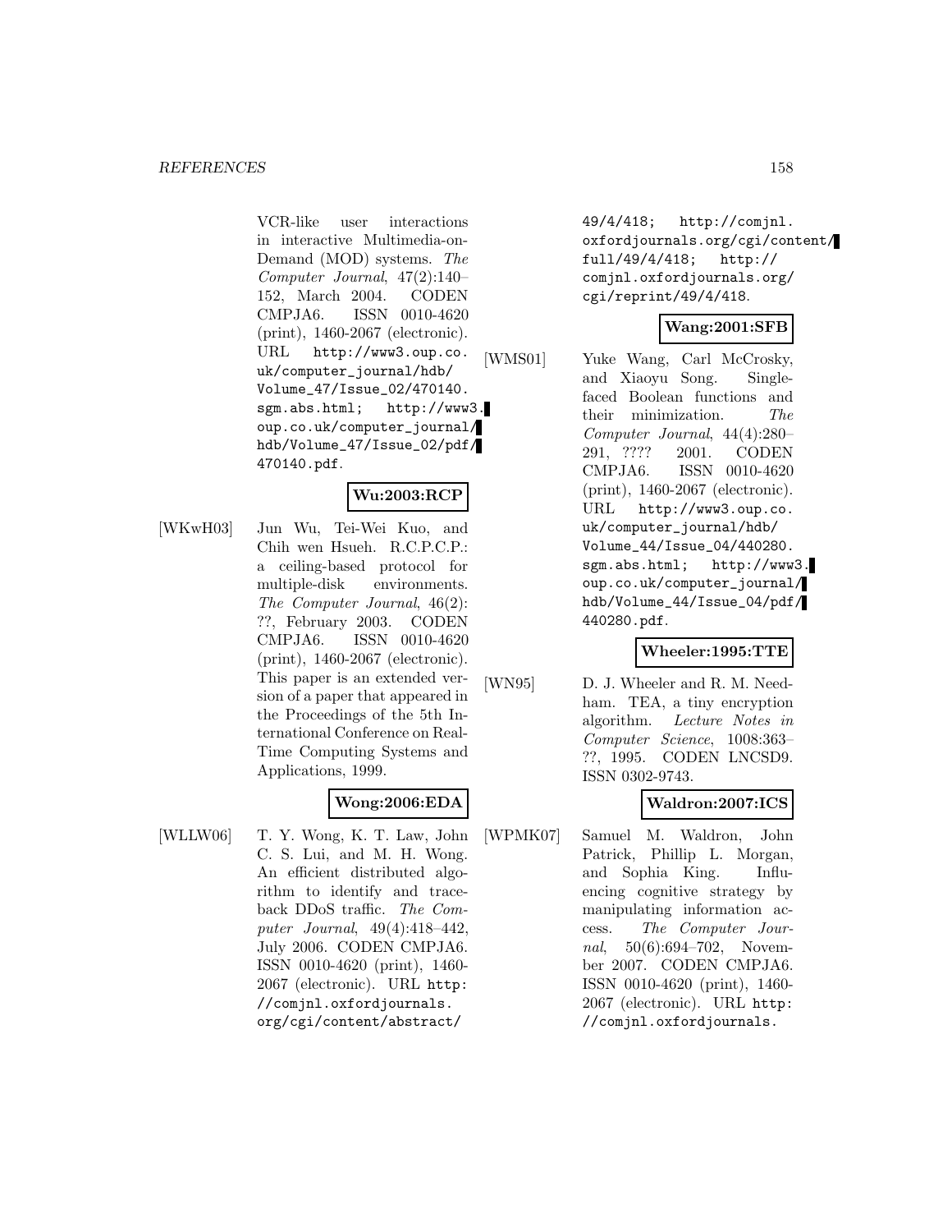VCR-like user interactions in interactive Multimedia-on-Demand (MOD) systems. *The Computer Journal*, 47(2):140–152, March 2004. CODEN CMPJA6. ISSN 0010-4620 (print), 1460-2067 (electronic). URL http://www3.oup.co.uk/computer_journal/hdb/Volume_47/Issue_02/470140.sgm.abs.html; http://www3.oup.co.uk/computer_journal/hdb/Volume_47/Issue_02/pdf/470140.pdf.

**Wu:2003:RCP**

[WKwH03] Jun Wu, Tei-Wei Kuo, and Chih wen Hsueh. R.C.P.C.P.: a ceiling-based protocol for multiple-disk environments. *The Computer Journal*, 46(2): ??, February 2003. CODEN CMPJA6. ISSN 0010-4620 (print), 1460-2067 (electronic). This paper is an extended version of a paper that appeared in the Proceedings of the 5th International Conference on Real-Time Computing Systems and Applications, 1999.

**Wong:2006:EDA**

[WLLW06] T. Y. Wong, K. T. Law, John C. S. Lui, and M. H. Wong. An efficient distributed algorithm to identify and traceback DDoS traffic. *The Computer Journal*, 49(4):418–442, July 2006. CODEN CMPJA6. ISSN 0010-4620 (print), 1460-2067 (electronic). URL http://comjnl.oxfordjournals.org/cgi/content/abstract/49/4/418; http://comjnl.oxfordjournals.org/cgi/content/full/49/4/418; http://comjnl.oxfordjournals.org/cgi/reprint/49/4/418.

**Wang:2001:SFB**

[WMS01] Yuke Wang, Carl McCrosky, and Xiaoyu Song. Single-faced Boolean functions and their minimization. *The Computer Journal*, 44(4):280–291, ???? 2001. CODEN CMPJA6. ISSN 0010-4620 (print), 1460-2067 (electronic). URL http://www3.oup.co.uk/computer_journal/hdb/Volume_44/Issue_04/440280.sgm.abs.html; http://www3.oup.co.uk/computer_journal/hdb/Volume_44/Issue_04/pdf/440280.pdf.

**Wheeler:1995:TTE**

[WN95] D. J. Wheeler and R. M. Needham. TEA, a tiny encryption algorithm. *Lecture Notes in Computer Science*, 1008:363–??, 1995. CODEN LNCSD9. ISSN 0302-9743.

**Waldron:2007:ICS**

[WPMK07] Samuel M. Waldron, John Patrick, Phillip L. Morgan, and Sophia King. Influencing cognitive strategy by manipulating information access. *The Computer Journal*, 50(6):694–702, November 2007. CODEN CMPJA6. ISSN 0010-4620 (print), 1460-2067 (electronic). URL http://comjnl.oxfordjournals.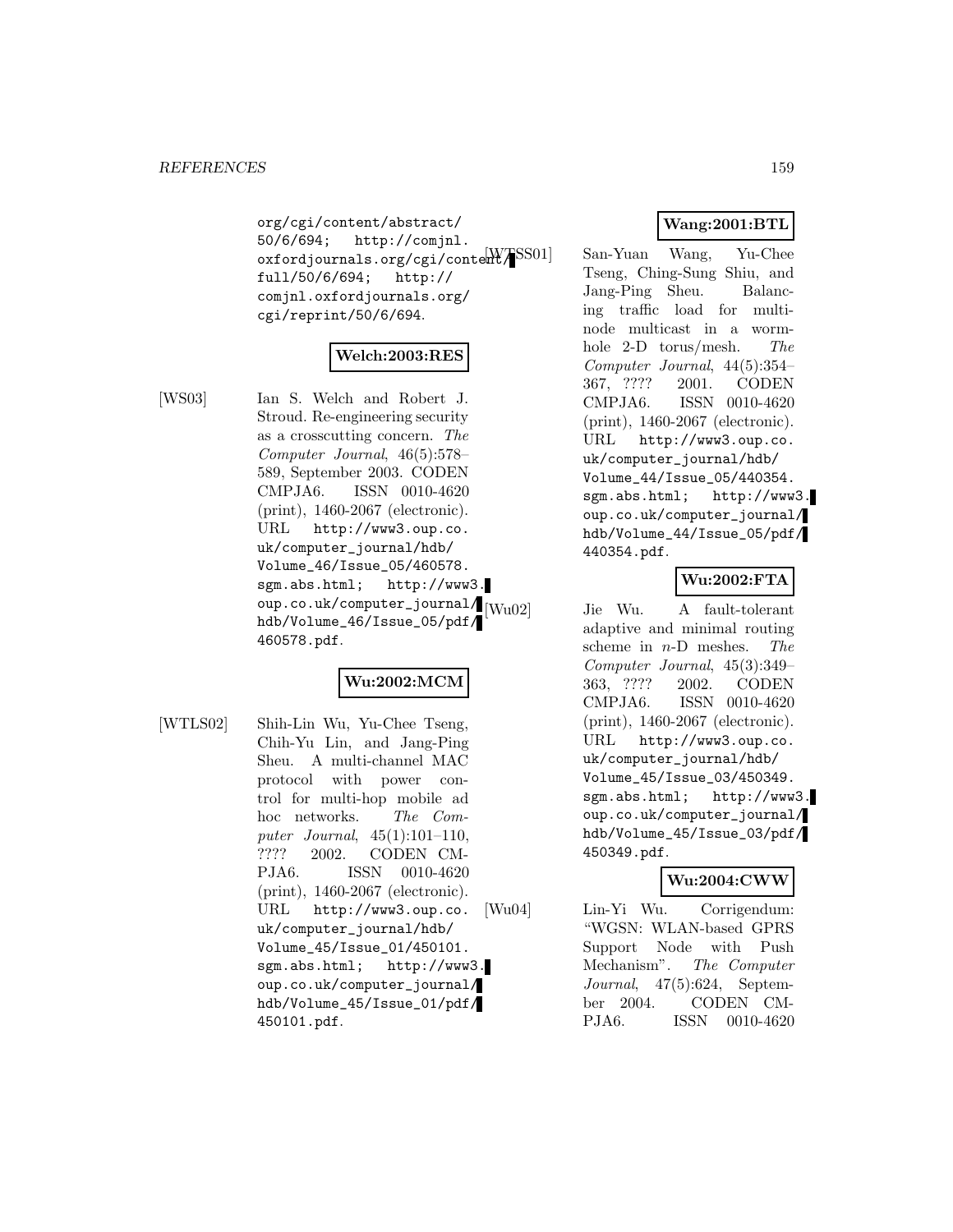org/cgi/content/abstract/50/6/694; http://comjnl.oxfordjournals.org/cgi/content/full/50/6/694; http://comjnl.oxfordjournals.org/cgi/reprint/50/6/694.

**Welch:2003:RES**

[WS03] Ian S. Welch and Robert J. Stroud. Re-engineering security as a crosscutting concern. *The Computer Journal*, 46(5):578–589, September 2003. CODEN CMPJA6. ISSN 0010-4620 (print), 1460-2067 (electronic). URL http://www3.oup.co.uk/computer_journal/hdb/Volume_46/Issue_05/460578.sgm.abs.html; http://www3.oup.co.uk/computer_journal/hdb/Volume_46/Issue_05/pdf/460578.pdf.

**Wu:2002:MCM**

[WTLS02] Shih-Lin Wu, Yu-Chee Tseng, Chih-Yu Lin, and Jang-Ping Sheu. A multi-channel MAC protocol with power control for multi-hop mobile ad hoc networks. *The Computer Journal*, 45(1):101–110, ???? 2002. CODEN CMPJA6. ISSN 0010-4620 (print), 1460-2067 (electronic). URL http://www3.oup.co.uk/computer_journal/hdb/Volume_45/Issue_01/450101.sgm.abs.html; http://www3.oup.co.uk/computer_journal/hdb/Volume_45/Issue_01/pdf/450101.pdf.

**Wang:2001:BTL**

[WTSS01] San-Yuan Wang, Yu-Chee Tseng, Ching-Sung Shiu, and Jang-Ping Sheu. Balancing traffic load for multinode multicast in a wormhole 2-D torus/mesh. *The Computer Journal*, 44(5):354–367, ???? 2001. CODEN CMPJA6. ISSN 0010-4620 (print), 1460-2067 (electronic). URL http://www3.oup.co.uk/computer_journal/hdb/Volume_44/Issue_05/440354.sgm.abs.html; http://www3.oup.co.uk/computer_journal/hdb/Volume_44/Issue_05/pdf/440354.pdf.

**Wu:2002:FTA**

[Wu02] Jie Wu. A fault-tolerant adaptive and minimal routing scheme in $n$-D meshes. *The Computer Journal*, 45(3):349–363, ???? 2002. CODEN CMPJA6. ISSN 0010-4620 (print), 1460-2067 (electronic). URL http://www3.oup.co.uk/computer_journal/hdb/Volume_45/Issue_03/450349.sgm.abs.html; http://www3.oup.co.uk/computer_journal/hdb/Volume_45/Issue_03/pdf/450349.pdf.

**Wu:2004:CWW**

[Wu04] Lin-Yi Wu. Corrigendum: "WGSN: WLAN-based GPRS Support Node with Push Mechanism". *The Computer Journal*, 47(5):624, September 2004. CODEN CMPJA6. ISSN 0010-4620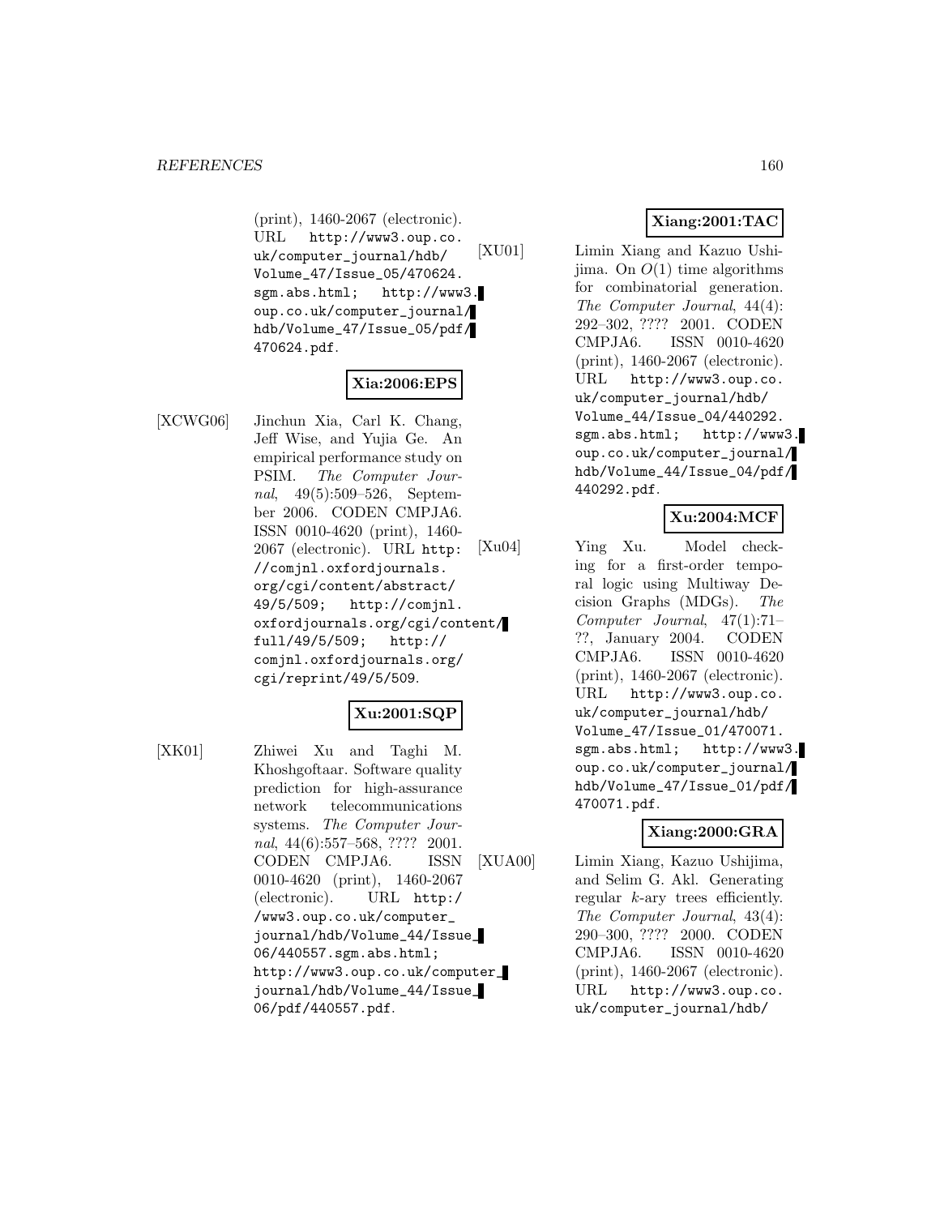(print), 1460-2067 (electronic). URL http://www3.oup.co.uk/computer_journal/hdb/Volume_47/Issue_05/470624.sgm.abs.html; http://www3.oup.co.uk/computer_journal/hdb/Volume_47/Issue_05/pdf/470624.pdf.

**Xia:2006:EPS**

[XCWG06] Jinchun Xia, Carl K. Chang, Jeff Wise, and Yujia Ge. An empirical performance study on PSIM. *The Computer Journal*, 49(5):509–526, September 2006. CODEN CMPJA6. ISSN 0010-4620 (print), 1460-2067 (electronic). URL http://comjnl.oxfordjournals.org/cgi/content/abstract/49/5/509; http://comjnl.oxfordjournals.org/cgi/content/full/49/5/509; http://comjnl.oxfordjournals.org/cgi/reprint/49/5/509.

**Xu:2001:SQP**

[XK01] Zhiwei Xu and Taghi M. Khoshgoftaar. Software quality prediction for high-assurance network telecommunications systems. *The Computer Journal*, 44(6):557–568, ???? 2001. CODEN CMPJA6. ISSN 0010-4620 (print), 1460-2067 (electronic). URL http://www3.oup.co.uk/computer_journal/hdb/Volume_44/Issue_06/440557.sgm.abs.html; http://www3.oup.co.uk/computer_journal/hdb/Volume_44/Issue_06/pdf/440557.pdf.

**Xiang:2001:TAC**

[XU01] Limin Xiang and Kazuo Ushijima. On $O(1)$ time algorithms for combinatorial generation. *The Computer Journal*, 44(4):292–302, ???? 2001. CODEN CMPJA6. ISSN 0010-4620 (print), 1460-2067 (electronic). URL http://www3.oup.co.uk/computer_journal/hdb/Volume_44/Issue_04/440292.sgm.abs.html; http://www3.oup.co.uk/computer_journal/hdb/Volume_44/Issue_04/pdf/440292.pdf.

**Xu:2004:MCF**

[Xu04] Ying Xu. Model checking for a first-order temporal logic using Multiway Decision Graphs (MDGs). *The Computer Journal*, 47(1):71–??, January 2004. CODEN CMPJA6. ISSN 0010-4620 (print), 1460-2067 (electronic). URL http://www3.oup.co.uk/computer_journal/hdb/Volume_47/Issue_01/470071.sgm.abs.html; http://www3.oup.co.uk/computer_journal/hdb/Volume_47/Issue_01/pdf/470071.pdf.

**Xiang:2000:GRA**

[XUA00] Limin Xiang, Kazuo Ushijima, and Selim G. Akl. Generating regular $k$-ary trees efficiently. *The Computer Journal*, 43(4):290–300, ???? 2000. CODEN CMPJA6. ISSN 0010-4620 (print), 1460-2067 (electronic). URL http://www3.oup.co.uk/computer_journal/hdb/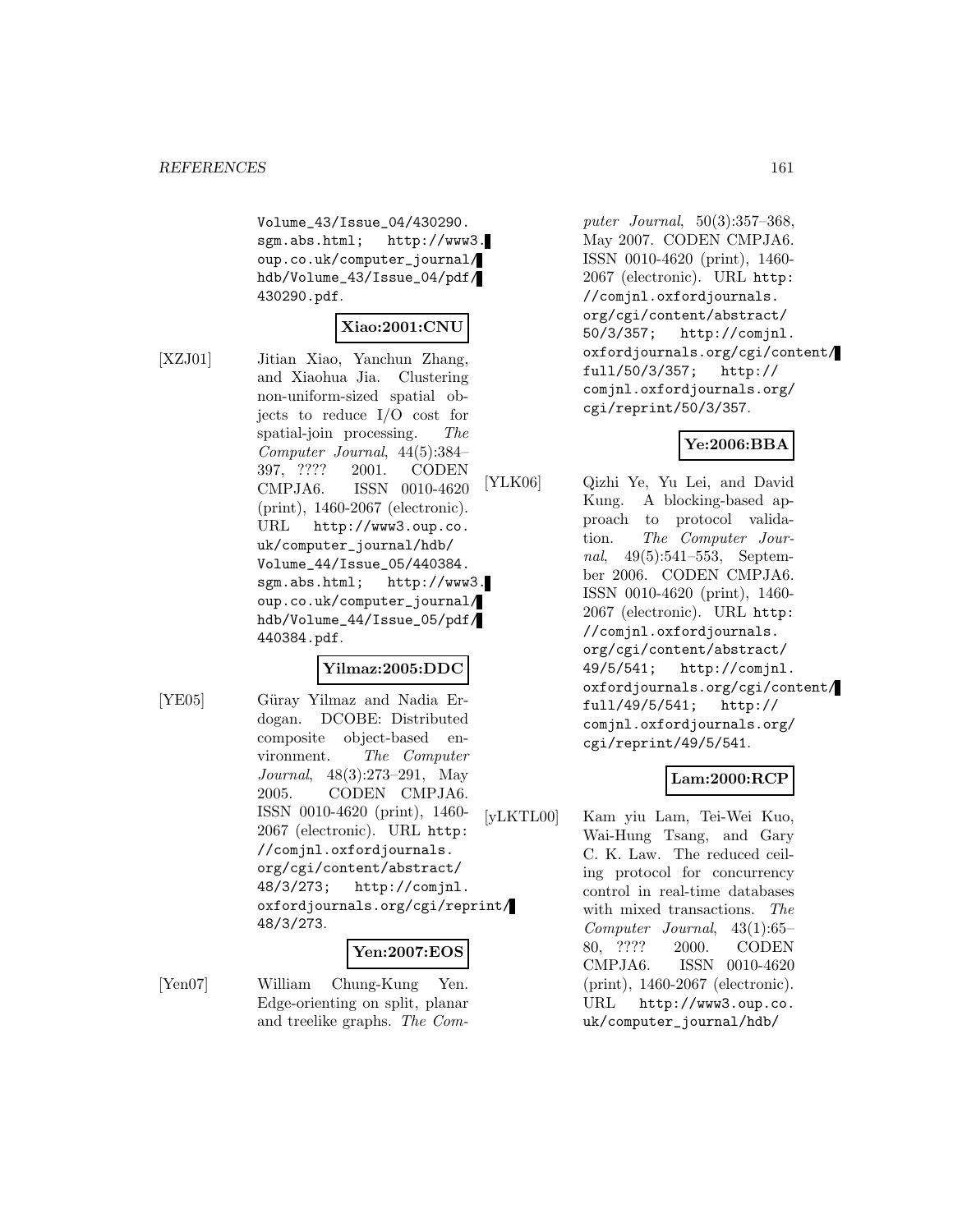Volume_43/Issue_04/430290.sgm.abs.html; http://www3.oup.co.uk/computer_journal/hdb/Volume_43/Issue_04/pdf/430290.pdf.

**Xiao:2001:CNU**

[XZJ01] Jitian Xiao, Yanchun Zhang, and Xiaohua Jia. Clustering non-uniform-sized spatial objects to reduce I/O cost for spatial-join processing. *The Computer Journal*, 44(5):384–397, ???? 2001. CODEN CMPJA6. ISSN 0010-4620 (print), 1460-2067 (electronic). URL http://www3.oup.co.uk/computer_journal/hdb/Volume_44/Issue_05/440384.sgm.abs.html; http://www3.oup.co.uk/computer_journal/hdb/Volume_44/Issue_05/pdf/440384.pdf.

**Yilmaz:2005:DDC**

[YE05] Güray Yilmaz and Nadia Erdogan. DCOBE: Distributed composite object-based environment. *The Computer Journal*, 48(3):273–291, May 2005. CODEN CMPJA6. ISSN 0010-4620 (print), 1460-2067 (electronic). URL http://comjnl.oxfordjournals.org/cgi/content/abstract/48/3/273; http://comjnl.oxfordjournals.org/cgi/reprint/48/3/273.

**Yen:2007:EOS**

[Yen07] William Chung-Kung Yen. Edge-orienting on split, planar and treelike graphs. *The Computer Journal*, 50(3):357–368, May 2007. CODEN CMPJA6. ISSN 0010-4620 (print), 1460-2067 (electronic). URL http://comjnl.oxfordjournals.org/cgi/content/abstract/50/3/357; http://comjnl.oxfordjournals.org/cgi/content/full/50/3/357; http://comjnl.oxfordjournals.org/cgi/reprint/50/3/357.

**Ye:2006:BBA**

[YLK06] Qizhi Ye, Yu Lei, and David Kung. A blocking-based approach to protocol validation. *The Computer Journal*, 49(5):541–553, September 2006. CODEN CMPJA6. ISSN 0010-4620 (print), 1460-2067 (electronic). URL http://comjnl.oxfordjournals.org/cgi/content/abstract/49/5/541; http://comjnl.oxfordjournals.org/cgi/content/full/49/5/541; http://comjnl.oxfordjournals.org/cgi/reprint/49/5/541.

**Lam:2000:RCP**

[yLKTL00] Kam yiu Lam, Tei-Wei Kuo, Wai-Hung Tsang, and Gary C. K. Law. The reduced ceiling protocol for concurrency control in real-time databases with mixed transactions. *The Computer Journal*, 43(1):65–80, ???? 2000. CODEN CMPJA6. ISSN 0010-4620 (print), 1460-2067 (electronic). URL http://www3.oup.co.uk/computer_journal/hdb/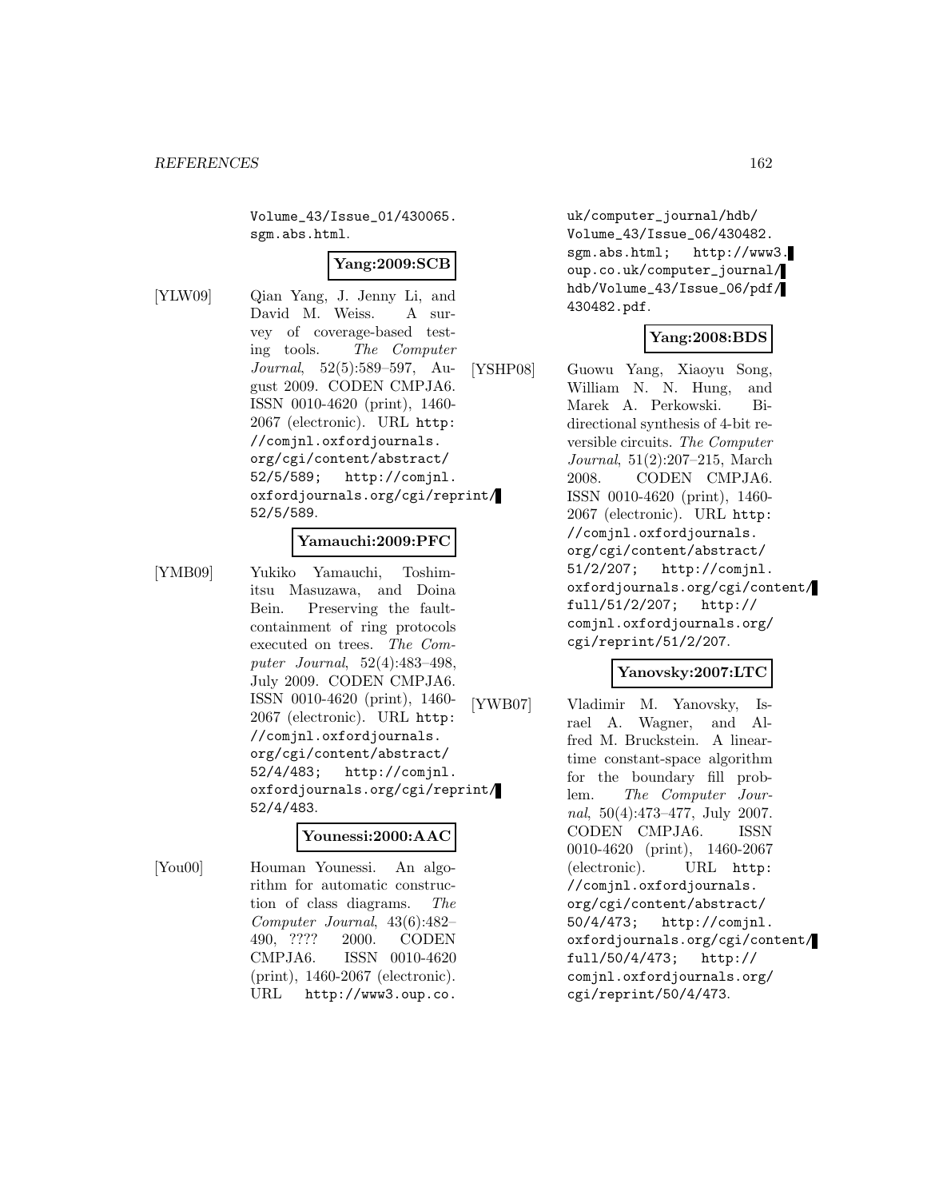Volume_43/Issue_01/430065.sgm.abs.html.

**Yang:2009:SCB**

[YLW09] Qian Yang, J. Jenny Li, and David M. Weiss. A survey of coverage-based testing tools. *The Computer Journal*, 52(5):589–597, August 2009. CODEN CMPJA6. ISSN 0010-4620 (print), 1460-2067 (electronic). URL http://comjnl.oxfordjournals.org/cgi/content/abstract/52/5/589; http://comjnl.oxfordjournals.org/cgi/reprint/52/5/589.

**Yamauchi:2009:PFC**

[YMB09] Yukiko Yamauchi, Toshimitsu Masuzawa, and Doina Bein. Preserving the fault-containment of ring protocols executed on trees. *The Computer Journal*, 52(4):483–498, July 2009. CODEN CMPJA6. ISSN 0010-4620 (print), 1460-2067 (electronic). URL http://comjnl.oxfordjournals.org/cgi/content/abstract/52/4/483; http://comjnl.oxfordjournals.org/cgi/reprint/52/4/483.

**Younessi:2000:AAC**

[You00] Houman Younessi. An algorithm for automatic construction of class diagrams. *The Computer Journal*, 43(6):482–490, ???? 2000. CODEN CMPJA6. ISSN 0010-4620 (print), 1460-2067 (electronic). URL http://www3.oup.co.uk/computer_journal/hdb/Volume_43/Issue_06/430482.sgm.abs.html; http://www3.oup.co.uk/computer_journal/hdb/Volume_43/Issue_06/pdf/430482.pdf.

**Yang:2008:BDS**

[YSHP08] Guowu Yang, Xiaoyu Song, William N. N. Hung, and Marek A. Perkowski. Bi-directional synthesis of 4-bit reversible circuits. *The Computer Journal*, 51(2):207–215, March 2008. CODEN CMPJA6. ISSN 0010-4620 (print), 1460-2067 (electronic). URL http://comjnl.oxfordjournals.org/cgi/content/abstract/51/2/207; http://comjnl.oxfordjournals.org/cgi/content/full/51/2/207; http://comjnl.oxfordjournals.org/cgi/reprint/51/2/207.

**Yanovsky:2007:LTC**

[YWB07] Vladimir M. Yanovsky, Israel A. Wagner, and Alfred M. Bruckstein. A linear-time constant-space algorithm for the boundary fill problem. *The Computer Journal*, 50(4):473–477, July 2007. CODEN CMPJA6. ISSN 0010-4620 (print), 1460-2067 (electronic). URL http://comjnl.oxfordjournals.org/cgi/content/abstract/50/4/473; http://comjnl.oxfordjournals.org/cgi/content/full/50/4/473; http://comjnl.oxfordjournals.org/cgi/reprint/50/4/473.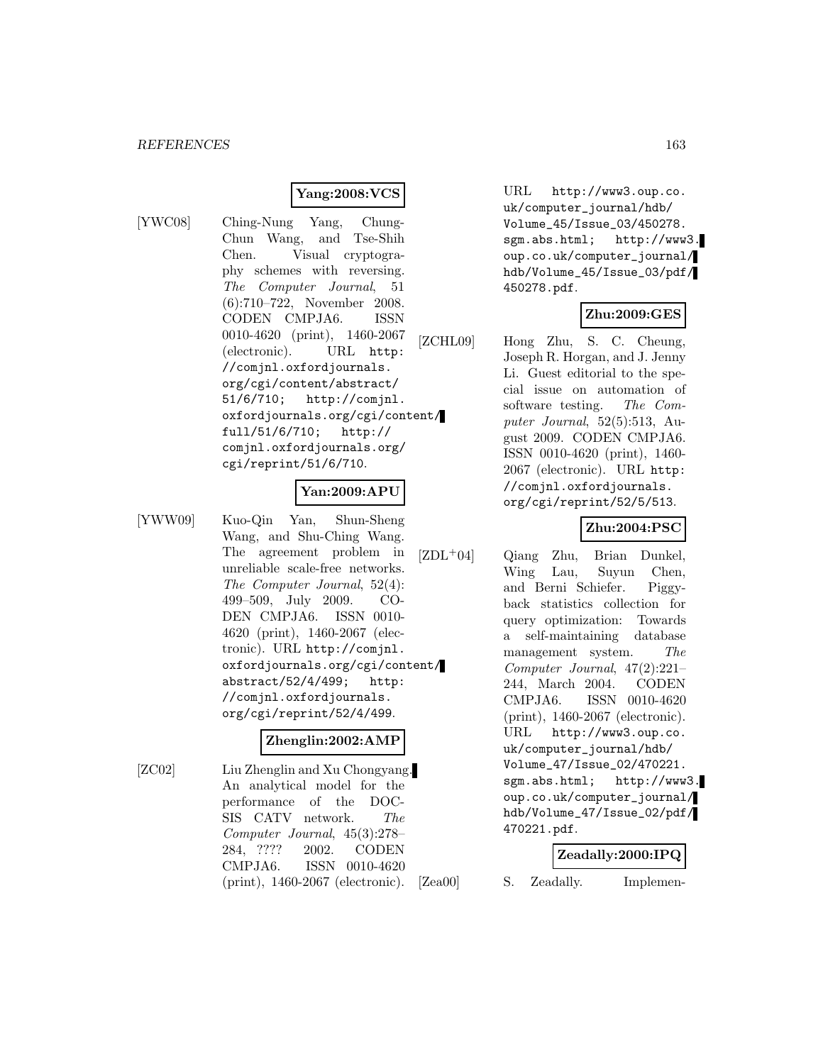**Yang:2008:VCS**

[YWC08] Ching-Nung Yang, Chung-Chun Wang, and Tse-Shih Chen. Visual cryptography schemes with reversing. *The Computer Journal*, 51 (6):710–722, November 2008. CODEN CMPJA6. ISSN 0010-4620 (print), 1460-2067 (electronic). URL `http://comjnl.oxfordjournals.org/cgi/content/abstract/51/6/710`; `http://comjnl.oxfordjournals.org/cgi/content/full/51/6/710`; `http://comjnl.oxfordjournals.org/cgi/reprint/51/6/710`.

**Yan:2009:APU**

[YWW09] Kuo-Qin Yan, Shun-Sheng Wang, and Shu-Ching Wang. The agreement problem in unreliable scale-free networks. *The Computer Journal*, 52(4): 499–509, July 2009. CODEN CMPJA6. ISSN 0010-4620 (print), 1460-2067 (electronic). URL `http://comjnl.oxfordjournals.org/cgi/content/abstract/52/4/499`; `http://comjnl.oxfordjournals.org/cgi/reprint/52/4/499`.

**Zhenglin:2002:AMP**

[ZC02] Liu Zhenglin and Xu Chongyang. An analytical model for the performance of the DOCSIS CATV network. *The Computer Journal*, 45(3):278–284, ???? 2002. CODEN CMPJA6. ISSN 0010-4620 (print), 1460-2067 (electronic). URL `http://www3.oup.co.uk/computer_journal/hdb/Volume_45/Issue_03/450278.sgm.abs.html`; `http://www3.oup.co.uk/computer_journal/hdb/Volume_45/Issue_03/pdf/450278.pdf`.

**Zhu:2009:GES**

[ZCHL09] Hong Zhu, S. C. Cheung, Joseph R. Horgan, and J. Jenny Li. Guest editorial to the special issue on automation of software testing. *The Computer Journal*, 52(5):513, August 2009. CODEN CMPJA6. ISSN 0010-4620 (print), 1460-2067 (electronic). URL `http://comjnl.oxfordjournals.org/cgi/reprint/52/5/513`.

**Zhu:2004:PSC**

[ZDL+04] Qiang Zhu, Brian Dunkel, Wing Lau, Suyun Chen, and Berni Schiefer. Piggyback statistics collection for query optimization: Towards a self-maintaining database management system. *The Computer Journal*, 47(2):221–244, March 2004. CODEN CMPJA6. ISSN 0010-4620 (print), 1460-2067 (electronic). URL `http://www3.oup.co.uk/computer_journal/hdb/Volume_47/Issue_02/470221.sgm.abs.html`; `http://www3.oup.co.uk/computer_journal/hdb/Volume_47/Issue_02/pdf/470221.pdf`.

**Zeadally:2000:IPQ**

[Zea00] S. Zeadally. Implemen-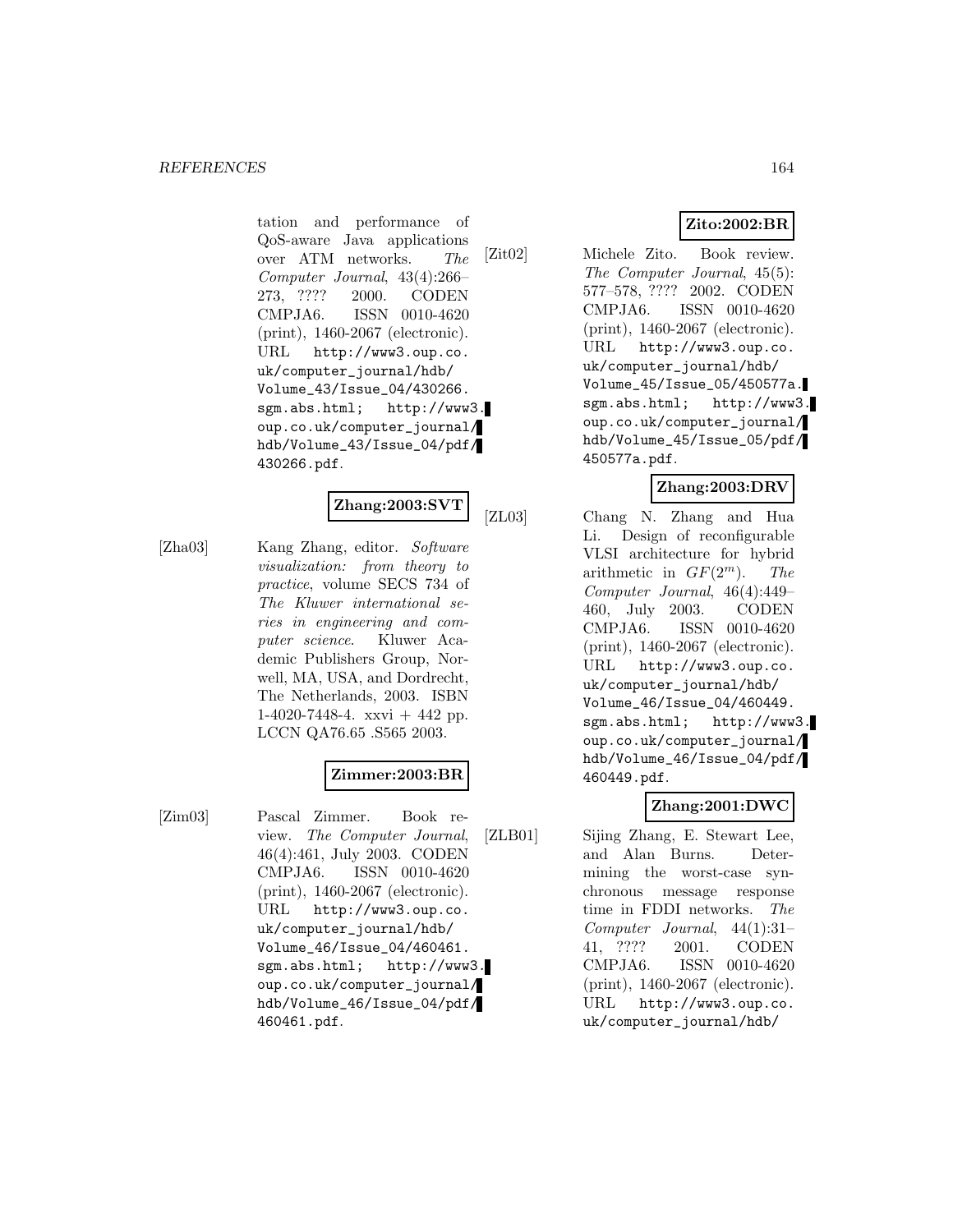tation and performance of QoS-aware Java applications over ATM networks. *The Computer Journal*, 43(4):266–273, ???? 2000. CODEN CMPJA6. ISSN 0010-4620 (print), 1460-2067 (electronic). URL http://www3.oup.co.uk/computer_journal/hdb/Volume_43/Issue_04/430266.sgm.abs.html; http://www3.oup.co.uk/computer_journal/hdb/Volume_43/Issue_04/pdf/430266.pdf.

**Zhang:2003:SVT**

[Zha03] Kang Zhang, editor. *Software visualization: from theory to practice*, volume SECS 734 of *The Kluwer international series in engineering and computer science*. Kluwer Academic Publishers Group, Norwell, MA, USA, and Dordrecht, The Netherlands, 2003. ISBN 1-4020-7448-4. xxvi + 442 pp. LCCN QA76.65 .S565 2003.

**Zimmer:2003:BR**

[Zim03] Pascal Zimmer. Book review. *The Computer Journal*, 46(4):461, July 2003. CODEN CMPJA6. ISSN 0010-4620 (print), 1460-2067 (electronic). URL http://www3.oup.co.uk/computer_journal/hdb/Volume_46/Issue_04/460461.sgm.abs.html; http://www3.oup.co.uk/computer_journal/hdb/Volume_46/Issue_04/pdf/460461.pdf.

**Zito:2002:BR**

[Zit02] Michele Zito. Book review. *The Computer Journal*, 45(5):577–578, ???? 2002. CODEN CMPJA6. ISSN 0010-4620 (print), 1460-2067 (electronic). URL http://www3.oup.co.uk/computer_journal/hdb/Volume_45/Issue_05/450577a.sgm.abs.html; http://www3.oup.co.uk/computer_journal/hdb/Volume_45/Issue_05/pdf/450577a.pdf.

**Zhang:2003:DRV**

[ZL03] Chang N. Zhang and Hua Li. Design of reconfigurable VLSI architecture for hybrid arithmetic in $GF(2^m)$. *The Computer Journal*, 46(4):449–460, July 2003. CODEN CMPJA6. ISSN 0010-4620 (print), 1460-2067 (electronic). URL http://www3.oup.co.uk/computer_journal/hdb/Volume_46/Issue_04/460449.sgm.abs.html; http://www3.oup.co.uk/computer_journal/hdb/Volume_46/Issue_04/pdf/460449.pdf.

**Zhang:2001:DWC**

[ZLB01] Sijing Zhang, E. Stewart Lee, and Alan Burns. Determining the worst-case synchronous message response time in FDDI networks. *The Computer Journal*, 44(1):31–41, ???? 2001. CODEN CMPJA6. ISSN 0010-4620 (print), 1460-2067 (electronic). URL http://www3.oup.co.uk/computer_journal/hdb/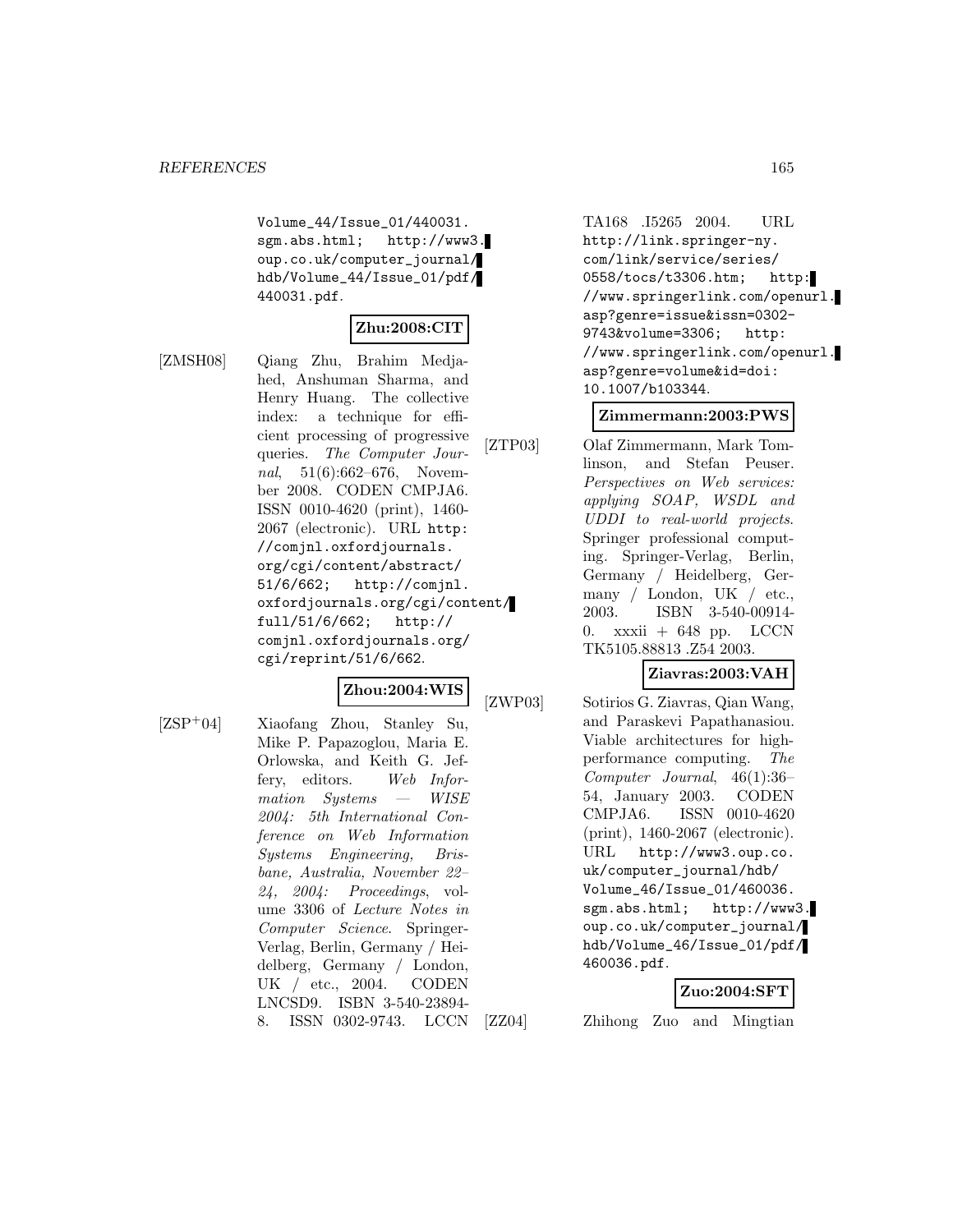Volume_44/Issue_01/440031.sgm.abs.html; http://www3.oup.co.uk/computer_journal/hdb/Volume_44/Issue_01/pdf/440031.pdf.

**Zhu:2008:CIT**

[ZMSH08] Qiang Zhu, Brahim Medjahed, Anshuman Sharma, and Henry Huang. The collective index: a technique for efficient processing of progressive queries. *The Computer Journal*, 51(6):662–676, November 2008. CODEN CMPJA6. ISSN 0010-4620 (print), 1460-2067 (electronic). URL http://comjnl.oxfordjournals.org/cgi/content/abstract/51/6/662; http://comjnl.oxfordjournals.org/cgi/content/full/51/6/662; http://comjnl.oxfordjournals.org/cgi/reprint/51/6/662.

**Zhou:2004:WIS**

[ZSP+04] Xiaofang Zhou, Stanley Su, Mike P. Papazoglou, Maria E. Orlowska, and Keith G. Jeffery, editors. *Web Information Systems — WISE 2004: 5th International Conference on Web Information Systems Engineering, Brisbane, Australia, November 22–24, 2004: Proceedings*, volume 3306 of *Lecture Notes in Computer Science*. Springer-Verlag, Berlin, Germany / Heidelberg, Germany / London, UK / etc., 2004. CODEN LNCSD9. ISBN 3-540-23894-8. ISSN 0302-9743. LCCN TA168 .I5265 2004. URL http://link.springer-ny.com/link/service/series/0558/tocs/t3306.htm; http://www.springerlink.com/openurl.asp?genre=issue&issn=0302-9743&volume=3306; http://www.springerlink.com/openurl.asp?genre=volume&id=doi:10.1007/b103344.

**Zimmermann:2003:PWS**

[ZTP03] Olaf Zimmermann, Mark Tomlinson, and Stefan Peuser. *Perspectives on Web services: applying SOAP, WSDL and UDDI to real-world projects*. Springer professional computing. Springer-Verlag, Berlin, Germany / Heidelberg, Germany / London, UK / etc., 2003. ISBN 3-540-00914-0. xxxii + 648 pp. LCCN TK5105.88813 .Z54 2003.

**Ziavras:2003:VAH**

[ZWP03] Sotirios G. Ziavras, Qian Wang, and Paraskevi Papathanasiou. Viable architectures for high-performance computing. *The Computer Journal*, 46(1):36–54, January 2003. CODEN CMPJA6. ISSN 0010-4620 (print), 1460-2067 (electronic). URL http://www3.oup.co.uk/computer_journal/hdb/Volume_46/Issue_01/460036.sgm.abs.html; http://www3.oup.co.uk/computer_journal/hdb/Volume_46/Issue_01/pdf/460036.pdf.

**Zuo:2004:SFT**

[ZZ04] Zhihong Zuo and Mingtian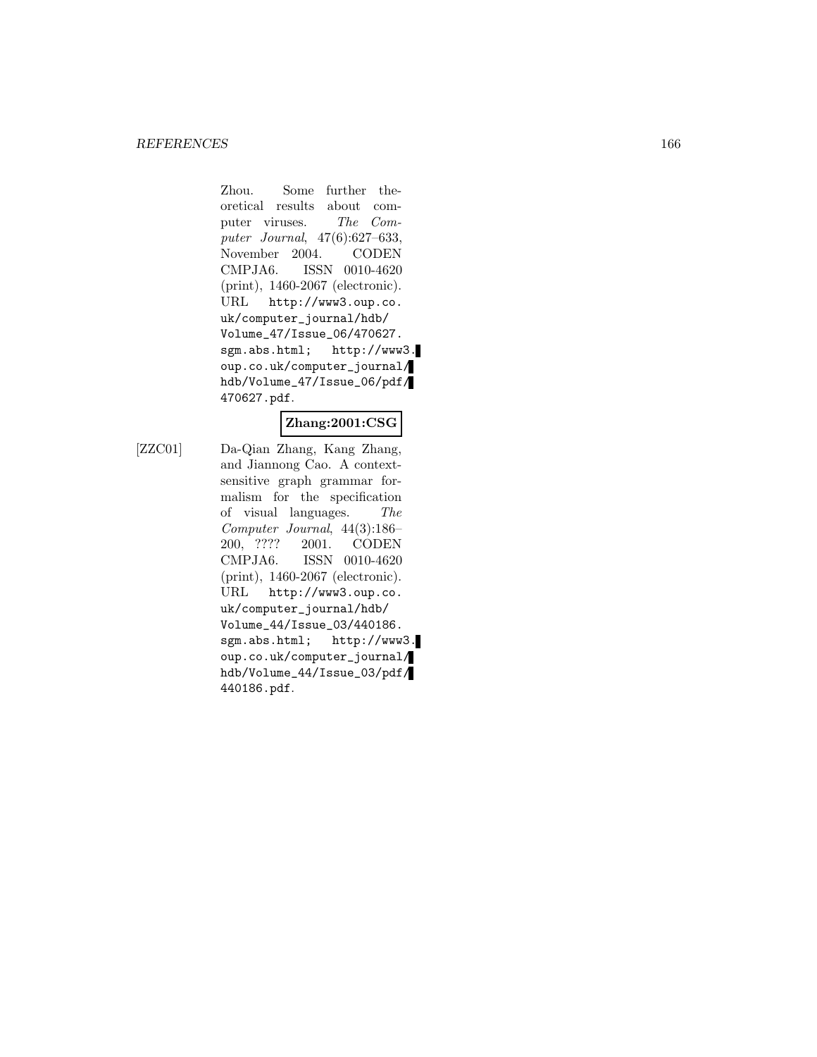Zhou. Some further theoretical results about computer viruses. *The Computer Journal*, 47(6):627–633, November 2004. CODEN CMPJA6. ISSN 0010-4620 (print), 1460-2067 (electronic). URL http://www3.oup.co.uk/computer_journal/hdb/Volume_47/Issue_06/470627.sgm.abs.html; http://www3.oup.co.uk/computer_journal/hdb/Volume_47/Issue_06/pdf/470627.pdf.

**Zhang:2001:CSG**

[ZZC01] Da-Qian Zhang, Kang Zhang, and Jiannong Cao. A context-sensitive graph grammar formalism for the specification of visual languages. *The Computer Journal*, 44(3):186–200, ???? 2001. CODEN CMPJA6. ISSN 0010-4620 (print), 1460-2067 (electronic). URL http://www3.oup.co.uk/computer_journal/hdb/Volume_44/Issue_03/440186.sgm.abs.html; http://www3.oup.co.uk/computer_journal/hdb/Volume_44/Issue_03/pdf/440186.pdf.